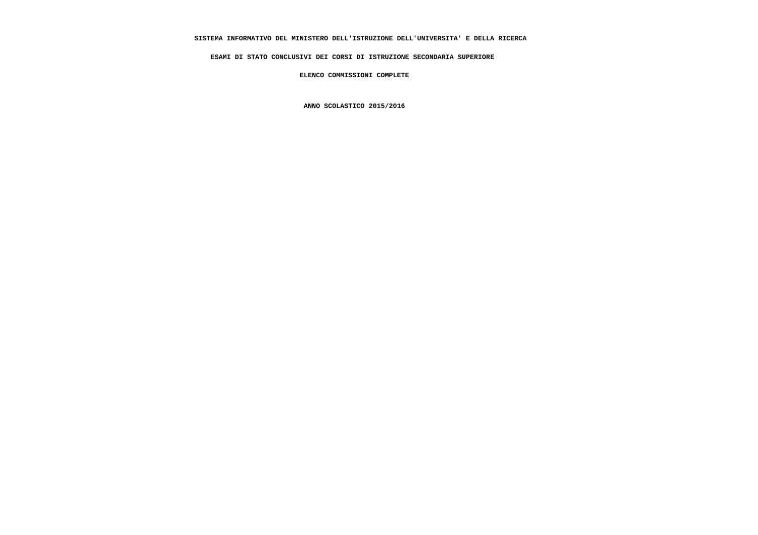**SISTEMA INFORMATIVO DEL MINISTERO DELL'ISTRUZIONE DELL'UNIVERSITA' E DELLA RICERCA**

**ESAMI DI STATO CONCLUSIVI DEI CORSI DI ISTRUZIONE SECONDARIA SUPERIORE**

**ELENCO COMMISSIONI COMPLETE**

**ANNO SCOLASTICO 2015/2016**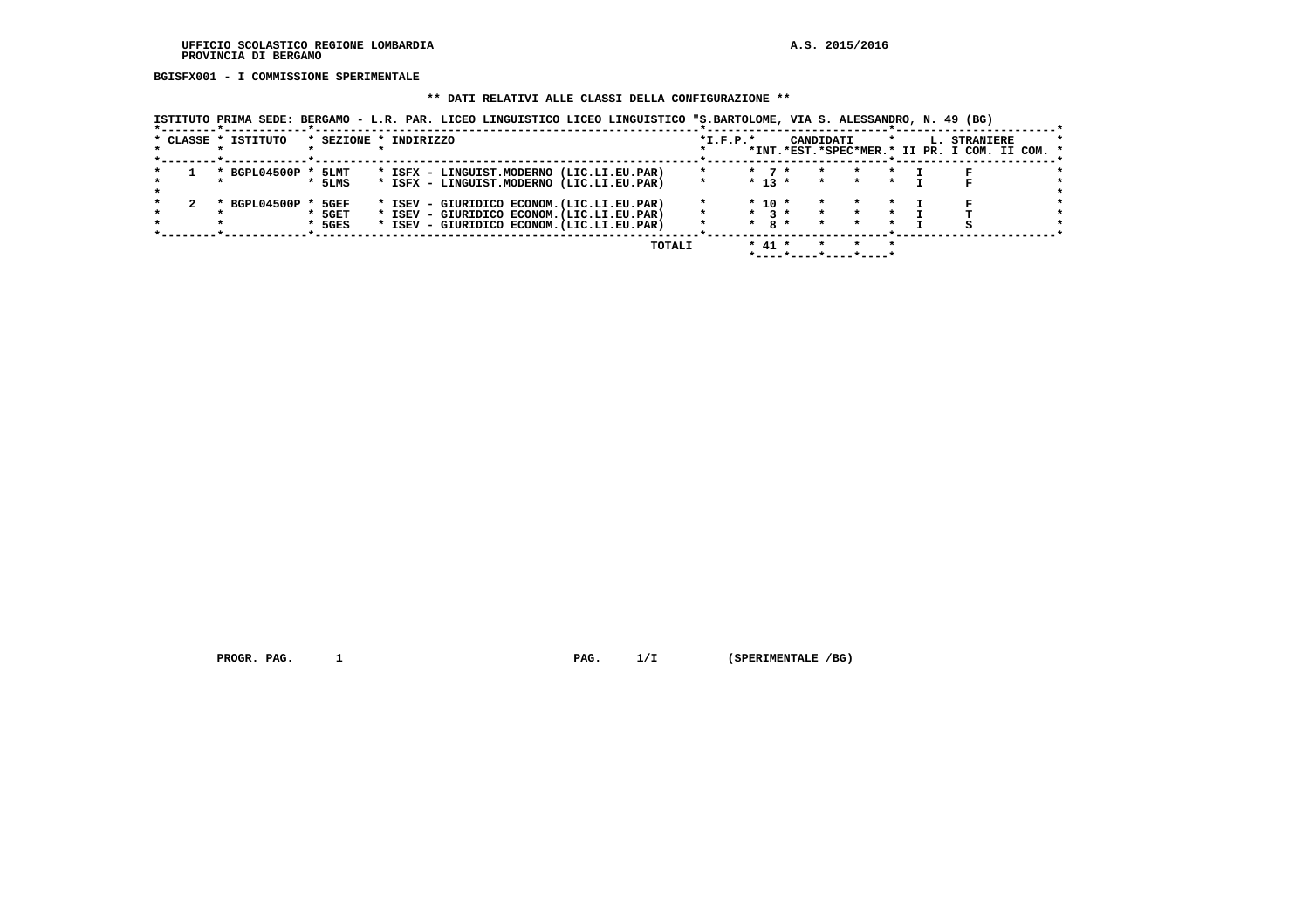UFFICIO SCOLASTICO REGIONE LOMBARDIA
PROVINCIA DI BERGAMO

A.S. 2015/2016

**BGISFX001 - I COMMISSIONE SPERIMENTALE**

**\*\* DATI RELATIVI ALLE CLASSI DELLA CONFIGURAZIONE \*\***

ISTITUTO PRIMA SEDE: BERGAMO - L.R. PAR. LICEO LINGUISTICO LICEO LINGUISTICO "S.BARTOLOME, VIA S. ALESSANDRO, N. 49 (BG)

| CLASSE | ISTITUTO | SEZIONE | INDIRIZZO | I.F.P. | CANDIDATI INT. | CANDIDATI EST. | CANDIDATI SPEC | CANDIDATI MER. | L. STRANIERE II PR. | L. STRANIERE I COM. | L. STRANIERE II COM. |
|---|---|---|---|---|---|---|---|---|---|---|---|
| 1 | BGPL04500P | 5LMT | ISFX - LINGUIST.MODERNO (LIC.LI.EU.PAR) | | 7 | | | | I | F | |
| | | 5LMS | ISFX - LINGUIST.MODERNO (LIC.LI.EU.PAR) | | 13 | | | | I | F | |
| 2 | BGPL04500P | 5GEF | ISEV - GIURIDICO ECONOM.(LIC.LI.EU.PAR) | | 10 | | | | I | F | |
| | | 5GET | ISEV - GIURIDICO ECONOM.(LIC.LI.EU.PAR) | | 3 | | | | I | T | |
| | | 5GES | ISEV - GIURIDICO ECONOM.(LIC.LI.EU.PAR) | | 8 | | | | I | S | |
| | | | TOTALI | | 41 | | | | | | |

PROGR. PAG. 1 PAG. 1/I (SPERIMENTALE /BG)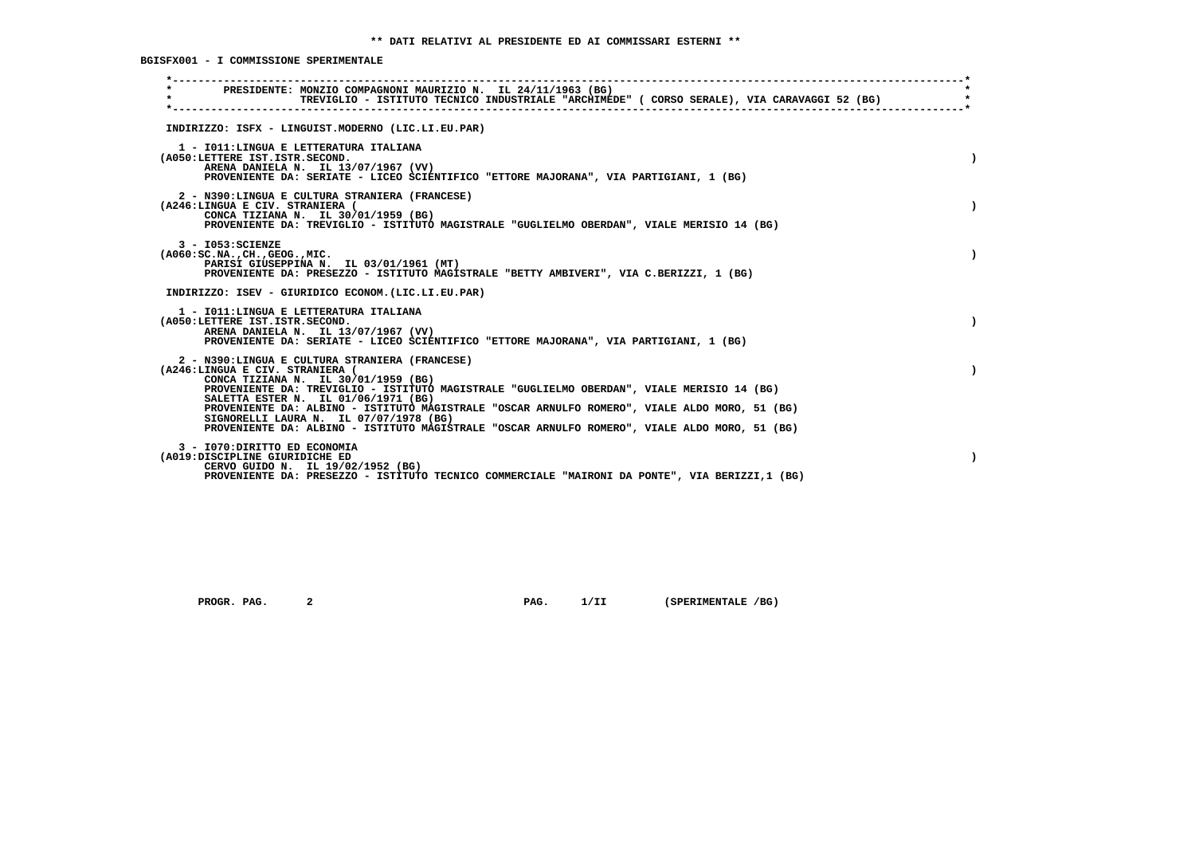**\*\* DATI RELATIVI AL PRESIDENTE ED AI COMMISSARI ESTERNI \*\***

**BGISFX001 - I COMMISSIONE SPERIMENTALE**

PRESIDENTE: MONZIO COMPAGNONI MAURIZIO N. IL 24/11/1963 (BG)
TREVIGLIO - ISTITUTO TECNICO INDUSTRIALE "ARCHIMEDE" ( CORSO SERALE), VIA CARAVAGGI 52 (BG)

INDIRIZZO: ISFX - LINGUIST.MODERNO (LIC.LI.EU.PAR)

1 - I011:LINGUA E LETTERATURA ITALIANA
(A050:LETTERE IST.ISTR.SECOND. )
ARENA DANIELA N. IL 13/07/1967 (VV)
PROVENIENTE DA: SERIATE - LICEO SCIENTIFICO "ETTORE MAJORANA", VIA PARTIGIANI, 1 (BG)

2 - N390:LINGUA E CULTURA STRANIERA (FRANCESE)
(A246:LINGUA E CIV. STRANIERA ( )
CONCA TIZIANA N. IL 30/01/1959 (BG)
PROVENIENTE DA: TREVIGLIO - ISTITUTO MAGISTRALE "GUGLIELMO OBERDAN", VIALE MERISIO 14 (BG)

3 - I053:SCIENZE
(A060:SC.NA.,CH.,GEOG.,MIC. )
PARISI GIUSEPPINA N. IL 03/01/1961 (MT)
PROVENIENTE DA: PRESEZZO - ISTITUTO MAGISTRALE "BETTY AMBIVERI", VIA C.BERIZZI, 1 (BG)

INDIRIZZO: ISEV - GIURIDICO ECONOM.(LIC.LI.EU.PAR)

1 - I011:LINGUA E LETTERATURA ITALIANA
(A050:LETTERE IST.ISTR.SECOND. )
ARENA DANIELA N. IL 13/07/1967 (VV)
PROVENIENTE DA: SERIATE - LICEO SCIENTIFICO "ETTORE MAJORANA", VIA PARTIGIANI, 1 (BG)

2 - N390:LINGUA E CULTURA STRANIERA (FRANCESE)
(A246:LINGUA E CIV. STRANIERA ( )
CONCA TIZIANA N. IL 30/01/1959 (BG)
PROVENIENTE DA: TREVIGLIO - ISTITUTO MAGISTRALE "GUGLIELMO OBERDAN", VIALE MERISIO 14 (BG)
SALETTA ESTER N. IL 01/06/1971 (BG)
PROVENIENTE DA: ALBINO - ISTITUTO MAGISTRALE "OSCAR ARNULFO ROMERO", VIALE ALDO MORO, 51 (BG)
SIGNORELLI LAURA N. IL 07/07/1978 (BG)
PROVENIENTE DA: ALBINO - ISTITUTO MAGISTRALE "OSCAR ARNULFO ROMERO", VIALE ALDO MORO, 51 (BG)

3 - I070:DIRITTO ED ECONOMIA
(A019:DISCIPLINE GIURIDICHE ED )
CERVO GUIDO N. IL 19/02/1952 (BG)
PROVENIENTE DA: PRESEZZO - ISTITUTO TECNICO COMMERCIALE "MAIRONI DA PONTE", VIA BERIZZI,1 (BG)

PROGR. PAG. 2 PAG. 1/II (SPERIMENTALE /BG)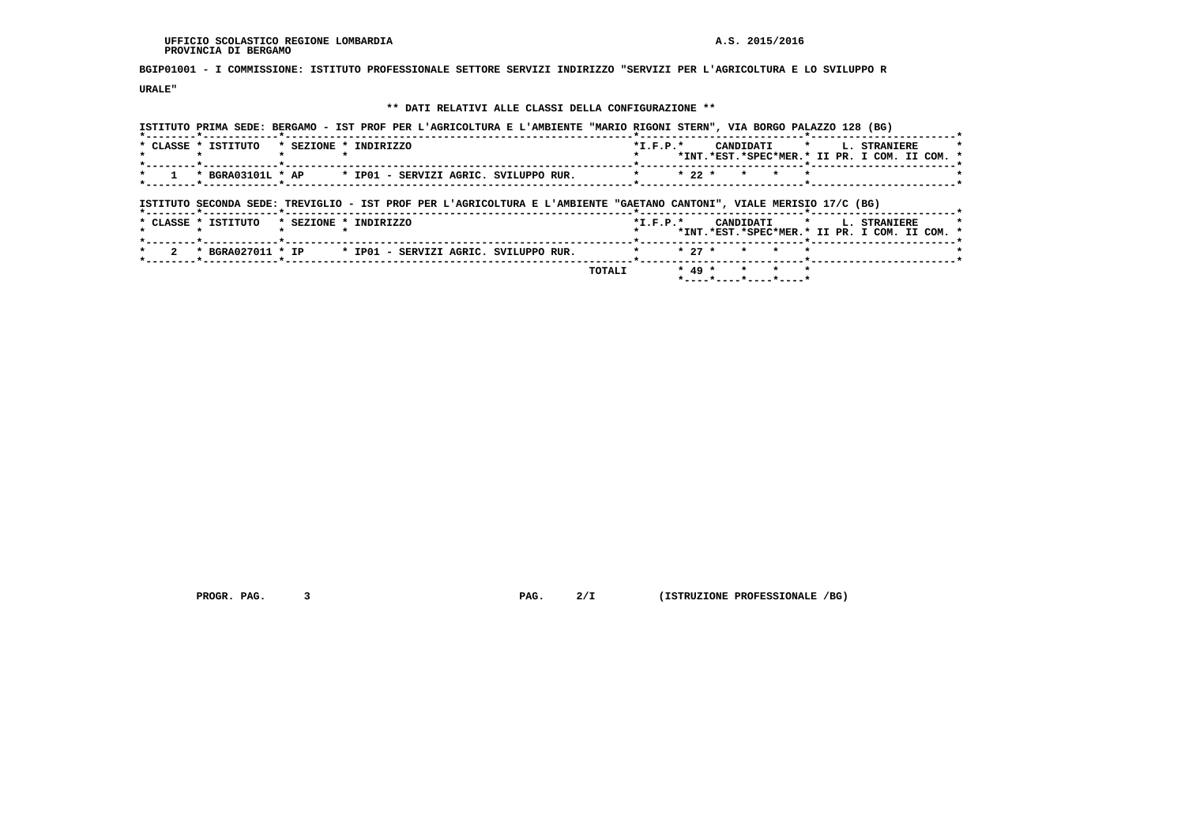UFFICIO SCOLASTICO REGIONE LOMBARDIA  A.S. 2015/2016
PROVINCIA DI BERGAMO

**BGIP01001 - I COMMISSIONE: ISTITUTO PROFESSIONALE SETTORE SERVIZI INDIRIZZO "SERVIZI PER L'AGRICOLTURA E LO SVILUPPO RURALE"**

**\*\* DATI RELATIVI ALLE CLASSI DELLA CONFIGURAZIONE \*\***

ISTITUTO PRIMA SEDE: BERGAMO - IST PROF PER L'AGRICOLTURA E L'AMBIENTE "MARIO RIGONI STERN", VIA BORGO PALAZZO 128 (BG)

| CLASSE | ISTITUTO | SEZIONE | INDIRIZZO | I.F.P. | CANDIDATI INT. | CANDIDATI EST. | CANDIDATI SPEC | CANDIDATI MER. | L. STRANIERE II PR. | L. STRANIERE I COM. | L. STRANIERE II COM. |
|---|---|---|---|---|---|---|---|---|---|---|---|
| 1 | BGRA03101L | AP | IP01 - SERVIZI AGRIC. SVILUPPO RUR. | | 22 | | | | | | |

ISTITUTO SECONDA SEDE: TREVIGLIO - IST PROF PER L'AGRICOLTURA E L'AMBIENTE "GAETANO CANTONI", VIALE MERISIO 17/C (BG)

| CLASSE | ISTITUTO | SEZIONE | INDIRIZZO | I.F.P. | CANDIDATI INT. | CANDIDATI EST. | CANDIDATI SPEC | CANDIDATI MER. | L. STRANIERE II PR. | L. STRANIERE I COM. | L. STRANIERE II COM. |
|---|---|---|---|---|---|---|---|---|---|---|---|
| 2 | BGRA027011 | IP | IP01 - SERVIZI AGRIC. SVILUPPO RUR. | | 27 | | | | | | |
| | | | TOTALI | | 49 | | | | | | |

PROGR. PAG. 3  PAG. 2/I  (ISTRUZIONE PROFESSIONALE /BG)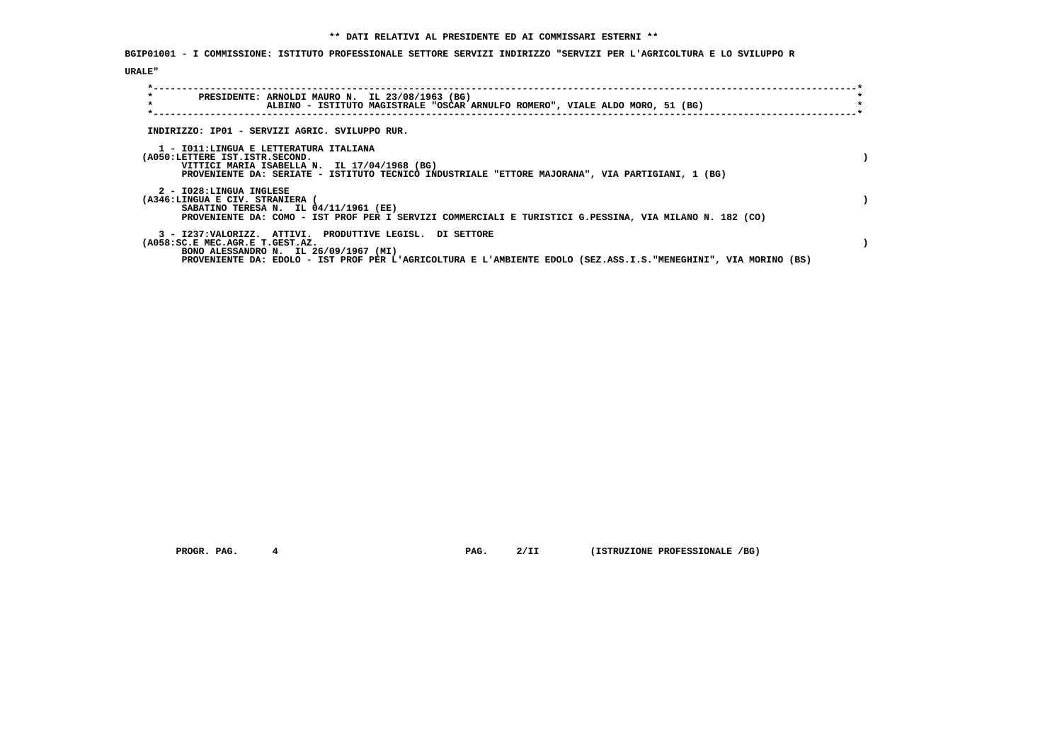**\*\* DATI RELATIVI AL PRESIDENTE ED AI COMMISSARI ESTERNI \*\***

**BGIP01001 - I COMMISSIONE: ISTITUTO PROFESSIONALE SETTORE SERVIZI INDIRIZZO "SERVIZI PER L'AGRICOLTURA E LO SVILUPPO RURALE"**

PRESIDENTE: ARNOLDI MAURO N. IL 23/08/1963 (BG)
ALBINO - ISTITUTO MAGISTRALE "OSCAR ARNULFO ROMERO", VIALE ALDO MORO, 51 (BG)

INDIRIZZO: IP01 - SERVIZI AGRIC. SVILUPPO RUR.

1 - I011:LINGUA E LETTERATURA ITALIANA
(A050:LETTERE IST.ISTR.SECOND. )
VITTICI MARIA ISABELLA N. IL 17/04/1968 (BG)
PROVENIENTE DA: SERIATE - ISTITUTO TECNICO INDUSTRIALE "ETTORE MAJORANA", VIA PARTIGIANI, 1 (BG)

2 - I028:LINGUA INGLESE
(A346:LINGUA E CIV. STRANIERA ( )
SABATINO TERESA N. IL 04/11/1961 (EE)
PROVENIENTE DA: COMO - IST PROF PER I SERVIZI COMMERCIALI E TURISTICI G.PESSINA, VIA MILANO N. 182 (CO)

3 - I237:VALORIZZ. ATTIVI. PRODUTTIVE LEGISL. DI SETTORE
(A058:SC.E MEC.AGR.E T.GEST.AZ. )
BONO ALESSANDRO N. IL 26/09/1967 (MI)
PROVENIENTE DA: EDOLO - IST PROF PER L'AGRICOLTURA E L'AMBIENTE EDOLO (SEZ.ASS.I.S."MENEGHINI", VIA MORINO (BS)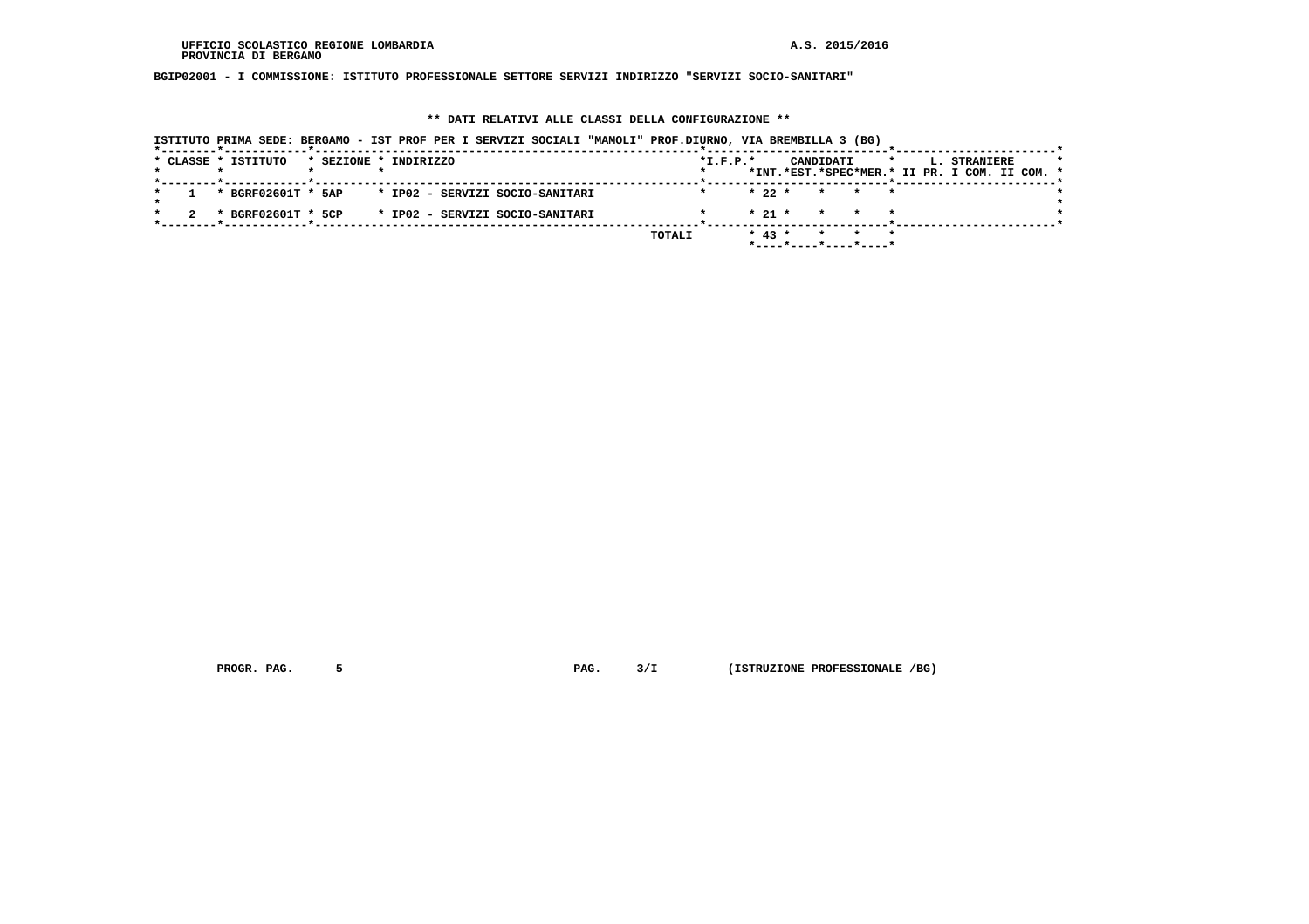UFFICIO SCOLASTICO REGIONE LOMBARDIA
PROVINCIA DI BERGAMO

A.S. 2015/2016

**BGIP02001 - I COMMISSIONE: ISTITUTO PROFESSIONALE SETTORE SERVIZI INDIRIZZO "SERVIZI SOCIO-SANITARI"**

**\*\* DATI RELATIVI ALLE CLASSI DELLA CONFIGURAZIONE \*\***

ISTITUTO PRIMA SEDE: BERGAMO - IST PROF PER I SERVIZI SOCIALI "MAMOLI" PROF.DIURNO, VIA BREMBILLA 3 (BG)

| CLASSE | ISTITUTO | SEZIONE | INDIRIZZO | I.F.P. | CANDIDATI INT. | CANDIDATI EST. | CANDIDATI SPEC | CANDIDATI MER. | L. STRANIERE II PR. | L. STRANIERE I COM. | L. STRANIERE II COM. |
|---|---|---|---|---|---|---|---|---|---|---|---|
| 1 | BGRF02601T | 5AP | IP02 - SERVIZI SOCIO-SANITARI | | 22 | | | | | | |
| 2 | BGRF02601T | 5CP | IP02 - SERVIZI SOCIO-SANITARI | | 21 | | | | | | |
| | | | | TOTALI | 43 | | | | | | |

PROGR. PAG. 5 PAG. 3/I (ISTRUZIONE PROFESSIONALE /BG)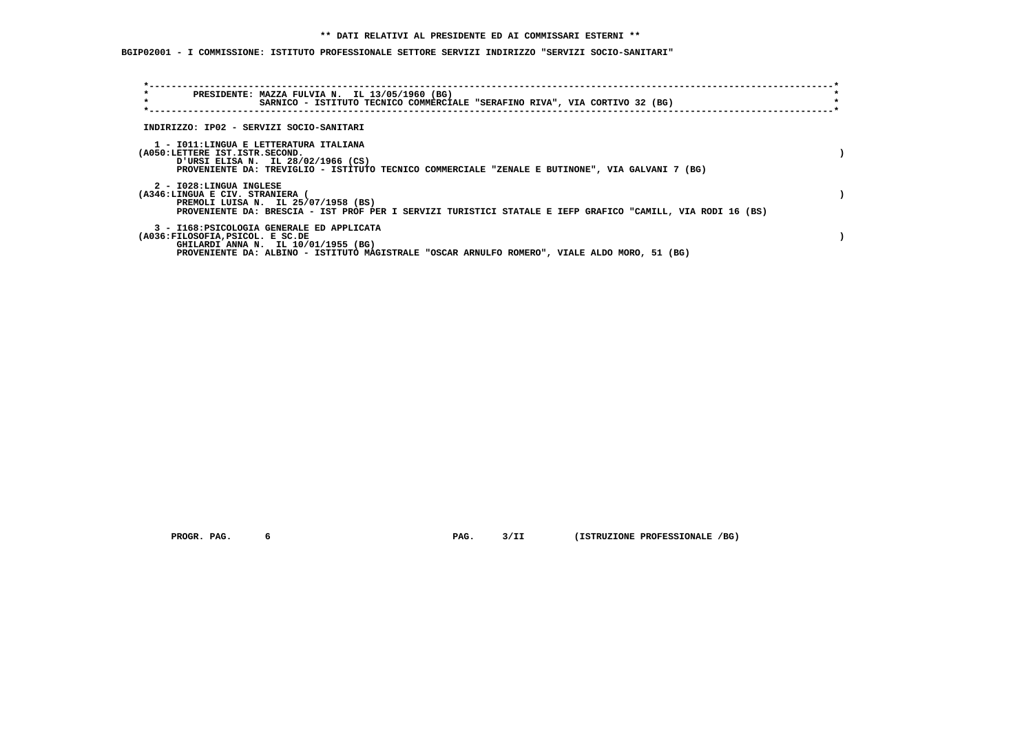** DATI RELATIVI AL PRESIDENTE ED AI COMMISSARI ESTERNI **

BGIP02001 - I COMMISSIONE: ISTITUTO PROFESSIONALE SETTORE SERVIZI INDIRIZZO "SERVIZI SOCIO-SANITARI"

PRESIDENTE: MAZZA FULVIA N. IL 13/05/1960 (BG)
SARNICO - ISTITUTO TECNICO COMMERCIALE "SERAFINO RIVA", VIA CORTIVO 32 (BG)

INDIRIZZO: IP02 - SERVIZI SOCIO-SANITARI

1 - I011:LINGUA E LETTERATURA ITALIANA
(A050:LETTERE IST.ISTR.SECOND. )
D'URSI ELISA N. IL 28/02/1966 (CS)
PROVENIENTE DA: TREVIGLIO - ISTITUTO TECNICO COMMERCIALE "ZENALE E BUTINONE", VIA GALVANI 7 (BG)

2 - I028:LINGUA INGLESE
(A346:LINGUA E CIV. STRANIERA ( )
PREMOLI LUISA N. IL 25/07/1958 (BS)
PROVENIENTE DA: BRESCIA - IST PROF PER I SERVIZI TURISTICI STATALE E IEFP GRAFICO "CAMILL, VIA RODI 16 (BS)

3 - I168:PSICOLOGIA GENERALE ED APPLICATA
(A036:FILOSOFIA,PSICOL. E SC.DE )
GHILARDI ANNA N. IL 10/01/1955 (BG)
PROVENIENTE DA: ALBINO - ISTITUTO MAGISTRALE "OSCAR ARNULFO ROMERO", VIALE ALDO MORO, 51 (BG)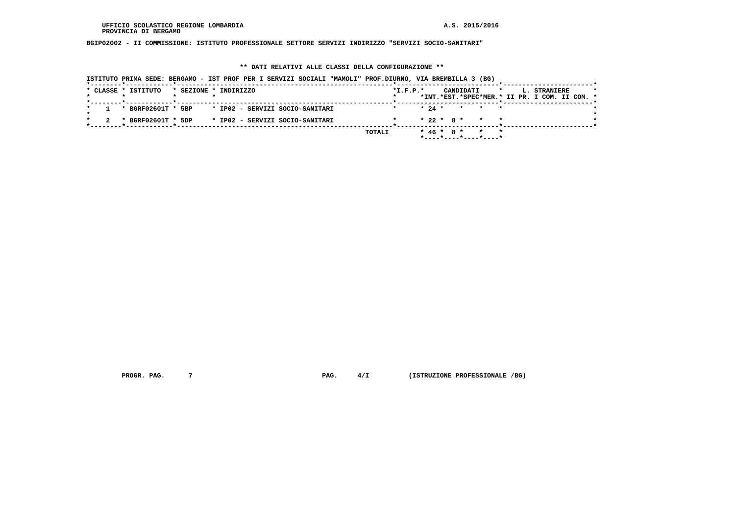UFFICIO SCOLASTICO REGIONE LOMBARDIA
PROVINCIA DI BERGAMO

A.S. 2015/2016

**BGIP02002 - II COMMISSIONE: ISTITUTO PROFESSIONALE SETTORE SERVIZI INDIRIZZO "SERVIZI SOCIO-SANITARI"**

**\*\* DATI RELATIVI ALLE CLASSI DELLA CONFIGURAZIONE \*\***

ISTITUTO PRIMA SEDE: BERGAMO - IST PROF PER I SERVIZI SOCIALI "MAMOLI" PROF.DIURNO, VIA BREMBILLA 3 (BG)

| CLASSE | ISTITUTO | SEZIONE | INDIRIZZO | I.F.P. | CANDIDATI INT. | CANDIDATI EST. | CANDIDATI SPEC | CANDIDATI MER. | L. STRANIERE II PR. | L. STRANIERE I COM. | L. STRANIERE II COM. |
|---|---|---|---|---|---|---|---|---|---|---|---|
| 1 | BGRF02601T | 5BP | IP02 - SERVIZI SOCIO-SANITARI | | 24 | | | | | | |
| 2 | BGRF02601T | 5DP | IP02 - SERVIZI SOCIO-SANITARI | | 22 | 8 | | | | | |
| | | | | TOTALI | 46 | 8 | | | | | |

PROGR. PAG. 7 PAG. 4/I (ISTRUZIONE PROFESSIONALE /BG)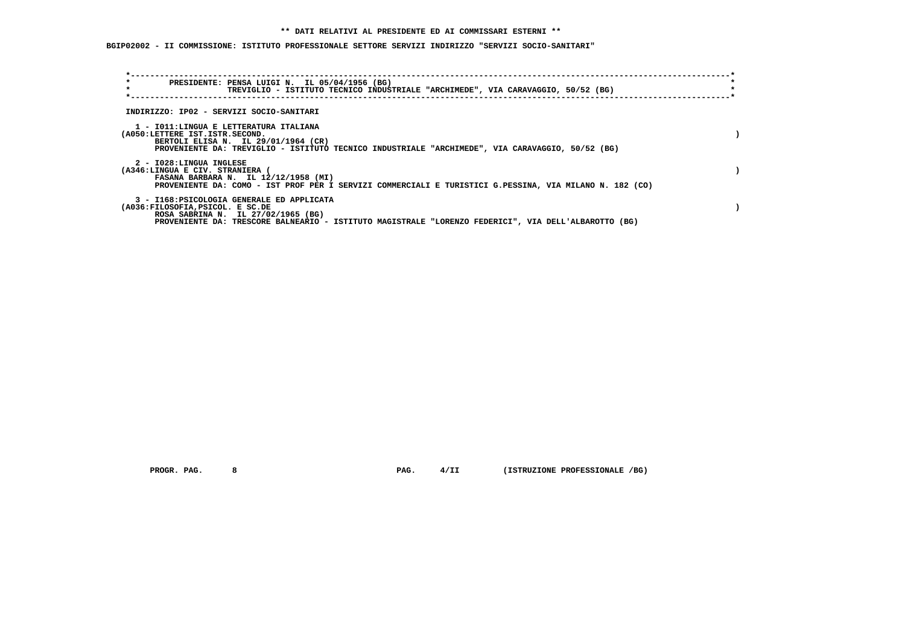**\*\* DATI RELATIVI AL PRESIDENTE ED AI COMMISSARI ESTERNI \*\***

**BGIP02002 - II COMMISSIONE: ISTITUTO PROFESSIONALE SETTORE SERVIZI INDIRIZZO "SERVIZI SOCIO-SANITARI"**

**PRESIDENTE: PENSA LUIGI N. IL 05/04/1956 (BG)**
**TREVIGLIO - ISTITUTO TECNICO INDUSTRIALE "ARCHIMEDE", VIA CARAVAGGIO, 50/52 (BG)**

**INDIRIZZO: IP02 - SERVIZI SOCIO-SANITARI**

**1 - I011:LINGUA E LETTERATURA ITALIANA**
**(A050:LETTERE IST.ISTR.SECOND. )**
**BERTOLI ELISA N. IL 29/01/1964 (CR)**
**PROVENIENTE DA: TREVIGLIO - ISTITUTO TECNICO INDUSTRIALE "ARCHIMEDE", VIA CARAVAGGIO, 50/52 (BG)**

**2 - I028:LINGUA INGLESE**
**(A346:LINGUA E CIV. STRANIERA ( )**
**FASANA BARBARA N. IL 12/12/1958 (MI)**
**PROVENIENTE DA: COMO - IST PROF PER I SERVIZI COMMERCIALI E TURISTICI G.PESSINA, VIA MILANO N. 182 (CO)**

**3 - I168:PSICOLOGIA GENERALE ED APPLICATA**
**(A036:FILOSOFIA,PSICOL. E SC.DE )**
**ROSA SABRINA N. IL 27/02/1965 (BG)**
**PROVENIENTE DA: TRESCORE BALNEARIO - ISTITUTO MAGISTRALE "LORENZO FEDERICI", VIA DELL'ALBAROTTO (BG)**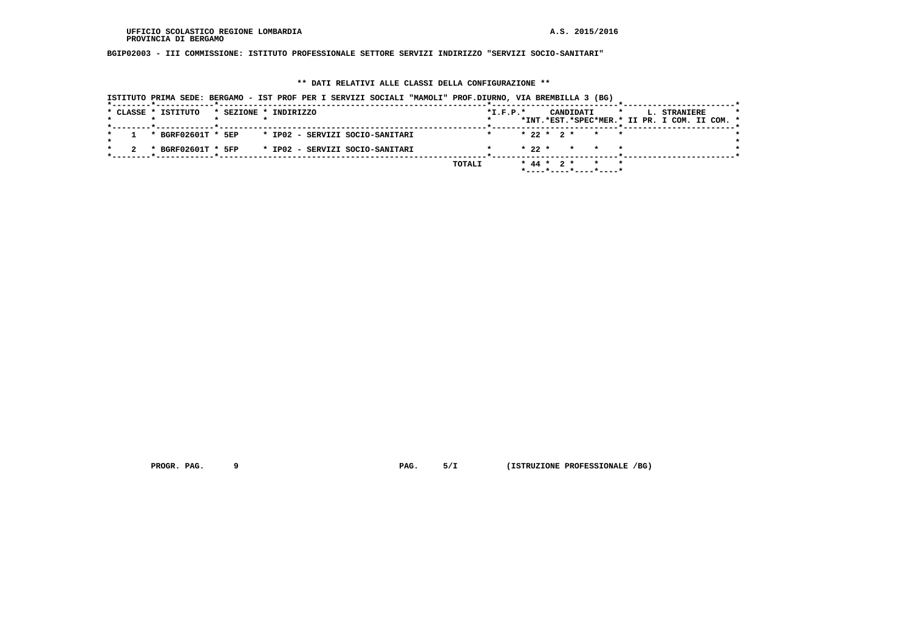UFFICIO SCOLASTICO REGIONE LOMBARDIA
PROVINCIA DI BERGAMO

A.S. 2015/2016

**BGIP02003 - III COMMISSIONE: ISTITUTO PROFESSIONALE SETTORE SERVIZI INDIRIZZO "SERVIZI SOCIO-SANITARI"**

**\*\* DATI RELATIVI ALLE CLASSI DELLA CONFIGURAZIONE \*\***

ISTITUTO PRIMA SEDE: BERGAMO - IST PROF PER I SERVIZI SOCIALI "MAMOLI" PROF.DIURNO, VIA BREMBILLA 3 (BG)

| CLASSE | ISTITUTO | SEZIONE | INDIRIZZO | I.F.P. | CANDIDATI INT. | CANDIDATI EST. | CANDIDATI SPEC | CANDIDATI MER. | L. STRANIERE II PR. | L. STRANIERE I COM. | L. STRANIERE II COM. |
|---|---|---|---|---|---|---|---|---|---|---|---|
| 1 | BGRF02601T | 5EP | IP02 - SERVIZI SOCIO-SANITARI | | 22 | 2 | | | | | |
| 2 | BGRF02601T | 5FP | IP02 - SERVIZI SOCIO-SANITARI | | 22 | | | | | | |
| | | | TOTALI | | 44 | 2 | | | | | |

PROGR. PAG. 9 PAG. 5/I (ISTRUZIONE PROFESSIONALE /BG)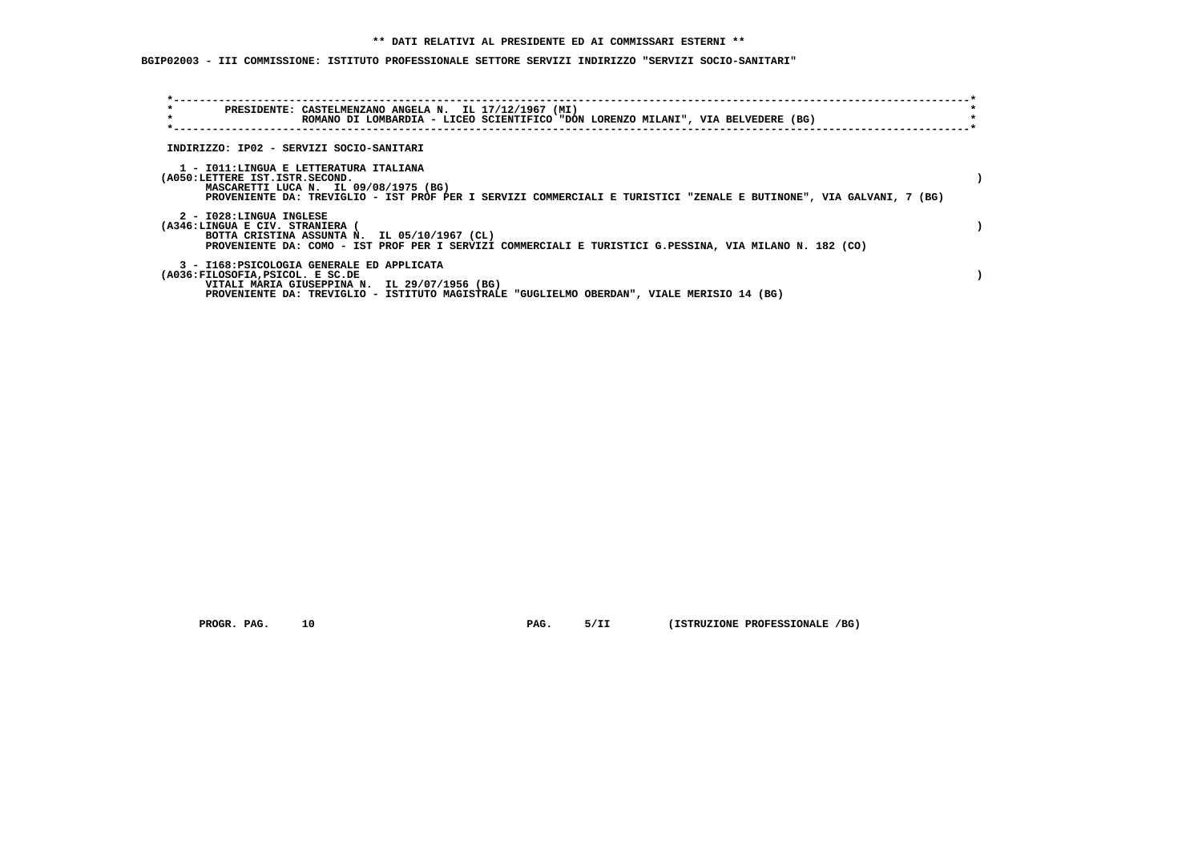**\*\* DATI RELATIVI AL PRESIDENTE ED AI COMMISSARI ESTERNI \*\***

**BGIP02003 - III COMMISSIONE: ISTITUTO PROFESSIONALE SETTORE SERVIZI INDIRIZZO "SERVIZI SOCIO-SANITARI"**

**PRESIDENTE: CASTELMENZANO ANGELA N. IL 17/12/1967 (MI)**
**ROMANO DI LOMBARDIA - LICEO SCIENTIFICO "DON LORENZO MILANI", VIA BELVEDERE (BG)**

**INDIRIZZO: IP02 - SERVIZI SOCIO-SANITARI**

**1 - I011:LINGUA E LETTERATURA ITALIANA**
**(A050:LETTERE IST.ISTR.SECOND. )**
**MASCARETTI LUCA N. IL 09/08/1975 (BG)**
**PROVENIENTE DA: TREVIGLIO - IST PROF PER I SERVIZI COMMERCIALI E TURISTICI "ZENALE E BUTINONE", VIA GALVANI, 7 (BG)**

**2 - I028:LINGUA INGLESE**
**(A346:LINGUA E CIV. STRANIERA ( )**
**BOTTA CRISTINA ASSUNTA N. IL 05/10/1967 (CL)**
**PROVENIENTE DA: COMO - IST PROF PER I SERVIZI COMMERCIALI E TURISTICI G.PESSINA, VIA MILANO N. 182 (CO)**

**3 - I168:PSICOLOGIA GENERALE ED APPLICATA**
**(A036:FILOSOFIA,PSICOL. E SC.DE )**
**VITALI MARIA GIUSEPPINA N. IL 29/07/1956 (BG)**
**PROVENIENTE DA: TREVIGLIO - ISTITUTO MAGISTRALE "GUGLIELMO OBERDAN", VIALE MERISIO 14 (BG)**

**PROGR. PAG. 10 PAG. 5/II (ISTRUZIONE PROFESSIONALE /BG)**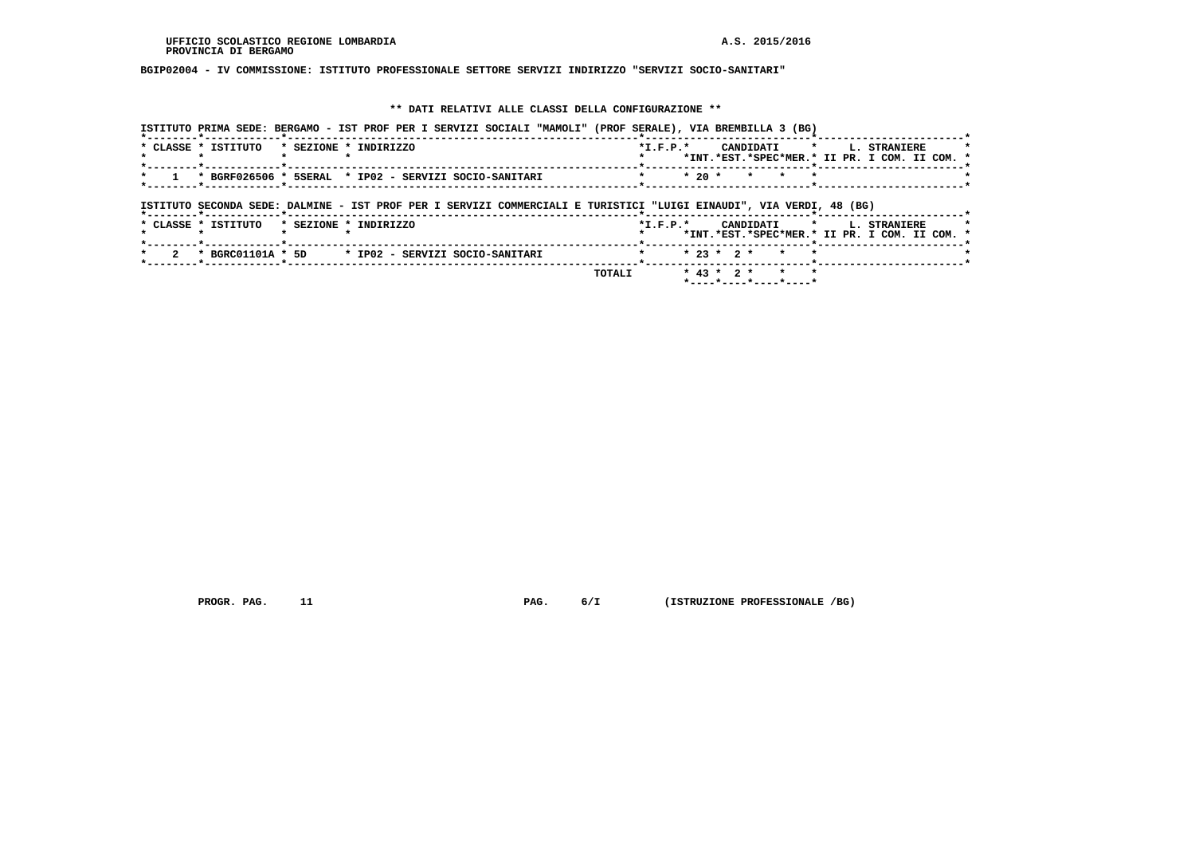UFFICIO SCOLASTICO REGIONE LOMBARDIA — A.S. 2015/2016
PROVINCIA DI BERGAMO

**BGIP02004 - IV COMMISSIONE: ISTITUTO PROFESSIONALE SETTORE SERVIZI INDIRIZZO "SERVIZI SOCIO-SANITARI"**

## ** DATI RELATIVI ALLE CLASSI DELLA CONFIGURAZIONE **

ISTITUTO PRIMA SEDE: BERGAMO - IST PROF PER I SERVIZI SOCIALI "MAMOLI" (PROF SERALE), VIA BREMBILLA 3 (BG)

| CLASSE | ISTITUTO | SEZIONE | INDIRIZZO | I.F.P. | CANDIDATI INT. | CANDIDATI EST. | CANDIDATI SPEC | CANDIDATI MER. | L. STRANIERE II PR. | L. STRANIERE I COM. | L. STRANIERE II COM. |
|---|---|---|---|---|---|---|---|---|---|---|---|
| 1 | BGRF026506 | 5SERAL | IP02 - SERVIZI SOCIO-SANITARI | | 20 | | | | | | |

ISTITUTO SECONDA SEDE: DALMINE - IST PROF PER I SERVIZI COMMERCIALI E TURISTICI "LUIGI EINAUDI", VIA VERDI, 48 (BG)

| CLASSE | ISTITUTO | SEZIONE | INDIRIZZO | I.F.P. | CANDIDATI INT. | CANDIDATI EST. | CANDIDATI SPEC | CANDIDATI MER. | L. STRANIERE II PR. | L. STRANIERE I COM. | L. STRANIERE II COM. |
|---|---|---|---|---|---|---|---|---|---|---|---|
| 2 | BGRC01101A | 5D | IP02 - SERVIZI SOCIO-SANITARI | | 23 | 2 | | | | | |
| | | | TOTALI | | 43 | 2 | | | | | |

PROGR. PAG. 11 — PAG. 6/I — (ISTRUZIONE PROFESSIONALE /BG)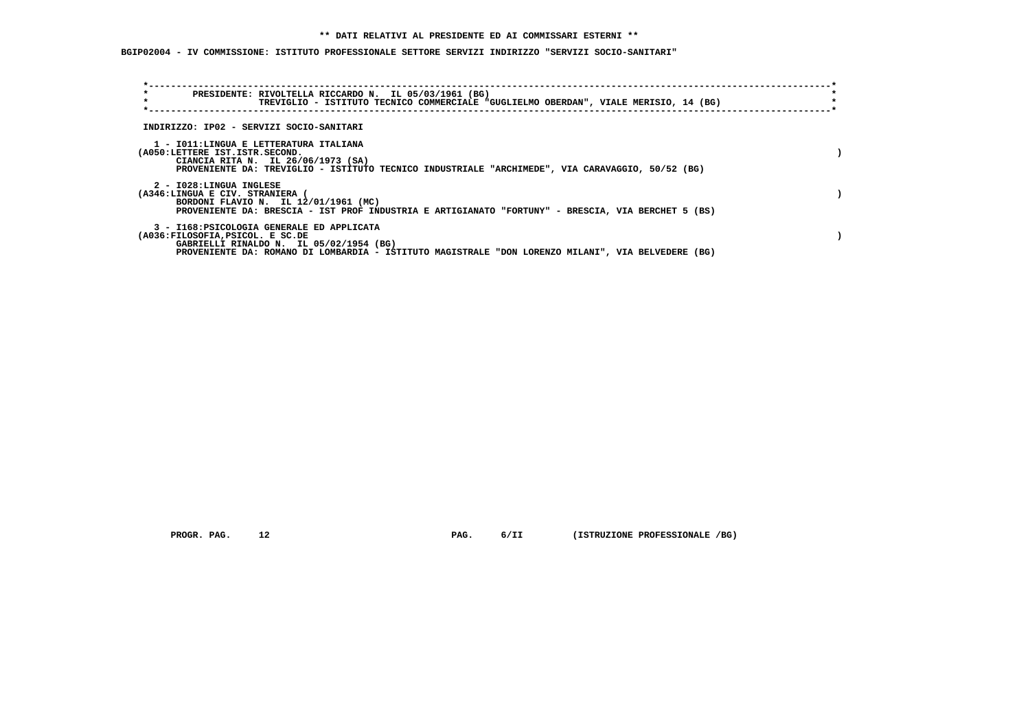**\*\* DATI RELATIVI AL PRESIDENTE ED AI COMMISSARI ESTERNI \*\***

**BGIP02004 - IV COMMISSIONE: ISTITUTO PROFESSIONALE SETTORE SERVIZI INDIRIZZO "SERVIZI SOCIO-SANITARI"**

**PRESIDENTE: RIVOLTELLA RICCARDO N. IL 05/03/1961 (BG)**
**TREVIGLIO - ISTITUTO TECNICO COMMERCIALE "GUGLIELMO OBERDAN", VIALE MERISIO, 14 (BG)**

**INDIRIZZO: IP02 - SERVIZI SOCIO-SANITARI**

**1 - I011:LINGUA E LETTERATURA ITALIANA**
**(A050:LETTERE IST.ISTR.SECOND. )**
**CIANCIA RITA N. IL 26/06/1973 (SA)**
**PROVENIENTE DA: TREVIGLIO - ISTITUTO TECNICO INDUSTRIALE "ARCHIMEDE", VIA CARAVAGGIO, 50/52 (BG)**

**2 - I028:LINGUA INGLESE**
**(A346:LINGUA E CIV. STRANIERA ( )**
**BORDONI FLAVIO N. IL 12/01/1961 (MC)**
**PROVENIENTE DA: BRESCIA - IST PROF INDUSTRIA E ARTIGIANATO "FORTUNY" - BRESCIA, VIA BERCHET 5 (BS)**

**3 - I168:PSICOLOGIA GENERALE ED APPLICATA**
**(A036:FILOSOFIA,PSICOL. E SC.DE )**
**GABRIELLI RINALDO N. IL 05/02/1954 (BG)**
**PROVENIENTE DA: ROMANO DI LOMBARDIA - ISTITUTO MAGISTRALE "DON LORENZO MILANI", VIA BELVEDERE (BG)**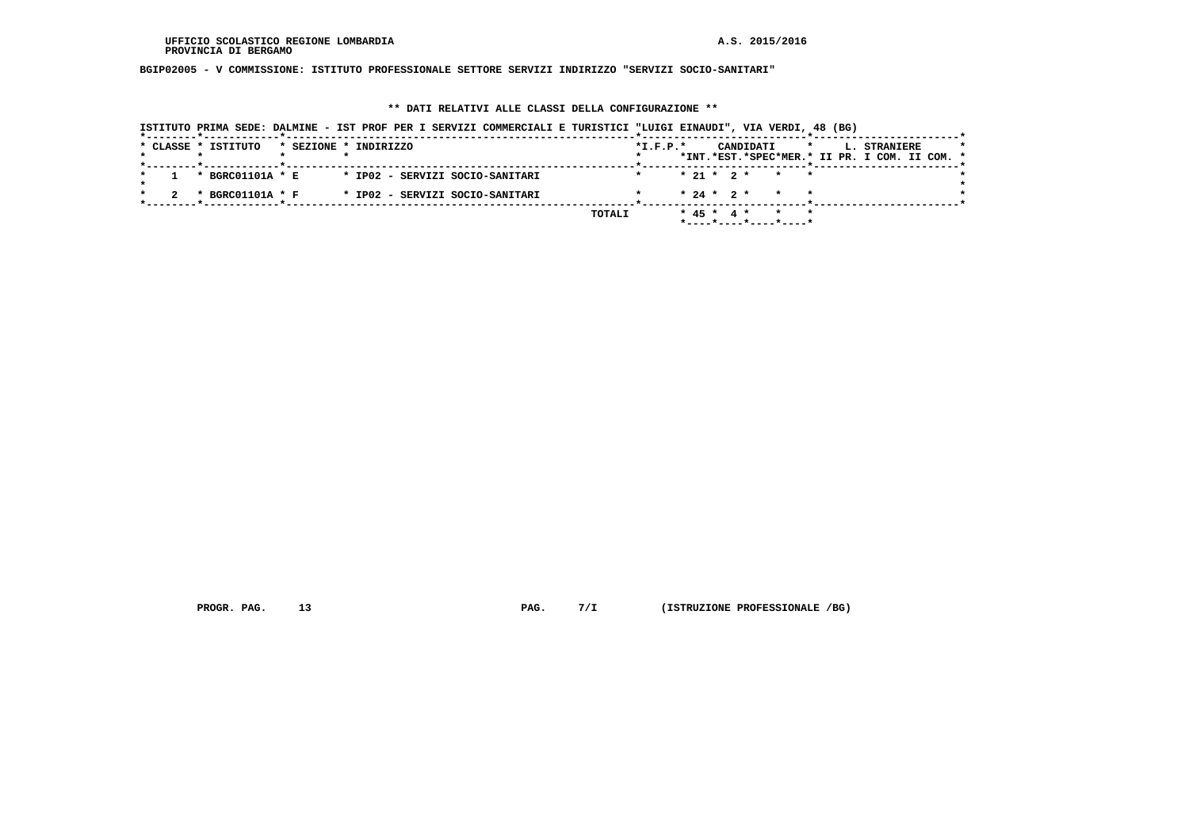UFFICIO SCOLASTICO REGIONE LOMBARDIA
PROVINCIA DI BERGAMO

A.S. 2015/2016

BGIP02005 - V COMMISSIONE: ISTITUTO PROFESSIONALE SETTORE SERVIZI INDIRIZZO "SERVIZI SOCIO-SANITARI"

** DATI RELATIVI ALLE CLASSI DELLA CONFIGURAZIONE **

ISTITUTO PRIMA SEDE: DALMINE - IST PROF PER I SERVIZI COMMERCIALI E TURISTICI "LUIGI EINAUDI", VIA VERDI, 48 (BG)

| CLASSE | ISTITUTO | SEZIONE | INDIRIZZO | I.F.P. | CANDIDATI INT. | CANDIDATI EST. | CANDIDATI SPEC | CANDIDATI MER. | L. STRANIERE II PR. | L. STRANIERE I COM. | L. STRANIERE II COM. |
|---|---|---|---|---|---|---|---|---|---|---|---|
| 1 | BGRC01101A | E | IP02 - SERVIZI SOCIO-SANITARI | | 21 | 2 | | | | | |
| 2 | BGRC01101A | F | IP02 - SERVIZI SOCIO-SANITARI | | 24 | 2 | | | | | |
| | | | TOTALI | | 45 | 4 | | | | | |

PROGR. PAG. 13 PAG. 7/I (ISTRUZIONE PROFESSIONALE /BG)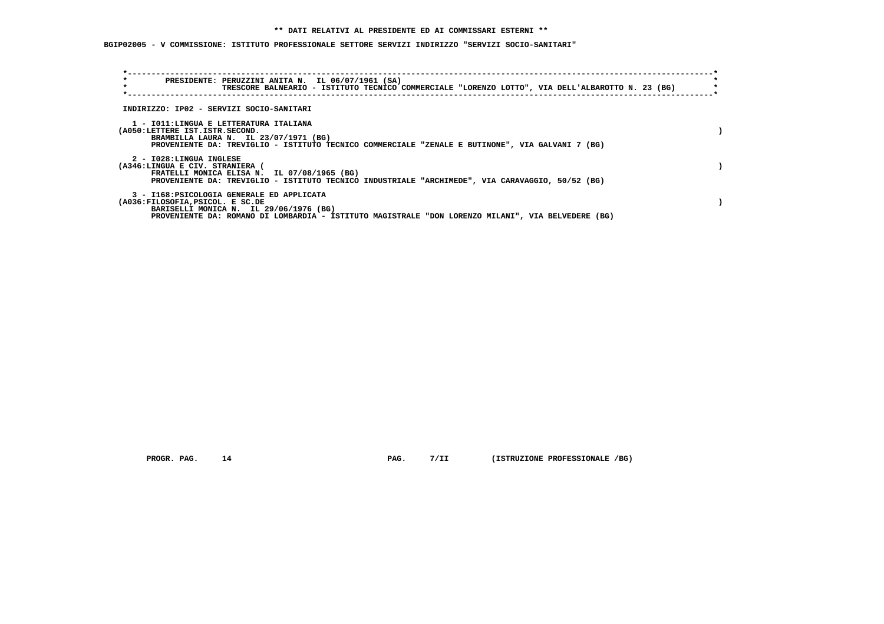**\*\* DATI RELATIVI AL PRESIDENTE ED AI COMMISSARI ESTERNI \*\***

**BGIP02005 - V COMMISSIONE: ISTITUTO PROFESSIONALE SETTORE SERVIZI INDIRIZZO "SERVIZI SOCIO-SANITARI"**

PRESIDENTE: PERUZZINI ANITA N. IL 06/07/1961 (SA)
TRESCORE BALNEARIO - ISTITUTO TECNICO COMMERCIALE "LORENZO LOTTO", VIA DELL'ALBAROTTO N. 23 (BG)

INDIRIZZO: IP02 - SERVIZI SOCIO-SANITARI

1 - I011:LINGUA E LETTERATURA ITALIANA
(A050:LETTERE IST.ISTR.SECOND. )
BRAMBILLA LAURA N. IL 23/07/1971 (BG)
PROVENIENTE DA: TREVIGLIO - ISTITUTO TECNICO COMMERCIALE "ZENALE E BUTINONE", VIA GALVANI 7 (BG)

2 - I028:LINGUA INGLESE
(A346:LINGUA E CIV. STRANIERA ( )
FRATELLI MONICA ELISA N. IL 07/08/1965 (BG)
PROVENIENTE DA: TREVIGLIO - ISTITUTO TECNICO INDUSTRIALE "ARCHIMEDE", VIA CARAVAGGIO, 50/52 (BG)

3 - I168:PSICOLOGIA GENERALE ED APPLICATA
(A036:FILOSOFIA,PSICOL. E SC.DE )
BARISELLI MONICA N. IL 29/06/1976 (BG)
PROVENIENTE DA: ROMANO DI LOMBARDIA - ISTITUTO MAGISTRALE "DON LORENZO MILANI", VIA BELVEDERE (BG)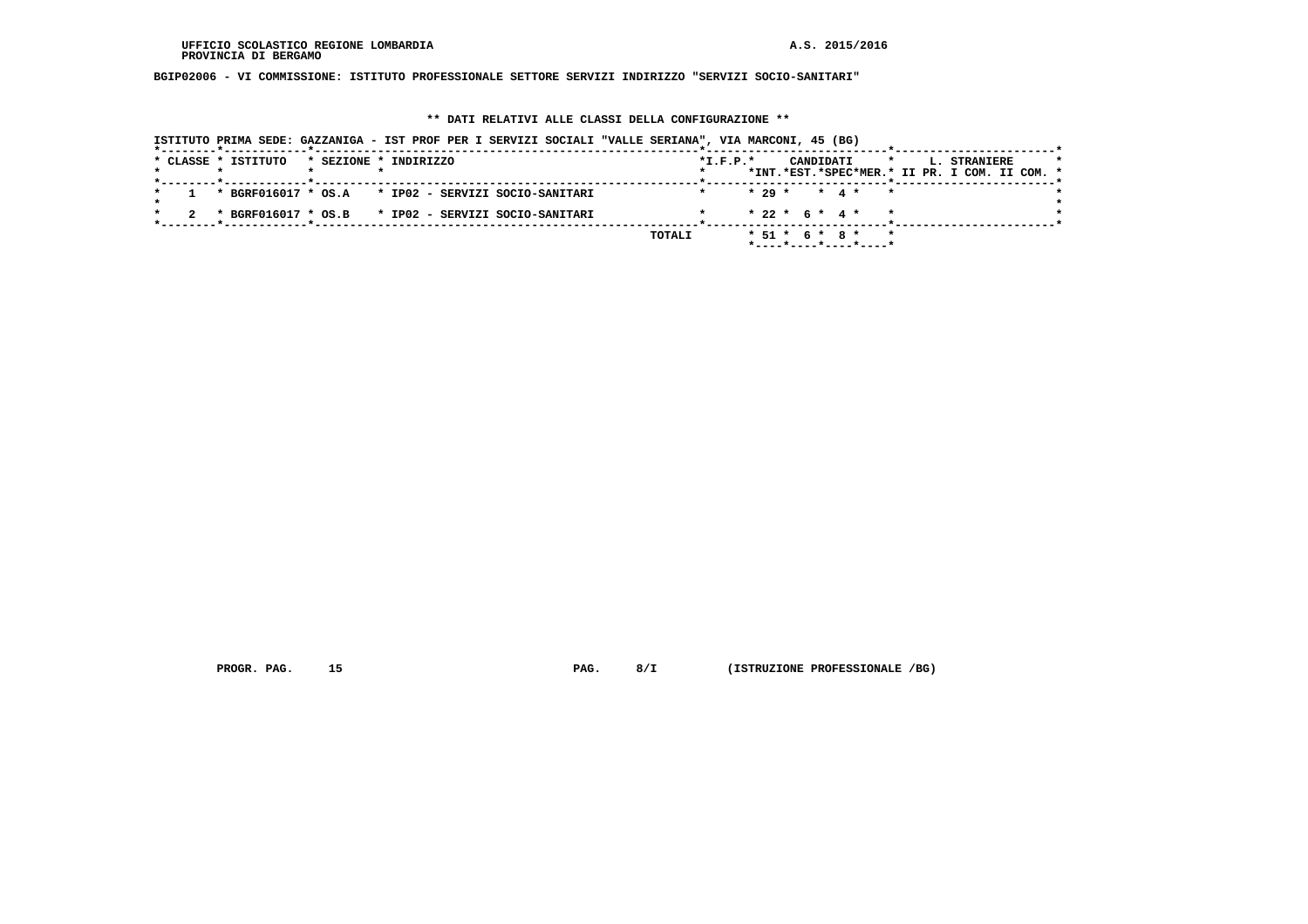BGIP02006 - VI COMMISSIONE: ISTITUTO PROFESSIONALE SETTORE SERVIZI INDIRIZZO "SERVIZI SOCIO-SANITARI"

** DATI RELATIVI ALLE CLASSI DELLA CONFIGURAZIONE **

ISTITUTO PRIMA SEDE: GAZZANIGA - IST PROF PER I SERVIZI SOCIALI "VALLE SERIANA", VIA MARCONI, 45 (BG)

| CLASSE | ISTITUTO | SEZIONE | INDIRIZZO | I.F.P. | CANDIDATI INT. | CANDIDATI EST. | CANDIDATI SPEC | CANDIDATI MER. | L. STRANIERE II PR. | L. STRANIERE I COM. | L. STRANIERE II COM. |
|---|---|---|---|---|---|---|---|---|---|---|---|
| 1 | BGRF016017 | OS.A | IP02 - SERVIZI SOCIO-SANITARI | | 29 | | 4 | | | | |
| 2 | BGRF016017 | OS.B | IP02 - SERVIZI SOCIO-SANITARI | | 22 | 6 | 4 | | | | |
| | | | | TOTALI | 51 | 6 | 8 | | | | |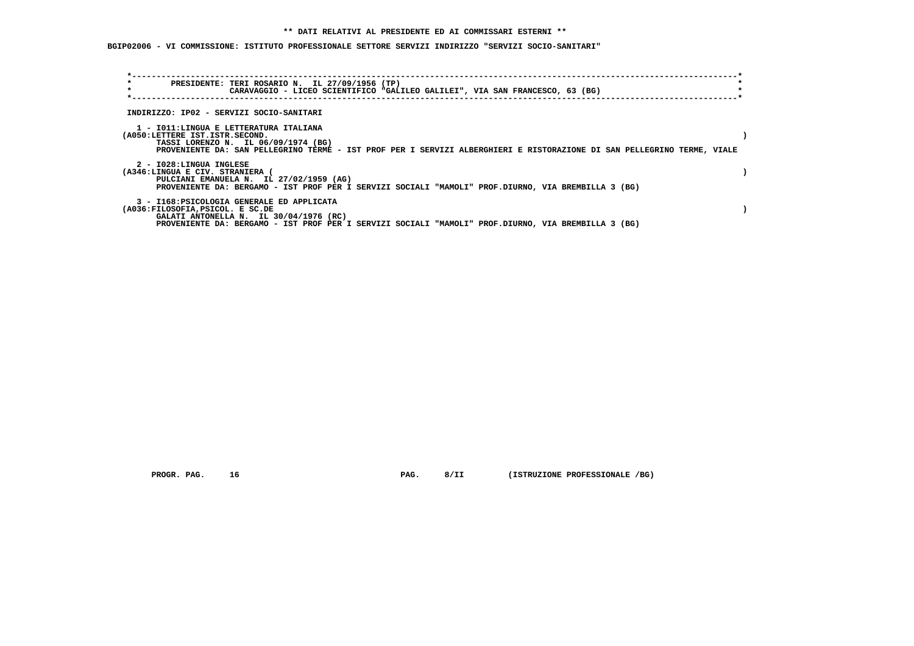**\*\* DATI RELATIVI AL PRESIDENTE ED AI COMMISSARI ESTERNI \*\***

**BGIP02006 - VI COMMISSIONE: ISTITUTO PROFESSIONALE SETTORE SERVIZI INDIRIZZO "SERVIZI SOCIO-SANITARI"**

PRESIDENTE: TERI ROSARIO N. IL 27/09/1956 (TP)
CARAVAGGIO - LICEO SCIENTIFICO "GALILEO GALILEI", VIA SAN FRANCESCO, 63 (BG)

INDIRIZZO: IP02 - SERVIZI SOCIO-SANITARI

1 - I011:LINGUA E LETTERATURA ITALIANA
(A050:LETTERE IST.ISTR.SECOND. )
TASSI LORENZO N. IL 06/09/1974 (BG)
PROVENIENTE DA: SAN PELLEGRINO TERME - IST PROF PER I SERVIZI ALBERGHIERI E RISTORAZIONE DI SAN PELLEGRINO TERME, VIALE

2 - I028:LINGUA INGLESE
(A346:LINGUA E CIV. STRANIERA ( )
PULCIANI EMANUELA N. IL 27/02/1959 (AG)
PROVENIENTE DA: BERGAMO - IST PROF PER I SERVIZI SOCIALI "MAMOLI" PROF.DIURNO, VIA BREMBILLA 3 (BG)

3 - I168:PSICOLOGIA GENERALE ED APPLICATA
(A036:FILOSOFIA,PSICOL. E SC.DE )
GALATI ANTONELLA N. IL 30/04/1976 (RC)
PROVENIENTE DA: BERGAMO - IST PROF PER I SERVIZI SOCIALI "MAMOLI" PROF.DIURNO, VIA BREMBILLA 3 (BG)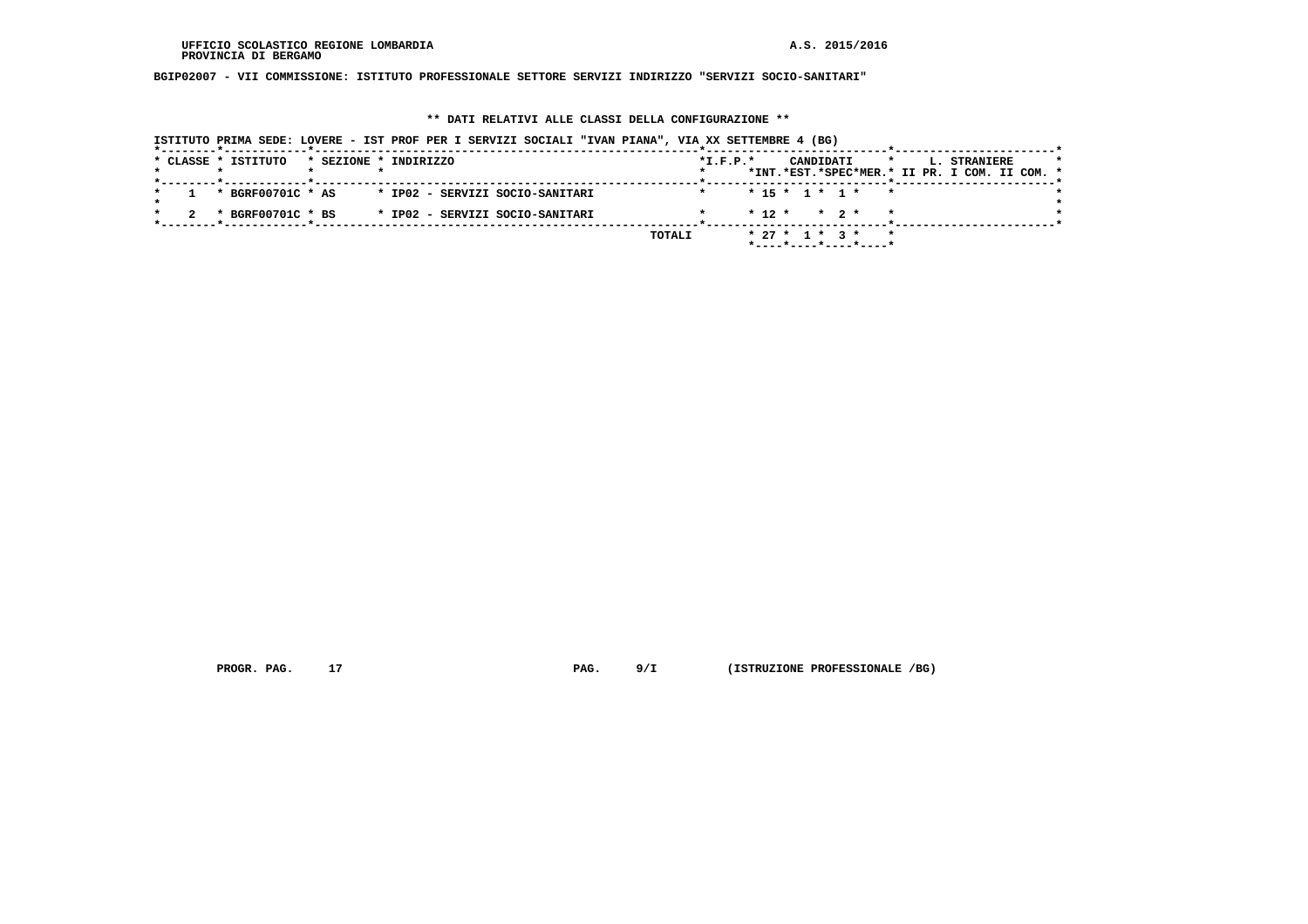UFFICIO SCOLASTICO REGIONE LOMBARDIA
PROVINCIA DI BERGAMO

A.S. 2015/2016

**BGIP02007 - VII COMMISSIONE: ISTITUTO PROFESSIONALE SETTORE SERVIZI INDIRIZZO "SERVIZI SOCIO-SANITARI"**

**\*\* DATI RELATIVI ALLE CLASSI DELLA CONFIGURAZIONE \*\***

ISTITUTO PRIMA SEDE: LOVERE - IST PROF PER I SERVIZI SOCIALI "IVAN PIANA", VIA XX SETTEMBRE 4 (BG)

| CLASSE | ISTITUTO | SEZIONE | INDIRIZZO | I.F.P. | CANDIDATI INT. | CANDIDATI EST. | CANDIDATI SPEC | CANDIDATI MER. | L. STRANIERE II PR. | L. STRANIERE I COM. | L. STRANIERE II COM. |
|---|---|---|---|---|---|---|---|---|---|---|---|
| 1 | BGRF00701C | AS | IP02 - SERVIZI SOCIO-SANITARI | | 15 | 1 | 1 | | | | |
| 2 | BGRF00701C | BS | IP02 - SERVIZI SOCIO-SANITARI | | 12 | | 2 | | | | |
| | | | TOTALI | | 27 | 1 | 3 | | | | |

PROGR. PAG. 17 PAG. 9/I (ISTRUZIONE PROFESSIONALE /BG)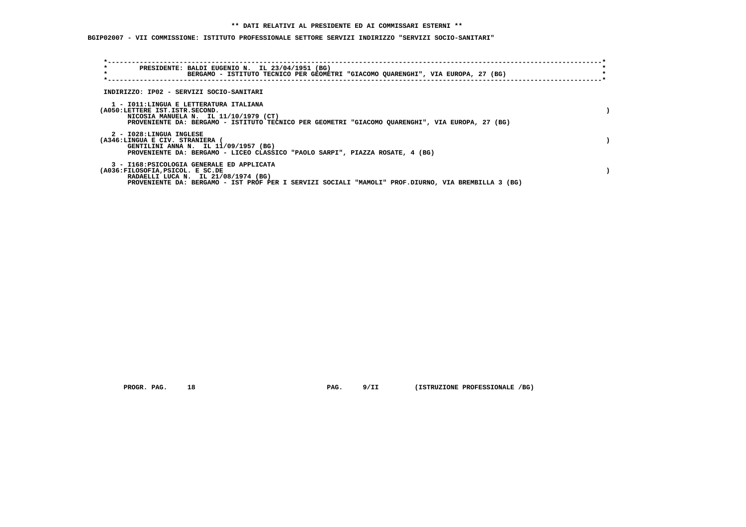**\*\* DATI RELATIVI AL PRESIDENTE ED AI COMMISSARI ESTERNI \*\***

**BGIP02007 - VII COMMISSIONE: ISTITUTO PROFESSIONALE SETTORE SERVIZI INDIRIZZO "SERVIZI SOCIO-SANITARI"**

PRESIDENTE: BALDI EUGENIO N. IL 23/04/1951 (BG)
BERGAMO - ISTITUTO TECNICO PER GEOMETRI "GIACOMO QUARENGHI", VIA EUROPA, 27 (BG)

INDIRIZZO: IP02 - SERVIZI SOCIO-SANITARI

1 - I011:LINGUA E LETTERATURA ITALIANA
(A050:LETTERE IST.ISTR.SECOND. )
NICOSIA MANUELA N. IL 11/10/1979 (CT)
PROVENIENTE DA: BERGAMO - ISTITUTO TECNICO PER GEOMETRI "GIACOMO QUARENGHI", VIA EUROPA, 27 (BG)

2 - I028:LINGUA INGLESE
(A346:LINGUA E CIV. STRANIERA ( )
GENTILINI ANNA N. IL 11/09/1957 (BG)
PROVENIENTE DA: BERGAMO - LICEO CLASSICO "PAOLO SARPI", PIAZZA ROSATE, 4 (BG)

3 - I168:PSICOLOGIA GENERALE ED APPLICATA
(A036:FILOSOFIA,PSICOL. E SC.DE )
RADAELLI LUCA N. IL 21/08/1974 (BG)
PROVENIENTE DA: BERGAMO - IST PROF PER I SERVIZI SOCIALI "MAMOLI" PROF.DIURNO, VIA BREMBILLA 3 (BG)

PROGR. PAG. 18 PAG. 9/II (ISTRUZIONE PROFESSIONALE /BG)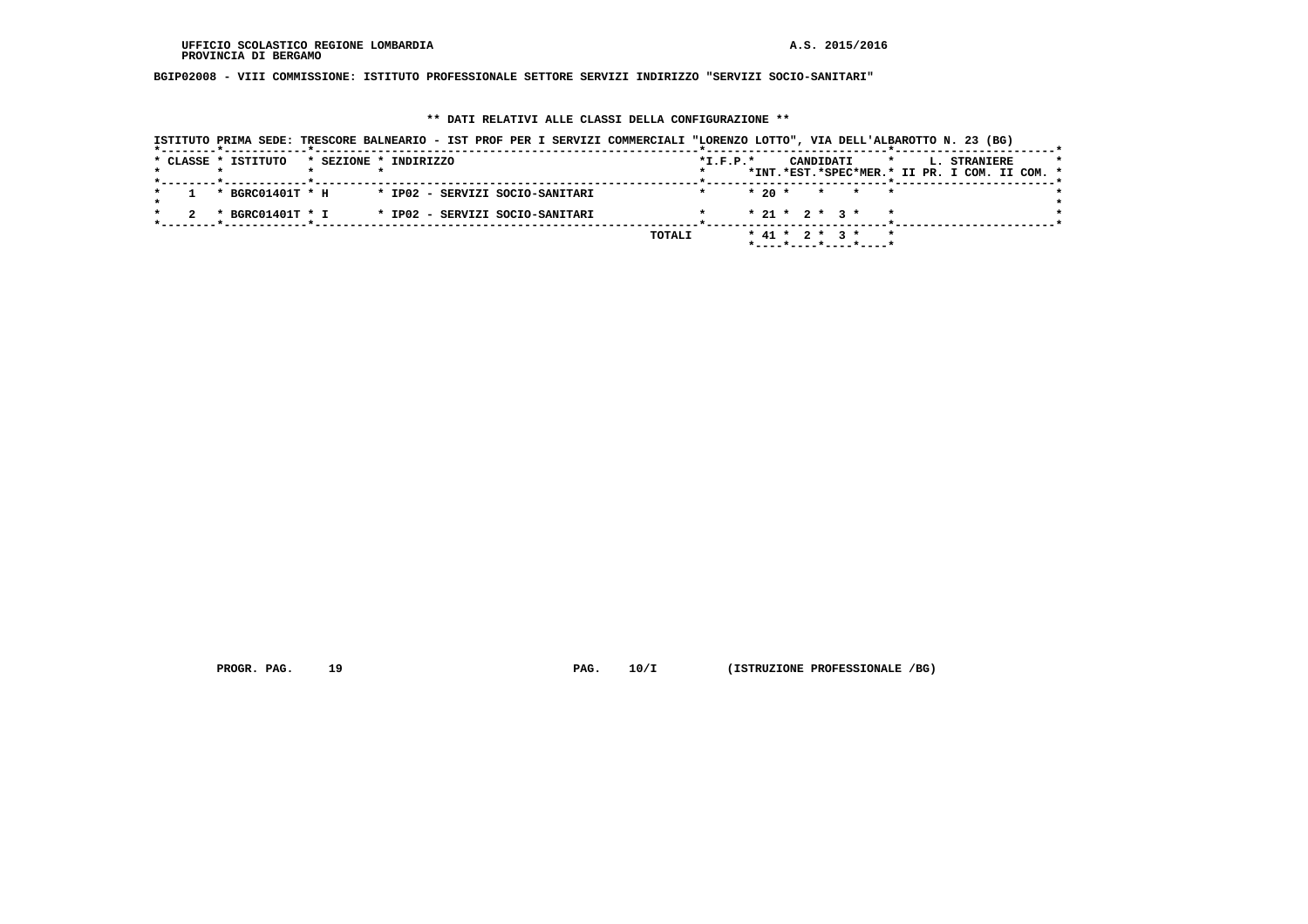UFFICIO SCOLASTICO REGIONE LOMBARDIA
PROVINCIA DI BERGAMO

A.S. 2015/2016

**BGIP02008 - VIII COMMISSIONE: ISTITUTO PROFESSIONALE SETTORE SERVIZI INDIRIZZO "SERVIZI SOCIO-SANITARI"**

**\*\* DATI RELATIVI ALLE CLASSI DELLA CONFIGURAZIONE \*\***

ISTITUTO PRIMA SEDE: TRESCORE BALNEARIO - IST PROF PER I SERVIZI COMMERCIALI "LORENZO LOTTO", VIA DELL'ALBAROTTO N. 23 (BG)

| CLASSE | ISTITUTO | SEZIONE | INDIRIZZO | I.F.P. | CANDIDATI INT. | CANDIDATI EST. | CANDIDATI SPEC | CANDIDATI MER. | L. STRANIERE II PR. | L. STRANIERE I COM. | L. STRANIERE II COM. |
|---|---|---|---|---|---|---|---|---|---|---|---|
| 1 | BGRC01401T | H | IP02 - SERVIZI SOCIO-SANITARI | | 20 | | | | | | |
| 2 | BGRC01401T | I | IP02 - SERVIZI SOCIO-SANITARI | | 21 | 2 | 3 | | | | |
| | | | TOTALI | | 41 | 2 | 3 | | | | |

PROGR. PAG. 19 PAG. 10/I (ISTRUZIONE PROFESSIONALE /BG)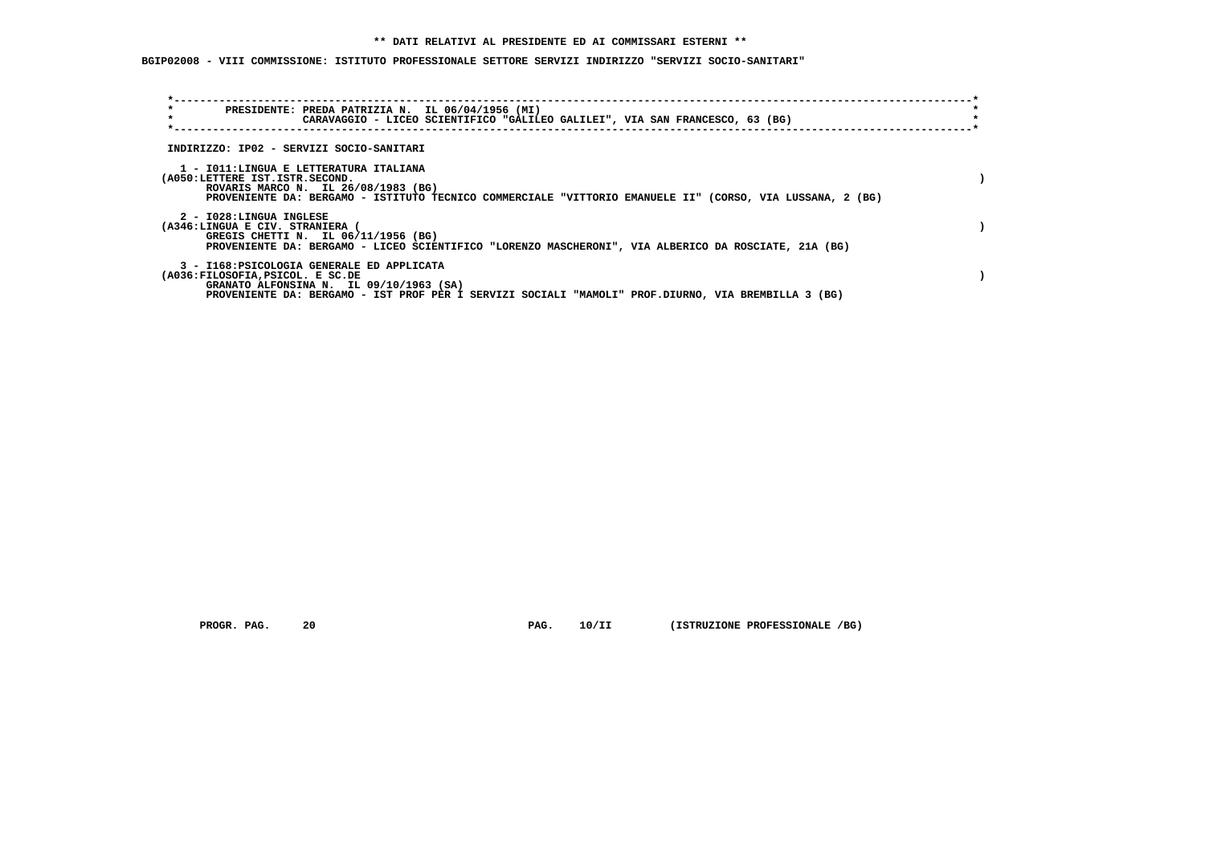**\*\* DATI RELATIVI AL PRESIDENTE ED AI COMMISSARI ESTERNI \*\***

**BGIP02008 - VIII COMMISSIONE: ISTITUTO PROFESSIONALE SETTORE SERVIZI INDIRIZZO "SERVIZI SOCIO-SANITARI"**

PRESIDENTE: PREDA PATRIZIA N. IL 06/04/1956 (MI)
CARAVAGGIO - LICEO SCIENTIFICO "GALILEO GALILEI", VIA SAN FRANCESCO, 63 (BG)

INDIRIZZO: IP02 - SERVIZI SOCIO-SANITARI

1 - I011:LINGUA E LETTERATURA ITALIANA
(A050:LETTERE IST.ISTR.SECOND. )
ROVARIS MARCO N. IL 26/08/1983 (BG)
PROVENIENTE DA: BERGAMO - ISTITUTO TECNICO COMMERCIALE "VITTORIO EMANUELE II" (CORSO, VIA LUSSANA, 2 (BG)

2 - I028:LINGUA INGLESE
(A346:LINGUA E CIV. STRANIERA ( )
GREGIS CHETTI N. IL 06/11/1956 (BG)
PROVENIENTE DA: BERGAMO - LICEO SCIENTIFICO "LORENZO MASCHERONI", VIA ALBERICO DA ROSCIATE, 21A (BG)

3 - I168:PSICOLOGIA GENERALE ED APPLICATA
(A036:FILOSOFIA,PSICOL. E SC.DE )
GRANATO ALFONSINA N. IL 09/10/1963 (SA)
PROVENIENTE DA: BERGAMO - IST PROF PER I SERVIZI SOCIALI "MAMOLI" PROF.DIURNO, VIA BREMBILLA 3 (BG)

PROGR. PAG. 20 PAG. 10/II (ISTRUZIONE PROFESSIONALE /BG)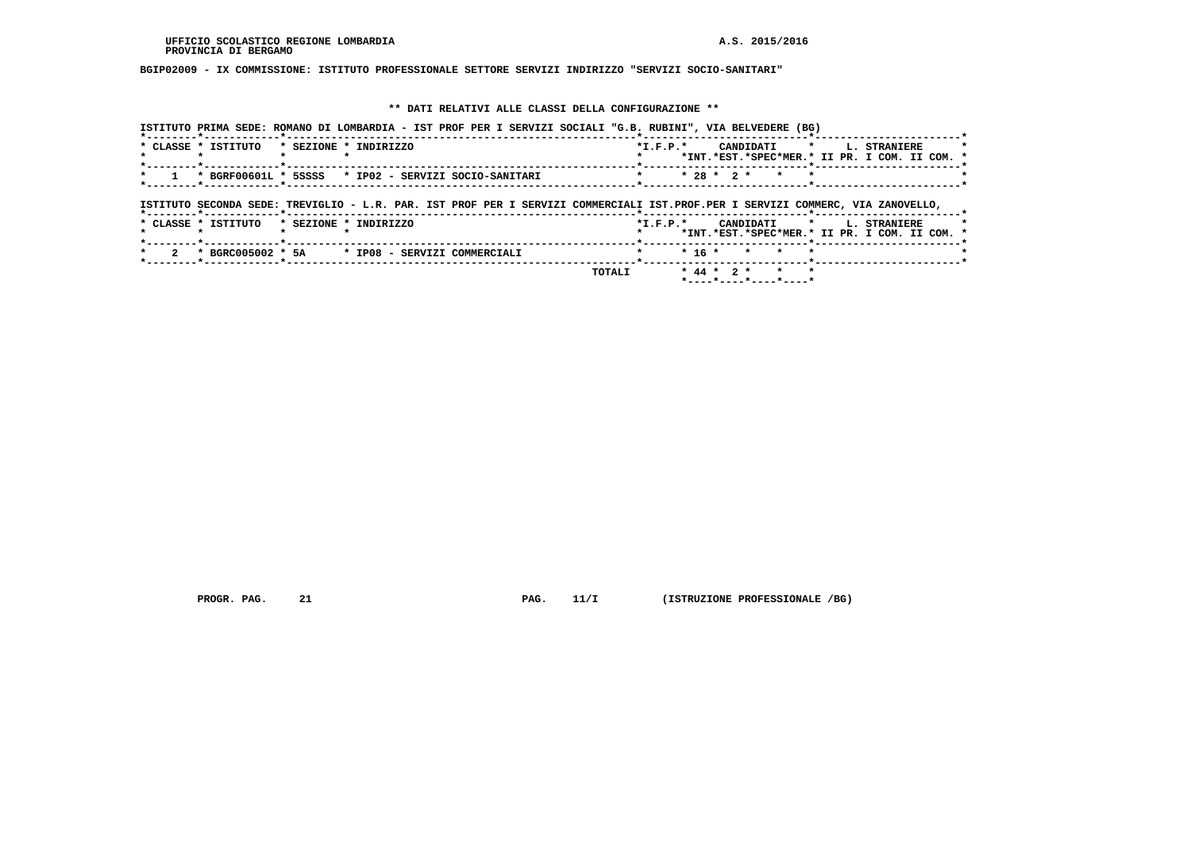UFFICIO SCOLASTICO REGIONE LOMBARDIA — A.S. 2015/2016
PROVINCIA DI BERGAMO

BGIP02009 - IX COMMISSIONE: ISTITUTO PROFESSIONALE SETTORE SERVIZI INDIRIZZO "SERVIZI SOCIO-SANITARI"

** DATI RELATIVI ALLE CLASSI DELLA CONFIGURAZIONE **

ISTITUTO PRIMA SEDE: ROMANO DI LOMBARDIA - IST PROF PER I SERVIZI SOCIALI "G.B. RUBINI", VIA BELVEDERE (BG)

| CLASSE | ISTITUTO | SEZIONE | INDIRIZZO | I.F.P. | CANDIDATI | | | | L. STRANIERE | | |
|---|---|---|---|---|---|---|---|---|---|---|---|
| | | | | | INT. | EST. | SPEC | MER. | II PR. | I COM. | II COM. |
| 1 | BGRF00601L | 5SSSS | IP02 - SERVIZI SOCIO-SANITARI | | 28 | 2 | | | | | |

ISTITUTO SECONDA SEDE: TREVIGLIO - L.R. PAR. IST PROF PER I SERVIZI COMMERCIALI IST.PROF.PER I SERVIZI COMMERC, VIA ZANOVELLO,

| CLASSE | ISTITUTO | SEZIONE | INDIRIZZO | I.F.P. | CANDIDATI | | | | L. STRANIERE | | |
|---|---|---|---|---|---|---|---|---|---|---|---|
| | | | | | INT. | EST. | SPEC | MER. | II PR. | I COM. | II COM. |
| 2 | BGRC005002 | 5A | IP08 - SERVIZI COMMERCIALI | | 16 | | | | | | |
| | | | | TOTALI | 44 | 2 | | | | | |

PROGR. PAG. 21 PAG. 11/I (ISTRUZIONE PROFESSIONALE /BG)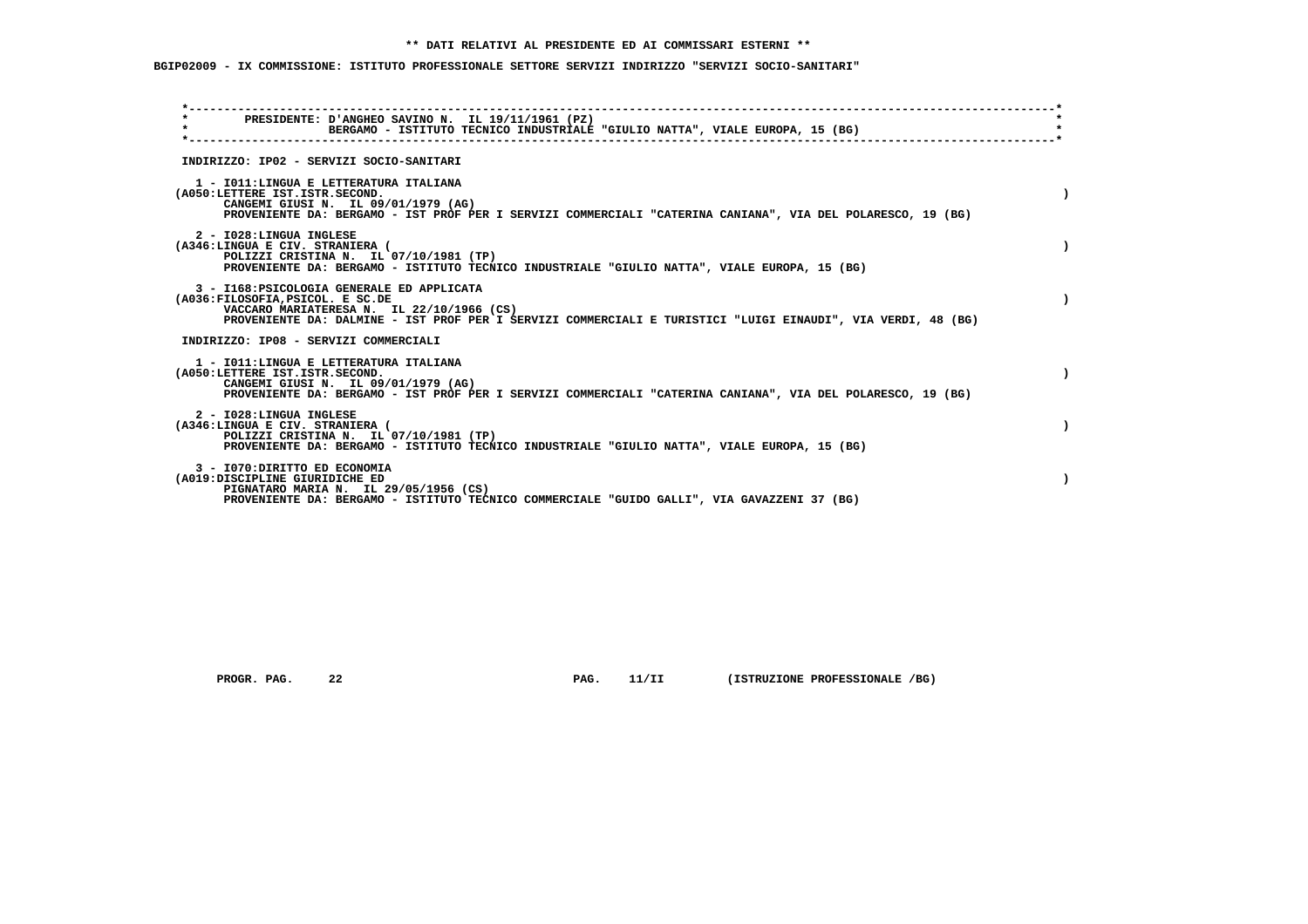** DATI RELATIVI AL PRESIDENTE ED AI COMMISSARI ESTERNI **

**BGIP02009 - IX COMMISSIONE: ISTITUTO PROFESSIONALE SETTORE SERVIZI INDIRIZZO "SERVIZI SOCIO-SANITARI"**

PRESIDENTE: D'ANGHEO SAVINO N. IL 19/11/1961 (PZ)
BERGAMO - ISTITUTO TECNICO INDUSTRIALE "GIULIO NATTA", VIALE EUROPA, 15 (BG)

INDIRIZZO: IP02 - SERVIZI SOCIO-SANITARI

1 - I011:LINGUA E LETTERATURA ITALIANA
(A050:LETTERE IST.ISTR.SECOND. )
CANGEMI GIUSI N. IL 09/01/1979 (AG)
PROVENIENTE DA: BERGAMO - IST PROF PER I SERVIZI COMMERCIALI "CATERINA CANIANA", VIA DEL POLARESCO, 19 (BG)

2 - I028:LINGUA INGLESE
(A346:LINGUA E CIV. STRANIERA ( )
POLIZZI CRISTINA N. IL 07/10/1981 (TP)
PROVENIENTE DA: BERGAMO - ISTITUTO TECNICO INDUSTRIALE "GIULIO NATTA", VIALE EUROPA, 15 (BG)

3 - I168:PSICOLOGIA GENERALE ED APPLICATA
(A036:FILOSOFIA,PSICOL. E SC.DE )
VACCARO MARIATERESA N. IL 22/10/1966 (CS)
PROVENIENTE DA: DALMINE - IST PROF PER I SERVIZI COMMERCIALI E TURISTICI "LUIGI EINAUDI", VIA VERDI, 48 (BG)

INDIRIZZO: IP08 - SERVIZI COMMERCIALI

1 - I011:LINGUA E LETTERATURA ITALIANA
(A050:LETTERE IST.ISTR.SECOND. )
CANGEMI GIUSI N. IL 09/01/1979 (AG)
PROVENIENTE DA: BERGAMO - IST PROF PER I SERVIZI COMMERCIALI "CATERINA CANIANA", VIA DEL POLARESCO, 19 (BG)

2 - I028:LINGUA INGLESE
(A346:LINGUA E CIV. STRANIERA ( )
POLIZZI CRISTINA N. IL 07/10/1981 (TP)
PROVENIENTE DA: BERGAMO - ISTITUTO TECNICO INDUSTRIALE "GIULIO NATTA", VIALE EUROPA, 15 (BG)

3 - I070:DIRITTO ED ECONOMIA
(A019:DISCIPLINE GIURIDICHE ED )
PIGNATARO MARIA N. IL 29/05/1956 (CS)
PROVENIENTE DA: BERGAMO - ISTITUTO TECNICO COMMERCIALE "GUIDO GALLI", VIA GAVAZZENI 37 (BG)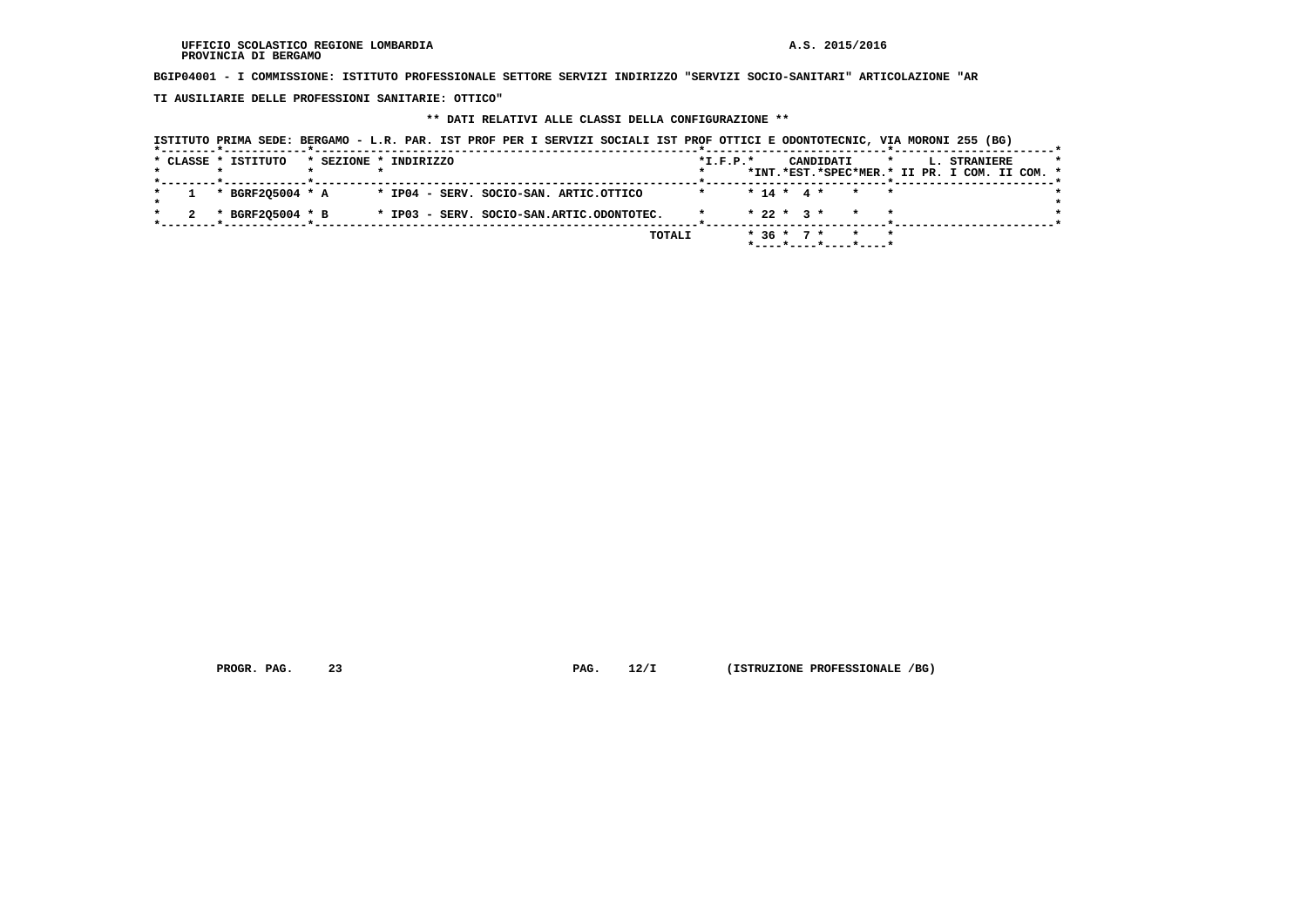UFFICIO SCOLASTICO REGIONE LOMBARDIA
PROVINCIA DI BERGAMO

A.S. 2015/2016

**BGIP04001 - I COMMISSIONE: ISTITUTO PROFESSIONALE SETTORE SERVIZI INDIRIZZO "SERVIZI SOCIO-SANITARI" ARTICOLAZIONE "ARTI AUSILIARIE DELLE PROFESSIONI SANITARIE: OTTICO"**

**\*\* DATI RELATIVI ALLE CLASSI DELLA CONFIGURAZIONE \*\***

ISTITUTO PRIMA SEDE: BERGAMO - L.R. PAR. IST PROF PER I SERVIZI SOCIALI IST PROF OTTICI E ODONTOTECNIC, VIA MORONI 255 (BG)

| CLASSE | ISTITUTO | SEZIONE | INDIRIZZO | I.F.P. | CANDIDATI INT. | CANDIDATI EST. | CANDIDATI SPEC | CANDIDATI MER. | L. STRANIERE II PR. | L. STRANIERE I COM. | L. STRANIERE II COM. |
|---|---|---|---|---|---|---|---|---|---|---|---|
| 1 | BGRF2Q5004 | A | IP04 - SERV. SOCIO-SAN. ARTIC.OTTICO | | 14 | 4 | | | | | |
| 2 | BGRF2Q5004 | B | IP03 - SERV. SOCIO-SAN.ARTIC.ODONTOTEC. | | 22 | 3 | | | | | |
| | | | TOTALI | | 36 | 7 | | | | | |

PROGR. PAG. 23 PAG. 12/I (ISTRUZIONE PROFESSIONALE /BG)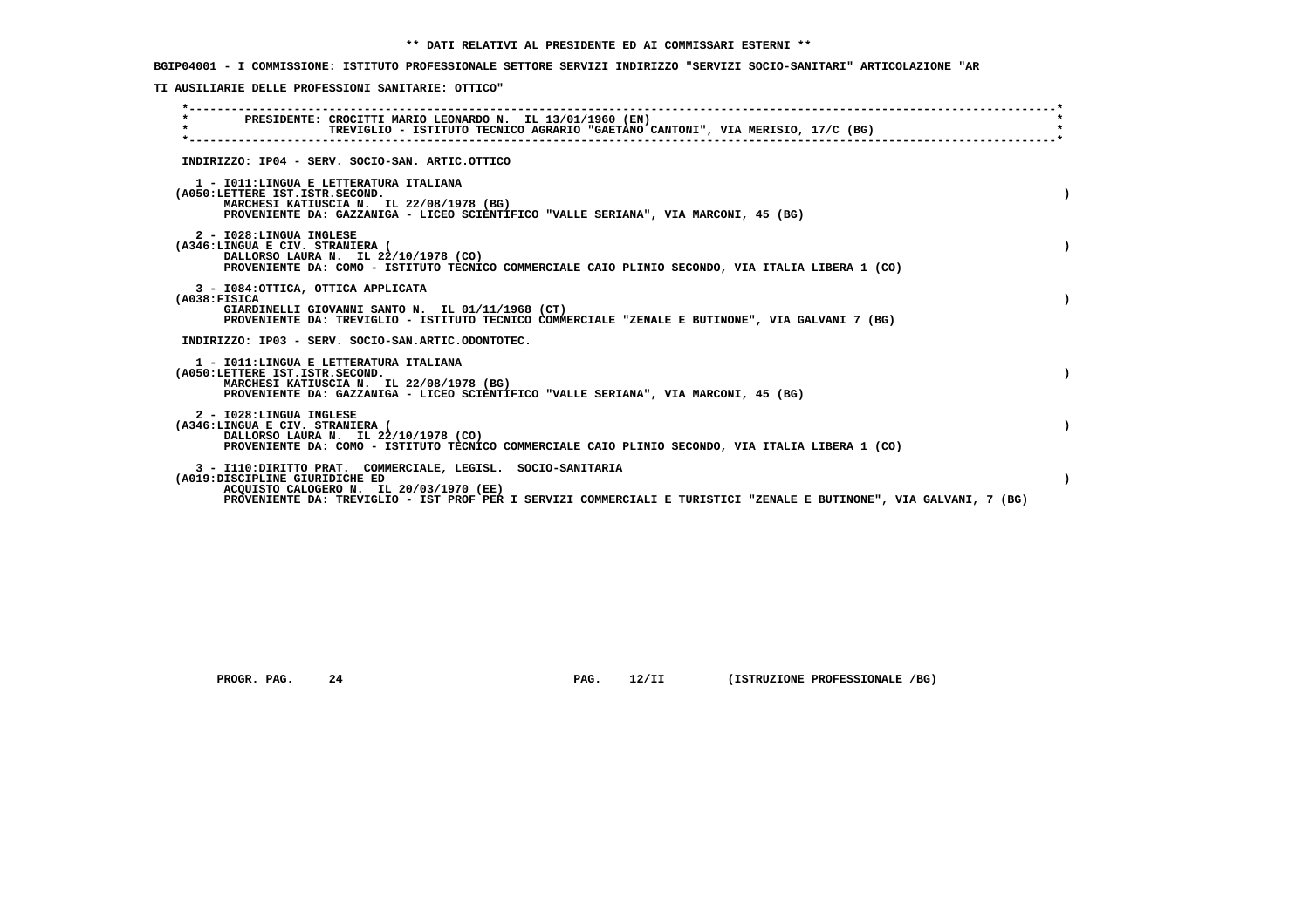## ** DATI RELATIVI AL PRESIDENTE ED AI COMMISSARI ESTERNI **

**BGIP04001 - I COMMISSIONE: ISTITUTO PROFESSIONALE SETTORE SERVIZI INDIRIZZO "SERVIZI SOCIO-SANITARI" ARTICOLAZIONE "ARTI AUSILIARIE DELLE PROFESSIONI SANITARIE: OTTICO"**

**PRESIDENTE:** CROCITTI MARIO LEONARDO N. IL 13/01/1960 (EN)
TREVIGLIO - ISTITUTO TECNICO AGRARIO "GAETANO CANTONI", VIA MERISIO, 17/C (BG)

### INDIRIZZO: IP04 - SERV. SOCIO-SAN. ARTIC.OTTICO

1 - I011:LINGUA E LETTERATURA ITALIANA
(A050:LETTERE IST.ISTR.SECOND. )
MARCHESI KATIUSCIA N. IL 22/08/1978 (BG)
PROVENIENTE DA: GAZZANIGA - LICEO SCIENTIFICO "VALLE SERIANA", VIA MARCONI, 45 (BG)

2 - I028:LINGUA INGLESE
(A346:LINGUA E CIV. STRANIERA ( )
DALLORSO LAURA N. IL 22/10/1978 (CO)
PROVENIENTE DA: COMO - ISTITUTO TECNICO COMMERCIALE CAIO PLINIO SECONDO, VIA ITALIA LIBERA 1 (CO)

3 - I084:OTTICA, OTTICA APPLICATA
(A038:FISICA )
GIARDINELLI GIOVANNI SANTO N. IL 01/11/1968 (CT)
PROVENIENTE DA: TREVIGLIO - ISTITUTO TECNICO COMMERCIALE "ZENALE E BUTINONE", VIA GALVANI 7 (BG)

### INDIRIZZO: IP03 - SERV. SOCIO-SAN.ARTIC.ODONTOTEC.

1 - I011:LINGUA E LETTERATURA ITALIANA
(A050:LETTERE IST.ISTR.SECOND. )
MARCHESI KATIUSCIA N. IL 22/08/1978 (BG)
PROVENIENTE DA: GAZZANIGA - LICEO SCIENTIFICO "VALLE SERIANA", VIA MARCONI, 45 (BG)

2 - I028:LINGUA INGLESE
(A346:LINGUA E CIV. STRANIERA ( )
DALLORSO LAURA N. IL 22/10/1978 (CO)
PROVENIENTE DA: COMO - ISTITUTO TECNICO COMMERCIALE CAIO PLINIO SECONDO, VIA ITALIA LIBERA 1 (CO)

3 - I110:DIRITTO PRAT. COMMERCIALE, LEGISL. SOCIO-SANITARIA
(A019:DISCIPLINE GIURIDICHE ED )
ACQUISTO CALOGERO N. IL 20/03/1970 (EE)
PROVENIENTE DA: TREVIGLIO - IST PROF PER I SERVIZI COMMERCIALI E TURISTICI "ZENALE E BUTINONE", VIA GALVANI, 7 (BG)

PROGR. PAG. 24 PAG. 12/II (ISTRUZIONE PROFESSIONALE /BG)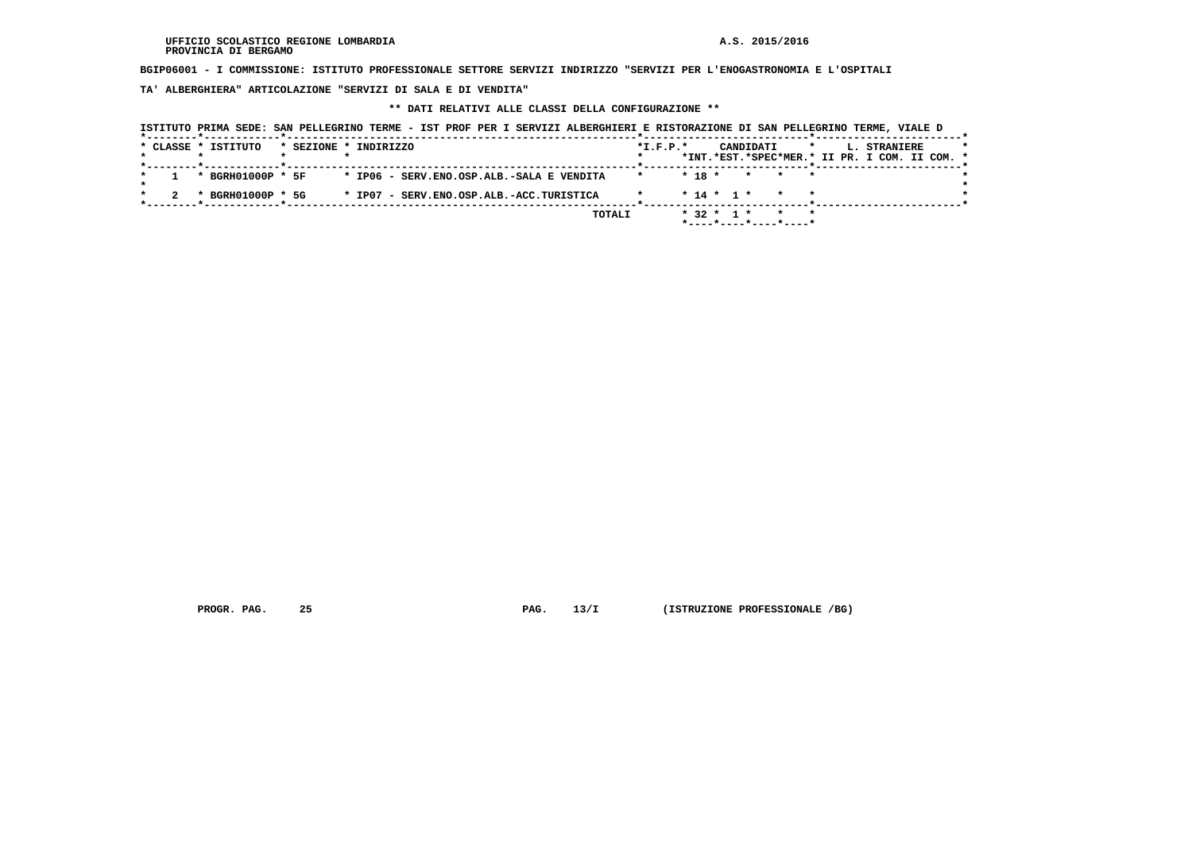UFFICIO SCOLASTICO REGIONE LOMBARDIA

PROVINCIA DI BERGAMO

A.S. 2015/2016

**BGIP06001 - I COMMISSIONE: ISTITUTO PROFESSIONALE SETTORE SERVIZI INDIRIZZO "SERVIZI PER L'ENOGASTRONOMIA E L'OSPITALITA' ALBERGHIERA" ARTICOLAZIONE "SERVIZI DI SALA E DI VENDITA"**

**\*\* DATI RELATIVI ALLE CLASSI DELLA CONFIGURAZIONE \*\***

ISTITUTO PRIMA SEDE: SAN PELLEGRINO TERME - IST PROF PER I SERVIZI ALBERGHIERI E RISTORAZIONE DI SAN PELLEGRINO TERME, VIALE D

| CLASSE | ISTITUTO | SEZIONE | INDIRIZZO | I.F.P. | CANDIDATI | | | | L. STRANIERE | | | |
|---|---|---|---|---|---|---|---|---|---|---|---|---|
| | | | | | INT. | EST. | SPEC | MER. | II PR. | I COM. | II COM. | |
| 1 | BGRH01000P | 5F | IP06 - SERV.ENO.OSP.ALB.-SALA E VENDITA | | 18 | | | | | | | |
| 2 | BGRH01000P | 5G | IP07 - SERV.ENO.OSP.ALB.-ACC.TURISTICA | | 14 | 1 | | | | | | |
| | | | TOTALI | | 32 | 1 | | | | | | |

PROGR. PAG. 25 PAG. 13/I (ISTRUZIONE PROFESSIONALE /BG)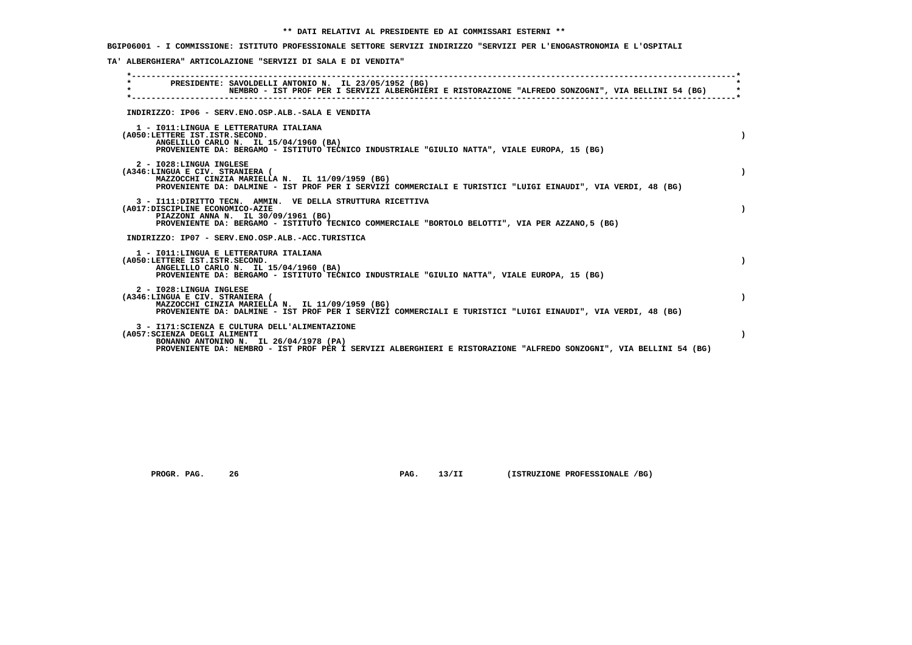** DATI RELATIVI AL PRESIDENTE ED AI COMMISSARI ESTERNI **

BGIP06001 - I COMMISSIONE: ISTITUTO PROFESSIONALE SETTORE SERVIZI INDIRIZZO "SERVIZI PER L'ENOGASTRONOMIA E L'OSPITALI

TA' ALBERGHIERA" ARTICOLAZIONE "SERVIZI DI SALA E DI VENDITA"

PRESIDENTE: SAVOLDELLI ANTONIO N. IL 23/05/1952 (BG)
NEMBRO - IST PROF PER I SERVIZI ALBERGHIERI E RISTORAZIONE "ALFREDO SONZOGNI", VIA BELLINI 54 (BG)

INDIRIZZO: IP06 - SERV.ENO.OSP.ALB.-SALA E VENDITA

1 - I011:LINGUA E LETTERATURA ITALIANA
(A050:LETTERE IST.ISTR.SECOND. )
ANGELILLO CARLO N. IL 15/04/1960 (BA)
PROVENIENTE DA: BERGAMO - ISTITUTO TECNICO INDUSTRIALE "GIULIO NATTA", VIALE EUROPA, 15 (BG)

2 - I028:LINGUA INGLESE
(A346:LINGUA E CIV. STRANIERA ( )
MAZZOCCHI CINZIA MARIELLA N. IL 11/09/1959 (BG)
PROVENIENTE DA: DALMINE - IST PROF PER I SERVIZI COMMERCIALI E TURISTICI "LUIGI EINAUDI", VIA VERDI, 48 (BG)

3 - I111:DIRITTO TECN. AMMIN. VE DELLA STRUTTURA RICETTIVA
(A017:DISCIPLINE ECONOMICO-AZIE )
PIAZZONI ANNA N. IL 30/09/1961 (BG)
PROVENIENTE DA: BERGAMO - ISTITUTO TECNICO COMMERCIALE "BORTOLO BELOTTI", VIA PER AZZANO,5 (BG)

INDIRIZZO: IP07 - SERV.ENO.OSP.ALB.-ACC.TURISTICA

1 - I011:LINGUA E LETTERATURA ITALIANA
(A050:LETTERE IST.ISTR.SECOND. )
ANGELILLO CARLO N. IL 15/04/1960 (BA)
PROVENIENTE DA: BERGAMO - ISTITUTO TECNICO INDUSTRIALE "GIULIO NATTA", VIALE EUROPA, 15 (BG)

2 - I028:LINGUA INGLESE
(A346:LINGUA E CIV. STRANIERA ( )
MAZZOCCHI CINZIA MARIELLA N. IL 11/09/1959 (BG)
PROVENIENTE DA: DALMINE - IST PROF PER I SERVIZI COMMERCIALI E TURISTICI "LUIGI EINAUDI", VIA VERDI, 48 (BG)

3 - I171:SCIENZA E CULTURA DELL'ALIMENTAZIONE
(A057:SCIENZA DEGLI ALIMENTI )
BONANNO ANTONINO N. IL 26/04/1978 (PA)
PROVENIENTE DA: NEMBRO - IST PROF PER I SERVIZI ALBERGHIERI E RISTORAZIONE "ALFREDO SONZOGNI", VIA BELLINI 54 (BG)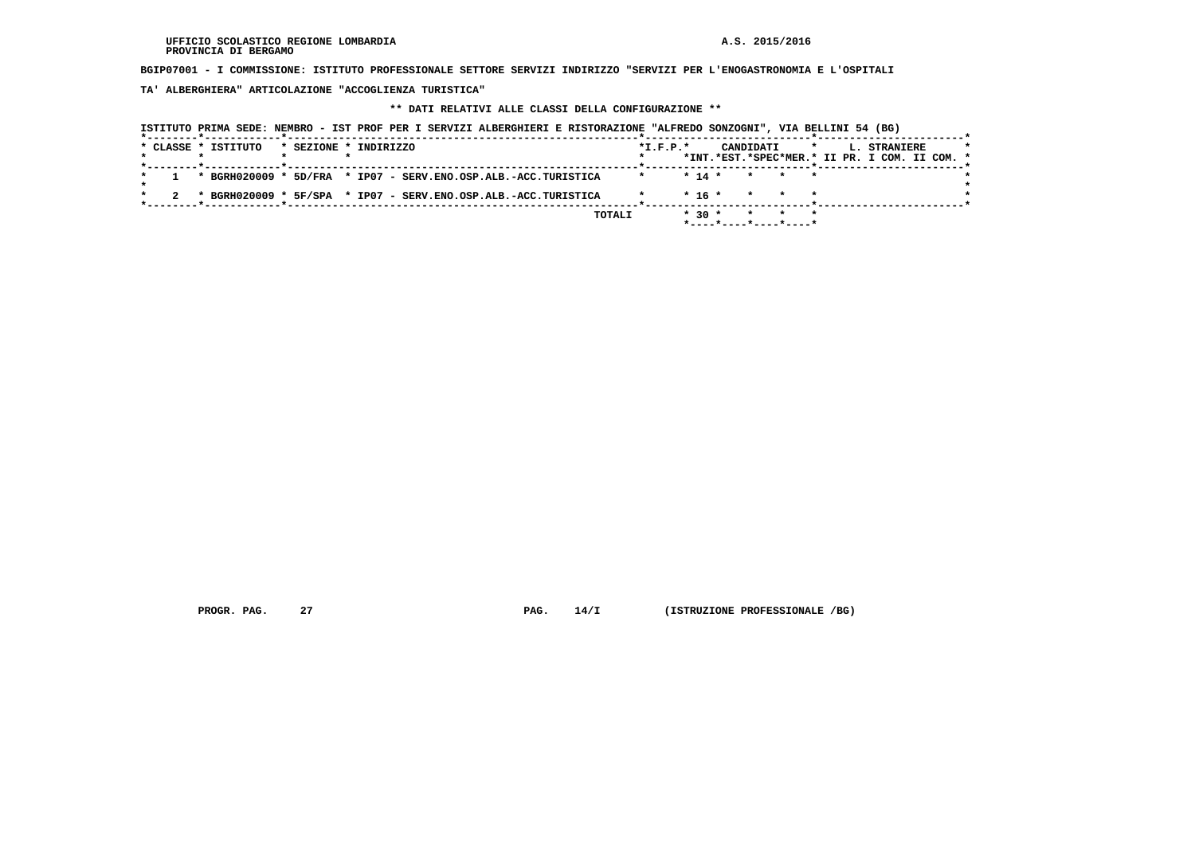UFFICIO SCOLASTICO REGIONE LOMBARDIA
PROVINCIA DI BERGAMO

A.S. 2015/2016

**BGIP07001 - I COMMISSIONE: ISTITUTO PROFESSIONALE SETTORE SERVIZI INDIRIZZO "SERVIZI PER L'ENOGASTRONOMIA E L'OSPITALITA' ALBERGHIERA" ARTICOLAZIONE "ACCOGLIENZA TURISTICA"**

**\*\* DATI RELATIVI ALLE CLASSI DELLA CONFIGURAZIONE \*\***

ISTITUTO PRIMA SEDE: NEMBRO - IST PROF PER I SERVIZI ALBERGHIERI E RISTORAZIONE "ALFREDO SONZOGNI", VIA BELLINI 54 (BG)

| CLASSE | ISTITUTO | SEZIONE | INDIRIZZO | I.F.P. | CANDIDATI INT. | CANDIDATI EST. | CANDIDATI SPEC | CANDIDATI MER. | L. STRANIERE II PR. | L. STRANIERE I COM. | L. STRANIERE II COM. |
|---|---|---|---|---|---|---|---|---|---|---|---|
| 1 | BGRH020009 | 5D/FRA | IP07 - SERV.ENO.OSP.ALB.-ACC.TURISTICA | | 14 | | | | | | |
| 2 | BGRH020009 | 5F/SPA | IP07 - SERV.ENO.OSP.ALB.-ACC.TURISTICA | | 16 | | | | | | |
| | | | TOTALI | | 30 | | | | | | |

PROGR. PAG. 27 PAG. 14/I (ISTRUZIONE PROFESSIONALE /BG)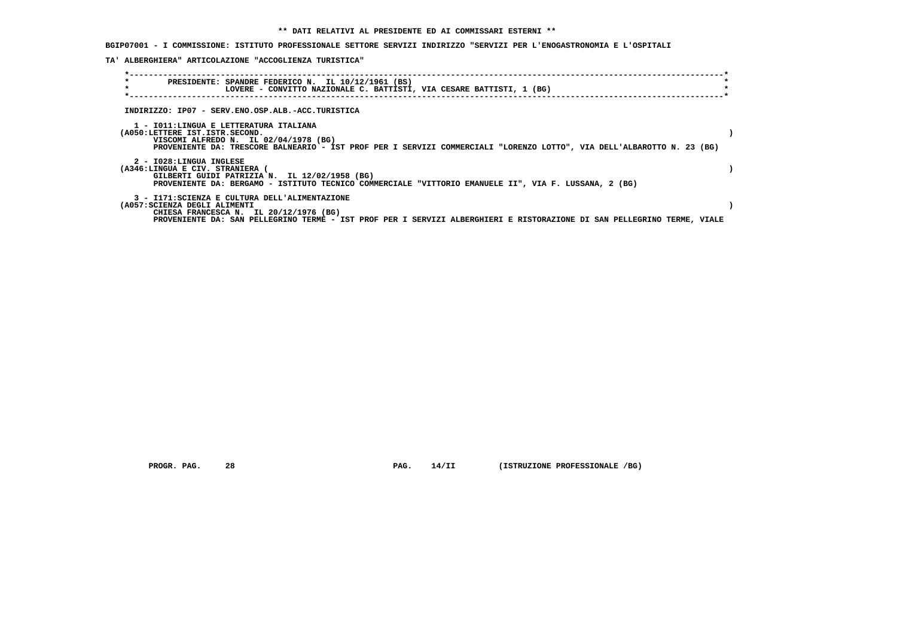**\*\* DATI RELATIVI AL PRESIDENTE ED AI COMMISSARI ESTERNI \*\***

**BGIP07001 - I COMMISSIONE: ISTITUTO PROFESSIONALE SETTORE SERVIZI INDIRIZZO "SERVIZI PER L'ENOGASTRONOMIA E L'OSPITALI TA' ALBERGHIERA" ARTICOLAZIONE "ACCOGLIENZA TURISTICA"**

PRESIDENTE: SPANDRE FEDERICO N. IL 10/12/1961 (BS)
LOVERE - CONVITTO NAZIONALE C. BATTISTI, VIA CESARE BATTISTI, 1 (BG)

INDIRIZZO: IP07 - SERV.ENO.OSP.ALB.-ACC.TURISTICA

1 - I011:LINGUA E LETTERATURA ITALIANA
(A050:LETTERE IST.ISTR.SECOND. )
VISCOMI ALFREDO N. IL 02/04/1978 (BG)
PROVENIENTE DA: TRESCORE BALNEARIO - IST PROF PER I SERVIZI COMMERCIALI "LORENZO LOTTO", VIA DELL'ALBAROTTO N. 23 (BG)

2 - I028:LINGUA INGLESE
(A346:LINGUA E CIV. STRANIERA ( )
GILBERTI GUIDI PATRIZIA N. IL 12/02/1958 (BG)
PROVENIENTE DA: BERGAMO - ISTITUTO TECNICO COMMERCIALE "VITTORIO EMANUELE II", VIA F. LUSSANA, 2 (BG)

3 - I171:SCIENZA E CULTURA DELL'ALIMENTAZIONE
(A057:SCIENZA DEGLI ALIMENTI )
CHIESA FRANCESCA N. IL 20/12/1976 (BG)
PROVENIENTE DA: SAN PELLEGRINO TERME - IST PROF PER I SERVIZI ALBERGHIERI E RISTORAZIONE DI SAN PELLEGRINO TERME, VIALE

PROGR. PAG. 28 PAG. 14/II (ISTRUZIONE PROFESSIONALE /BG)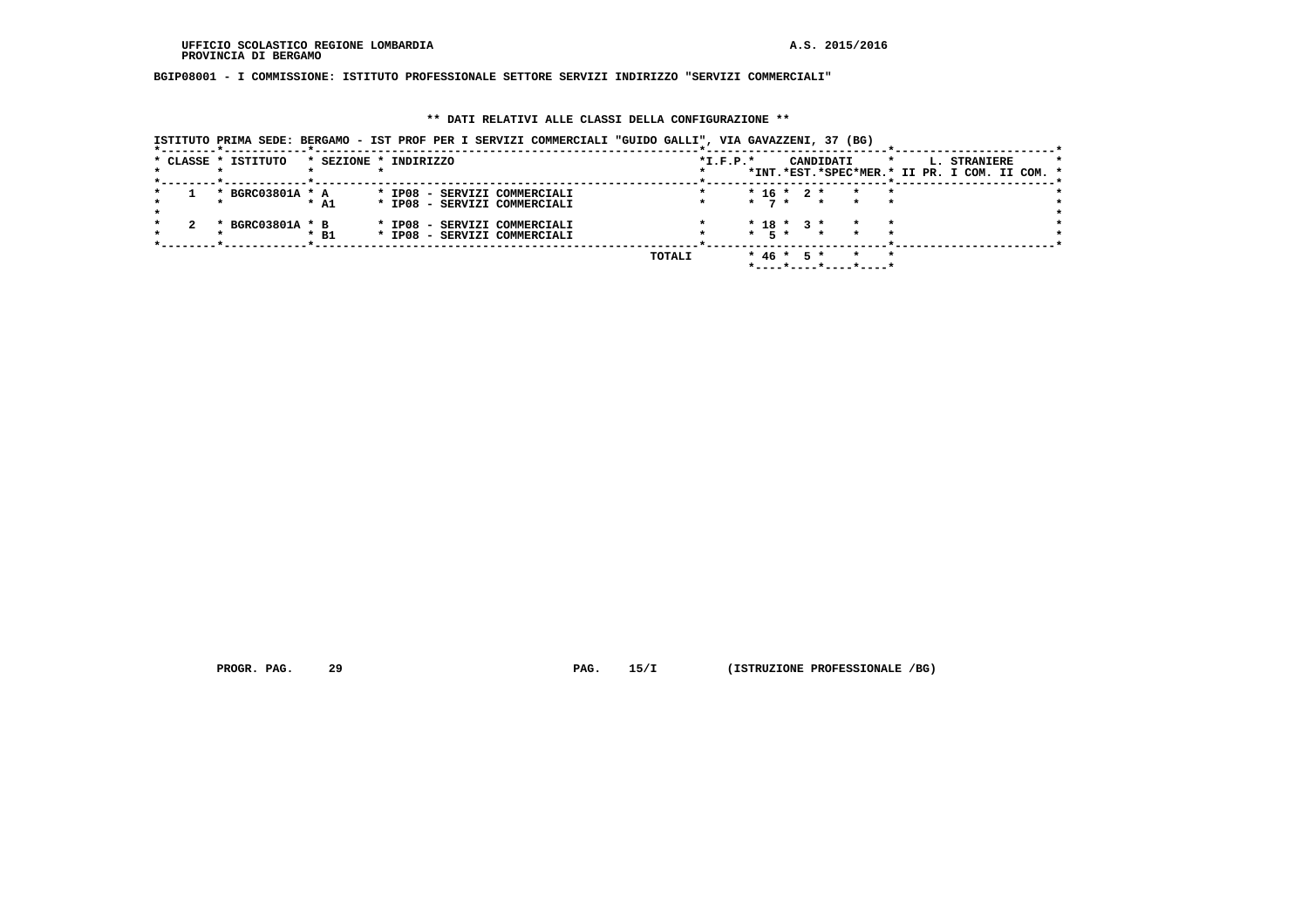UFFICIO SCOLASTICO REGIONE LOMBARDIA

PROVINCIA DI BERGAMO

A.S. 2015/2016

**BGIP08001 - I COMMISSIONE: ISTITUTO PROFESSIONALE SETTORE SERVIZI INDIRIZZO "SERVIZI COMMERCIALI"**

**\*\* DATI RELATIVI ALLE CLASSI DELLA CONFIGURAZIONE \*\***

ISTITUTO PRIMA SEDE: BERGAMO - IST PROF PER I SERVIZI COMMERCIALI "GUIDO GALLI", VIA GAVAZZENI, 37 (BG)

| CLASSE | ISTITUTO | SEZIONE | INDIRIZZO | I.F.P. | CANDIDATI INT. | CANDIDATI EST. | CANDIDATI SPEC | CANDIDATI MER. | L. STRANIERE II PR. | L. STRANIERE I COM. | L. STRANIERE II COM. |
|---|---|---|---|---|---|---|---|---|---|---|---|
| 1 | BGRC03801A | A | IP08 - SERVIZI COMMERCIALI | | 16 | 2 | | | | | |
| | | A1 | IP08 - SERVIZI COMMERCIALI | | 7 | | | | | | |
| 2 | BGRC03801A | B | IP08 - SERVIZI COMMERCIALI | | 18 | 3 | | | | | |
| | | B1 | IP08 - SERVIZI COMMERCIALI | | 5 | | | | | | |
| | | | TOTALI | | 46 | 5 | | | | | |

PROGR. PAG. 29 PAG. 15/I (ISTRUZIONE PROFESSIONALE /BG)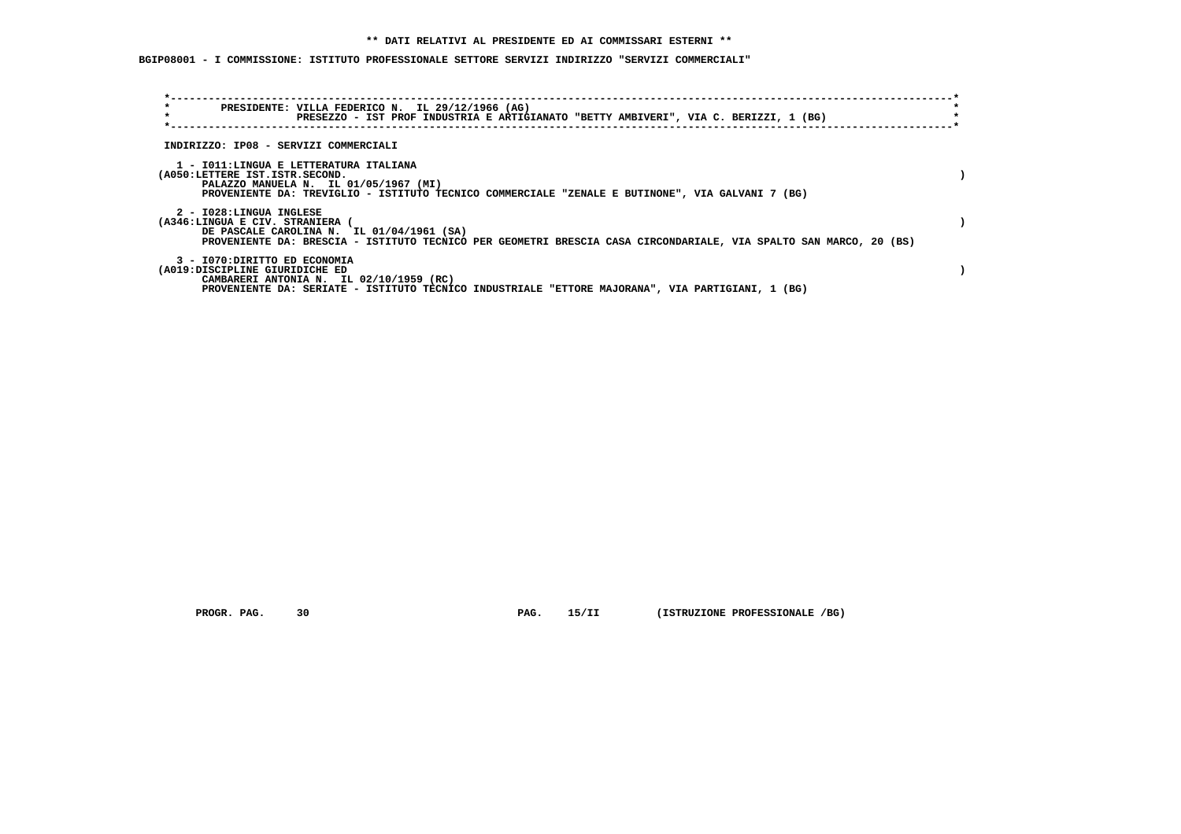**\*\* DATI RELATIVI AL PRESIDENTE ED AI COMMISSARI ESTERNI \*\***

**BGIP08001 - I COMMISSIONE: ISTITUTO PROFESSIONALE SETTORE SERVIZI INDIRIZZO "SERVIZI COMMERCIALI"**

PRESIDENTE: VILLA FEDERICO N. IL 29/12/1966 (AG)
PRESEZZO - IST PROF INDUSTRIA E ARTIGIANATO "BETTY AMBIVERI", VIA C. BERIZZI, 1 (BG)

INDIRIZZO: IP08 - SERVIZI COMMERCIALI

1 - I011:LINGUA E LETTERATURA ITALIANA
(A050:LETTERE IST.ISTR.SECOND. )
PALAZZO MANUELA N. IL 01/05/1967 (MI)
PROVENIENTE DA: TREVIGLIO - ISTITUTO TECNICO COMMERCIALE "ZENALE E BUTINONE", VIA GALVANI 7 (BG)

2 - I028:LINGUA INGLESE
(A346:LINGUA E CIV. STRANIERA ( )
DE PASCALE CAROLINA N. IL 01/04/1961 (SA)
PROVENIENTE DA: BRESCIA - ISTITUTO TECNICO PER GEOMETRI BRESCIA CASA CIRCONDARIALE, VIA SPALTO SAN MARCO, 20 (BS)

3 - I070:DIRITTO ED ECONOMIA
(A019:DISCIPLINE GIURIDICHE ED )
CAMBARERI ANTONIA N. IL 02/10/1959 (RC)
PROVENIENTE DA: SERIATE - ISTITUTO TECNICO INDUSTRIALE "ETTORE MAJORANA", VIA PARTIGIANI, 1 (BG)

PROGR. PAG. 30 PAG. 15/II (ISTRUZIONE PROFESSIONALE /BG)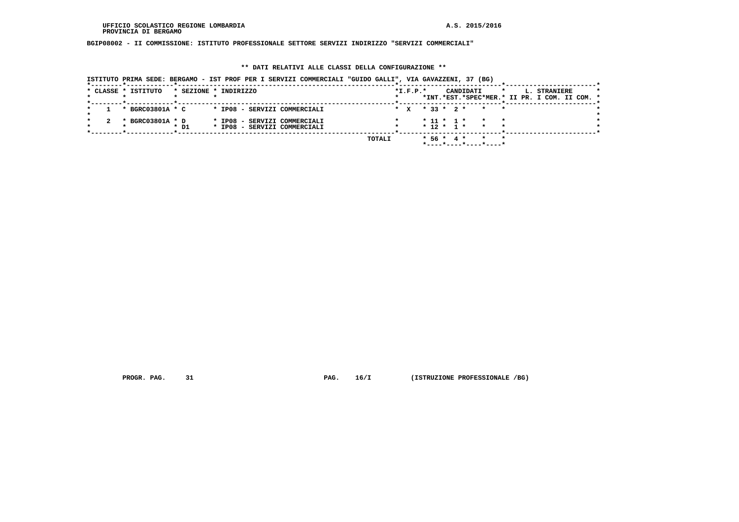BGIP08002 - II COMMISSIONE: ISTITUTO PROFESSIONALE SETTORE SERVIZI INDIRIZZO "SERVIZI COMMERCIALI"

## ** DATI RELATIVI ALLE CLASSI DELLA CONFIGURAZIONE **

ISTITUTO PRIMA SEDE: BERGAMO - IST PROF PER I SERVIZI COMMERCIALI "GUIDO GALLI", VIA GAVAZZENI, 37 (BG)

| CLASSE | ISTITUTO | SEZIONE | INDIRIZZO | I.F.P. | CANDIDATI INT. | CANDIDATI EST. | CANDIDATI SPEC | CANDIDATI MER. | L. STRANIERE II PR. | L. STRANIERE I COM. | L. STRANIERE II COM. |
|---|---|---|---|---|---|---|---|---|---|---|---|
| 1 | BGRC03801A | C | IP08 - SERVIZI COMMERCIALI | X | 33 | 2 | | | | | |
| 2 | BGRC03801A | D | IP08 - SERVIZI COMMERCIALI | | 11 | 1 | | | | | |
| | | D1 | IP08 - SERVIZI COMMERCIALI | | 12 | 1 | | | | | |
| | | | TOTALI | | 56 | 4 | | | | | |

PROGR. PAG. 31 PAG. 16/I (ISTRUZIONE PROFESSIONALE /BG)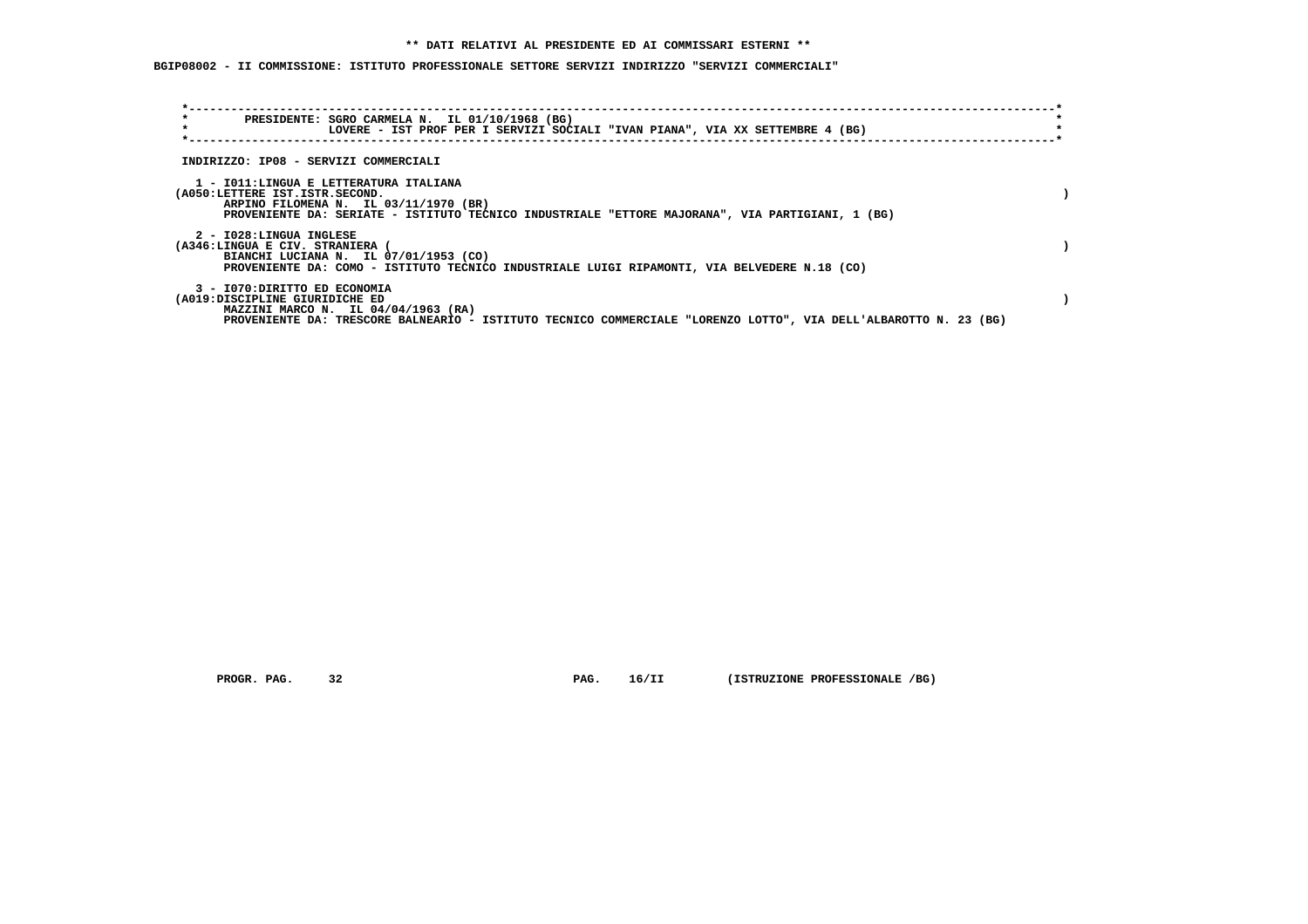**\*\* DATI RELATIVI AL PRESIDENTE ED AI COMMISSARI ESTERNI \*\***

**BGIP08002 - II COMMISSIONE: ISTITUTO PROFESSIONALE SETTORE SERVIZI INDIRIZZO "SERVIZI COMMERCIALI"**

PRESIDENTE: SGRO CARMELA N. IL 01/10/1968 (BG)
LOVERE - IST PROF PER I SERVIZI SOCIALI "IVAN PIANA", VIA XX SETTEMBRE 4 (BG)

INDIRIZZO: IP08 - SERVIZI COMMERCIALI

1 - I011:LINGUA E LETTERATURA ITALIANA
(A050:LETTERE IST.ISTR.SECOND. )
ARPINO FILOMENA N. IL 03/11/1970 (BR)
PROVENIENTE DA: SERIATE - ISTITUTO TECNICO INDUSTRIALE "ETTORE MAJORANA", VIA PARTIGIANI, 1 (BG)

2 - I028:LINGUA INGLESE
(A346:LINGUA E CIV. STRANIERA ( )
BIANCHI LUCIANA N. IL 07/01/1953 (CO)
PROVENIENTE DA: COMO - ISTITUTO TECNICO INDUSTRIALE LUIGI RIPAMONTI, VIA BELVEDERE N.18 (CO)

3 - I070:DIRITTO ED ECONOMIA
(A019:DISCIPLINE GIURIDICHE ED )
MAZZINI MARCO N. IL 04/04/1963 (RA)
PROVENIENTE DA: TRESCORE BALNEARIO - ISTITUTO TECNICO COMMERCIALE "LORENZO LOTTO", VIA DELL'ALBAROTTO N. 23 (BG)

PROGR. PAG. 32 PAG. 16/II (ISTRUZIONE PROFESSIONALE /BG)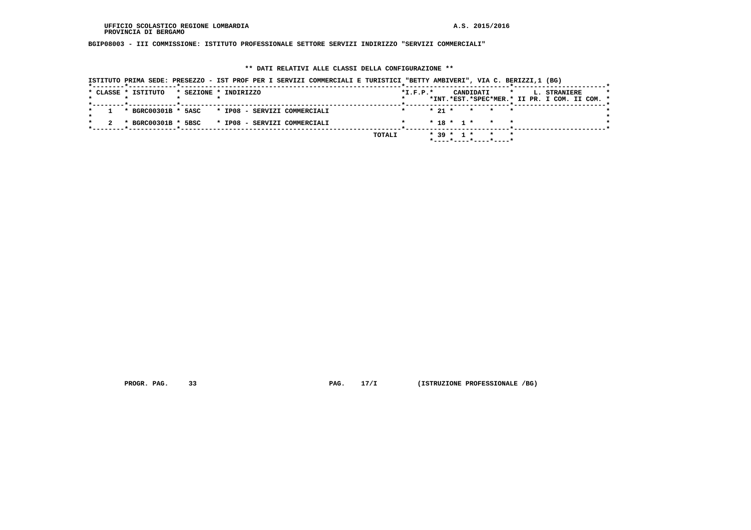UFFICIO SCOLASTICO REGIONE LOMBARDIA
PROVINCIA DI BERGAMO

A.S. 2015/2016

**BGIP08003 - III COMMISSIONE: ISTITUTO PROFESSIONALE SETTORE SERVIZI INDIRIZZO "SERVIZI COMMERCIALI"**

**\*\* DATI RELATIVI ALLE CLASSI DELLA CONFIGURAZIONE \*\***

ISTITUTO PRIMA SEDE: PRESEZZO - IST PROF PER I SERVIZI COMMERCIALI E TURISTICI "BETTY AMBIVERI", VIA C. BERIZZI,1 (BG)

| CLASSE | ISTITUTO | SEZIONE | INDIRIZZO | I.F.P. | CANDIDATI INT. | CANDIDATI EST. | CANDIDATI SPEC | CANDIDATI MER. | L. STRANIERE II PR. | L. STRANIERE I COM. | L. STRANIERE II COM. |
|---|---|---|---|---|---|---|---|---|---|---|---|
| 1 | BGRC00301B | 5ASC | IP08 - SERVIZI COMMERCIALI | | 21 | | | | | | |
| 2 | BGRC00301B | 5BSC | IP08 - SERVIZI COMMERCIALI | | 18 | 1 | | | | | |
| | | | TOTALI | | 39 | 1 | | | | | |

PROGR. PAG. 33 PAG. 17/I (ISTRUZIONE PROFESSIONALE /BG)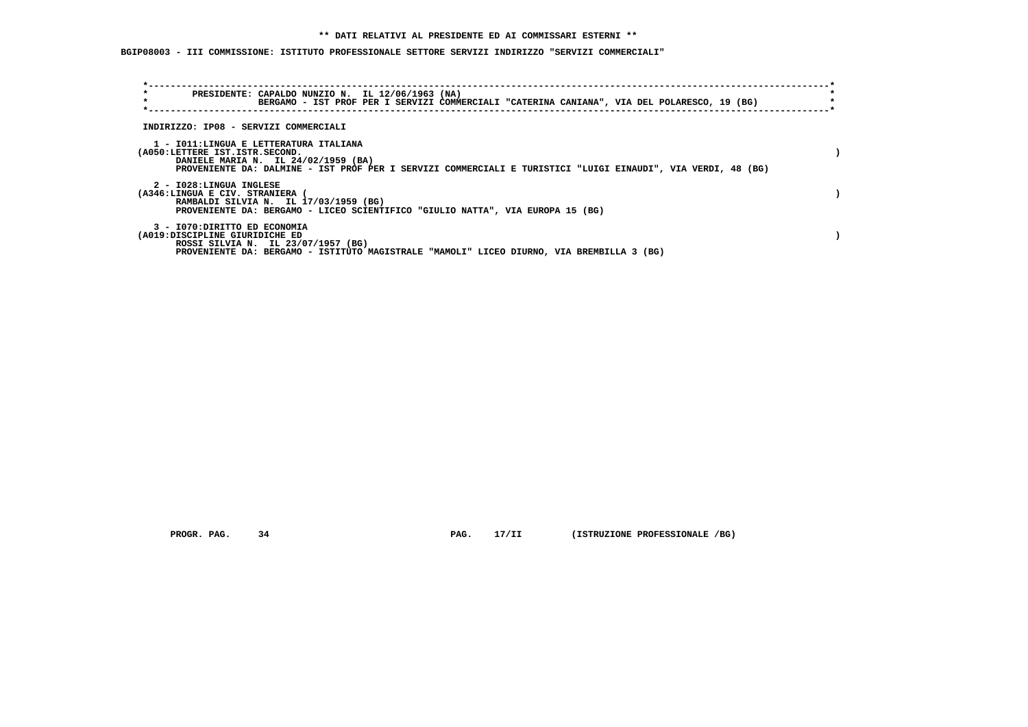** DATI RELATIVI AL PRESIDENTE ED AI COMMISSARI ESTERNI **

BGIP08003 - III COMMISSIONE: ISTITUTO PROFESSIONALE SETTORE SERVIZI INDIRIZZO "SERVIZI COMMERCIALI"

PRESIDENTE: CAPALDO NUNZIO N. IL 12/06/1963 (NA)
BERGAMO - IST PROF PER I SERVIZI COMMERCIALI "CATERINA CANIANA", VIA DEL POLARESCO, 19 (BG)

INDIRIZZO: IP08 - SERVIZI COMMERCIALI

1 - I011:LINGUA E LETTERATURA ITALIANA
(A050:LETTERE IST.ISTR.SECOND. )
DANIELE MARIA N. IL 24/02/1959 (BA)
PROVENIENTE DA: DALMINE - IST PROF PER I SERVIZI COMMERCIALI E TURISTICI "LUIGI EINAUDI", VIA VERDI, 48 (BG)

2 - I028:LINGUA INGLESE
(A346:LINGUA E CIV. STRANIERA ( )
RAMBALDI SILVIA N. IL 17/03/1959 (BG)
PROVENIENTE DA: BERGAMO - LICEO SCIENTIFICO "GIULIO NATTA", VIA EUROPA 15 (BG)

3 - I070:DIRITTO ED ECONOMIA
(A019:DISCIPLINE GIURIDICHE ED )
ROSSI SILVIA N. IL 23/07/1957 (BG)
PROVENIENTE DA: BERGAMO - ISTITUTO MAGISTRALE "MAMOLI" LICEO DIURNO, VIA BREMBILLA 3 (BG)

PROGR. PAG. 34 PAG. 17/II (ISTRUZIONE PROFESSIONALE /BG)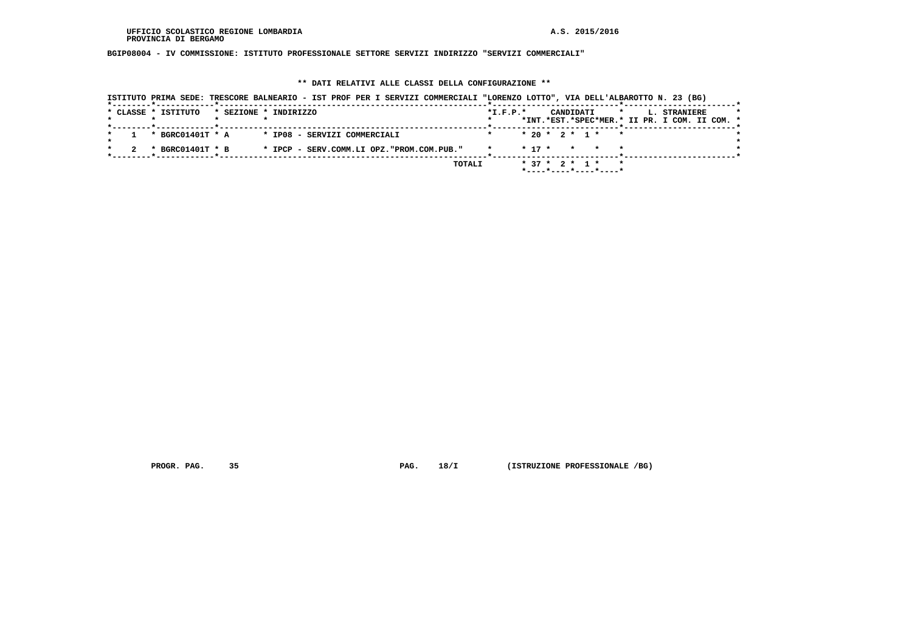BGIP08004 - IV COMMISSIONE: ISTITUTO PROFESSIONALE SETTORE SERVIZI INDIRIZZO "SERVIZI COMMERCIALI"

** DATI RELATIVI ALLE CLASSI DELLA CONFIGURAZIONE **

ISTITUTO PRIMA SEDE: TRESCORE BALNEARIO - IST PROF PER I SERVIZI COMMERCIALI "LORENZO LOTTO", VIA DELL'ALBAROTTO N. 23 (BG)

| CLASSE | ISTITUTO | SEZIONE | INDIRIZZO | I.F.P. | CANDIDATI INT. | CANDIDATI EST. | CANDIDATI SPEC | CANDIDATI MER. | L. STRANIERE II PR. | L. STRANIERE I COM. | L. STRANIERE II COM. |
|---|---|---|---|---|---|---|---|---|---|---|---|
| 1 | BGRC01401T | A | IP08 - SERVIZI COMMERCIALI | | 20 | 2 | 1 | | | | |
| 2 | BGRC01401T | B | IPCP - SERV.COMM.LI OPZ."PROM.COM.PUB." | | 17 | | | | | | |
| | | | TOTALI | | 37 | 2 | 1 | | | | |

PROGR. PAG. 35 PAG. 18/I (ISTRUZIONE PROFESSIONALE /BG)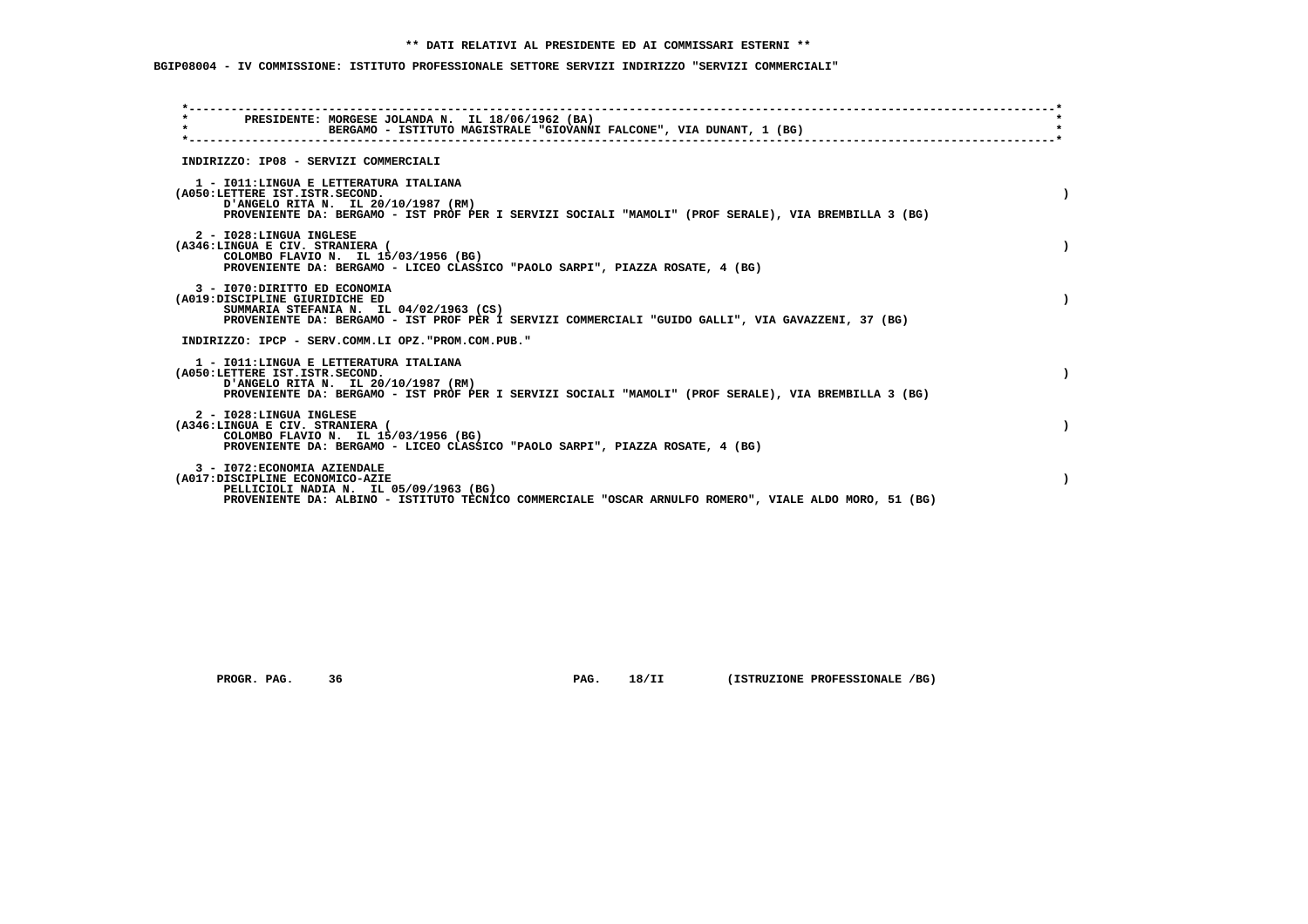** DATI RELATIVI AL PRESIDENTE ED AI COMMISSARI ESTERNI **

BGIP08004 - IV COMMISSIONE: ISTITUTO PROFESSIONALE SETTORE SERVIZI INDIRIZZO "SERVIZI COMMERCIALI"

PRESIDENTE: MORGESE JOLANDA N. IL 18/06/1962 (BA)
BERGAMO - ISTITUTO MAGISTRALE "GIOVANNI FALCONE", VIA DUNANT, 1 (BG)

INDIRIZZO: IP08 - SERVIZI COMMERCIALI

1 - I011:LINGUA E LETTERATURA ITALIANA
(A050:LETTERE IST.ISTR.SECOND. )
D'ANGELO RITA N. IL 20/10/1987 (RM)
PROVENIENTE DA: BERGAMO - IST PROF PER I SERVIZI SOCIALI "MAMOLI" (PROF SERALE), VIA BREMBILLA 3 (BG)

2 - I028:LINGUA INGLESE
(A346:LINGUA E CIV. STRANIERA ( )
COLOMBO FLAVIO N. IL 15/03/1956 (BG)
PROVENIENTE DA: BERGAMO - LICEO CLASSICO "PAOLO SARPI", PIAZZA ROSATE, 4 (BG)

3 - I070:DIRITTO ED ECONOMIA
(A019:DISCIPLINE GIURIDICHE ED )
SUMMARIA STEFANIA N. IL 04/02/1963 (CS)
PROVENIENTE DA: BERGAMO - IST PROF PER I SERVIZI COMMERCIALI "GUIDO GALLI", VIA GAVAZZENI, 37 (BG)

INDIRIZZO: IPCP - SERV.COMM.LI OPZ."PROM.COM.PUB."

1 - I011:LINGUA E LETTERATURA ITALIANA
(A050:LETTERE IST.ISTR.SECOND. )
D'ANGELO RITA N. IL 20/10/1987 (RM)
PROVENIENTE DA: BERGAMO - IST PROF PER I SERVIZI SOCIALI "MAMOLI" (PROF SERALE), VIA BREMBILLA 3 (BG)

2 - I028:LINGUA INGLESE
(A346:LINGUA E CIV. STRANIERA ( )
COLOMBO FLAVIO N. IL 15/03/1956 (BG)
PROVENIENTE DA: BERGAMO - LICEO CLASSICO "PAOLO SARPI", PIAZZA ROSATE, 4 (BG)

3 - I072:ECONOMIA AZIENDALE
(A017:DISCIPLINE ECONOMICO-AZIE )
PELLICIOLI NADIA N. IL 05/09/1963 (BG)
PROVENIENTE DA: ALBINO - ISTITUTO TECNICO COMMERCIALE "OSCAR ARNULFO ROMERO", VIALE ALDO MORO, 51 (BG)

PROGR. PAG. 36 PAG. 18/II (ISTRUZIONE PROFESSIONALE /BG)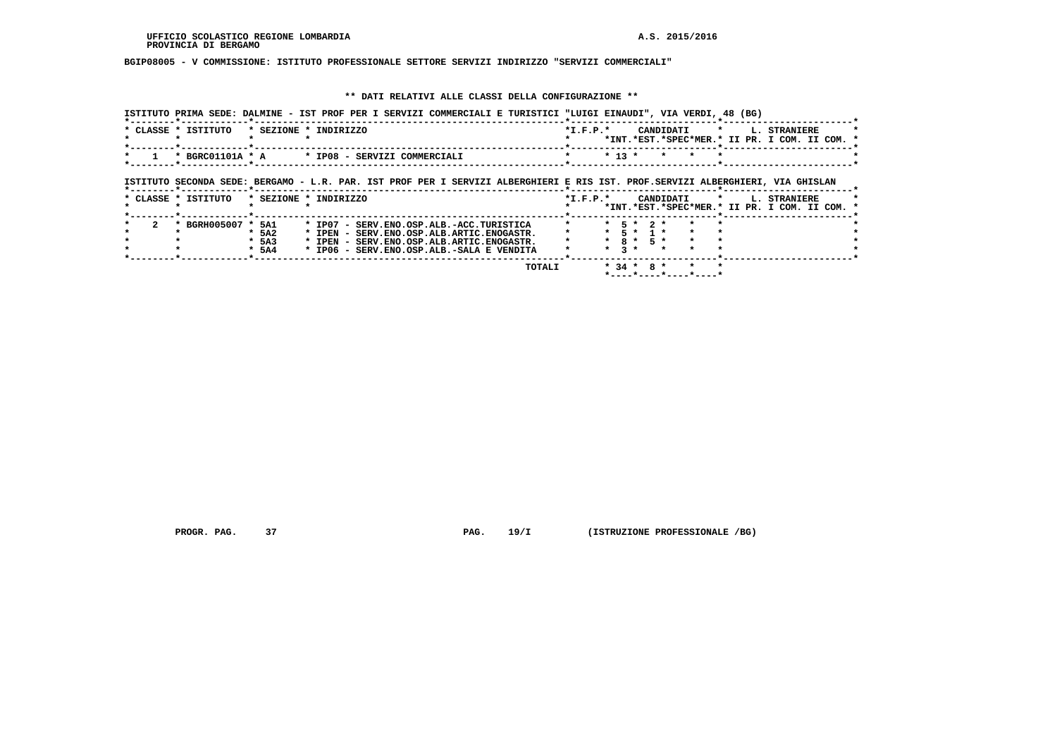**UFFICIO SCOLASTICO REGIONE LOMBARDIA** **A.S. 2015/2016**
**PROVINCIA DI BERGAMO**

**BGIP08005 - V COMMISSIONE: ISTITUTO PROFESSIONALE SETTORE SERVIZI INDIRIZZO "SERVIZI COMMERCIALI"**

## ** DATI RELATIVI ALLE CLASSI DELLA CONFIGURAZIONE **

ISTITUTO PRIMA SEDE: DALMINE - IST PROF PER I SERVIZI COMMERCIALI E TURISTICI "LUIGI EINAUDI", VIA VERDI, 48 (BG)

| CLASSE | ISTITUTO | SEZIONE | INDIRIZZO | I.F.P. | CANDIDATI INT. | CANDIDATI EST. | CANDIDATI SPEC | CANDIDATI MER. | L. STRANIERE II PR. | L. STRANIERE I COM. | L. STRANIERE II COM. |
|---|---|---|---|---|---|---|---|---|---|---|---|
| 1 | BGRC01101A | A | IP08 - SERVIZI COMMERCIALI | | 13 | | | | | | |

ISTITUTO SECONDA SEDE: BERGAMO - L.R. PAR. IST PROF PER I SERVIZI ALBERGHIERI E RIS IST. PROF.SERVIZI ALBERGHIERI, VIA GHISLAN

| CLASSE | ISTITUTO | SEZIONE | INDIRIZZO | I.F.P. | CANDIDATI INT. | CANDIDATI EST. | CANDIDATI SPEC | CANDIDATI MER. | L. STRANIERE II PR. | L. STRANIERE I COM. | L. STRANIERE II COM. |
|---|---|---|---|---|---|---|---|---|---|---|---|
| 2 | BGRH005007 | 5A1 | IP07 - SERV.ENO.OSP.ALB.-ACC.TURISTICA | | 5 | 2 | | | | | |
| | | 5A2 | IPEN - SERV.ENO.OSP.ALB.ARTIC.ENOGASTR. | | 5 | 1 | | | | | |
| | | 5A3 | IPEN - SERV.ENO.OSP.ALB.ARTIC.ENOGASTR. | | 8 | 5 | | | | | |
| | | 5A4 | IP06 - SERV.ENO.OSP.ALB.-SALA E VENDITA | | 3 | | | | | | |
| | | | TOTALI | | 34 | 8 | | | | | |

PROGR. PAG. 37 PAG. 19/I (ISTRUZIONE PROFESSIONALE /BG)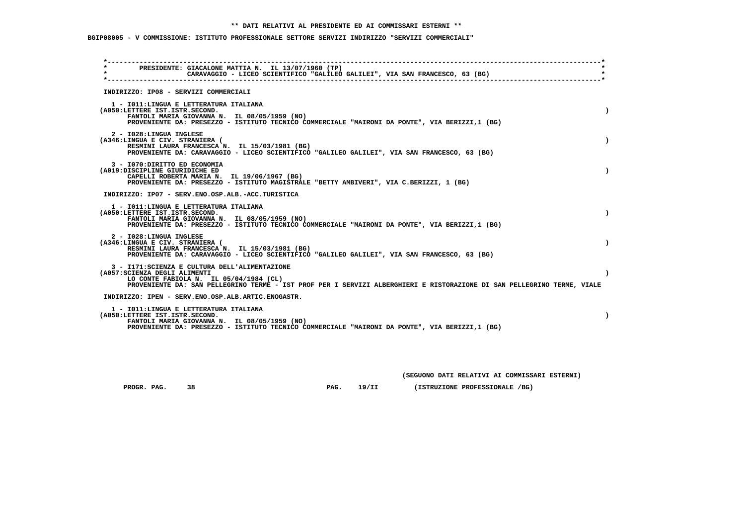**\*\* DATI RELATIVI AL PRESIDENTE ED AI COMMISSARI ESTERNI \*\***

**BGIP08005 - V COMMISSIONE: ISTITUTO PROFESSIONALE SETTORE SERVIZI INDIRIZZO "SERVIZI COMMERCIALI"**

PRESIDENTE: GIACALONE MATTIA N. IL 13/07/1960 (TP)
CARAVAGGIO - LICEO SCIENTIFICO "GALILEO GALILEI", VIA SAN FRANCESCO, 63 (BG)

INDIRIZZO: IP08 - SERVIZI COMMERCIALI

1 - I011:LINGUA E LETTERATURA ITALIANA
(A050:LETTERE IST.ISTR.SECOND. )
FANTOLI MARIA GIOVANNA N. IL 08/05/1959 (NO)
PROVENIENTE DA: PRESEZZO - ISTITUTO TECNICO COMMERCIALE "MAIRONI DA PONTE", VIA BERIZZI,1 (BG)

2 - I028:LINGUA INGLESE
(A346:LINGUA E CIV. STRANIERA ( )
RESMINI LAURA FRANCESCA N. IL 15/03/1981 (BG)
PROVENIENTE DA: CARAVAGGIO - LICEO SCIENTIFICO "GALILEO GALILEI", VIA SAN FRANCESCO, 63 (BG)

3 - I070:DIRITTO ED ECONOMIA
(A019:DISCIPLINE GIURIDICHE ED )
CAPELLI ROBERTA MARIA N. IL 19/06/1967 (BG)
PROVENIENTE DA: PRESEZZO - ISTITUTO MAGISTRALE "BETTY AMBIVERI", VIA C.BERIZZI, 1 (BG)

INDIRIZZO: IP07 - SERV.ENO.OSP.ALB.-ACC.TURISTICA

1 - I011:LINGUA E LETTERATURA ITALIANA
(A050:LETTERE IST.ISTR.SECOND. )
FANTOLI MARIA GIOVANNA N. IL 08/05/1959 (NO)
PROVENIENTE DA: PRESEZZO - ISTITUTO TECNICO COMMERCIALE "MAIRONI DA PONTE", VIA BERIZZI,1 (BG)

2 - I028:LINGUA INGLESE
(A346:LINGUA E CIV. STRANIERA ( )
RESMINI LAURA FRANCESCA N. IL 15/03/1981 (BG)
PROVENIENTE DA: CARAVAGGIO - LICEO SCIENTIFICO "GALILEO GALILEI", VIA SAN FRANCESCO, 63 (BG)

3 - I171:SCIENZA E CULTURA DELL'ALIMENTAZIONE
(A057:SCIENZA DEGLI ALIMENTI )
LO CONTE FABIOLA N. IL 05/04/1984 (CL)
PROVENIENTE DA: SAN PELLEGRINO TERME - IST PROF PER I SERVIZI ALBERGHIERI E RISTORAZIONE DI SAN PELLEGRINO TERME, VIALE

INDIRIZZO: IPEN - SERV.ENO.OSP.ALB.ARTIC.ENOGASTR.

1 - I011:LINGUA E LETTERATURA ITALIANA
(A050:LETTERE IST.ISTR.SECOND. )
FANTOLI MARIA GIOVANNA N. IL 08/05/1959 (NO)
PROVENIENTE DA: PRESEZZO - ISTITUTO TECNICO COMMERCIALE "MAIRONI DA PONTE", VIA BERIZZI,1 (BG)

(SEGUONO DATI RELATIVI AI COMMISSARI ESTERNI)

PROGR. PAG. 38 PAG. 19/II (ISTRUZIONE PROFESSIONALE /BG)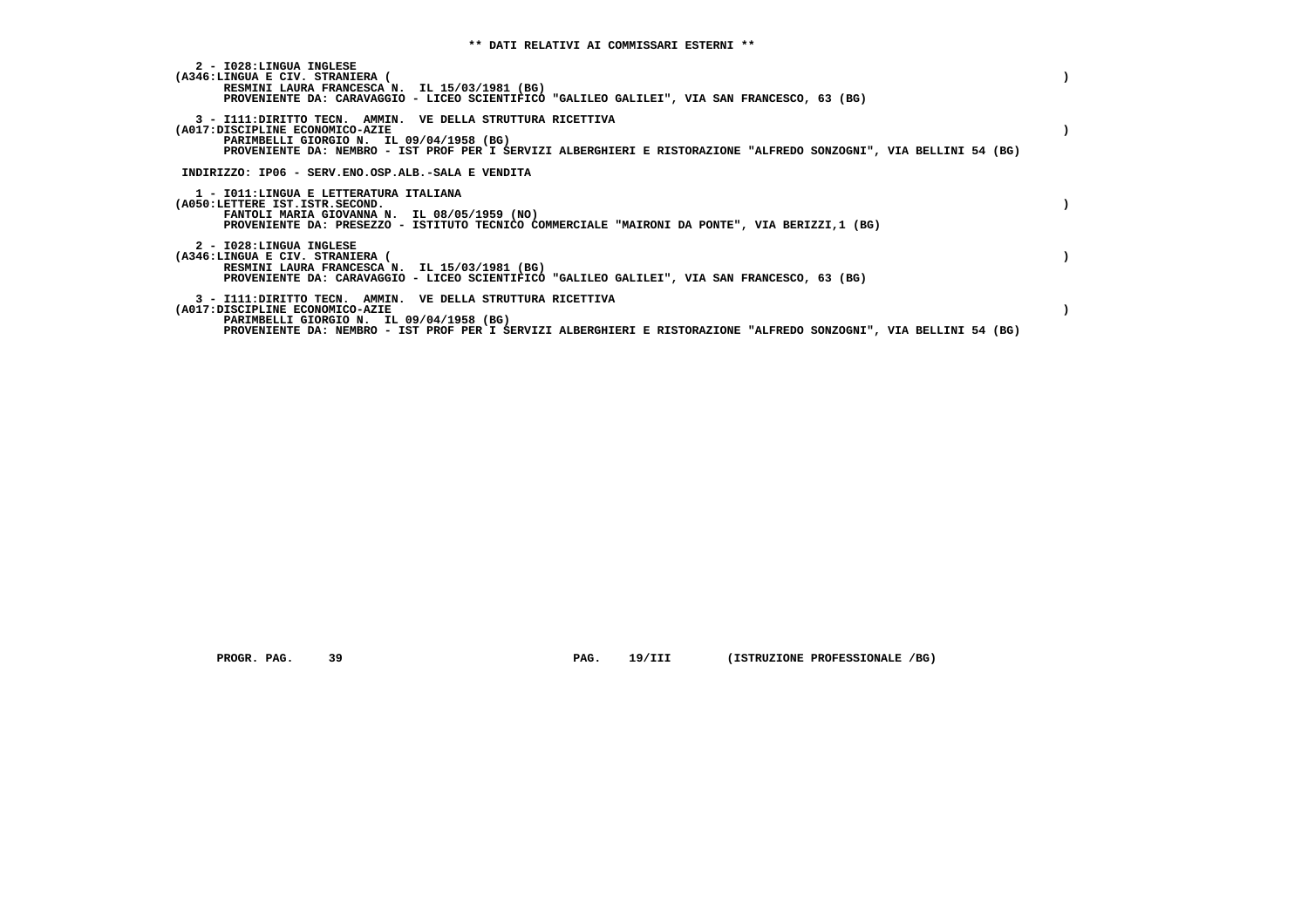**\*\* DATI RELATIVI AI COMMISSARI ESTERNI \*\***

2 - I028:LINGUA INGLESE
(A346:LINGUA E CIV. STRANIERA ( )
RESMINI LAURA FRANCESCA N. IL 15/03/1981 (BG)
PROVENIENTE DA: CARAVAGGIO - LICEO SCIENTIFICO "GALILEO GALILEI", VIA SAN FRANCESCO, 63 (BG)

3 - I111:DIRITTO TECN. AMMIN. VE DELLA STRUTTURA RICETTIVA
(A017:DISCIPLINE ECONOMICO-AZIE )
PARIMBELLI GIORGIO N. IL 09/04/1958 (BG)
PROVENIENTE DA: NEMBRO - IST PROF PER I SERVIZI ALBERGHIERI E RISTORAZIONE "ALFREDO SONZOGNI", VIA BELLINI 54 (BG)

INDIRIZZO: IP06 - SERV.ENO.OSP.ALB.-SALA E VENDITA

1 - I011:LINGUA E LETTERATURA ITALIANA
(A050:LETTERE IST.ISTR.SECOND. )
FANTOLI MARIA GIOVANNA N. IL 08/05/1959 (NO)
PROVENIENTE DA: PRESEZZO - ISTITUTO TECNICO COMMERCIALE "MAIRONI DA PONTE", VIA BERIZZI,1 (BG)

2 - I028:LINGUA INGLESE
(A346:LINGUA E CIV. STRANIERA ( )
RESMINI LAURA FRANCESCA N. IL 15/03/1981 (BG)
PROVENIENTE DA: CARAVAGGIO - LICEO SCIENTIFICO "GALILEO GALILEI", VIA SAN FRANCESCO, 63 (BG)

3 - I111:DIRITTO TECN. AMMIN. VE DELLA STRUTTURA RICETTIVA
(A017:DISCIPLINE ECONOMICO-AZIE )
PARIMBELLI GIORGIO N. IL 09/04/1958 (BG)
PROVENIENTE DA: NEMBRO - IST PROF PER I SERVIZI ALBERGHIERI E RISTORAZIONE "ALFREDO SONZOGNI", VIA BELLINI 54 (BG)

PROGR. PAG. 39 PAG. 19/III (ISTRUZIONE PROFESSIONALE /BG)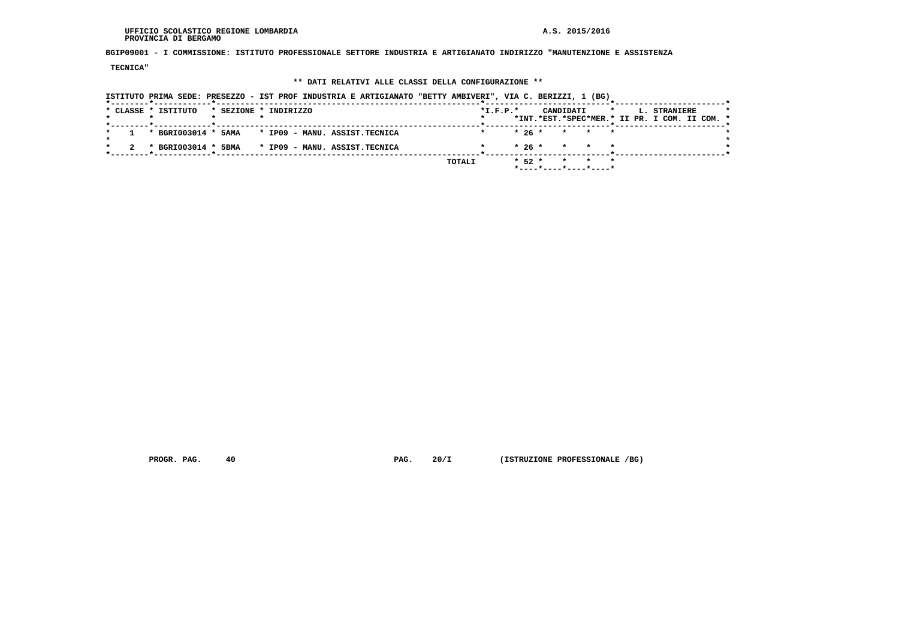UFFICIO SCOLASTICO REGIONE LOMBARDIA
PROVINCIA DI BERGAMO

A.S. 2015/2016

**BGIP09001 - I COMMISSIONE: ISTITUTO PROFESSIONALE SETTORE INDUSTRIA E ARTIGIANATO INDIRIZZO "MANUTENZIONE E ASSISTENZA TECNICA"**

**\*\* DATI RELATIVI ALLE CLASSI DELLA CONFIGURAZIONE \*\***

ISTITUTO PRIMA SEDE: PRESEZZO - IST PROF INDUSTRIA E ARTIGIANATO "BETTY AMBIVERI", VIA C. BERIZZI, 1 (BG)

| CLASSE | ISTITUTO | SEZIONE | INDIRIZZO | I.F.P. | CANDIDATI INT. | CANDIDATI EST. | CANDIDATI SPEC | CANDIDATI MER. | L. STRANIERE II PR. | L. STRANIERE I COM. | L. STRANIERE II COM. |
|---|---|---|---|---|---|---|---|---|---|---|---|
| 1 | BGRI003014 | 5AMA | IP09 - MANU. ASSIST.TECNICA | | 26 | | | | | | |
| 2 | BGRI003014 | 5BMA | IP09 - MANU. ASSIST.TECNICA | | 26 | | | | | | |
| | | | TOTALI | | 52 | | | | | | |

PROGR. PAG. 40 PAG. 20/I (ISTRUZIONE PROFESSIONALE /BG)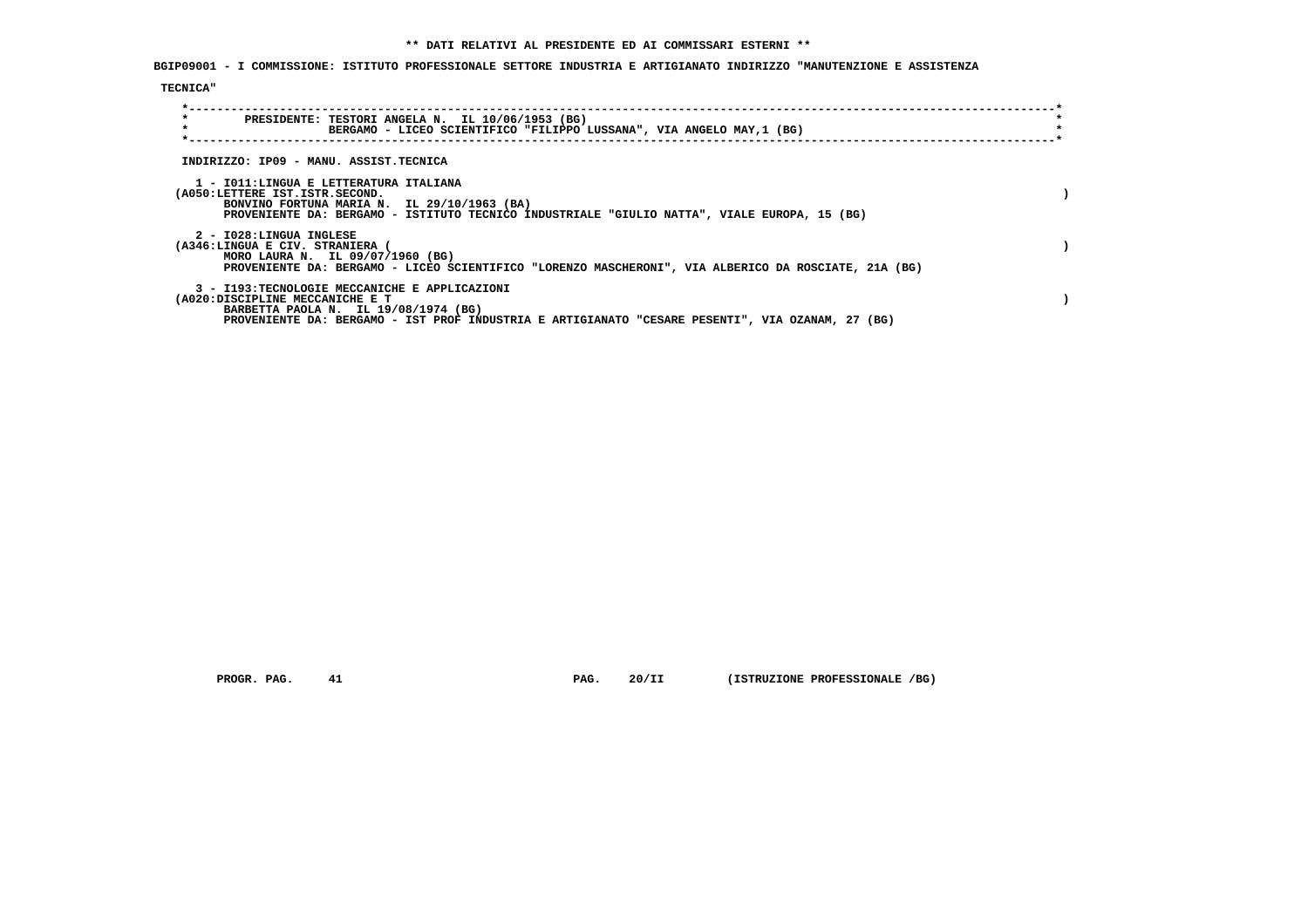**\*\* DATI RELATIVI AL PRESIDENTE ED AI COMMISSARI ESTERNI \*\***

**BGIP09001 - I COMMISSIONE: ISTITUTO PROFESSIONALE SETTORE INDUSTRIA E ARTIGIANATO INDIRIZZO "MANUTENZIONE E ASSISTENZA TECNICA"**

PRESIDENTE: TESTORI ANGELA N. IL 10/06/1953 (BG)
BERGAMO - LICEO SCIENTIFICO "FILIPPO LUSSANA", VIA ANGELO MAY,1 (BG)

INDIRIZZO: IP09 - MANU. ASSIST.TECNICA

1 - I011:LINGUA E LETTERATURA ITALIANA
(A050:LETTERE IST.ISTR.SECOND. )
BONVINO FORTUNA MARIA N. IL 29/10/1963 (BA)
PROVENIENTE DA: BERGAMO - ISTITUTO TECNICO INDUSTRIALE "GIULIO NATTA", VIALE EUROPA, 15 (BG)

2 - I028:LINGUA INGLESE
(A346:LINGUA E CIV. STRANIERA ( )
MORO LAURA N. IL 09/07/1960 (BG)
PROVENIENTE DA: BERGAMO - LICEO SCIENTIFICO "LORENZO MASCHERONI", VIA ALBERICO DA ROSCIATE, 21A (BG)

3 - I193:TECNOLOGIE MECCANICHE E APPLICAZIONI
(A020:DISCIPLINE MECCANICHE E T )
BARBETTA PAOLA N. IL 19/08/1974 (BG)
PROVENIENTE DA: BERGAMO - IST PROF INDUSTRIA E ARTIGIANATO "CESARE PESENTI", VIA OZANAM, 27 (BG)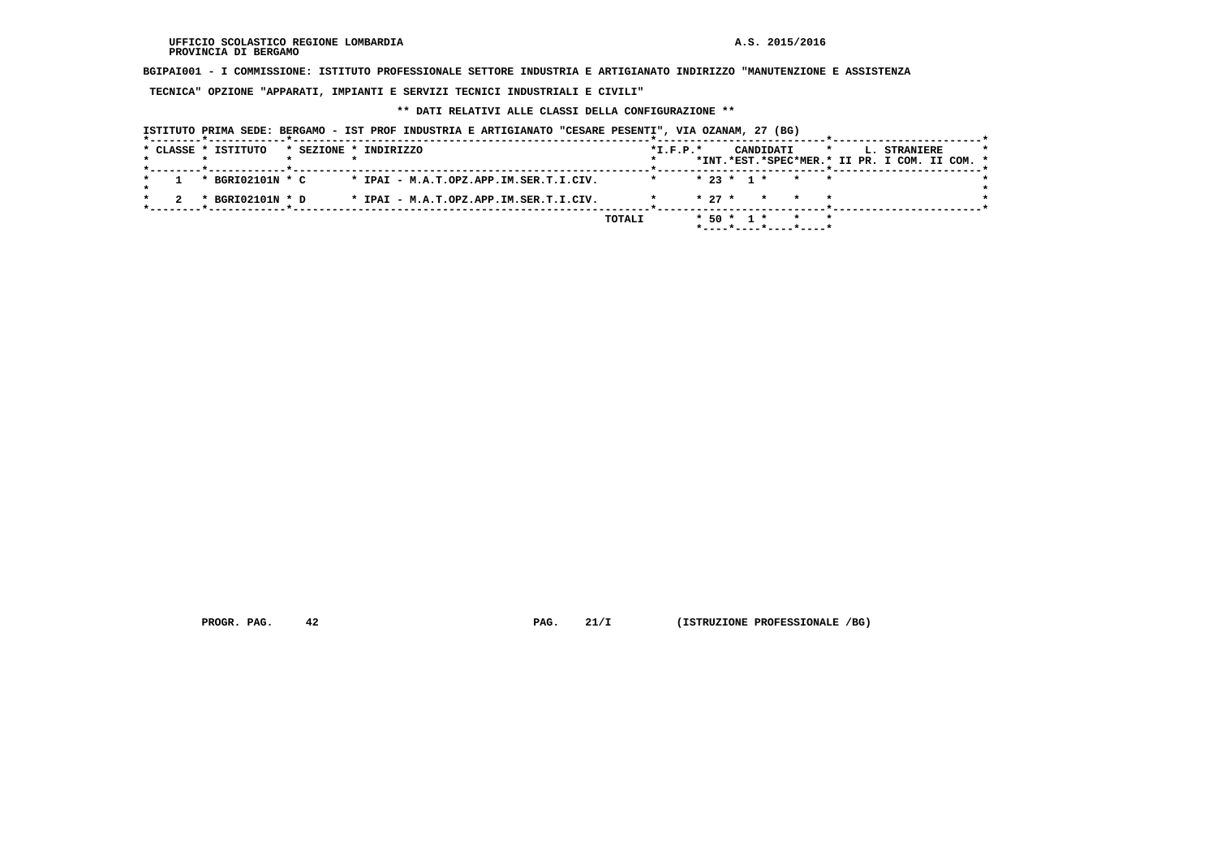UFFICIO SCOLASTICO REGIONE LOMBARDIA
PROVINCIA DI BERGAMO

A.S. 2015/2016

**BGIPAI001 - I COMMISSIONE: ISTITUTO PROFESSIONALE SETTORE INDUSTRIA E ARTIGIANATO INDIRIZZO "MANUTENZIONE E ASSISTENZA TECNICA" OPZIONE "APPARATI, IMPIANTI E SERVIZI TECNICI INDUSTRIALI E CIVILI"**

**\*\* DATI RELATIVI ALLE CLASSI DELLA CONFIGURAZIONE \*\***

ISTITUTO PRIMA SEDE: BERGAMO - IST PROF INDUSTRIA E ARTIGIANATO "CESARE PESENTI", VIA OZANAM, 27 (BG)

| CLASSE | ISTITUTO | SEZIONE | INDIRIZZO | I.F.P. | CANDIDATI INT. | CANDIDATI EST. | CANDIDATI SPEC | CANDIDATI MER. | L. STRANIERE II PR. | L. STRANIERE I COM. | L. STRANIERE II COM. |
|---|---|---|---|---|---|---|---|---|---|---|---|
| 1 | BGRI02101N | C | IPAI - M.A.T.OPZ.APP.IM.SER.T.I.CIV. | | 23 | 1 | | | | | |
| 2 | BGRI02101N | D | IPAI - M.A.T.OPZ.APP.IM.SER.T.I.CIV. | | 27 | | | | | | |
| | | | TOTALI | | 50 | 1 | | | | | |

PROGR. PAG. 42 PAG. 21/I (ISTRUZIONE PROFESSIONALE /BG)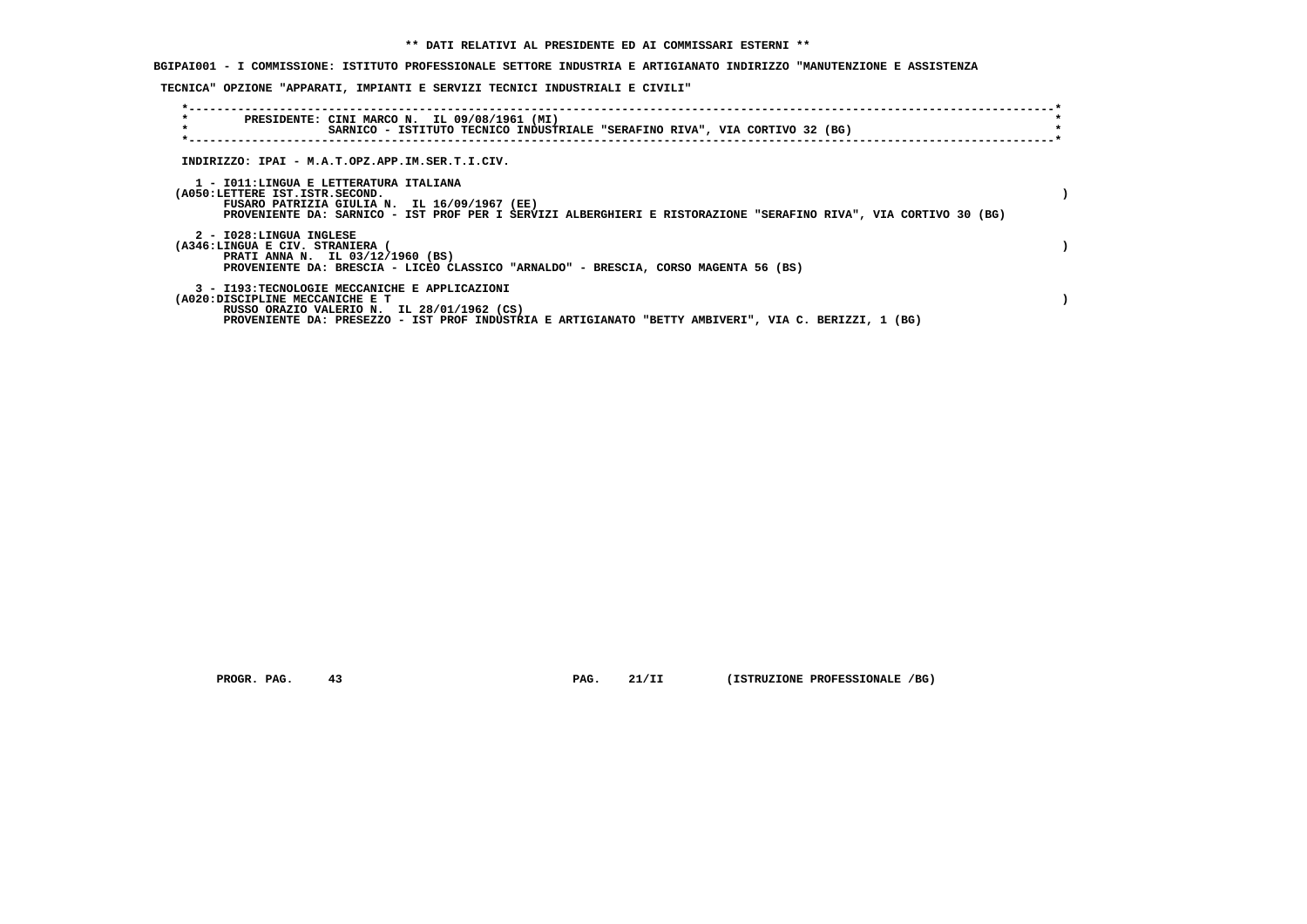**\*\* DATI RELATIVI AL PRESIDENTE ED AI COMMISSARI ESTERNI \*\***

**BGIPAI001 - I COMMISSIONE: ISTITUTO PROFESSIONALE SETTORE INDUSTRIA E ARTIGIANATO INDIRIZZO "MANUTENZIONE E ASSISTENZA TECNICA" OPZIONE "APPARATI, IMPIANTI E SERVIZI TECNICI INDUSTRIALI E CIVILI"**

PRESIDENTE: CINI MARCO N. IL 09/08/1961 (MI)
SARNICO - ISTITUTO TECNICO INDUSTRIALE "SERAFINO RIVA", VIA CORTIVO 32 (BG)

INDIRIZZO: IPAI - M.A.T.OPZ.APP.IM.SER.T.I.CIV.

1 - I011:LINGUA E LETTERATURA ITALIANA
(A050:LETTERE IST.ISTR.SECOND. )
FUSARO PATRIZIA GIULIA N. IL 16/09/1967 (EE)
PROVENIENTE DA: SARNICO - IST PROF PER I SERVIZI ALBERGHIERI E RISTORAZIONE "SERAFINO RIVA", VIA CORTIVO 30 (BG)

2 - I028:LINGUA INGLESE
(A346:LINGUA E CIV. STRANIERA ( )
PRATI ANNA N. IL 03/12/1960 (BS)
PROVENIENTE DA: BRESCIA - LICEO CLASSICO "ARNALDO" - BRESCIA, CORSO MAGENTA 56 (BS)

3 - I193:TECNOLOGIE MECCANICHE E APPLICAZIONI
(A020:DISCIPLINE MECCANICHE E T )
RUSSO ORAZIO VALERIO N. IL 28/01/1962 (CS)
PROVENIENTE DA: PRESEZZO - IST PROF INDUSTRIA E ARTIGIANATO "BETTY AMBIVERI", VIA C. BERIZZI, 1 (BG)

PROGR. PAG. 43 PAG. 21/II (ISTRUZIONE PROFESSIONALE /BG)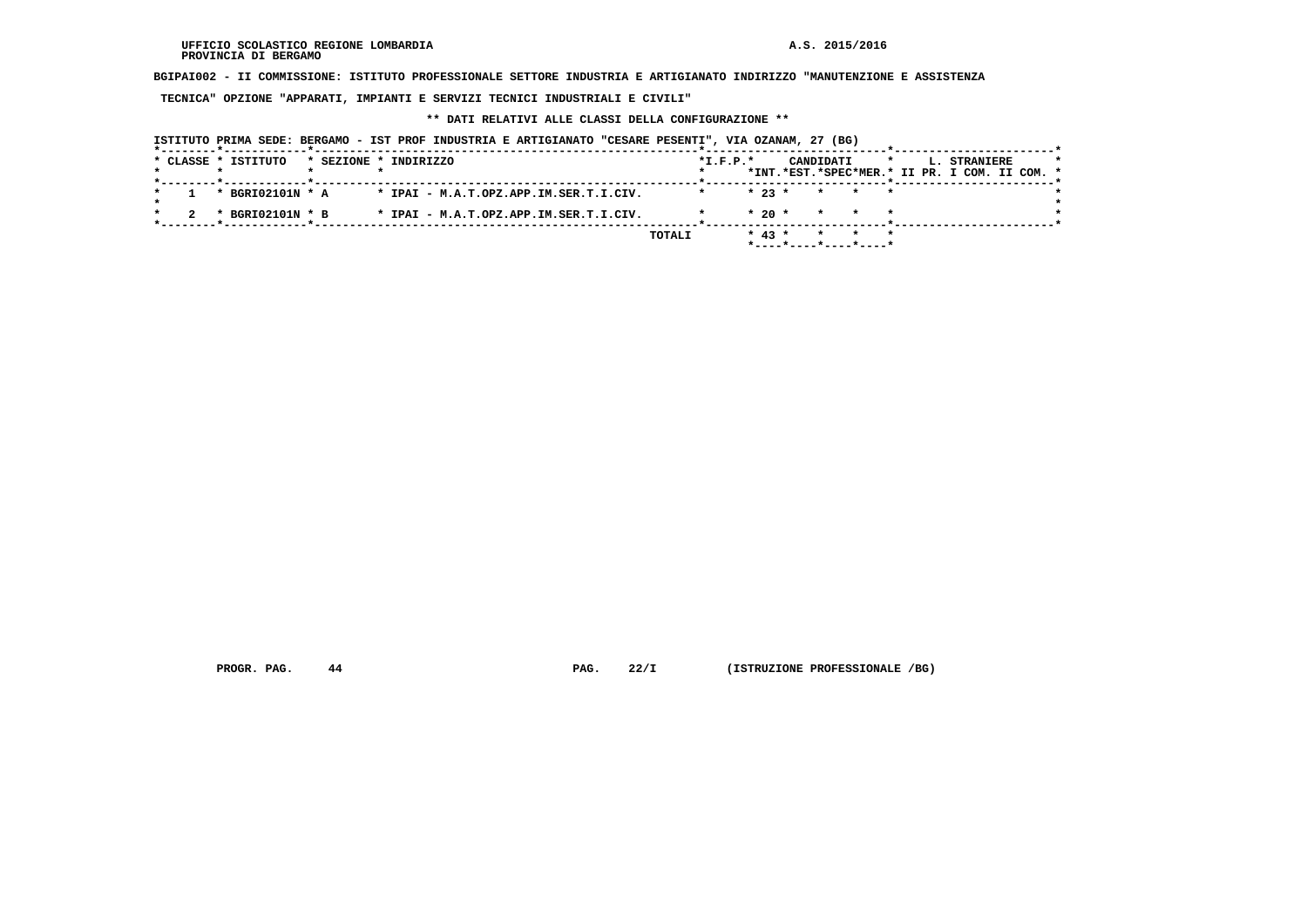UFFICIO SCOLASTICO REGIONE LOMBARDIA
PROVINCIA DI BERGAMO

A.S. 2015/2016

**BGIPAI002 - II COMMISSIONE: ISTITUTO PROFESSIONALE SETTORE INDUSTRIA E ARTIGIANATO INDIRIZZO "MANUTENZIONE E ASSISTENZA TECNICA" OPZIONE "APPARATI, IMPIANTI E SERVIZI TECNICI INDUSTRIALI E CIVILI"**

**\*\* DATI RELATIVI ALLE CLASSI DELLA CONFIGURAZIONE \*\***

ISTITUTO PRIMA SEDE: BERGAMO - IST PROF INDUSTRIA E ARTIGIANATO "CESARE PESENTI", VIA OZANAM, 27 (BG)

| CLASSE | ISTITUTO | SEZIONE | INDIRIZZO | I.F.P. | CANDIDATI INT. | CANDIDATI EST. | CANDIDATI SPEC | CANDIDATI MER. | L. STRANIERE II PR. | L. STRANIERE I COM. | L. STRANIERE II COM. |
|---|---|---|---|---|---|---|---|---|---|---|---|
| 1 | BGRI02101N | A | IPAI - M.A.T.OPZ.APP.IM.SER.T.I.CIV. | | 23 | | | | | | |
| 2 | BGRI02101N | B | IPAI - M.A.T.OPZ.APP.IM.SER.T.I.CIV. | | 20 | | | | | | |
| | | | TOTALI | | 43 | | | | | | |

PROGR. PAG. 44 PAG. 22/I (ISTRUZIONE PROFESSIONALE /BG)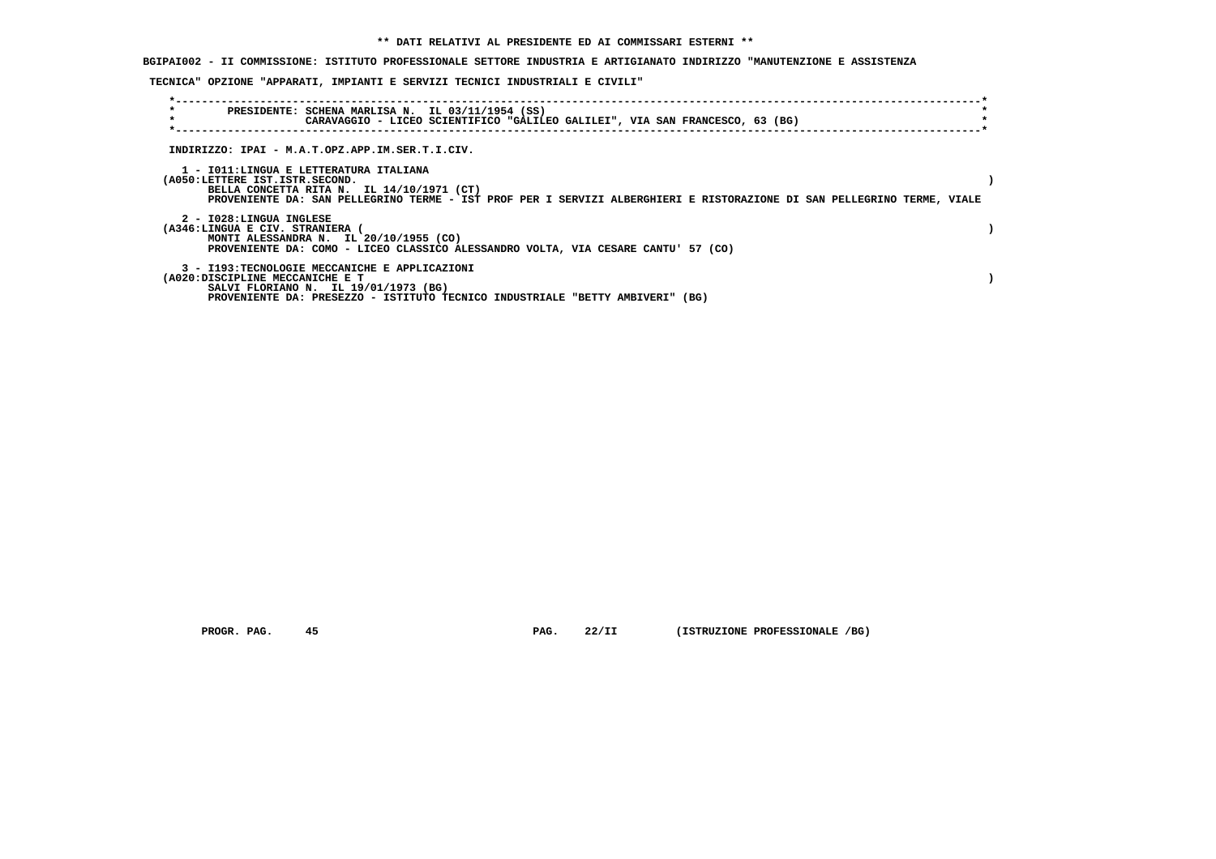**\*\* DATI RELATIVI AL PRESIDENTE ED AI COMMISSARI ESTERNI \*\***

**BGIPAI002 - II COMMISSIONE: ISTITUTO PROFESSIONALE SETTORE INDUSTRIA E ARTIGIANATO INDIRIZZO "MANUTENZIONE E ASSISTENZA TECNICA" OPZIONE "APPARATI, IMPIANTI E SERVIZI TECNICI INDUSTRIALI E CIVILI"**

**PRESIDENTE: SCHENA MARLISA N. IL 03/11/1954 (SS)**
**CARAVAGGIO - LICEO SCIENTIFICO "GALILEO GALILEI", VIA SAN FRANCESCO, 63 (BG)**

**INDIRIZZO: IPAI - M.A.T.OPZ.APP.IM.SER.T.I.CIV.**

**1 - I011:LINGUA E LETTERATURA ITALIANA**
**(A050:LETTERE IST.ISTR.SECOND. )**
**BELLA CONCETTA RITA N. IL 14/10/1971 (CT)**
**PROVENIENTE DA: SAN PELLEGRINO TERME - IST PROF PER I SERVIZI ALBERGHIERI E RISTORAZIONE DI SAN PELLEGRINO TERME, VIALE**

**2 - I028:LINGUA INGLESE**
**(A346:LINGUA E CIV. STRANIERA ( )**
**MONTI ALESSANDRA N. IL 20/10/1955 (CO)**
**PROVENIENTE DA: COMO - LICEO CLASSICO ALESSANDRO VOLTA, VIA CESARE CANTU' 57 (CO)**

**3 - I193:TECNOLOGIE MECCANICHE E APPLICAZIONI**
**(A020:DISCIPLINE MECCANICHE E T )**
**SALVI FLORIANO N. IL 19/01/1973 (BG)**
**PROVENIENTE DA: PRESEZZO - ISTITUTO TECNICO INDUSTRIALE "BETTY AMBIVERI" (BG)**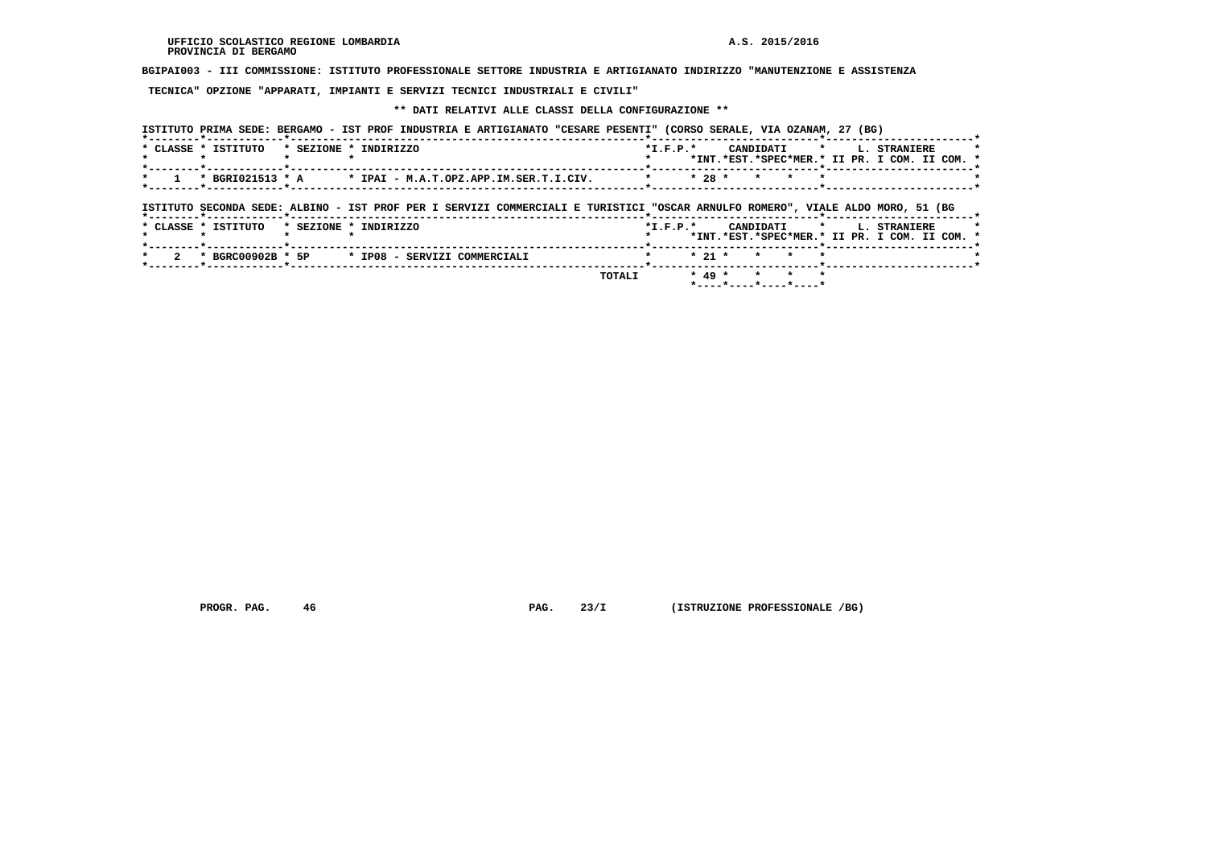UFFICIO SCOLASTICO REGIONE LOMBARDIA
PROVINCIA DI BERGAMO

A.S. 2015/2016

**BGIPAI003 - III COMMISSIONE: ISTITUTO PROFESSIONALE SETTORE INDUSTRIA E ARTIGIANATO INDIRIZZO "MANUTENZIONE E ASSISTENZA TECNICA" OPZIONE "APPARATI, IMPIANTI E SERVIZI TECNICI INDUSTRIALI E CIVILI"**

**** DATI RELATIVI ALLE CLASSI DELLA CONFIGURAZIONE ****

ISTITUTO PRIMA SEDE: BERGAMO - IST PROF INDUSTRIA E ARTIGIANATO "CESARE PESENTI" (CORSO SERALE, VIA OZANAM, 27 (BG)

| CLASSE | ISTITUTO | SEZIONE | INDIRIZZO | I.F.P. | CANDIDATI INT. | CANDIDATI EST. | CANDIDATI SPEC | CANDIDATI MER. | L. STRANIERE II PR. | L. STRANIERE I COM. | L. STRANIERE II COM. |
|---|---|---|---|---|---|---|---|---|---|---|---|
| 1 | BGRI021513 | A | IPAI - M.A.T.OPZ.APP.IM.SER.T.I.CIV. | | 28 | | | | | | |

ISTITUTO SECONDA SEDE: ALBINO - IST PROF PER I SERVIZI COMMERCIALI E TURISTICI "OSCAR ARNULFO ROMERO", VIALE ALDO MORO, 51 (BG

| CLASSE | ISTITUTO | SEZIONE | INDIRIZZO | I.F.P. | CANDIDATI INT. | CANDIDATI EST. | CANDIDATI SPEC | CANDIDATI MER. | L. STRANIERE II PR. | L. STRANIERE I COM. | L. STRANIERE II COM. |
|---|---|---|---|---|---|---|---|---|---|---|---|
| 2 | BGRC00902B | 5P | IP08 - SERVIZI COMMERCIALI | | 21 | | | | | | |
| | | | TOTALI | | 49 | | | | | | |

PROGR. PAG. 46 PAG. 23/I (ISTRUZIONE PROFESSIONALE /BG)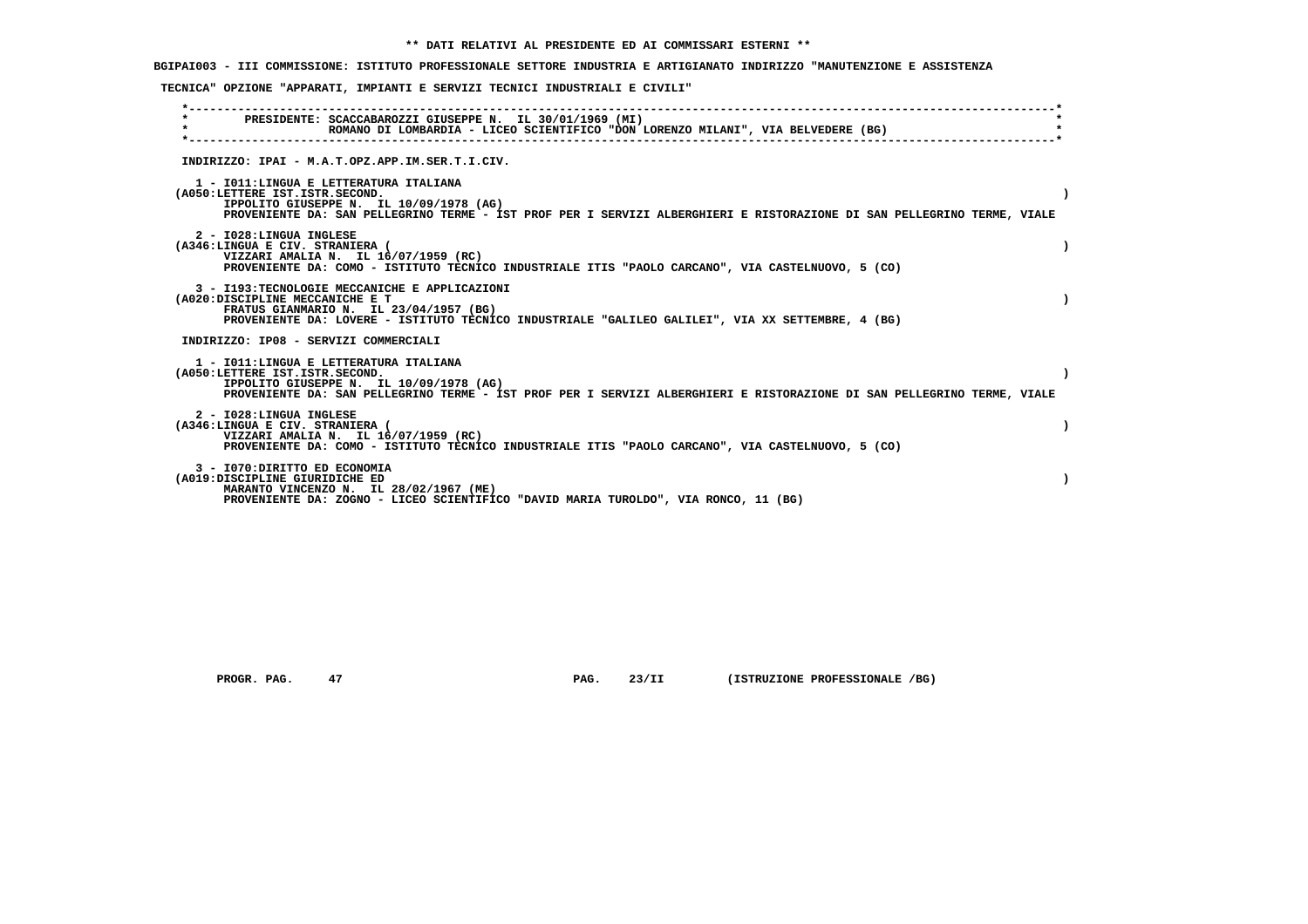** DATI RELATIVI AL PRESIDENTE ED AI COMMISSARI ESTERNI **

BGIPAI003 - III COMMISSIONE: ISTITUTO PROFESSIONALE SETTORE INDUSTRIA E ARTIGIANATO INDIRIZZO "MANUTENZIONE E ASSISTENZA TECNICA" OPZIONE "APPARATI, IMPIANTI E SERVIZI TECNICI INDUSTRIALI E CIVILI"

PRESIDENTE: SCACCABAROZZI GIUSEPPE N. IL 30/01/1969 (MI)
ROMANO DI LOMBARDIA - LICEO SCIENTIFICO "DON LORENZO MILANI", VIA BELVEDERE (BG)

INDIRIZZO: IPAI - M.A.T.OPZ.APP.IM.SER.T.I.CIV.

1 - I011:LINGUA E LETTERATURA ITALIANA
(A050:LETTERE IST.ISTR.SECOND. )
IPPOLITO GIUSEPPE N. IL 10/09/1978 (AG)
PROVENIENTE DA: SAN PELLEGRINO TERME - IST PROF PER I SERVIZI ALBERGHIERI E RISTORAZIONE DI SAN PELLEGRINO TERME, VIALE

2 - I028:LINGUA INGLESE
(A346:LINGUA E CIV. STRANIERA ( )
VIZZARI AMALIA N. IL 16/07/1959 (RC)
PROVENIENTE DA: COMO - ISTITUTO TECNICO INDUSTRIALE ITIS "PAOLO CARCANO", VIA CASTELNUOVO, 5 (CO)

3 - I193:TECNOLOGIE MECCANICHE E APPLICAZIONI
(A020:DISCIPLINE MECCANICHE E T )
FRATUS GIANMARIO N. IL 23/04/1957 (BG)
PROVENIENTE DA: LOVERE - ISTITUTO TECNICO INDUSTRIALE "GALILEO GALILEI", VIA XX SETTEMBRE, 4 (BG)

INDIRIZZO: IP08 - SERVIZI COMMERCIALI

1 - I011:LINGUA E LETTERATURA ITALIANA
(A050:LETTERE IST.ISTR.SECOND. )
IPPOLITO GIUSEPPE N. IL 10/09/1978 (AG)
PROVENIENTE DA: SAN PELLEGRINO TERME - IST PROF PER I SERVIZI ALBERGHIERI E RISTORAZIONE DI SAN PELLEGRINO TERME, VIALE

2 - I028:LINGUA INGLESE
(A346:LINGUA E CIV. STRANIERA ( )
VIZZARI AMALIA N. IL 16/07/1959 (RC)
PROVENIENTE DA: COMO - ISTITUTO TECNICO INDUSTRIALE ITIS "PAOLO CARCANO", VIA CASTELNUOVO, 5 (CO)

3 - I070:DIRITTO ED ECONOMIA
(A019:DISCIPLINE GIURIDICHE ED )
MARANTO VINCENZO N. IL 28/02/1967 (ME)
PROVENIENTE DA: ZOGNO - LICEO SCIENTIFICO "DAVID MARIA TUROLDO", VIA RONCO, 11 (BG)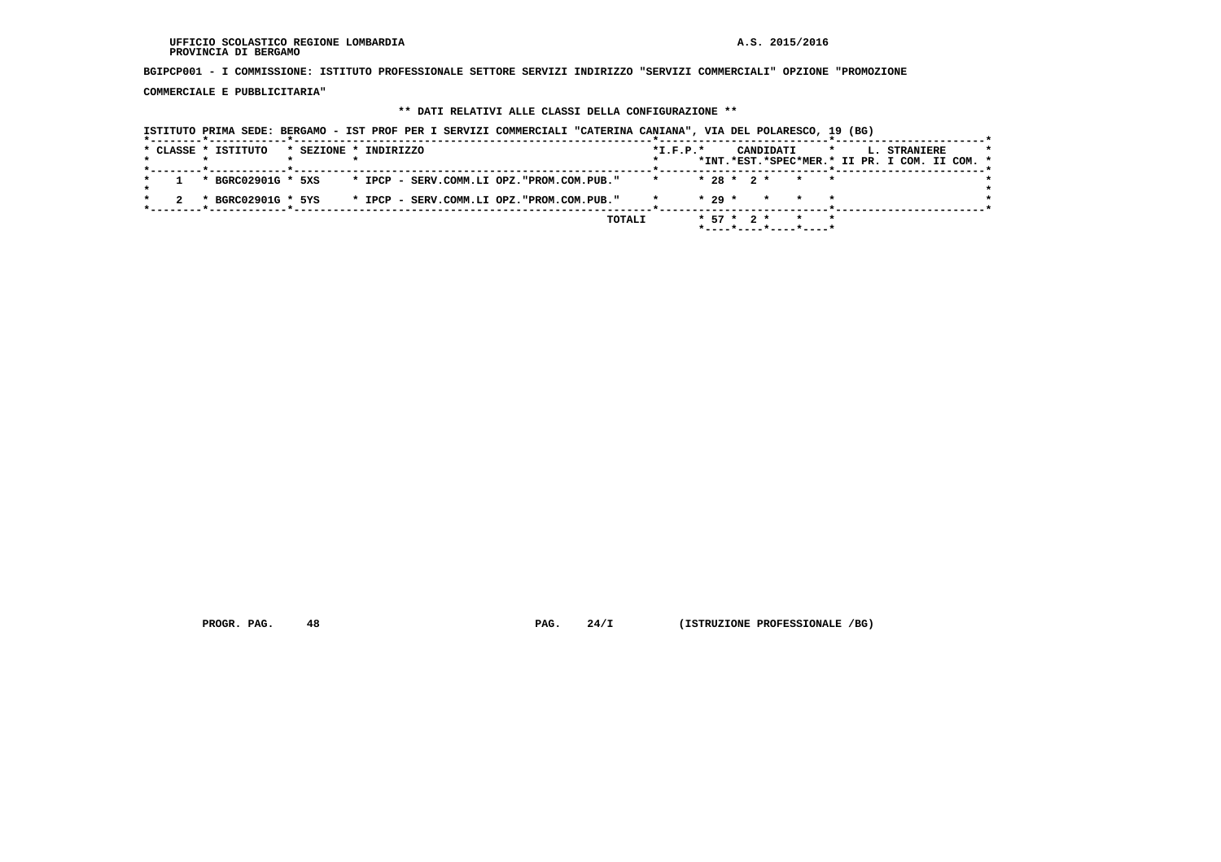UFFICIO SCOLASTICO REGIONE LOMBARDIA
PROVINCIA DI BERGAMO

A.S. 2015/2016

**BGIPCP001 - I COMMISSIONE: ISTITUTO PROFESSIONALE SETTORE SERVIZI INDIRIZZO "SERVIZI COMMERCIALI" OPZIONE "PROMOZIONE COMMERCIALE E PUBBLICITARIA"**

**\*\* DATI RELATIVI ALLE CLASSI DELLA CONFIGURAZIONE \*\***

ISTITUTO PRIMA SEDE: BERGAMO - IST PROF PER I SERVIZI COMMERCIALI "CATERINA CANIANA", VIA DEL POLARESCO, 19 (BG)

| CLASSE | ISTITUTO | SEZIONE | INDIRIZZO | I.F.P. | CANDIDATI INT. | CANDIDATI EST. | CANDIDATI SPEC | CANDIDATI MER. | L. STRANIERE II PR. | L. STRANIERE I COM. | L. STRANIERE II COM. |
|---|---|---|---|---|---|---|---|---|---|---|---|
| 1 | BGRC02901G | 5XS | IPCP - SERV.COMM.LI OPZ."PROM.COM.PUB." | | 28 | 2 | | | | | |
| 2 | BGRC02901G | 5YS | IPCP - SERV.COMM.LI OPZ."PROM.COM.PUB." | | 29 | | | | | | |
| | | | TOTALI | | 57 | 2 | | | | | |

PROGR. PAG. 48

PAG. 24/I (ISTRUZIONE PROFESSIONALE /BG)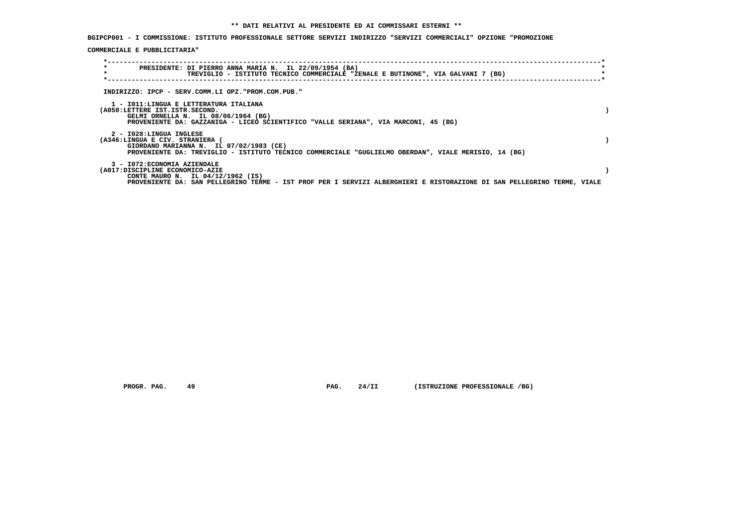**\*\* DATI RELATIVI AL PRESIDENTE ED AI COMMISSARI ESTERNI \*\***

**BGIPCP001 - I COMMISSIONE: ISTITUTO PROFESSIONALE SETTORE SERVIZI INDIRIZZO "SERVIZI COMMERCIALI" OPZIONE "PROMOZIONE COMMERCIALE E PUBBLICITARIA"**

**PRESIDENTE: DI PIERRO ANNA MARIA N. IL 22/09/1954 (BA)**
**TREVIGLIO - ISTITUTO TECNICO COMMERCIALE "ZENALE E BUTINONE", VIA GALVANI 7 (BG)**

**INDIRIZZO: IPCP - SERV.COMM.LI OPZ."PROM.COM.PUB."**

**1 - I011:LINGUA E LETTERATURA ITALIANA**
**(A050:LETTERE IST.ISTR.SECOND. )**
**GELMI ORNELLA N. IL 08/06/1964 (BG)**
**PROVENIENTE DA: GAZZANIGA - LICEO SCIENTIFICO "VALLE SERIANA", VIA MARCONI, 45 (BG)**

**2 - I028:LINGUA INGLESE**
**(A346:LINGUA E CIV. STRANIERA ( )**
**GIORDANO MARIANNA N. IL 07/02/1983 (CE)**
**PROVENIENTE DA: TREVIGLIO - ISTITUTO TECNICO COMMERCIALE "GUGLIELMO OBERDAN", VIALE MERISIO, 14 (BG)**

**3 - I072:ECONOMIA AZIENDALE**
**(A017:DISCIPLINE ECONOMICO-AZIE )**
**CONTE MAURO N. IL 04/12/1962 (IS)**
**PROVENIENTE DA: SAN PELLEGRINO TERME - IST PROF PER I SERVIZI ALBERGHIERI E RISTORAZIONE DI SAN PELLEGRINO TERME, VIALE**

**PROGR. PAG. 49 PAG. 24/II (ISTRUZIONE PROFESSIONALE /BG)**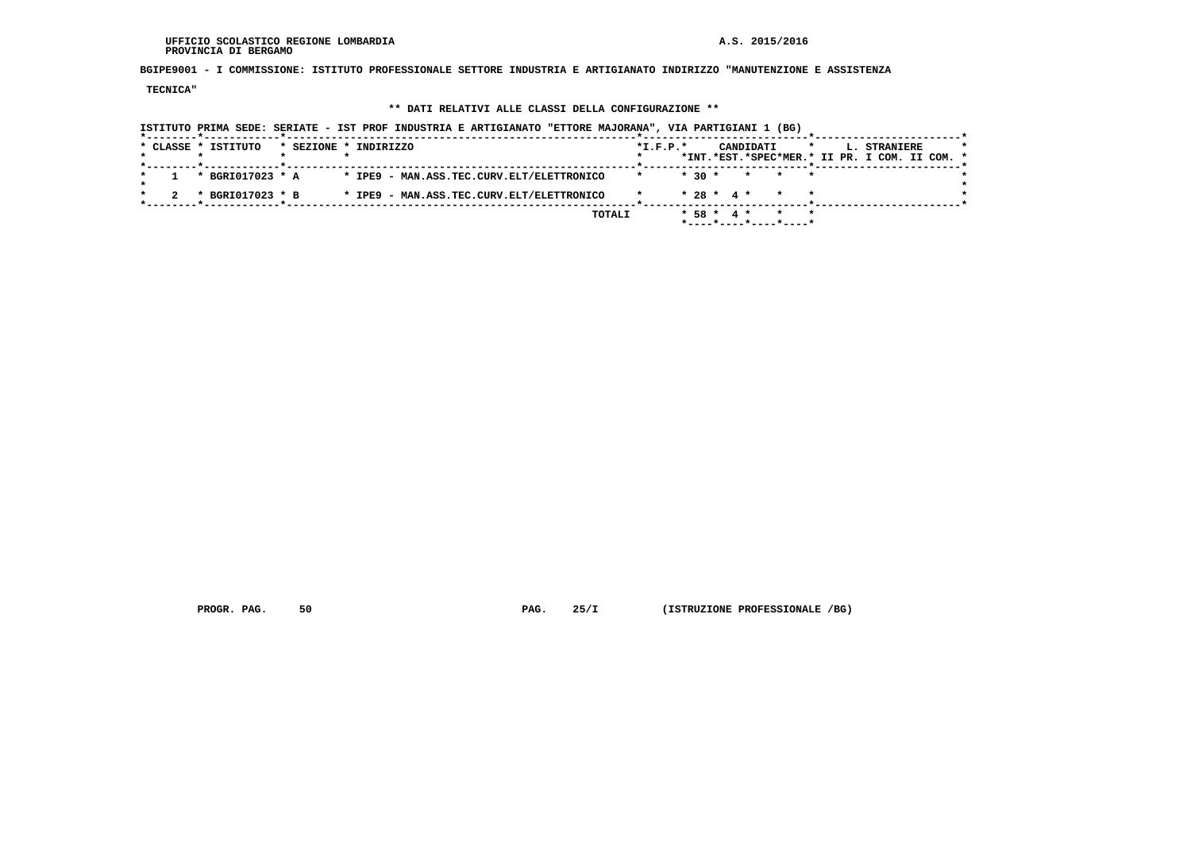UFFICIO SCOLASTICO REGIONE LOMBARDIA
PROVINCIA DI BERGAMO

A.S. 2015/2016

**BGIPE9001 - I COMMISSIONE: ISTITUTO PROFESSIONALE SETTORE INDUSTRIA E ARTIGIANATO INDIRIZZO "MANUTENZIONE E ASSISTENZA TECNICA"**

**\*\* DATI RELATIVI ALLE CLASSI DELLA CONFIGURAZIONE \*\***

ISTITUTO PRIMA SEDE: SERIATE - IST PROF INDUSTRIA E ARTIGIANATO "ETTORE MAJORANA", VIA PARTIGIANI 1 (BG)

| CLASSE | ISTITUTO | SEZIONE | INDIRIZZO | I.F.P. | CANDIDATI INT. | CANDIDATI EST. | CANDIDATI SPEC | CANDIDATI MER. | L. STRANIERE II PR. | L. STRANIERE I COM. | L. STRANIERE II COM. |
|---|---|---|---|---|---|---|---|---|---|---|---|
| 1 | BGRI017023 | A | IPE9 - MAN.ASS.TEC.CURV.ELT/ELETTRONICO | | 30 | | | | | | |
| 2 | BGRI017023 | B | IPE9 - MAN.ASS.TEC.CURV.ELT/ELETTRONICO | | 28 | 4 | | | | | |
| | | | TOTALI | | 58 | 4 | | | | | |

PROGR. PAG. 50 PAG. 25/I (ISTRUZIONE PROFESSIONALE /BG)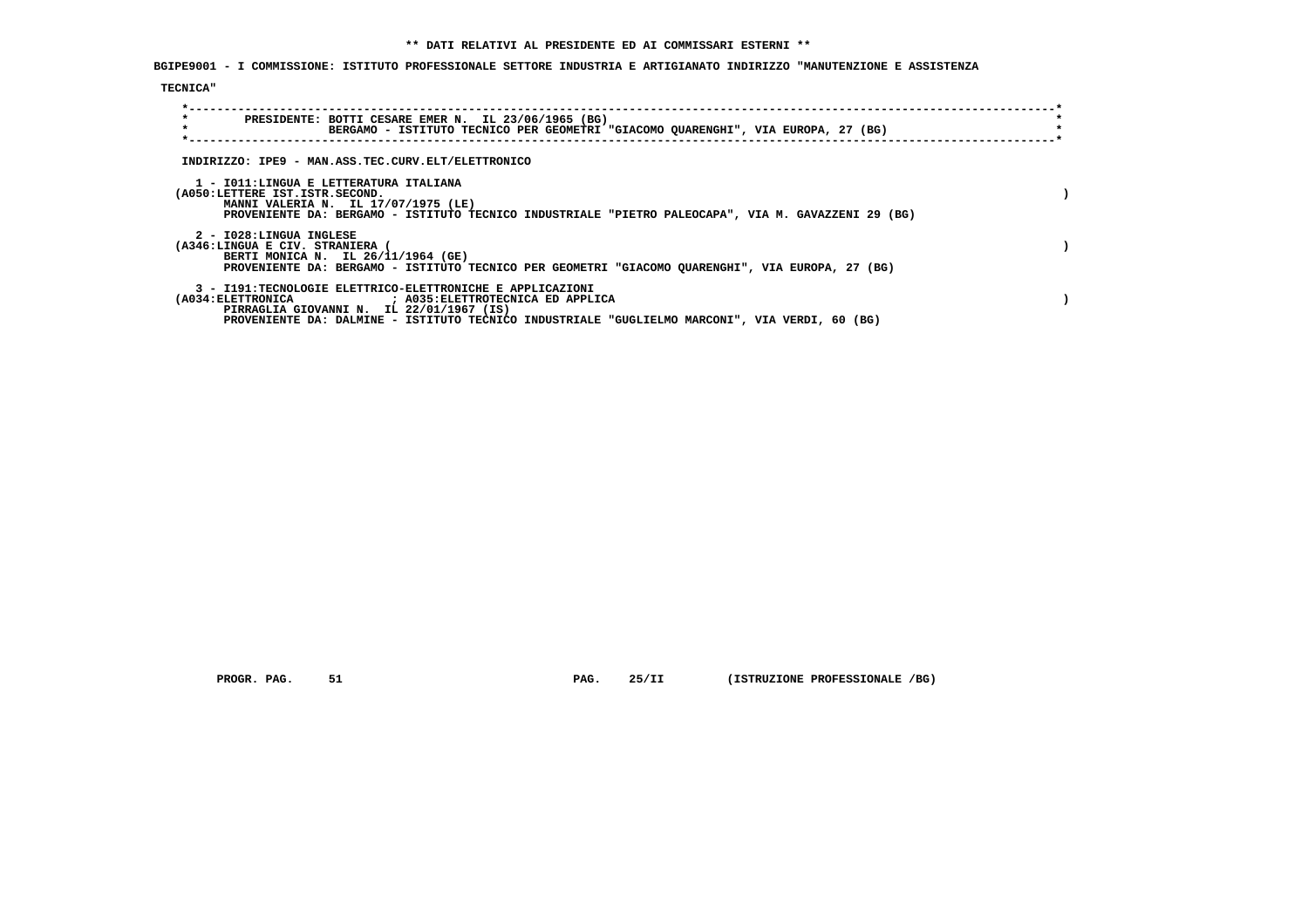**\*\* DATI RELATIVI AL PRESIDENTE ED AI COMMISSARI ESTERNI \*\***

**BGIPE9001 - I COMMISSIONE: ISTITUTO PROFESSIONALE SETTORE INDUSTRIA E ARTIGIANATO INDIRIZZO "MANUTENZIONE E ASSISTENZA TECNICA"**

```
*----------------------------------------------------------------------------------------------------------------------*
*       PRESIDENTE: BOTTI CESARE EMER N.  IL 23/06/1965 (BG)                                                            *
*                   BERGAMO - ISTITUTO TECNICO PER GEOMETRI "GIACOMO QUARENGHI", VIA EUROPA, 27 (BG)                    *
*----------------------------------------------------------------------------------------------------------------------*
```

INDIRIZZO: IPE9 - MAN.ASS.TEC.CURV.ELT/ELETTRONICO

1 - I011:LINGUA E LETTERATURA ITALIANA
(A050:LETTERE IST.ISTR.SECOND. )
MANNI VALERIA N. IL 17/07/1975 (LE)
PROVENIENTE DA: BERGAMO - ISTITUTO TECNICO INDUSTRIALE "PIETRO PALEOCAPA", VIA M. GAVAZZENI 29 (BG)

2 - I028:LINGUA INGLESE
(A346:LINGUA E CIV. STRANIERA ( )
BERTI MONICA N. IL 26/11/1964 (GE)
PROVENIENTE DA: BERGAMO - ISTITUTO TECNICO PER GEOMETRI "GIACOMO QUARENGHI", VIA EUROPA, 27 (BG)

3 - I191:TECNOLOGIE ELETTRICO-ELETTRONICHE E APPLICAZIONI
(A034:ELETTRONICA ; A035:ELETTROTECNICA ED APPLICA )
PIRRAGLIA GIOVANNI N. IL 22/01/1967 (IS)
PROVENIENTE DA: DALMINE - ISTITUTO TECNICO INDUSTRIALE "GUGLIELMO MARCONI", VIA VERDI, 60 (BG)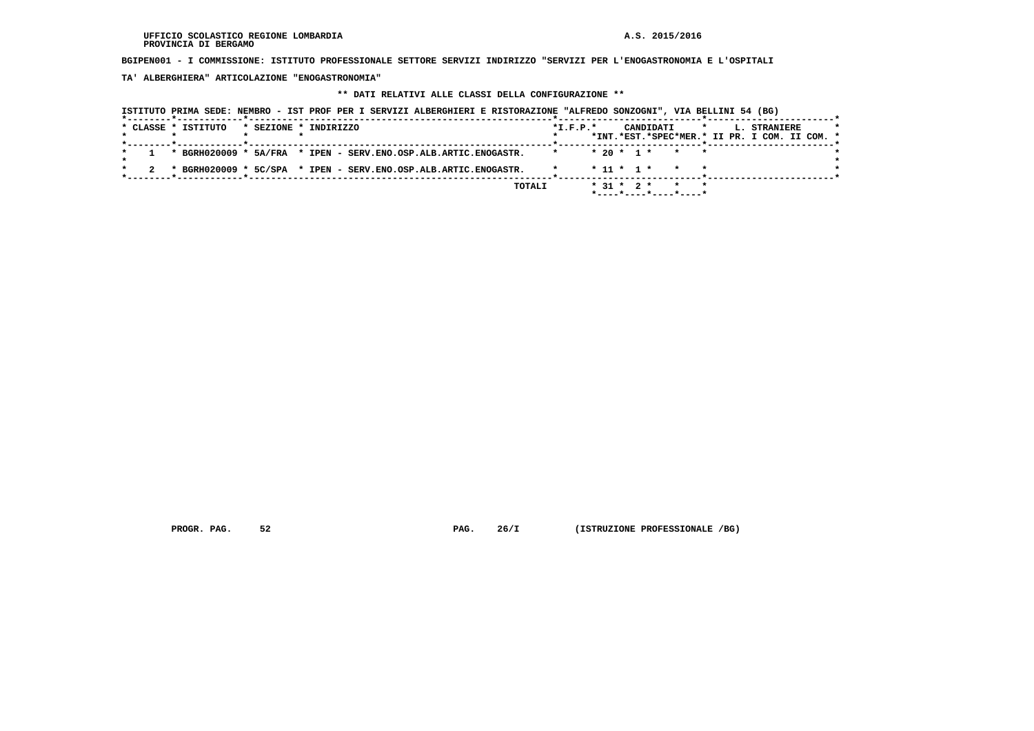UFFICIO SCOLASTICO REGIONE LOMBARDIA
PROVINCIA DI BERGAMO

A.S. 2015/2016

**BGIPEN001 - I COMMISSIONE: ISTITUTO PROFESSIONALE SETTORE SERVIZI INDIRIZZO "SERVIZI PER L'ENOGASTRONOMIA E L'OSPITALITA' ALBERGHIERA" ARTICOLAZIONE "ENOGASTRONOMIA"**

**\*\* DATI RELATIVI ALLE CLASSI DELLA CONFIGURAZIONE \*\***

ISTITUTO PRIMA SEDE: NEMBRO - IST PROF PER I SERVIZI ALBERGHIERI E RISTORAZIONE "ALFREDO SONZOGNI", VIA BELLINI 54 (BG)

| CLASSE | ISTITUTO | SEZIONE | INDIRIZZO | I.F.P. | CANDIDATI INT. | CANDIDATI EST. | CANDIDATI SPEC | CANDIDATI MER. | L. STRANIERE II PR. | L. STRANIERE I COM. | L. STRANIERE II COM. |
|---|---|---|---|---|---|---|---|---|---|---|---|
| 1 | BGRH020009 | 5A/FRA | IPEN - SERV.ENO.OSP.ALB.ARTIC.ENOGASTR. | | 20 | 1 | | | | | |
| 2 | BGRH020009 | 5C/SPA | IPEN - SERV.ENO.OSP.ALB.ARTIC.ENOGASTR. | | 11 | 1 | | | | | |
| | | | TOTALI | | 31 | 2 | | | | | |

PROGR. PAG. 52 PAG. 26/I (ISTRUZIONE PROFESSIONALE /BG)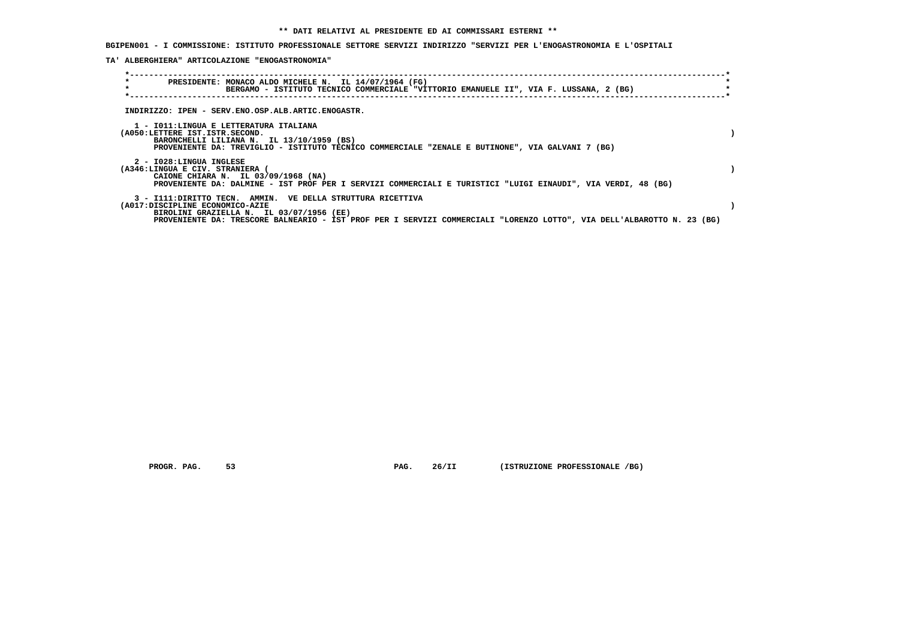**\*\* DATI RELATIVI AL PRESIDENTE ED AI COMMISSARI ESTERNI \*\***

**BGIPEN001 - I COMMISSIONE: ISTITUTO PROFESSIONALE SETTORE SERVIZI INDIRIZZO "SERVIZI PER L'ENOGASTRONOMIA E L'OSPITALI TA' ALBERGHIERA" ARTICOLAZIONE "ENOGASTRONOMIA"**

PRESIDENTE: MONACO ALDO MICHELE N. IL 14/07/1964 (FG)
BERGAMO - ISTITUTO TECNICO COMMERCIALE "VITTORIO EMANUELE II", VIA F. LUSSANA, 2 (BG)

INDIRIZZO: IPEN - SERV.ENO.OSP.ALB.ARTIC.ENOGASTR.

1 - I011:LINGUA E LETTERATURA ITALIANA
(A050:LETTERE IST.ISTR.SECOND. )
BARONCHELLI LILIANA N. IL 13/10/1959 (BS)
PROVENIENTE DA: TREVIGLIO - ISTITUTO TECNICO COMMERCIALE "ZENALE E BUTINONE", VIA GALVANI 7 (BG)

2 - I028:LINGUA INGLESE
(A346:LINGUA E CIV. STRANIERA ( )
CAIONE CHIARA N. IL 03/09/1968 (NA)
PROVENIENTE DA: DALMINE - IST PROF PER I SERVIZI COMMERCIALI E TURISTICI "LUIGI EINAUDI", VIA VERDI, 48 (BG)

3 - I111:DIRITTO TECN. AMMIN. VE DELLA STRUTTURA RICETTIVA
(A017:DISCIPLINE ECONOMICO-AZIE )
BIROLINI GRAZIELLA N. IL 03/07/1956 (EE)
PROVENIENTE DA: TRESCORE BALNEARIO - IST PROF PER I SERVIZI COMMERCIALI "LORENZO LOTTO", VIA DELL'ALBAROTTO N. 23 (BG)

PROGR. PAG. 53 PAG. 26/II (ISTRUZIONE PROFESSIONALE /BG)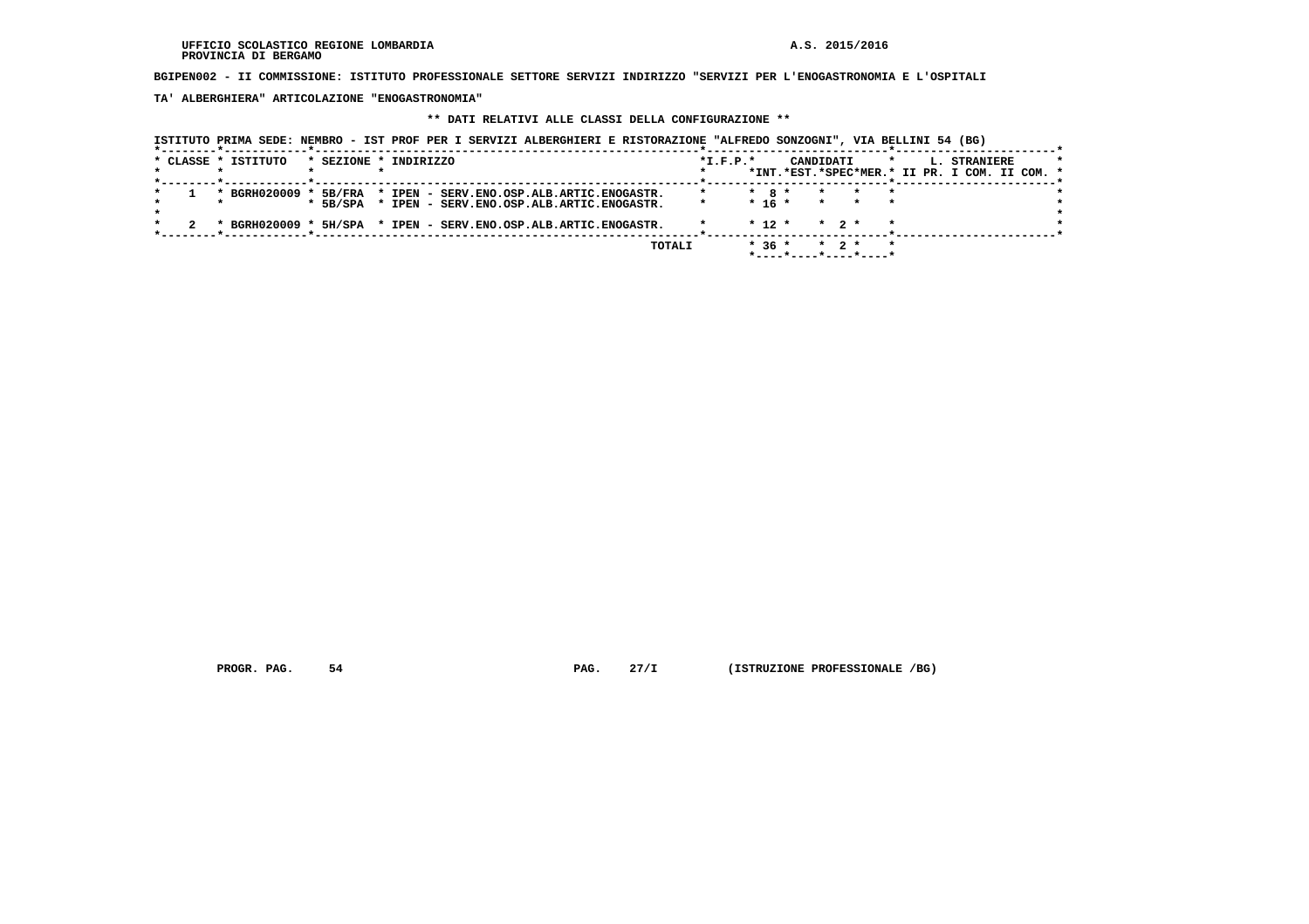UFFICIO SCOLASTICO REGIONE LOMBARDIA
PROVINCIA DI BERGAMO

A.S. 2015/2016

**BGIPEN002 - II COMMISSIONE: ISTITUTO PROFESSIONALE SETTORE SERVIZI INDIRIZZO "SERVIZI PER L'ENOGASTRONOMIA E L'OSPITALITA' ALBERGHIERA" ARTICOLAZIONE "ENOGASTRONOMIA"**

**\*\* DATI RELATIVI ALLE CLASSI DELLA CONFIGURAZIONE \*\***

ISTITUTO PRIMA SEDE: NEMBRO - IST PROF PER I SERVIZI ALBERGHIERI E RISTORAZIONE "ALFREDO SONZOGNI", VIA BELLINI 54 (BG)

| CLASSE | ISTITUTO | SEZIONE | INDIRIZZO | I.F.P. | CANDIDATI INT. | CANDIDATI EST. | CANDIDATI SPEC | CANDIDATI MER. | L. STRANIERE II PR. | L. STRANIERE I COM. | L. STRANIERE II COM. |
|---|---|---|---|---|---|---|---|---|---|---|---|
| 1 | BGRH020009 | 5B/FRA | IPEN - SERV.ENO.OSP.ALB.ARTIC.ENOGASTR. | | 8 | | | | | | |
| | | 5B/SPA | IPEN - SERV.ENO.OSP.ALB.ARTIC.ENOGASTR. | | 16 | | | | | | |
| 2 | BGRH020009 | 5H/SPA | IPEN - SERV.ENO.OSP.ALB.ARTIC.ENOGASTR. | | 12 | | 2 | | | | |
| | | | TOTALI | | 36 | | 2 | | | | |

PROGR. PAG. 54 PAG. 27/I (ISTRUZIONE PROFESSIONALE /BG)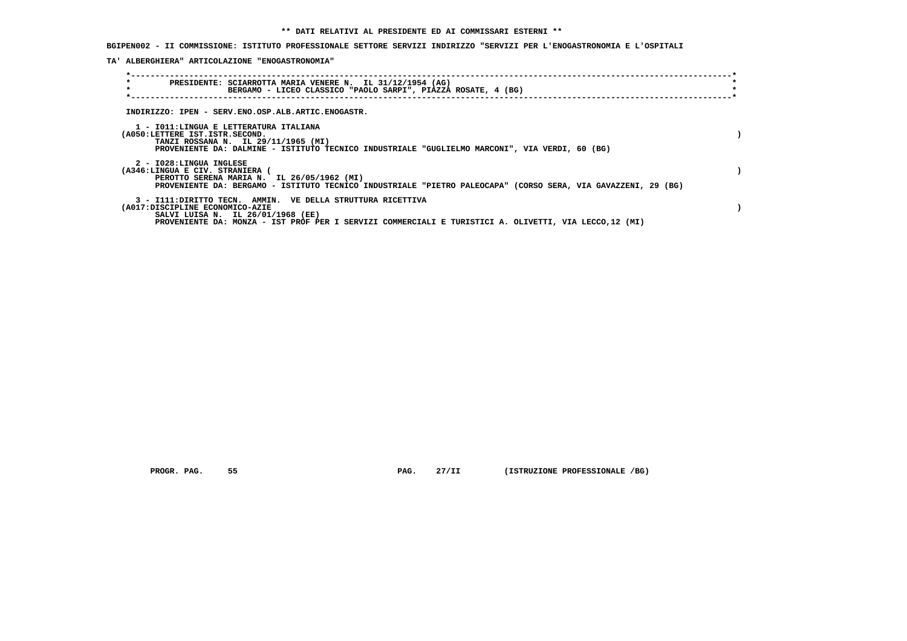**\*\* DATI RELATIVI AL PRESIDENTE ED AI COMMISSARI ESTERNI \*\***

**BGIPEN002 - II COMMISSIONE: ISTITUTO PROFESSIONALE SETTORE SERVIZI INDIRIZZO "SERVIZI PER L'ENOGASTRONOMIA E L'OSPITALITA' ALBERGHIERA" ARTICOLAZIONE "ENOGASTRONOMIA"**

PRESIDENTE: SCIARROTTA MARIA VENERE N. IL 31/12/1954 (AG)
BERGAMO - LICEO CLASSICO "PAOLO SARPI", PIAZZA ROSATE, 4 (BG)

INDIRIZZO: IPEN - SERV.ENO.OSP.ALB.ARTIC.ENOGASTR.

1 - I011:LINGUA E LETTERATURA ITALIANA
(A050:LETTERE IST.ISTR.SECOND. )
TANZI ROSSANA N. IL 29/11/1965 (MI)
PROVENIENTE DA: DALMINE - ISTITUTO TECNICO INDUSTRIALE "GUGLIELMO MARCONI", VIA VERDI, 60 (BG)

2 - I028:LINGUA INGLESE
(A346:LINGUA E CIV. STRANIERA ( )
PEROTTO SERENA MARIA N. IL 26/05/1962 (MI)
PROVENIENTE DA: BERGAMO - ISTITUTO TECNICO INDUSTRIALE "PIETRO PALEOCAPA" (CORSO SERA, VIA GAVAZZENI, 29 (BG)

3 - I111:DIRITTO TECN. AMMIN. VE DELLA STRUTTURA RICETTIVA
(A017:DISCIPLINE ECONOMICO-AZIE )
SALVI LUISA N. IL 26/01/1968 (EE)
PROVENIENTE DA: MONZA - IST PROF PER I SERVIZI COMMERCIALI E TURISTICI A. OLIVETTI, VIA LECCO,12 (MI)

PROGR. PAG. 55 PAG. 27/II (ISTRUZIONE PROFESSIONALE /BG)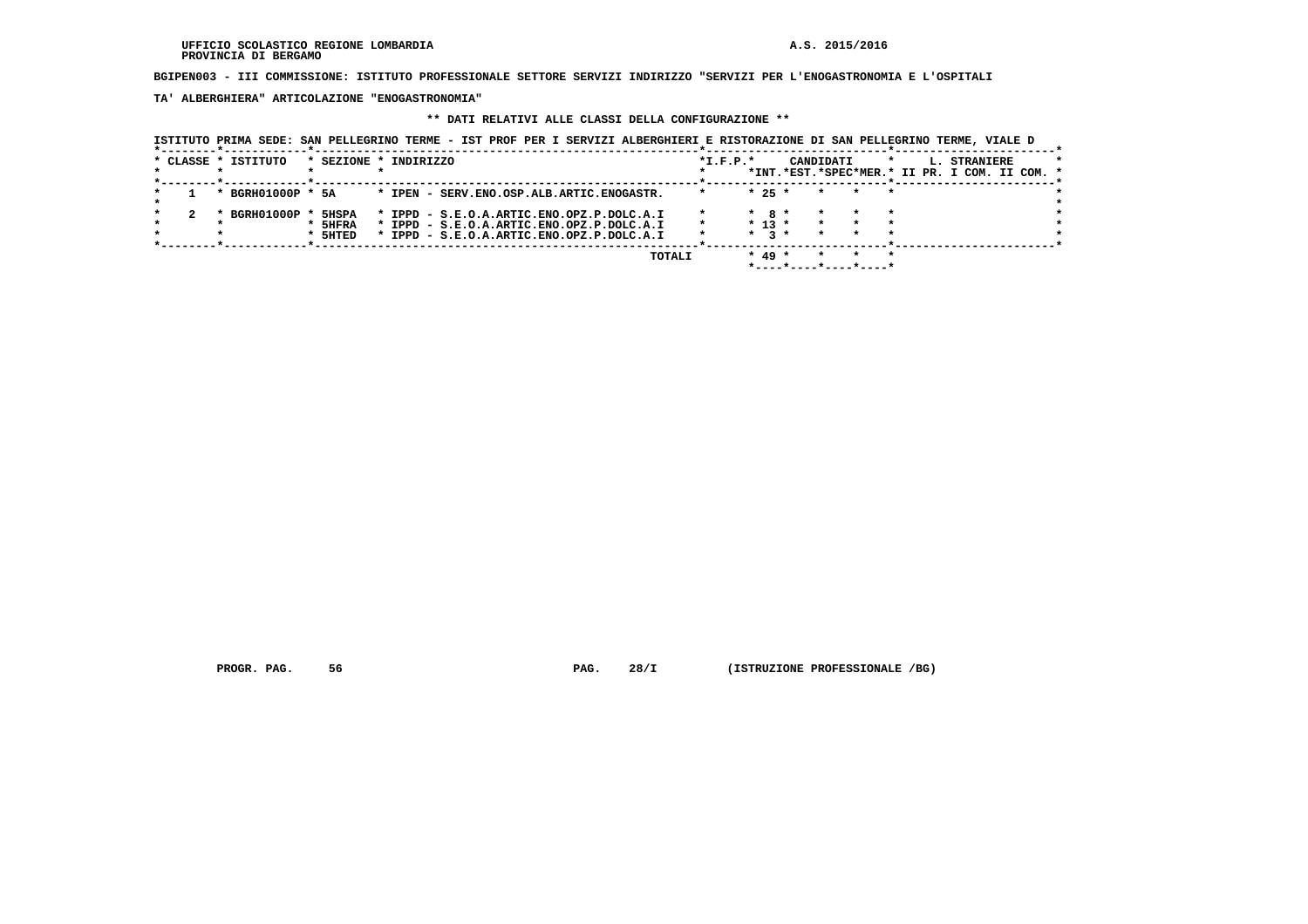UFFICIO SCOLASTICO REGIONE LOMBARDIA
PROVINCIA DI BERGAMO

A.S. 2015/2016

**BGIPEN003 - III COMMISSIONE: ISTITUTO PROFESSIONALE SETTORE SERVIZI INDIRIZZO "SERVIZI PER L'ENOGASTRONOMIA E L'OSPITALITA' ALBERGHIERA" ARTICOLAZIONE "ENOGASTRONOMIA"**

**\*\* DATI RELATIVI ALLE CLASSI DELLA CONFIGURAZIONE \*\***

ISTITUTO PRIMA SEDE: SAN PELLEGRINO TERME - IST PROF PER I SERVIZI ALBERGHIERI E RISTORAZIONE DI SAN PELLEGRINO TERME, VIALE D

| CLASSE | ISTITUTO | SEZIONE | INDIRIZZO | I.F.P. | CANDIDATI INT. | CANDIDATI EST. | CANDIDATI SPEC | CANDIDATI MER. | L. STRANIERE II PR. | L. STRANIERE I COM. | L. STRANIERE II COM. |
|---|---|---|---|---|---|---|---|---|---|---|---|
| 1 | BGRH01000P | 5A | IPEN - SERV.ENO.OSP.ALB.ARTIC.ENOGASTR. | | 25 | | | | | | |
| 2 | BGRH01000P | 5HSPA | IPPD - S.E.O.A.ARTIC.ENO.OPZ.P.DOLC.A.I | | 8 | | | | | | |
| | | 5HFRA | IPPD - S.E.O.A.ARTIC.ENO.OPZ.P.DOLC.A.I | | 13 | | | | | | |
| | | 5HTED | IPPD - S.E.O.A.ARTIC.ENO.OPZ.P.DOLC.A.I | | 3 | | | | | | |
| | | | TOTALI | | 49 | | | | | | |

PROGR. PAG. 56 PAG. 28/I (ISTRUZIONE PROFESSIONALE /BG)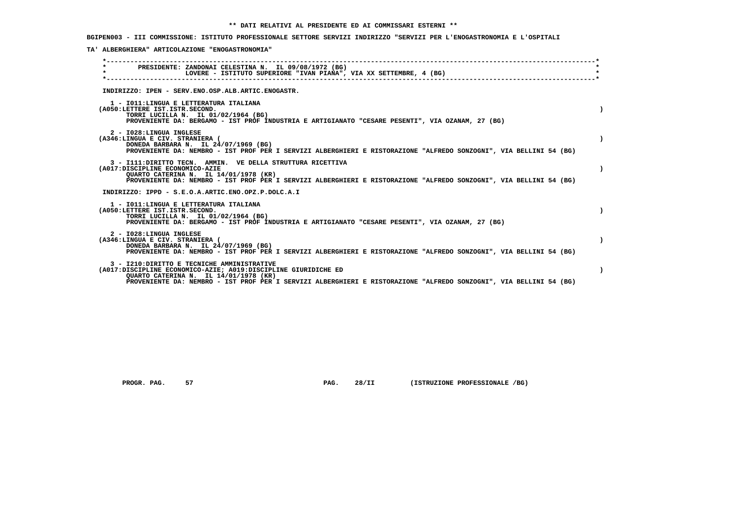**\*\* DATI RELATIVI AL PRESIDENTE ED AI COMMISSARI ESTERNI \*\***

**BGIPEN003 - III COMMISSIONE: ISTITUTO PROFESSIONALE SETTORE SERVIZI INDIRIZZO "SERVIZI PER L'ENOGASTRONOMIA E L'OSPITALI TA' ALBERGHIERA" ARTICOLAZIONE "ENOGASTRONOMIA"**

PRESIDENTE: ZANDONAI CELESTINA N. IL 09/08/1972 (BG)
LOVERE - ISTITUTO SUPERIORE "IVAN PIANA", VIA XX SETTEMBRE, 4 (BG)

INDIRIZZO: IPEN - SERV.ENO.OSP.ALB.ARTIC.ENOGASTR.

1 - I011:LINGUA E LETTERATURA ITALIANA
(A050:LETTERE IST.ISTR.SECOND. )
TORRI LUCILLA N. IL 01/02/1964 (BG)
PROVENIENTE DA: BERGAMO - IST PROF INDUSTRIA E ARTIGIANATO "CESARE PESENTI", VIA OZANAM, 27 (BG)

2 - I028:LINGUA INGLESE
(A346:LINGUA E CIV. STRANIERA ( )
DONEDA BARBARA N. IL 24/07/1969 (BG)
PROVENIENTE DA: NEMBRO - IST PROF PER I SERVIZI ALBERGHIERI E RISTORAZIONE "ALFREDO SONZOGNI", VIA BELLINI 54 (BG)

3 - I111:DIRITTO TECN. AMMIN. VE DELLA STRUTTURA RICETTIVA
(A017:DISCIPLINE ECONOMICO-AZIE )
QUARTO CATERINA N. IL 14/01/1978 (KR)
PROVENIENTE DA: NEMBRO - IST PROF PER I SERVIZI ALBERGHIERI E RISTORAZIONE "ALFREDO SONZOGNI", VIA BELLINI 54 (BG)

INDIRIZZO: IPPD - S.E.O.A.ARTIC.ENO.OPZ.P.DOLC.A.I

1 - I011:LINGUA E LETTERATURA ITALIANA
(A050:LETTERE IST.ISTR.SECOND. )
TORRI LUCILLA N. IL 01/02/1964 (BG)
PROVENIENTE DA: BERGAMO - IST PROF INDUSTRIA E ARTIGIANATO "CESARE PESENTI", VIA OZANAM, 27 (BG)

2 - I028:LINGUA INGLESE
(A346:LINGUA E CIV. STRANIERA ( )
DONEDA BARBARA N. IL 24/07/1969 (BG)
PROVENIENTE DA: NEMBRO - IST PROF PER I SERVIZI ALBERGHIERI E RISTORAZIONE "ALFREDO SONZOGNI", VIA BELLINI 54 (BG)

3 - I210:DIRITTO E TECNICHE AMMINISTRATIVE
(A017:DISCIPLINE ECONOMICO-AZIE; A019:DISCIPLINE GIURIDICHE ED )
QUARTO CATERINA N. IL 14/01/1978 (KR)
PROVENIENTE DA: NEMBRO - IST PROF PER I SERVIZI ALBERGHIERI E RISTORAZIONE "ALFREDO SONZOGNI", VIA BELLINI 54 (BG)

PROGR. PAG. 57 PAG. 28/II (ISTRUZIONE PROFESSIONALE /BG)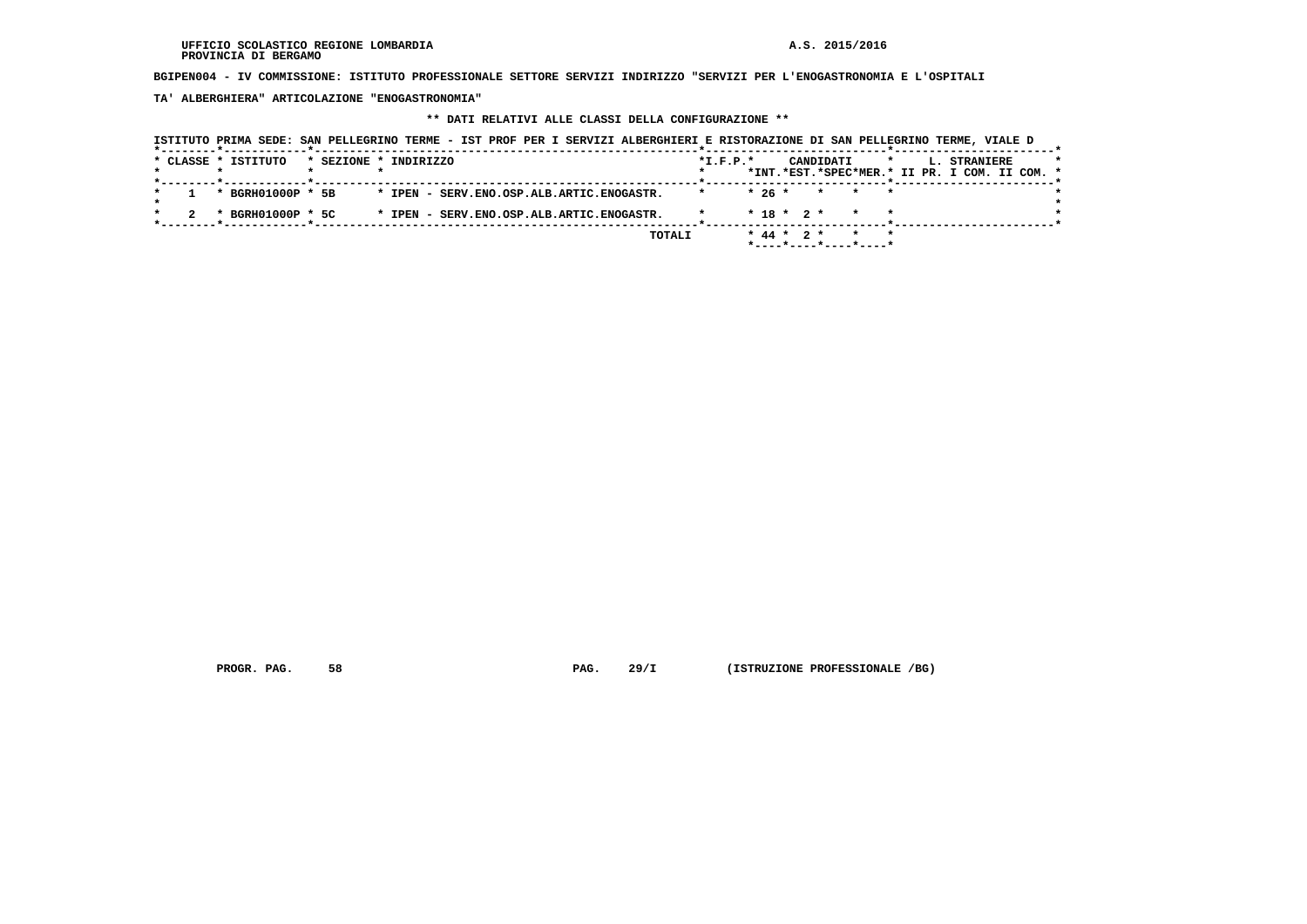UFFICIO SCOLASTICO REGIONE LOMBARDIA
PROVINCIA DI BERGAMO

A.S. 2015/2016

**BGIPEN004 - IV COMMISSIONE: ISTITUTO PROFESSIONALE SETTORE SERVIZI INDIRIZZO "SERVIZI PER L'ENOGASTRONOMIA E L'OSPITALI TA' ALBERGHIERA" ARTICOLAZIONE "ENOGASTRONOMIA"**

**\*\* DATI RELATIVI ALLE CLASSI DELLA CONFIGURAZIONE \*\***

ISTITUTO PRIMA SEDE: SAN PELLEGRINO TERME - IST PROF PER I SERVIZI ALBERGHIERI E RISTORAZIONE DI SAN PELLEGRINO TERME, VIALE D

| CLASSE | ISTITUTO | SEZIONE | INDIRIZZO | I.F.P. | CANDIDATI INT. | CANDIDATI EST. | CANDIDATI SPEC | CANDIDATI MER. | L. STRANIERE II PR. | L. STRANIERE I COM. | L. STRANIERE II COM. |
|---|---|---|---|---|---|---|---|---|---|---|---|
| 1 | BGRH01000P | 5B | IPEN - SERV.ENO.OSP.ALB.ARTIC.ENOGASTR. | | 26 | | | | | | |
| 2 | BGRH01000P | 5C | IPEN - SERV.ENO.OSP.ALB.ARTIC.ENOGASTR. | | 18 | 2 | | | | | |
| | | | TOTALI | | 44 | 2 | | | | | |

PROGR. PAG. 58 PAG. 29/I (ISTRUZIONE PROFESSIONALE /BG)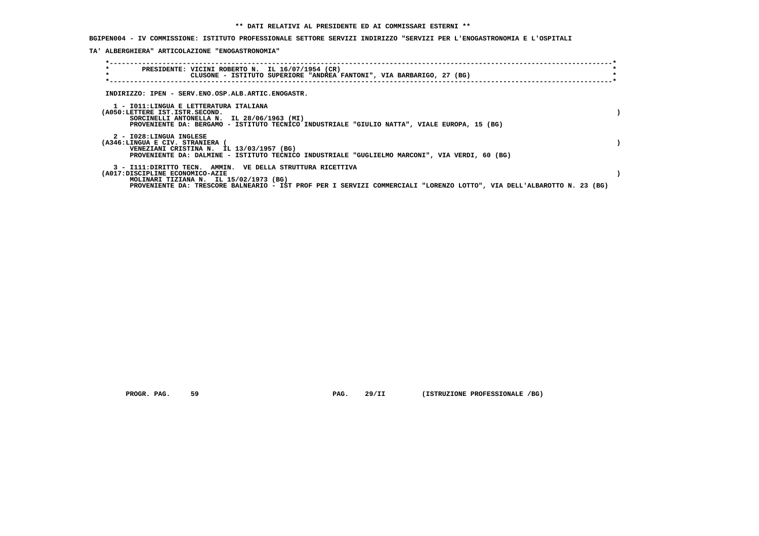**\*\* DATI RELATIVI AL PRESIDENTE ED AI COMMISSARI ESTERNI \*\***

**BGIPEN004 - IV COMMISSIONE: ISTITUTO PROFESSIONALE SETTORE SERVIZI INDIRIZZO "SERVIZI PER L'ENOGASTRONOMIA E L'OSPITALITA' ALBERGHIERA" ARTICOLAZIONE "ENOGASTRONOMIA"**

PRESIDENTE: VICINI ROBERTO N. IL 16/07/1954 (CR)
CLUSONE - ISTITUTO SUPERIORE "ANDREA FANTONI", VIA BARBARIGO, 27 (BG)

INDIRIZZO: IPEN - SERV.ENO.OSP.ALB.ARTIC.ENOGASTR.

1 - I011:LINGUA E LETTERATURA ITALIANA
(A050:LETTERE IST.ISTR.SECOND. )
SORCINELLI ANTONELLA N. IL 28/06/1963 (MI)
PROVENIENTE DA: BERGAMO - ISTITUTO TECNICO INDUSTRIALE "GIULIO NATTA", VIALE EUROPA, 15 (BG)

2 - I028:LINGUA INGLESE
(A346:LINGUA E CIV. STRANIERA ( )
VENEZIANI CRISTINA N. IL 13/03/1957 (BG)
PROVENIENTE DA: DALMINE - ISTITUTO TECNICO INDUSTRIALE "GUGLIELMO MARCONI", VIA VERDI, 60 (BG)

3 - I111:DIRITTO TECN. AMMIN. VE DELLA STRUTTURA RICETTIVA
(A017:DISCIPLINE ECONOMICO-AZIE )
MOLINARI TIZIANA N. IL 15/02/1973 (BG)
PROVENIENTE DA: TRESCORE BALNEARIO - IST PROF PER I SERVIZI COMMERCIALI "LORENZO LOTTO", VIA DELL'ALBAROTTO N. 23 (BG)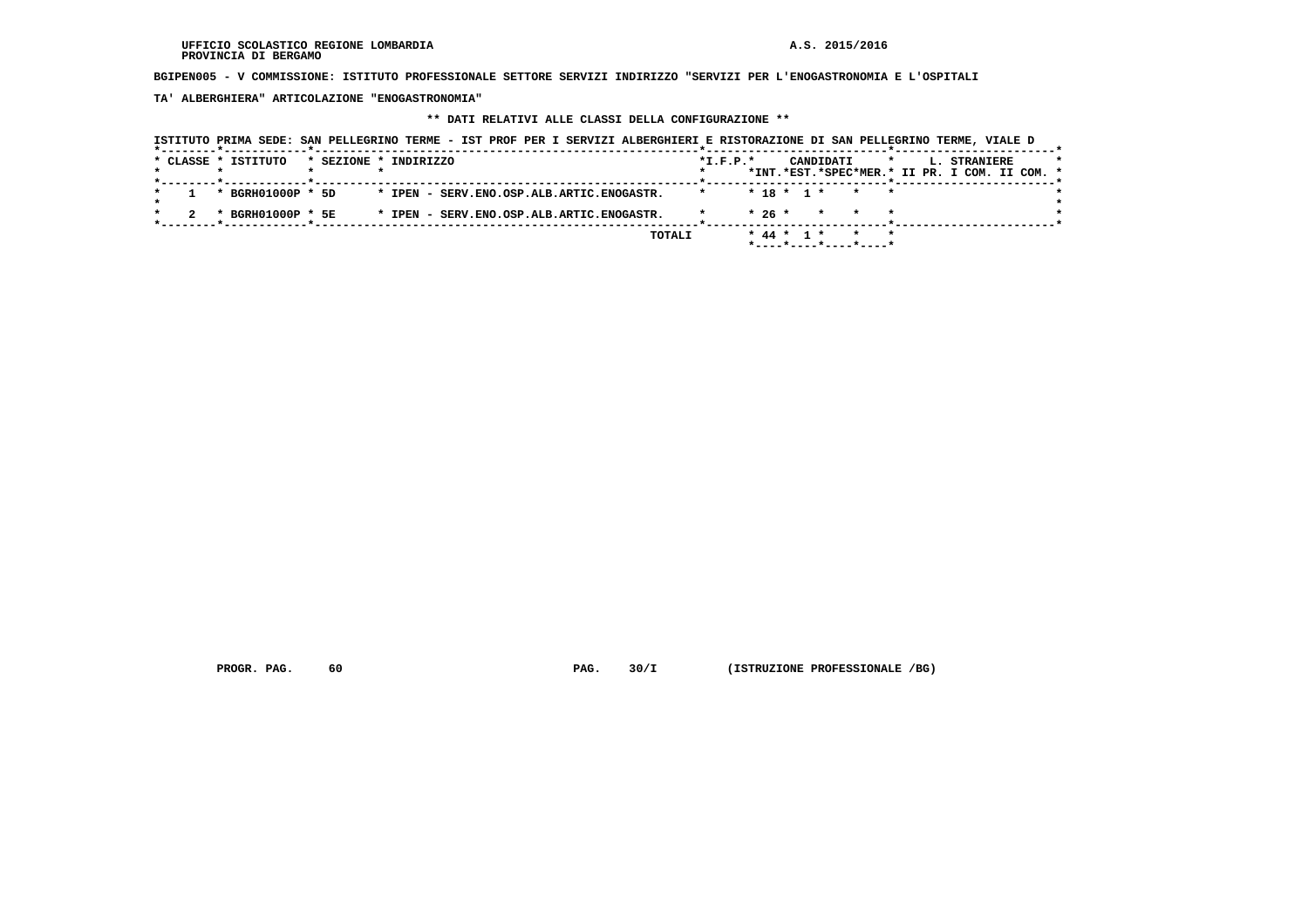UFFICIO SCOLASTICO REGIONE LOMBARDIA
PROVINCIA DI BERGAMO

A.S. 2015/2016

**BGIPEN005 - V COMMISSIONE: ISTITUTO PROFESSIONALE SETTORE SERVIZI INDIRIZZO "SERVIZI PER L'ENOGASTRONOMIA E L'OSPITALI TA' ALBERGHIERA" ARTICOLAZIONE "ENOGASTRONOMIA"**

**\*\* DATI RELATIVI ALLE CLASSI DELLA CONFIGURAZIONE \*\***

ISTITUTO PRIMA SEDE: SAN PELLEGRINO TERME - IST PROF PER I SERVIZI ALBERGHIERI E RISTORAZIONE DI SAN PELLEGRINO TERME, VIALE D

| CLASSE | ISTITUTO | SEZIONE | INDIRIZZO | I.F.P. | CANDIDATI INT. | CANDIDATI EST. | CANDIDATI SPEC | CANDIDATI MER. | L. STRANIERE II PR. | L. STRANIERE I COM. | L. STRANIERE II COM. |
|---|---|---|---|---|---|---|---|---|---|---|---|
| 1 | BGRH01000P | 5D | IPEN - SERV.ENO.OSP.ALB.ARTIC.ENOGASTR. | | 18 | 1 | | | | | |
| 2 | BGRH01000P | 5E | IPEN - SERV.ENO.OSP.ALB.ARTIC.ENOGASTR. | | 26 | | | | | | |
| | | | TOTALI | | 44 | 1 | | | | | |

PROGR. PAG. 60 PAG. 30/I (ISTRUZIONE PROFESSIONALE /BG)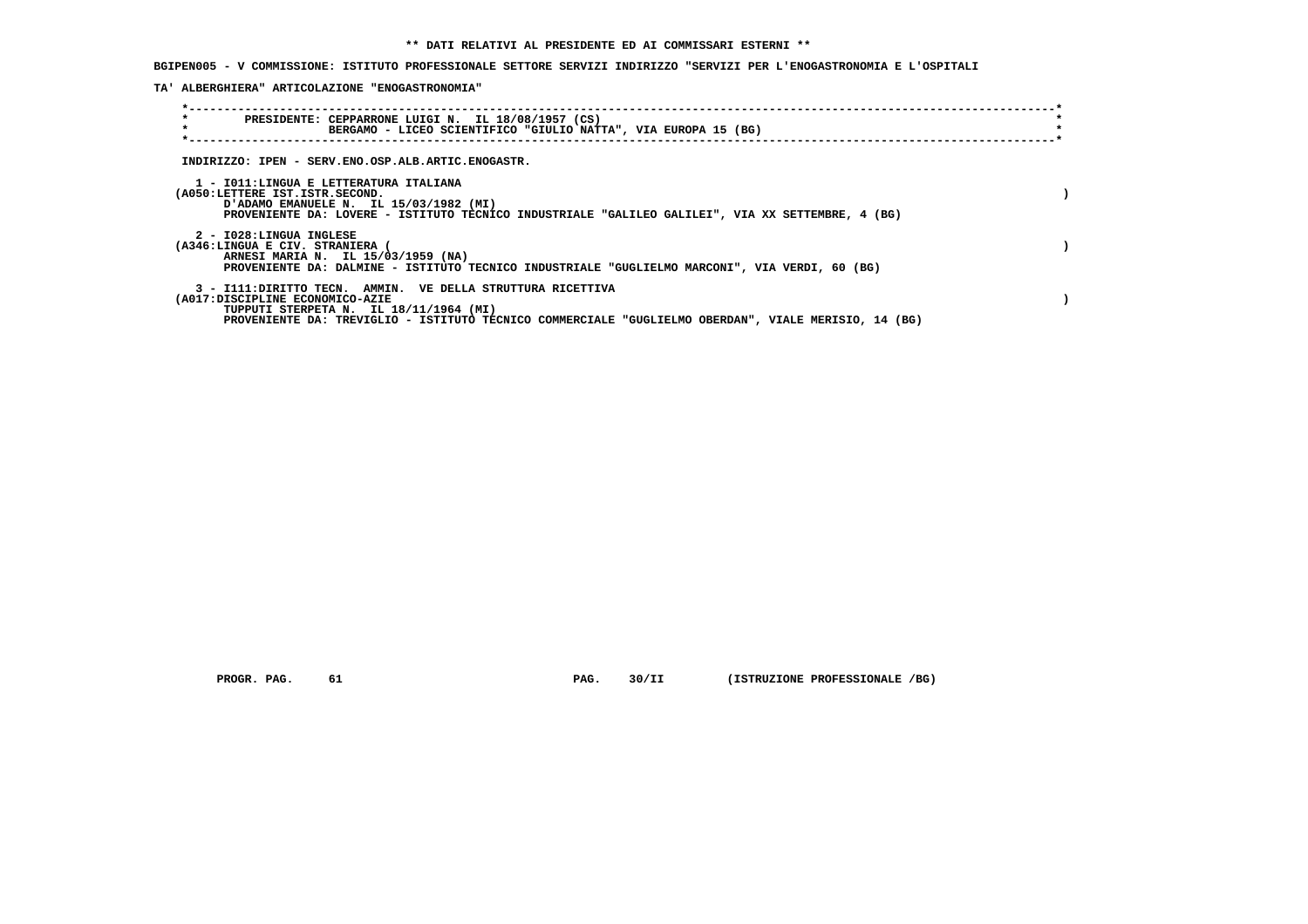**\*\* DATI RELATIVI AL PRESIDENTE ED AI COMMISSARI ESTERNI \*\***

**BGIPEN005 - V COMMISSIONE: ISTITUTO PROFESSIONALE SETTORE SERVIZI INDIRIZZO "SERVIZI PER L'ENOGASTRONOMIA E L'OSPITALI TA' ALBERGHIERA" ARTICOLAZIONE "ENOGASTRONOMIA"**

PRESIDENTE: CEPPARRONE LUIGI N. IL 18/08/1957 (CS)
BERGAMO - LICEO SCIENTIFICO "GIULIO NATTA", VIA EUROPA 15 (BG)

INDIRIZZO: IPEN - SERV.ENO.OSP.ALB.ARTIC.ENOGASTR.

1 - I011:LINGUA E LETTERATURA ITALIANA
(A050:LETTERE IST.ISTR.SECOND. )
D'ADAMO EMANUELE N. IL 15/03/1982 (MI)
PROVENIENTE DA: LOVERE - ISTITUTO TECNICO INDUSTRIALE "GALILEO GALILEI", VIA XX SETTEMBRE, 4 (BG)

2 - I028:LINGUA INGLESE
(A346:LINGUA E CIV. STRANIERA ( )
ARNESI MARIA N. IL 15/03/1959 (NA)
PROVENIENTE DA: DALMINE - ISTITUTO TECNICO INDUSTRIALE "GUGLIELMO MARCONI", VIA VERDI, 60 (BG)

3 - I111:DIRITTO TECN. AMMIN. VE DELLA STRUTTURA RICETTIVA
(A017:DISCIPLINE ECONOMICO-AZIE )
TUPPUTI STERPETA N. IL 18/11/1964 (MI)
PROVENIENTE DA: TREVIGLIO - ISTITUTO TECNICO COMMERCIALE "GUGLIELMO OBERDAN", VIALE MERISIO, 14 (BG)

PROGR. PAG. 61 PAG. 30/II (ISTRUZIONE PROFESSIONALE /BG)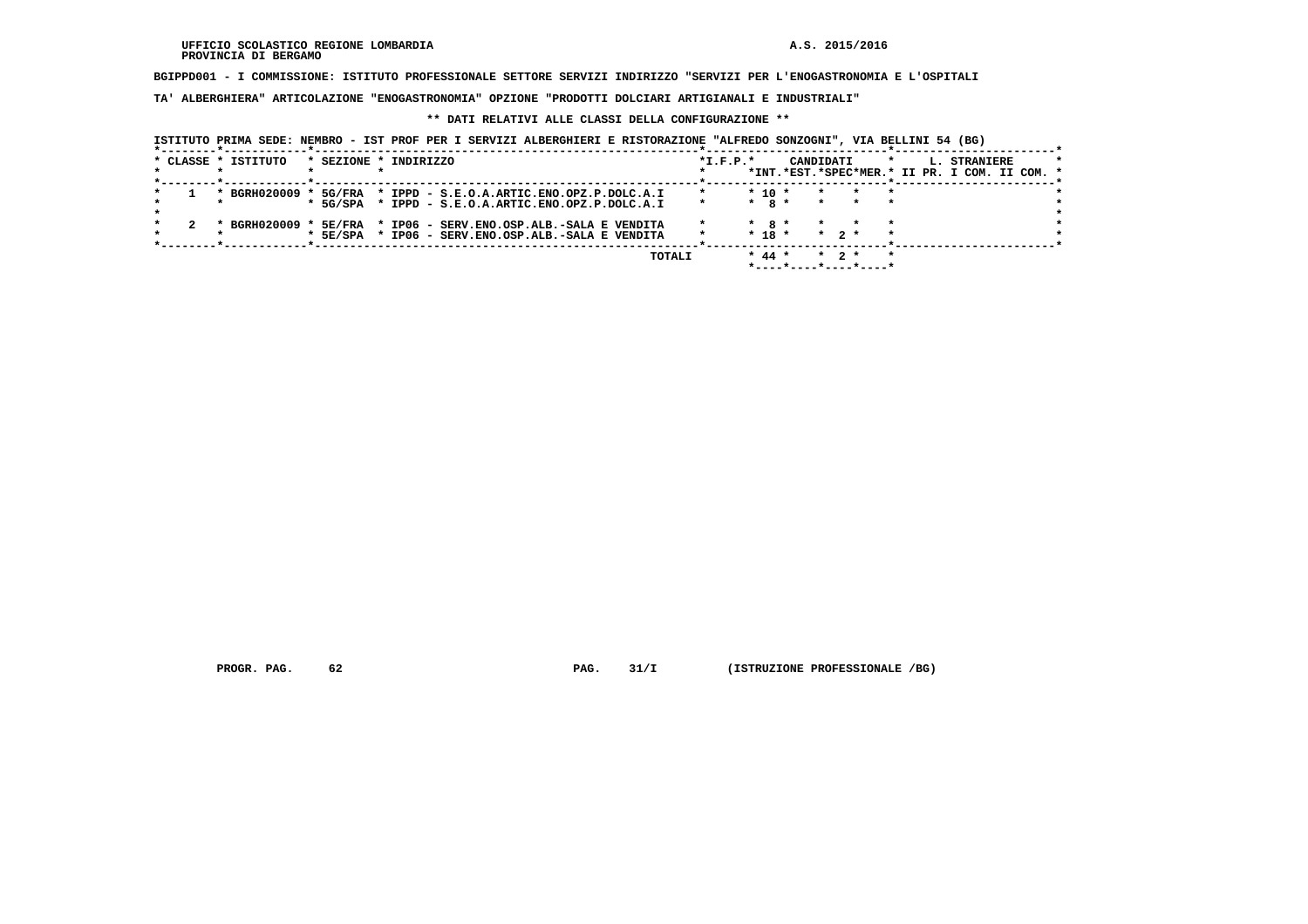UFFICIO SCOLASTICO REGIONE LOMBARDIA
PROVINCIA DI BERGAMO

A.S. 2015/2016

**BGIPPD001 - I COMMISSIONE: ISTITUTO PROFESSIONALE SETTORE SERVIZI INDIRIZZO "SERVIZI PER L'ENOGASTRONOMIA E L'OSPITALITA' ALBERGHIERA" ARTICOLAZIONE "ENOGASTRONOMIA" OPZIONE "PRODOTTI DOLCIARI ARTIGIANALI E INDUSTRIALI"**

**\*\* DATI RELATIVI ALLE CLASSI DELLA CONFIGURAZIONE \*\***

ISTITUTO PRIMA SEDE: NEMBRO - IST PROF PER I SERVIZI ALBERGHIERI E RISTORAZIONE "ALFREDO SONZOGNI", VIA BELLINI 54 (BG)

| CLASSE | ISTITUTO | SEZIONE | INDIRIZZO | I.F.P. | CANDIDATI INT. | CANDIDATI EST. | CANDIDATI SPEC | CANDIDATI MER. | L. STRANIERE II PR. | L. STRANIERE I COM. | L. STRANIERE II COM. |
|---|---|---|---|---|---|---|---|---|---|---|---|
| 1 | BGRH020009 | 5G/FRA | IPPD - S.E.O.A.ARTIC.ENO.OPZ.P.DOLC.A.I | | 10 | | | | | | |
| | | 5G/SPA | IPPD - S.E.O.A.ARTIC.ENO.OPZ.P.DOLC.A.I | | 8 | | | | | | |
| 2 | BGRH020009 | 5E/FRA | IP06 - SERV.ENO.OSP.ALB.-SALA E VENDITA | | 8 | | | | | | |
| | | 5E/SPA | IP06 - SERV.ENO.OSP.ALB.-SALA E VENDITA | | 18 | | 2 | | | | |
| | | | TOTALI | | 44 | | 2 | | | | |

PROGR. PAG. 62 PAG. 31/I (ISTRUZIONE PROFESSIONALE /BG)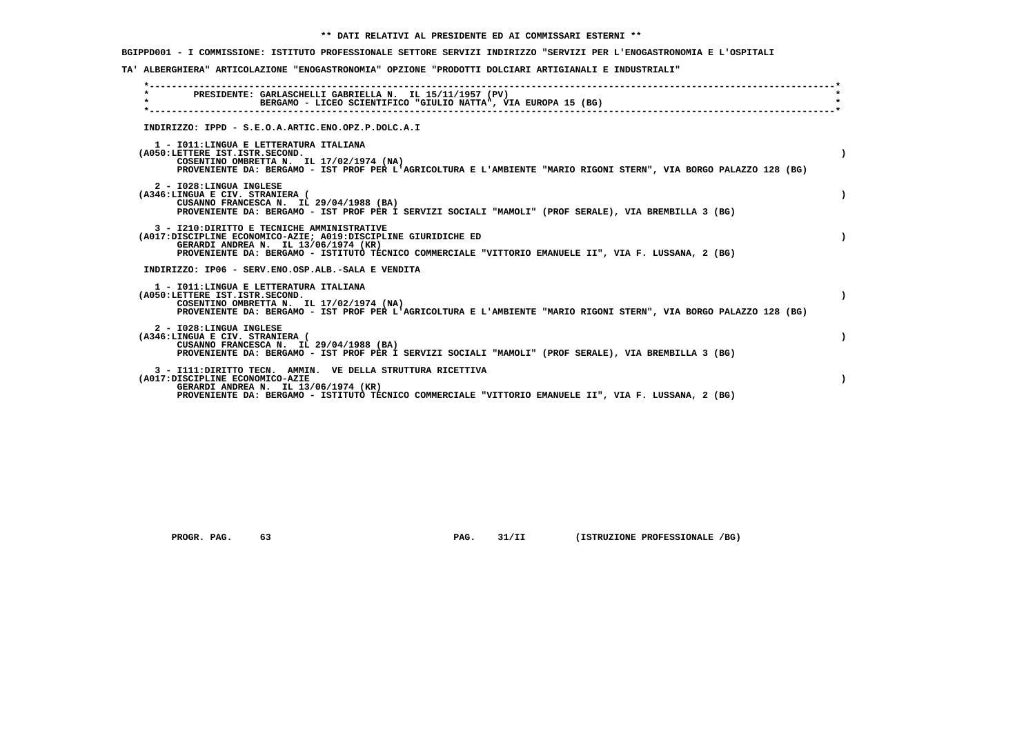** DATI RELATIVI AL PRESIDENTE ED AI COMMISSARI ESTERNI **

**BGIPPD001 - I COMMISSIONE: ISTITUTO PROFESSIONALE SETTORE SERVIZI INDIRIZZO "SERVIZI PER L'ENOGASTRONOMIA E L'OSPITALITA' ALBERGHIERA" ARTICOLAZIONE "ENOGASTRONOMIA" OPZIONE "PRODOTTI DOLCIARI ARTIGIANALI E INDUSTRIALI"**

PRESIDENTE: GARLASCHELLI GABRIELLA N. IL 15/11/1957 (PV)
BERGAMO - LICEO SCIENTIFICO "GIULIO NATTA", VIA EUROPA 15 (BG)

INDIRIZZO: IPPD - S.E.O.A.ARTIC.ENO.OPZ.P.DOLC.A.I

1 - I011:LINGUA E LETTERATURA ITALIANA
(A050:LETTERE IST.ISTR.SECOND. )
COSENTINO OMBRETTA N. IL 17/02/1974 (NA)
PROVENIENTE DA: BERGAMO - IST PROF PER L'AGRICOLTURA E L'AMBIENTE "MARIO RIGONI STERN", VIA BORGO PALAZZO 128 (BG)

2 - I028:LINGUA INGLESE
(A346:LINGUA E CIV. STRANIERA ( )
CUSANNO FRANCESCA N. IL 29/04/1988 (BA)
PROVENIENTE DA: BERGAMO - IST PROF PER I SERVIZI SOCIALI "MAMOLI" (PROF SERALE), VIA BREMBILLA 3 (BG)

3 - I210:DIRITTO E TECNICHE AMMINISTRATIVE
(A017:DISCIPLINE ECONOMICO-AZIE; A019:DISCIPLINE GIURIDICHE ED )
GERARDI ANDREA N. IL 13/06/1974 (KR)
PROVENIENTE DA: BERGAMO - ISTITUTO TECNICO COMMERCIALE "VITTORIO EMANUELE II", VIA F. LUSSANA, 2 (BG)

INDIRIZZO: IP06 - SERV.ENO.OSP.ALB.-SALA E VENDITA

1 - I011:LINGUA E LETTERATURA ITALIANA
(A050:LETTERE IST.ISTR.SECOND. )
COSENTINO OMBRETTA N. IL 17/02/1974 (NA)
PROVENIENTE DA: BERGAMO - IST PROF PER L'AGRICOLTURA E L'AMBIENTE "MARIO RIGONI STERN", VIA BORGO PALAZZO 128 (BG)

2 - I028:LINGUA INGLESE
(A346:LINGUA E CIV. STRANIERA ( )
CUSANNO FRANCESCA N. IL 29/04/1988 (BA)
PROVENIENTE DA: BERGAMO - IST PROF PER I SERVIZI SOCIALI "MAMOLI" (PROF SERALE), VIA BREMBILLA 3 (BG)

3 - I111:DIRITTO TECN. AMMIN. VE DELLA STRUTTURA RICETTIVA
(A017:DISCIPLINE ECONOMICO-AZIE )
GERARDI ANDREA N. IL 13/06/1974 (KR)
PROVENIENTE DA: BERGAMO - ISTITUTO TECNICO COMMERCIALE "VITTORIO EMANUELE II", VIA F. LUSSANA, 2 (BG)

PROGR. PAG. 63 PAG. 31/II (ISTRUZIONE PROFESSIONALE /BG)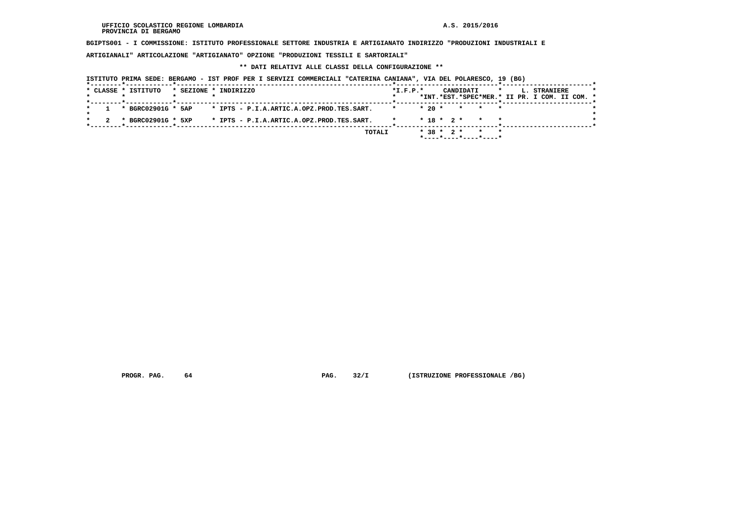UFFICIO SCOLASTICO REGIONE LOMBARDIA
PROVINCIA DI BERGAMO

A.S. 2015/2016

**BGIPTS001 - I COMMISSIONE: ISTITUTO PROFESSIONALE SETTORE INDUSTRIA E ARTIGIANATO INDIRIZZO "PRODUZIONI INDUSTRIALI E ARTIGIANALI" ARTICOLAZIONE "ARTIGIANATO" OPZIONE "PRODUZIONI TESSILI E SARTORIALI"**

**\*\* DATI RELATIVI ALLE CLASSI DELLA CONFIGURAZIONE \*\***

ISTITUTO PRIMA SEDE: BERGAMO - IST PROF PER I SERVIZI COMMERCIALI "CATERINA CANIANA", VIA DEL POLARESCO, 19 (BG)

| CLASSE | ISTITUTO | SEZIONE | INDIRIZZO | I.F.P. | CANDIDATI INT. | CANDIDATI EST. | CANDIDATI SPEC | CANDIDATI MER. | L. STRANIERE II PR. | L. STRANIERE I COM. | L. STRANIERE II COM. |
|---|---|---|---|---|---|---|---|---|---|---|---|
| 1 | BGRC02901G | 5AP | IPTS - P.I.A.ARTIC.A.OPZ.PROD.TES.SART. | | 20 | | | | | | |
| 2 | BGRC02901G | 5XP | IPTS - P.I.A.ARTIC.A.OPZ.PROD.TES.SART. | | 18 | 2 | | | | | |
| | | | TOTALI | | 38 | 2 | | | | | |

PROGR. PAG. 64 PAG. 32/I (ISTRUZIONE PROFESSIONALE /BG)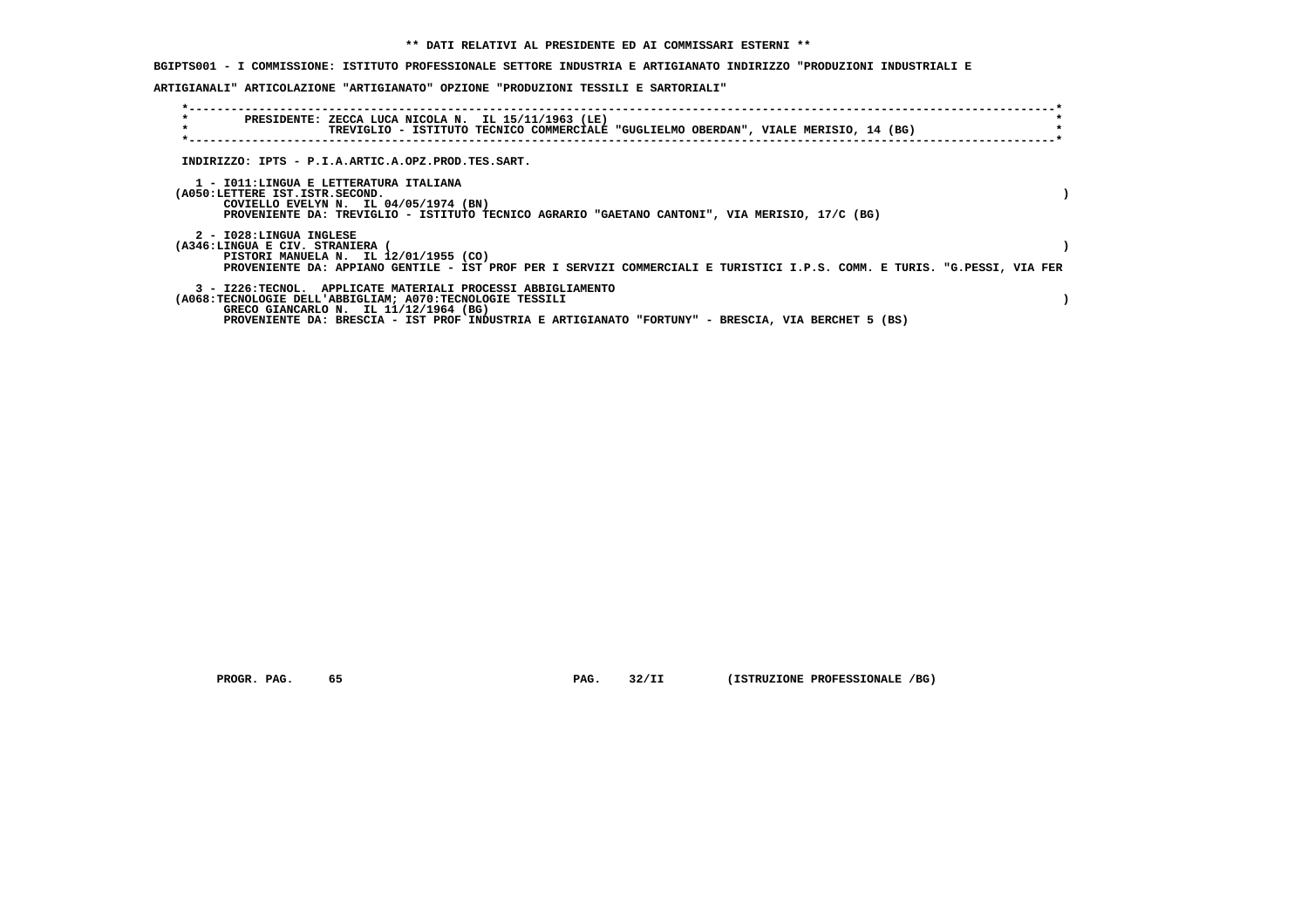** DATI RELATIVI AL PRESIDENTE ED AI COMMISSARI ESTERNI **

BGIPTS001 - I COMMISSIONE: ISTITUTO PROFESSIONALE SETTORE INDUSTRIA E ARTIGIANATO INDIRIZZO "PRODUZIONI INDUSTRIALI E ARTIGIANALI" ARTICOLAZIONE "ARTIGIANATO" OPZIONE "PRODUZIONI TESSILI E SARTORIALI"

PRESIDENTE: ZECCA LUCA NICOLA N. IL 15/11/1963 (LE)
TREVIGLIO - ISTITUTO TECNICO COMMERCIALE "GUGLIELMO OBERDAN", VIALE MERISIO, 14 (BG)

INDIRIZZO: IPTS - P.I.A.ARTIC.A.OPZ.PROD.TES.SART.

1 - I011:LINGUA E LETTERATURA ITALIANA
(A050:LETTERE IST.ISTR.SECOND. )
COVIELLO EVELYN N. IL 04/05/1974 (BN)
PROVENIENTE DA: TREVIGLIO - ISTITUTO TECNICO AGRARIO "GAETANO CANTONI", VIA MERISIO, 17/C (BG)

2 - I028:LINGUA INGLESE
(A346:LINGUA E CIV. STRANIERA ( )
PISTORI MANUELA N. IL 12/01/1955 (CO)
PROVENIENTE DA: APPIANO GENTILE - IST PROF PER I SERVIZI COMMERCIALI E TURISTICI I.P.S. COMM. E TURIS. "G.PESSI, VIA FER

3 - I226:TECNOL. APPLICATE MATERIALI PROCESSI ABBIGLIAMENTO
(A068:TECNOLOGIE DELL'ABBIGLIAM; A070:TECNOLOGIE TESSILI )
GRECO GIANCARLO N. IL 11/12/1964 (BG)
PROVENIENTE DA: BRESCIA - IST PROF INDUSTRIA E ARTIGIANATO "FORTUNY" - BRESCIA, VIA BERCHET 5 (BS)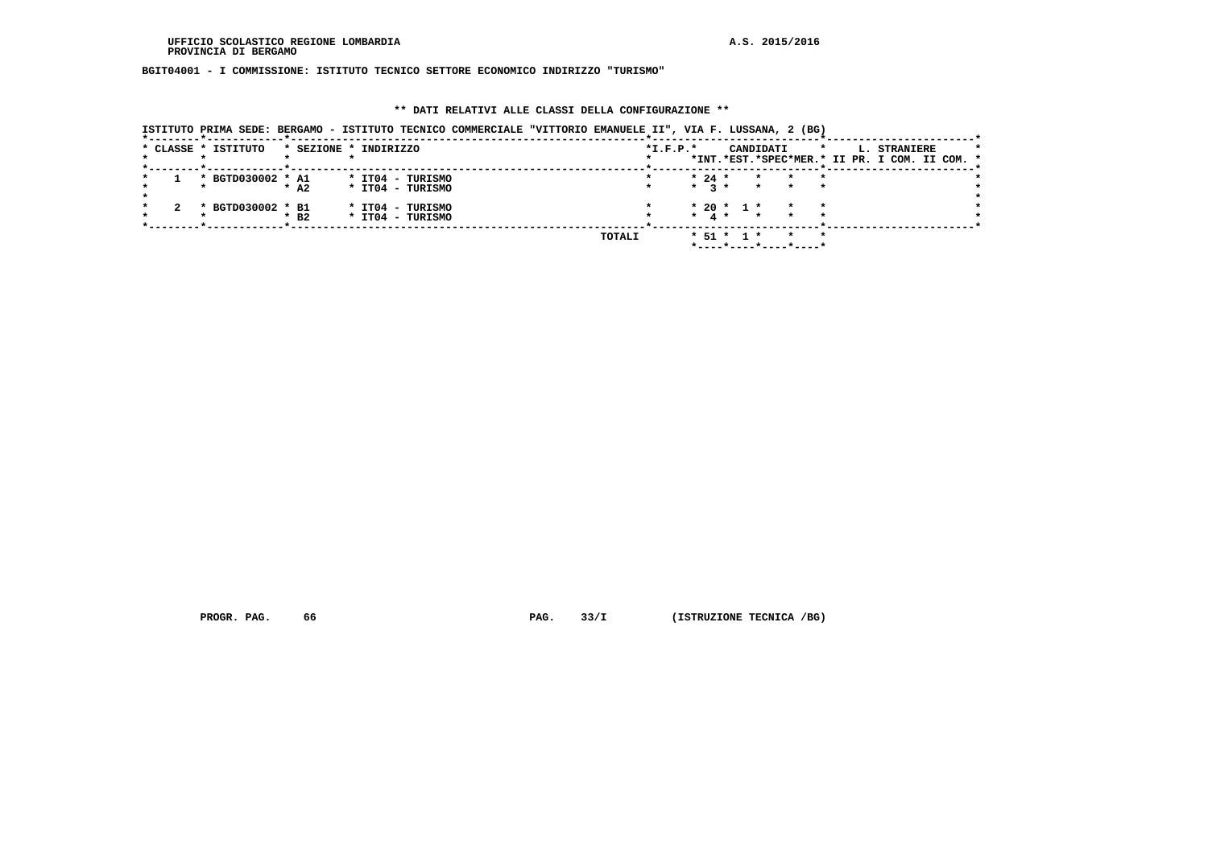UFFICIO SCOLASTICO REGIONE LOMBARDIA
PROVINCIA DI BERGAMO

A.S. 2015/2016

BGIT04001 - I COMMISSIONE: ISTITUTO TECNICO SETTORE ECONOMICO INDIRIZZO "TURISMO"

## ** DATI RELATIVI ALLE CLASSI DELLA CONFIGURAZIONE **

ISTITUTO PRIMA SEDE: BERGAMO - ISTITUTO TECNICO COMMERCIALE "VITTORIO EMANUELE II", VIA F. LUSSANA, 2 (BG)

| CLASSE | ISTITUTO | SEZIONE | INDIRIZZO | I.F.P. | CANDIDATI INT. | CANDIDATI EST. | CANDIDATI SPEC | CANDIDATI MER. | L. STRANIERE II PR. | L. STRANIERE I COM. | L. STRANIERE II COM. |
|---|---|---|---|---|---|---|---|---|---|---|---|
| 1 | BGTD030002 | A1 | IT04 - TURISMO | | 24 | | | | | | |
| | | A2 | IT04 - TURISMO | | 3 | | | | | | |
| 2 | BGTD030002 | B1 | IT04 - TURISMO | | 20 | 1 | | | | | |
| | | B2 | IT04 - TURISMO | | 4 | | | | | | |
| | | | TOTALI | | 51 | 1 | | | | | |

PROGR. PAG. 66 PAG. 33/I (ISTRUZIONE TECNICA /BG)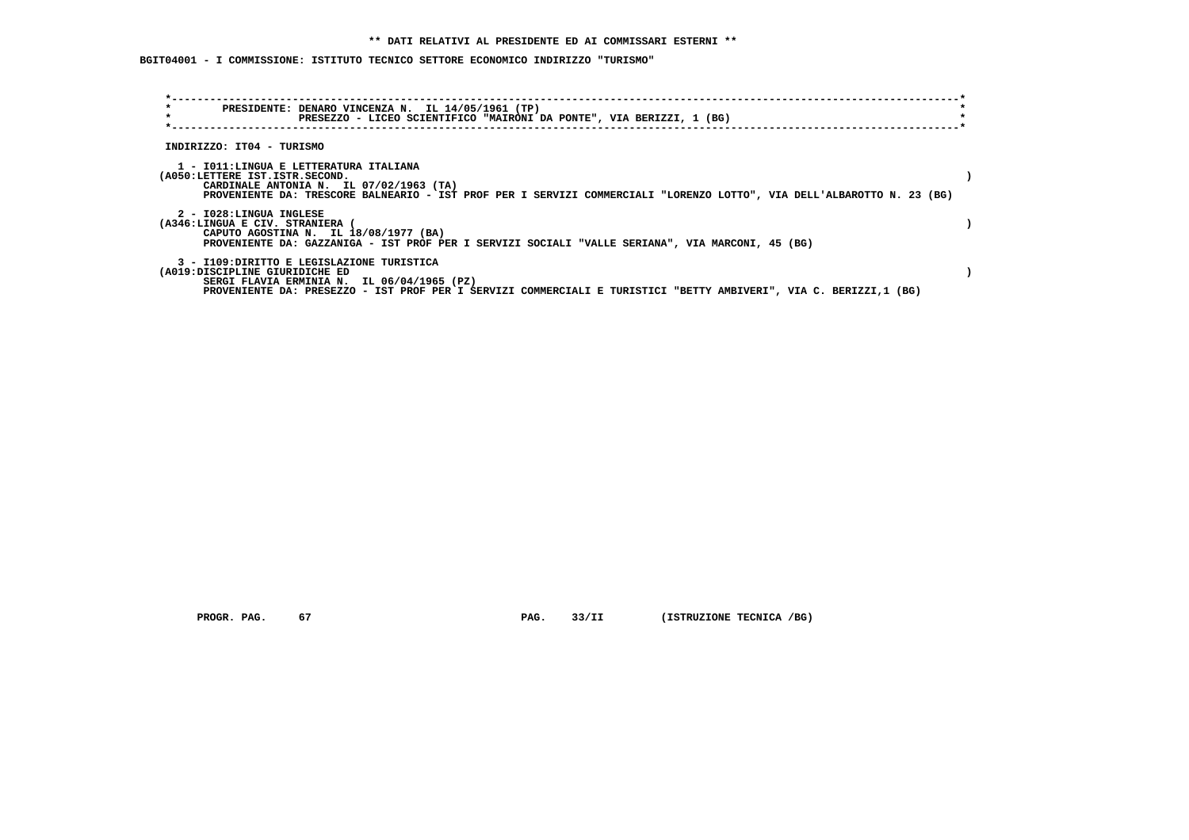**\*\* DATI RELATIVI AL PRESIDENTE ED AI COMMISSARI ESTERNI \*\***

**BGIT04001 - I COMMISSIONE: ISTITUTO TECNICO SETTORE ECONOMICO INDIRIZZO "TURISMO"**

PRESIDENTE: DENARO VINCENZA N. IL 14/05/1961 (TP)
PRESEZZO - LICEO SCIENTIFICO "MAIRONI DA PONTE", VIA BERIZZI, 1 (BG)

INDIRIZZO: IT04 - TURISMO

1 - I011:LINGUA E LETTERATURA ITALIANA
(A050:LETTERE IST.ISTR.SECOND. )
CARDINALE ANTONIA N. IL 07/02/1963 (TA)
PROVENIENTE DA: TRESCORE BALNEARIO - IST PROF PER I SERVIZI COMMERCIALI "LORENZO LOTTO", VIA DELL'ALBAROTTO N. 23 (BG)

2 - I028:LINGUA INGLESE
(A346:LINGUA E CIV. STRANIERA ( )
CAPUTO AGOSTINA N. IL 18/08/1977 (BA)
PROVENIENTE DA: GAZZANIGA - IST PROF PER I SERVIZI SOCIALI "VALLE SERIANA", VIA MARCONI, 45 (BG)

3 - I109:DIRITTO E LEGISLAZIONE TURISTICA
(A019:DISCIPLINE GIURIDICHE ED )
SERGI FLAVIA ERMINIA N. IL 06/04/1965 (PZ)
PROVENIENTE DA: PRESEZZO - IST PROF PER I SERVIZI COMMERCIALI E TURISTICI "BETTY AMBIVERI", VIA C. BERIZZI,1 (BG)

PROGR. PAG. 67 PAG. 33/II (ISTRUZIONE TECNICA /BG)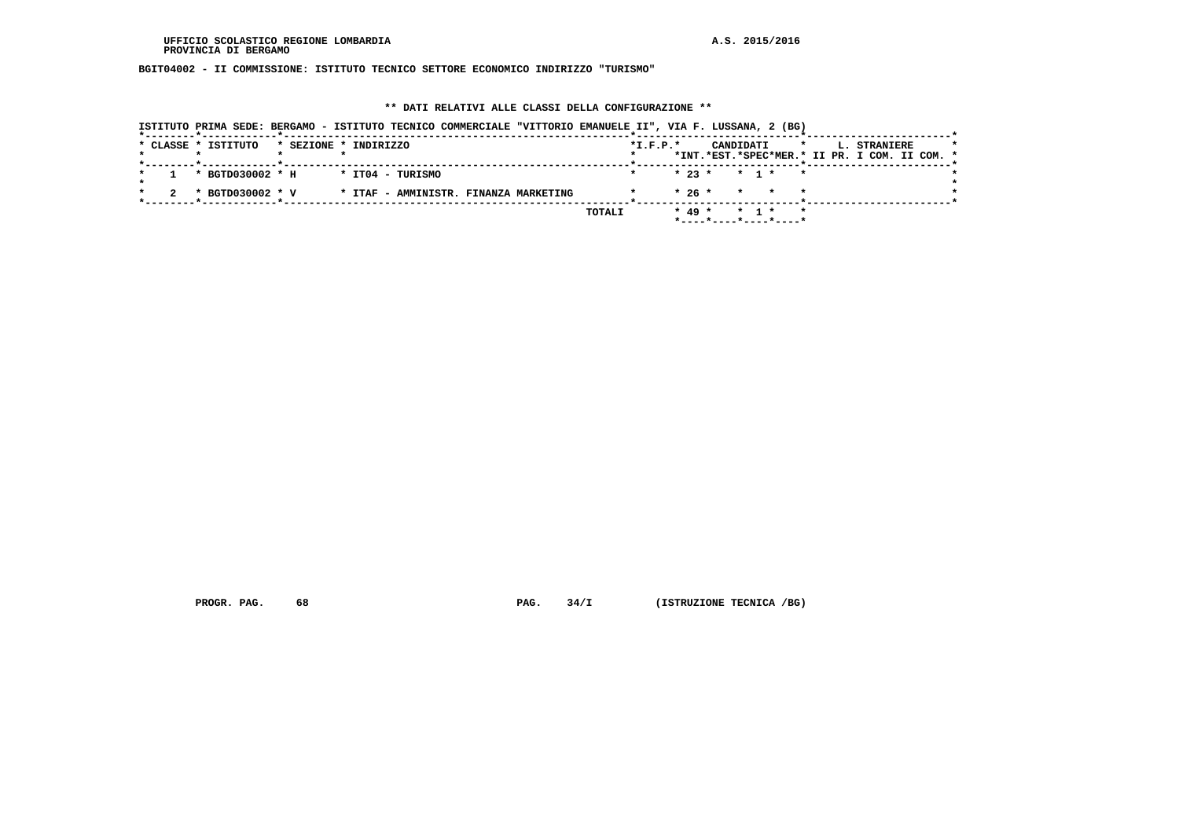BGIT04002 - II COMMISSIONE: ISTITUTO TECNICO SETTORE ECONOMICO INDIRIZZO "TURISMO"

** DATI RELATIVI ALLE CLASSI DELLA CONFIGURAZIONE **

ISTITUTO PRIMA SEDE: BERGAMO - ISTITUTO TECNICO COMMERCIALE "VITTORIO EMANUELE II", VIA F. LUSSANA, 2 (BG)

| CLASSE | ISTITUTO | SEZIONE | INDIRIZZO | I.F.P. | CANDIDATI INT. | CANDIDATI EST. | CANDIDATI SPEC | CANDIDATI MER. | L. STRANIERE II PR. | L. STRANIERE I COM. | L. STRANIERE II COM. |
|---|---|---|---|---|---|---|---|---|---|---|---|
| 1 | BGTD030002 | H | IT04 - TURISMO | | 23 | | 1 | | | | |
| 2 | BGTD030002 | V | ITAF - AMMINISTR. FINANZA MARKETING | | 26 | | | | | | |
| | | | TOTALI | | 49 | | 1 | | | | |

PROGR. PAG. 68 PAG. 34/I (ISTRUZIONE TECNICA /BG)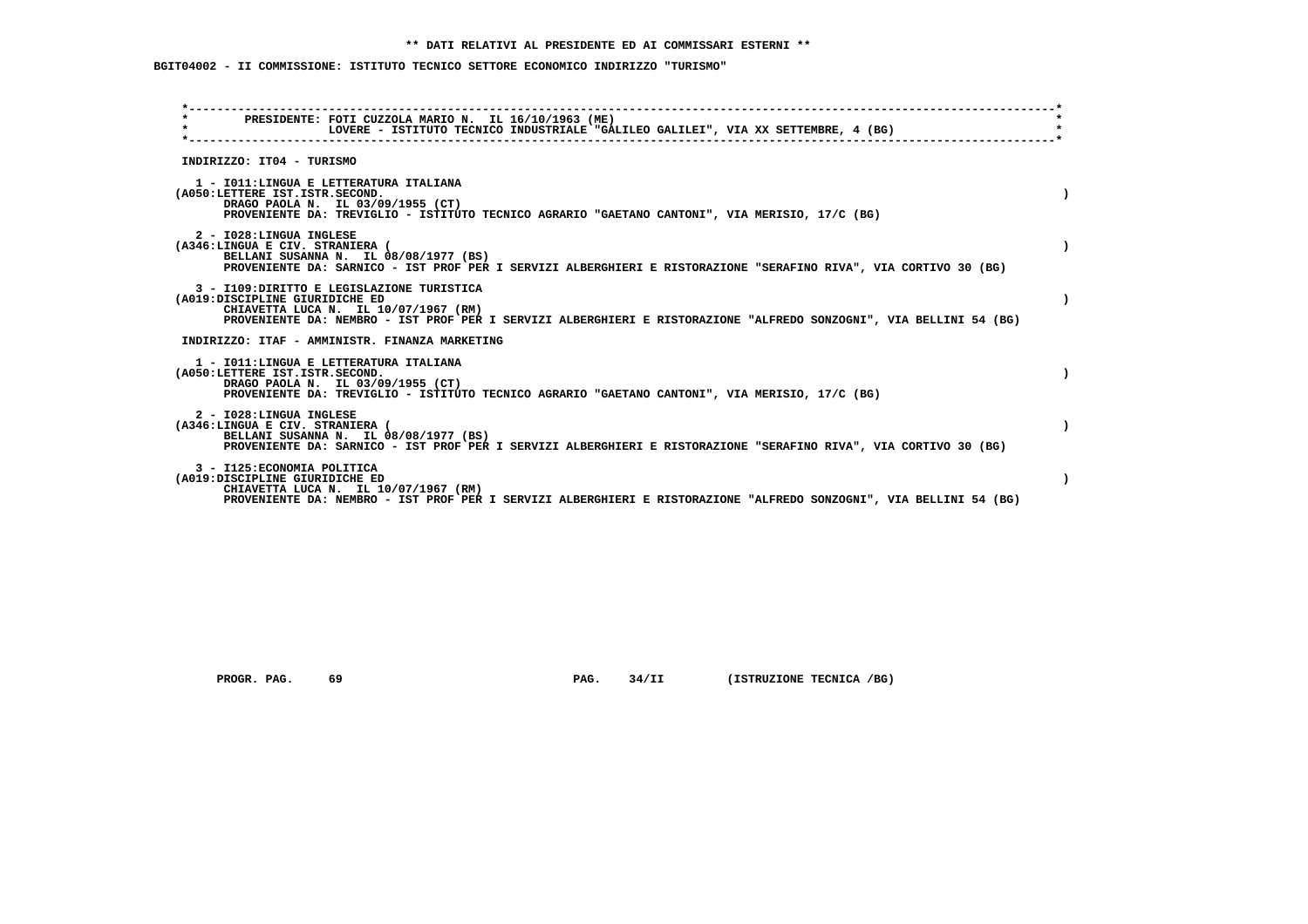** DATI RELATIVI AL PRESIDENTE ED AI COMMISSARI ESTERNI **

BGIT04002 - II COMMISSIONE: ISTITUTO TECNICO SETTORE ECONOMICO INDIRIZZO "TURISMO"

PRESIDENTE: FOTI CUZZOLA MARIO N. IL 16/10/1963 (ME)
LOVERE - ISTITUTO TECNICO INDUSTRIALE "GALILEO GALILEI", VIA XX SETTEMBRE, 4 (BG)

INDIRIZZO: IT04 - TURISMO

1 - I011:LINGUA E LETTERATURA ITALIANA
(A050:LETTERE IST.ISTR.SECOND. )
DRAGO PAOLA N. IL 03/09/1955 (CT)
PROVENIENTE DA: TREVIGLIO - ISTITUTO TECNICO AGRARIO "GAETANO CANTONI", VIA MERISIO, 17/C (BG)

2 - I028:LINGUA INGLESE
(A346:LINGUA E CIV. STRANIERA ( )
BELLANI SUSANNA N. IL 08/08/1977 (BS)
PROVENIENTE DA: SARNICO - IST PROF PER I SERVIZI ALBERGHIERI E RISTORAZIONE "SERAFINO RIVA", VIA CORTIVO 30 (BG)

3 - I109:DIRITTO E LEGISLAZIONE TURISTICA
(A019:DISCIPLINE GIURIDICHE ED )
CHIAVETTA LUCA N. IL 10/07/1967 (RM)
PROVENIENTE DA: NEMBRO - IST PROF PER I SERVIZI ALBERGHIERI E RISTORAZIONE "ALFREDO SONZOGNI", VIA BELLINI 54 (BG)

INDIRIZZO: ITAF - AMMINISTR. FINANZA MARKETING

1 - I011:LINGUA E LETTERATURA ITALIANA
(A050:LETTERE IST.ISTR.SECOND. )
DRAGO PAOLA N. IL 03/09/1955 (CT)
PROVENIENTE DA: TREVIGLIO - ISTITUTO TECNICO AGRARIO "GAETANO CANTONI", VIA MERISIO, 17/C (BG)

2 - I028:LINGUA INGLESE
(A346:LINGUA E CIV. STRANIERA ( )
BELLANI SUSANNA N. IL 08/08/1977 (BS)
PROVENIENTE DA: SARNICO - IST PROF PER I SERVIZI ALBERGHIERI E RISTORAZIONE "SERAFINO RIVA", VIA CORTIVO 30 (BG)

3 - I125:ECONOMIA POLITICA
(A019:DISCIPLINE GIURIDICHE ED )
CHIAVETTA LUCA N. IL 10/07/1967 (RM)
PROVENIENTE DA: NEMBRO - IST PROF PER I SERVIZI ALBERGHIERI E RISTORAZIONE "ALFREDO SONZOGNI", VIA BELLINI 54 (BG)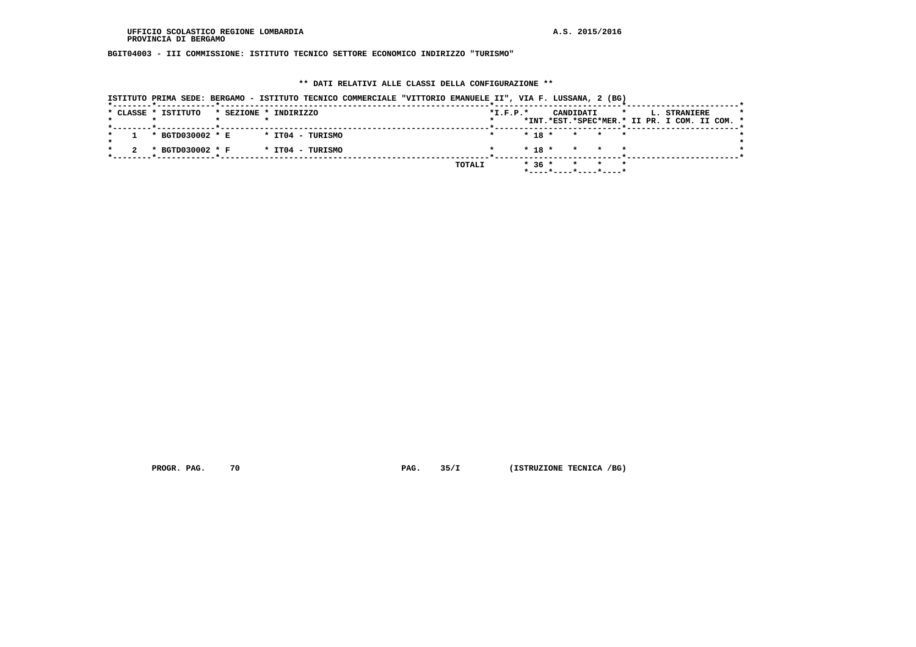UFFICIO SCOLASTICO REGIONE LOMBARDIA
PROVINCIA DI BERGAMO

A.S. 2015/2016

**BGIT04003 - III COMMISSIONE: ISTITUTO TECNICO SETTORE ECONOMICO INDIRIZZO "TURISMO"**

**** DATI RELATIVI ALLE CLASSI DELLA CONFIGURAZIONE ****

ISTITUTO PRIMA SEDE: BERGAMO - ISTITUTO TECNICO COMMERCIALE "VITTORIO EMANUELE II", VIA F. LUSSANA, 2 (BG)

| CLASSE | ISTITUTO | SEZIONE | INDIRIZZO | I.F.P. | CANDIDATI | | | | L. STRANIERE | | | |
|---|---|---|---|---|---|---|---|---|---|---|---|---|
| | | | | | INT. | EST. | SPEC | MER. | II PR. | I COM. | II COM. | |
| 1 | BGTD030002 | E | IT04 - TURISMO | | 18 | | | | | | | |
| 2 | BGTD030002 | F | IT04 - TURISMO | | 18 | | | | | | | |
| | | | TOTALI | | 36 | | | | | | | |

PROGR. PAG. 70 PAG. 35/I (ISTRUZIONE TECNICA /BG)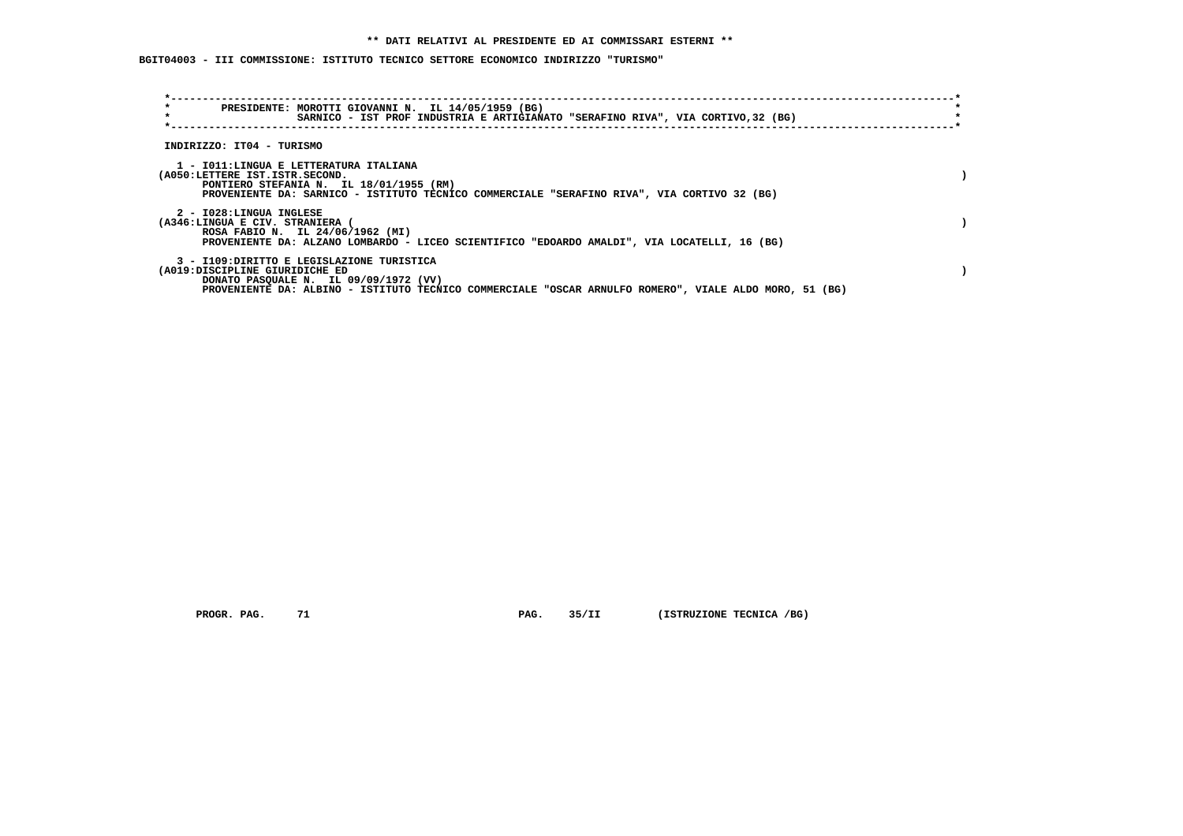**\*\* DATI RELATIVI AL PRESIDENTE ED AI COMMISSARI ESTERNI \*\***

**BGIT04003 - III COMMISSIONE: ISTITUTO TECNICO SETTORE ECONOMICO INDIRIZZO "TURISMO"**

**PRESIDENTE: MOROTTI GIOVANNI N. IL 14/05/1959 (BG)**
**SARNICO - IST PROF INDUSTRIA E ARTIGIANATO "SERAFINO RIVA", VIA CORTIVO,32 (BG)**

**INDIRIZZO: IT04 - TURISMO**

**1 - I011:LINGUA E LETTERATURA ITALIANA**
**(A050:LETTERE IST.ISTR.SECOND. )**
**PONTIERO STEFANIA N. IL 18/01/1955 (RM)**
**PROVENIENTE DA: SARNICO - ISTITUTO TECNICO COMMERCIALE "SERAFINO RIVA", VIA CORTIVO 32 (BG)**

**2 - I028:LINGUA INGLESE**
**(A346:LINGUA E CIV. STRANIERA ( )**
**ROSA FABIO N. IL 24/06/1962 (MI)**
**PROVENIENTE DA: ALZANO LOMBARDO - LICEO SCIENTIFICO "EDOARDO AMALDI", VIA LOCATELLI, 16 (BG)**

**3 - I109:DIRITTO E LEGISLAZIONE TURISTICA**
**(A019:DISCIPLINE GIURIDICHE ED )**
**DONATO PASQUALE N. IL 09/09/1972 (VV)**
**PROVENIENTE DA: ALBINO - ISTITUTO TECNICO COMMERCIALE "OSCAR ARNULFO ROMERO", VIALE ALDO MORO, 51 (BG)**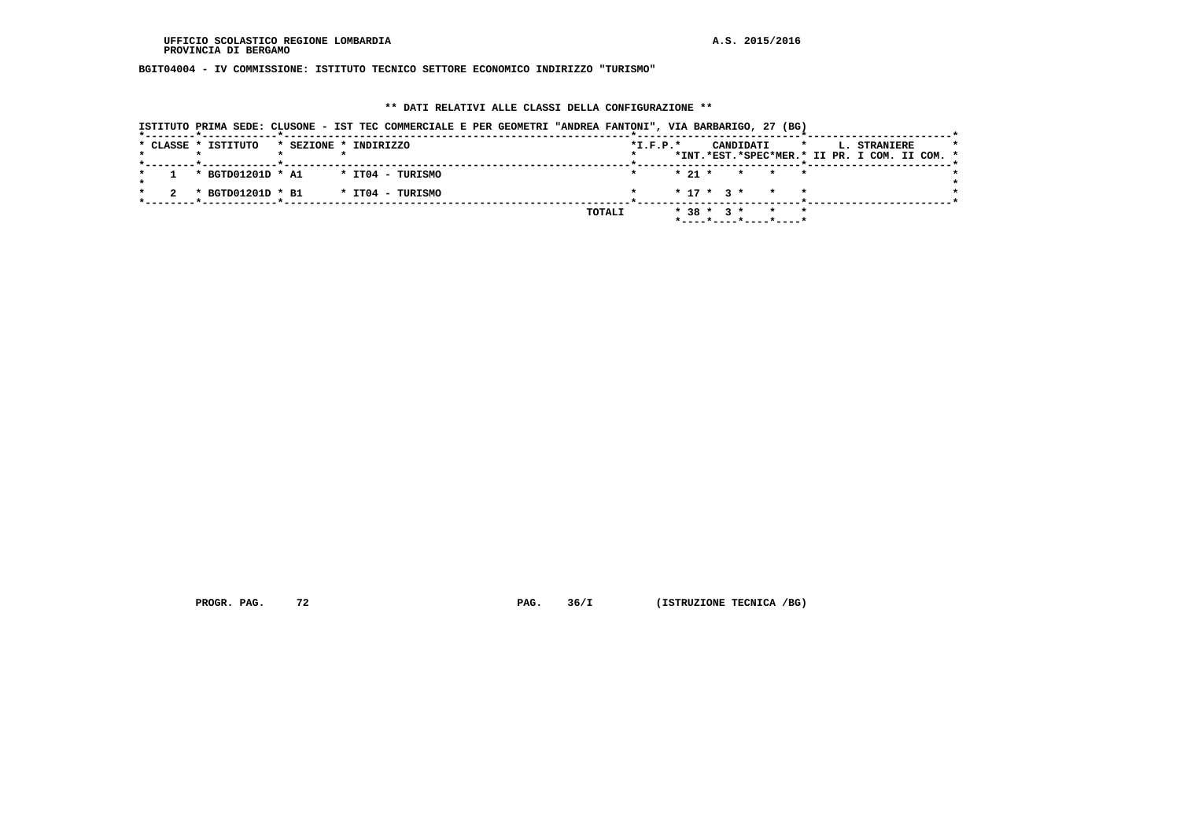**UFFICIO SCOLASTICO REGIONE LOMBARDIA** **A.S. 2015/2016**
**PROVINCIA DI BERGAMO**

**BGIT04004 - IV COMMISSIONE: ISTITUTO TECNICO SETTORE ECONOMICO INDIRIZZO "TURISMO"**

**\*\* DATI RELATIVI ALLE CLASSI DELLA CONFIGURAZIONE \*\***

**ISTITUTO PRIMA SEDE: CLUSONE - IST TEC COMMERCIALE E PER GEOMETRI "ANDREA FANTONI", VIA BARBARIGO, 27 (BG)**

| CLASSE | ISTITUTO | SEZIONE | INDIRIZZO | I.F.P. | CANDIDATI INT. | CANDIDATI EST. | CANDIDATI SPEC | CANDIDATI MER. | L. STRANIERE II PR. | L. STRANIERE I COM. | L. STRANIERE II COM. |
|---|---|---|---|---|---|---|---|---|---|---|---|
| 1 | BGTD01201D | A1 | IT04 - TURISMO | | 21 | | | | | | |
| 2 | BGTD01201D | B1 | IT04 - TURISMO | | 17 | 3 | | | | | |
| | | | TOTALI | | 38 | 3 | | | | | |

**PROGR. PAG. 72** **PAG. 36/I** **(ISTRUZIONE TECNICA /BG)**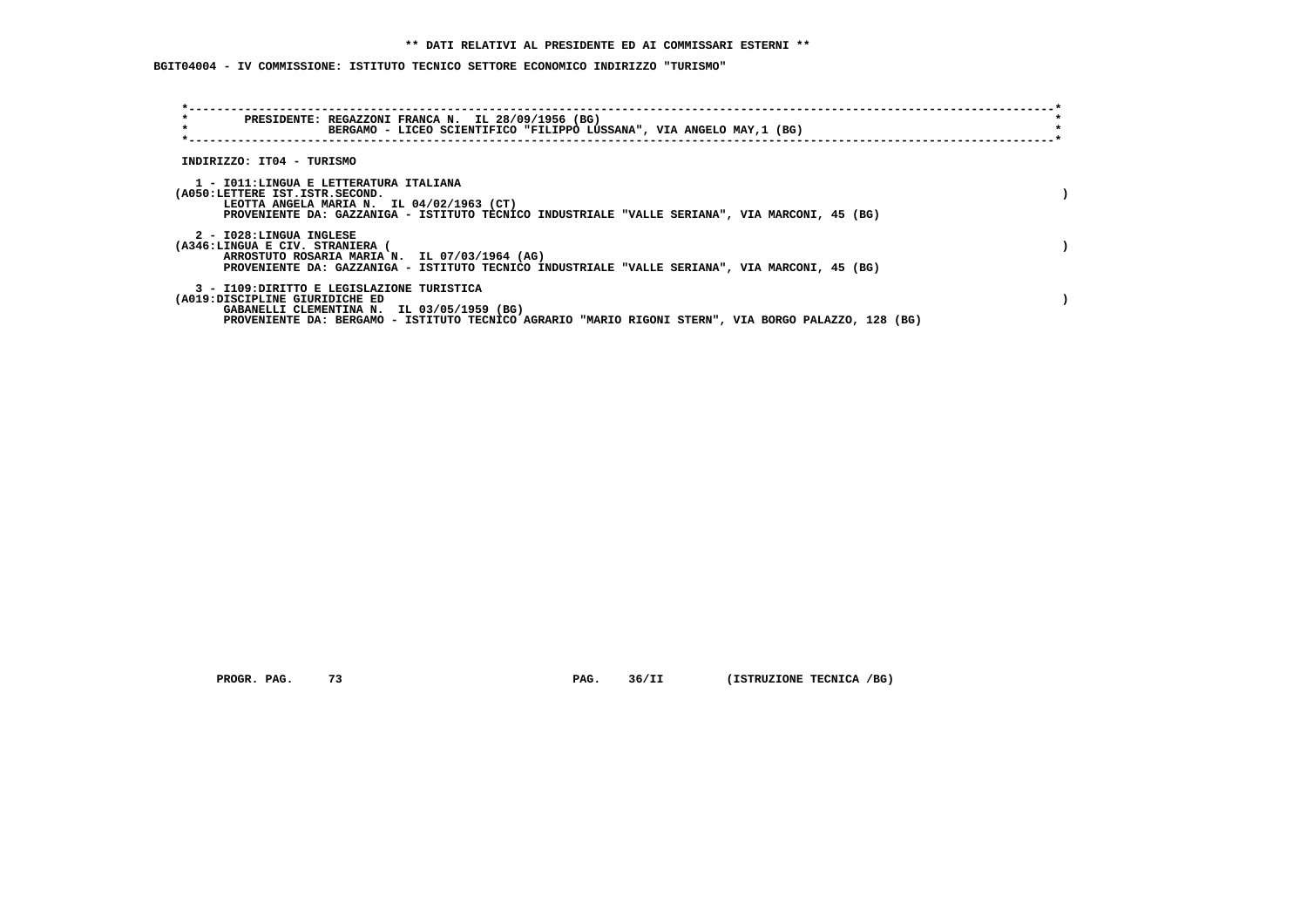** DATI RELATIVI AL PRESIDENTE ED AI COMMISSARI ESTERNI **

BGIT04004 - IV COMMISSIONE: ISTITUTO TECNICO SETTORE ECONOMICO INDIRIZZO "TURISMO"

PRESIDENTE: REGAZZONI FRANCA N. IL 28/09/1956 (BG)
BERGAMO - LICEO SCIENTIFICO "FILIPPO LUSSANA", VIA ANGELO MAY,1 (BG)

INDIRIZZO: IT04 - TURISMO

1 - I011:LINGUA E LETTERATURA ITALIANA
(A050:LETTERE IST.ISTR.SECOND. )
LEOTTA ANGELA MARIA N. IL 04/02/1963 (CT)
PROVENIENTE DA: GAZZANIGA - ISTITUTO TECNICO INDUSTRIALE "VALLE SERIANA", VIA MARCONI, 45 (BG)

2 - I028:LINGUA INGLESE
(A346:LINGUA E CIV. STRANIERA ( )
ARROSTUTO ROSARIA MARIA N. IL 07/03/1964 (AG)
PROVENIENTE DA: GAZZANIGA - ISTITUTO TECNICO INDUSTRIALE "VALLE SERIANA", VIA MARCONI, 45 (BG)

3 - I109:DIRITTO E LEGISLAZIONE TURISTICA
(A019:DISCIPLINE GIURIDICHE ED )
GABANELLI CLEMENTINA N. IL 03/05/1959 (BG)
PROVENIENTE DA: BERGAMO - ISTITUTO TECNICO AGRARIO "MARIO RIGONI STERN", VIA BORGO PALAZZO, 128 (BG)

PROGR. PAG. 73 PAG. 36/II (ISTRUZIONE TECNICA /BG)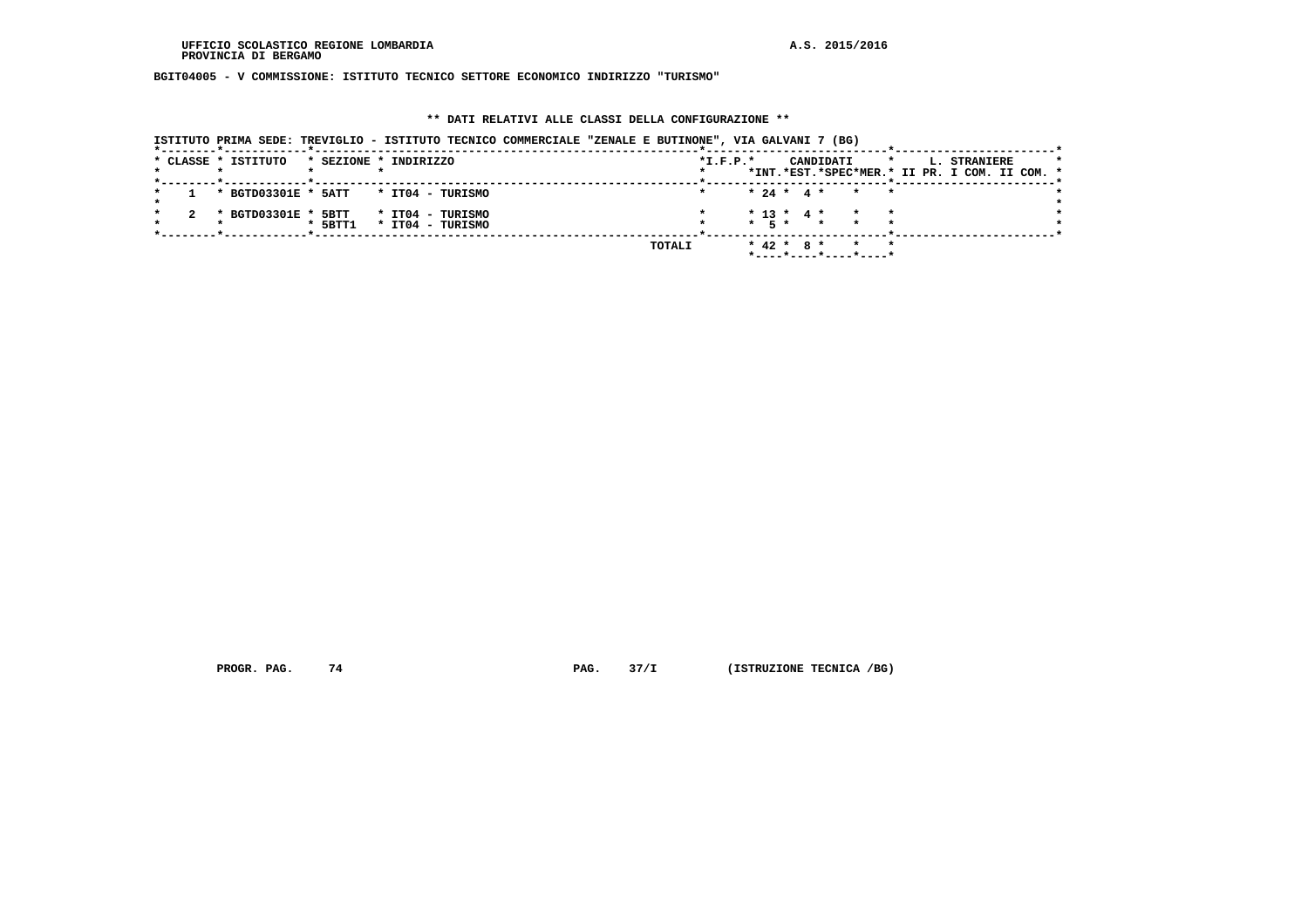UFFICIO SCOLASTICO REGIONE LOMBARDIA
PROVINCIA DI BERGAMO

A.S. 2015/2016

BGIT04005 - V COMMISSIONE: ISTITUTO TECNICO SETTORE ECONOMICO INDIRIZZO "TURISMO"

** DATI RELATIVI ALLE CLASSI DELLA CONFIGURAZIONE **

ISTITUTO PRIMA SEDE: TREVIGLIO - ISTITUTO TECNICO COMMERCIALE "ZENALE E BUTINONE", VIA GALVANI 7 (BG)

| CLASSE | ISTITUTO | SEZIONE | INDIRIZZO | I.F.P. | CANDIDATI INT. | CANDIDATI EST. | CANDIDATI SPEC | CANDIDATI MER. | L. STRANIERE II PR. | L. STRANIERE I COM. | L. STRANIERE II COM. |
|---|---|---|---|---|---|---|---|---|---|---|---|
| 1 | BGTD03301E | 5ATT | IT04 - TURISMO | | 24 | 4 | | | | | |
| 2 | BGTD03301E | 5BTT | IT04 - TURISMO | | 13 | 4 | | | | | |
| | | 5BTT1 | IT04 - TURISMO | | 5 | | | | | | |
| | | | TOTALI | | 42 | 8 | | | | | |

PROGR. PAG. 74

PAG. 37/I (ISTRUZIONE TECNICA /BG)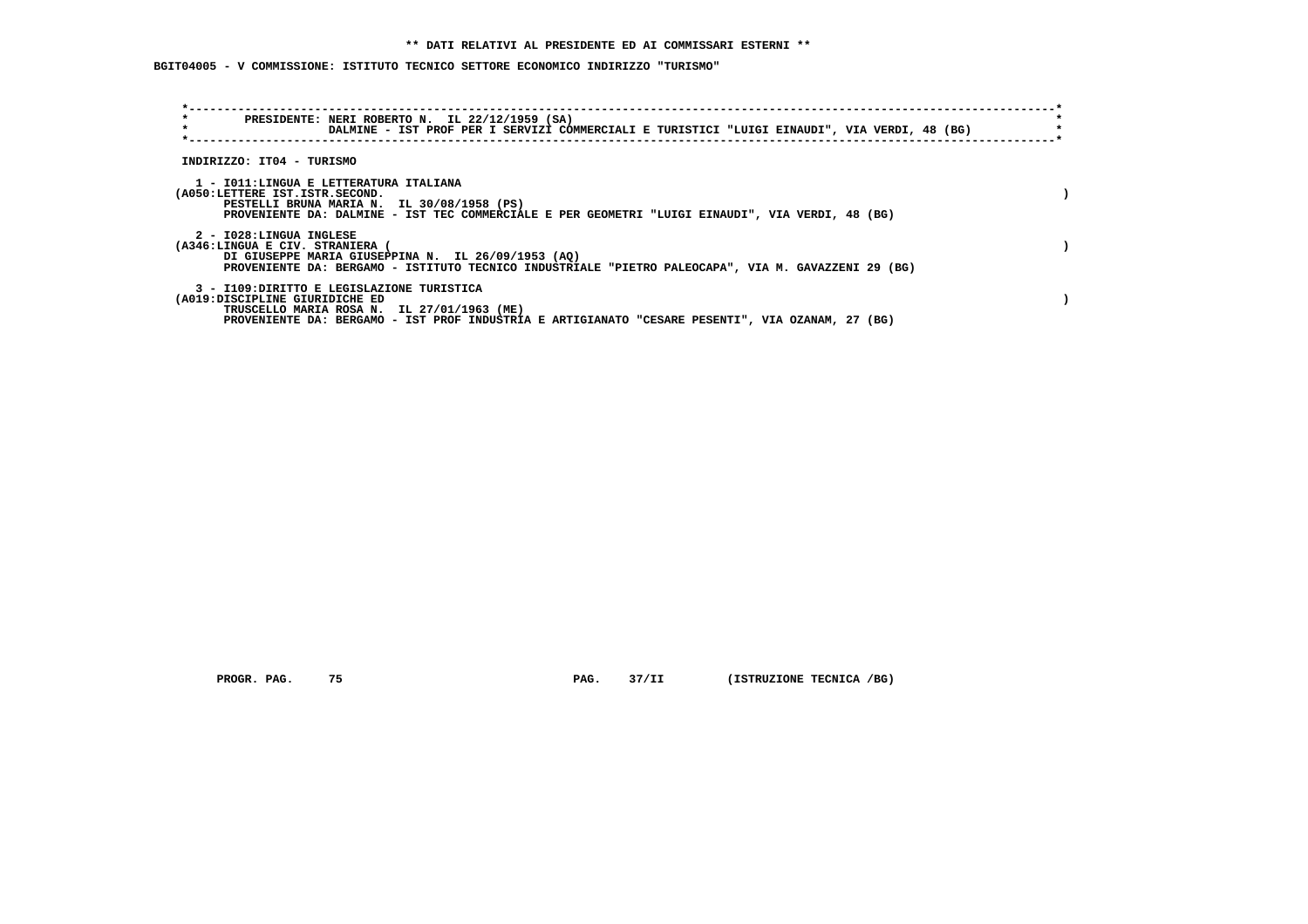**\*\* DATI RELATIVI AL PRESIDENTE ED AI COMMISSARI ESTERNI \*\***

**BGIT04005 - V COMMISSIONE: ISTITUTO TECNICO SETTORE ECONOMICO INDIRIZZO "TURISMO"**

PRESIDENTE: NERI ROBERTO N. IL 22/12/1959 (SA)
DALMINE - IST PROF PER I SERVIZI COMMERCIALI E TURISTICI "LUIGI EINAUDI", VIA VERDI, 48 (BG)

INDIRIZZO: IT04 - TURISMO

1 - I011:LINGUA E LETTERATURA ITALIANA
(A050:LETTERE IST.ISTR.SECOND. )
PESTELLI BRUNA MARIA N. IL 30/08/1958 (PS)
PROVENIENTE DA: DALMINE - IST TEC COMMERCIALE E PER GEOMETRI "LUIGI EINAUDI", VIA VERDI, 48 (BG)

2 - I028:LINGUA INGLESE
(A346:LINGUA E CIV. STRANIERA ( )
DI GIUSEPPE MARIA GIUSEPPINA N. IL 26/09/1953 (AQ)
PROVENIENTE DA: BERGAMO - ISTITUTO TECNICO INDUSTRIALE "PIETRO PALEOCAPA", VIA M. GAVAZZENI 29 (BG)

3 - I109:DIRITTO E LEGISLAZIONE TURISTICA
(A019:DISCIPLINE GIURIDICHE ED )
TRUSCELLO MARIA ROSA N. IL 27/01/1963 (ME)
PROVENIENTE DA: BERGAMO - IST PROF INDUSTRIA E ARTIGIANATO "CESARE PESENTI", VIA OZANAM, 27 (BG)

PROGR. PAG. 75 PAG. 37/II (ISTRUZIONE TECNICA /BG)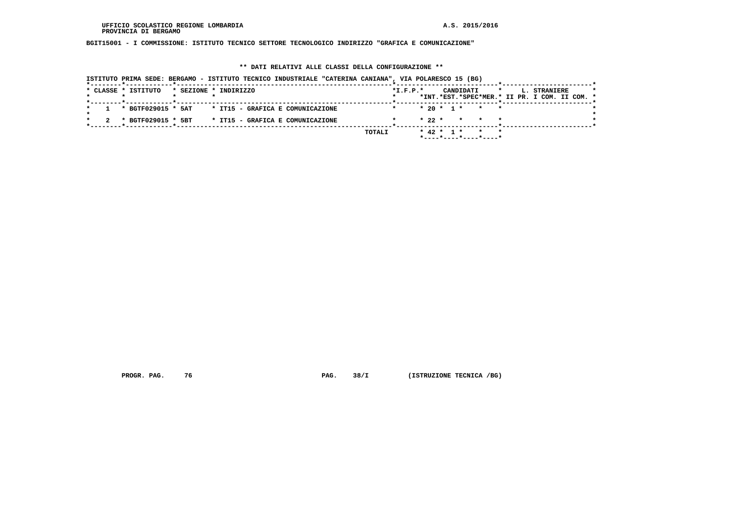UFFICIO SCOLASTICO REGIONE LOMBARDIA
PROVINCIA DI BERGAMO

A.S. 2015/2016

**BGIT15001 - I COMMISSIONE: ISTITUTO TECNICO SETTORE TECNOLOGICO INDIRIZZO "GRAFICA E COMUNICAZIONE"**

**\*\* DATI RELATIVI ALLE CLASSI DELLA CONFIGURAZIONE \*\***

ISTITUTO PRIMA SEDE: BERGAMO - ISTITUTO TECNICO INDUSTRIALE "CATERINA CANIANA", VIA POLARESCO 15 (BG)

| CLASSE | ISTITUTO | SEZIONE | INDIRIZZO | I.F.P. | CANDIDATI INT. | CANDIDATI EST. | CANDIDATI SPEC | CANDIDATI MER. | L. STRANIERE II PR. | L. STRANIERE I COM. | L. STRANIERE II COM. |
|---|---|---|---|---|---|---|---|---|---|---|---|
| 1 | BGTF029015 | 5AT | IT15 - GRAFICA E COMUNICAZIONE | | 20 | 1 | | | | | |
| 2 | BGTF029015 | 5BT | IT15 - GRAFICA E COMUNICAZIONE | | 22 | | | | | | |
| | | | TOTALI | | 42 | 1 | | | | | |

PROGR. PAG. 76  PAG. 38/I  (ISTRUZIONE TECNICA /BG)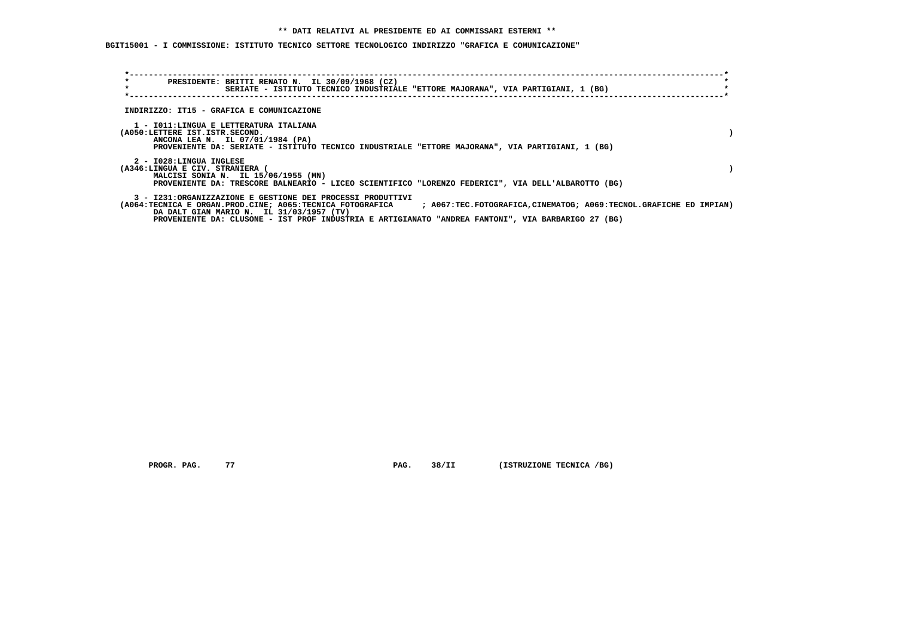**\*\* DATI RELATIVI AL PRESIDENTE ED AI COMMISSARI ESTERNI \*\***

**BGIT15001 - I COMMISSIONE: ISTITUTO TECNICO SETTORE TECNOLOGICO INDIRIZZO "GRAFICA E COMUNICAZIONE"**

PRESIDENTE: BRITTI RENATO N. IL 30/09/1968 (CZ)
SERIATE - ISTITUTO TECNICO INDUSTRIALE "ETTORE MAJORANA", VIA PARTIGIANI, 1 (BG)

INDIRIZZO: IT15 - GRAFICA E COMUNICAZIONE

1 - I011:LINGUA E LETTERATURA ITALIANA
(A050:LETTERE IST.ISTR.SECOND. )
ANCONA LEA N. IL 07/01/1984 (PA)
PROVENIENTE DA: SERIATE - ISTITUTO TECNICO INDUSTRIALE "ETTORE MAJORANA", VIA PARTIGIANI, 1 (BG)

2 - I028:LINGUA INGLESE
(A346:LINGUA E CIV. STRANIERA ( )
MALCISI SONIA N. IL 15/06/1955 (MN)
PROVENIENTE DA: TRESCORE BALNEARIO - LICEO SCIENTIFICO "LORENZO FEDERICI", VIA DELL'ALBAROTTO (BG)

3 - I231:ORGANIZZAZIONE E GESTIONE DEI PROCESSI PRODUTTIVI
(A064:TECNICA E ORGAN.PROD.CINE; A065:TECNICA FOTOGRAFICA ; A067:TEC.FOTOGRAFICA,CINEMATOG; A069:TECNOL.GRAFICHE ED IMPIAN)
DA DALT GIAN MARIO N. IL 31/03/1957 (TV)
PROVENIENTE DA: CLUSONE - IST PROF INDUSTRIA E ARTIGIANATO "ANDREA FANTONI", VIA BARBARIGO 27 (BG)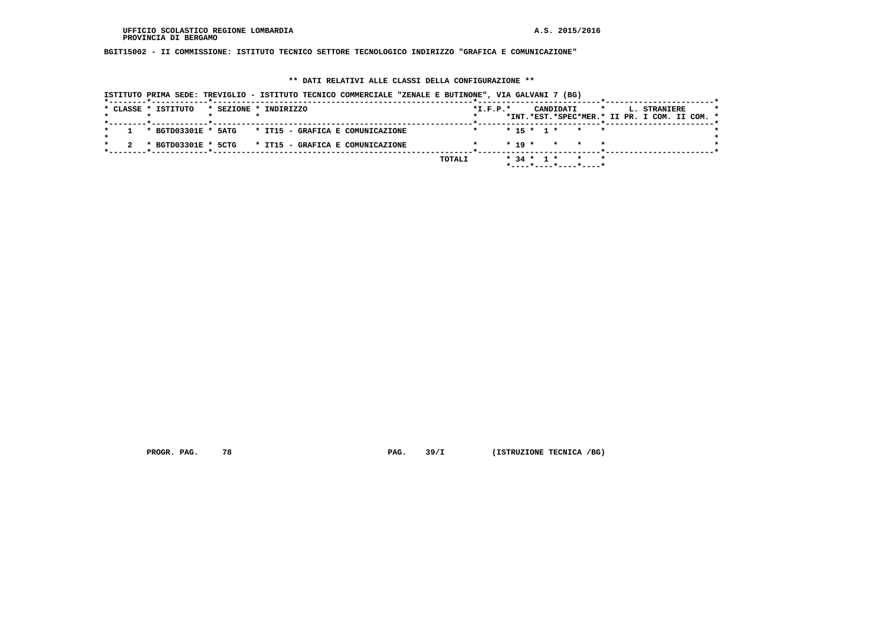BGIT15002 - II COMMISSIONE: ISTITUTO TECNICO SETTORE TECNOLOGICO INDIRIZZO "GRAFICA E COMUNICAZIONE"

** DATI RELATIVI ALLE CLASSI DELLA CONFIGURAZIONE **

ISTITUTO PRIMA SEDE: TREVIGLIO - ISTITUTO TECNICO COMMERCIALE "ZENALE E BUTINONE", VIA GALVANI 7 (BG)

| CLASSE | ISTITUTO | SEZIONE | INDIRIZZO | I.F.P. | CANDIDATI INT. | CANDIDATI EST. | CANDIDATI SPEC | CANDIDATI MER. | L. STRANIERE II PR. | L. STRANIERE I COM. | L. STRANIERE II COM. |
|---|---|---|---|---|---|---|---|---|---|---|---|
| 1 | BGTD03301E | 5ATG | IT15 - GRAFICA E COMUNICAZIONE | | 15 | 1 | | | | | |
| 2 | BGTD03301E | 5CTG | IT15 - GRAFICA E COMUNICAZIONE | | 19 | | | | | | |
| | | | TOTALI | | 34 | 1 | | | | | |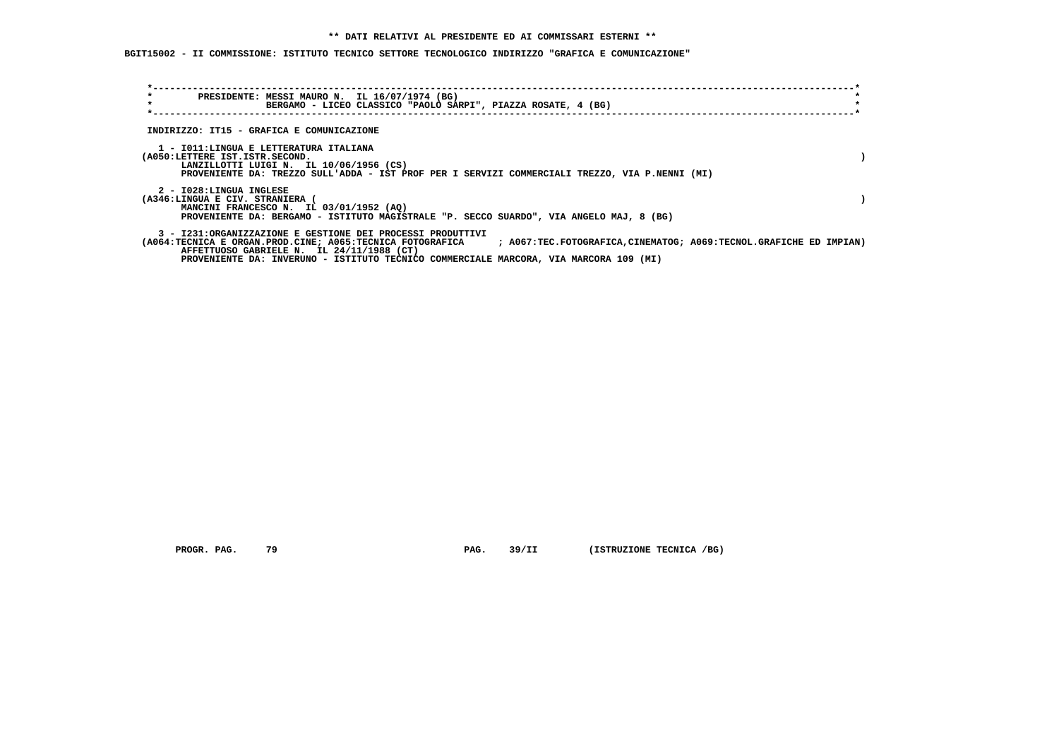** DATI RELATIVI AL PRESIDENTE ED AI COMMISSARI ESTERNI **

BGIT15002 - II COMMISSIONE: ISTITUTO TECNICO SETTORE TECNOLOGICO INDIRIZZO "GRAFICA E COMUNICAZIONE"

PRESIDENTE: MESSI MAURO N. IL 16/07/1974 (BG)
BERGAMO - LICEO CLASSICO "PAOLO SARPI", PIAZZA ROSATE, 4 (BG)

INDIRIZZO: IT15 - GRAFICA E COMUNICAZIONE

1 - I011:LINGUA E LETTERATURA ITALIANA
(A050:LETTERE IST.ISTR.SECOND. )
LANZILLOTTI LUIGI N. IL 10/06/1956 (CS)
PROVENIENTE DA: TREZZO SULL'ADDA - IST PROF PER I SERVIZI COMMERCIALI TREZZO, VIA P.NENNI (MI)

2 - I028:LINGUA INGLESE
(A346:LINGUA E CIV. STRANIERA ( )
MANCINI FRANCESCO N. IL 03/01/1952 (AQ)
PROVENIENTE DA: BERGAMO - ISTITUTO MAGISTRALE "P. SECCO SUARDO", VIA ANGELO MAJ, 8 (BG)

3 - I231:ORGANIZZAZIONE E GESTIONE DEI PROCESSI PRODUTTIVI
(A064:TECNICA E ORGAN.PROD.CINE; A065:TECNICA FOTOGRAFICA ; A067:TEC.FOTOGRAFICA,CINEMATOG; A069:TECNOL.GRAFICHE ED IMPIAN)
AFFETTUOSO GABRIELE N. IL 24/11/1988 (CT)
PROVENIENTE DA: INVERUNO - ISTITUTO TECNICO COMMERCIALE MARCORA, VIA MARCORA 109 (MI)

PROGR. PAG. 79 PAG. 39/II (ISTRUZIONE TECNICA /BG)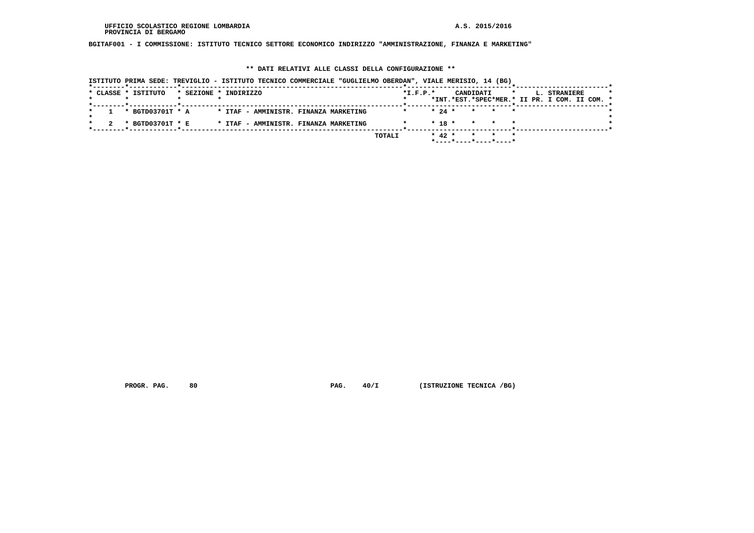UFFICIO SCOLASTICO REGIONE LOMBARDIA
PROVINCIA DI BERGAMO

A.S. 2015/2016

**BGITAF001 - I COMMISSIONE: ISTITUTO TECNICO SETTORE ECONOMICO INDIRIZZO "AMMINISTRAZIONE, FINANZA E MARKETING"**

**\*\* DATI RELATIVI ALLE CLASSI DELLA CONFIGURAZIONE \*\***

ISTITUTO PRIMA SEDE: TREVIGLIO - ISTITUTO TECNICO COMMERCIALE "GUGLIELMO OBERDAN", VIALE MERISIO, 14 (BG)

| CLASSE | ISTITUTO | SEZIONE | INDIRIZZO | I.F.P. | CANDIDATI INT. | CANDIDATI EST. | CANDIDATI SPEC | CANDIDATI MER. | L. STRANIERE II PR. | L. STRANIERE I COM. | L. STRANIERE II COM. |
|---|---|---|---|---|---|---|---|---|---|---|---|
| 1 | BGTD03701T | A | ITAF - AMMINISTR. FINANZA MARKETING | | 24 | | | | | | |
| 2 | BGTD03701T | E | ITAF - AMMINISTR. FINANZA MARKETING | | 18 | | | | | | |
| | | | TOTALI | | 42 | | | | | | |

PROGR. PAG. 80 PAG. 40/I (ISTRUZIONE TECNICA /BG)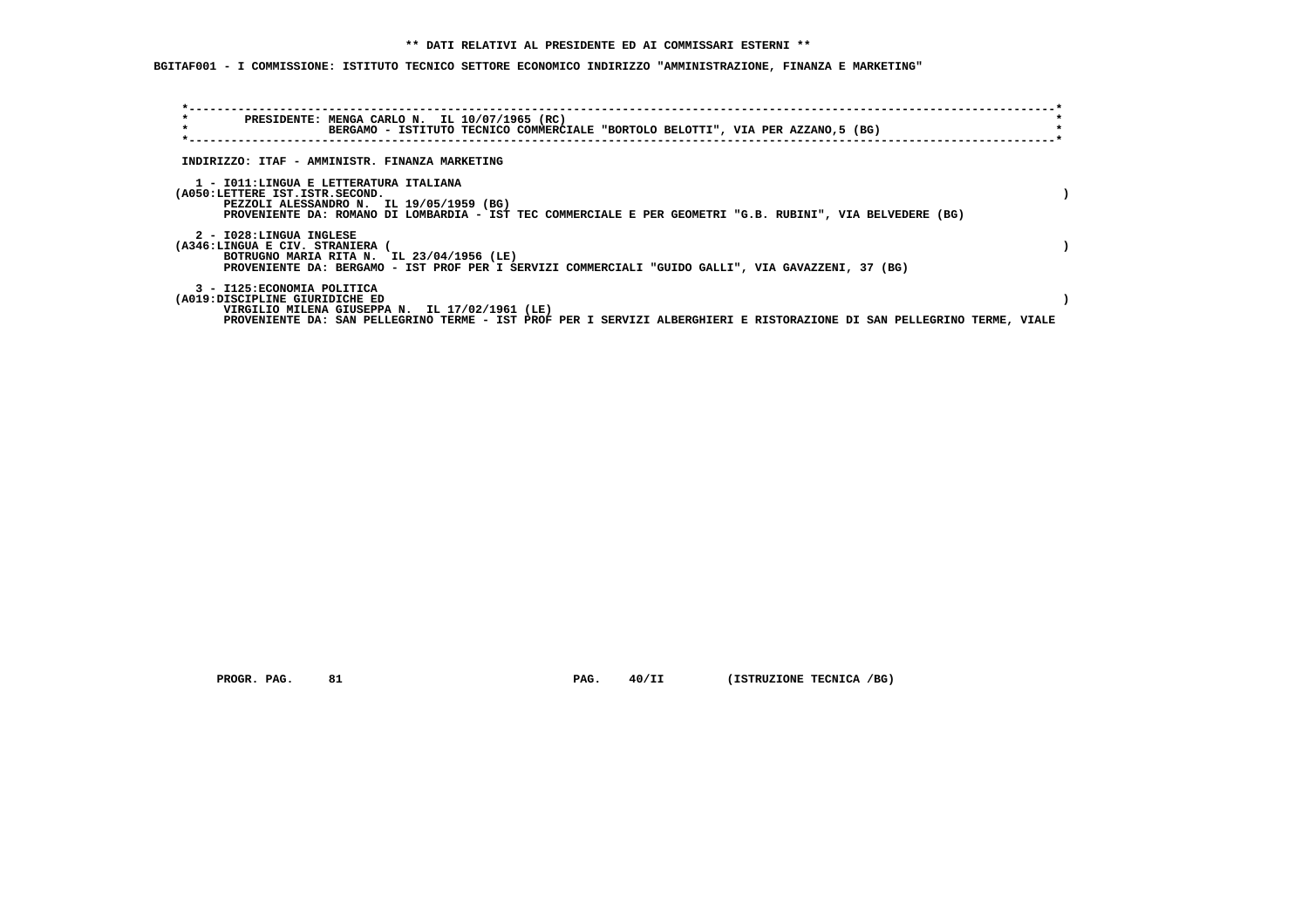**\*\* DATI RELATIVI AL PRESIDENTE ED AI COMMISSARI ESTERNI \*\***

**BGITAF001 - I COMMISSIONE: ISTITUTO TECNICO SETTORE ECONOMICO INDIRIZZO "AMMINISTRAZIONE, FINANZA E MARKETING"**

PRESIDENTE: MENGA CARLO N. IL 10/07/1965 (RC)
BERGAMO - ISTITUTO TECNICO COMMERCIALE "BORTOLO BELOTTI", VIA PER AZZANO,5 (BG)

INDIRIZZO: ITAF - AMMINISTR. FINANZA MARKETING

1 - I011:LINGUA E LETTERATURA ITALIANA
(A050:LETTERE IST.ISTR.SECOND. )
PEZZOLI ALESSANDRO N. IL 19/05/1959 (BG)
PROVENIENTE DA: ROMANO DI LOMBARDIA - IST TEC COMMERCIALE E PER GEOMETRI "G.B. RUBINI", VIA BELVEDERE (BG)

2 - I028:LINGUA INGLESE
(A346:LINGUA E CIV. STRANIERA ( )
BOTRUGNO MARIA RITA N. IL 23/04/1956 (LE)
PROVENIENTE DA: BERGAMO - IST PROF PER I SERVIZI COMMERCIALI "GUIDO GALLI", VIA GAVAZZENI, 37 (BG)

3 - I125:ECONOMIA POLITICA
(A019:DISCIPLINE GIURIDICHE ED )
VIRGILIO MILENA GIUSEPPA N. IL 17/02/1961 (LE)
PROVENIENTE DA: SAN PELLEGRINO TERME - IST PROF PER I SERVIZI ALBERGHIERI E RISTORAZIONE DI SAN PELLEGRINO TERME, VIALE

PROGR. PAG. 81 PAG. 40/II (ISTRUZIONE TECNICA /BG)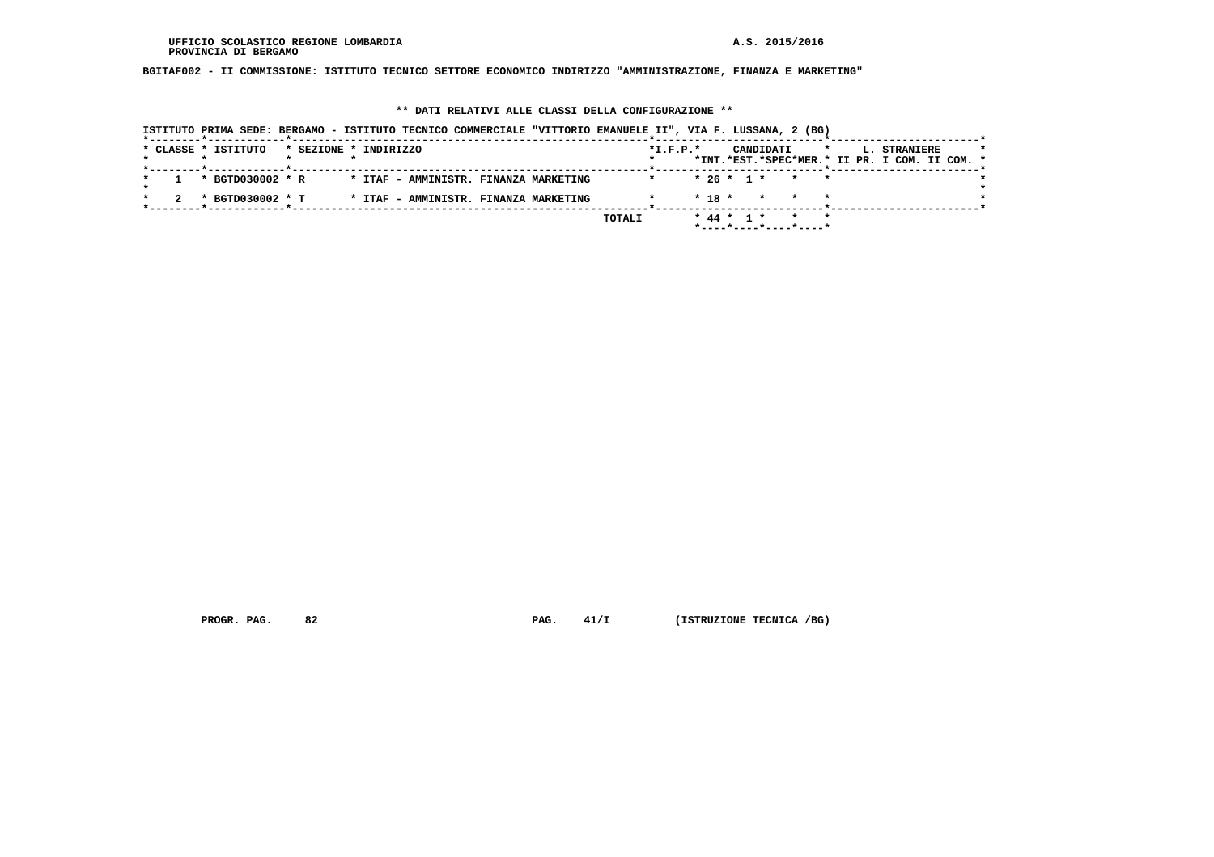UFFICIO SCOLASTICO REGIONE LOMBARDIA
PROVINCIA DI BERGAMO

A.S. 2015/2016

**BGITAF002 - II COMMISSIONE: ISTITUTO TECNICO SETTORE ECONOMICO INDIRIZZO "AMMINISTRAZIONE, FINANZA E MARKETING"**

**\*\* DATI RELATIVI ALLE CLASSI DELLA CONFIGURAZIONE \*\***

ISTITUTO PRIMA SEDE: BERGAMO - ISTITUTO TECNICO COMMERCIALE "VITTORIO EMANUELE II", VIA F. LUSSANA, 2 (BG)

| CLASSE | ISTITUTO | SEZIONE | INDIRIZZO | I.F.P. | CANDIDATI INT. | CANDIDATI EST. | CANDIDATI SPEC | CANDIDATI MER. | L. STRANIERE II PR. | L. STRANIERE I COM. | L. STRANIERE II COM. |
|---|---|---|---|---|---|---|---|---|---|---|---|
| 1 | BGTD030002 | R | ITAF - AMMINISTR. FINANZA MARKETING | | 26 | 1 | | | | | |
| 2 | BGTD030002 | T | ITAF - AMMINISTR. FINANZA MARKETING | | 18 | | | | | | |
| | | | TOTALI | | 44 | 1 | | | | | |

PROGR. PAG. 82 PAG. 41/I (ISTRUZIONE TECNICA /BG)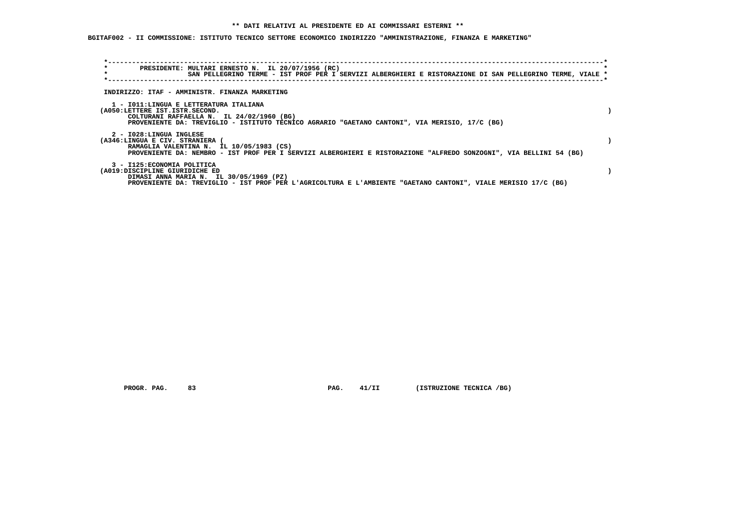** DATI RELATIVI AL PRESIDENTE ED AI COMMISSARI ESTERNI **

BGITAF002 - II COMMISSIONE: ISTITUTO TECNICO SETTORE ECONOMICO INDIRIZZO "AMMINISTRAZIONE, FINANZA E MARKETING"

PRESIDENTE: MULTARI ERNESTO N. IL 20/07/1956 (RC)
SAN PELLEGRINO TERME - IST PROF PER I SERVIZI ALBERGHIERI E RISTORAZIONE DI SAN PELLEGRINO TERME, VIALE

INDIRIZZO: ITAF - AMMINISTR. FINANZA MARKETING

1 - I011:LINGUA E LETTERATURA ITALIANA
(A050:LETTERE IST.ISTR.SECOND. )
COLTURANI RAFFAELLA N. IL 24/02/1960 (BG)
PROVENIENTE DA: TREVIGLIO - ISTITUTO TECNICO AGRARIO "GAETANO CANTONI", VIA MERISIO, 17/C (BG)

2 - I028:LINGUA INGLESE
(A346:LINGUA E CIV. STRANIERA ( )
RAMAGLIA VALENTINA N. IL 10/05/1983 (CS)
PROVENIENTE DA: NEMBRO - IST PROF PER I SERVIZI ALBERGHIERI E RISTORAZIONE "ALFREDO SONZOGNI", VIA BELLINI 54 (BG)

3 - I125:ECONOMIA POLITICA
(A019:DISCIPLINE GIURIDICHE ED )
DIMASI ANNA MARIA N. IL 30/05/1969 (PZ)
PROVENIENTE DA: TREVIGLIO - IST PROF PER L'AGRICOLTURA E L'AMBIENTE "GAETANO CANTONI", VIALE MERISIO 17/C (BG)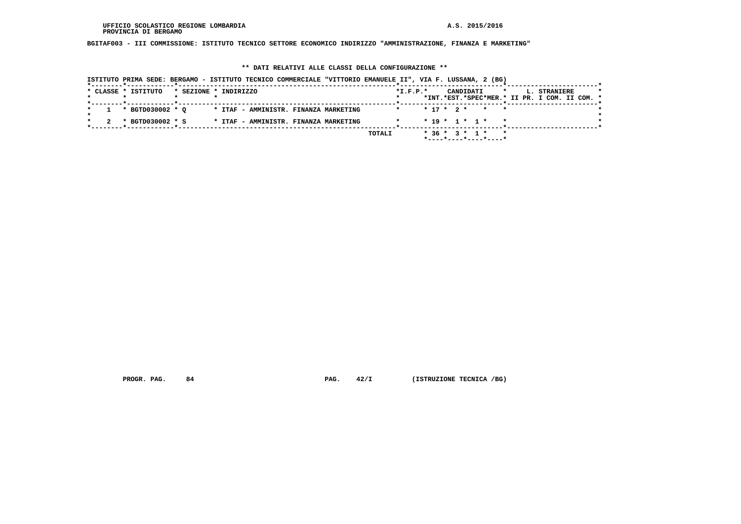UFFICIO SCOLASTICO REGIONE LOMBARDIA
PROVINCIA DI BERGAMO

A.S. 2015/2016

**BGITAF003 - III COMMISSIONE: ISTITUTO TECNICO SETTORE ECONOMICO INDIRIZZO "AMMINISTRAZIONE, FINANZA E MARKETING"**

**\*\* DATI RELATIVI ALLE CLASSI DELLA CONFIGURAZIONE \*\***

ISTITUTO PRIMA SEDE: BERGAMO - ISTITUTO TECNICO COMMERCIALE "VITTORIO EMANUELE II", VIA F. LUSSANA, 2 (BG)

| CLASSE | ISTITUTO | SEZIONE | INDIRIZZO | I.F.P. | CANDIDATI INT. | CANDIDATI EST. | CANDIDATI SPEC | CANDIDATI MER. | L. STRANIERE II PR. | L. STRANIERE I COM. | L. STRANIERE II COM. |
|---|---|---|---|---|---|---|---|---|---|---|---|
| 1 | BGTD030002 | Q | ITAF - AMMINISTR. FINANZA MARKETING | | 17 | 2 | | | | | |
| 2 | BGTD030002 | S | ITAF - AMMINISTR. FINANZA MARKETING | | 19 | 1 | 1 | | | | |
| | | | TOTALI | | 36 | 3 | 1 | | | | |

PROGR. PAG. 84    PAG. 42/I    (ISTRUZIONE TECNICA /BG)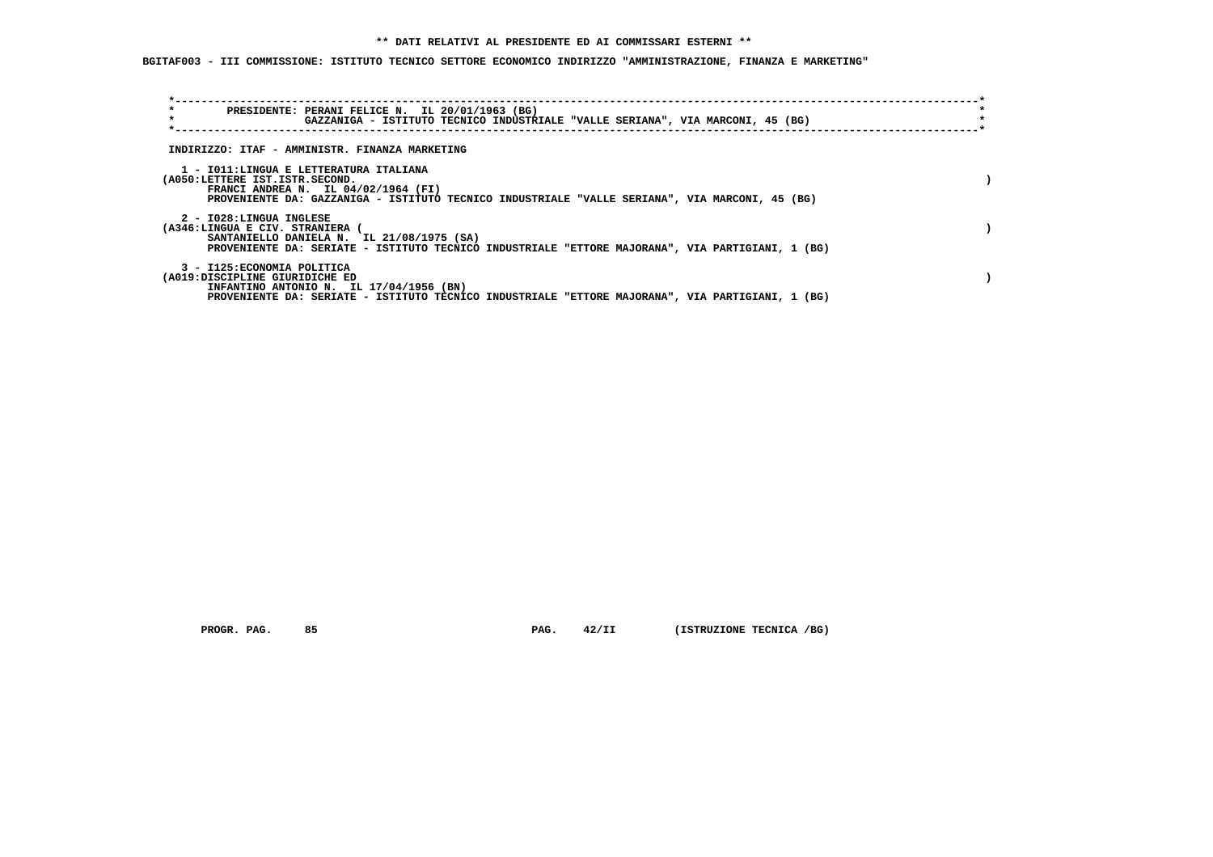** DATI RELATIVI AL PRESIDENTE ED AI COMMISSARI ESTERNI **

**BGITAF003 - III COMMISSIONE: ISTITUTO TECNICO SETTORE ECONOMICO INDIRIZZO "AMMINISTRAZIONE, FINANZA E MARKETING"**

PRESIDENTE: PERANI FELICE N. IL 20/01/1963 (BG)
GAZZANIGA - ISTITUTO TECNICO INDUSTRIALE "VALLE SERIANA", VIA MARCONI, 45 (BG)

INDIRIZZO: ITAF - AMMINISTR. FINANZA MARKETING

1 - I011:LINGUA E LETTERATURA ITALIANA
(A050:LETTERE IST.ISTR.SECOND. )
FRANCI ANDREA N. IL 04/02/1964 (FI)
PROVENIENTE DA: GAZZANIGA - ISTITUTO TECNICO INDUSTRIALE "VALLE SERIANA", VIA MARCONI, 45 (BG)

2 - I028:LINGUA INGLESE
(A346:LINGUA E CIV. STRANIERA ( )
SANTANIELLO DANIELA N. IL 21/08/1975 (SA)
PROVENIENTE DA: SERIATE - ISTITUTO TECNICO INDUSTRIALE "ETTORE MAJORANA", VIA PARTIGIANI, 1 (BG)

3 - I125:ECONOMIA POLITICA
(A019:DISCIPLINE GIURIDICHE ED )
INFANTINO ANTONIO N. IL 17/04/1956 (BN)
PROVENIENTE DA: SERIATE - ISTITUTO TECNICO INDUSTRIALE "ETTORE MAJORANA", VIA PARTIGIANI, 1 (BG)

PROGR. PAG. 85 PAG. 42/II (ISTRUZIONE TECNICA /BG)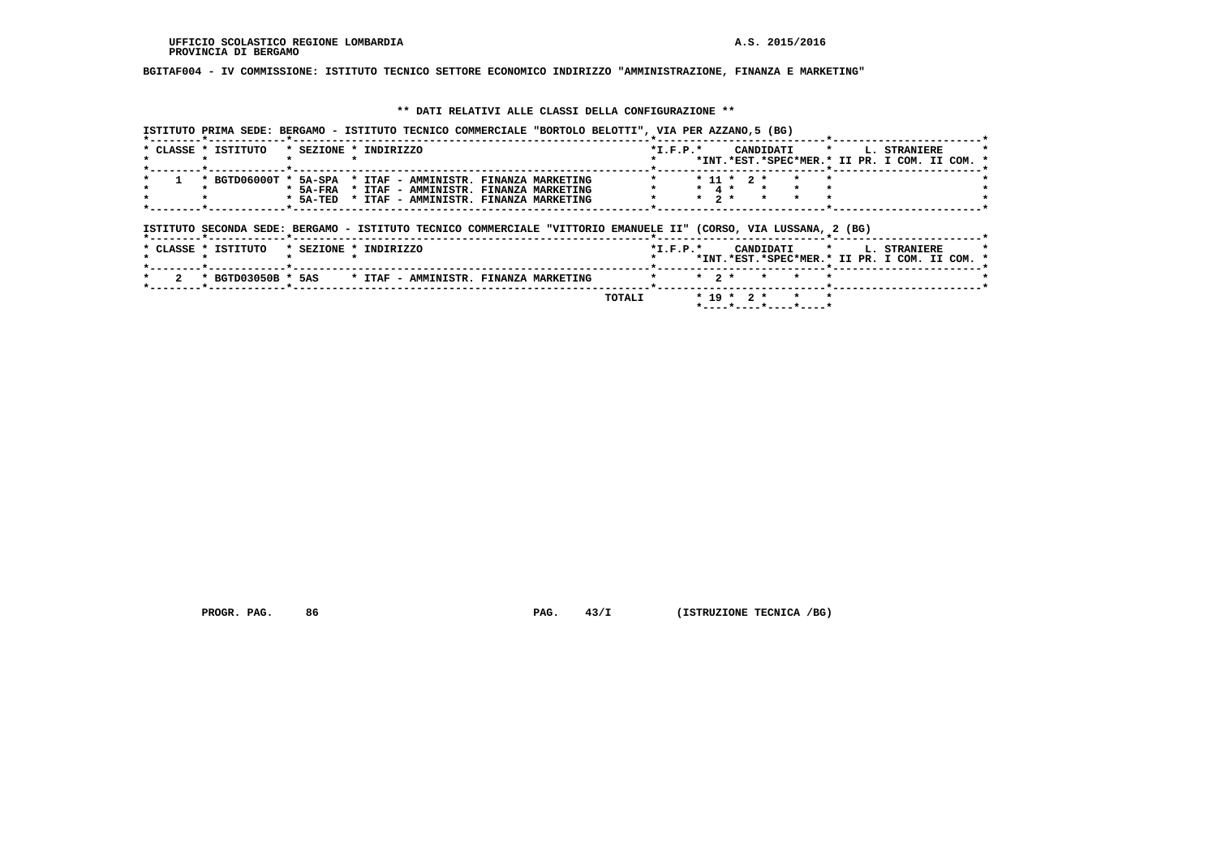UFFICIO SCOLASTICO REGIONE LOMBARDIA  A.S. 2015/2016
PROVINCIA DI BERGAMO

**BGITAF004 - IV COMMISSIONE: ISTITUTO TECNICO SETTORE ECONOMICO INDIRIZZO "AMMINISTRAZIONE, FINANZA E MARKETING"**

## ** DATI RELATIVI ALLE CLASSI DELLA CONFIGURAZIONE **

ISTITUTO PRIMA SEDE: BERGAMO - ISTITUTO TECNICO COMMERCIALE "BORTOLO BELOTTI", VIA PER AZZANO,5 (BG)

| CLASSE | ISTITUTO | SEZIONE | INDIRIZZO | I.F.P. | CANDIDATI INT. | CANDIDATI EST. | CANDIDATI SPEC | CANDIDATI MER. | L. STRANIERE II PR. | L. STRANIERE I COM. | L. STRANIERE II COM. |
|---|---|---|---|---|---|---|---|---|---|---|---|
| 1 | BGTD06000T | 5A-SPA | ITAF - AMMINISTR. FINANZA MARKETING | | 11 | 2 | | | | | |
| | | 5A-FRA | ITAF - AMMINISTR. FINANZA MARKETING | | 4 | | | | | | |
| | | 5A-TED | ITAF - AMMINISTR. FINANZA MARKETING | | 2 | | | | | | |

ISTITUTO SECONDA SEDE: BERGAMO - ISTITUTO TECNICO COMMERCIALE "VITTORIO EMANUELE II" (CORSO, VIA LUSSANA, 2 (BG)

| CLASSE | ISTITUTO | SEZIONE | INDIRIZZO | I.F.P. | CANDIDATI INT. | CANDIDATI EST. | CANDIDATI SPEC | CANDIDATI MER. | L. STRANIERE II PR. | L. STRANIERE I COM. | L. STRANIERE II COM. |
|---|---|---|---|---|---|---|---|---|---|---|---|
| 2 | BGTD03050B | 5AS | ITAF - AMMINISTR. FINANZA MARKETING | | 2 | | | | | | |
| | | | TOTALI | | 19 | 2 | | | | | |

PROGR. PAG. 86  PAG. 43/I  (ISTRUZIONE TECNICA /BG)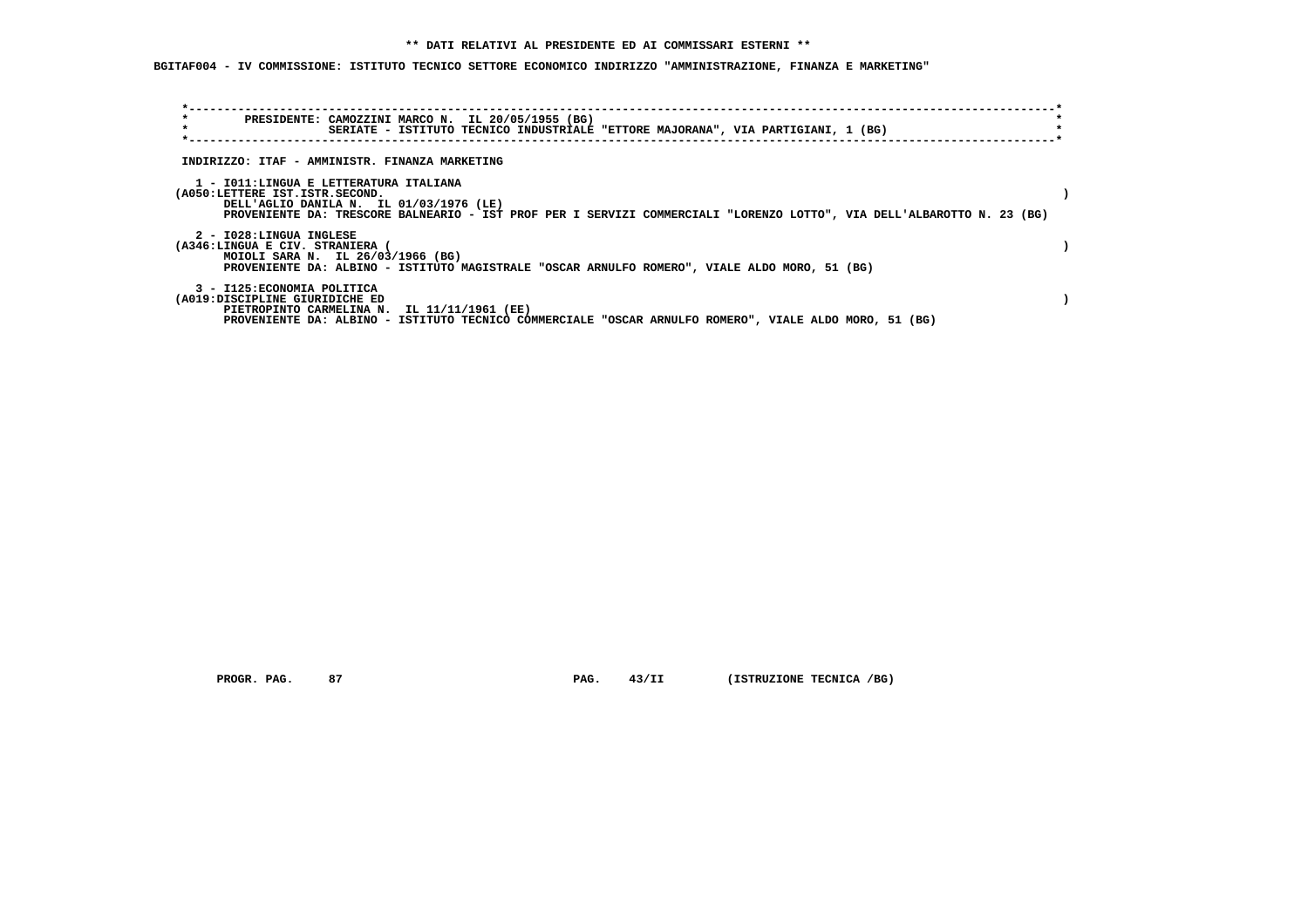**\*\* DATI RELATIVI AL PRESIDENTE ED AI COMMISSARI ESTERNI \*\***

**BGITAF004 - IV COMMISSIONE: ISTITUTO TECNICO SETTORE ECONOMICO INDIRIZZO "AMMINISTRAZIONE, FINANZA E MARKETING"**

```
*----------------------------------------------------------------------------------------------------------------------*
*        PRESIDENTE: CAMOZZINI MARCO N.  IL 20/05/1955 (BG)                                                            *
*                    SERIATE - ISTITUTO TECNICO INDUSTRIALE "ETTORE MAJORANA", VIA PARTIGIANI, 1 (BG)                  *
*----------------------------------------------------------------------------------------------------------------------*
```

INDIRIZZO: ITAF - AMMINISTR. FINANZA MARKETING

1 - I011:LINGUA E LETTERATURA ITALIANA
(A050:LETTERE IST.ISTR.SECOND. )
DELL'AGLIO DANILA N. IL 01/03/1976 (LE)
PROVENIENTE DA: TRESCORE BALNEARIO - IST PROF PER I SERVIZI COMMERCIALI "LORENZO LOTTO", VIA DELL'ALBAROTTO N. 23 (BG)

2 - I028:LINGUA INGLESE
(A346:LINGUA E CIV. STRANIERA ( )
MOIOLI SARA N. IL 26/03/1966 (BG)
PROVENIENTE DA: ALBINO - ISTITUTO MAGISTRALE "OSCAR ARNULFO ROMERO", VIALE ALDO MORO, 51 (BG)

3 - I125:ECONOMIA POLITICA
(A019:DISCIPLINE GIURIDICHE ED )
PIETROPINTO CARMELINA N. IL 11/11/1961 (EE)
PROVENIENTE DA: ALBINO - ISTITUTO TECNICO COMMERCIALE "OSCAR ARNULFO ROMERO", VIALE ALDO MORO, 51 (BG)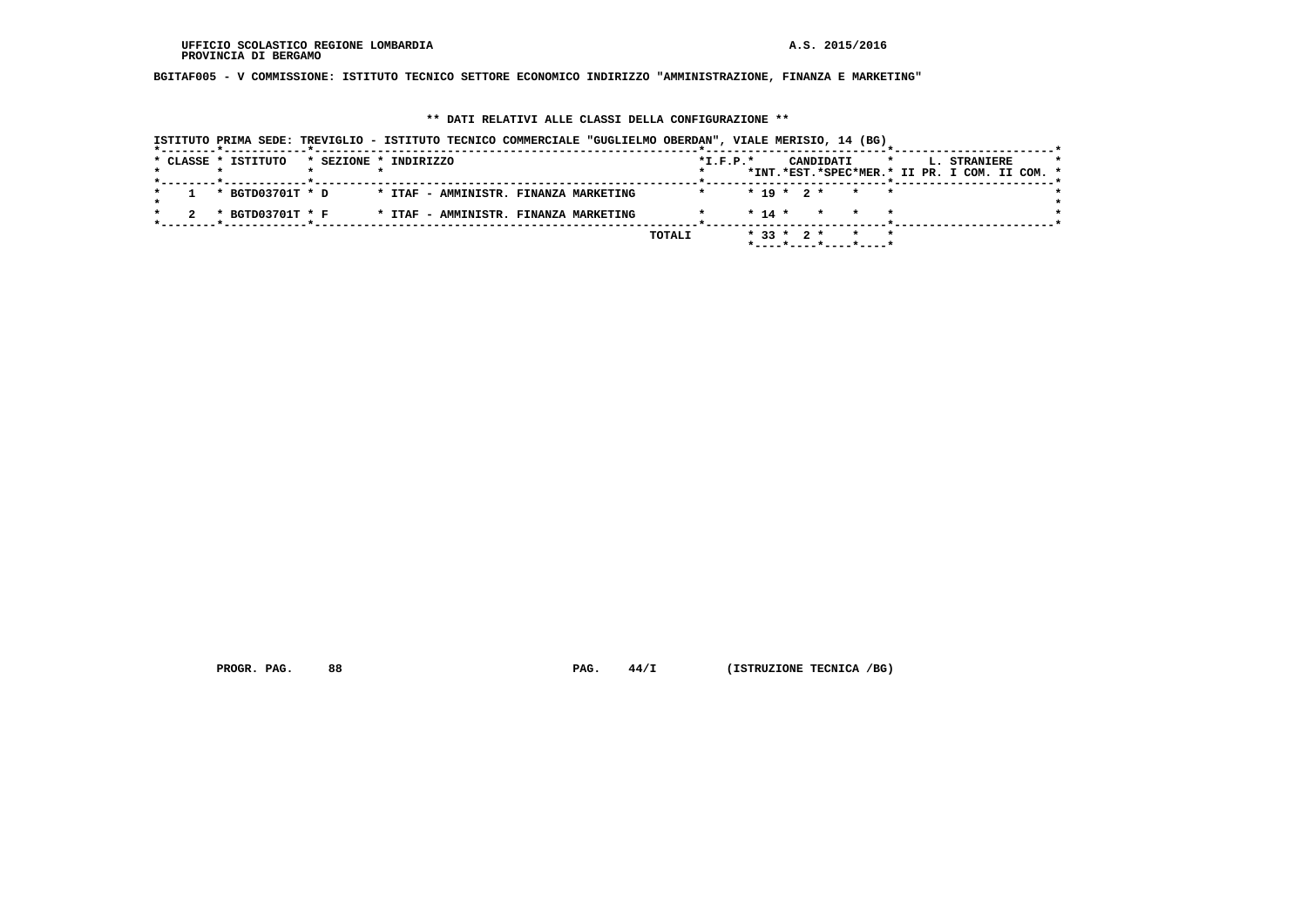UFFICIO SCOLASTICO REGIONE LOMBARDIA
PROVINCIA DI BERGAMO

A.S. 2015/2016

**BGITAF005 - V COMMISSIONE: ISTITUTO TECNICO SETTORE ECONOMICO INDIRIZZO "AMMINISTRAZIONE, FINANZA E MARKETING"**

**\*\* DATI RELATIVI ALLE CLASSI DELLA CONFIGURAZIONE \*\***

ISTITUTO PRIMA SEDE: TREVIGLIO - ISTITUTO TECNICO COMMERCIALE "GUGLIELMO OBERDAN", VIALE MERISIO, 14 (BG)

| CLASSE | ISTITUTO | SEZIONE | INDIRIZZO | I.F.P. | CANDIDATI INT. | CANDIDATI EST. | CANDIDATI SPEC | CANDIDATI MER. | L. STRANIERE II PR. | L. STRANIERE I COM. | L. STRANIERE II COM. |
|---|---|---|---|---|---|---|---|---|---|---|---|
| 1 | BGTD03701T | D | ITAF - AMMINISTR. FINANZA MARKETING | | 19 | 2 | | | | | |
| 2 | BGTD03701T | F | ITAF - AMMINISTR. FINANZA MARKETING | | 14 | | | | | | |
| | | | TOTALI | | 33 | 2 | | | | | |

PROGR. PAG. 88 PAG. 44/I (ISTRUZIONE TECNICA /BG)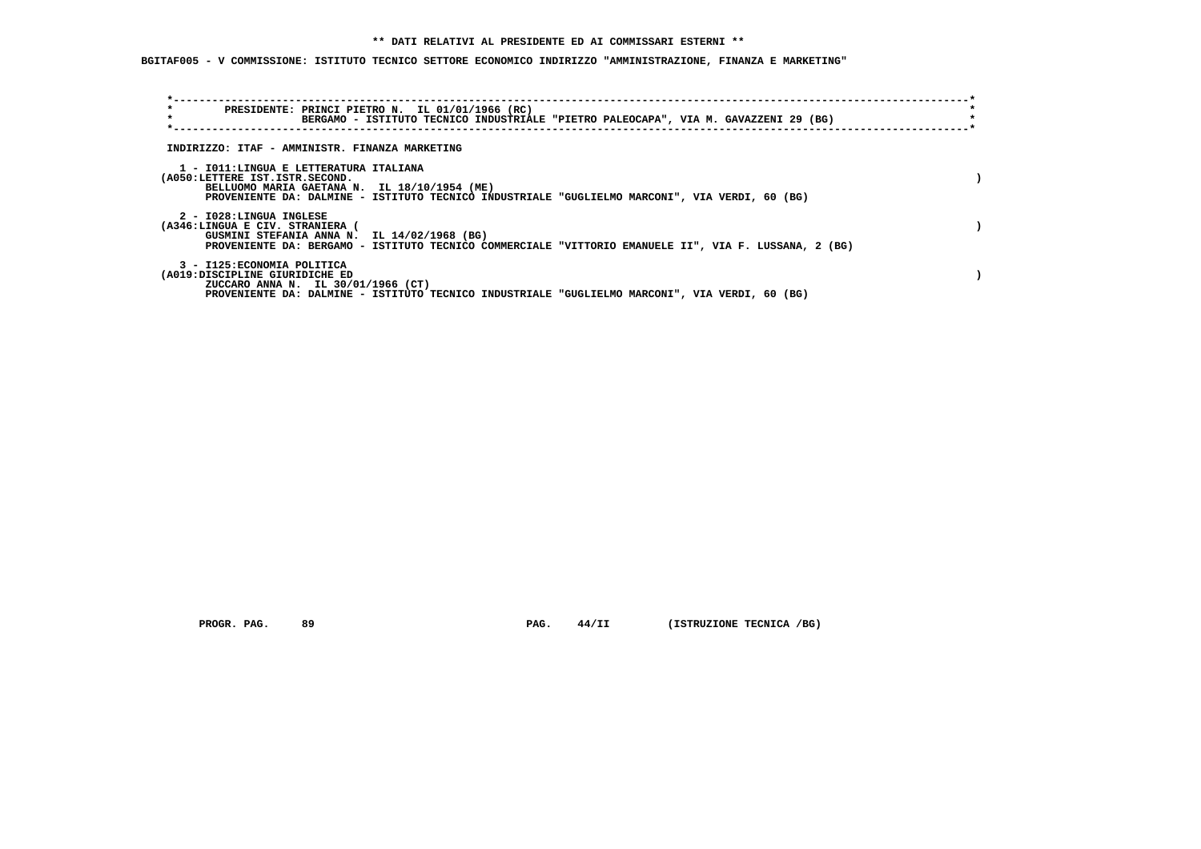** DATI RELATIVI AL PRESIDENTE ED AI COMMISSARI ESTERNI **

**BGITAF005 - V COMMISSIONE: ISTITUTO TECNICO SETTORE ECONOMICO INDIRIZZO "AMMINISTRAZIONE, FINANZA E MARKETING"**

PRESIDENTE: PRINCI PIETRO N. IL 01/01/1966 (RC)
BERGAMO - ISTITUTO TECNICO INDUSTRIALE "PIETRO PALEOCAPA", VIA M. GAVAZZENI 29 (BG)

INDIRIZZO: ITAF - AMMINISTR. FINANZA MARKETING

1 - I011:LINGUA E LETTERATURA ITALIANA
(A050:LETTERE IST.ISTR.SECOND. )
BELLUOMO MARIA GAETANA N. IL 18/10/1954 (ME)
PROVENIENTE DA: DALMINE - ISTITUTO TECNICO INDUSTRIALE "GUGLIELMO MARCONI", VIA VERDI, 60 (BG)

2 - I028:LINGUA INGLESE
(A346:LINGUA E CIV. STRANIERA ( )
GUSMINI STEFANIA ANNA N. IL 14/02/1968 (BG)
PROVENIENTE DA: BERGAMO - ISTITUTO TECNICO COMMERCIALE "VITTORIO EMANUELE II", VIA F. LUSSANA, 2 (BG)

3 - I125:ECONOMIA POLITICA
(A019:DISCIPLINE GIURIDICHE ED )
ZUCCARO ANNA N. IL 30/01/1966 (CT)
PROVENIENTE DA: DALMINE - ISTITUTO TECNICO INDUSTRIALE "GUGLIELMO MARCONI", VIA VERDI, 60 (BG)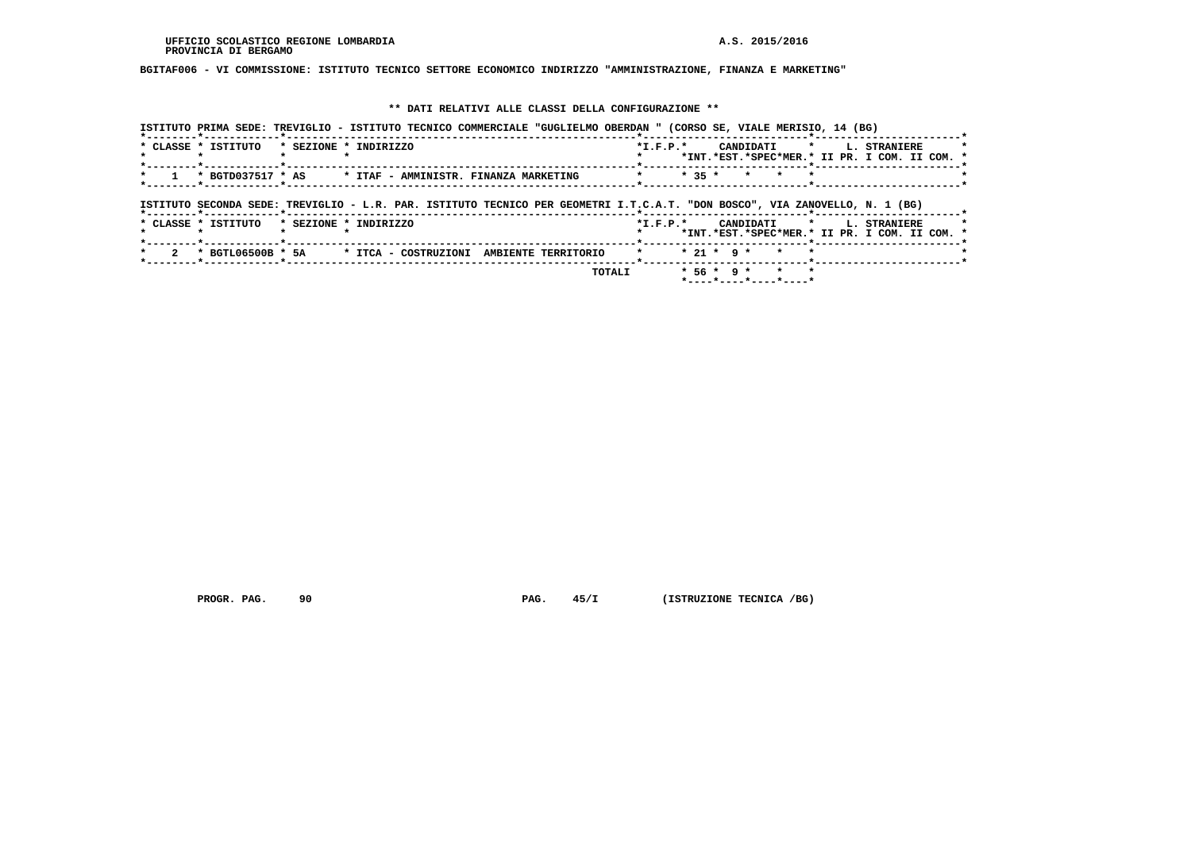UFFICIO SCOLASTICO REGIONE LOMBARDIA
PROVINCIA DI BERGAMO

A.S. 2015/2016

**BGITAF006 - VI COMMISSIONE: ISTITUTO TECNICO SETTORE ECONOMICO INDIRIZZO "AMMINISTRAZIONE, FINANZA E MARKETING"**

## ** DATI RELATIVI ALLE CLASSI DELLA CONFIGURAZIONE **

ISTITUTO PRIMA SEDE: TREVIGLIO - ISTITUTO TECNICO COMMERCIALE "GUGLIELMO OBERDAN " (CORSO SE, VIALE MERISIO, 14 (BG)

| CLASSE | ISTITUTO | SEZIONE | INDIRIZZO | I.F.P. | CANDIDATI INT. | CANDIDATI EST. | CANDIDATI SPEC | CANDIDATI MER. | L. STRANIERE II PR. | L. STRANIERE I COM. | L. STRANIERE II COM. |
|---|---|---|---|---|---|---|---|---|---|---|---|
| 1 | BGTD037517 | AS | ITAF - AMMINISTR. FINANZA MARKETING | | 35 | | | | | | |

ISTITUTO SECONDA SEDE: TREVIGLIO - L.R. PAR. ISTITUTO TECNICO PER GEOMETRI I.T.C.A.T. "DON BOSCO", VIA ZANOVELLO, N. 1 (BG)

| CLASSE | ISTITUTO | SEZIONE | INDIRIZZO | I.F.P. | CANDIDATI INT. | CANDIDATI EST. | CANDIDATI SPEC | CANDIDATI MER. | L. STRANIERE II PR. | L. STRANIERE I COM. | L. STRANIERE II COM. |
|---|---|---|---|---|---|---|---|---|---|---|---|
| 2 | BGTL06500B | 5A | ITCA - COSTRUZIONI AMBIENTE TERRITORIO | | 21 | 9 | | | | | |
| | | | TOTALI | | 56 | 9 | | | | | |

PROGR. PAG. 90 PAG. 45/I (ISTRUZIONE TECNICA /BG)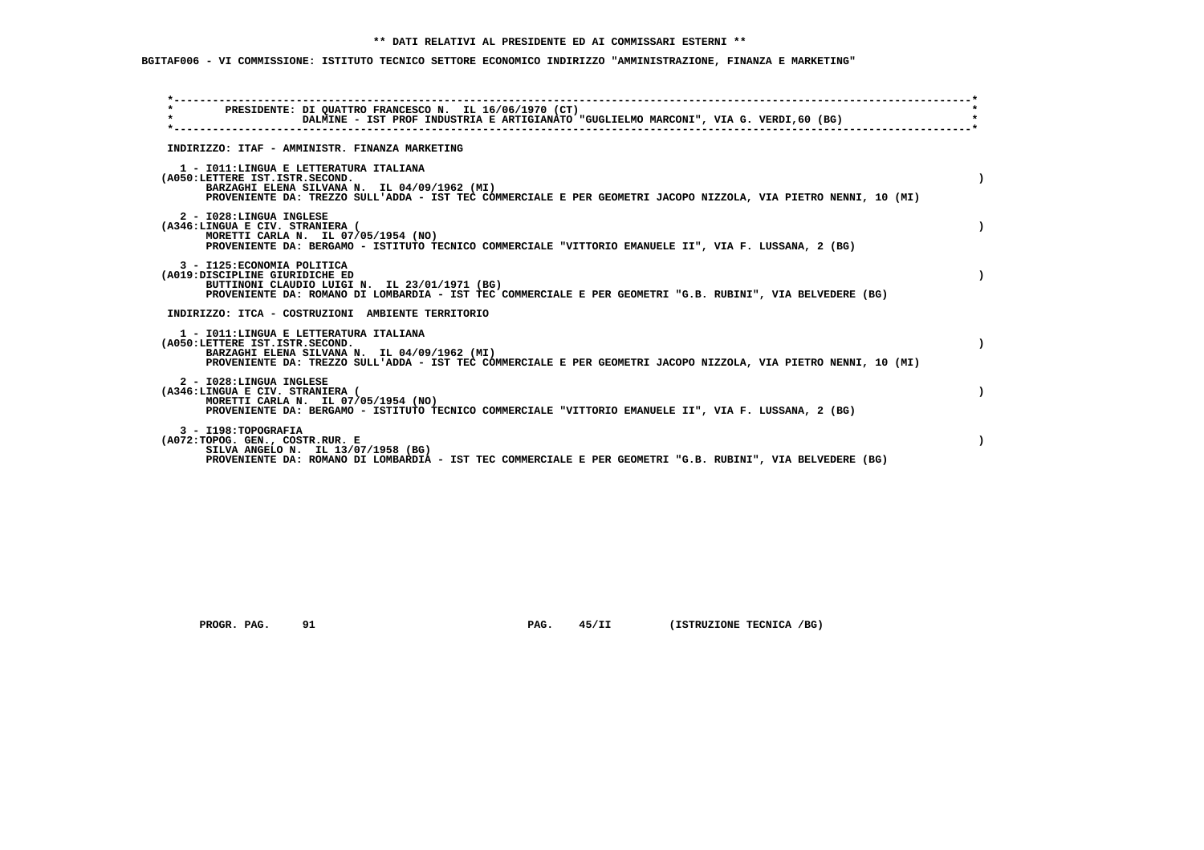** DATI RELATIVI AL PRESIDENTE ED AI COMMISSARI ESTERNI **

BGITAF006 - VI COMMISSIONE: ISTITUTO TECNICO SETTORE ECONOMICO INDIRIZZO "AMMINISTRAZIONE, FINANZA E MARKETING"

PRESIDENTE: DI QUATTRO FRANCESCO N. IL 16/06/1970 (CT)
DALMINE - IST PROF INDUSTRIA E ARTIGIANATO "GUGLIELMO MARCONI", VIA G. VERDI,60 (BG)

INDIRIZZO: ITAF - AMMINISTR. FINANZA MARKETING

1 - I011:LINGUA E LETTERATURA ITALIANA
(A050:LETTERE IST.ISTR.SECOND. )
BARZAGHI ELENA SILVANA N. IL 04/09/1962 (MI)
PROVENIENTE DA: TREZZO SULL'ADDA - IST TEC COMMERCIALE E PER GEOMETRI JACOPO NIZZOLA, VIA PIETRO NENNI, 10 (MI)

2 - I028:LINGUA INGLESE
(A346:LINGUA E CIV. STRANIERA ( )
MORETTI CARLA N. IL 07/05/1954 (NO)
PROVENIENTE DA: BERGAMO - ISTITUTO TECNICO COMMERCIALE "VITTORIO EMANUELE II", VIA F. LUSSANA, 2 (BG)

3 - I125:ECONOMIA POLITICA
(A019:DISCIPLINE GIURIDICHE ED )
BUTTINONI CLAUDIO LUIGI N. IL 23/01/1971 (BG)
PROVENIENTE DA: ROMANO DI LOMBARDIA - IST TEC COMMERCIALE E PER GEOMETRI "G.B. RUBINI", VIA BELVEDERE (BG)

INDIRIZZO: ITCA - COSTRUZIONI AMBIENTE TERRITORIO

1 - I011:LINGUA E LETTERATURA ITALIANA
(A050:LETTERE IST.ISTR.SECOND. )
BARZAGHI ELENA SILVANA N. IL 04/09/1962 (MI)
PROVENIENTE DA: TREZZO SULL'ADDA - IST TEC COMMERCIALE E PER GEOMETRI JACOPO NIZZOLA, VIA PIETRO NENNI, 10 (MI)

2 - I028:LINGUA INGLESE
(A346:LINGUA E CIV. STRANIERA ( )
MORETTI CARLA N. IL 07/05/1954 (NO)
PROVENIENTE DA: BERGAMO - ISTITUTO TECNICO COMMERCIALE "VITTORIO EMANUELE II", VIA F. LUSSANA, 2 (BG)

3 - I198:TOPOGRAFIA
(A072:TOPOG. GEN., COSTR.RUR. E )
SILVA ANGELO N. IL 13/07/1958 (BG)
PROVENIENTE DA: ROMANO DI LOMBARDIA - IST TEC COMMERCIALE E PER GEOMETRI "G.B. RUBINI", VIA BELVEDERE (BG)

PROGR. PAG. 91 PAG. 45/II (ISTRUZIONE TECNICA /BG)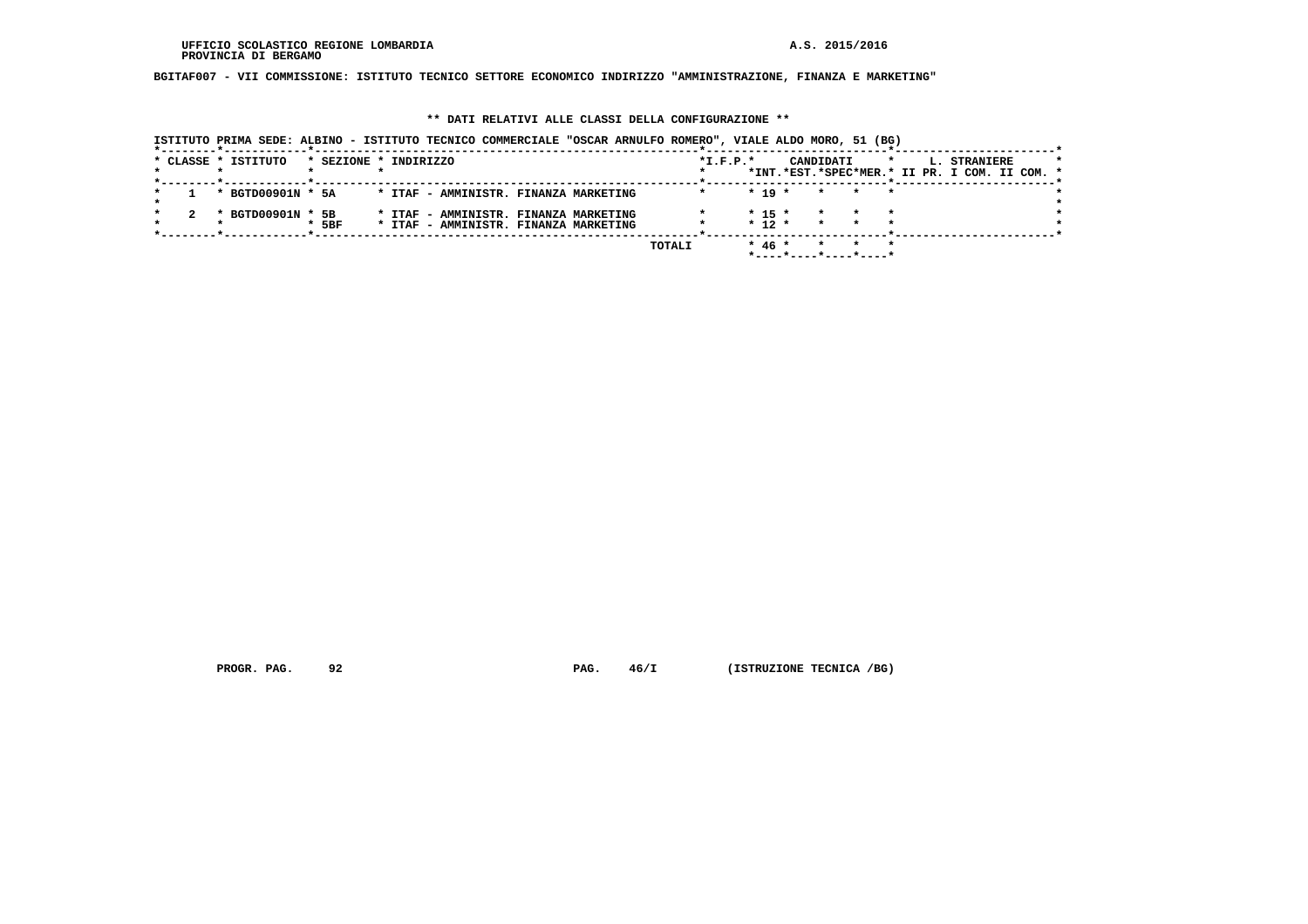UFFICIO SCOLASTICO REGIONE LOMBARDIA
PROVINCIA DI BERGAMO

A.S. 2015/2016

**BGITAF007 - VII COMMISSIONE: ISTITUTO TECNICO SETTORE ECONOMICO INDIRIZZO "AMMINISTRAZIONE, FINANZA E MARKETING"**

**\*\* DATI RELATIVI ALLE CLASSI DELLA CONFIGURAZIONE \*\***

ISTITUTO PRIMA SEDE: ALBINO - ISTITUTO TECNICO COMMERCIALE "OSCAR ARNULFO ROMERO", VIALE ALDO MORO, 51 (BG)

| CLASSE | ISTITUTO | SEZIONE | INDIRIZZO | I.F.P. | CANDIDATI INT. | CANDIDATI EST. | CANDIDATI SPEC | CANDIDATI MER. | L. STRANIERE II PR. | L. STRANIERE I COM. | L. STRANIERE II COM. |
|---|---|---|---|---|---|---|---|---|---|---|---|
| 1 | BGTD00901N | 5A | ITAF - AMMINISTR. FINANZA MARKETING | | 19 | | | | | | |
| 2 | BGTD00901N | 5B | ITAF - AMMINISTR. FINANZA MARKETING | | 15 | | | | | | |
| | | 5BF | ITAF - AMMINISTR. FINANZA MARKETING | | 12 | | | | | | |
| | | | TOTALI | | 46 | | | | | | |

PROGR. PAG. 92

PAG. 46/I

(ISTRUZIONE TECNICA /BG)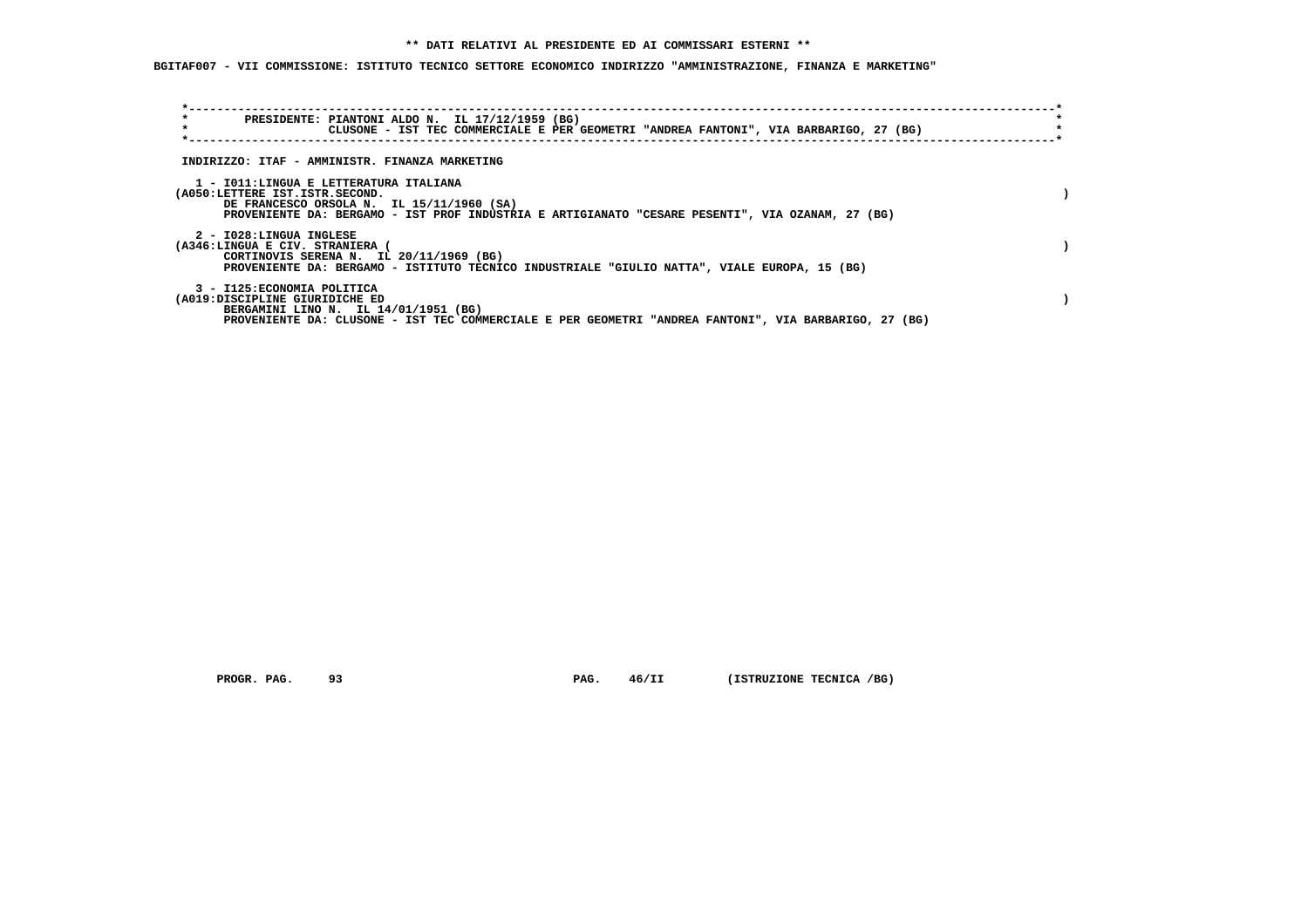**\*\* DATI RELATIVI AL PRESIDENTE ED AI COMMISSARI ESTERNI \*\***

**BGITAF007 - VII COMMISSIONE: ISTITUTO TECNICO SETTORE ECONOMICO INDIRIZZO "AMMINISTRAZIONE, FINANZA E MARKETING"**

PRESIDENTE: PIANTONI ALDO N. IL 17/12/1959 (BG)
CLUSONE - IST TEC COMMERCIALE E PER GEOMETRI "ANDREA FANTONI", VIA BARBARIGO, 27 (BG)

INDIRIZZO: ITAF - AMMINISTR. FINANZA MARKETING

1 - I011:LINGUA E LETTERATURA ITALIANA
(A050:LETTERE IST.ISTR.SECOND. )
DE FRANCESCO ORSOLA N. IL 15/11/1960 (SA)
PROVENIENTE DA: BERGAMO - IST PROF INDUSTRIA E ARTIGIANATO "CESARE PESENTI", VIA OZANAM, 27 (BG)

2 - I028:LINGUA INGLESE
(A346:LINGUA E CIV. STRANIERA ( )
CORTINOVIS SERENA N. IL 20/11/1969 (BG)
PROVENIENTE DA: BERGAMO - ISTITUTO TECNICO INDUSTRIALE "GIULIO NATTA", VIALE EUROPA, 15 (BG)

3 - I125:ECONOMIA POLITICA
(A019:DISCIPLINE GIURIDICHE ED )
BERGAMINI LINO N. IL 14/01/1951 (BG)
PROVENIENTE DA: CLUSONE - IST TEC COMMERCIALE E PER GEOMETRI "ANDREA FANTONI", VIA BARBARIGO, 27 (BG)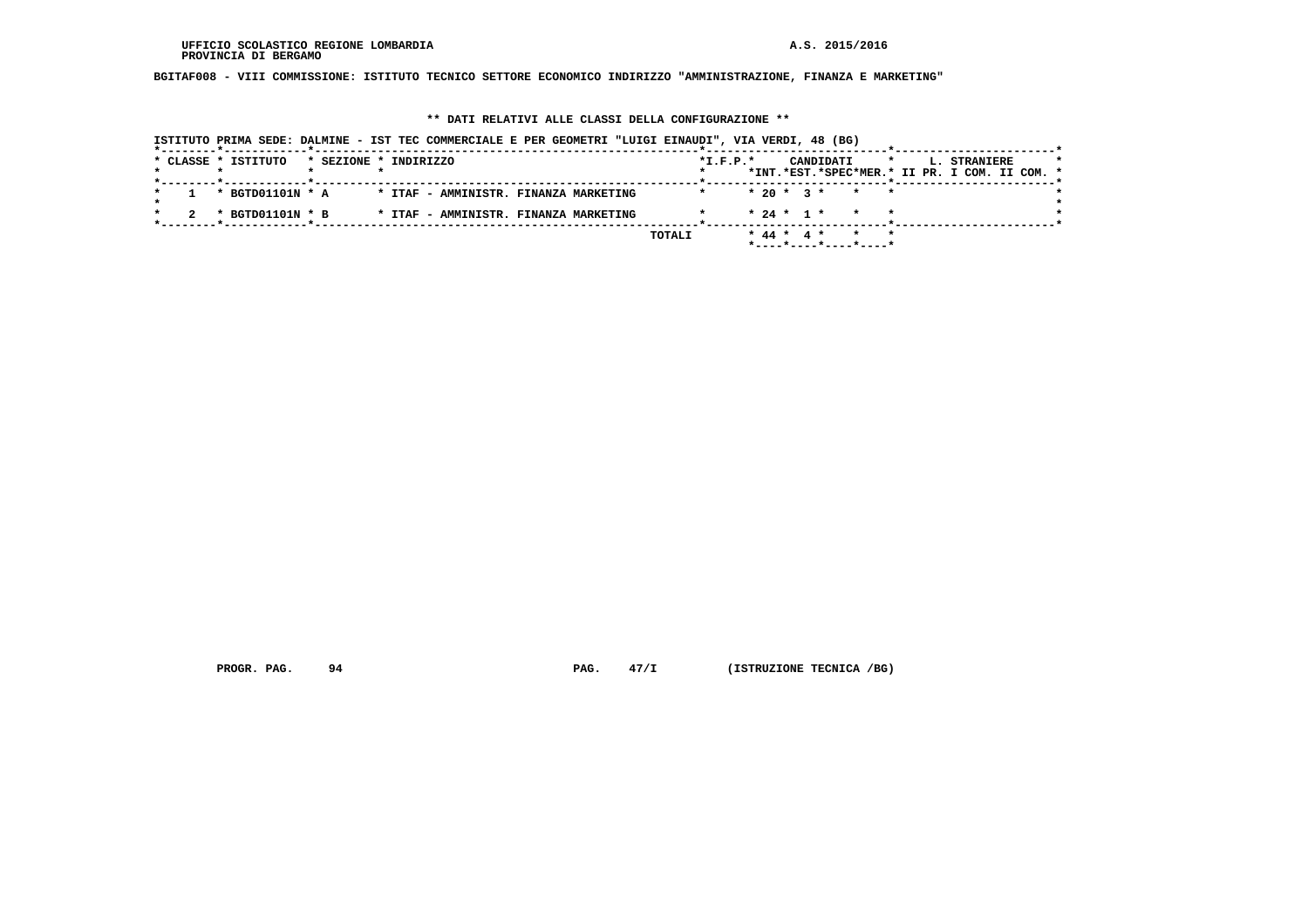UFFICIO SCOLASTICO REGIONE LOMBARDIA
PROVINCIA DI BERGAMO

A.S. 2015/2016

**BGITAF008 - VIII COMMISSIONE: ISTITUTO TECNICO SETTORE ECONOMICO INDIRIZZO "AMMINISTRAZIONE, FINANZA E MARKETING"**

## ** DATI RELATIVI ALLE CLASSI DELLA CONFIGURAZIONE **

ISTITUTO PRIMA SEDE: DALMINE - IST TEC COMMERCIALE E PER GEOMETRI "LUIGI EINAUDI", VIA VERDI, 48 (BG)

| CLASSE | ISTITUTO | SEZIONE | INDIRIZZO | I.F.P. | CANDIDATI INT. | CANDIDATI EST. | CANDIDATI SPEC | CANDIDATI MER. | L. STRANIERE II PR. | L. STRANIERE I COM. | L. STRANIERE II COM. |
|---|---|---|---|---|---|---|---|---|---|---|---|
| 1 | BGTD01101N | A | ITAF - AMMINISTR. FINANZA MARKETING | | 20 | 3 | | | | | |
| 2 | BGTD01101N | B | ITAF - AMMINISTR. FINANZA MARKETING | | 24 | 1 | | | | | |
| | | | TOTALI | | 44 | 4 | | | | | |

PROGR. PAG. 94 PAG. 47/I (ISTRUZIONE TECNICA /BG)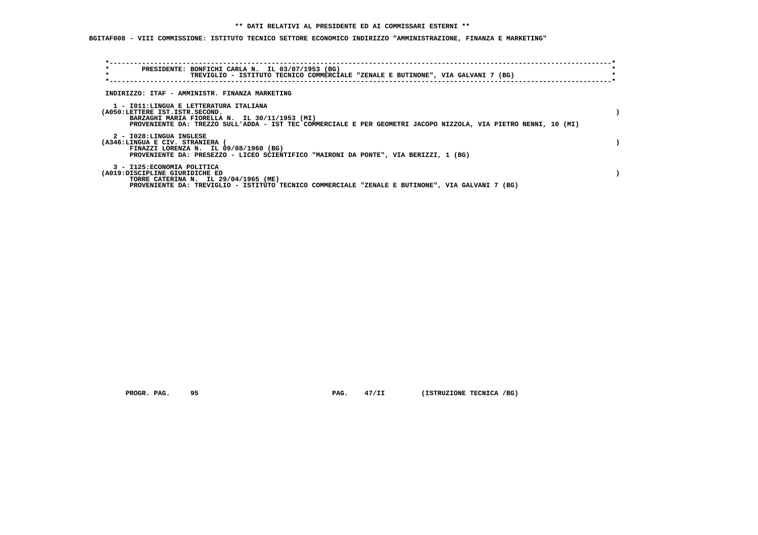** DATI RELATIVI AL PRESIDENTE ED AI COMMISSARI ESTERNI **

BGITAF008 - VIII COMMISSIONE: ISTITUTO TECNICO SETTORE ECONOMICO INDIRIZZO "AMMINISTRAZIONE, FINANZA E MARKETING"

PRESIDENTE: BONFICHI CARLA N. IL 03/07/1953 (BG)
TREVIGLIO - ISTITUTO TECNICO COMMERCIALE "ZENALE E BUTINONE", VIA GALVANI 7 (BG)

INDIRIZZO: ITAF - AMMINISTR. FINANZA MARKETING

1 - I011:LINGUA E LETTERATURA ITALIANA
(A050:LETTERE IST.ISTR.SECOND. )
BARZAGHI MARIA FIORELLA N. IL 30/11/1953 (MI)
PROVENIENTE DA: TREZZO SULL'ADDA - IST TEC COMMERCIALE E PER GEOMETRI JACOPO NIZZOLA, VIA PIETRO NENNI, 10 (MI)

2 - I028:LINGUA INGLESE
(A346:LINGUA E CIV. STRANIERA ( )
FINAZZI LORENZA N. IL 09/08/1960 (BG)
PROVENIENTE DA: PRESEZZO - LICEO SCIENTIFICO "MAIRONI DA PONTE", VIA BERIZZI, 1 (BG)

3 - I125:ECONOMIA POLITICA
(A019:DISCIPLINE GIURIDICHE ED )
TORRE CATERINA N. IL 29/04/1965 (ME)
PROVENIENTE DA: TREVIGLIO - ISTITUTO TECNICO COMMERCIALE "ZENALE E BUTINONE", VIA GALVANI 7 (BG)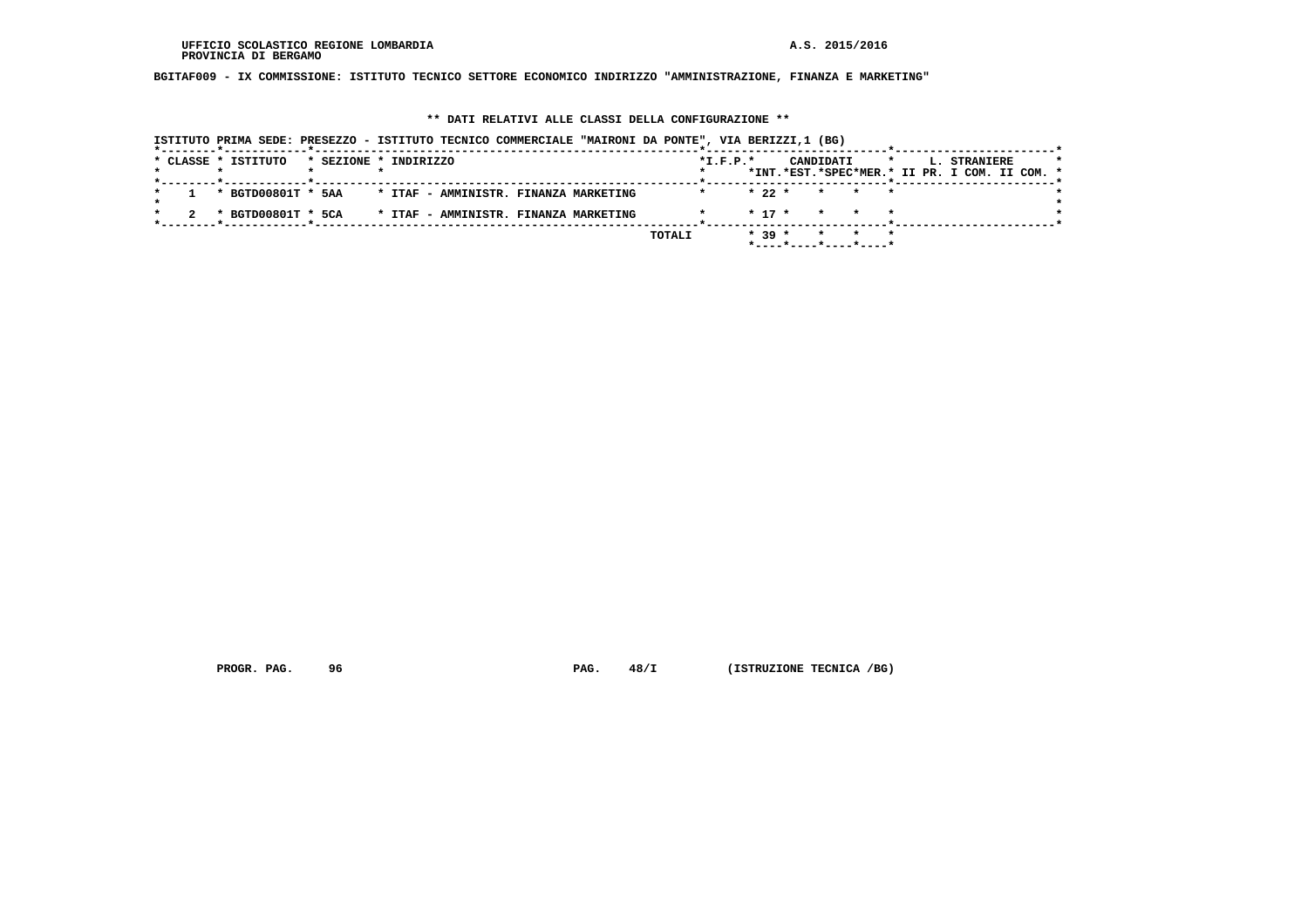UFFICIO SCOLASTICO REGIONE LOMBARDIA
PROVINCIA DI BERGAMO

A.S. 2015/2016

**BGITAF009 - IX COMMISSIONE: ISTITUTO TECNICO SETTORE ECONOMICO INDIRIZZO "AMMINISTRAZIONE, FINANZA E MARKETING"**

**\*\* DATI RELATIVI ALLE CLASSI DELLA CONFIGURAZIONE \*\***

ISTITUTO PRIMA SEDE: PRESEZZO - ISTITUTO TECNICO COMMERCIALE "MAIRONI DA PONTE", VIA BERIZZI,1 (BG)

| CLASSE | ISTITUTO | SEZIONE | INDIRIZZO | I.F.P. | CANDIDATI INT. | CANDIDATI EST. | CANDIDATI SPEC | CANDIDATI MER. | L. STRANIERE II PR. | L. STRANIERE I COM. | L. STRANIERE II COM. |
|---|---|---|---|---|---|---|---|---|---|---|---|
| 1 | BGTD00801T | 5AA | ITAF - AMMINISTR. FINANZA MARKETING | | 22 | | | | | | |
| 2 | BGTD00801T | 5CA | ITAF - AMMINISTR. FINANZA MARKETING | | 17 | | | | | | |
| | | | TOTALI | | 39 | | | | | | |

PROGR. PAG. 96 PAG. 48/I (ISTRUZIONE TECNICA /BG)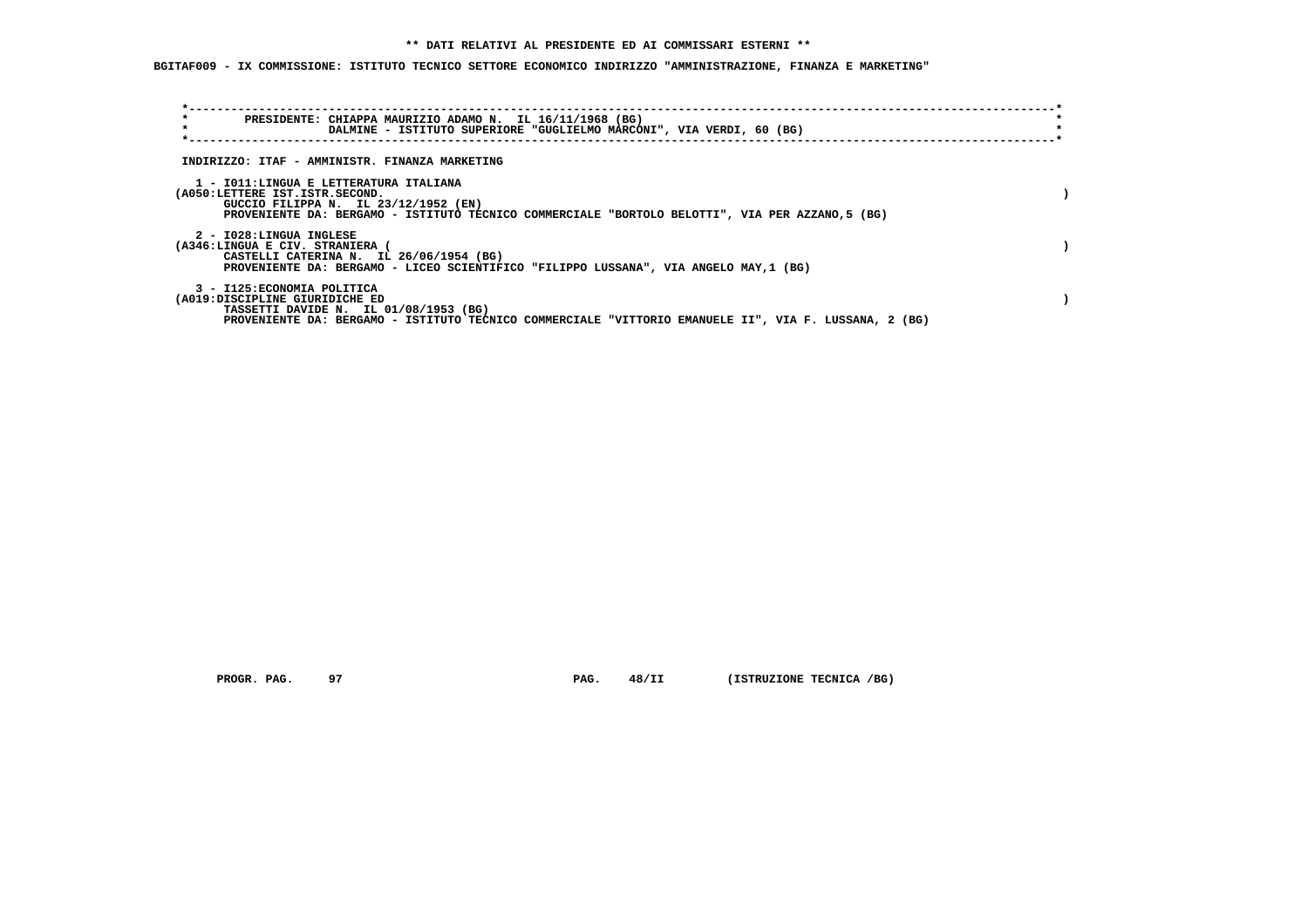**\*\* DATI RELATIVI AL PRESIDENTE ED AI COMMISSARI ESTERNI \*\***

**BGITAF009 - IX COMMISSIONE: ISTITUTO TECNICO SETTORE ECONOMICO INDIRIZZO "AMMINISTRAZIONE, FINANZA E MARKETING"**

PRESIDENTE: CHIAPPA MAURIZIO ADAMO N. IL 16/11/1968 (BG)
DALMINE - ISTITUTO SUPERIORE "GUGLIELMO MARCONI", VIA VERDI, 60 (BG)

INDIRIZZO: ITAF - AMMINISTR. FINANZA MARKETING

1 - I011:LINGUA E LETTERATURA ITALIANA
(A050:LETTERE IST.ISTR.SECOND. )
GUCCIO FILIPPA N. IL 23/12/1952 (EN)
PROVENIENTE DA: BERGAMO - ISTITUTO TECNICO COMMERCIALE "BORTOLO BELOTTI", VIA PER AZZANO,5 (BG)

2 - I028:LINGUA INGLESE
(A346:LINGUA E CIV. STRANIERA ( )
CASTELLI CATERINA N. IL 26/06/1954 (BG)
PROVENIENTE DA: BERGAMO - LICEO SCIENTIFICO "FILIPPO LUSSANA", VIA ANGELO MAY,1 (BG)

3 - I125:ECONOMIA POLITICA
(A019:DISCIPLINE GIURIDICHE ED )
TASSETTI DAVIDE N. IL 01/08/1953 (BG)
PROVENIENTE DA: BERGAMO - ISTITUTO TECNICO COMMERCIALE "VITTORIO EMANUELE II", VIA F. LUSSANA, 2 (BG)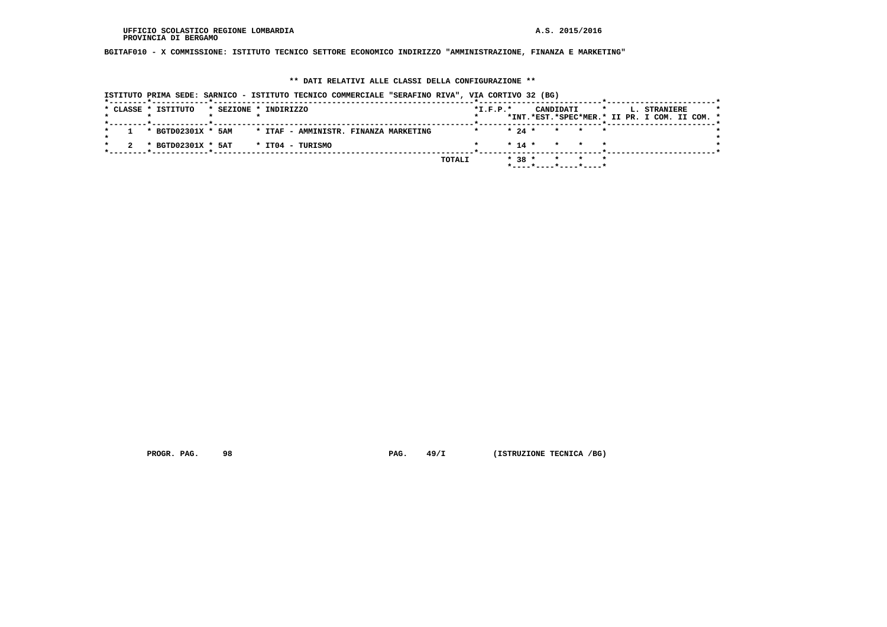UFFICIO SCOLASTICO REGIONE LOMBARDIA
PROVINCIA DI BERGAMO

A.S. 2015/2016

**BGITAF010 - X COMMISSIONE: ISTITUTO TECNICO SETTORE ECONOMICO INDIRIZZO "AMMINISTRAZIONE, FINANZA E MARKETING"**

**** DATI RELATIVI ALLE CLASSI DELLA CONFIGURAZIONE ****

ISTITUTO PRIMA SEDE: SARNICO - ISTITUTO TECNICO COMMERCIALE "SERAFINO RIVA", VIA CORTIVO 32 (BG)

| CLASSE | ISTITUTO | SEZIONE | INDIRIZZO | I.F.P. | CANDIDATI INT. | CANDIDATI EST. | CANDIDATI SPEC | CANDIDATI MER. | L. STRANIERE II PR. | L. STRANIERE I COM. | L. STRANIERE II COM. |
|---|---|---|---|---|---|---|---|---|---|---|---|
| 1 | BGTD02301X | 5AM | ITAF - AMMINISTR. FINANZA MARKETING | | 24 | | | | | | |
| 2 | BGTD02301X | 5AT | IT04 - TURISMO | | 14 | | | | | | |
| | | | TOTALI | | 38 | | | | | | |

PROGR. PAG. 98 PAG. 49/I (ISTRUZIONE TECNICA /BG)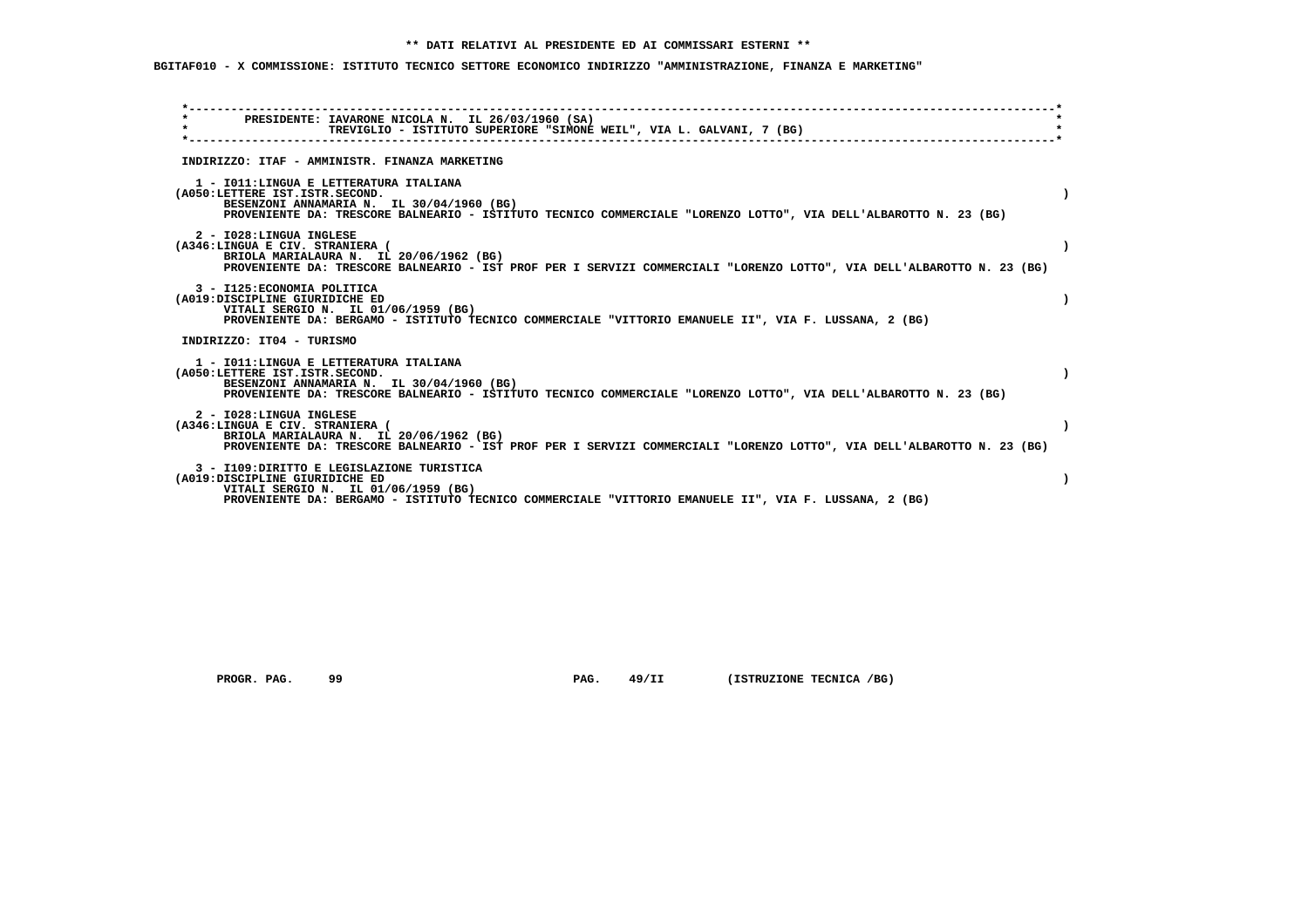** DATI RELATIVI AL PRESIDENTE ED AI COMMISSARI ESTERNI **

BGITAF010 - X COMMISSIONE: ISTITUTO TECNICO SETTORE ECONOMICO INDIRIZZO "AMMINISTRAZIONE, FINANZA E MARKETING"

PRESIDENTE: IAVARONE NICOLA N. IL 26/03/1960 (SA)
TREVIGLIO - ISTITUTO SUPERIORE "SIMONE WEIL", VIA L. GALVANI, 7 (BG)

INDIRIZZO: ITAF - AMMINISTR. FINANZA MARKETING

1 - I011:LINGUA E LETTERATURA ITALIANA
(A050:LETTERE IST.ISTR.SECOND. )
BESENZONI ANNAMARIA N. IL 30/04/1960 (BG)
PROVENIENTE DA: TRESCORE BALNEARIO - ISTITUTO TECNICO COMMERCIALE "LORENZO LOTTO", VIA DELL'ALBAROTTO N. 23 (BG)

2 - I028:LINGUA INGLESE
(A346:LINGUA E CIV. STRANIERA ( )
BRIOLA MARIALAURA N. IL 20/06/1962 (BG)
PROVENIENTE DA: TRESCORE BALNEARIO - IST PROF PER I SERVIZI COMMERCIALI "LORENZO LOTTO", VIA DELL'ALBAROTTO N. 23 (BG)

3 - I125:ECONOMIA POLITICA
(A019:DISCIPLINE GIURIDICHE ED )
VITALI SERGIO N. IL 01/06/1959 (BG)
PROVENIENTE DA: BERGAMO - ISTITUTO TECNICO COMMERCIALE "VITTORIO EMANUELE II", VIA F. LUSSANA, 2 (BG)

INDIRIZZO: IT04 - TURISMO

1 - I011:LINGUA E LETTERATURA ITALIANA
(A050:LETTERE IST.ISTR.SECOND. )
BESENZONI ANNAMARIA N. IL 30/04/1960 (BG)
PROVENIENTE DA: TRESCORE BALNEARIO - ISTITUTO TECNICO COMMERCIALE "LORENZO LOTTO", VIA DELL'ALBAROTTO N. 23 (BG)

2 - I028:LINGUA INGLESE
(A346:LINGUA E CIV. STRANIERA ( )
BRIOLA MARIALAURA N. IL 20/06/1962 (BG)
PROVENIENTE DA: TRESCORE BALNEARIO - IST PROF PER I SERVIZI COMMERCIALI "LORENZO LOTTO", VIA DELL'ALBAROTTO N. 23 (BG)

3 - I109:DIRITTO E LEGISLAZIONE TURISTICA
(A019:DISCIPLINE GIURIDICHE ED )
VITALI SERGIO N. IL 01/06/1959 (BG)
PROVENIENTE DA: BERGAMO - ISTITUTO TECNICO COMMERCIALE "VITTORIO EMANUELE II", VIA F. LUSSANA, 2 (BG)

PROGR. PAG. 99 PAG. 49/II (ISTRUZIONE TECNICA /BG)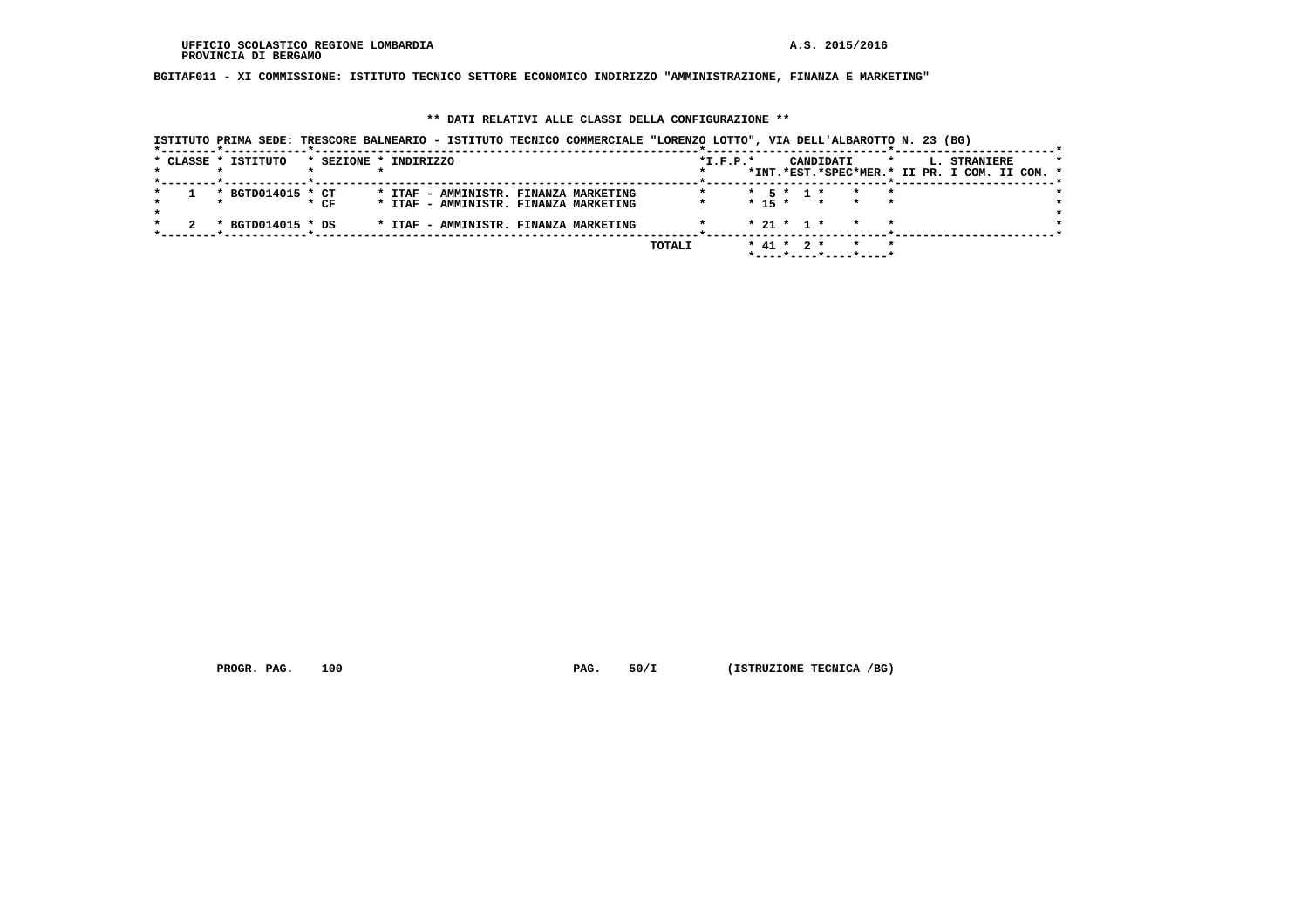UFFICIO SCOLASTICO REGIONE LOMBARDIA  A.S. 2015/2016
PROVINCIA DI BERGAMO

**BGITAF011 - XI COMMISSIONE: ISTITUTO TECNICO SETTORE ECONOMICO INDIRIZZO "AMMINISTRAZIONE, FINANZA E MARKETING"**

**\*\* DATI RELATIVI ALLE CLASSI DELLA CONFIGURAZIONE \*\***

ISTITUTO PRIMA SEDE: TRESCORE BALNEARIO - ISTITUTO TECNICO COMMERCIALE "LORENZO LOTTO", VIA DELL'ALBAROTTO N. 23 (BG)

| CLASSE | ISTITUTO | SEZIONE | INDIRIZZO | I.F.P. | CANDIDATI INT. | CANDIDATI EST. | CANDIDATI SPEC | CANDIDATI MER. | L. STRANIERE II PR. | L. STRANIERE I COM. | L. STRANIERE II COM. |
|---|---|---|---|---|---|---|---|---|---|---|---|
| 1 | BGTD014015 | CT | ITAF - AMMINISTR. FINANZA MARKETING | | 5 | 1 | | | | | |
| | | CF | ITAF - AMMINISTR. FINANZA MARKETING | | 15 | | | | | | |
| 2 | BGTD014015 | DS | ITAF - AMMINISTR. FINANZA MARKETING | | 21 | 1 | | | | | |
| | | | TOTALI | | 41 | 2 | | | | | |

PROGR. PAG. 100  PAG. 50/I  (ISTRUZIONE TECNICA /BG)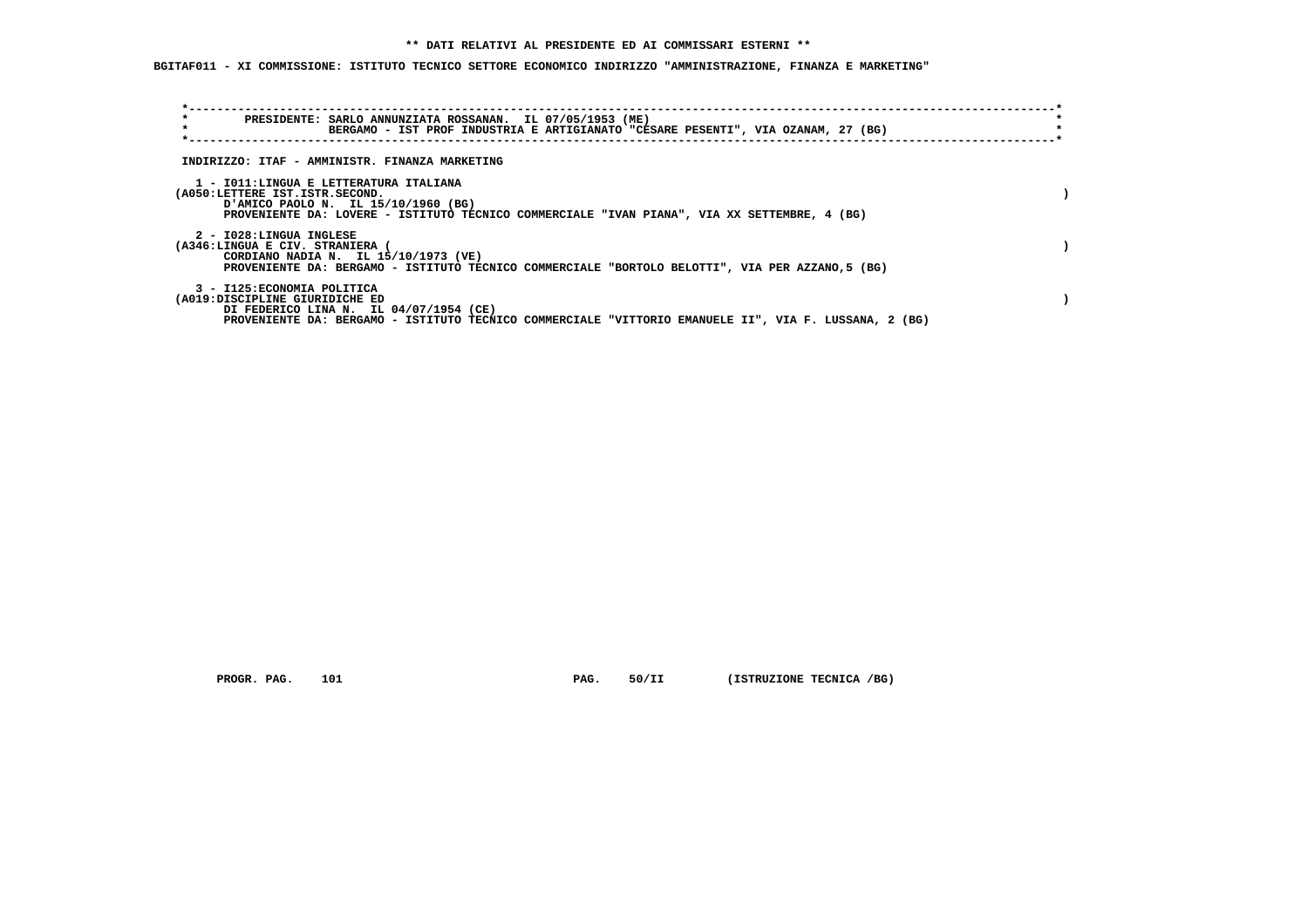**\*\* DATI RELATIVI AL PRESIDENTE ED AI COMMISSARI ESTERNI \*\***

**BGITAF011 - XI COMMISSIONE: ISTITUTO TECNICO SETTORE ECONOMICO INDIRIZZO "AMMINISTRAZIONE, FINANZA E MARKETING"**

**PRESIDENTE: SARLO ANNUNZIATA ROSSANAN. IL 07/05/1953 (ME)**
**BERGAMO - IST PROF INDUSTRIA E ARTIGIANATO "CESARE PESENTI", VIA OZANAM, 27 (BG)**

**INDIRIZZO: ITAF - AMMINISTR. FINANZA MARKETING**

**1 - I011:LINGUA E LETTERATURA ITALIANA**
**(A050:LETTERE IST.ISTR.SECOND. )**
**D'AMICO PAOLO N. IL 15/10/1960 (BG)**
**PROVENIENTE DA: LOVERE - ISTITUTO TECNICO COMMERCIALE "IVAN PIANA", VIA XX SETTEMBRE, 4 (BG)**

**2 - I028:LINGUA INGLESE**
**(A346:LINGUA E CIV. STRANIERA ( )**
**CORDIANO NADIA N. IL 15/10/1973 (VE)**
**PROVENIENTE DA: BERGAMO - ISTITUTO TECNICO COMMERCIALE "BORTOLO BELOTTI", VIA PER AZZANO,5 (BG)**

**3 - I125:ECONOMIA POLITICA**
**(A019:DISCIPLINE GIURIDICHE ED )**
**DI FEDERICO LINA N. IL 04/07/1954 (CE)**
**PROVENIENTE DA: BERGAMO - ISTITUTO TECNICO COMMERCIALE "VITTORIO EMANUELE II", VIA F. LUSSANA, 2 (BG)**

**PROGR. PAG. 101 PAG. 50/II (ISTRUZIONE TECNICA /BG)**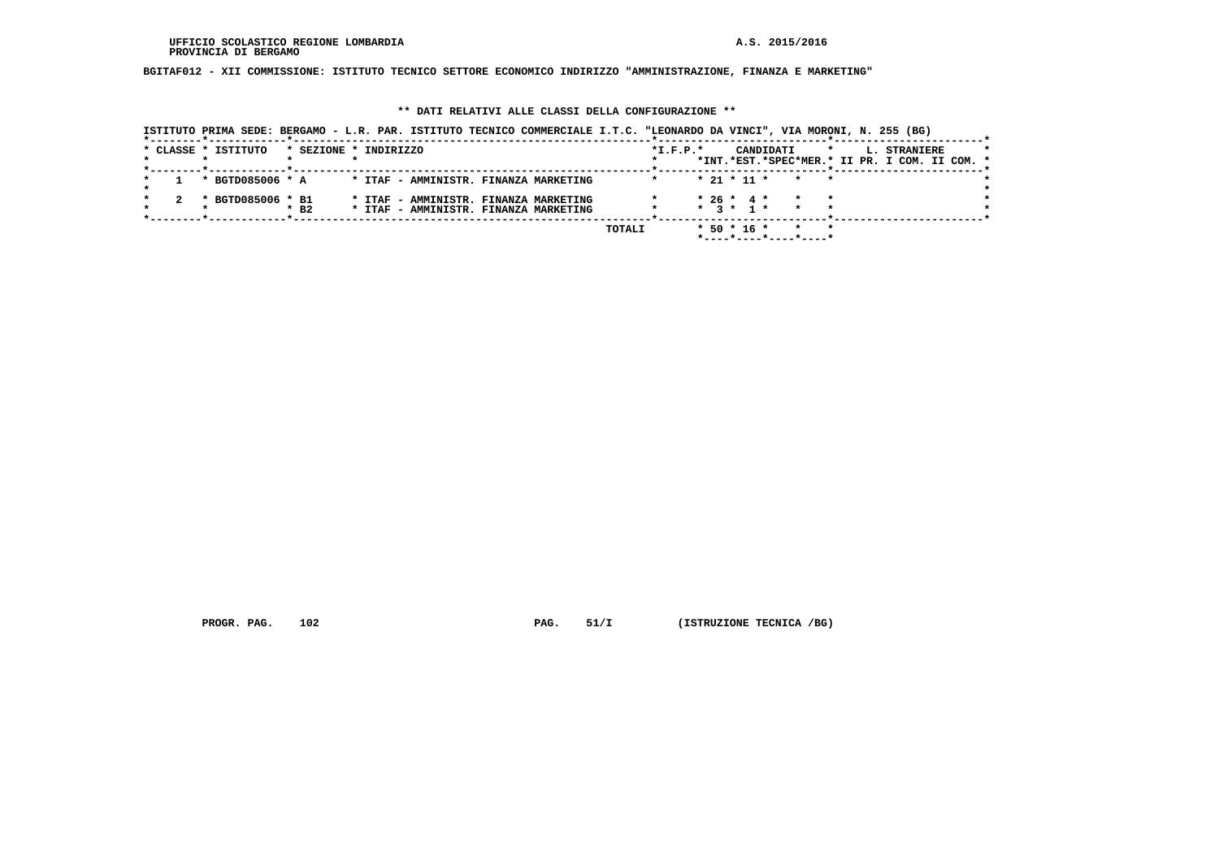UFFICIO SCOLASTICO REGIONE LOMBARDIA
PROVINCIA DI BERGAMO

A.S. 2015/2016

**BGITAF012 - XII COMMISSIONE: ISTITUTO TECNICO SETTORE ECONOMICO INDIRIZZO "AMMINISTRAZIONE, FINANZA E MARKETING"**

## ** DATI RELATIVI ALLE CLASSI DELLA CONFIGURAZIONE **

ISTITUTO PRIMA SEDE: BERGAMO - L.R. PAR. ISTITUTO TECNICO COMMERCIALE I.T.C. "LEONARDO DA VINCI", VIA MORONI, N. 255 (BG)

| CLASSE | ISTITUTO | SEZIONE | INDIRIZZO | I.F.P. | CANDIDATI INT. | CANDIDATI EST. | CANDIDATI SPEC | CANDIDATI MER. | L. STRANIERE II PR. | L. STRANIERE I COM. | L. STRANIERE II COM. |
|---|---|---|---|---|---|---|---|---|---|---|---|
| 1 | BGTD085006 | A | ITAF - AMMINISTR. FINANZA MARKETING | | 21 | 11 | | | | | |
| 2 | BGTD085006 | B1 | ITAF - AMMINISTR. FINANZA MARKETING | | 26 | 4 | | | | | |
| | | B2 | ITAF - AMMINISTR. FINANZA MARKETING | | 3 | 1 | | | | | |
| | | | TOTALI | | 50 | 16 | | | | | |

PROGR. PAG. 102 PAG. 51/I (ISTRUZIONE TECNICA /BG)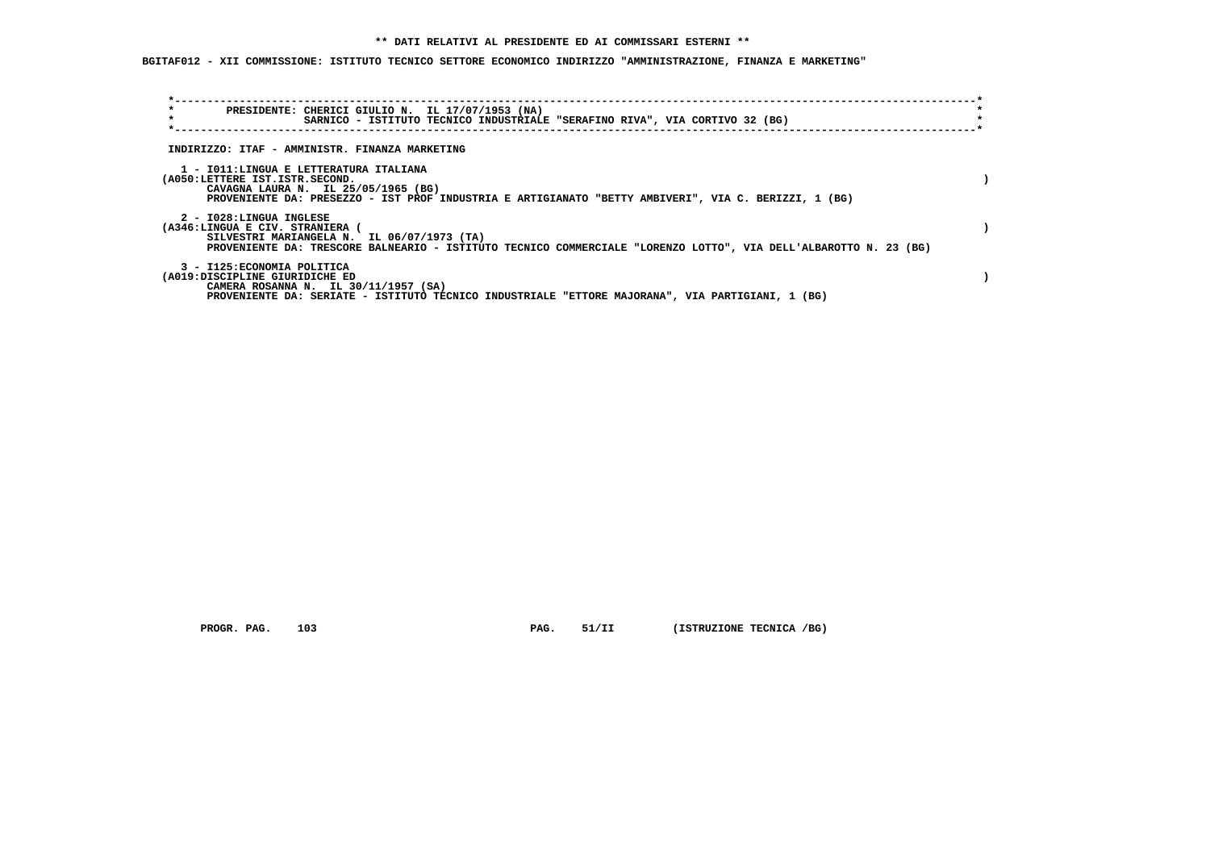**\*\* DATI RELATIVI AL PRESIDENTE ED AI COMMISSARI ESTERNI \*\***

**BGITAF012 - XII COMMISSIONE: ISTITUTO TECNICO SETTORE ECONOMICO INDIRIZZO "AMMINISTRAZIONE, FINANZA E MARKETING"**

**PRESIDENTE: CHERICI GIULIO N. IL 17/07/1953 (NA)**
**SARNICO - ISTITUTO TECNICO INDUSTRIALE "SERAFINO RIVA", VIA CORTIVO 32 (BG)**

**INDIRIZZO: ITAF - AMMINISTR. FINANZA MARKETING**

**1 - I011:LINGUA E LETTERATURA ITALIANA**
**(A050:LETTERE IST.ISTR.SECOND. )**
**CAVAGNA LAURA N. IL 25/05/1965 (BG)**
**PROVENIENTE DA: PRESEZZO - IST PROF INDUSTRIA E ARTIGIANATO "BETTY AMBIVERI", VIA C. BERIZZI, 1 (BG)**

**2 - I028:LINGUA INGLESE**
**(A346:LINGUA E CIV. STRANIERA ( )**
**SILVESTRI MARIANGELA N. IL 06/07/1973 (TA)**
**PROVENIENTE DA: TRESCORE BALNEARIO - ISTITUTO TECNICO COMMERCIALE "LORENZO LOTTO", VIA DELL'ALBAROTTO N. 23 (BG)**

**3 - I125:ECONOMIA POLITICA**
**(A019:DISCIPLINE GIURIDICHE ED )**
**CAMERA ROSANNA N. IL 30/11/1957 (SA)**
**PROVENIENTE DA: SERIATE - ISTITUTO TECNICO INDUSTRIALE "ETTORE MAJORANA", VIA PARTIGIANI, 1 (BG)**

**PROGR. PAG. 103 PAG. 51/II (ISTRUZIONE TECNICA /BG)**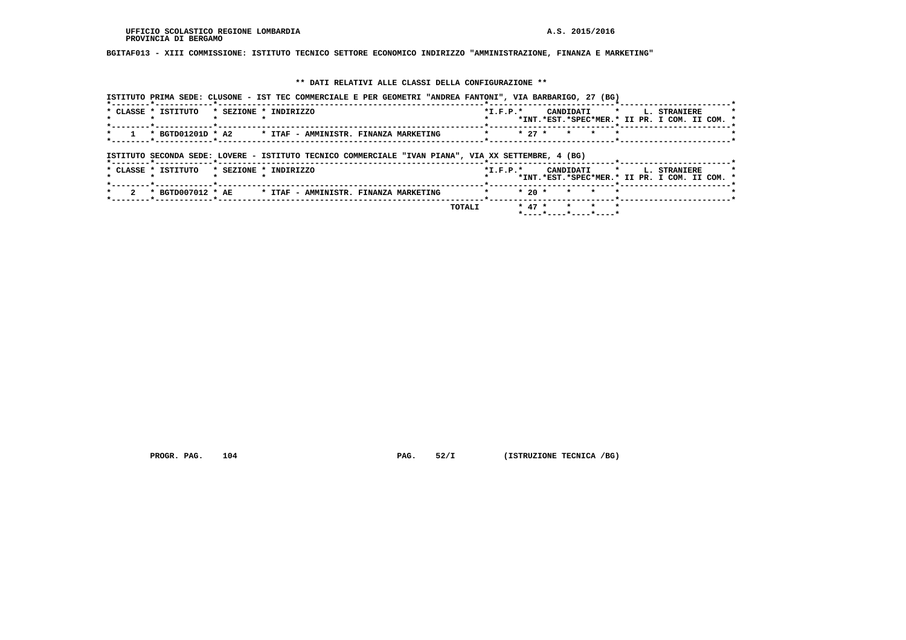BGITAF013 - XIII COMMISSIONE: ISTITUTO TECNICO SETTORE ECONOMICO INDIRIZZO "AMMINISTRAZIONE, FINANZA E MARKETING"

## ** DATI RELATIVI ALLE CLASSI DELLA CONFIGURAZIONE **

ISTITUTO PRIMA SEDE: CLUSONE - IST TEC COMMERCIALE E PER GEOMETRI "ANDREA FANTONI", VIA BARBARIGO, 27 (BG)

| CLASSE | ISTITUTO | SEZIONE | INDIRIZZO | I.F.P. | CANDIDATI INT. | CANDIDATI EST. | CANDIDATI SPEC | CANDIDATI MER. | L. STRANIERE II PR. | L. STRANIERE I COM. | L. STRANIERE II COM. |
|---|---|---|---|---|---|---|---|---|---|---|---|
| 1 | BGTD01201D | A2 | ITAF - AMMINISTR. FINANZA MARKETING | | 27 | | | | | | |

ISTITUTO SECONDA SEDE: LOVERE - ISTITUTO TECNICO COMMERCIALE "IVAN PIANA", VIA XX SETTEMBRE, 4 (BG)

| CLASSE | ISTITUTO | SEZIONE | INDIRIZZO | I.F.P. | CANDIDATI INT. | CANDIDATI EST. | CANDIDATI SPEC | CANDIDATI MER. | L. STRANIERE II PR. | L. STRANIERE I COM. | L. STRANIERE II COM. |
|---|---|---|---|---|---|---|---|---|---|---|---|
| 2 | BGTD007012 | AE | ITAF - AMMINISTR. FINANZA MARKETING | | 20 | | | | | | |
| | | | TOTALI | | 47 | | | | | | |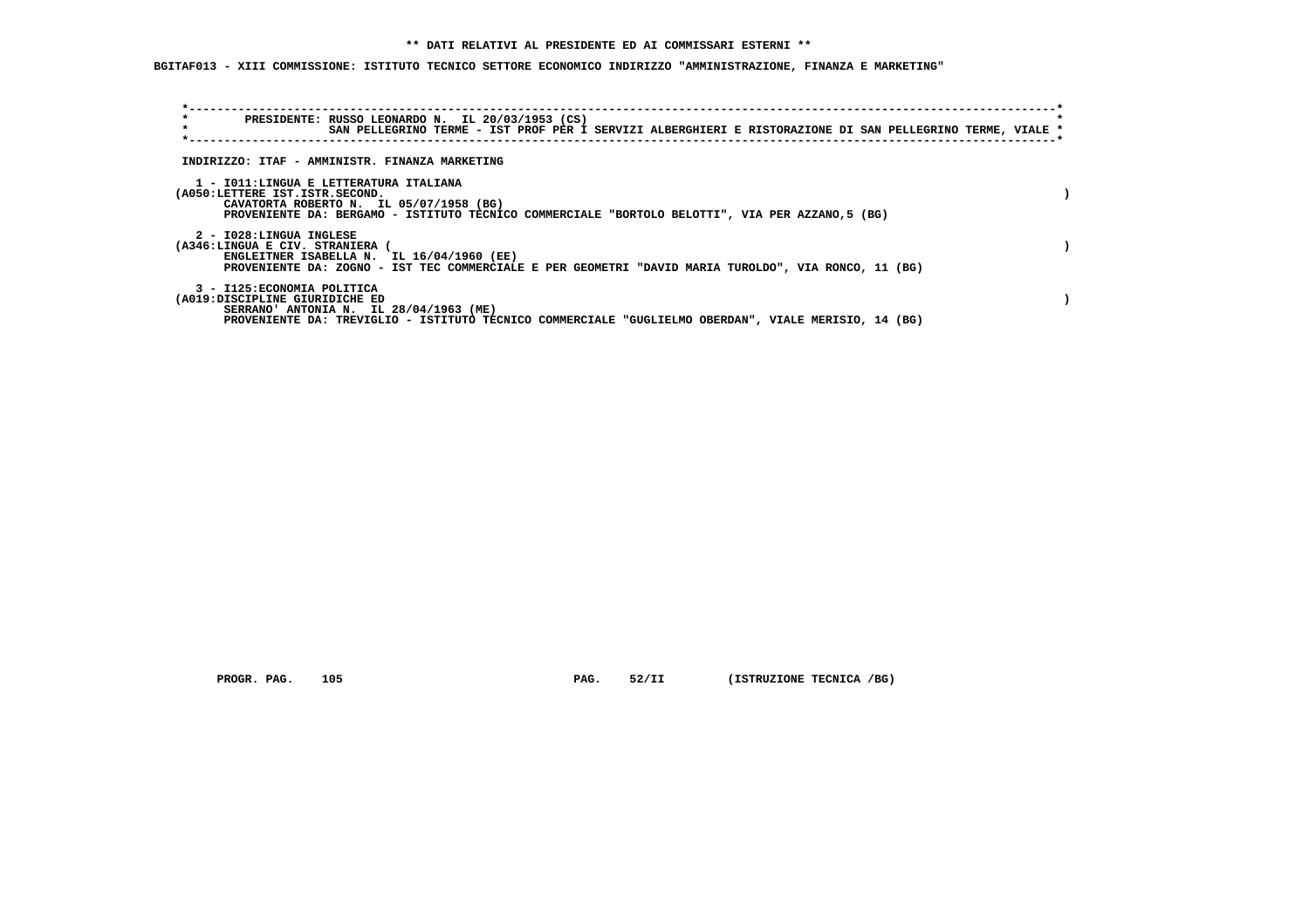**\*\* DATI RELATIVI AL PRESIDENTE ED AI COMMISSARI ESTERNI \*\***

**BGITAF013 - XIII COMMISSIONE: ISTITUTO TECNICO SETTORE ECONOMICO INDIRIZZO "AMMINISTRAZIONE, FINANZA E MARKETING"**

```
*-----------------------------------------------------------------------------------------------------------------------*
*        PRESIDENTE: RUSSO LEONARDO N.  IL 20/03/1953 (CS)                                                              *
*                    SAN PELLEGRINO TERME - IST PROF PER I SERVIZI ALBERGHIERI E RISTORAZIONE DI SAN PELLEGRINO TERME, VIALE *
*-----------------------------------------------------------------------------------------------------------------------*
```

INDIRIZZO: ITAF - AMMINISTR. FINANZA MARKETING

1 - I011:LINGUA E LETTERATURA ITALIANA
(A050:LETTERE IST.ISTR.SECOND. )
CAVATORTA ROBERTO N. IL 05/07/1958 (BG)
PROVENIENTE DA: BERGAMO - ISTITUTO TECNICO COMMERCIALE "BORTOLO BELOTTI", VIA PER AZZANO,5 (BG)

2 - I028:LINGUA INGLESE
(A346:LINGUA E CIV. STRANIERA ( )
ENGLEITNER ISABELLA N. IL 16/04/1960 (EE)
PROVENIENTE DA: ZOGNO - IST TEC COMMERCIALE E PER GEOMETRI "DAVID MARIA TUROLDO", VIA RONCO, 11 (BG)

3 - I125:ECONOMIA POLITICA
(A019:DISCIPLINE GIURIDICHE ED )
SERRANO' ANTONIA N. IL 28/04/1963 (ME)
PROVENIENTE DA: TREVIGLIO - ISTITUTO TECNICO COMMERCIALE "GUGLIELMO OBERDAN", VIALE MERISIO, 14 (BG)

PROGR. PAG. 105 PAG. 52/II (ISTRUZIONE TECNICA /BG)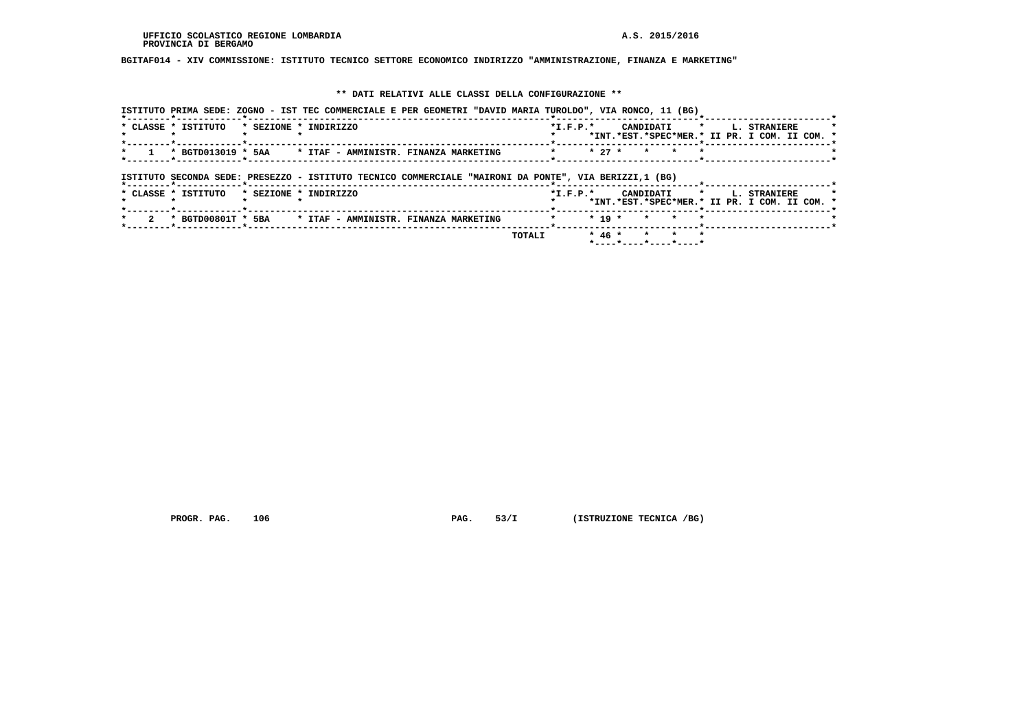UFFICIO SCOLASTICO REGIONE LOMBARDIA — A.S. 2015/2016
PROVINCIA DI BERGAMO

**BGITAF014 - XIV COMMISSIONE: ISTITUTO TECNICO SETTORE ECONOMICO INDIRIZZO "AMMINISTRAZIONE, FINANZA E MARKETING"**

## ** DATI RELATIVI ALLE CLASSI DELLA CONFIGURAZIONE **

ISTITUTO PRIMA SEDE: ZOGNO - IST TEC COMMERCIALE E PER GEOMETRI "DAVID MARIA TUROLDO", VIA RONCO, 11 (BG)

| CLASSE | ISTITUTO | SEZIONE | INDIRIZZO | I.F.P. | CANDIDATI INT. | CANDIDATI EST. | CANDIDATI SPEC | CANDIDATI MER. | L. STRANIERE II PR. | L. STRANIERE I COM. | L. STRANIERE II COM. |
|---|---|---|---|---|---|---|---|---|---|---|---|
| 1 | BGTD013019 | 5AA | ITAF - AMMINISTR. FINANZA MARKETING | | 27 | | | | | | |

ISTITUTO SECONDA SEDE: PRESEZZO - ISTITUTO TECNICO COMMERCIALE "MAIRONI DA PONTE", VIA BERIZZI,1 (BG)

| CLASSE | ISTITUTO | SEZIONE | INDIRIZZO | I.F.P. | CANDIDATI INT. | CANDIDATI EST. | CANDIDATI SPEC | CANDIDATI MER. | L. STRANIERE II PR. | L. STRANIERE I COM. | L. STRANIERE II COM. |
|---|---|---|---|---|---|---|---|---|---|---|---|
| 2 | BGTD00801T | 5BA | ITAF - AMMINISTR. FINANZA MARKETING | | 19 | | | | | | |
| | | | TOTALI | | 46 | | | | | | |

PROGR. PAG. 106 — PAG. 53/I (ISTRUZIONE TECNICA /BG)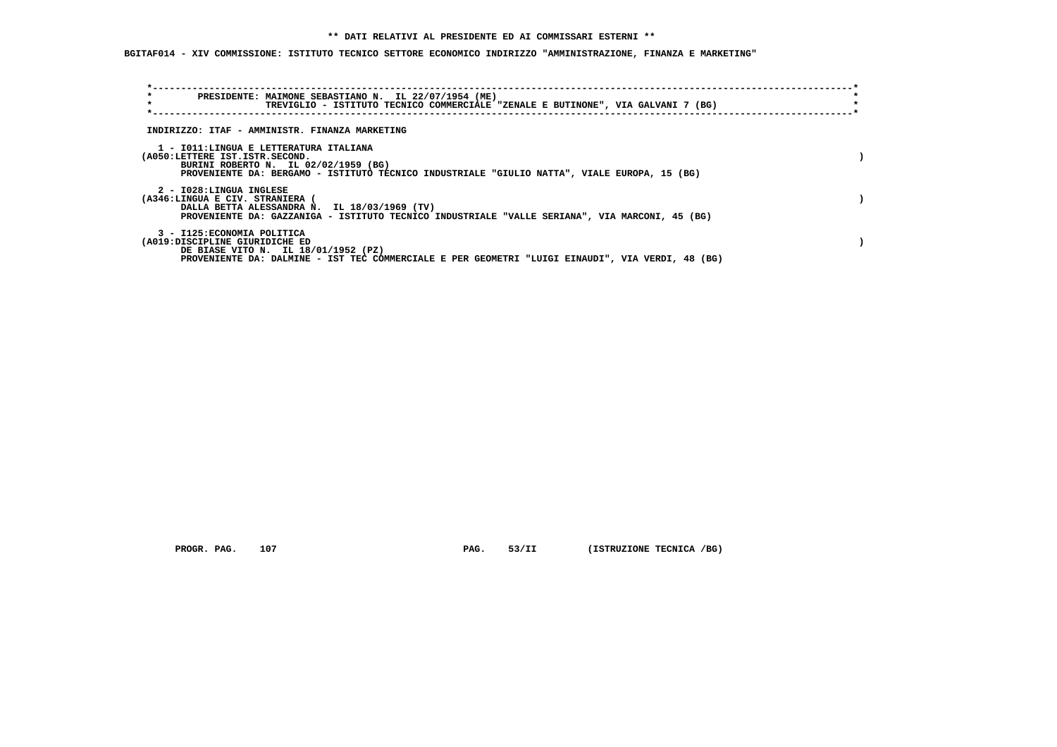**\*\* DATI RELATIVI AL PRESIDENTE ED AI COMMISSARI ESTERNI \*\***

**BGITAF014 - XIV COMMISSIONE: ISTITUTO TECNICO SETTORE ECONOMICO INDIRIZZO "AMMINISTRAZIONE, FINANZA E MARKETING"**

```
*------------------------------------------------------------------------------------------------------------------------*
*        PRESIDENTE: MAIMONE SEBASTIANO N.  IL 22/07/1954 (ME)                                                           *
*                    TREVIGLIO - ISTITUTO TECNICO COMMERCIALE "ZENALE E BUTINONE", VIA GALVANI 7 (BG)                    *
*------------------------------------------------------------------------------------------------------------------------*
```

INDIRIZZO: ITAF - AMMINISTR. FINANZA MARKETING

1 - I011:LINGUA E LETTERATURA ITALIANA
(A050:LETTERE IST.ISTR.SECOND. )
BURINI ROBERTO N. IL 02/02/1959 (BG)
PROVENIENTE DA: BERGAMO - ISTITUTO TECNICO INDUSTRIALE "GIULIO NATTA", VIALE EUROPA, 15 (BG)

2 - I028:LINGUA INGLESE
(A346:LINGUA E CIV. STRANIERA ( )
DALLA BETTA ALESSANDRA N. IL 18/03/1969 (TV)
PROVENIENTE DA: GAZZANIGA - ISTITUTO TECNICO INDUSTRIALE "VALLE SERIANA", VIA MARCONI, 45 (BG)

3 - I125:ECONOMIA POLITICA
(A019:DISCIPLINE GIURIDICHE ED )
DE BIASE VITO N. IL 18/01/1952 (PZ)
PROVENIENTE DA: DALMINE - IST TEC COMMERCIALE E PER GEOMETRI "LUIGI EINAUDI", VIA VERDI, 48 (BG)

PROGR. PAG. 107 PAG. 53/II (ISTRUZIONE TECNICA /BG)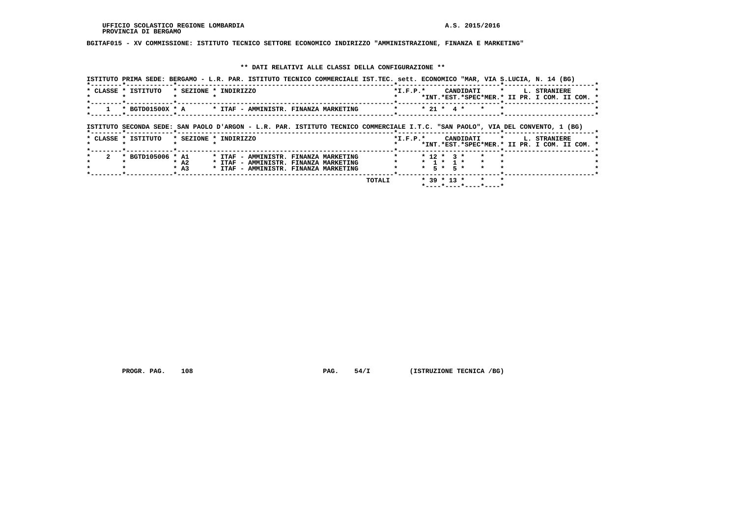UFFICIO SCOLASTICO REGIONE LOMBARDIA

PROVINCIA DI BERGAMO

A.S. 2015/2016

BGITAF015 - XV COMMISSIONE: ISTITUTO TECNICO SETTORE ECONOMICO INDIRIZZO "AMMINISTRAZIONE, FINANZA E MARKETING"

** DATI RELATIVI ALLE CLASSI DELLA CONFIGURAZIONE **

ISTITUTO PRIMA SEDE: BERGAMO - L.R. PAR. ISTITUTO TECNICO COMMERCIALE IST.TEC. sett. ECONOMICO "MAR, VIA S.LUCIA, N. 14 (BG)

| CLASSE | ISTITUTO | SEZIONE | INDIRIZZO | I.F.P. | CANDIDATI INT. | CANDIDATI EST. | CANDIDATI SPEC | CANDIDATI MER. | L. STRANIERE II PR. | L. STRANIERE I COM. | L. STRANIERE II COM. |
|---|---|---|---|---|---|---|---|---|---|---|---|
| 1 | BGTD01500X | A | ITAF - AMMINISTR. FINANZA MARKETING | | 21 | 4 | | | | | |

ISTITUTO SECONDA SEDE: SAN PAOLO D'ARGON - L.R. PAR. ISTITUTO TECNICO COMMERCIALE I.T.C. "SAN PAOLO", VIA DEL CONVENTO, 1 (BG)

| CLASSE | ISTITUTO | SEZIONE | INDIRIZZO | I.F.P. | CANDIDATI INT. | CANDIDATI EST. | CANDIDATI SPEC | CANDIDATI MER. | L. STRANIERE II PR. | L. STRANIERE I COM. | L. STRANIERE II COM. |
|---|---|---|---|---|---|---|---|---|---|---|---|
| 2 | BGTD105006 | A1 | ITAF - AMMINISTR. FINANZA MARKETING | | 12 | 3 | | | | | |
| | | A2 | ITAF - AMMINISTR. FINANZA MARKETING | | 1 | 1 | | | | | |
| | | A3 | ITAF - AMMINISTR. FINANZA MARKETING | | 5 | 5 | | | | | |
| | | | TOTALI | | 39 | 13 | | | | | |

PROGR. PAG. 108 PAG. 54/I (ISTRUZIONE TECNICA /BG)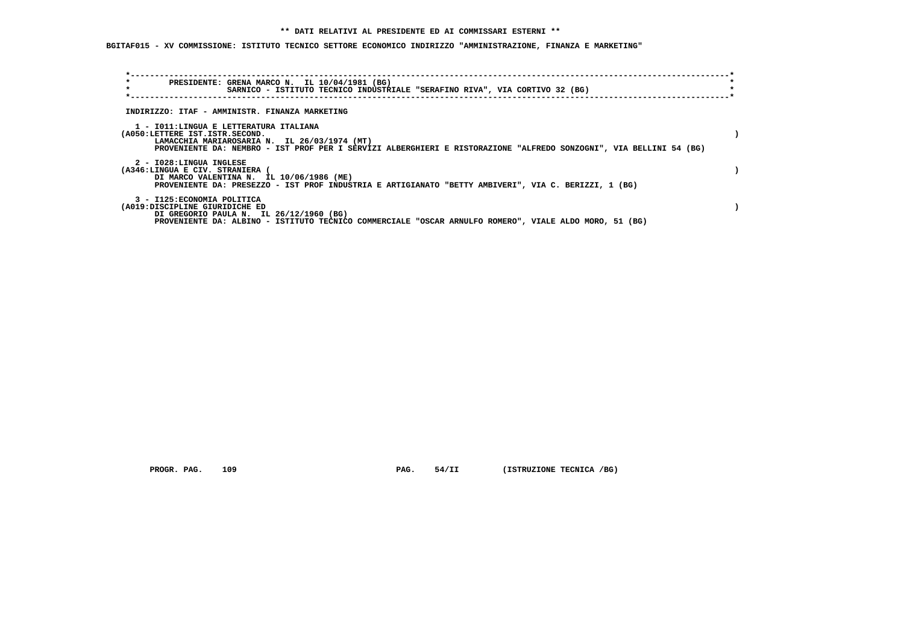**\*\* DATI RELATIVI AL PRESIDENTE ED AI COMMISSARI ESTERNI \*\***

**BGITAF015 - XV COMMISSIONE: ISTITUTO TECNICO SETTORE ECONOMICO INDIRIZZO "AMMINISTRAZIONE, FINANZA E MARKETING"**

PRESIDENTE: GRENA MARCO N. IL 10/04/1981 (BG)
SARNICO - ISTITUTO TECNICO INDUSTRIALE "SERAFINO RIVA", VIA CORTIVO 32 (BG)

INDIRIZZO: ITAF - AMMINISTR. FINANZA MARKETING

1 - I011:LINGUA E LETTERATURA ITALIANA
(A050:LETTERE IST.ISTR.SECOND. )
LAMACCHIA MARIAROSARIA N. IL 26/03/1974 (MT)
PROVENIENTE DA: NEMBRO - IST PROF PER I SERVIZI ALBERGHIERI E RISTORAZIONE "ALFREDO SONZOGNI", VIA BELLINI 54 (BG)

2 - I028:LINGUA INGLESE
(A346:LINGUA E CIV. STRANIERA ( )
DI MARCO VALENTINA N. IL 10/06/1986 (ME)
PROVENIENTE DA: PRESEZZO - IST PROF INDUSTRIA E ARTIGIANATO "BETTY AMBIVERI", VIA C. BERIZZI, 1 (BG)

3 - I125:ECONOMIA POLITICA
(A019:DISCIPLINE GIURIDICHE ED )
DI GREGORIO PAULA N. IL 26/12/1960 (BG)
PROVENIENTE DA: ALBINO - ISTITUTO TECNICO COMMERCIALE "OSCAR ARNULFO ROMERO", VIALE ALDO MORO, 51 (BG)

PROGR. PAG. 109 PAG. 54/II (ISTRUZIONE TECNICA /BG)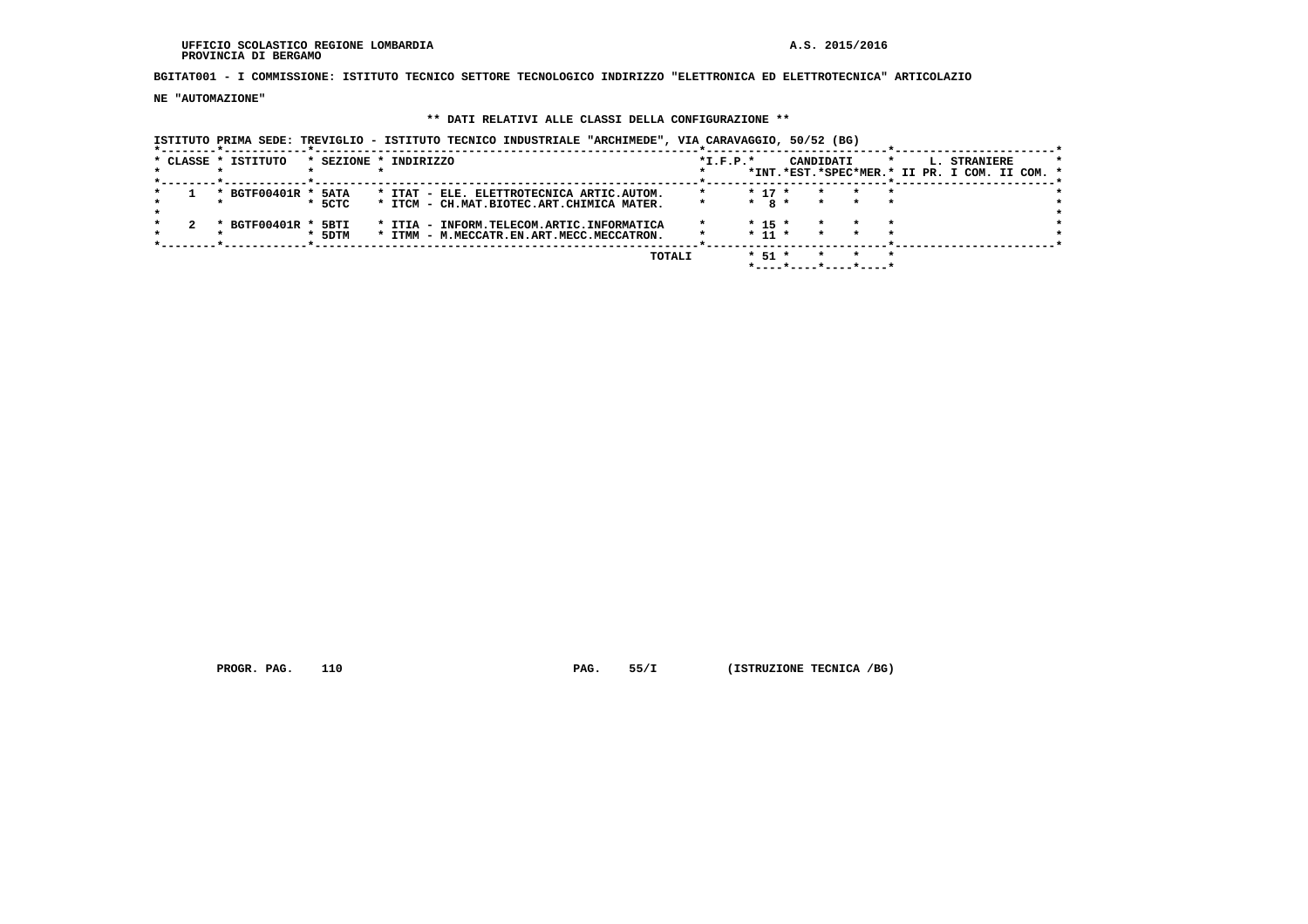UFFICIO SCOLASTICO REGIONE LOMBARDIA
PROVINCIA DI BERGAMO

A.S. 2015/2016

**BGITAT001 - I COMMISSIONE: ISTITUTO TECNICO SETTORE TECNOLOGICO INDIRIZZO "ELETTRONICA ED ELETTROTECNICA" ARTICOLAZIONE "AUTOMAZIONE"**

**\*\* DATI RELATIVI ALLE CLASSI DELLA CONFIGURAZIONE \*\***

**ISTITUTO PRIMA SEDE: TREVIGLIO - ISTITUTO TECNICO INDUSTRIALE "ARCHIMEDE", VIA CARAVAGGIO, 50/52 (BG)**

| CLASSE | ISTITUTO | SEZIONE | INDIRIZZO | I.F.P. | CANDIDATI INT. | CANDIDATI EST. | CANDIDATI SPEC | CANDIDATI MER. | L. STRANIERE II PR. | L. STRANIERE I COM. | L. STRANIERE II COM. |
|---|---|---|---|---|---|---|---|---|---|---|---|
| 1 | BGTF00401R | 5ATA | ITAT - ELE. ELETTROTECNICA ARTIC.AUTOM. | | 17 | | | | | | |
| | | 5CTC | ITCM - CH.MAT.BIOTEC.ART.CHIMICA MATER. | | 8 | | | | | | |
| 2 | BGTF00401R | 5BTI | ITIA - INFORM.TELECOM.ARTIC.INFORMATICA | | 15 | | | | | | |
| | | 5DTM | ITMM - M.MECCATR.EN.ART.MECC.MECCATRON. | | 11 | | | | | | |
| | | | TOTALI | | 51 | | | | | | |

PROGR. PAG. 110 PAG. 55/I (ISTRUZIONE TECNICA /BG)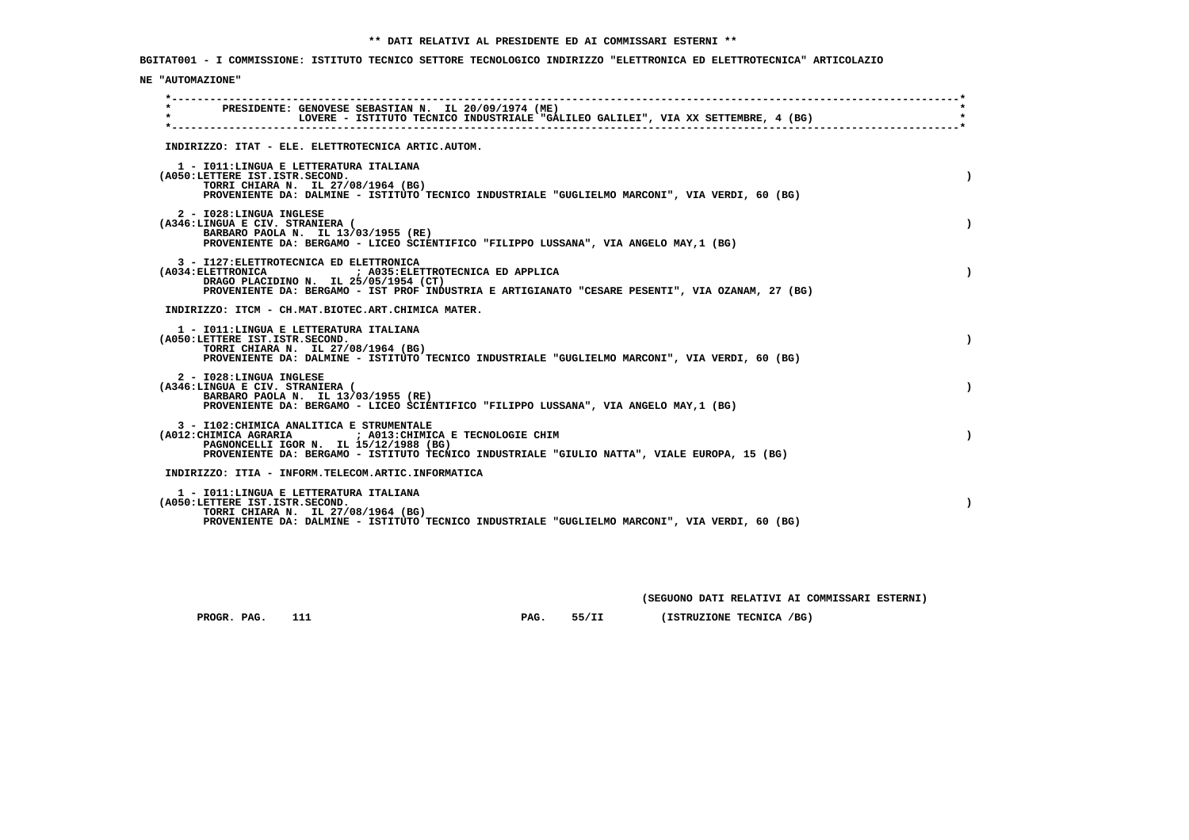** DATI RELATIVI AL PRESIDENTE ED AI COMMISSARI ESTERNI **

BGITAT001 - I COMMISSIONE: ISTITUTO TECNICO SETTORE TECNOLOGICO INDIRIZZO "ELETTRONICA ED ELETTROTECNICA" ARTICOLAZIO

NE "AUTOMAZIONE"

PRESIDENTE: GENOVESE SEBASTIAN N. IL 20/09/1974 (ME)
LOVERE - ISTITUTO TECNICO INDUSTRIALE "GALILEO GALILEI", VIA XX SETTEMBRE, 4 (BG)

INDIRIZZO: ITAT - ELE. ELETTROTECNICA ARTIC.AUTOM.

1 - I011:LINGUA E LETTERATURA ITALIANA
(A050:LETTERE IST.ISTR.SECOND. )
TORRI CHIARA N. IL 27/08/1964 (BG)
PROVENIENTE DA: DALMINE - ISTITUTO TECNICO INDUSTRIALE "GUGLIELMO MARCONI", VIA VERDI, 60 (BG)

2 - I028:LINGUA INGLESE
(A346:LINGUA E CIV. STRANIERA ( )
BARBARO PAOLA N. IL 13/03/1955 (RE)
PROVENIENTE DA: BERGAMO - LICEO SCIENTIFICO "FILIPPO LUSSANA", VIA ANGELO MAY,1 (BG)

3 - I127:ELETTROTECNICA ED ELETTRONICA
(A034:ELETTRONICA ; A035:ELETTROTECNICA ED APPLICA )
DRAGO PLACIDINO N. IL 25/05/1954 (CT)
PROVENIENTE DA: BERGAMO - IST PROF INDUSTRIA E ARTIGIANATO "CESARE PESENTI", VIA OZANAM, 27 (BG)

INDIRIZZO: ITCM - CH.MAT.BIOTEC.ART.CHIMICA MATER.

1 - I011:LINGUA E LETTERATURA ITALIANA
(A050:LETTERE IST.ISTR.SECOND. )
TORRI CHIARA N. IL 27/08/1964 (BG)
PROVENIENTE DA: DALMINE - ISTITUTO TECNICO INDUSTRIALE "GUGLIELMO MARCONI", VIA VERDI, 60 (BG)

2 - I028:LINGUA INGLESE
(A346:LINGUA E CIV. STRANIERA ( )
BARBARO PAOLA N. IL 13/03/1955 (RE)
PROVENIENTE DA: BERGAMO - LICEO SCIENTIFICO "FILIPPO LUSSANA", VIA ANGELO MAY,1 (BG)

3 - I102:CHIMICA ANALITICA E STRUMENTALE
(A012:CHIMICA AGRARIA ; A013:CHIMICA E TECNOLOGIE CHIM )
PAGNONCELLI IGOR N. IL 15/12/1988 (BG)
PROVENIENTE DA: BERGAMO - ISTITUTO TECNICO INDUSTRIALE "GIULIO NATTA", VIALE EUROPA, 15 (BG)

INDIRIZZO: ITIA - INFORM.TELECOM.ARTIC.INFORMATICA

1 - I011:LINGUA E LETTERATURA ITALIANA
(A050:LETTERE IST.ISTR.SECOND. )
TORRI CHIARA N. IL 27/08/1964 (BG)
PROVENIENTE DA: DALMINE - ISTITUTO TECNICO INDUSTRIALE "GUGLIELMO MARCONI", VIA VERDI, 60 (BG)

(SEGUONO DATI RELATIVI AI COMMISSARI ESTERNI)

PROGR. PAG. 111 PAG. 55/II (ISTRUZIONE TECNICA /BG)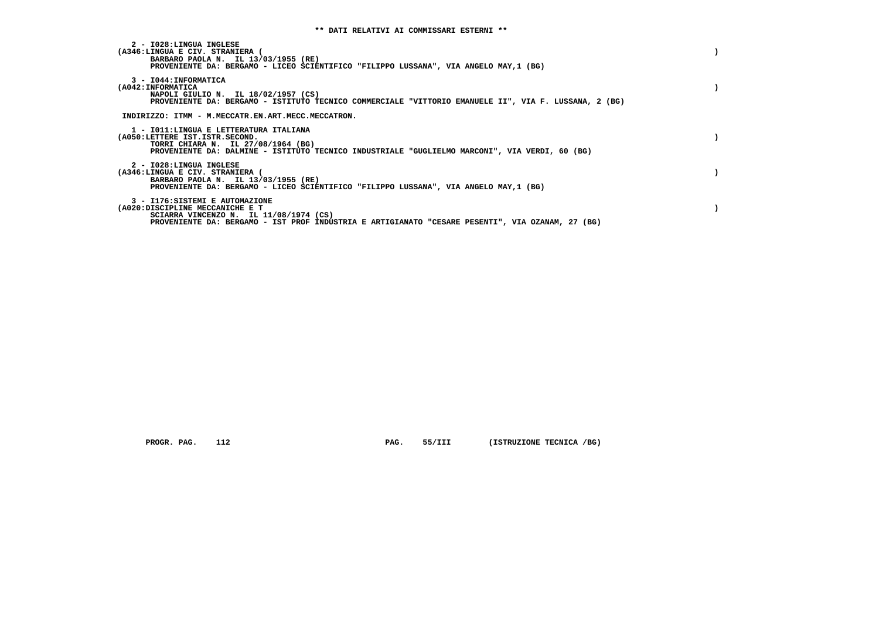**\*\* DATI RELATIVI AI COMMISSARI ESTERNI \*\***

**2 - I028:LINGUA INGLESE**
**(A346:LINGUA E CIV. STRANIERA ( )**
**BARBARO PAOLA N. IL 13/03/1955 (RE)**
**PROVENIENTE DA: BERGAMO - LICEO SCIENTIFICO "FILIPPO LUSSANA", VIA ANGELO MAY,1 (BG)**

**3 - I044:INFORMATICA**
**(A042:INFORMATICA )**
**NAPOLI GIULIO N. IL 18/02/1957 (CS)**
**PROVENIENTE DA: BERGAMO - ISTITUTO TECNICO COMMERCIALE "VITTORIO EMANUELE II", VIA F. LUSSANA, 2 (BG)**

**INDIRIZZO: ITMM - M.MECCATR.EN.ART.MECC.MECCATRON.**

**1 - I011:LINGUA E LETTERATURA ITALIANA**
**(A050:LETTERE IST.ISTR.SECOND. )**
**TORRI CHIARA N. IL 27/08/1964 (BG)**
**PROVENIENTE DA: DALMINE - ISTITUTO TECNICO INDUSTRIALE "GUGLIELMO MARCONI", VIA VERDI, 60 (BG)**

**2 - I028:LINGUA INGLESE**
**(A346:LINGUA E CIV. STRANIERA ( )**
**BARBARO PAOLA N. IL 13/03/1955 (RE)**
**PROVENIENTE DA: BERGAMO - LICEO SCIENTIFICO "FILIPPO LUSSANA", VIA ANGELO MAY,1 (BG)**

**3 - I176:SISTEMI E AUTOMAZIONE**
**(A020:DISCIPLINE MECCANICHE E T )**
**SCIARRA VINCENZO N. IL 11/08/1974 (CS)**
**PROVENIENTE DA: BERGAMO - IST PROF INDUSTRIA E ARTIGIANATO "CESARE PESENTI", VIA OZANAM, 27 (BG)**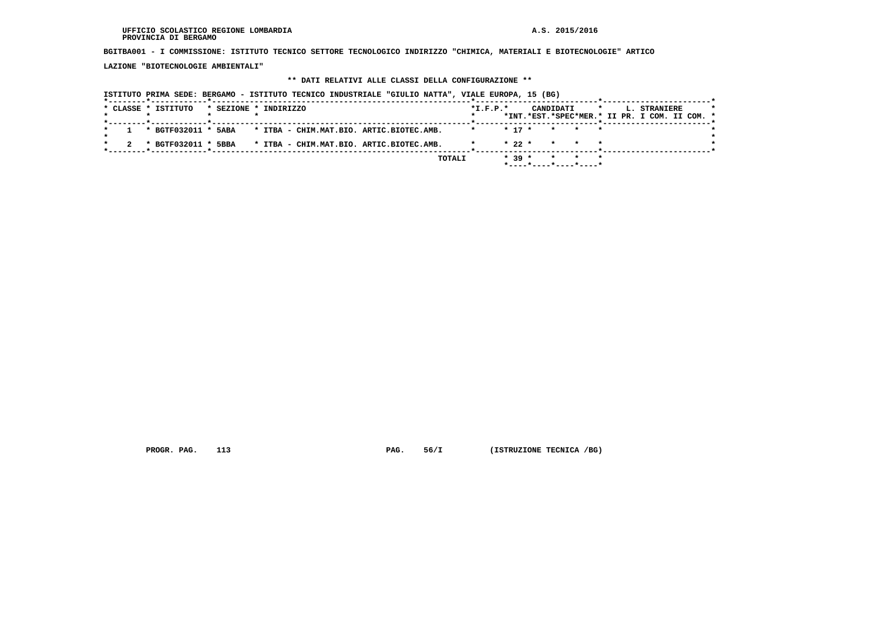UFFICIO SCOLASTICO REGIONE LOMBARDIA
PROVINCIA DI BERGAMO

A.S. 2015/2016

**BGITBA001 - I COMMISSIONE: ISTITUTO TECNICO SETTORE TECNOLOGICO INDIRIZZO "CHIMICA, MATERIALI E BIOTECNOLOGIE" ARTICOLAZIONE "BIOTECNOLOGIE AMBIENTALI"**

**\*\* DATI RELATIVI ALLE CLASSI DELLA CONFIGURAZIONE \*\***

ISTITUTO PRIMA SEDE: BERGAMO - ISTITUTO TECNICO INDUSTRIALE "GIULIO NATTA", VIALE EUROPA, 15 (BG)

| CLASSE | ISTITUTO | SEZIONE | INDIRIZZO | I.F.P. | CANDIDATI INT. | CANDIDATI EST. | CANDIDATI SPEC | CANDIDATI MER. | L. STRANIERE II PR. | L. STRANIERE I COM. | L. STRANIERE II COM. |
|---|---|---|---|---|---|---|---|---|---|---|---|
| 1 | BGTF032011 | 5ABA | ITBA - CHIM.MAT.BIO. ARTIC.BIOTEC.AMB. | | 17 | | | | | | |
| 2 | BGTF032011 | 5BBA | ITBA - CHIM.MAT.BIO. ARTIC.BIOTEC.AMB. | | 22 | | | | | | |
| | | | TOTALI | | 39 | | | | | | |

PROGR. PAG. 113

PAG. 56/I

(ISTRUZIONE TECNICA /BG)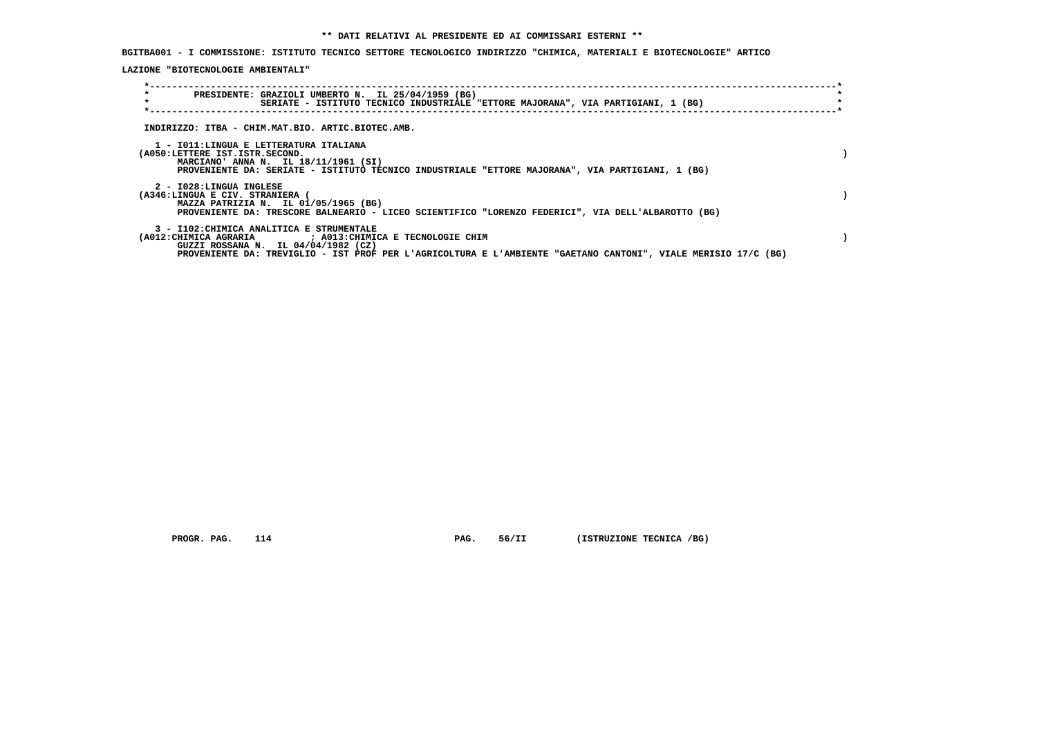**\*\* DATI RELATIVI AL PRESIDENTE ED AI COMMISSARI ESTERNI \*\***

**BGITBA001 - I COMMISSIONE: ISTITUTO TECNICO SETTORE TECNOLOGICO INDIRIZZO "CHIMICA, MATERIALI E BIOTECNOLOGIE" ARTICO**

**LAZIONE "BIOTECNOLOGIE AMBIENTALI"**

```
*-----------------------------------------------------------------------------------------------------------------*
*        PRESIDENTE: GRAZIOLI UMBERTO N.  IL 25/04/1959 (BG)                                                      *
*                    SERIATE - ISTITUTO TECNICO INDUSTRIALE "ETTORE MAJORANA", VIA PARTIGIANI, 1 (BG)             *
*-----------------------------------------------------------------------------------------------------------------*
```

INDIRIZZO: ITBA - CHIM.MAT.BIO. ARTIC.BIOTEC.AMB.

1 - I011:LINGUA E LETTERATURA ITALIANA
(A050:LETTERE IST.ISTR.SECOND. )
MARCIANO' ANNA N. IL 18/11/1961 (SI)
PROVENIENTE DA: SERIATE - ISTITUTO TECNICO INDUSTRIALE "ETTORE MAJORANA", VIA PARTIGIANI, 1 (BG)

2 - I028:LINGUA INGLESE
(A346:LINGUA E CIV. STRANIERA ( )
MAZZA PATRIZIA N. IL 01/05/1965 (BG)
PROVENIENTE DA: TRESCORE BALNEARIO - LICEO SCIENTIFICO "LORENZO FEDERICI", VIA DELL'ALBAROTTO (BG)

3 - I102:CHIMICA ANALITICA E STRUMENTALE
(A012:CHIMICA AGRARIA ; A013:CHIMICA E TECNOLOGIE CHIM )
GUZZI ROSSANA N. IL 04/04/1982 (CZ)
PROVENIENTE DA: TREVIGLIO - IST PROF PER L'AGRICOLTURA E L'AMBIENTE "GAETANO CANTONI", VIALE MERISIO 17/C (BG)

PROGR. PAG. 114 PAG. 56/II (ISTRUZIONE TECNICA /BG)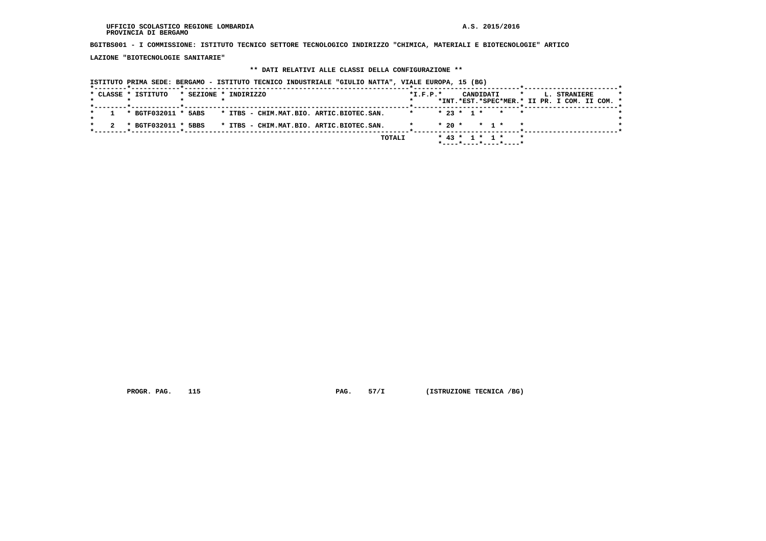UFFICIO SCOLASTICO REGIONE LOMBARDIA
PROVINCIA DI BERGAMO

A.S. 2015/2016

**BGITBS001 - I COMMISSIONE: ISTITUTO TECNICO SETTORE TECNOLOGICO INDIRIZZO "CHIMICA, MATERIALI E BIOTECNOLOGIE" ARTICOLAZIONE "BIOTECNOLOGIE SANITARIE"**

**\*\* DATI RELATIVI ALLE CLASSI DELLA CONFIGURAZIONE \*\***

ISTITUTO PRIMA SEDE: BERGAMO - ISTITUTO TECNICO INDUSTRIALE "GIULIO NATTA", VIALE EUROPA, 15 (BG)

| CLASSE | ISTITUTO | SEZIONE | INDIRIZZO | I.F.P. | CANDIDATI INT. | CANDIDATI EST. | CANDIDATI SPEC | CANDIDATI MER. | L. STRANIERE II PR. | L. STRANIERE I COM. | L. STRANIERE II COM. |
|---|---|---|---|---|---|---|---|---|---|---|---|
| 1 | BGTF032011 | 5ABS | ITBS - CHIM.MAT.BIO. ARTIC.BIOTEC.SAN. | | 23 | 1 | | | | | |
| 2 | BGTF032011 | 5BBS | ITBS - CHIM.MAT.BIO. ARTIC.BIOTEC.SAN. | | 20 | | 1 | | | | |
| | | | TOTALI | | 43 | 1 | 1 | | | | |

PROGR. PAG. 115 PAG. 57/I (ISTRUZIONE TECNICA /BG)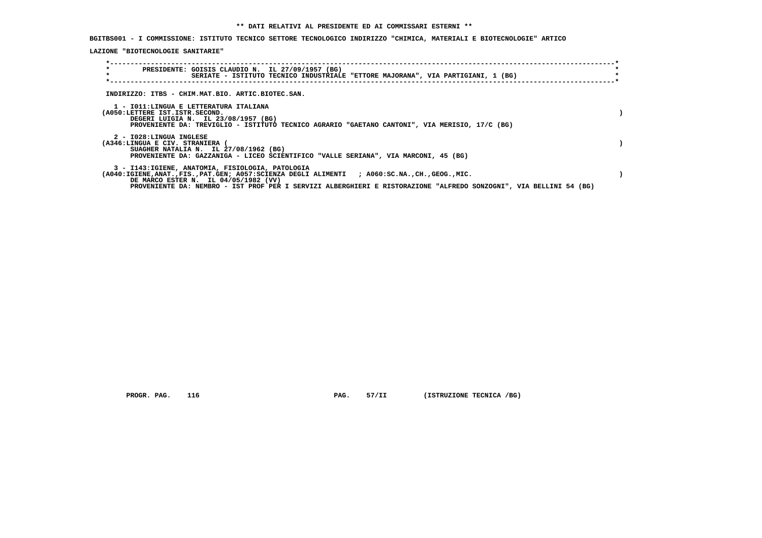**\*\* DATI RELATIVI AL PRESIDENTE ED AI COMMISSARI ESTERNI \*\***

**BGITBS001 - I COMMISSIONE: ISTITUTO TECNICO SETTORE TECNOLOGICO INDIRIZZO "CHIMICA, MATERIALI E BIOTECNOLOGIE" ARTICOLAZIONE "BIOTECNOLOGIE SANITARIE"**

PRESIDENTE: GOISIS CLAUDIO N. IL 27/09/1957 (BG)
SERIATE - ISTITUTO TECNICO INDUSTRIALE "ETTORE MAJORANA", VIA PARTIGIANI, 1 (BG)

INDIRIZZO: ITBS - CHIM.MAT.BIO. ARTIC.BIOTEC.SAN.

1 - I011:LINGUA E LETTERATURA ITALIANA
(A050:LETTERE IST.ISTR.SECOND. )
DEGERI LUIGIA N. IL 23/08/1957 (BG)
PROVENIENTE DA: TREVIGLIO - ISTITUTO TECNICO AGRARIO "GAETANO CANTONI", VIA MERISIO, 17/C (BG)

2 - I028:LINGUA INGLESE
(A346:LINGUA E CIV. STRANIERA ( )
SUAGHER NATALIA N. IL 27/08/1962 (BG)
PROVENIENTE DA: GAZZANIGA - LICEO SCIENTIFICO "VALLE SERIANA", VIA MARCONI, 45 (BG)

3 - I143:IGIENE, ANATOMIA, FISIOLOGIA, PATOLOGIA
(A040:IGIENE,ANAT.,FIS.,PAT.GEN; A057:SCIENZA DEGLI ALIMENTI ; A060:SC.NA.,CH.,GEOG.,MIC. )
DE MARCO ESTER N. IL 04/05/1982 (VV)
PROVENIENTE DA: NEMBRO - IST PROF PER I SERVIZI ALBERGHIERI E RISTORAZIONE "ALFREDO SONZOGNI", VIA BELLINI 54 (BG)

PROGR. PAG. 116 PAG. 57/II (ISTRUZIONE TECNICA /BG)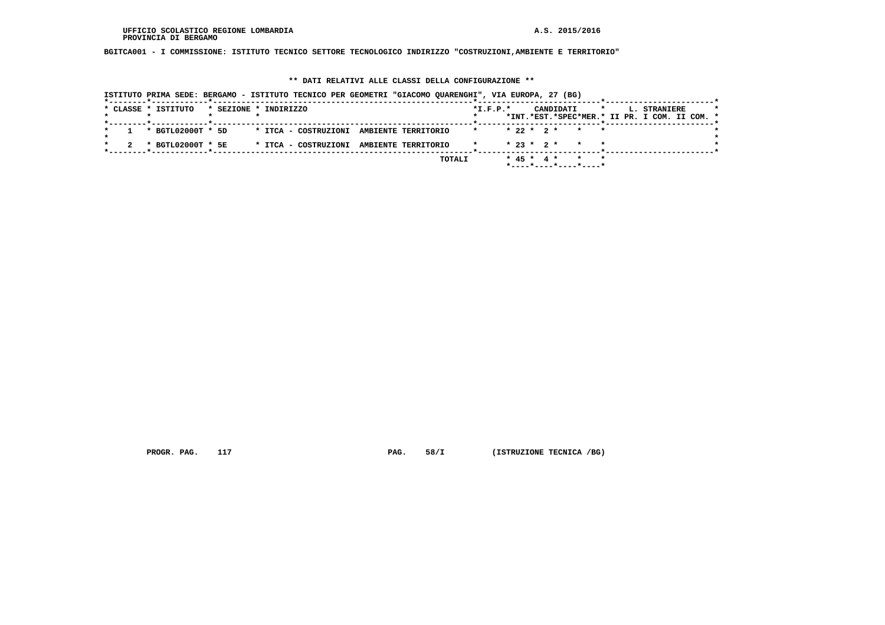UFFICIO SCOLASTICO REGIONE LOMBARDIA
PROVINCIA DI BERGAMO

A.S. 2015/2016

**BGITCA001 - I COMMISSIONE: ISTITUTO TECNICO SETTORE TECNOLOGICO INDIRIZZO "COSTRUZIONI,AMBIENTE E TERRITORIO"**

**\*\* DATI RELATIVI ALLE CLASSI DELLA CONFIGURAZIONE \*\***

ISTITUTO PRIMA SEDE: BERGAMO - ISTITUTO TECNICO PER GEOMETRI "GIACOMO QUARENGHI", VIA EUROPA, 27 (BG)

| CLASSE | ISTITUTO | SEZIONE | INDIRIZZO | I.F.P. | CANDIDATI INT. | CANDIDATI EST. | CANDIDATI SPEC | CANDIDATI MER. | L. STRANIERE II PR. | L. STRANIERE I COM. | L. STRANIERE II COM. |
|---|---|---|---|---|---|---|---|---|---|---|---|
| 1 | BGTL02000T | 5D | ITCA - COSTRUZIONI AMBIENTE TERRITORIO | | 22 | 2 | | | | | |
| 2 | BGTL02000T | 5E | ITCA - COSTRUZIONI AMBIENTE TERRITORIO | | 23 | 2 | | | | | |
| | | | TOTALI | | 45 | 4 | | | | | |

PROGR. PAG. 117 PAG. 58/I (ISTRUZIONE TECNICA /BG)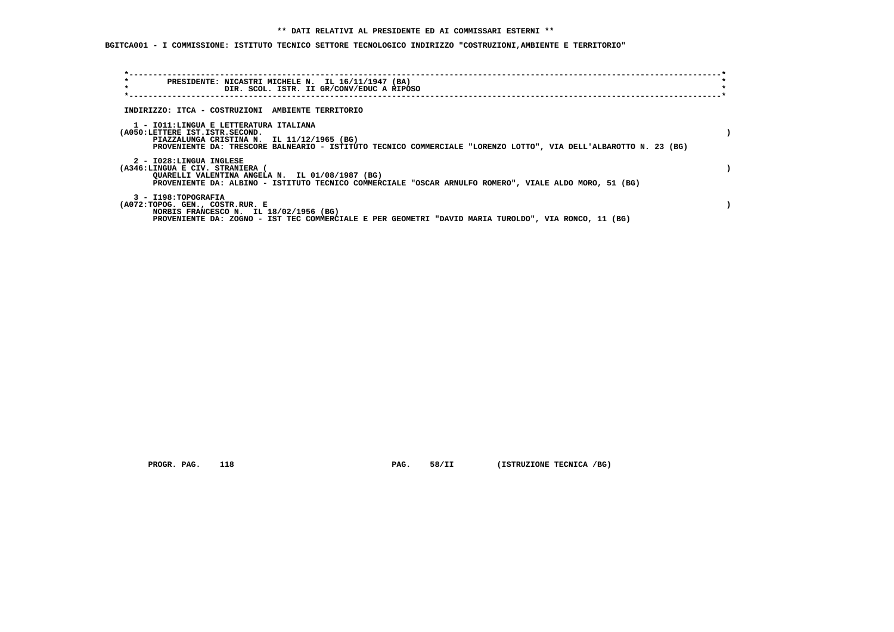** DATI RELATIVI AL PRESIDENTE ED AI COMMISSARI ESTERNI **

BGITCA001 - I COMMISSIONE: ISTITUTO TECNICO SETTORE TECNOLOGICO INDIRIZZO "COSTRUZIONI,AMBIENTE E TERRITORIO"

PRESIDENTE: NICASTRI MICHELE N. IL 16/11/1947 (BA)
DIR. SCOL. ISTR. II GR/CONV/EDUC A RIPOSO

INDIRIZZO: ITCA - COSTRUZIONI AMBIENTE TERRITORIO

1 - I011:LINGUA E LETTERATURA ITALIANA
(A050:LETTERE IST.ISTR.SECOND. )
PIAZZALUNGA CRISTINA N. IL 11/12/1965 (BG)
PROVENIENTE DA: TRESCORE BALNEARIO - ISTITUTO TECNICO COMMERCIALE "LORENZO LOTTO", VIA DELL'ALBAROTTO N. 23 (BG)

2 - I028:LINGUA INGLESE
(A346:LINGUA E CIV. STRANIERA ( )
QUARELLI VALENTINA ANGELA N. IL 01/08/1987 (BG)
PROVENIENTE DA: ALBINO - ISTITUTO TECNICO COMMERCIALE "OSCAR ARNULFO ROMERO", VIALE ALDO MORO, 51 (BG)

3 - I198:TOPOGRAFIA
(A072:TOPOG. GEN., COSTR.RUR. E )
NORBIS FRANCESCO N. IL 18/02/1956 (BG)
PROVENIENTE DA: ZOGNO - IST TEC COMMERCIALE E PER GEOMETRI "DAVID MARIA TUROLDO", VIA RONCO, 11 (BG)

PROGR. PAG. 118 PAG. 58/II (ISTRUZIONE TECNICA /BG)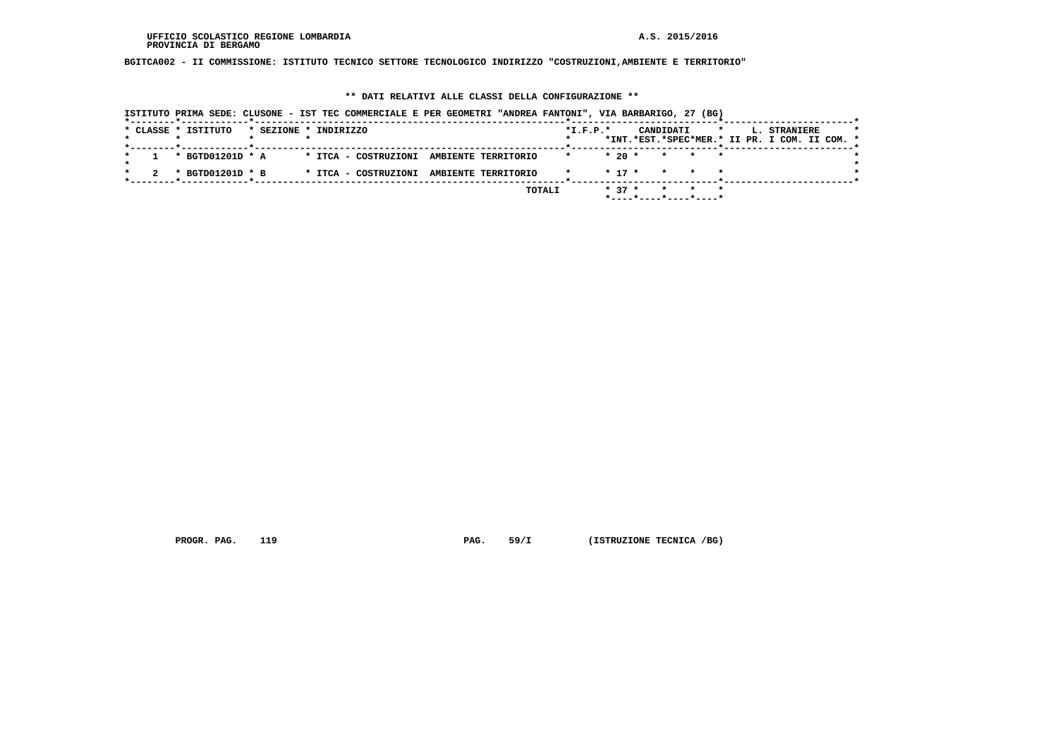BGITCA002 - II COMMISSIONE: ISTITUTO TECNICO SETTORE TECNOLOGICO INDIRIZZO "COSTRUZIONI,AMBIENTE E TERRITORIO"

** DATI RELATIVI ALLE CLASSI DELLA CONFIGURAZIONE **

ISTITUTO PRIMA SEDE: CLUSONE - IST TEC COMMERCIALE E PER GEOMETRI "ANDREA FANTONI", VIA BARBARIGO, 27 (BG)

| CLASSE | ISTITUTO | SEZIONE | INDIRIZZO | I.F.P. | CANDIDATI INT. | CANDIDATI EST. | CANDIDATI SPEC | CANDIDATI MER. | L. STRANIERE II PR. | L. STRANIERE I COM. | L. STRANIERE II COM. |
|---|---|---|---|---|---|---|---|---|---|---|---|
| 1 | BGTD01201D | A | ITCA - COSTRUZIONI AMBIENTE TERRITORIO | | 20 | | | | | | |
| 2 | BGTD01201D | B | ITCA - COSTRUZIONI AMBIENTE TERRITORIO | | 17 | | | | | | |
| | | | TOTALI | | 37 | | | | | | |

PROGR. PAG. 119 PAG. 59/I (ISTRUZIONE TECNICA /BG)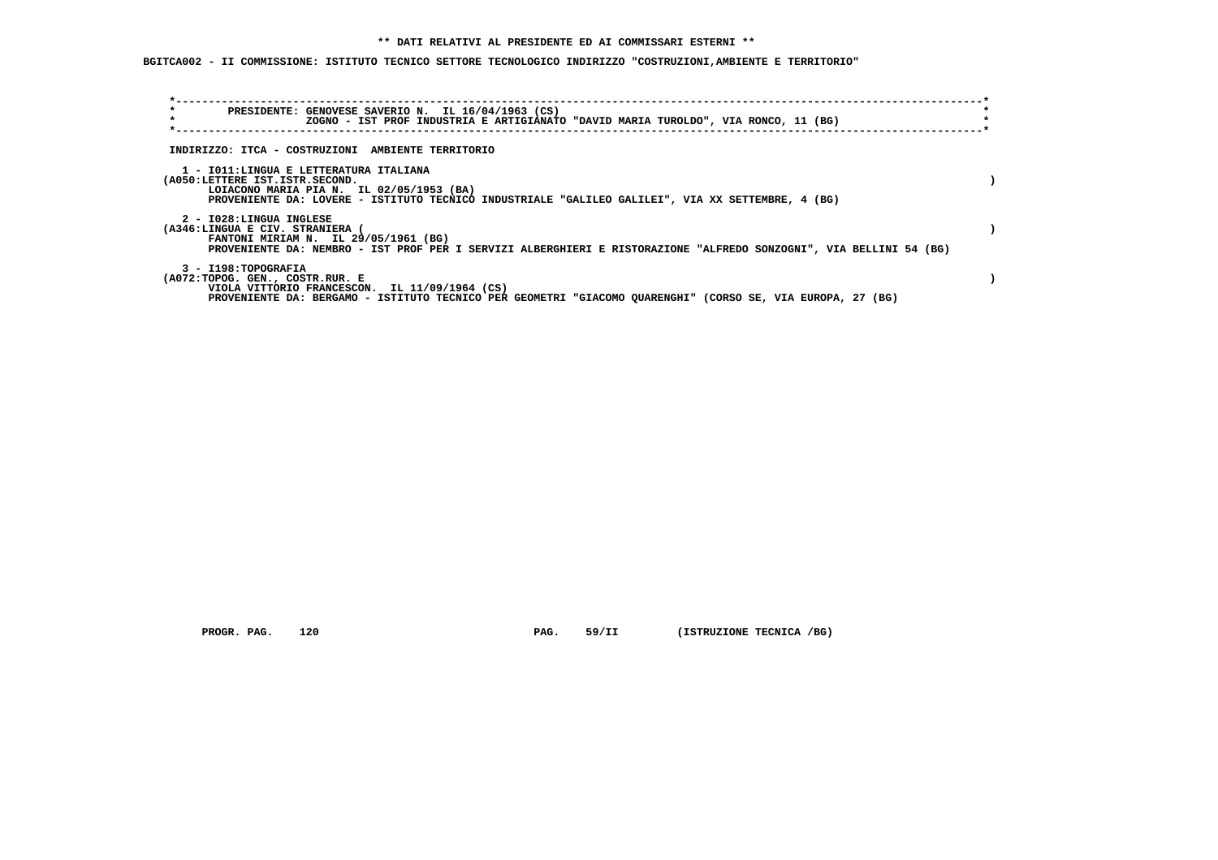** DATI RELATIVI AL PRESIDENTE ED AI COMMISSARI ESTERNI **

BGITCA002 - II COMMISSIONE: ISTITUTO TECNICO SETTORE TECNOLOGICO INDIRIZZO "COSTRUZIONI,AMBIENTE E TERRITORIO"

PRESIDENTE: GENOVESE SAVERIO N. IL 16/04/1963 (CS)
ZOGNO - IST PROF INDUSTRIA E ARTIGIANATO "DAVID MARIA TUROLDO", VIA RONCO, 11 (BG)

INDIRIZZO: ITCA - COSTRUZIONI AMBIENTE TERRITORIO

1 - I011:LINGUA E LETTERATURA ITALIANA
(A050:LETTERE IST.ISTR.SECOND. )
LOIACONO MARIA PIA N. IL 02/05/1953 (BA)
PROVENIENTE DA: LOVERE - ISTITUTO TECNICO INDUSTRIALE "GALILEO GALILEI", VIA XX SETTEMBRE, 4 (BG)

2 - I028:LINGUA INGLESE
(A346:LINGUA E CIV. STRANIERA ( )
FANTONI MIRIAM N. IL 29/05/1961 (BG)
PROVENIENTE DA: NEMBRO - IST PROF PER I SERVIZI ALBERGHIERI E RISTORAZIONE "ALFREDO SONZOGNI", VIA BELLINI 54 (BG)

3 - I198:TOPOGRAFIA
(A072:TOPOG. GEN., COSTR.RUR. E )
VIOLA VITTORIO FRANCESCON. IL 11/09/1964 (CS)
PROVENIENTE DA: BERGAMO - ISTITUTO TECNICO PER GEOMETRI "GIACOMO QUARENGHI" (CORSO SE, VIA EUROPA, 27 (BG)

PROGR. PAG. 120 PAG. 59/II (ISTRUZIONE TECNICA /BG)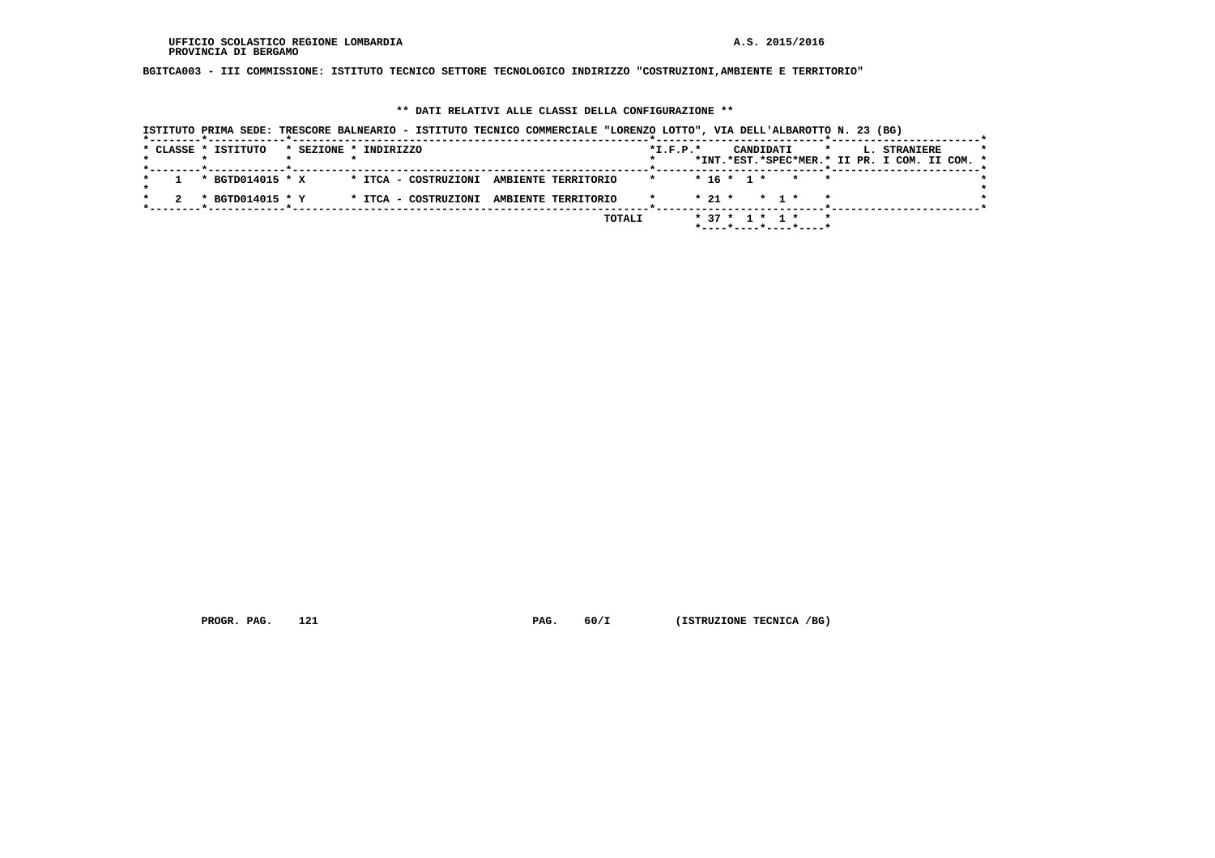**BGITCA003 - III COMMISSIONE: ISTITUTO TECNICO SETTORE TECNOLOGICO INDIRIZZO "COSTRUZIONI,AMBIENTE E TERRITORIO"**

## ** DATI RELATIVI ALLE CLASSI DELLA CONFIGURAZIONE **

ISTITUTO PRIMA SEDE: TRESCORE BALNEARIO - ISTITUTO TECNICO COMMERCIALE "LORENZO LOTTO", VIA DELL'ALBAROTTO N. 23 (BG)

| CLASSE | ISTITUTO | SEZIONE | INDIRIZZO | I.F.P. | CANDIDATI | | | | L. STRANIERE | | |
|---|---|---|---|---|---|---|---|---|---|---|---|
| | | | | | INT. | EST. | SPEC | MER. | II PR. | I COM. | II COM. |
| 1 | BGTD014015 | X | ITCA - COSTRUZIONI AMBIENTE TERRITORIO | | 16 | 1 | | | | | |
| 2 | BGTD014015 | Y | ITCA - COSTRUZIONI AMBIENTE TERRITORIO | | 21 | | 1 | | | | |
| | | | TOTALI | | 37 | 1 | 1 | | | | |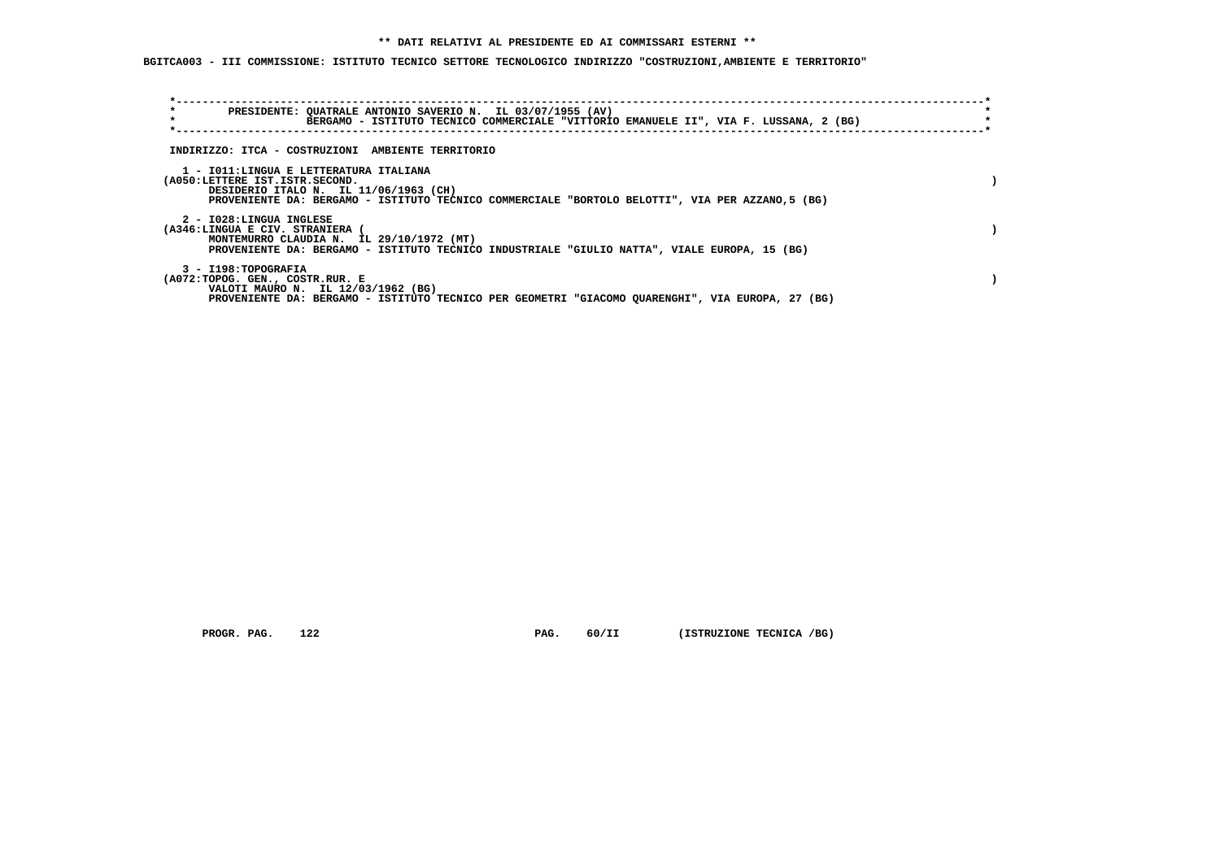** DATI RELATIVI AL PRESIDENTE ED AI COMMISSARI ESTERNI **

BGITCA003 - III COMMISSIONE: ISTITUTO TECNICO SETTORE TECNOLOGICO INDIRIZZO "COSTRUZIONI,AMBIENTE E TERRITORIO"

PRESIDENTE: QUATRALE ANTONIO SAVERIO N. IL 03/07/1955 (AV)
BERGAMO - ISTITUTO TECNICO COMMERCIALE "VITTORIO EMANUELE II", VIA F. LUSSANA, 2 (BG)

INDIRIZZO: ITCA - COSTRUZIONI AMBIENTE TERRITORIO

1 - I011:LINGUA E LETTERATURA ITALIANA
(A050:LETTERE IST.ISTR.SECOND. )
DESIDERIO ITALO N. IL 11/06/1963 (CH)
PROVENIENTE DA: BERGAMO - ISTITUTO TECNICO COMMERCIALE "BORTOLO BELOTTI", VIA PER AZZANO,5 (BG)

2 - I028:LINGUA INGLESE
(A346:LINGUA E CIV. STRANIERA ( )
MONTEMURRO CLAUDIA N. IL 29/10/1972 (MT)
PROVENIENTE DA: BERGAMO - ISTITUTO TECNICO INDUSTRIALE "GIULIO NATTA", VIALE EUROPA, 15 (BG)

3 - I198:TOPOGRAFIA
(A072:TOPOG. GEN., COSTR.RUR. E )
VALOTI MAURO N. IL 12/03/1962 (BG)
PROVENIENTE DA: BERGAMO - ISTITUTO TECNICO PER GEOMETRI "GIACOMO QUARENGHI", VIA EUROPA, 27 (BG)

PROGR. PAG. 122 PAG. 60/II (ISTRUZIONE TECNICA /BG)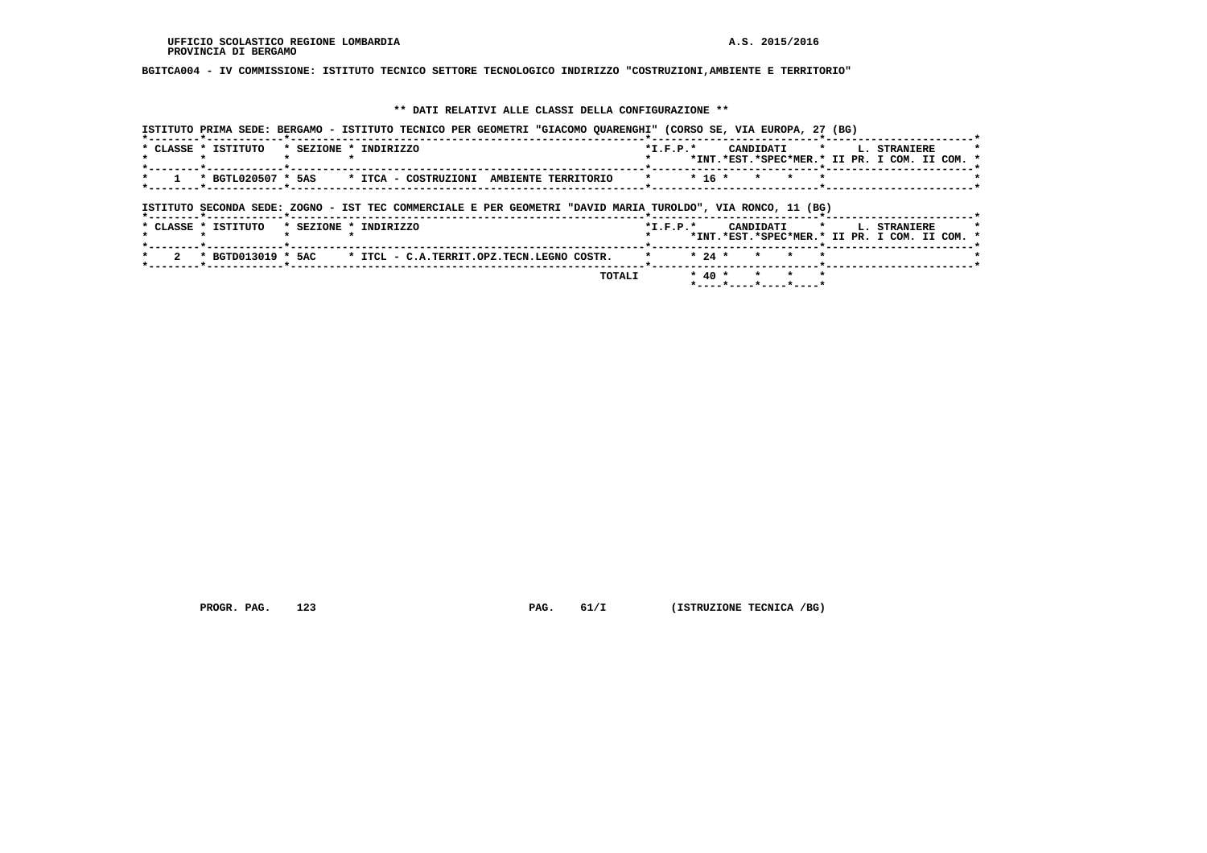UFFICIO SCOLASTICO REGIONE LOMBARDIA
PROVINCIA DI BERGAMO

A.S. 2015/2016

**BGITCA004 - IV COMMISSIONE: ISTITUTO TECNICO SETTORE TECNOLOGICO INDIRIZZO "COSTRUZIONI,AMBIENTE E TERRITORIO"**

**\*\* DATI RELATIVI ALLE CLASSI DELLA CONFIGURAZIONE \*\***

ISTITUTO PRIMA SEDE: BERGAMO - ISTITUTO TECNICO PER GEOMETRI "GIACOMO QUARENGHI" (CORSO SE, VIA EUROPA, 27 (BG)

| CLASSE | ISTITUTO | SEZIONE | INDIRIZZO | I.F.P. | CANDIDATI INT. | CANDIDATI EST. | CANDIDATI SPEC | CANDIDATI MER. | L. STRANIERE II PR. | L. STRANIERE I COM. | L. STRANIERE II COM. |
|---|---|---|---|---|---|---|---|---|---|---|---|
| 1 | BGTL020507 | 5AS | ITCA - COSTRUZIONI AMBIENTE TERRITORIO | | 16 | | | | | | |

ISTITUTO SECONDA SEDE: ZOGNO - IST TEC COMMERCIALE E PER GEOMETRI "DAVID MARIA TUROLDO", VIA RONCO, 11 (BG)

| CLASSE | ISTITUTO | SEZIONE | INDIRIZZO | I.F.P. | CANDIDATI INT. | CANDIDATI EST. | CANDIDATI SPEC | CANDIDATI MER. | L. STRANIERE II PR. | L. STRANIERE I COM. | L. STRANIERE II COM. |
|---|---|---|---|---|---|---|---|---|---|---|---|
| 2 | BGTD013019 | 5AC | ITCL - C.A.TERRIT.OPZ.TECN.LEGNO COSTR. | | 24 | | | | | | |
| | | | TOTALI | | 40 | | | | | | |

PROGR. PAG. 123 PAG. 61/I (ISTRUZIONE TECNICA /BG)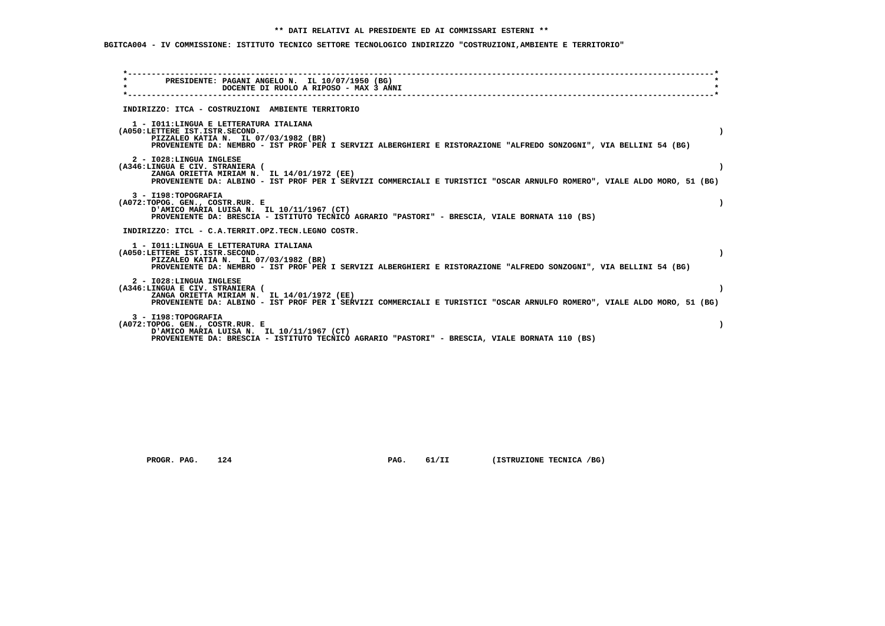**\*\* DATI RELATIVI AL PRESIDENTE ED AI COMMISSARI ESTERNI \*\***

**BGITCA004 - IV COMMISSIONE: ISTITUTO TECNICO SETTORE TECNOLOGICO INDIRIZZO "COSTRUZIONI,AMBIENTE E TERRITORIO"**

**PRESIDENTE: PAGANI ANGELO N. IL 10/07/1950 (BG)**
**DOCENTE DI RUOLO A RIPOSO - MAX 3 ANNI**

**INDIRIZZO: ITCA - COSTRUZIONI AMBIENTE TERRITORIO**

**1 - I011:LINGUA E LETTERATURA ITALIANA**
**(A050:LETTERE IST.ISTR.SECOND. )**
**PIZZALEO KATIA N. IL 07/03/1982 (BR)**
**PROVENIENTE DA: NEMBRO - IST PROF PER I SERVIZI ALBERGHIERI E RISTORAZIONE "ALFREDO SONZOGNI", VIA BELLINI 54 (BG)**

**2 - I028:LINGUA INGLESE**
**(A346:LINGUA E CIV. STRANIERA ( )**
**ZANGA ORIETTA MIRIAM N. IL 14/01/1972 (EE)**
**PROVENIENTE DA: ALBINO - IST PROF PER I SERVIZI COMMERCIALI E TURISTICI "OSCAR ARNULFO ROMERO", VIALE ALDO MORO, 51 (BG)**

**3 - I198:TOPOGRAFIA**
**(A072:TOPOG. GEN., COSTR.RUR. E )**
**D'AMICO MARIA LUISA N. IL 10/11/1967 (CT)**
**PROVENIENTE DA: BRESCIA - ISTITUTO TECNICO AGRARIO "PASTORI" - BRESCIA, VIALE BORNATA 110 (BS)**

**INDIRIZZO: ITCL - C.A.TERRIT.OPZ.TECN.LEGNO COSTR.**

**1 - I011:LINGUA E LETTERATURA ITALIANA**
**(A050:LETTERE IST.ISTR.SECOND. )**
**PIZZALEO KATIA N. IL 07/03/1982 (BR)**
**PROVENIENTE DA: NEMBRO - IST PROF PER I SERVIZI ALBERGHIERI E RISTORAZIONE "ALFREDO SONZOGNI", VIA BELLINI 54 (BG)**

**2 - I028:LINGUA INGLESE**
**(A346:LINGUA E CIV. STRANIERA ( )**
**ZANGA ORIETTA MIRIAM N. IL 14/01/1972 (EE)**
**PROVENIENTE DA: ALBINO - IST PROF PER I SERVIZI COMMERCIALI E TURISTICI "OSCAR ARNULFO ROMERO", VIALE ALDO MORO, 51 (BG)**

**3 - I198:TOPOGRAFIA**
**(A072:TOPOG. GEN., COSTR.RUR. E )**
**D'AMICO MARIA LUISA N. IL 10/11/1967 (CT)**
**PROVENIENTE DA: BRESCIA - ISTITUTO TECNICO AGRARIO "PASTORI" - BRESCIA, VIALE BORNATA 110 (BS)**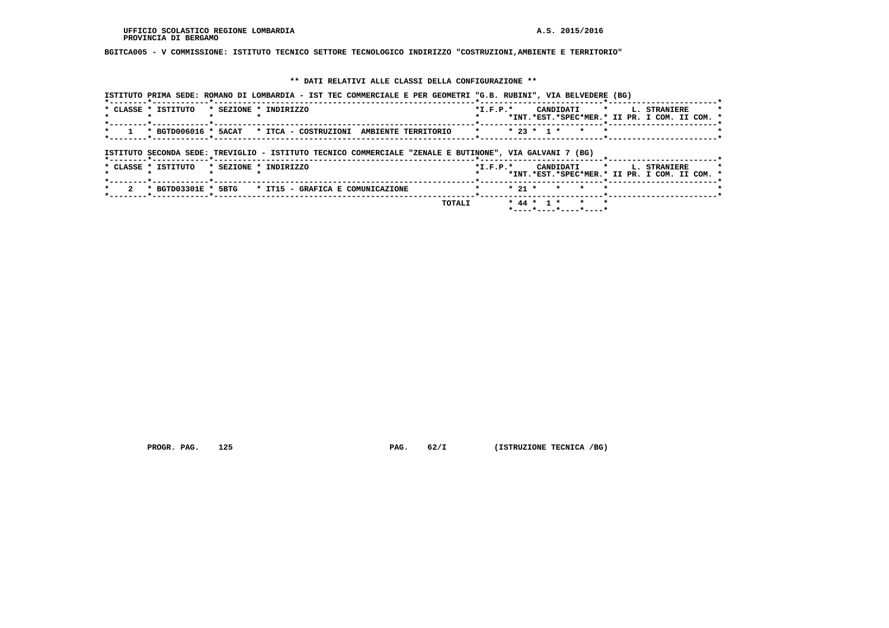UFFICIO SCOLASTICO REGIONE LOMBARDIA
PROVINCIA DI BERGAMO

A.S. 2015/2016

**BGITCA005 - V COMMISSIONE: ISTITUTO TECNICO SETTORE TECNOLOGICO INDIRIZZO "COSTRUZIONI,AMBIENTE E TERRITORIO"**

**\*\* DATI RELATIVI ALLE CLASSI DELLA CONFIGURAZIONE \*\***

ISTITUTO PRIMA SEDE: ROMANO DI LOMBARDIA - IST TEC COMMERCIALE E PER GEOMETRI "G.B. RUBINI", VIA BELVEDERE (BG)

| CLASSE | ISTITUTO | SEZIONE | INDIRIZZO | I.F.P. | CANDIDATI INT. | CANDIDATI EST. | CANDIDATI SPEC | CANDIDATI MER. | L. STRANIERE II PR. | L. STRANIERE I COM. | L. STRANIERE II COM. |
|---|---|---|---|---|---|---|---|---|---|---|---|
| 1 | BGTD006016 | 5ACAT | ITCA - COSTRUZIONI AMBIENTE TERRITORIO | | 23 | 1 | | | | | |

ISTITUTO SECONDA SEDE: TREVIGLIO - ISTITUTO TECNICO COMMERCIALE "ZENALE E BUTINONE", VIA GALVANI 7 (BG)

| CLASSE | ISTITUTO | SEZIONE | INDIRIZZO | I.F.P. | CANDIDATI INT. | CANDIDATI EST. | CANDIDATI SPEC | CANDIDATI MER. | L. STRANIERE II PR. | L. STRANIERE I COM. | L. STRANIERE II COM. |
|---|---|---|---|---|---|---|---|---|---|---|---|
| 2 | BGTD03301E | 5BTG | IT15 - GRAFICA E COMUNICAZIONE | | 21 | | | | | | |
| | | | TOTALI | | 44 | 1 | | | | | |

PROGR. PAG. 125 PAG. 62/I (ISTRUZIONE TECNICA /BG)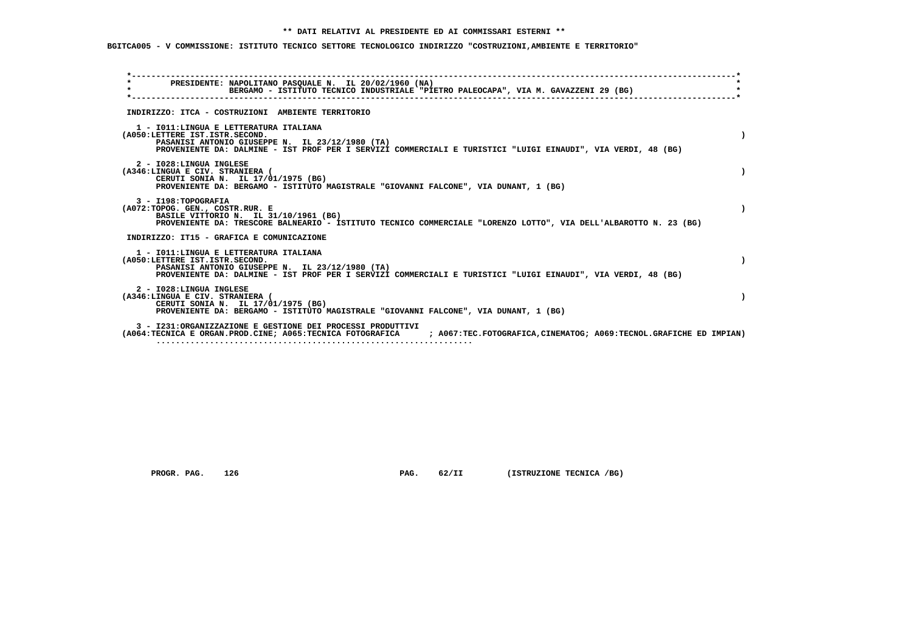** DATI RELATIVI AL PRESIDENTE ED AI COMMISSARI ESTERNI **

BGITCA005 - V COMMISSIONE: ISTITUTO TECNICO SETTORE TECNOLOGICO INDIRIZZO "COSTRUZIONI,AMBIENTE E TERRITORIO"

PRESIDENTE: NAPOLITANO PASQUALE N. IL 20/02/1960 (NA)
BERGAMO - ISTITUTO TECNICO INDUSTRIALE "PIETRO PALEOCAPA", VIA M. GAVAZZENI 29 (BG)

INDIRIZZO: ITCA - COSTRUZIONI AMBIENTE TERRITORIO

1 - I011:LINGUA E LETTERATURA ITALIANA
(A050:LETTERE IST.ISTR.SECOND. )
PASANISI ANTONIO GIUSEPPE N. IL 23/12/1980 (TA)
PROVENIENTE DA: DALMINE - IST PROF PER I SERVIZI COMMERCIALI E TURISTICI "LUIGI EINAUDI", VIA VERDI, 48 (BG)

2 - I028:LINGUA INGLESE
(A346:LINGUA E CIV. STRANIERA ( )
CERUTI SONIA N. IL 17/01/1975 (BG)
PROVENIENTE DA: BERGAMO - ISTITUTO MAGISTRALE "GIOVANNI FALCONE", VIA DUNANT, 1 (BG)

3 - I198:TOPOGRAFIA
(A072:TOPOG. GEN., COSTR.RUR. E )
BASILE VITTORIO N. IL 31/10/1961 (BG)
PROVENIENTE DA: TRESCORE BALNEARIO - ISTITUTO TECNICO COMMERCIALE "LORENZO LOTTO", VIA DELL'ALBAROTTO N. 23 (BG)

INDIRIZZO: IT15 - GRAFICA E COMUNICAZIONE

1 - I011:LINGUA E LETTERATURA ITALIANA
(A050:LETTERE IST.ISTR.SECOND. )
PASANISI ANTONIO GIUSEPPE N. IL 23/12/1980 (TA)
PROVENIENTE DA: DALMINE - IST PROF PER I SERVIZI COMMERCIALI E TURISTICI "LUIGI EINAUDI", VIA VERDI, 48 (BG)

2 - I028:LINGUA INGLESE
(A346:LINGUA E CIV. STRANIERA ( )
CERUTI SONIA N. IL 17/01/1975 (BG)
PROVENIENTE DA: BERGAMO - ISTITUTO MAGISTRALE "GIOVANNI FALCONE", VIA DUNANT, 1 (BG)

3 - I231:ORGANIZZAZIONE E GESTIONE DEI PROCESSI PRODUTTIVI
(A064:TECNICA E ORGAN.PROD.CINE; A065:TECNICA FOTOGRAFICA ; A067:TEC.FOTOGRAFICA,CINEMATOG; A069:TECNOL.GRAFICHE ED IMPIAN)
..................................................................

PROGR. PAG. 126 PAG. 62/II (ISTRUZIONE TECNICA /BG)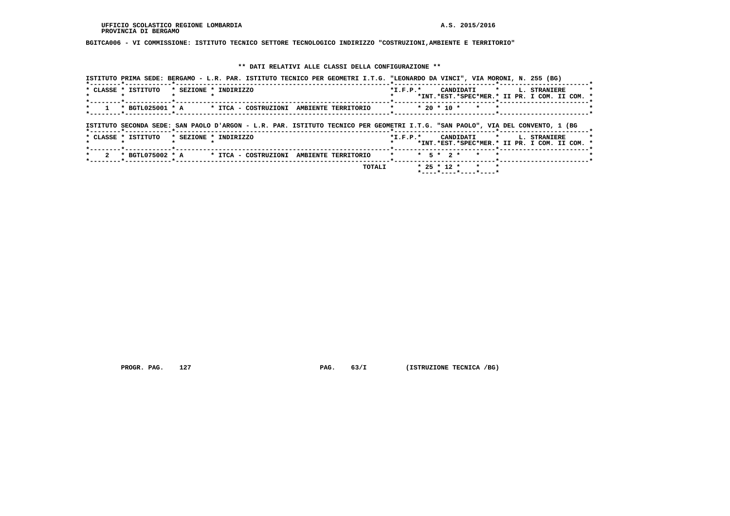BGITCA006 - VI COMMISSIONE: ISTITUTO TECNICO SETTORE TECNOLOGICO INDIRIZZO "COSTRUZIONI,AMBIENTE E TERRITORIO"

## ** DATI RELATIVI ALLE CLASSI DELLA CONFIGURAZIONE **

ISTITUTO PRIMA SEDE: BERGAMO - L.R. PAR. ISTITUTO TECNICO PER GEOMETRI I.T.G. "LEONARDO DA VINCI", VIA MORONI, N. 255 (BG)

| CLASSE | ISTITUTO | SEZIONE | INDIRIZZO | I.F.P. | CANDIDATI INT. | CANDIDATI EST. | CANDIDATI SPEC | CANDIDATI MER. | L. STRANIERE II PR. | L. STRANIERE I COM. | L. STRANIERE II COM. |
|---|---|---|---|---|---|---|---|---|---|---|---|
| 1 | BGTL025001 | A | ITCA - COSTRUZIONI AMBIENTE TERRITORIO | | 20 | 10 | | | | | |

ISTITUTO SECONDA SEDE: SAN PAOLO D'ARGON - L.R. PAR. ISTITUTO TECNICO PER GEOMETRI I.T.G. "SAN PAOLO", VIA DEL CONVENTO, 1 (BG

| CLASSE | ISTITUTO | SEZIONE | INDIRIZZO | I.F.P. | CANDIDATI INT. | CANDIDATI EST. | CANDIDATI SPEC | CANDIDATI MER. | L. STRANIERE II PR. | L. STRANIERE I COM. | L. STRANIERE II COM. |
|---|---|---|---|---|---|---|---|---|---|---|---|
| 2 | BGTL075002 | A | ITCA - COSTRUZIONI AMBIENTE TERRITORIO | | 5 | 2 | | | | | |
| | | | TOTALI | | 25 | 12 | | | | | |

PROGR. PAG. 127 PAG. 63/I (ISTRUZIONE TECNICA /BG)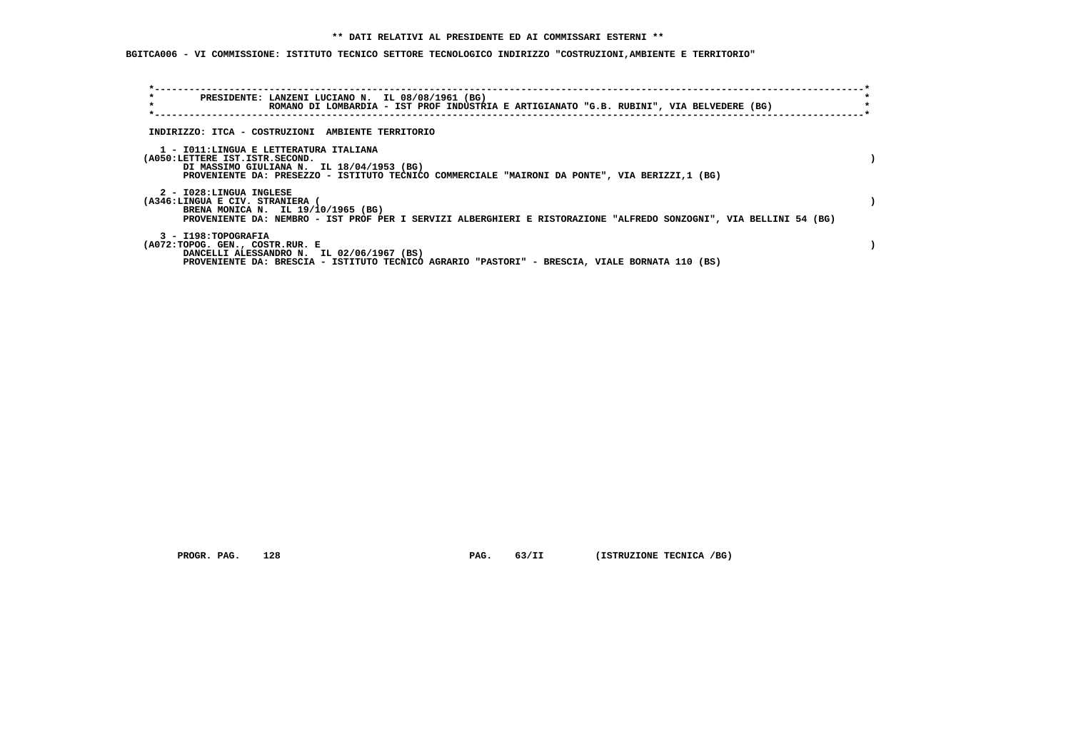**\*\* DATI RELATIVI AL PRESIDENTE ED AI COMMISSARI ESTERNI \*\***

**BGITCA006 - VI COMMISSIONE: ISTITUTO TECNICO SETTORE TECNOLOGICO INDIRIZZO "COSTRUZIONI,AMBIENTE E TERRITORIO"**

PRESIDENTE: LANZENI LUCIANO N. IL 08/08/1961 (BG)
ROMANO DI LOMBARDIA - IST PROF INDUSTRIA E ARTIGIANATO "G.B. RUBINI", VIA BELVEDERE (BG)

INDIRIZZO: ITCA - COSTRUZIONI AMBIENTE TERRITORIO

1 - I011:LINGUA E LETTERATURA ITALIANA
(A050:LETTERE IST.ISTR.SECOND. )
DI MASSIMO GIULIANA N. IL 18/04/1953 (BG)
PROVENIENTE DA: PRESEZZO - ISTITUTO TECNICO COMMERCIALE "MAIRONI DA PONTE", VIA BERIZZI,1 (BG)

2 - I028:LINGUA INGLESE
(A346:LINGUA E CIV. STRANIERA ( )
BRENA MONICA N. IL 19/10/1965 (BG)
PROVENIENTE DA: NEMBRO - IST PROF PER I SERVIZI ALBERGHIERI E RISTORAZIONE "ALFREDO SONZOGNI", VIA BELLINI 54 (BG)

3 - I198:TOPOGRAFIA
(A072:TOPOG. GEN., COSTR.RUR. E )
DANCELLI ALESSANDRO N. IL 02/06/1967 (BS)
PROVENIENTE DA: BRESCIA - ISTITUTO TECNICO AGRARIO "PASTORI" - BRESCIA, VIALE BORNATA 110 (BS)

PROGR. PAG. 128 PAG. 63/II (ISTRUZIONE TECNICA /BG)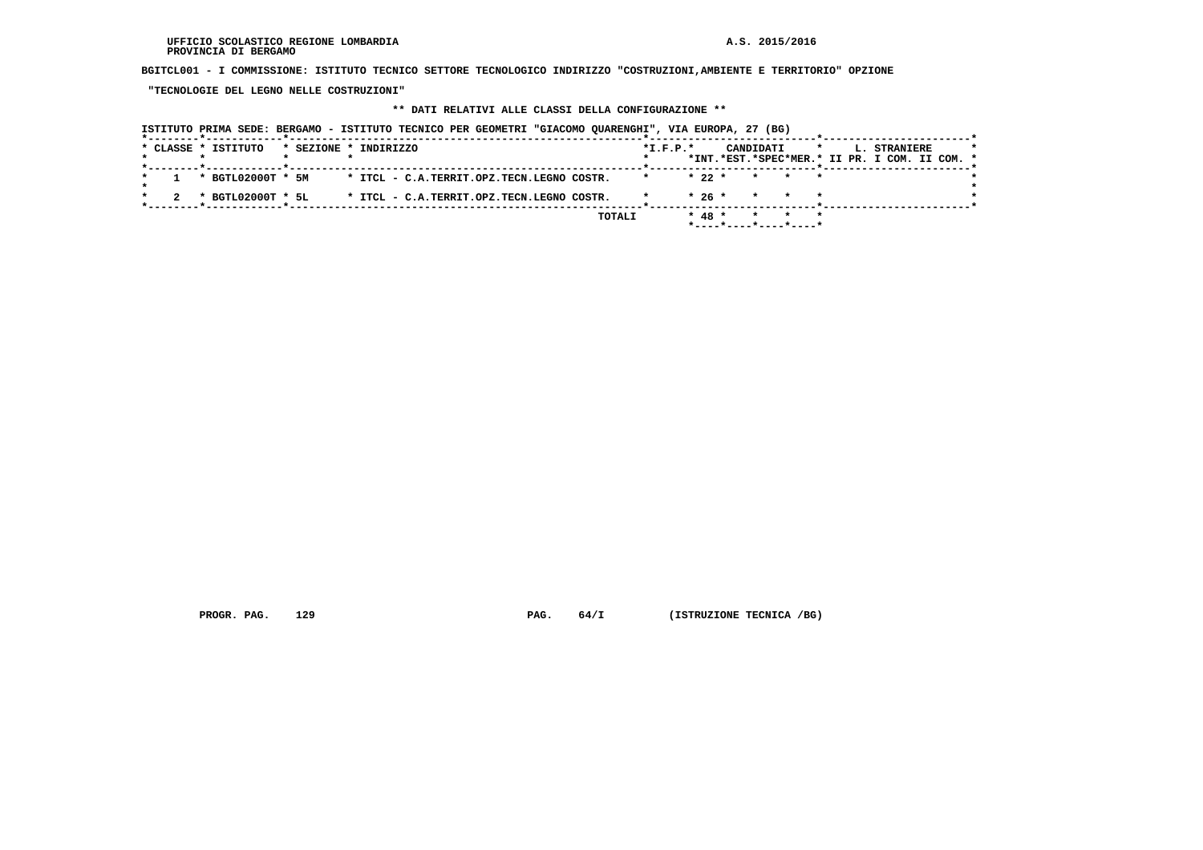UFFICIO SCOLASTICO REGIONE LOMBARDIA
PROVINCIA DI BERGAMO

A.S. 2015/2016

**BGITCL001 - I COMMISSIONE: ISTITUTO TECNICO SETTORE TECNOLOGICO INDIRIZZO "COSTRUZIONI,AMBIENTE E TERRITORIO" OPZIONE "TECNOLOGIE DEL LEGNO NELLE COSTRUZIONI"**

**\*\* DATI RELATIVI ALLE CLASSI DELLA CONFIGURAZIONE \*\***

ISTITUTO PRIMA SEDE: BERGAMO - ISTITUTO TECNICO PER GEOMETRI "GIACOMO QUARENGHI", VIA EUROPA, 27 (BG)

| CLASSE | ISTITUTO | SEZIONE | INDIRIZZO | I.F.P. | CANDIDATI INT. | CANDIDATI EST. | CANDIDATI SPEC | CANDIDATI MER. | L. STRANIERE II PR. | L. STRANIERE I COM. | L. STRANIERE II COM. |
|---|---|---|---|---|---|---|---|---|---|---|---|
| 1 | BGTL02000T | 5M | ITCL - C.A.TERRIT.OPZ.TECN.LEGNO COSTR. | | 22 | | | | | | |
| 2 | BGTL02000T | 5L | ITCL - C.A.TERRIT.OPZ.TECN.LEGNO COSTR. | | 26 | | | | | | |
| | | | TOTALI | | 48 | | | | | | |

PROGR. PAG. 129 PAG. 64/I (ISTRUZIONE TECNICA /BG)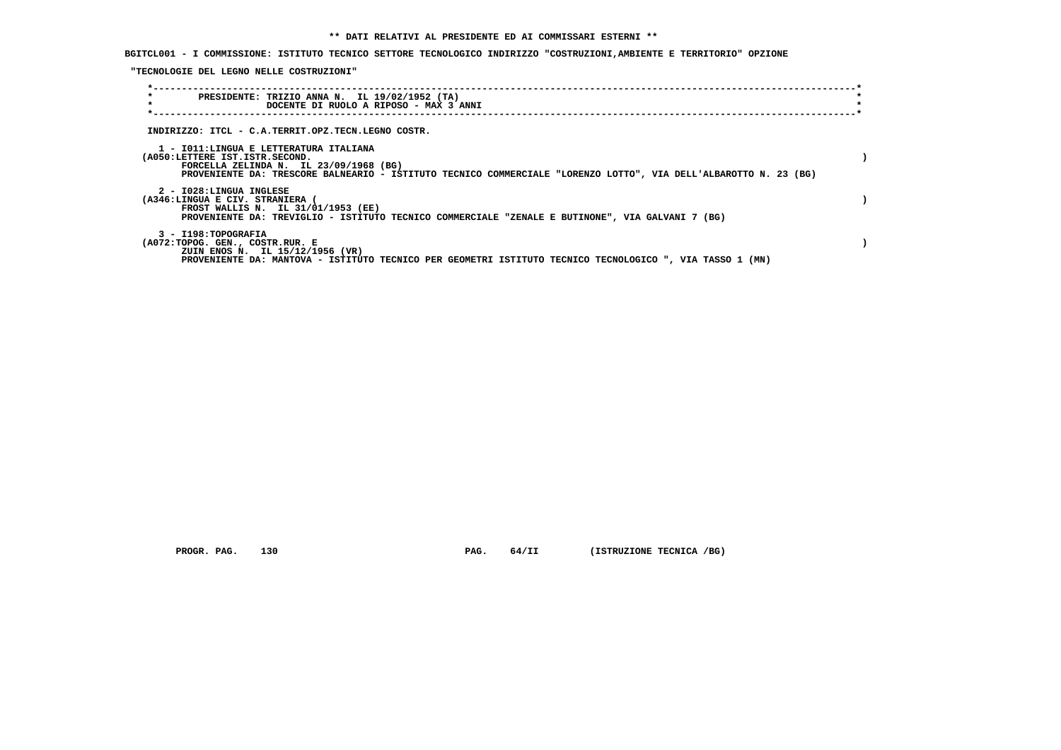**\*\* DATI RELATIVI AL PRESIDENTE ED AI COMMISSARI ESTERNI \*\***

**BGITCL001 - I COMMISSIONE: ISTITUTO TECNICO SETTORE TECNOLOGICO INDIRIZZO "COSTRUZIONI,AMBIENTE E TERRITORIO" OPZIONE**

**"TECNOLOGIE DEL LEGNO NELLE COSTRUZIONI"**

```
*------------------------------------------------------------------------------------------------------------------------*
*       PRESIDENTE: TRIZIO ANNA N.  IL 19/02/1952 (TA)                                                                   *
*                   DOCENTE DI RUOLO A RIPOSO - MAX 3 ANNI                                                               *
*------------------------------------------------------------------------------------------------------------------------*
```

INDIRIZZO: ITCL - C.A.TERRIT.OPZ.TECN.LEGNO COSTR.

1 - I011:LINGUA E LETTERATURA ITALIANA
(A050:LETTERE IST.ISTR.SECOND. )
FORCELLA ZELINDA N. IL 23/09/1968 (BG)
PROVENIENTE DA: TRESCORE BALNEARIO - ISTITUTO TECNICO COMMERCIALE "LORENZO LOTTO", VIA DELL'ALBAROTTO N. 23 (BG)

2 - I028:LINGUA INGLESE
(A346:LINGUA E CIV. STRANIERA ( )
FROST WALLIS N. IL 31/01/1953 (EE)
PROVENIENTE DA: TREVIGLIO - ISTITUTO TECNICO COMMERCIALE "ZENALE E BUTINONE", VIA GALVANI 7 (BG)

3 - I198:TOPOGRAFIA
(A072:TOPOG. GEN., COSTR.RUR. E )
ZUIN ENOS N. IL 15/12/1956 (VR)
PROVENIENTE DA: MANTOVA - ISTITUTO TECNICO PER GEOMETRI ISTITUTO TECNICO TECNOLOGICO ", VIA TASSO 1 (MN)

PROGR. PAG. 130 PAG. 64/II (ISTRUZIONE TECNICA /BG)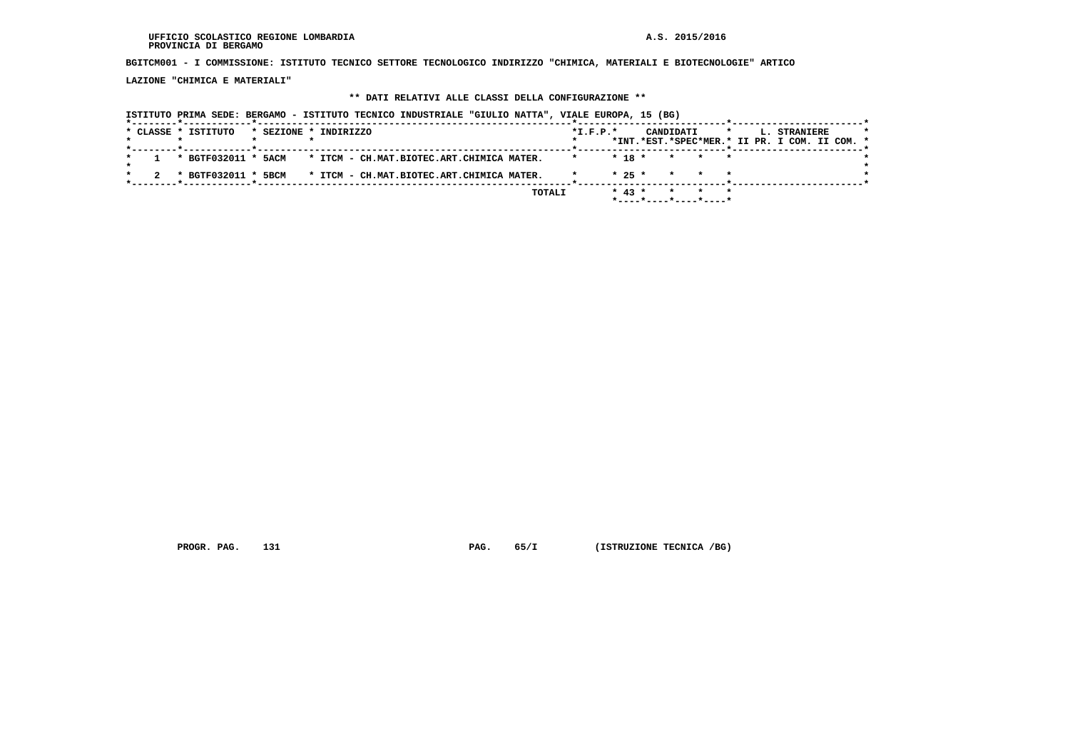UFFICIO SCOLASTICO REGIONE LOMBARDIA
PROVINCIA DI BERGAMO

A.S. 2015/2016

**BGITCM001 - I COMMISSIONE: ISTITUTO TECNICO SETTORE TECNOLOGICO INDIRIZZO "CHIMICA, MATERIALI E BIOTECNOLOGIE" ARTICOLAZIONE "CHIMICA E MATERIALI"**

**\*\* DATI RELATIVI ALLE CLASSI DELLA CONFIGURAZIONE \*\***

ISTITUTO PRIMA SEDE: BERGAMO - ISTITUTO TECNICO INDUSTRIALE "GIULIO NATTA", VIALE EUROPA, 15 (BG)

| CLASSE | ISTITUTO | SEZIONE | INDIRIZZO | I.F.P. | CANDIDATI INT. | CANDIDATI EST. | CANDIDATI SPEC | CANDIDATI MER. | L. STRANIERE II PR. | L. STRANIERE I COM. | L. STRANIERE II COM. |
|---|---|---|---|---|---|---|---|---|---|---|---|
| 1 | BGTF032011 | 5ACM | ITCM - CH.MAT.BIOTEC.ART.CHIMICA MATER. | | 18 | | | | | | |
| 2 | BGTF032011 | 5BCM | ITCM - CH.MAT.BIOTEC.ART.CHIMICA MATER. | | 25 | | | | | | |
| | | | TOTALI | | 43 | | | | | | |

PROGR. PAG. 131 PAG. 65/I (ISTRUZIONE TECNICA /BG)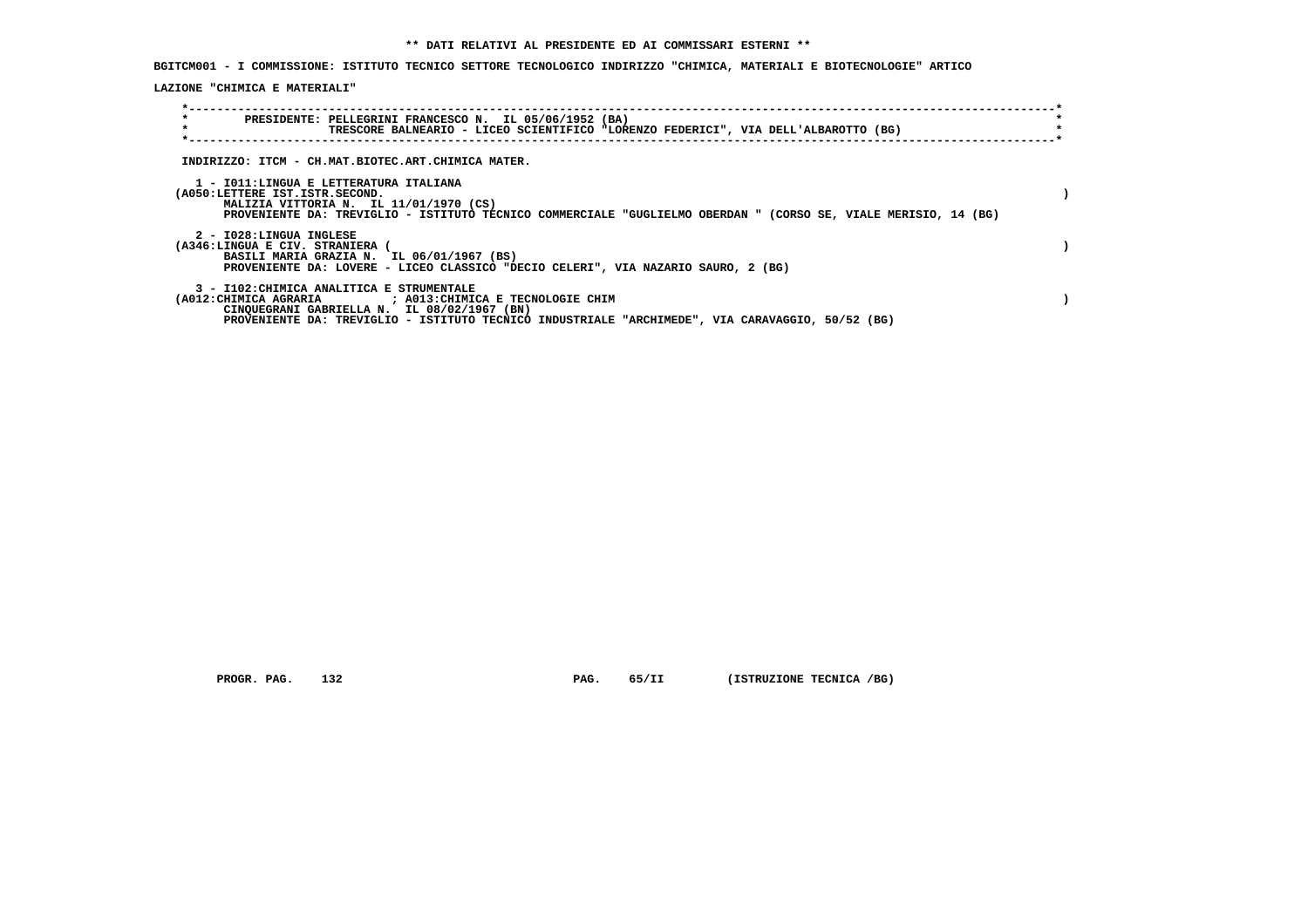**\*\* DATI RELATIVI AL PRESIDENTE ED AI COMMISSARI ESTERNI \*\***

**BGITCM001 - I COMMISSIONE: ISTITUTO TECNICO SETTORE TECNOLOGICO INDIRIZZO "CHIMICA, MATERIALI E BIOTECNOLOGIE" ARTICOLAZIONE "CHIMICA E MATERIALI"**

**PRESIDENTE: PELLEGRINI FRANCESCO N. IL 05/06/1952 (BA)**
**TRESCORE BALNEARIO - LICEO SCIENTIFICO "LORENZO FEDERICI", VIA DELL'ALBAROTTO (BG)**

**INDIRIZZO: ITCM - CH.MAT.BIOTEC.ART.CHIMICA MATER.**

**1 - I011:LINGUA E LETTERATURA ITALIANA**
**(A050:LETTERE IST.ISTR.SECOND. )**
**MALIZIA VITTORIA N. IL 11/01/1970 (CS)**
**PROVENIENTE DA: TREVIGLIO - ISTITUTO TECNICO COMMERCIALE "GUGLIELMO OBERDAN " (CORSO SE, VIALE MERISIO, 14 (BG)**

**2 - I028:LINGUA INGLESE**
**(A346:LINGUA E CIV. STRANIERA ( )**
**BASILI MARIA GRAZIA N. IL 06/01/1967 (BS)**
**PROVENIENTE DA: LOVERE - LICEO CLASSICO "DECIO CELERI", VIA NAZARIO SAURO, 2 (BG)**

**3 - I102:CHIMICA ANALITICA E STRUMENTALE**
**(A012:CHIMICA AGRARIA ; A013:CHIMICA E TECNOLOGIE CHIM )**
**CINQUEGRANI GABRIELLA N. IL 08/02/1967 (BN)**
**PROVENIENTE DA: TREVIGLIO - ISTITUTO TECNICO INDUSTRIALE "ARCHIMEDE", VIA CARAVAGGIO, 50/52 (BG)**

**PROGR. PAG. 132 PAG. 65/II (ISTRUZIONE TECNICA /BG)**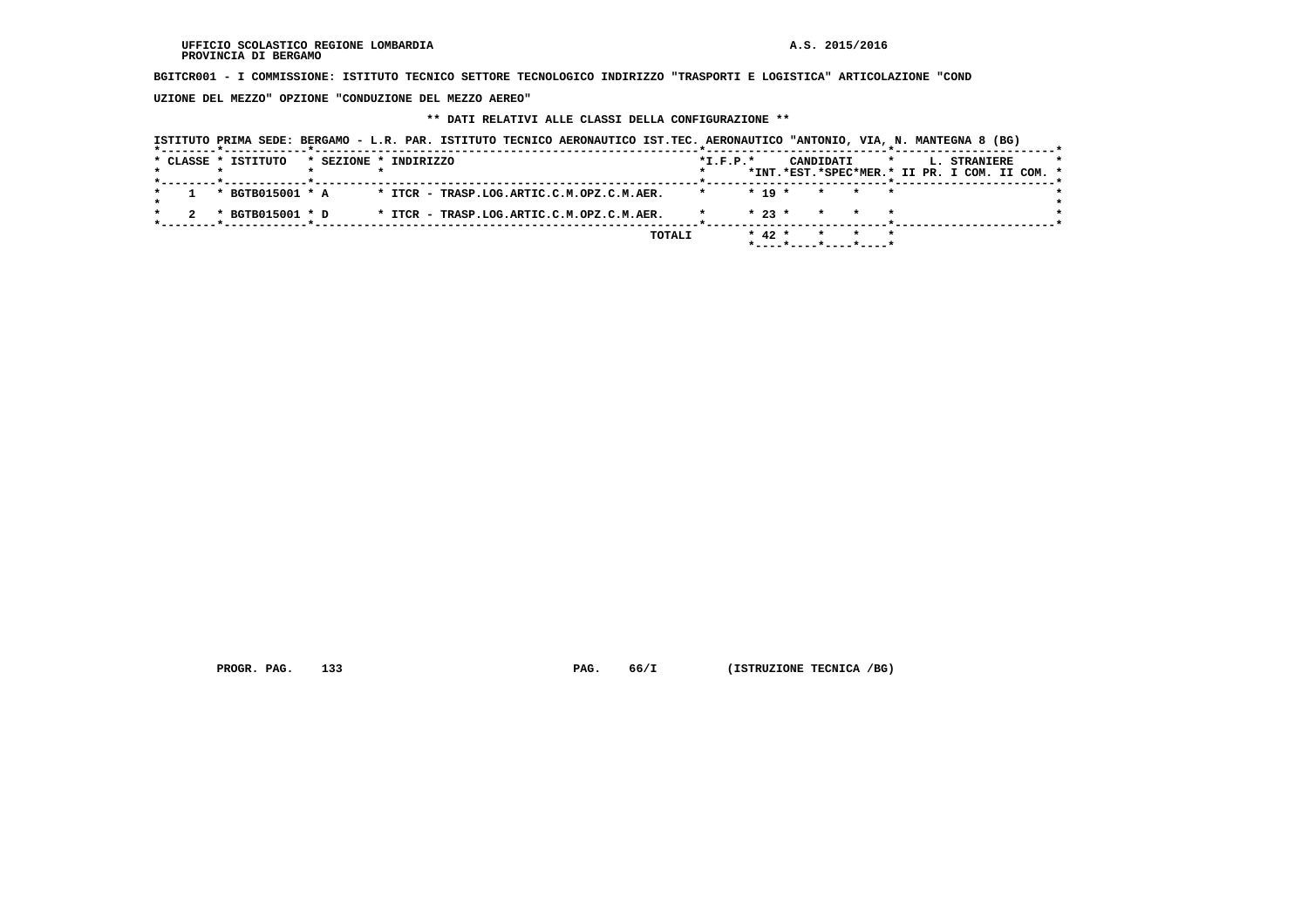UFFICIO SCOLASTICO REGIONE LOMBARDIA — A.S. 2015/2016
PROVINCIA DI BERGAMO

**BGITCR001 - I COMMISSIONE: ISTITUTO TECNICO SETTORE TECNOLOGICO INDIRIZZO "TRASPORTI E LOGISTICA" ARTICOLAZIONE "CONDUZIONE DEL MEZZO" OPZIONE "CONDUZIONE DEL MEZZO AEREO"**

**\*\* DATI RELATIVI ALLE CLASSI DELLA CONFIGURAZIONE \*\***

ISTITUTO PRIMA SEDE: BERGAMO - L.R. PAR. ISTITUTO TECNICO AERONAUTICO IST.TEC. AERONAUTICO "ANTONIO, VIA, N. MANTEGNA 8 (BG)

| CLASSE | ISTITUTO | SEZIONE | INDIRIZZO | I.F.P. | CANDIDATI INT. | CANDIDATI EST. | CANDIDATI SPEC | CANDIDATI MER. | L. STRANIERE II PR. | L. STRANIERE I COM. | L. STRANIERE II COM. |
|---|---|---|---|---|---|---|---|---|---|---|---|
| 1 | BGTB015001 | A | ITCR - TRASP.LOG.ARTIC.C.M.OPZ.C.M.AER. | | 19 | | | | | | |
| 2 | BGTB015001 | D | ITCR - TRASP.LOG.ARTIC.C.M.OPZ.C.M.AER. | | 23 | | | | | | |
| | | | TOTALI | | 42 | | | | | | |

PROGR. PAG. 133 — PAG. 66/I — (ISTRUZIONE TECNICA /BG)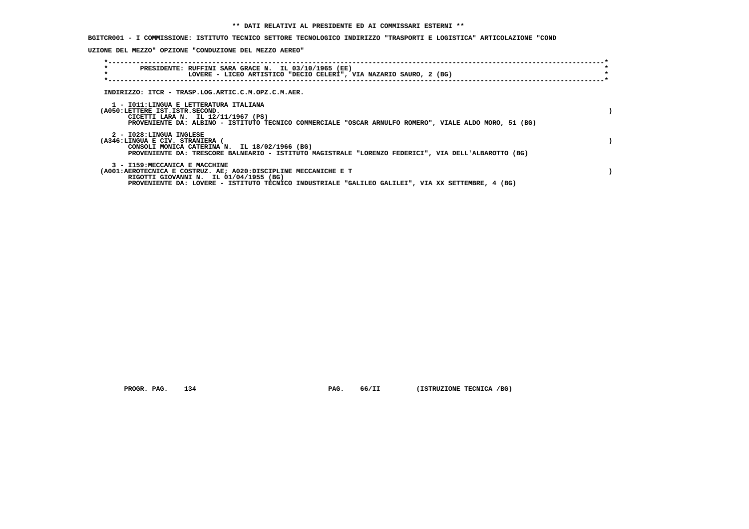**\*\* DATI RELATIVI AL PRESIDENTE ED AI COMMISSARI ESTERNI \*\***

**BGITCR001 - I COMMISSIONE: ISTITUTO TECNICO SETTORE TECNOLOGICO INDIRIZZO "TRASPORTI E LOGISTICA" ARTICOLAZIONE "COND UZIONE DEL MEZZO" OPZIONE "CONDUZIONE DEL MEZZO AEREO"**

**PRESIDENTE: RUFFINI SARA GRACE N. IL 03/10/1965 (EE)**
**LOVERE - LICEO ARTISTICO "DECIO CELERI", VIA NAZARIO SAURO, 2 (BG)**

**INDIRIZZO: ITCR - TRASP.LOG.ARTIC.C.M.OPZ.C.M.AER.**

**1 - I011:LINGUA E LETTERATURA ITALIANA**
**(A050:LETTERE IST.ISTR.SECOND. )**
**CICETTI LARA N. IL 12/11/1967 (PS)**
**PROVENIENTE DA: ALBINO - ISTITUTO TECNICO COMMERCIALE "OSCAR ARNULFO ROMERO", VIALE ALDO MORO, 51 (BG)**

**2 - I028:LINGUA INGLESE**
**(A346:LINGUA E CIV. STRANIERA ( )**
**CONSOLI MONICA CATERINA N. IL 18/02/1966 (BG)**
**PROVENIENTE DA: TRESCORE BALNEARIO - ISTITUTO MAGISTRALE "LORENZO FEDERICI", VIA DELL'ALBAROTTO (BG)**

**3 - I159:MECCANICA E MACCHINE**
**(A001:AEROTECNICA E COSTRUZ. AE; A020:DISCIPLINE MECCANICHE E T )**
**RIGOTTI GIOVANNI N. IL 01/04/1955 (BG)**
**PROVENIENTE DA: LOVERE - ISTITUTO TECNICO INDUSTRIALE "GALILEO GALILEI", VIA XX SETTEMBRE, 4 (BG)**

**PROGR. PAG. 134 PAG. 66/II (ISTRUZIONE TECNICA /BG)**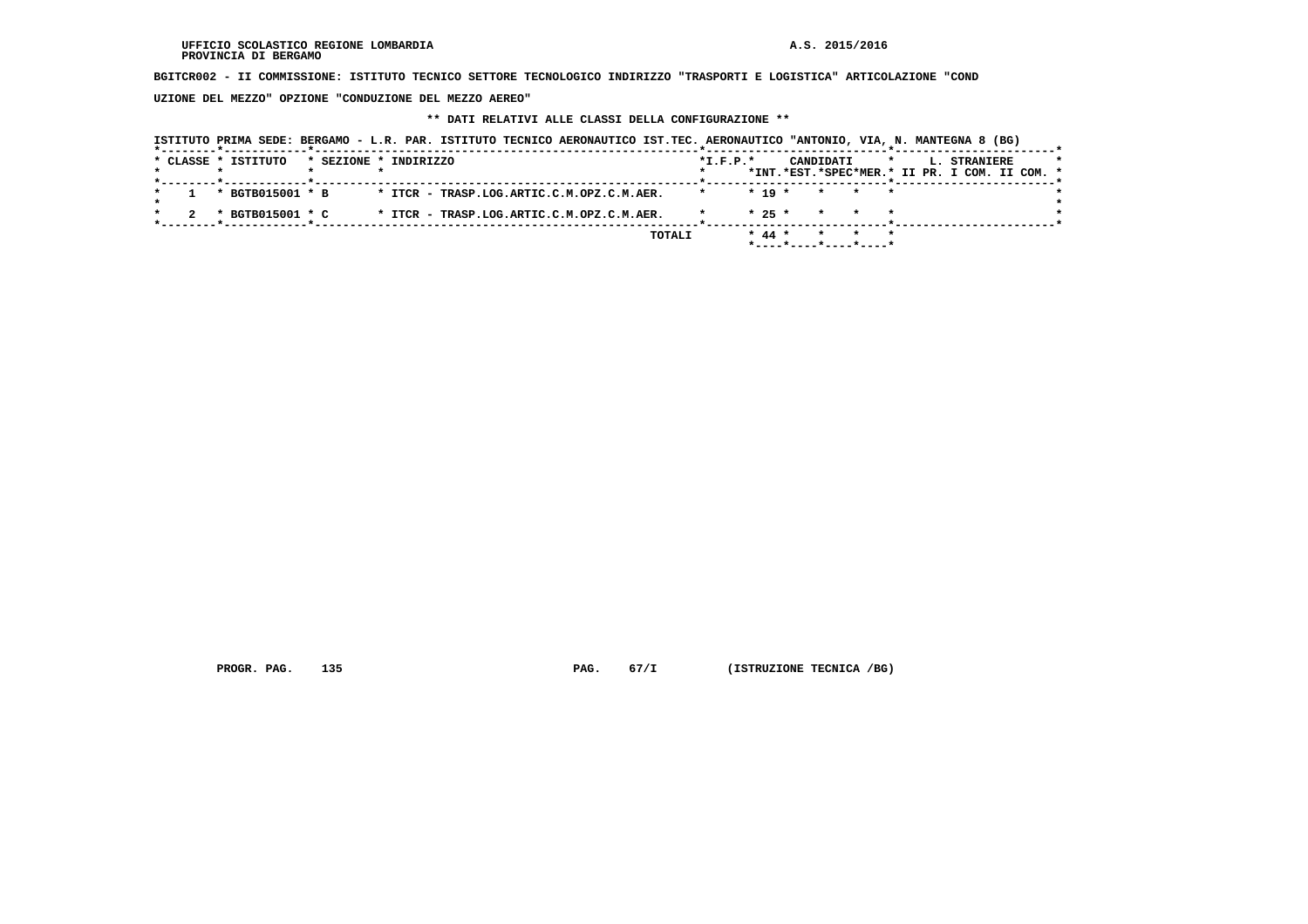UFFICIO SCOLASTICO REGIONE LOMBARDIA
PROVINCIA DI BERGAMO

A.S. 2015/2016

**BGITCR002 - II COMMISSIONE: ISTITUTO TECNICO SETTORE TECNOLOGICO INDIRIZZO "TRASPORTI E LOGISTICA" ARTICOLAZIONE "CONDUZIONE DEL MEZZO" OPZIONE "CONDUZIONE DEL MEZZO AEREO"**

**\*\* DATI RELATIVI ALLE CLASSI DELLA CONFIGURAZIONE \*\***

ISTITUTO PRIMA SEDE: BERGAMO - L.R. PAR. ISTITUTO TECNICO AERONAUTICO IST.TEC. AERONAUTICO "ANTONIO, VIA, N. MANTEGNA 8 (BG)

| CLASSE | ISTITUTO | SEZIONE | INDIRIZZO | I.F.P. | CANDIDATI INT. | CANDIDATI EST. | CANDIDATI SPEC | CANDIDATI MER. | L. STRANIERE II PR. | L. STRANIERE I COM. | L. STRANIERE II COM. |
|---|---|---|---|---|---|---|---|---|---|---|---|
| 1 | BGTB015001 | B | ITCR - TRASP.LOG.ARTIC.C.M.OPZ.C.M.AER. | | 19 | | | | | | |
| 2 | BGTB015001 | C | ITCR - TRASP.LOG.ARTIC.C.M.OPZ.C.M.AER. | | 25 | | | | | | |
| | | | TOTALI | | 44 | | | | | | |

PROGR. PAG. 135 PAG. 67/I (ISTRUZIONE TECNICA /BG)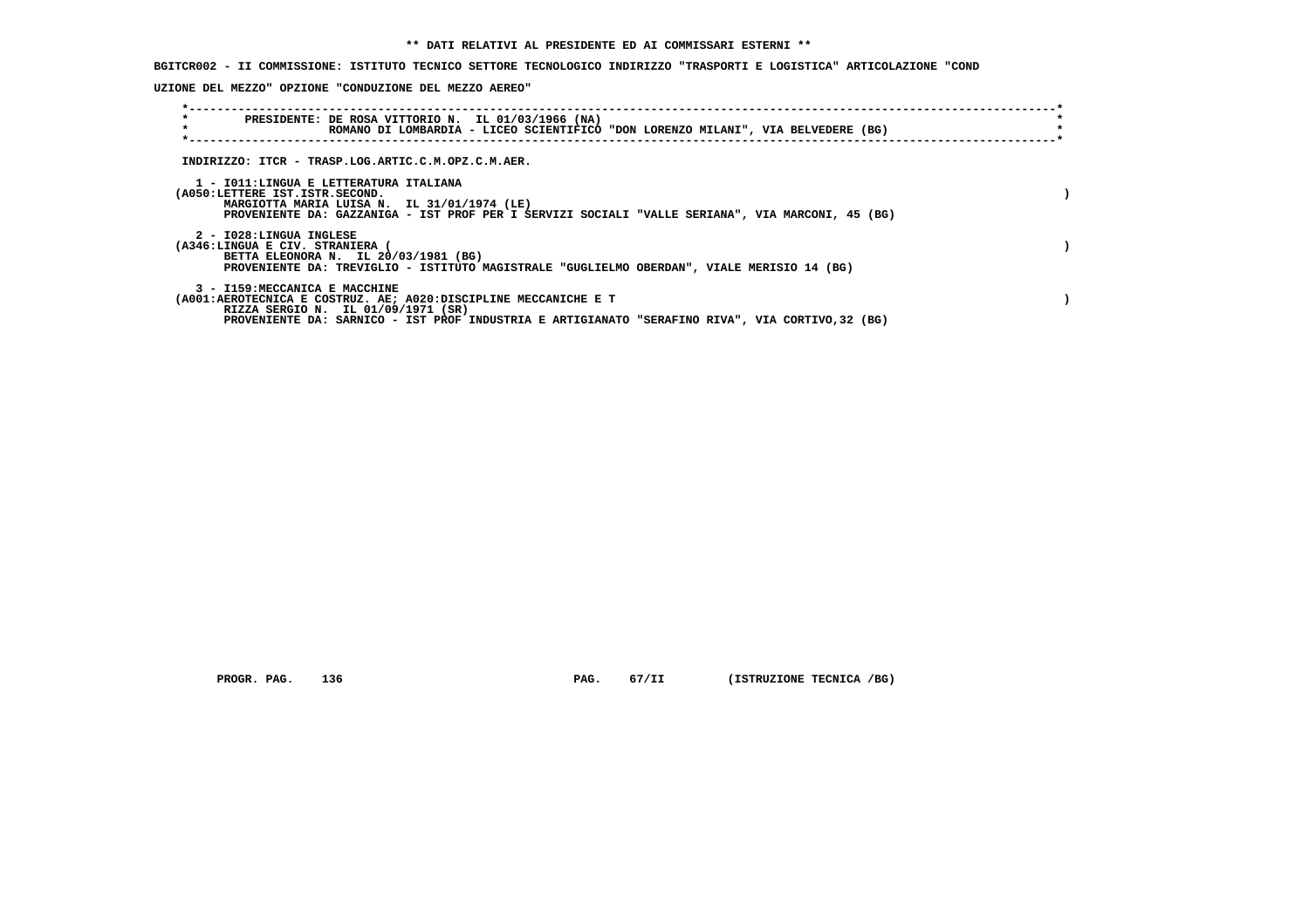** DATI RELATIVI AL PRESIDENTE ED AI COMMISSARI ESTERNI **

BGITCR002 - II COMMISSIONE: ISTITUTO TECNICO SETTORE TECNOLOGICO INDIRIZZO "TRASPORTI E LOGISTICA" ARTICOLAZIONE "COND

UZIONE DEL MEZZO" OPZIONE "CONDUZIONE DEL MEZZO AEREO"

PRESIDENTE: DE ROSA VITTORIO N. IL 01/03/1966 (NA)
ROMANO DI LOMBARDIA - LICEO SCIENTIFICO "DON LORENZO MILANI", VIA BELVEDERE (BG)

INDIRIZZO: ITCR - TRASP.LOG.ARTIC.C.M.OPZ.C.M.AER.

1 - I011:LINGUA E LETTERATURA ITALIANA
(A050:LETTERE IST.ISTR.SECOND. )
MARGIOTTA MARIA LUISA N. IL 31/01/1974 (LE)
PROVENIENTE DA: GAZZANIGA - IST PROF PER I SERVIZI SOCIALI "VALLE SERIANA", VIA MARCONI, 45 (BG)

2 - I028:LINGUA INGLESE
(A346:LINGUA E CIV. STRANIERA ( )
BETTA ELEONORA N. IL 20/03/1981 (BG)
PROVENIENTE DA: TREVIGLIO - ISTITUTO MAGISTRALE "GUGLIELMO OBERDAN", VIALE MERISIO 14 (BG)

3 - I159:MECCANICA E MACCHINE
(A001:AEROTECNICA E COSTRUZ. AE; A020:DISCIPLINE MECCANICHE E T )
RIZZA SERGIO N. IL 01/09/1971 (SR)
PROVENIENTE DA: SARNICO - IST PROF INDUSTRIA E ARTIGIANATO "SERAFINO RIVA", VIA CORTIVO,32 (BG)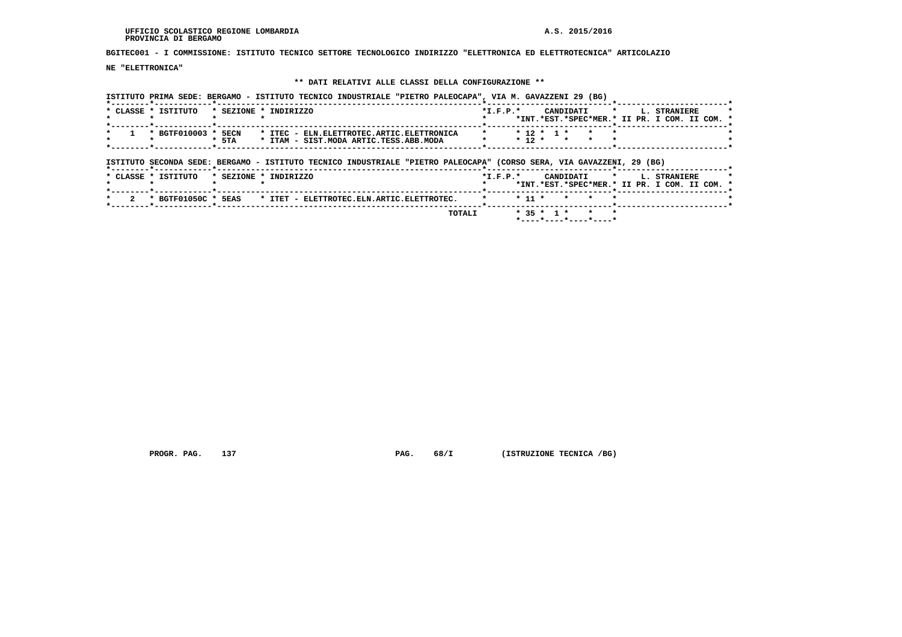UFFICIO SCOLASTICO REGIONE LOMBARDIA
PROVINCIA DI BERGAMO

A.S. 2015/2016

**BGITEC001 - I COMMISSIONE: ISTITUTO TECNICO SETTORE TECNOLOGICO INDIRIZZO "ELETTRONICA ED ELETTROTECNICA" ARTICOLAZIONE "ELETTRONICA"**

**\*\* DATI RELATIVI ALLE CLASSI DELLA CONFIGURAZIONE \*\***

ISTITUTO PRIMA SEDE: BERGAMO - ISTITUTO TECNICO INDUSTRIALE "PIETRO PALEOCAPA", VIA M. GAVAZZENI 29 (BG)

| CLASSE | ISTITUTO | SEZIONE | INDIRIZZO | I.F.P. | CANDIDATI INT. | CANDIDATI EST. | CANDIDATI SPEC | CANDIDATI MER. | L. STRANIERE II PR. | L. STRANIERE I COM. | L. STRANIERE II COM. |
|---|---|---|---|---|---|---|---|---|---|---|---|
| 1 | BGTF010003 | 5ECN | ITEC - ELN.ELETTROTEC.ARTIC.ELETTRONICA | | 12 | 1 | | | | | |
| | | 5TA | ITAM - SIST.MODA ARTIC.TESS.ABB.MODA | | 12 | | | | | | |

ISTITUTO SECONDA SEDE: BERGAMO - ISTITUTO TECNICO INDUSTRIALE "PIETRO PALEOCAPA" (CORSO SERA, VIA GAVAZZENI, 29 (BG)

| CLASSE | ISTITUTO | SEZIONE | INDIRIZZO | I.F.P. | CANDIDATI INT. | CANDIDATI EST. | CANDIDATI SPEC | CANDIDATI MER. | L. STRANIERE II PR. | L. STRANIERE I COM. | L. STRANIERE II COM. |
|---|---|---|---|---|---|---|---|---|---|---|---|
| 2 | BGTF01050C | 5EAS | ITET - ELETTROTEC.ELN.ARTIC.ELETTROTEC. | | 11 | | | | | | |
| | | | TOTALI | | 35 | 1 | | | | | |

PROGR. PAG. 137 PAG. 68/I (ISTRUZIONE TECNICA /BG)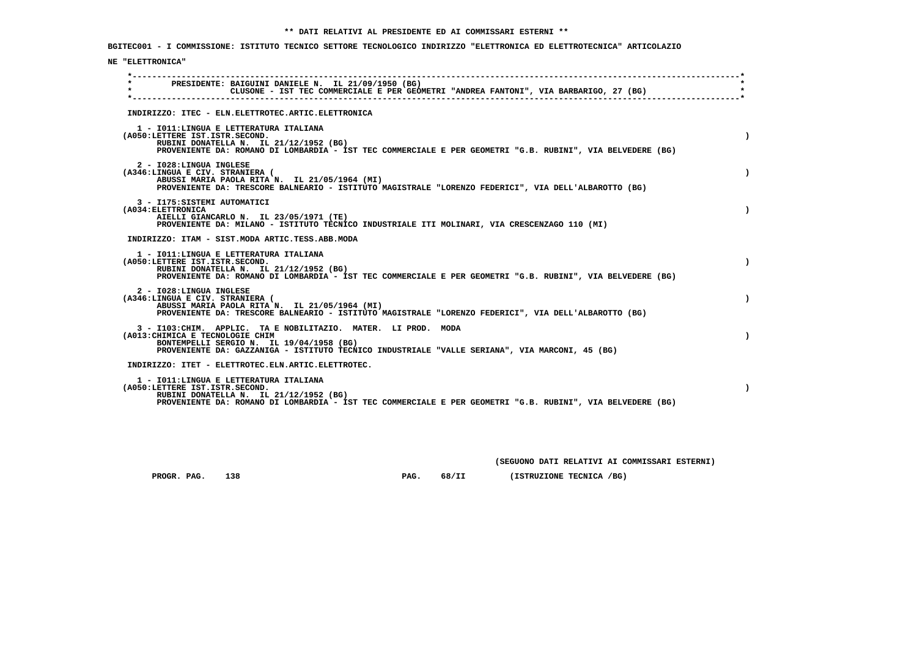**\*\* DATI RELATIVI AL PRESIDENTE ED AI COMMISSARI ESTERNI \*\***

**BGITEC001 - I COMMISSIONE: ISTITUTO TECNICO SETTORE TECNOLOGICO INDIRIZZO "ELETTRONICA ED ELETTROTECNICA" ARTICOLAZIONE "ELETTRONICA"**

PRESIDENTE: BAIGUINI DANIELE N. IL 21/09/1950 (BG)
CLUSONE - IST TEC COMMERCIALE E PER GEOMETRI "ANDREA FANTONI", VIA BARBARIGO, 27 (BG)

INDIRIZZO: ITEC - ELN.ELETTROTEC.ARTIC.ELETTRONICA

1 - I011:LINGUA E LETTERATURA ITALIANA
(A050:LETTERE IST.ISTR.SECOND. )
RUBINI DONATELLA N. IL 21/12/1952 (BG)
PROVENIENTE DA: ROMANO DI LOMBARDIA - IST TEC COMMERCIALE E PER GEOMETRI "G.B. RUBINI", VIA BELVEDERE (BG)

2 - I028:LINGUA INGLESE
(A346:LINGUA E CIV. STRANIERA ( )
ABUSSI MARIA PAOLA RITA N. IL 21/05/1964 (MI)
PROVENIENTE DA: TRESCORE BALNEARIO - ISTITUTO MAGISTRALE "LORENZO FEDERICI", VIA DELL'ALBAROTTO (BG)

3 - I175:SISTEMI AUTOMATICI
(A034:ELETTRONICA )
AIELLI GIANCARLO N. IL 23/05/1971 (TE)
PROVENIENTE DA: MILANO - ISTITUTO TECNICO INDUSTRIALE ITI MOLINARI, VIA CRESCENZAGO 110 (MI)

INDIRIZZO: ITAM - SIST.MODA ARTIC.TESS.ABB.MODA

1 - I011:LINGUA E LETTERATURA ITALIANA
(A050:LETTERE IST.ISTR.SECOND. )
RUBINI DONATELLA N. IL 21/12/1952 (BG)
PROVENIENTE DA: ROMANO DI LOMBARDIA - IST TEC COMMERCIALE E PER GEOMETRI "G.B. RUBINI", VIA BELVEDERE (BG)

2 - I028:LINGUA INGLESE
(A346:LINGUA E CIV. STRANIERA ( )
ABUSSI MARIA PAOLA RITA N. IL 21/05/1964 (MI)
PROVENIENTE DA: TRESCORE BALNEARIO - ISTITUTO MAGISTRALE "LORENZO FEDERICI", VIA DELL'ALBAROTTO (BG)

3 - I103:CHIM. APPLIC. TA E NOBILITAZIO. MATER. LI PROD. MODA
(A013:CHIMICA E TECNOLOGIE CHIM )
BONTEMPELLI SERGIO N. IL 19/04/1958 (BG)
PROVENIENTE DA: GAZZANIGA - ISTITUTO TECNICO INDUSTRIALE "VALLE SERIANA", VIA MARCONI, 45 (BG)

INDIRIZZO: ITET - ELETTROTEC.ELN.ARTIC.ELETTROTEC.

1 - I011:LINGUA E LETTERATURA ITALIANA
(A050:LETTERE IST.ISTR.SECOND. )
RUBINI DONATELLA N. IL 21/12/1952 (BG)
PROVENIENTE DA: ROMANO DI LOMBARDIA - IST TEC COMMERCIALE E PER GEOMETRI "G.B. RUBINI", VIA BELVEDERE (BG)

(SEGUONO DATI RELATIVI AI COMMISSARI ESTERNI)

PROGR. PAG. 138 PAG. 68/II (ISTRUZIONE TECNICA /BG)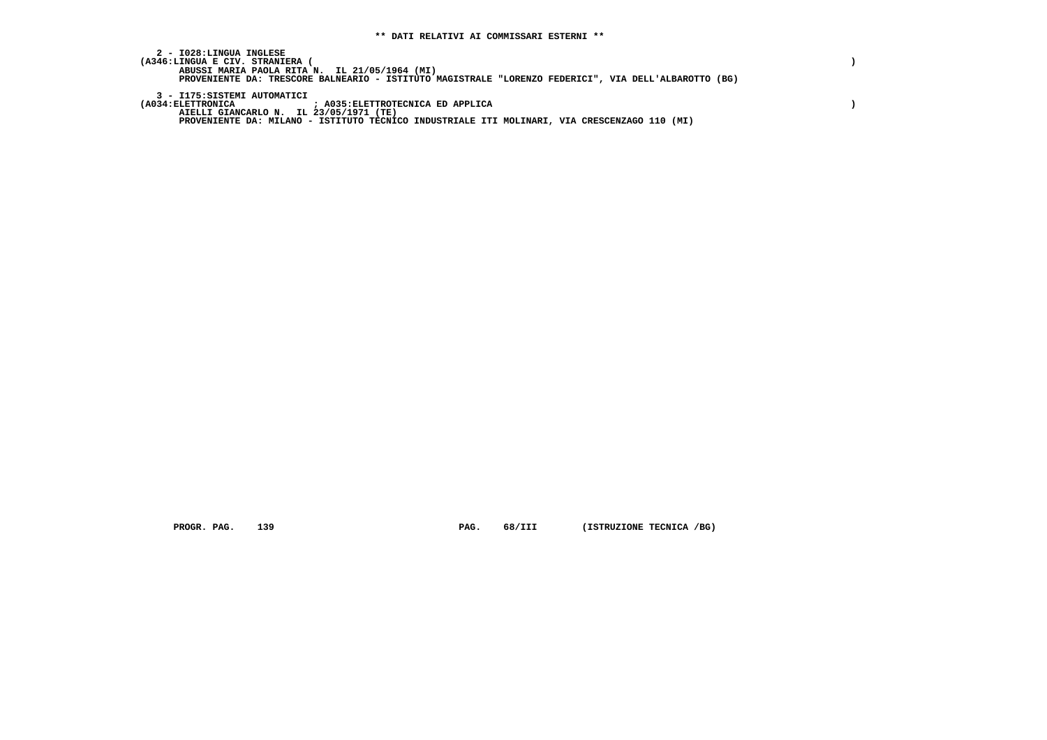**\*\* DATI RELATIVI AI COMMISSARI ESTERNI \*\***

**2 - I028:LINGUA INGLESE**
**(A346:LINGUA E CIV. STRANIERA ( )**
**ABUSSI MARIA PAOLA RITA N. IL 21/05/1964 (MI)**
**PROVENIENTE DA: TRESCORE BALNEARIO - ISTITUTO MAGISTRALE "LORENZO FEDERICI", VIA DELL'ALBAROTTO (BG)**

**3 - I175:SISTEMI AUTOMATICI**
**(A034:ELETTRONICA ; A035:ELETTROTECNICA ED APPLICA )**
**AIELLI GIANCARLO N. IL 23/05/1971 (TE)**
**PROVENIENTE DA: MILANO - ISTITUTO TECNICO INDUSTRIALE ITI MOLINARI, VIA CRESCENZAGO 110 (MI)**

**PROGR. PAG. 139 PAG. 68/III (ISTRUZIONE TECNICA /BG)**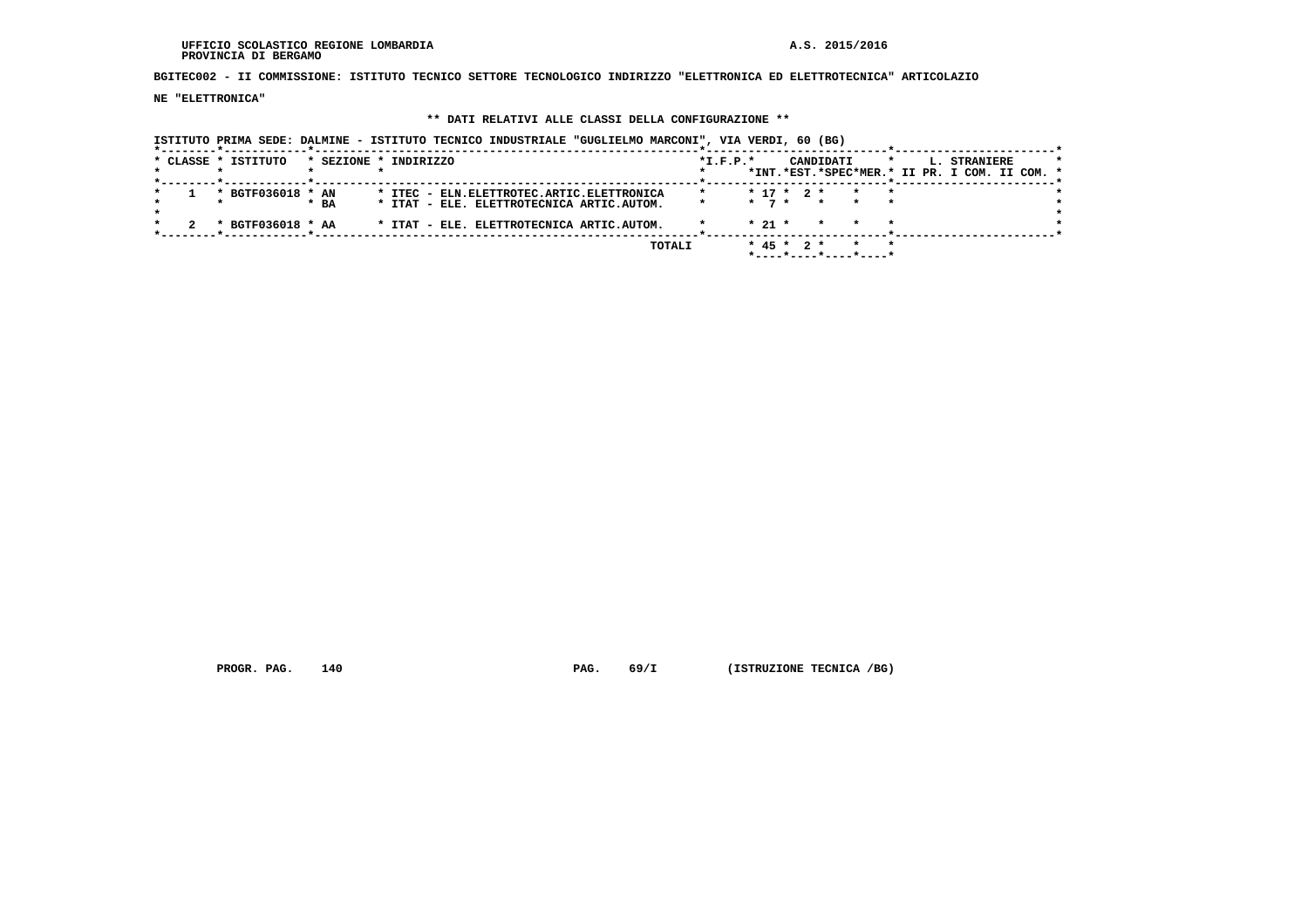UFFICIO SCOLASTICO REGIONE LOMBARDIA
PROVINCIA DI BERGAMO

A.S. 2015/2016

**BGITEC002 - II COMMISSIONE: ISTITUTO TECNICO SETTORE TECNOLOGICO INDIRIZZO "ELETTRONICA ED ELETTROTECNICA" ARTICOLAZIONE "ELETTRONICA"**

**\*\* DATI RELATIVI ALLE CLASSI DELLA CONFIGURAZIONE \*\***

ISTITUTO PRIMA SEDE: DALMINE - ISTITUTO TECNICO INDUSTRIALE "GUGLIELMO MARCONI", VIA VERDI, 60 (BG)

| CLASSE | ISTITUTO | SEZIONE | INDIRIZZO | I.F.P. | CANDIDATI INT. | CANDIDATI EST. | CANDIDATI SPEC | CANDIDATI MER. | L. STRANIERE II PR. | L. STRANIERE I COM. | L. STRANIERE II COM. |
|---|---|---|---|---|---|---|---|---|---|---|---|
| 1 | BGTF036018 | AN | ITEC - ELN.ELETTROTEC.ARTIC.ELETTRONICA | | 17 | 2 | | | | | |
| | | BA | ITAT - ELE. ELETTROTECNICA ARTIC.AUTOM. | | 7 | | | | | | |
| 2 | BGTF036018 | AA | ITAT - ELE. ELETTROTECNICA ARTIC.AUTOM. | | 21 | | | | | | |
| | | | TOTALI | | 45 | 2 | | | | | |

PROGR. PAG. 140 PAG. 69/I (ISTRUZIONE TECNICA /BG)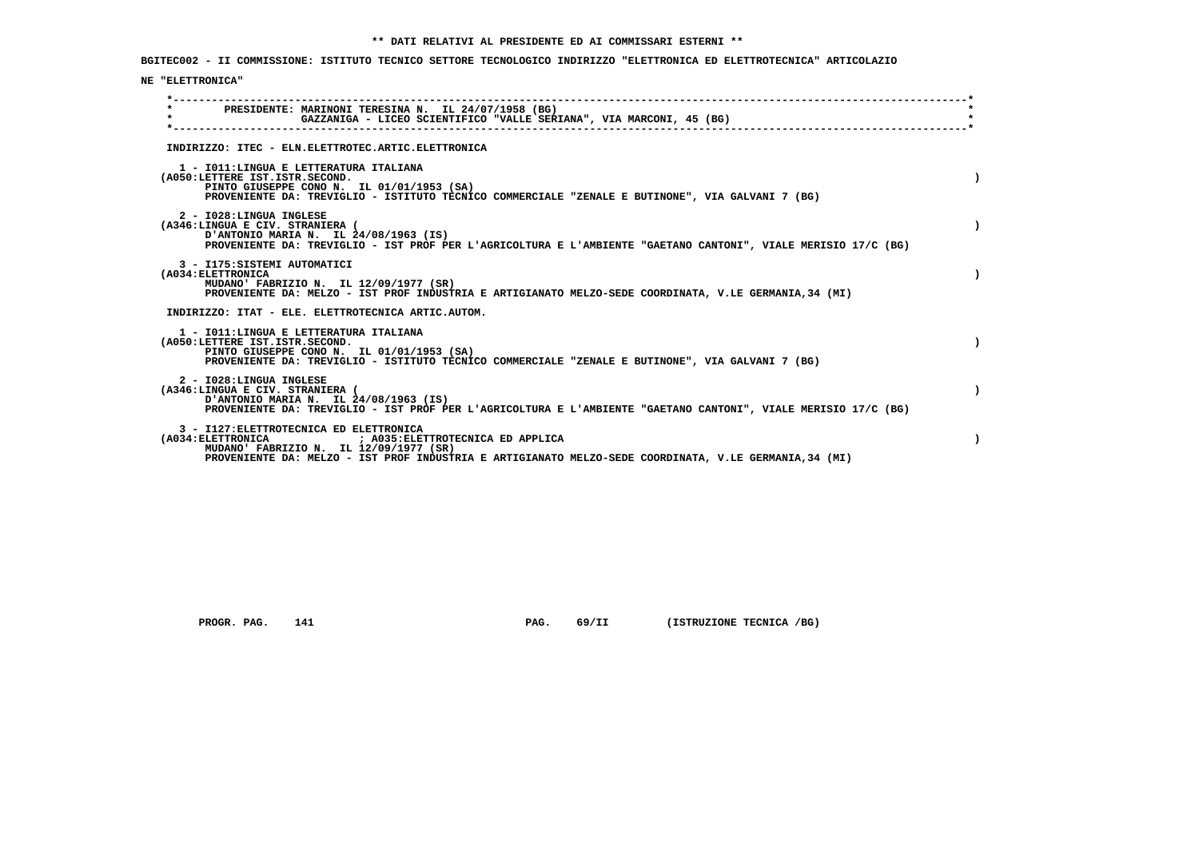**\*\* DATI RELATIVI AL PRESIDENTE ED AI COMMISSARI ESTERNI \*\***

**BGITEC002 - II COMMISSIONE: ISTITUTO TECNICO SETTORE TECNOLOGICO INDIRIZZO "ELETTRONICA ED ELETTROTECNICA" ARTICOLAZIONE "ELETTRONICA"**

PRESIDENTE: MARINONI TERESINA N. IL 24/07/1958 (BG)
GAZZANIGA - LICEO SCIENTIFICO "VALLE SERIANA", VIA MARCONI, 45 (BG)

INDIRIZZO: ITEC - ELN.ELETTROTEC.ARTIC.ELETTRONICA

1 - I011:LINGUA E LETTERATURA ITALIANA
(A050:LETTERE IST.ISTR.SECOND. )
PINTO GIUSEPPE CONO N. IL 01/01/1953 (SA)
PROVENIENTE DA: TREVIGLIO - ISTITUTO TECNICO COMMERCIALE "ZENALE E BUTINONE", VIA GALVANI 7 (BG)

2 - I028:LINGUA INGLESE
(A346:LINGUA E CIV. STRANIERA ( )
D'ANTONIO MARIA N. IL 24/08/1963 (IS)
PROVENIENTE DA: TREVIGLIO - IST PROF PER L'AGRICOLTURA E L'AMBIENTE "GAETANO CANTONI", VIALE MERISIO 17/C (BG)

3 - I175:SISTEMI AUTOMATICI
(A034:ELETTRONICA )
MUDANO' FABRIZIO N. IL 12/09/1977 (SR)
PROVENIENTE DA: MELZO - IST PROF INDUSTRIA E ARTIGIANATO MELZO-SEDE COORDINATA, V.LE GERMANIA,34 (MI)

INDIRIZZO: ITAT - ELE. ELETTROTECNICA ARTIC.AUTOM.

1 - I011:LINGUA E LETTERATURA ITALIANA
(A050:LETTERE IST.ISTR.SECOND. )
PINTO GIUSEPPE CONO N. IL 01/01/1953 (SA)
PROVENIENTE DA: TREVIGLIO - ISTITUTO TECNICO COMMERCIALE "ZENALE E BUTINONE", VIA GALVANI 7 (BG)

2 - I028:LINGUA INGLESE
(A346:LINGUA E CIV. STRANIERA ( )
D'ANTONIO MARIA N. IL 24/08/1963 (IS)
PROVENIENTE DA: TREVIGLIO - IST PROF PER L'AGRICOLTURA E L'AMBIENTE "GAETANO CANTONI", VIALE MERISIO 17/C (BG)

3 - I127:ELETTROTECNICA ED ELETTRONICA
(A034:ELETTRONICA ; A035:ELETTROTECNICA ED APPLICA )
MUDANO' FABRIZIO N. IL 12/09/1977 (SR)
PROVENIENTE DA: MELZO - IST PROF INDUSTRIA E ARTIGIANATO MELZO-SEDE COORDINATA, V.LE GERMANIA,34 (MI)

PROGR. PAG. 141 PAG. 69/II (ISTRUZIONE TECNICA /BG)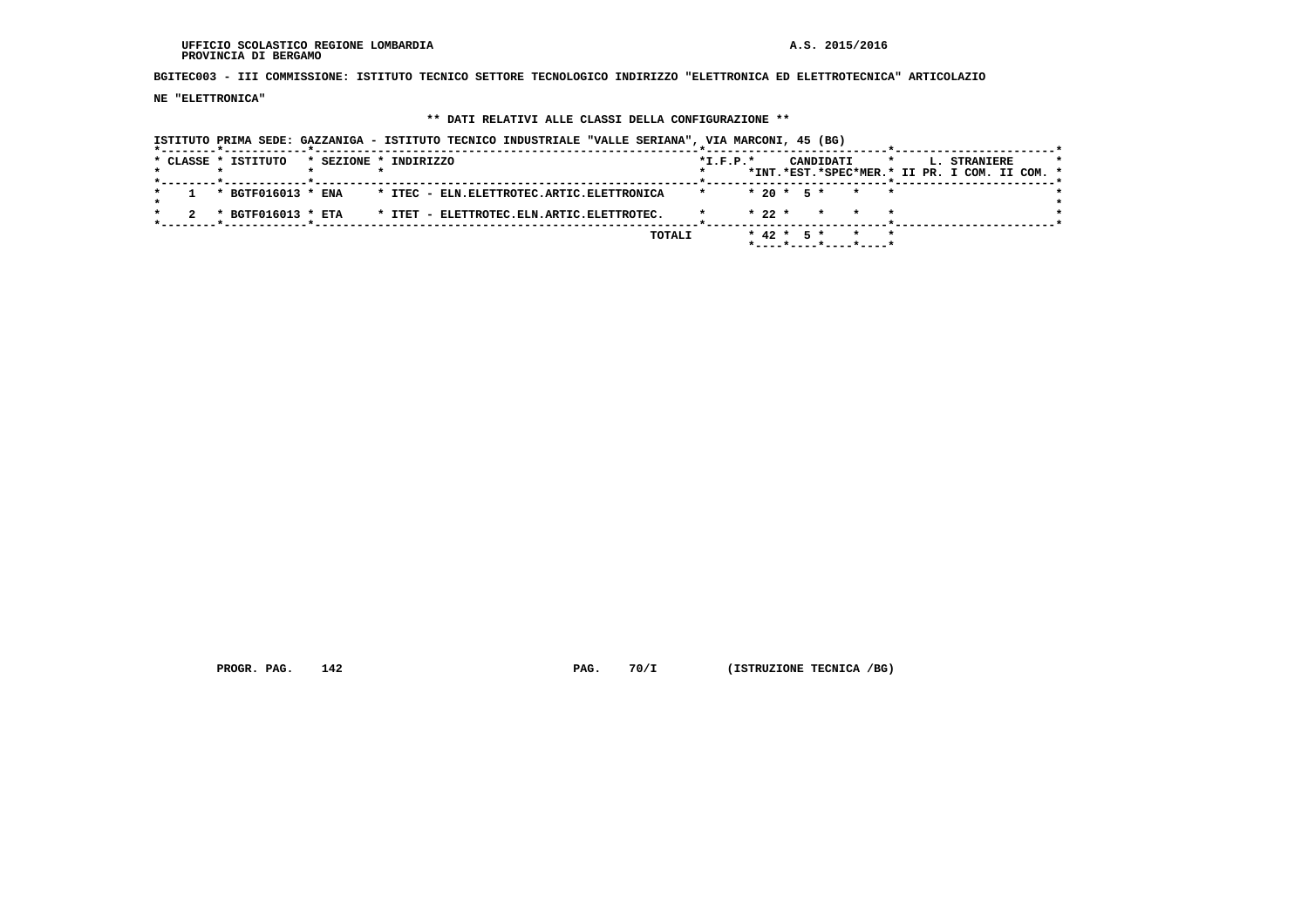UFFICIO SCOLASTICO REGIONE LOMBARDIA
PROVINCIA DI BERGAMO

A.S. 2015/2016

**BGITEC003 - III COMMISSIONE: ISTITUTO TECNICO SETTORE TECNOLOGICO INDIRIZZO "ELETTRONICA ED ELETTROTECNICA" ARTICOLAZIONE "ELETTRONICA"**

**\*\* DATI RELATIVI ALLE CLASSI DELLA CONFIGURAZIONE \*\***

ISTITUTO PRIMA SEDE: GAZZANIGA - ISTITUTO TECNICO INDUSTRIALE "VALLE SERIANA", VIA MARCONI, 45 (BG)

| CLASSE | ISTITUTO | SEZIONE | INDIRIZZO | I.F.P. | CANDIDATI INT. | CANDIDATI EST. | CANDIDATI SPEC | CANDIDATI MER. | L. STRANIERE II PR. | L. STRANIERE I COM. | L. STRANIERE II COM. |
|---|---|---|---|---|---|---|---|---|---|---|---|
| 1 | BGTF016013 | ENA | ITEC - ELN.ELETTROTEC.ARTIC.ELETTRONICA | | 20 | 5 | | | | | |
| 2 | BGTF016013 | ETA | ITET - ELETTROTEC.ELN.ARTIC.ELETTROTEC. | | 22 | | | | | | |
| | | | TOTALI | | 42 | 5 | | | | | |

PROGR. PAG. 142 PAG. 70/I (ISTRUZIONE TECNICA /BG)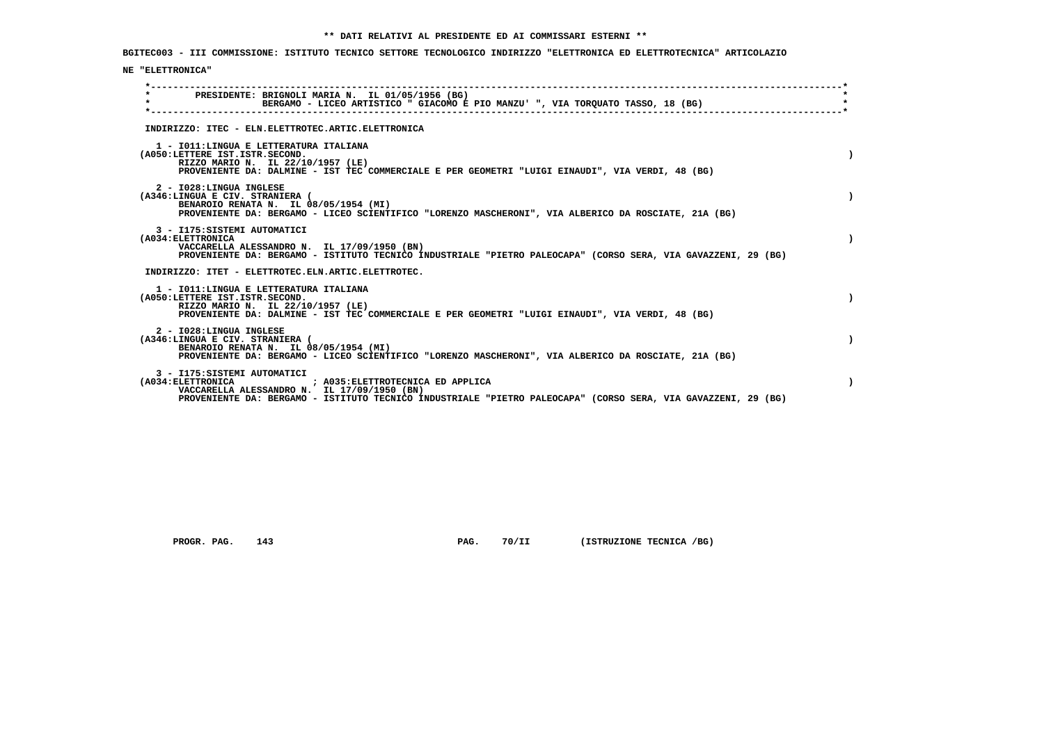** DATI RELATIVI AL PRESIDENTE ED AI COMMISSARI ESTERNI **

BGITEC003 - III COMMISSIONE: ISTITUTO TECNICO SETTORE TECNOLOGICO INDIRIZZO "ELETTRONICA ED ELETTROTECNICA" ARTICOLAZIONE "ELETTRONICA"

PRESIDENTE: BRIGNOLI MARIA N. IL 01/05/1956 (BG)
BERGAMO - LICEO ARTISTICO " GIACOMO E PIO MANZU' ", VIA TORQUATO TASSO, 18 (BG)

INDIRIZZO: ITEC - ELN.ELETTROTEC.ARTIC.ELETTRONICA

1 - I011:LINGUA E LETTERATURA ITALIANA
(A050:LETTERE IST.ISTR.SECOND. )
RIZZO MARIO N. IL 22/10/1957 (LE)
PROVENIENTE DA: DALMINE - IST TEC COMMERCIALE E PER GEOMETRI "LUIGI EINAUDI", VIA VERDI, 48 (BG)

2 - I028:LINGUA INGLESE
(A346:LINGUA E CIV. STRANIERA ( )
BENAROIO RENATA N. IL 08/05/1954 (MI)
PROVENIENTE DA: BERGAMO - LICEO SCIENTIFICO "LORENZO MASCHERONI", VIA ALBERICO DA ROSCIATE, 21A (BG)

3 - I175:SISTEMI AUTOMATICI
(A034:ELETTRONICA )
VACCARELLA ALESSANDRO N. IL 17/09/1950 (BN)
PROVENIENTE DA: BERGAMO - ISTITUTO TECNICO INDUSTRIALE "PIETRO PALEOCAPA" (CORSO SERA, VIA GAVAZZENI, 29 (BG)

INDIRIZZO: ITET - ELETTROTEC.ELN.ARTIC.ELETTROTEC.

1 - I011:LINGUA E LETTERATURA ITALIANA
(A050:LETTERE IST.ISTR.SECOND. )
RIZZO MARIO N. IL 22/10/1957 (LE)
PROVENIENTE DA: DALMINE - IST TEC COMMERCIALE E PER GEOMETRI "LUIGI EINAUDI", VIA VERDI, 48 (BG)

2 - I028:LINGUA INGLESE
(A346:LINGUA E CIV. STRANIERA ( )
BENAROIO RENATA N. IL 08/05/1954 (MI)
PROVENIENTE DA: BERGAMO - LICEO SCIENTIFICO "LORENZO MASCHERONI", VIA ALBERICO DA ROSCIATE, 21A (BG)

3 - I175:SISTEMI AUTOMATICI
(A034:ELETTRONICA ; A035:ELETTROTECNICA ED APPLICA )
VACCARELLA ALESSANDRO N. IL 17/09/1950 (BN)
PROVENIENTE DA: BERGAMO - ISTITUTO TECNICO INDUSTRIALE "PIETRO PALEOCAPA" (CORSO SERA, VIA GAVAZZENI, 29 (BG)

PROGR. PAG. 143 PAG. 70/II (ISTRUZIONE TECNICA /BG)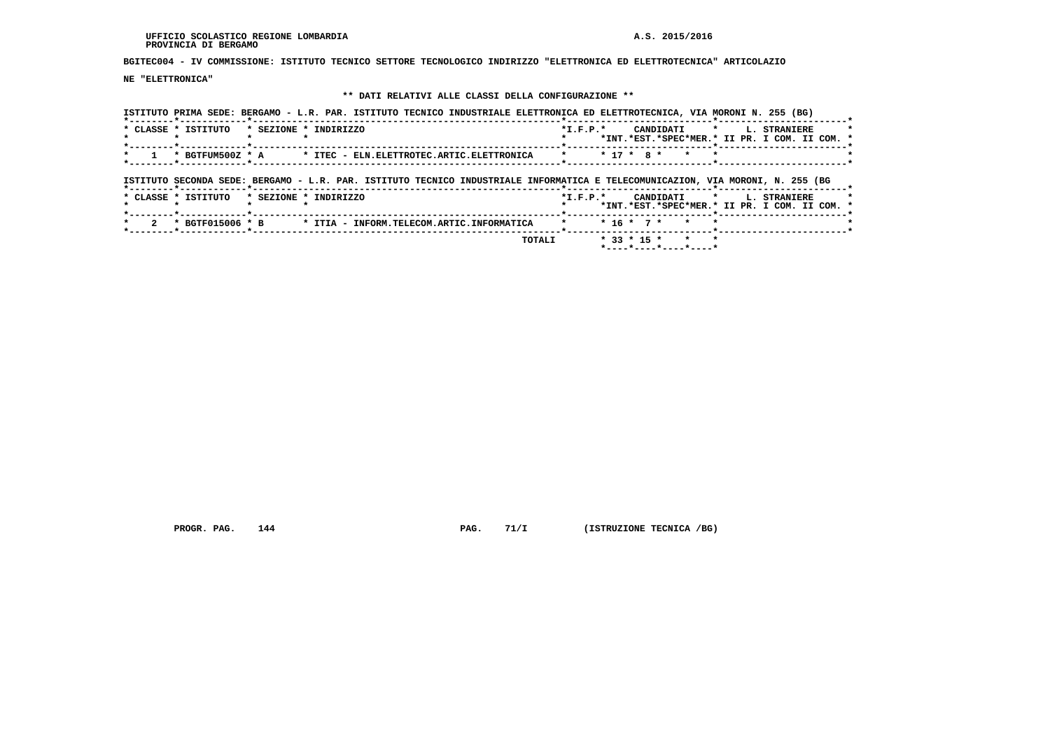UFFICIO SCOLASTICO REGIONE LOMBARDIA
PROVINCIA DI BERGAMO

A.S. 2015/2016

**BGITEC004 - IV COMMISSIONE: ISTITUTO TECNICO SETTORE TECNOLOGICO INDIRIZZO "ELETTRONICA ED ELETTROTECNICA" ARTICOLAZIONE "ELETTRONICA"**

**\*\* DATI RELATIVI ALLE CLASSI DELLA CONFIGURAZIONE \*\***

ISTITUTO PRIMA SEDE: BERGAMO - L.R. PAR. ISTITUTO TECNICO INDUSTRIALE ELETTRONICA ED ELETTROTECNICA, VIA MORONI N. 255 (BG)

| CLASSE | ISTITUTO | SEZIONE | INDIRIZZO | I.F.P. | CANDIDATI INT. | CANDIDATI EST. | CANDIDATI SPEC | CANDIDATI MER. | L. STRANIERE II PR. | L. STRANIERE I COM. | L. STRANIERE II COM. |
|---|---|---|---|---|---|---|---|---|---|---|---|
| 1 | BGTFUM500Z | A | ITEC - ELN.ELETTROTEC.ARTIC.ELETTRONICA | | 17 | 8 | | | | | |

ISTITUTO SECONDA SEDE: BERGAMO - L.R. PAR. ISTITUTO TECNICO INDUSTRIALE INFORMATICA E TELECOMUNICAZION, VIA MORONI, N. 255 (BG

| CLASSE | ISTITUTO | SEZIONE | INDIRIZZO | I.F.P. | CANDIDATI INT. | CANDIDATI EST. | CANDIDATI SPEC | CANDIDATI MER. | L. STRANIERE II PR. | L. STRANIERE I COM. | L. STRANIERE II COM. |
|---|---|---|---|---|---|---|---|---|---|---|---|
| 2 | BGTF015006 | B | ITIA - INFORM.TELECOM.ARTIC.INFORMATICA | | 16 | 7 | | | | | |
| | | | TOTALI | | 33 | 15 | | | | | |

PROGR. PAG. 144 PAG. 71/I (ISTRUZIONE TECNICA /BG)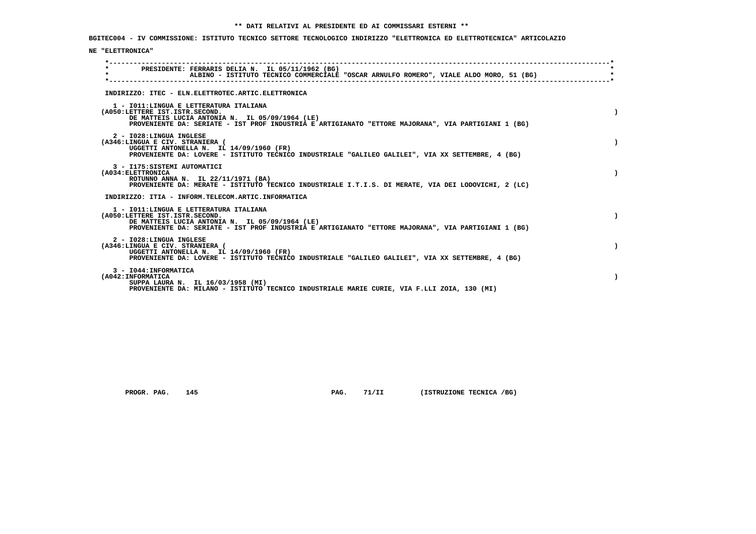** DATI RELATIVI AL PRESIDENTE ED AI COMMISSARI ESTERNI **

**BGITEC004 - IV COMMISSIONE: ISTITUTO TECNICO SETTORE TECNOLOGICO INDIRIZZO "ELETTRONICA ED ELETTROTECNICA" ARTICOLAZIONE "ELETTRONICA"**

PRESIDENTE: FERRARIS DELIA N. IL 05/11/1962 (BG)
ALBINO - ISTITUTO TECNICO COMMERCIALE "OSCAR ARNULFO ROMERO", VIALE ALDO MORO, 51 (BG)

INDIRIZZO: ITEC - ELN.ELETTROTEC.ARTIC.ELETTRONICA

1 - I011:LINGUA E LETTERATURA ITALIANA
(A050:LETTERE IST.ISTR.SECOND. )
DE MATTEIS LUCIA ANTONIA N. IL 05/09/1964 (LE)
PROVENIENTE DA: SERIATE - IST PROF INDUSTRIA E ARTIGIANATO "ETTORE MAJORANA", VIA PARTIGIANI 1 (BG)

2 - I028:LINGUA INGLESE
(A346:LINGUA E CIV. STRANIERA ( )
UGGETTI ANTONELLA N. IL 14/09/1960 (FR)
PROVENIENTE DA: LOVERE - ISTITUTO TECNICO INDUSTRIALE "GALILEO GALILEI", VIA XX SETTEMBRE, 4 (BG)

3 - I175:SISTEMI AUTOMATICI
(A034:ELETTRONICA )
ROTUNNO ANNA N. IL 22/11/1971 (BA)
PROVENIENTE DA: MERATE - ISTITUTO TECNICO INDUSTRIALE I.T.I.S. DI MERATE, VIA DEI LODOVICHI, 2 (LC)

INDIRIZZO: ITIA - INFORM.TELECOM.ARTIC.INFORMATICA

1 - I011:LINGUA E LETTERATURA ITALIANA
(A050:LETTERE IST.ISTR.SECOND. )
DE MATTEIS LUCIA ANTONIA N. IL 05/09/1964 (LE)
PROVENIENTE DA: SERIATE - IST PROF INDUSTRIA E ARTIGIANATO "ETTORE MAJORANA", VIA PARTIGIANI 1 (BG)

2 - I028:LINGUA INGLESE
(A346:LINGUA E CIV. STRANIERA ( )
UGGETTI ANTONELLA N. IL 14/09/1960 (FR)
PROVENIENTE DA: LOVERE - ISTITUTO TECNICO INDUSTRIALE "GALILEO GALILEI", VIA XX SETTEMBRE, 4 (BG)

3 - I044:INFORMATICA
(A042:INFORMATICA )
SUPPA LAURA N. IL 16/03/1958 (MI)
PROVENIENTE DA: MILANO - ISTITUTO TECNICO INDUSTRIALE MARIE CURIE, VIA F.LLI ZOIA, 130 (MI)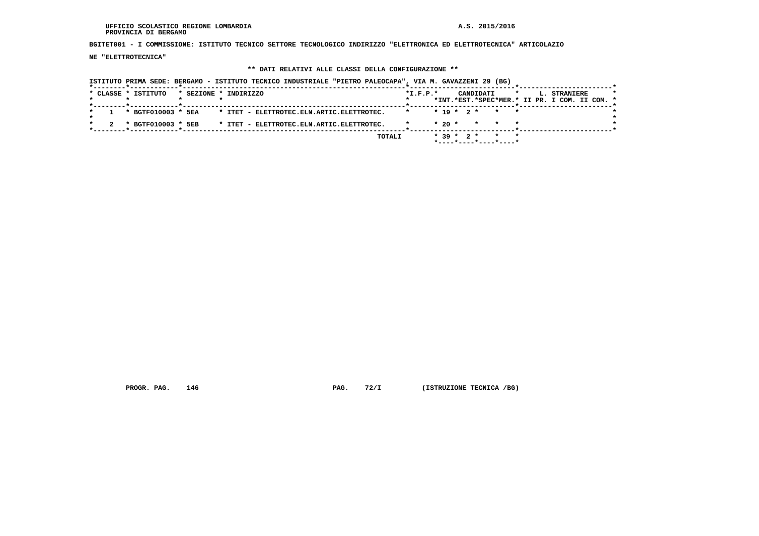UFFICIO SCOLASTICO REGIONE LOMBARDIA
PROVINCIA DI BERGAMO

A.S. 2015/2016

**BGITET001 - I COMMISSIONE: ISTITUTO TECNICO SETTORE TECNOLOGICO INDIRIZZO "ELETTRONICA ED ELETTROTECNICA" ARTICOLAZIONE "ELETTROTECNICA"**

**\*\* DATI RELATIVI ALLE CLASSI DELLA CONFIGURAZIONE \*\***

ISTITUTO PRIMA SEDE: BERGAMO - ISTITUTO TECNICO INDUSTRIALE "PIETRO PALEOCAPA", VIA M. GAVAZZENI 29 (BG)

| CLASSE | ISTITUTO | SEZIONE | INDIRIZZO | I.F.P. | CANDIDATI INT. | CANDIDATI EST. | CANDIDATI SPEC | CANDIDATI MER. | L. STRANIERE II PR. | L. STRANIERE I COM. | L. STRANIERE II COM. |
|---|---|---|---|---|---|---|---|---|---|---|---|
| 1 | BGTF010003 | 5EA | ITET - ELETTROTEC.ELN.ARTIC.ELETTROTEC. | | 19 | 2 | | | | | |
| 2 | BGTF010003 | 5EB | ITET - ELETTROTEC.ELN.ARTIC.ELETTROTEC. | | 20 | | | | | | |
| | | | TOTALI | | 39 | 2 | | | | | |

PROGR. PAG. 146 PAG. 72/I (ISTRUZIONE TECNICA /BG)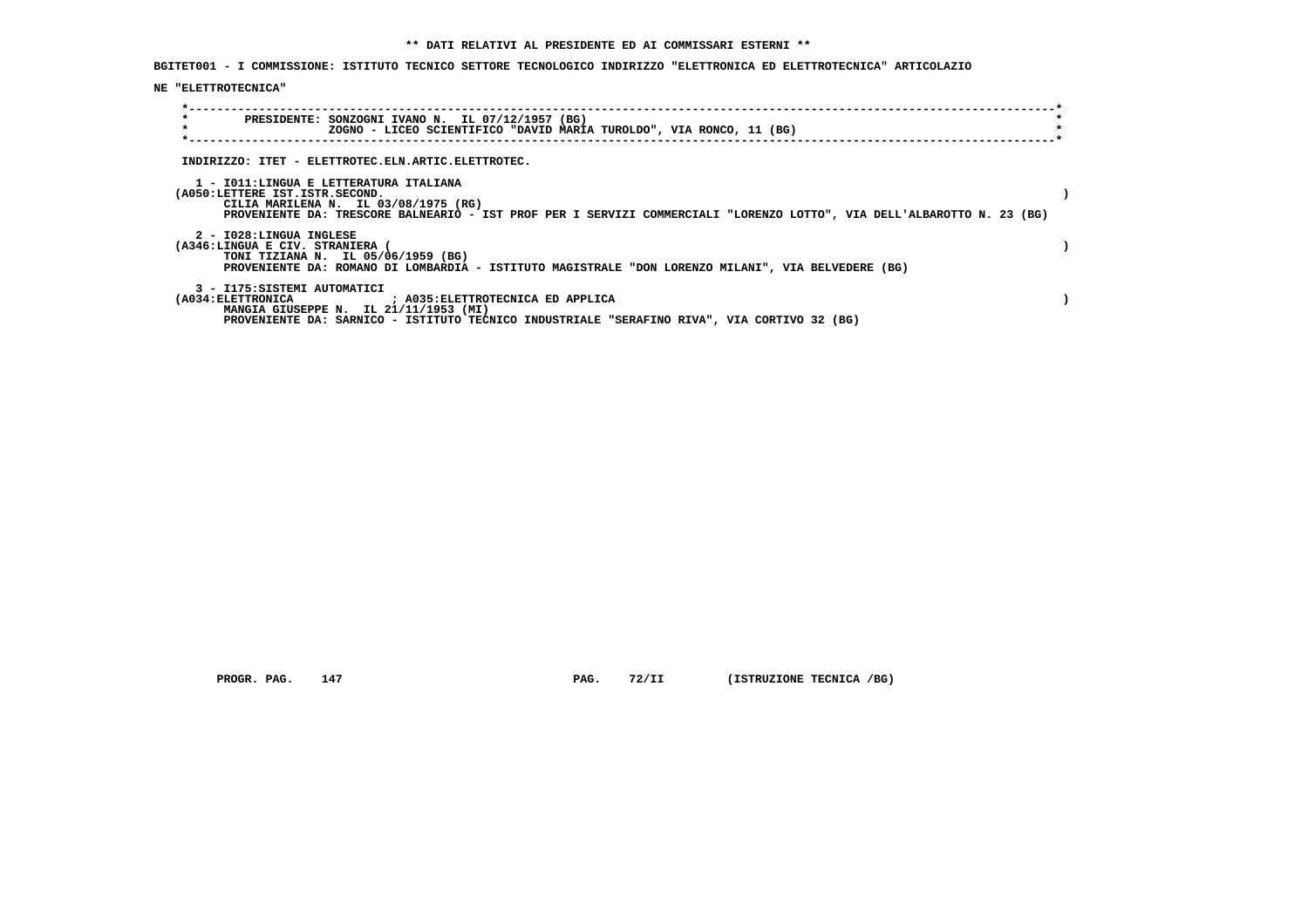**\*\* DATI RELATIVI AL PRESIDENTE ED AI COMMISSARI ESTERNI \*\***

**BGITET001 - I COMMISSIONE: ISTITUTO TECNICO SETTORE TECNOLOGICO INDIRIZZO "ELETTRONICA ED ELETTROTECNICA" ARTICOLAZIONE "ELETTROTECNICA"**

PRESIDENTE: SONZOGNI IVANO N. IL 07/12/1957 (BG)
ZOGNO - LICEO SCIENTIFICO "DAVID MARIA TUROLDO", VIA RONCO, 11 (BG)

INDIRIZZO: ITET - ELETTROTEC.ELN.ARTIC.ELETTROTEC.

1 - I011:LINGUA E LETTERATURA ITALIANA
(A050:LETTERE IST.ISTR.SECOND. )
CILIA MARILENA N. IL 03/08/1975 (RG)
PROVENIENTE DA: TRESCORE BALNEARIO - IST PROF PER I SERVIZI COMMERCIALI "LORENZO LOTTO", VIA DELL'ALBAROTTO N. 23 (BG)

2 - I028:LINGUA INGLESE
(A346:LINGUA E CIV. STRANIERA ( )
TONI TIZIANA N. IL 05/06/1959 (BG)
PROVENIENTE DA: ROMANO DI LOMBARDIA - ISTITUTO MAGISTRALE "DON LORENZO MILANI", VIA BELVEDERE (BG)

3 - I175:SISTEMI AUTOMATICI
(A034:ELETTRONICA ; A035:ELETTROTECNICA ED APPLICA )
MANGIA GIUSEPPE N. IL 21/11/1953 (MI)
PROVENIENTE DA: SARNICO - ISTITUTO TECNICO INDUSTRIALE "SERAFINO RIVA", VIA CORTIVO 32 (BG)

PROGR. PAG. 147 PAG. 72/II (ISTRUZIONE TECNICA /BG)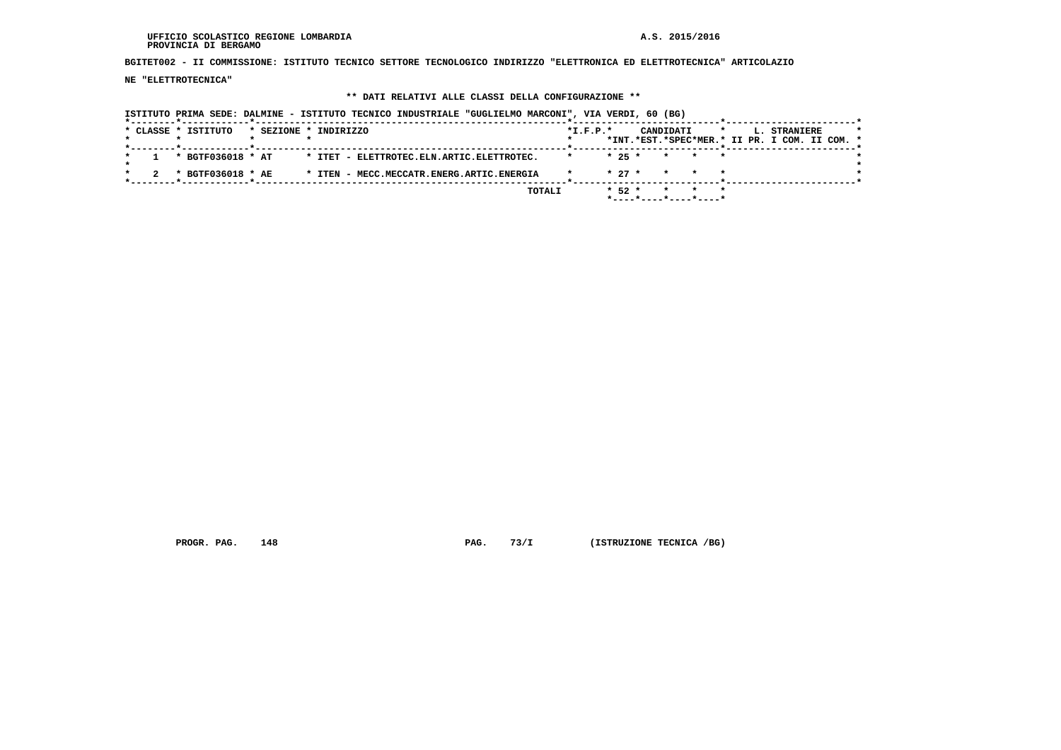UFFICIO SCOLASTICO REGIONE LOMBARDIA
PROVINCIA DI BERGAMO

A.S. 2015/2016

**BGITET002 - II COMMISSIONE: ISTITUTO TECNICO SETTORE TECNOLOGICO INDIRIZZO "ELETTRONICA ED ELETTROTECNICA" ARTICOLAZIONE "ELETTROTECNICA"**

**\*\* DATI RELATIVI ALLE CLASSI DELLA CONFIGURAZIONE \*\***

ISTITUTO PRIMA SEDE: DALMINE - ISTITUTO TECNICO INDUSTRIALE "GUGLIELMO MARCONI", VIA VERDI, 60 (BG)

| CLASSE | ISTITUTO | SEZIONE | INDIRIZZO | I.F.P. | CANDIDATI INT. | CANDIDATI EST. | CANDIDATI SPEC | CANDIDATI MER. | L. STRANIERE II PR. | L. STRANIERE I COM. | L. STRANIERE II COM. |
|---|---|---|---|---|---|---|---|---|---|---|---|
| 1 | BGTF036018 | AT | ITET - ELETTROTEC.ELN.ARTIC.ELETTROTEC. | | 25 | | | | | | |
| 2 | BGTF036018 | AE | ITEN - MECC.MECCATR.ENERG.ARTIC.ENERGIA | | 27 | | | | | | |
| | | | TOTALI | | 52 | | | | | | |

PROGR. PAG. 148 PAG. 73/I (ISTRUZIONE TECNICA /BG)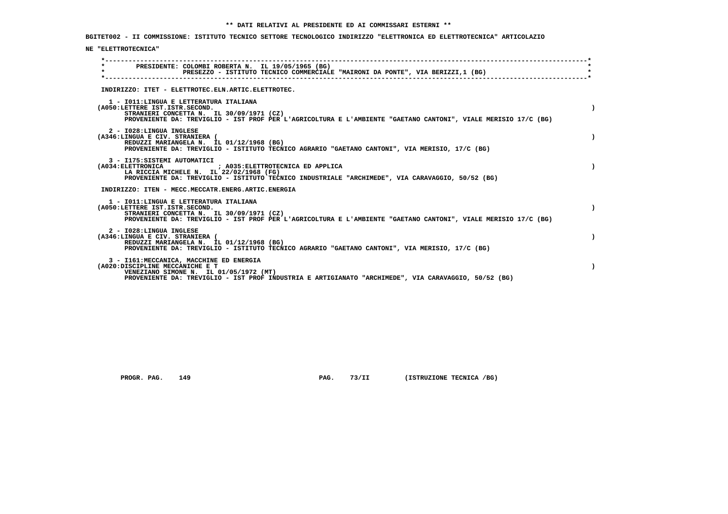** DATI RELATIVI AL PRESIDENTE ED AI COMMISSARI ESTERNI **

BGITET002 - II COMMISSIONE: ISTITUTO TECNICO SETTORE TECNOLOGICO INDIRIZZO "ELETTRONICA ED ELETTROTECNICA" ARTICOLAZIONE "ELETTROTECNICA"

PRESIDENTE: COLOMBI ROBERTA N. IL 19/05/1965 (BG)
PRESEZZO - ISTITUTO TECNICO COMMERCIALE "MAIRONI DA PONTE", VIA BERIZZI,1 (BG)

INDIRIZZO: ITET - ELETTROTEC.ELN.ARTIC.ELETTROTEC.

1 - I011:LINGUA E LETTERATURA ITALIANA
(A050:LETTERE IST.ISTR.SECOND. )
STRANIERI CONCETTA N. IL 30/09/1971 (CZ)
PROVENIENTE DA: TREVIGLIO - IST PROF PER L'AGRICOLTURA E L'AMBIENTE "GAETANO CANTONI", VIALE MERISIO 17/C (BG)

2 - I028:LINGUA INGLESE
(A346:LINGUA E CIV. STRANIERA ( )
REDUZZI MARIANGELA N. IL 01/12/1968 (BG)
PROVENIENTE DA: TREVIGLIO - ISTITUTO TECNICO AGRARIO "GAETANO CANTONI", VIA MERISIO, 17/C (BG)

3 - I175:SISTEMI AUTOMATICI
(A034:ELETTRONICA ; A035:ELETTROTECNICA ED APPLICA )
LA RICCIA MICHELE N. IL 22/02/1968 (FG)
PROVENIENTE DA: TREVIGLIO - ISTITUTO TECNICO INDUSTRIALE "ARCHIMEDE", VIA CARAVAGGIO, 50/52 (BG)

INDIRIZZO: ITEN - MECC.MECCATR.ENERG.ARTIC.ENERGIA

1 - I011:LINGUA E LETTERATURA ITALIANA
(A050:LETTERE IST.ISTR.SECOND. )
STRANIERI CONCETTA N. IL 30/09/1971 (CZ)
PROVENIENTE DA: TREVIGLIO - IST PROF PER L'AGRICOLTURA E L'AMBIENTE "GAETANO CANTONI", VIALE MERISIO 17/C (BG)

2 - I028:LINGUA INGLESE
(A346:LINGUA E CIV. STRANIERA ( )
REDUZZI MARIANGELA N. IL 01/12/1968 (BG)
PROVENIENTE DA: TREVIGLIO - ISTITUTO TECNICO AGRARIO "GAETANO CANTONI", VIA MERISIO, 17/C (BG)

3 - I161:MECCANICA, MACCHINE ED ENERGIA
(A020:DISCIPLINE MECCANICHE E T )
VENEZIANO SIMONE N. IL 01/05/1972 (MT)
PROVENIENTE DA: TREVIGLIO - IST PROF INDUSTRIA E ARTIGIANATO "ARCHIMEDE", VIA CARAVAGGIO, 50/52 (BG)

PROGR. PAG. 149 PAG. 73/II (ISTRUZIONE TECNICA /BG)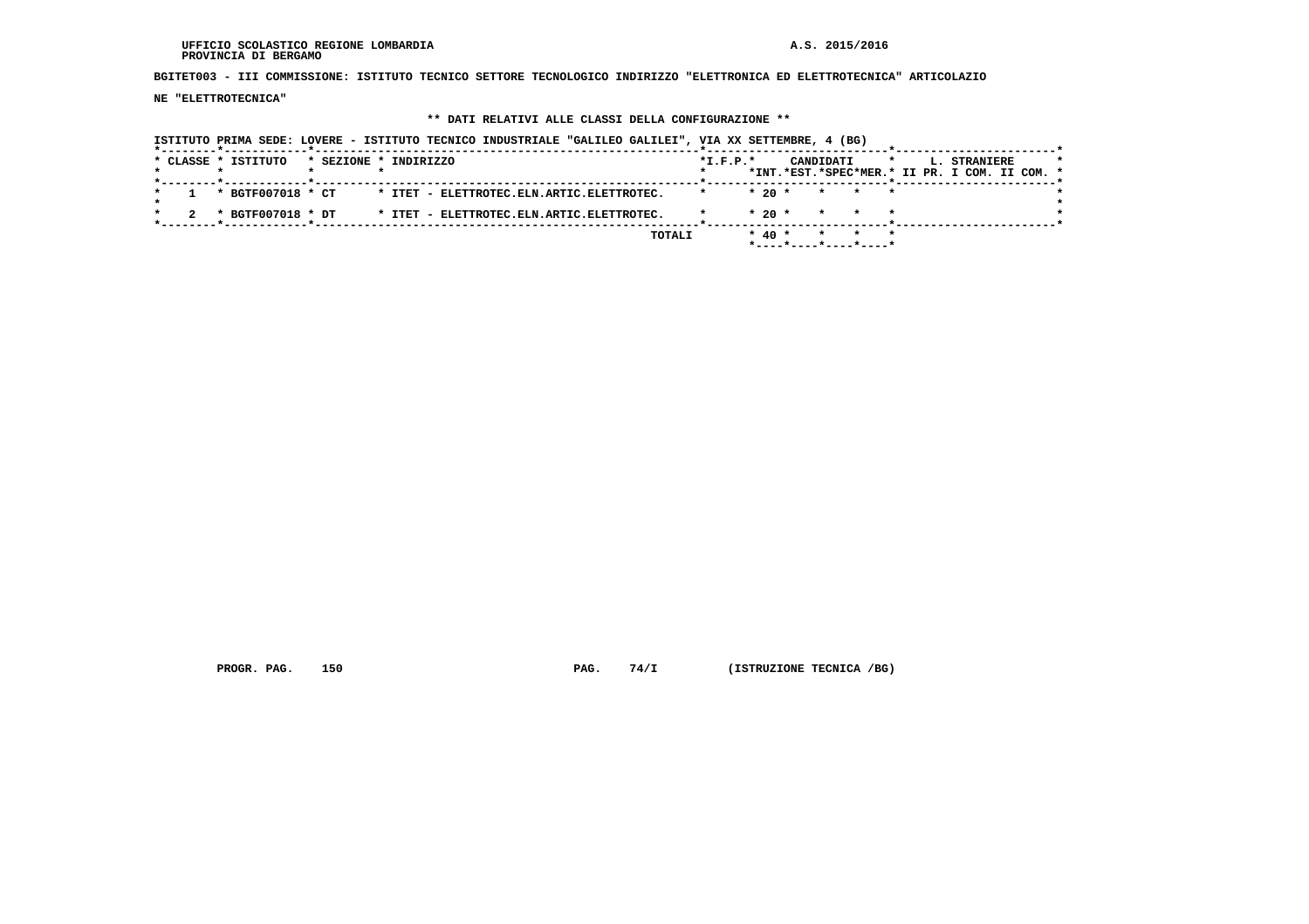UFFICIO SCOLASTICO REGIONE LOMBARDIA
PROVINCIA DI BERGAMO

A.S. 2015/2016

**BGITET003 - III COMMISSIONE: ISTITUTO TECNICO SETTORE TECNOLOGICO INDIRIZZO "ELETTRONICA ED ELETTROTECNICA" ARTICOLAZIONE "ELETTROTECNICA"**

**\*\* DATI RELATIVI ALLE CLASSI DELLA CONFIGURAZIONE \*\***

ISTITUTO PRIMA SEDE: LOVERE - ISTITUTO TECNICO INDUSTRIALE "GALILEO GALILEI", VIA XX SETTEMBRE, 4 (BG)

| CLASSE | ISTITUTO | SEZIONE | INDIRIZZO | I.F.P. | CANDIDATI INT. | CANDIDATI EST. | CANDIDATI SPEC | CANDIDATI MER. | L. STRANIERE II PR. | L. STRANIERE I COM. | L. STRANIERE II COM. |
|---|---|---|---|---|---|---|---|---|---|---|---|
| 1 | BGTF007018 | CT | ITET - ELETTROTEC.ELN.ARTIC.ELETTROTEC. | | 20 | | | | | | |
| 2 | BGTF007018 | DT | ITET - ELETTROTEC.ELN.ARTIC.ELETTROTEC. | | 20 | | | | | | |
| | | | TOTALI | | 40 | | | | | | |

PROGR. PAG. 150 PAG. 74/I (ISTRUZIONE TECNICA /BG)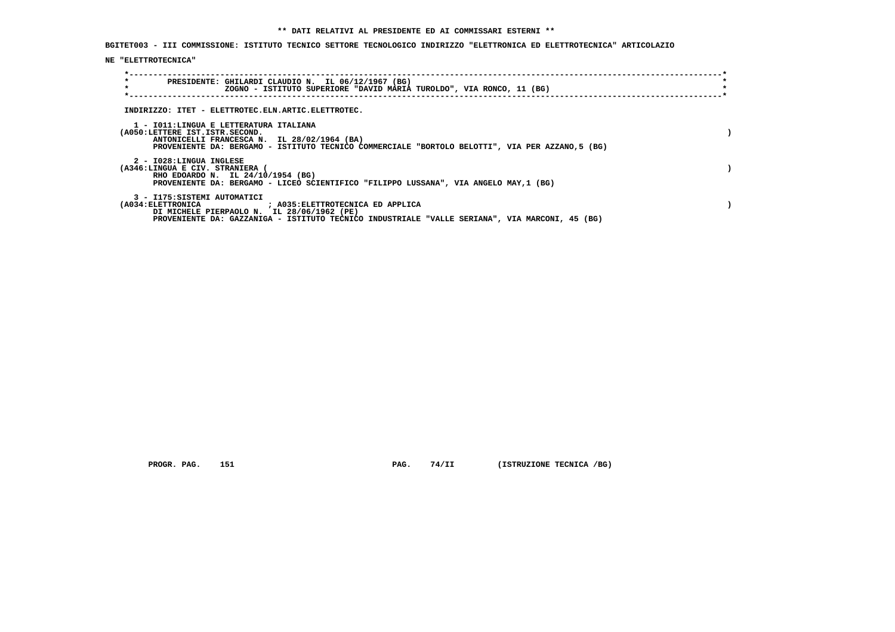**\*\* DATI RELATIVI AL PRESIDENTE ED AI COMMISSARI ESTERNI \*\***

**BGITET003 - III COMMISSIONE: ISTITUTO TECNICO SETTORE TECNOLOGICO INDIRIZZO "ELETTRONICA ED ELETTROTECNICA" ARTICOLAZIONE "ELETTROTECNICA"**

PRESIDENTE: GHILARDI CLAUDIO N. IL 06/12/1967 (BG)
ZOGNO - ISTITUTO SUPERIORE "DAVID MARIA TUROLDO", VIA RONCO, 11 (BG)

INDIRIZZO: ITET - ELETTROTEC.ELN.ARTIC.ELETTROTEC.

1 - I011:LINGUA E LETTERATURA ITALIANA
(A050:LETTERE IST.ISTR.SECOND. )
ANTONICELLI FRANCESCA N. IL 28/02/1964 (BA)
PROVENIENTE DA: BERGAMO - ISTITUTO TECNICO COMMERCIALE "BORTOLO BELOTTI", VIA PER AZZANO,5 (BG)

2 - I028:LINGUA INGLESE
(A346:LINGUA E CIV. STRANIERA ( )
RHO EDOARDO N. IL 24/10/1954 (BG)
PROVENIENTE DA: BERGAMO - LICEO SCIENTIFICO "FILIPPO LUSSANA", VIA ANGELO MAY,1 (BG)

3 - I175:SISTEMI AUTOMATICI
(A034:ELETTRONICA ; A035:ELETTROTECNICA ED APPLICA )
DI MICHELE PIERPAOLO N. IL 28/06/1962 (PE)
PROVENIENTE DA: GAZZANIGA - ISTITUTO TECNICO INDUSTRIALE "VALLE SERIANA", VIA MARCONI, 45 (BG)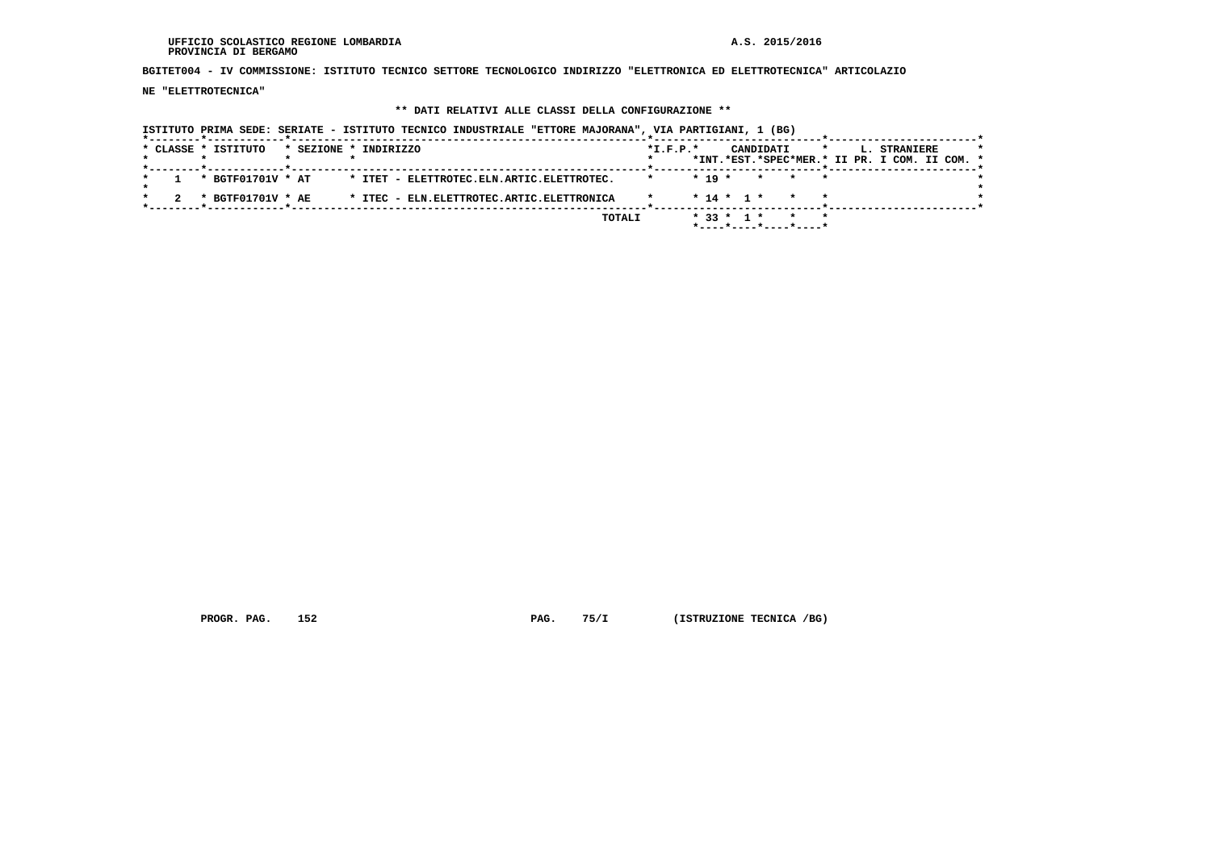UFFICIO SCOLASTICO REGIONE LOMBARDIA
PROVINCIA DI BERGAMO

A.S. 2015/2016

**BGITET004 - IV COMMISSIONE: ISTITUTO TECNICO SETTORE TECNOLOGICO INDIRIZZO "ELETTRONICA ED ELETTROTECNICA" ARTICOLAZIONE "ELETTROTECNICA"**

**\*\* DATI RELATIVI ALLE CLASSI DELLA CONFIGURAZIONE \*\***

ISTITUTO PRIMA SEDE: SERIATE - ISTITUTO TECNICO INDUSTRIALE "ETTORE MAJORANA", VIA PARTIGIANI, 1 (BG)

| CLASSE | ISTITUTO | SEZIONE | INDIRIZZO | I.F.P. | CANDIDATI INT. | CANDIDATI EST. | CANDIDATI SPEC | CANDIDATI MER. | L. STRANIERE II PR. | L. STRANIERE I COM. | L. STRANIERE II COM. |
|---|---|---|---|---|---|---|---|---|---|---|---|
| 1 | BGTF01701V | AT | ITET - ELETTROTEC.ELN.ARTIC.ELETTROTEC. | | 19 | | | | | | |
| 2 | BGTF01701V | AE | ITEC - ELN.ELETTROTEC.ARTIC.ELETTRONICA | | 14 | 1 | | | | | |
| | | | TOTALI | | 33 | 1 | | | | | |

PROGR. PAG. 152 PAG. 75/I (ISTRUZIONE TECNICA /BG)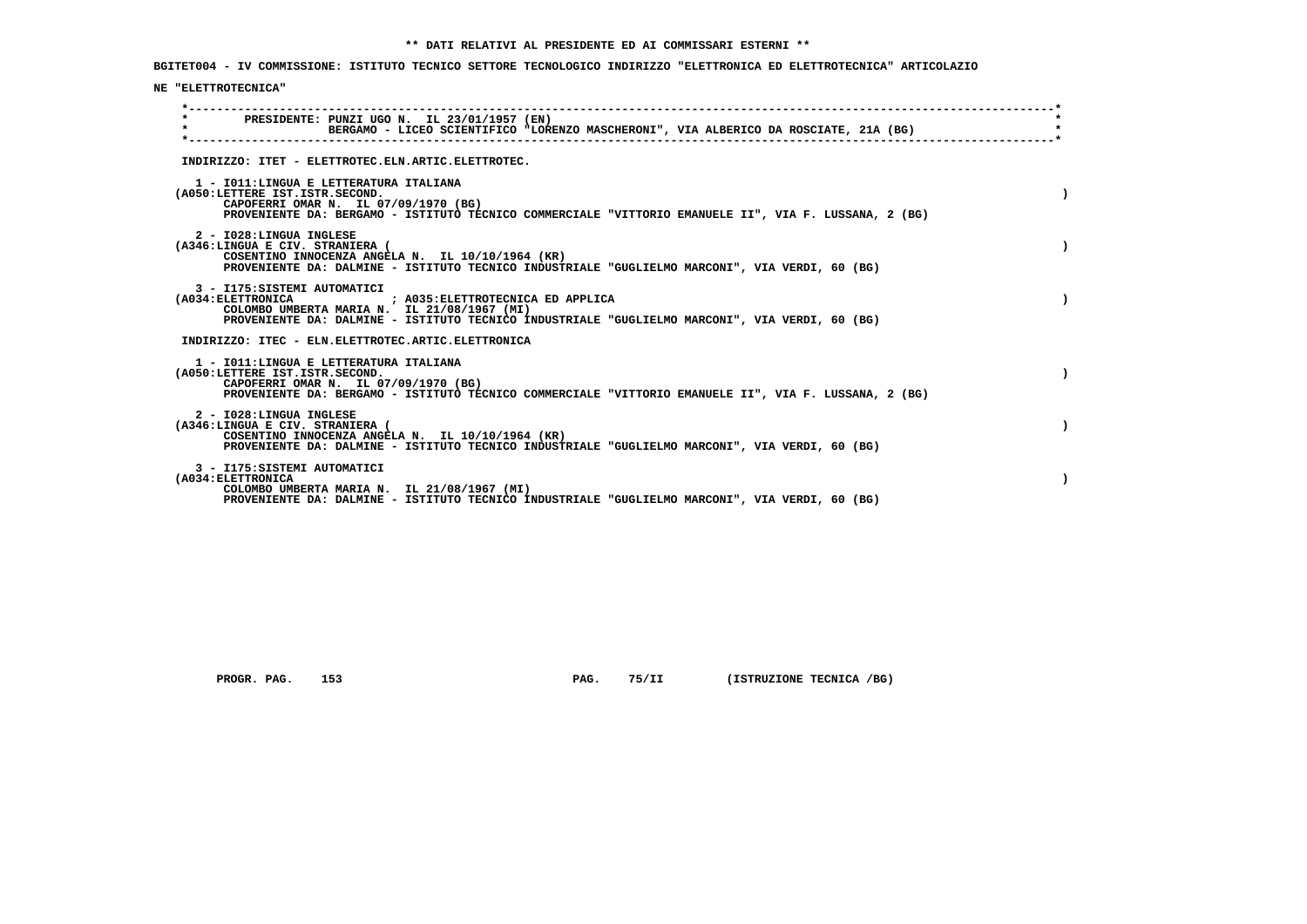**\*\* DATI RELATIVI AL PRESIDENTE ED AI COMMISSARI ESTERNI \*\***

**BGITET004 - IV COMMISSIONE: ISTITUTO TECNICO SETTORE TECNOLOGICO INDIRIZZO "ELETTRONICA ED ELETTROTECNICA" ARTICOLAZIONE "ELETTROTECNICA"**

```
*----------------------------------------------------------------------------------------------------------------*
*        PRESIDENTE: PUNZI UGO N.  IL 23/01/1957 (EN)                                                            *
*                    BERGAMO - LICEO SCIENTIFICO "LORENZO MASCHERONI", VIA ALBERICO DA ROSCIATE, 21A (BG)         *
*----------------------------------------------------------------------------------------------------------------*
```

INDIRIZZO: ITET - ELETTROTEC.ELN.ARTIC.ELETTROTEC.

1 - I011:LINGUA E LETTERATURA ITALIANA
(A050:LETTERE IST.ISTR.SECOND. )
CAPOFERRI OMAR N. IL 07/09/1970 (BG)
PROVENIENTE DA: BERGAMO - ISTITUTO TECNICO COMMERCIALE "VITTORIO EMANUELE II", VIA F. LUSSANA, 2 (BG)

2 - I028:LINGUA INGLESE
(A346:LINGUA E CIV. STRANIERA ( )
COSENTINO INNOCENZA ANGELA N. IL 10/10/1964 (KR)
PROVENIENTE DA: DALMINE - ISTITUTO TECNICO INDUSTRIALE "GUGLIELMO MARCONI", VIA VERDI, 60 (BG)

3 - I175:SISTEMI AUTOMATICI
(A034:ELETTRONICA ; A035:ELETTROTECNICA ED APPLICA )
COLOMBO UMBERTA MARIA N. IL 21/08/1967 (MI)
PROVENIENTE DA: DALMINE - ISTITUTO TECNICO INDUSTRIALE "GUGLIELMO MARCONI", VIA VERDI, 60 (BG)

INDIRIZZO: ITEC - ELN.ELETTROTEC.ARTIC.ELETTRONICA

1 - I011:LINGUA E LETTERATURA ITALIANA
(A050:LETTERE IST.ISTR.SECOND. )
CAPOFERRI OMAR N. IL 07/09/1970 (BG)
PROVENIENTE DA: BERGAMO - ISTITUTO TECNICO COMMERCIALE "VITTORIO EMANUELE II", VIA F. LUSSANA, 2 (BG)

2 - I028:LINGUA INGLESE
(A346:LINGUA E CIV. STRANIERA ( )
COSENTINO INNOCENZA ANGELA N. IL 10/10/1964 (KR)
PROVENIENTE DA: DALMINE - ISTITUTO TECNICO INDUSTRIALE "GUGLIELMO MARCONI", VIA VERDI, 60 (BG)

3 - I175:SISTEMI AUTOMATICI
(A034:ELETTRONICA )
COLOMBO UMBERTA MARIA N. IL 21/08/1967 (MI)
PROVENIENTE DA: DALMINE - ISTITUTO TECNICO INDUSTRIALE "GUGLIELMO MARCONI", VIA VERDI, 60 (BG)

PROGR. PAG. 153 PAG. 75/II (ISTRUZIONE TECNICA /BG)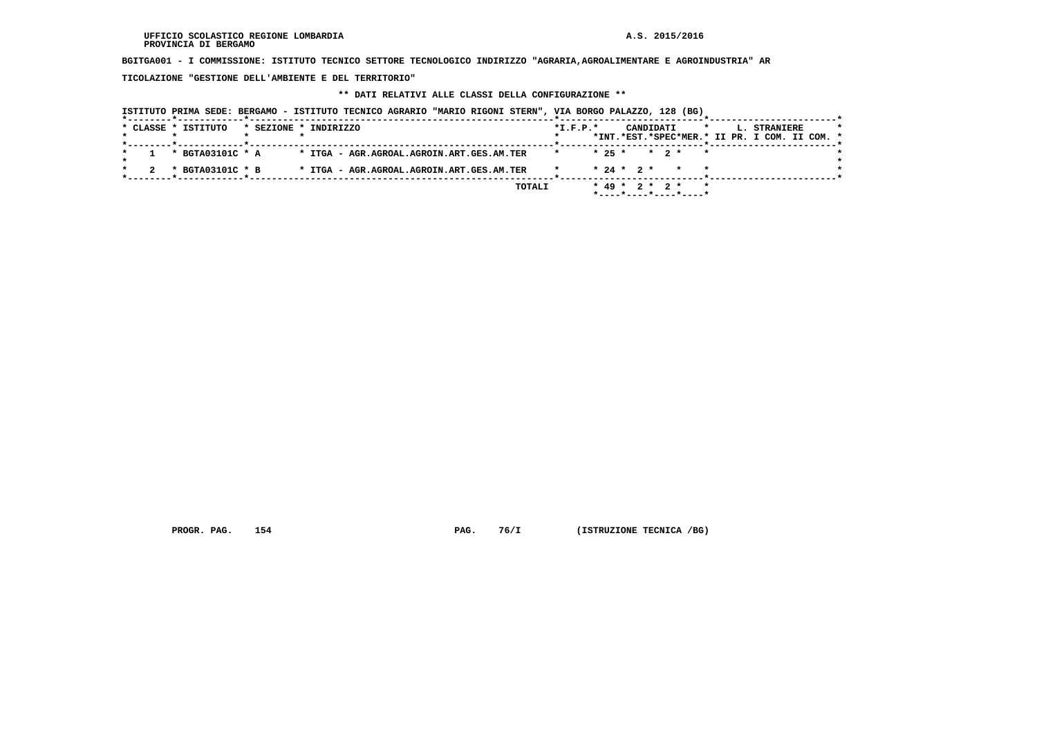UFFICIO SCOLASTICO REGIONE LOMBARDIA A.S. 2015/2016
PROVINCIA DI BERGAMO

**BGITGA001 - I COMMISSIONE: ISTITUTO TECNICO SETTORE TECNOLOGICO INDIRIZZO "AGRARIA,AGROALIMENTARE E AGROINDUSTRIA" ARTICOLAZIONE "GESTIONE DELL'AMBIENTE E DEL TERRITORIO"**

**\*\* DATI RELATIVI ALLE CLASSI DELLA CONFIGURAZIONE \*\***

ISTITUTO PRIMA SEDE: BERGAMO - ISTITUTO TECNICO AGRARIO "MARIO RIGONI STERN", VIA BORGO PALAZZO, 128 (BG)

| CLASSE | ISTITUTO | SEZIONE | INDIRIZZO | I.F.P. | CANDIDATI INT. | CANDIDATI EST. | CANDIDATI SPEC | CANDIDATI MER. | L. STRANIERE II PR. | L. STRANIERE I COM. | L. STRANIERE II COM. |
|---|---|---|---|---|---|---|---|---|---|---|---|
| 1 | BGTA03101C | A | ITGA - AGR.AGROAL.AGROIN.ART.GES.AM.TER | | 25 | | 2 | | | | |
| 2 | BGTA03101C | B | ITGA - AGR.AGROAL.AGROIN.ART.GES.AM.TER | | 24 | 2 | | | | | |
| | | | TOTALI | | 49 | 2 | 2 | | | | |

PROGR. PAG. 154 PAG. 76/I (ISTRUZIONE TECNICA /BG)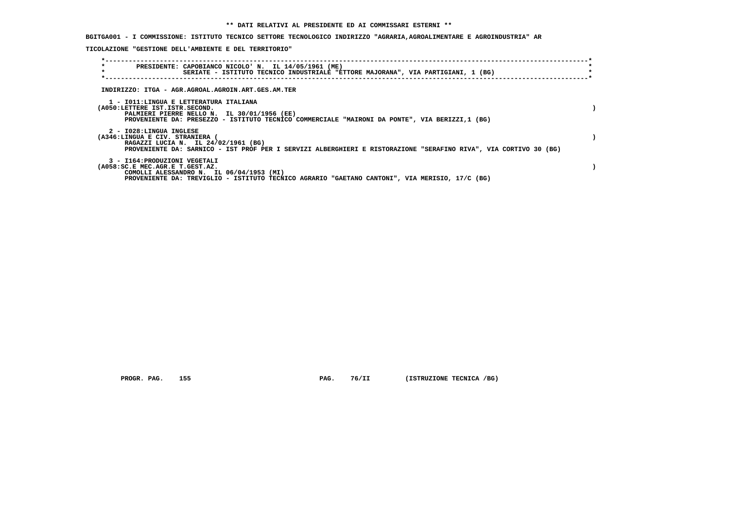**\*\* DATI RELATIVI AL PRESIDENTE ED AI COMMISSARI ESTERNI \*\***

**BGITGA001 - I COMMISSIONE: ISTITUTO TECNICO SETTORE TECNOLOGICO INDIRIZZO "AGRARIA,AGROALIMENTARE E AGROINDUSTRIA" AR**

**TICOLAZIONE "GESTIONE DELL'AMBIENTE E DEL TERRITORIO"**

**PRESIDENTE: CAPOBIANCO NICOLO' N. IL 14/05/1961 (ME)**
**SERIATE - ISTITUTO TECNICO INDUSTRIALE "ETTORE MAJORANA", VIA PARTIGIANI, 1 (BG)**

**INDIRIZZO: ITGA - AGR.AGROAL.AGROIN.ART.GES.AM.TER**

**1 - I011:LINGUA E LETTERATURA ITALIANA**
**(A050:LETTERE IST.ISTR.SECOND. )**
**PALMIERI PIERRE NELLO N. IL 30/01/1956 (EE)**
**PROVENIENTE DA: PRESEZZO - ISTITUTO TECNICO COMMERCIALE "MAIRONI DA PONTE", VIA BERIZZI,1 (BG)**

**2 - I028:LINGUA INGLESE**
**(A346:LINGUA E CIV. STRANIERA ( )**
**RAGAZZI LUCIA N. IL 24/02/1961 (BG)**
**PROVENIENTE DA: SARNICO - IST PROF PER I SERVIZI ALBERGHIERI E RISTORAZIONE "SERAFINO RIVA", VIA CORTIVO 30 (BG)**

**3 - I164:PRODUZIONI VEGETALI**
**(A058:SC.E MEC.AGR.E T.GEST.AZ. )**
**COMOLLI ALESSANDRO N. IL 06/04/1953 (MI)**
**PROVENIENTE DA: TREVIGLIO - ISTITUTO TECNICO AGRARIO "GAETANO CANTONI", VIA MERISIO, 17/C (BG)**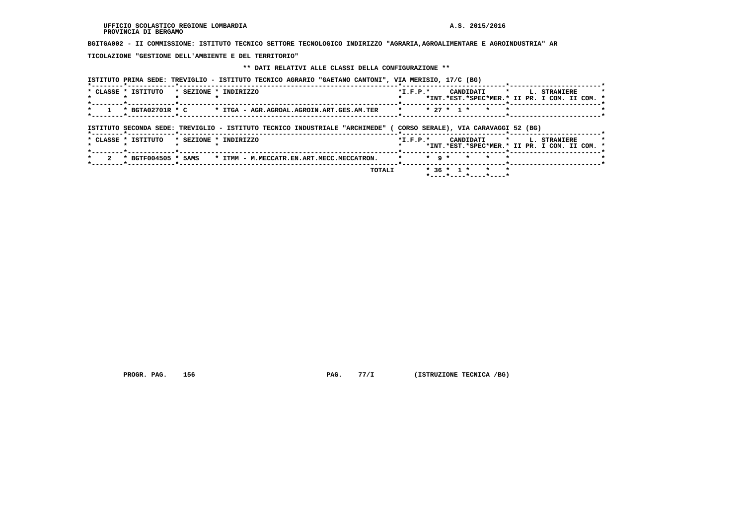UFFICIO SCOLASTICO REGIONE LOMBARDIA
PROVINCIA DI BERGAMO

A.S. 2015/2016

**BGITGA002 - II COMMISSIONE: ISTITUTO TECNICO SETTORE TECNOLOGICO INDIRIZZO "AGRARIA,AGROALIMENTARE E AGROINDUSTRIA" ARTICOLAZIONE "GESTIONE DELL'AMBIENTE E DEL TERRITORIO"**

**\*\* DATI RELATIVI ALLE CLASSI DELLA CONFIGURAZIONE \*\***

ISTITUTO PRIMA SEDE: TREVIGLIO - ISTITUTO TECNICO AGRARIO "GAETANO CANTONI", VIA MERISIO, 17/C (BG)

| CLASSE | ISTITUTO | SEZIONE | INDIRIZZO | I.F.P. | CANDIDATI INT. | CANDIDATI EST. | CANDIDATI SPEC | CANDIDATI MER. | L. STRANIERE II PR. | L. STRANIERE I COM. | L. STRANIERE II COM. |
|---|---|---|---|---|---|---|---|---|---|---|---|
| 1 | BGTA02701R | C | ITGA - AGR.AGROAL.AGROIN.ART.GES.AM.TER | | 27 | 1 | | | | | |

ISTITUTO SECONDA SEDE: TREVIGLIO - ISTITUTO TECNICO INDUSTRIALE "ARCHIMEDE" ( CORSO SERALE), VIA CARAVAGGI 52 (BG)

| CLASSE | ISTITUTO | SEZIONE | INDIRIZZO | I.F.P. | CANDIDATI INT. | CANDIDATI EST. | CANDIDATI SPEC | CANDIDATI MER. | L. STRANIERE II PR. | L. STRANIERE I COM. | L. STRANIERE II COM. |
|---|---|---|---|---|---|---|---|---|---|---|---|
| 2 | BGTF004505 | 5AMS | ITMM - M.MECCATR.EN.ART.MECC.MECCATRON. | | 9 | | | | | | |
| | | | TOTALI | | 36 | 1 | | | | | |

PROGR. PAG. 156 PAG. 77/I (ISTRUZIONE TECNICA /BG)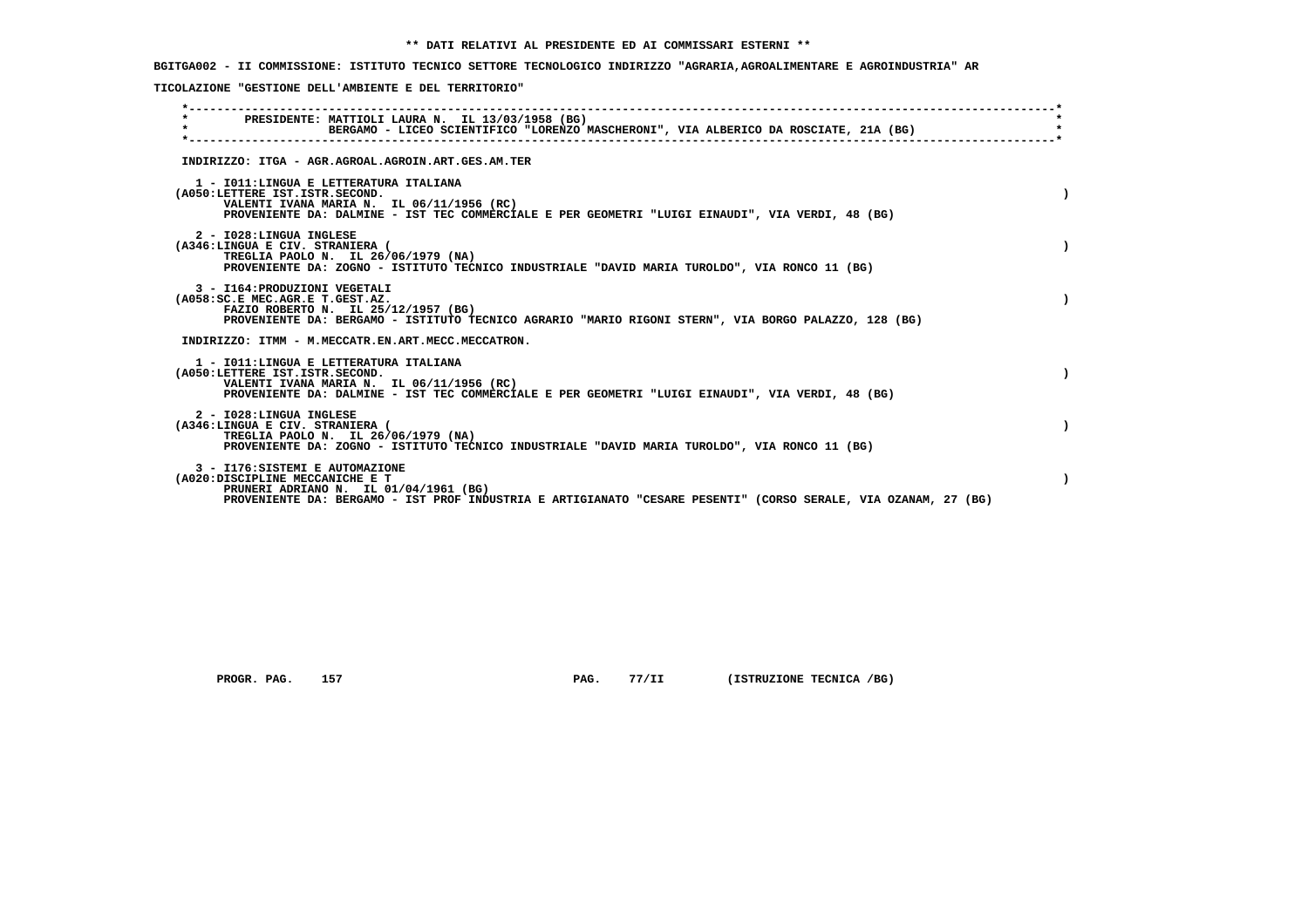**\*\* DATI RELATIVI AL PRESIDENTE ED AI COMMISSARI ESTERNI \*\***

**BGITGA002 - II COMMISSIONE: ISTITUTO TECNICO SETTORE TECNOLOGICO INDIRIZZO "AGRARIA,AGROALIMENTARE E AGROINDUSTRIA" ARTICOLAZIONE "GESTIONE DELL'AMBIENTE E DEL TERRITORIO"**

**PRESIDENTE: MATTIOLI LAURA N. IL 13/03/1958 (BG)**
**BERGAMO - LICEO SCIENTIFICO "LORENZO MASCHERONI", VIA ALBERICO DA ROSCIATE, 21A (BG)**

**INDIRIZZO: ITGA - AGR.AGROAL.AGROIN.ART.GES.AM.TER**

1 - I011:LINGUA E LETTERATURA ITALIANA
(A050:LETTERE IST.ISTR.SECOND. )
VALENTI IVANA MARIA N. IL 06/11/1956 (RC)
PROVENIENTE DA: DALMINE - IST TEC COMMERCIALE E PER GEOMETRI "LUIGI EINAUDI", VIA VERDI, 48 (BG)

2 - I028:LINGUA INGLESE
(A346:LINGUA E CIV. STRANIERA ( )
TREGLIA PAOLO N. IL 26/06/1979 (NA)
PROVENIENTE DA: ZOGNO - ISTITUTO TECNICO INDUSTRIALE "DAVID MARIA TUROLDO", VIA RONCO 11 (BG)

3 - I164:PRODUZIONI VEGETALI
(A058:SC.E MEC.AGR.E T.GEST.AZ. )
FAZIO ROBERTO N. IL 25/12/1957 (BG)
PROVENIENTE DA: BERGAMO - ISTITUTO TECNICO AGRARIO "MARIO RIGONI STERN", VIA BORGO PALAZZO, 128 (BG)

**INDIRIZZO: ITMM - M.MECCATR.EN.ART.MECC.MECCATRON.**

1 - I011:LINGUA E LETTERATURA ITALIANA
(A050:LETTERE IST.ISTR.SECOND. )
VALENTI IVANA MARIA N. IL 06/11/1956 (RC)
PROVENIENTE DA: DALMINE - IST TEC COMMERCIALE E PER GEOMETRI "LUIGI EINAUDI", VIA VERDI, 48 (BG)

2 - I028:LINGUA INGLESE
(A346:LINGUA E CIV. STRANIERA ( )
TREGLIA PAOLO N. IL 26/06/1979 (NA)
PROVENIENTE DA: ZOGNO - ISTITUTO TECNICO INDUSTRIALE "DAVID MARIA TUROLDO", VIA RONCO 11 (BG)

3 - I176:SISTEMI E AUTOMAZIONE
(A020:DISCIPLINE MECCANICHE E T )
PRUNERI ADRIANO N. IL 01/04/1961 (BG)
PROVENIENTE DA: BERGAMO - IST PROF INDUSTRIA E ARTIGIANATO "CESARE PESENTI" (CORSO SERALE, VIA OZANAM, 27 (BG)

PROGR. PAG. 157 PAG. 77/II (ISTRUZIONE TECNICA /BG)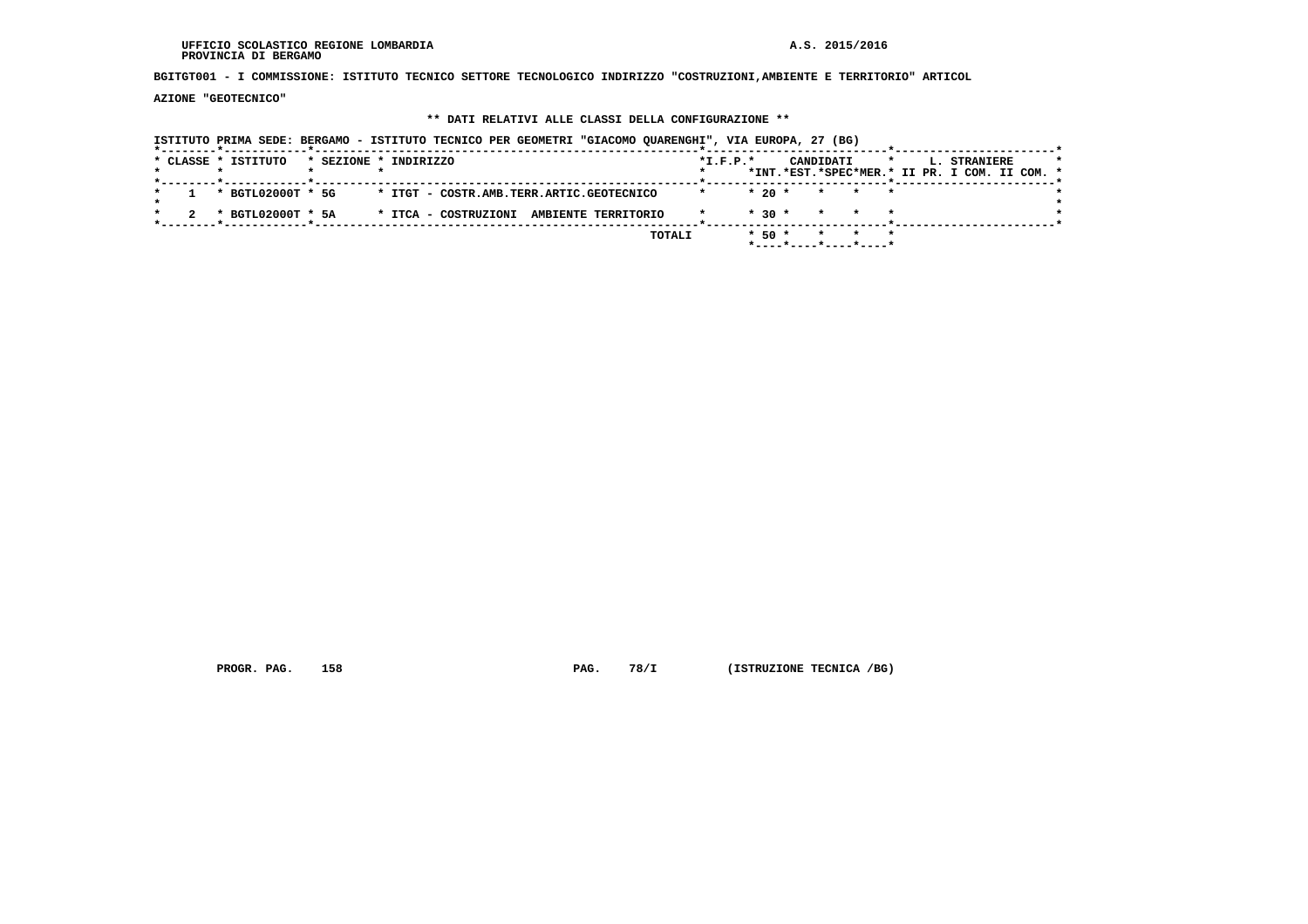UFFICIO SCOLASTICO REGIONE LOMBARDIA
PROVINCIA DI BERGAMO

A.S. 2015/2016

**BGITGT001 - I COMMISSIONE: ISTITUTO TECNICO SETTORE TECNOLOGICO INDIRIZZO "COSTRUZIONI,AMBIENTE E TERRITORIO" ARTICOLAZIONE "GEOTECNICO"**

**\*\* DATI RELATIVI ALLE CLASSI DELLA CONFIGURAZIONE \*\***

ISTITUTO PRIMA SEDE: BERGAMO - ISTITUTO TECNICO PER GEOMETRI "GIACOMO QUARENGHI", VIA EUROPA, 27 (BG)

| CLASSE | ISTITUTO | SEZIONE | INDIRIZZO | I.F.P. | CANDIDATI INT. | CANDIDATI EST. | CANDIDATI SPEC | CANDIDATI MER. | L. STRANIERE II PR. | L. STRANIERE I COM. | L. STRANIERE II COM. |
|---|---|---|---|---|---|---|---|---|---|---|---|
| 1 | BGTL02000T | 5G | ITGT - COSTR.AMB.TERR.ARTIC.GEOTECNICO | | 20 | | | | | | |
| 2 | BGTL02000T | 5A | ITCA - COSTRUZIONI AMBIENTE TERRITORIO | | 30 | | | | | | |
| | | | TOTALI | | 50 | | | | | | |

PROGR. PAG. 158 PAG. 78/I (ISTRUZIONE TECNICA /BG)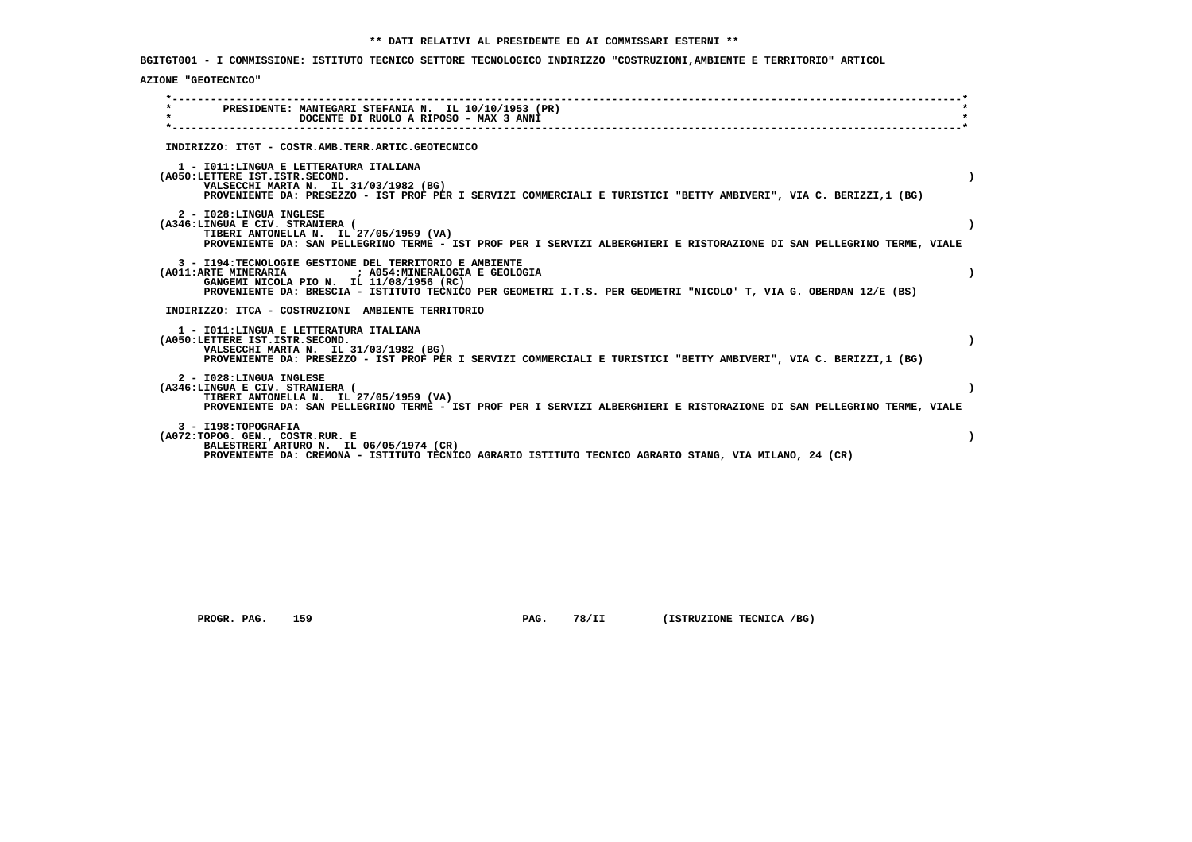**\*\* DATI RELATIVI AL PRESIDENTE ED AI COMMISSARI ESTERNI \*\***

**BGITGT001 - I COMMISSIONE: ISTITUTO TECNICO SETTORE TECNOLOGICO INDIRIZZO "COSTRUZIONI,AMBIENTE E TERRITORIO" ARTICOLAZIONE "GEOTECNICO"**

**PRESIDENTE: MANTEGARI STEFANIA N. IL 10/10/1953 (PR)**
**DOCENTE DI RUOLO A RIPOSO - MAX 3 ANNI**

**INDIRIZZO: ITGT - COSTR.AMB.TERR.ARTIC.GEOTECNICO**

1 - I011:LINGUA E LETTERATURA ITALIANA
(A050:LETTERE IST.ISTR.SECOND. )
VALSECCHI MARTA N. IL 31/03/1982 (BG)
PROVENIENTE DA: PRESEZZO - IST PROF PER I SERVIZI COMMERCIALI E TURISTICI "BETTY AMBIVERI", VIA C. BERIZZI,1 (BG)

2 - I028:LINGUA INGLESE
(A346:LINGUA E CIV. STRANIERA ( )
TIBERI ANTONELLA N. IL 27/05/1959 (VA)
PROVENIENTE DA: SAN PELLEGRINO TERME - IST PROF PER I SERVIZI ALBERGHIERI E RISTORAZIONE DI SAN PELLEGRINO TERME, VIALE

3 - I194:TECNOLOGIE GESTIONE DEL TERRITORIO E AMBIENTE
(A011:ARTE MINERARIA ; A054:MINERALOGIA E GEOLOGIA )
GANGEMI NICOLA PIO N. IL 11/08/1956 (RC)
PROVENIENTE DA: BRESCIA - ISTITUTO TECNICO PER GEOMETRI I.T.S. PER GEOMETRI "NICOLO' T, VIA G. OBERDAN 12/E (BS)

**INDIRIZZO: ITCA - COSTRUZIONI AMBIENTE TERRITORIO**

1 - I011:LINGUA E LETTERATURA ITALIANA
(A050:LETTERE IST.ISTR.SECOND. )
VALSECCHI MARTA N. IL 31/03/1982 (BG)
PROVENIENTE DA: PRESEZZO - IST PROF PER I SERVIZI COMMERCIALI E TURISTICI "BETTY AMBIVERI", VIA C. BERIZZI,1 (BG)

2 - I028:LINGUA INGLESE
(A346:LINGUA E CIV. STRANIERA ( )
TIBERI ANTONELLA N. IL 27/05/1959 (VA)
PROVENIENTE DA: SAN PELLEGRINO TERME - IST PROF PER I SERVIZI ALBERGHIERI E RISTORAZIONE DI SAN PELLEGRINO TERME, VIALE

3 - I198:TOPOGRAFIA
(A072:TOPOG. GEN., COSTR.RUR. E )
BALESTRERI ARTURO N. IL 06/05/1974 (CR)
PROVENIENTE DA: CREMONA - ISTITUTO TECNICO AGRARIO ISTITUTO TECNICO AGRARIO STANG, VIA MILANO, 24 (CR)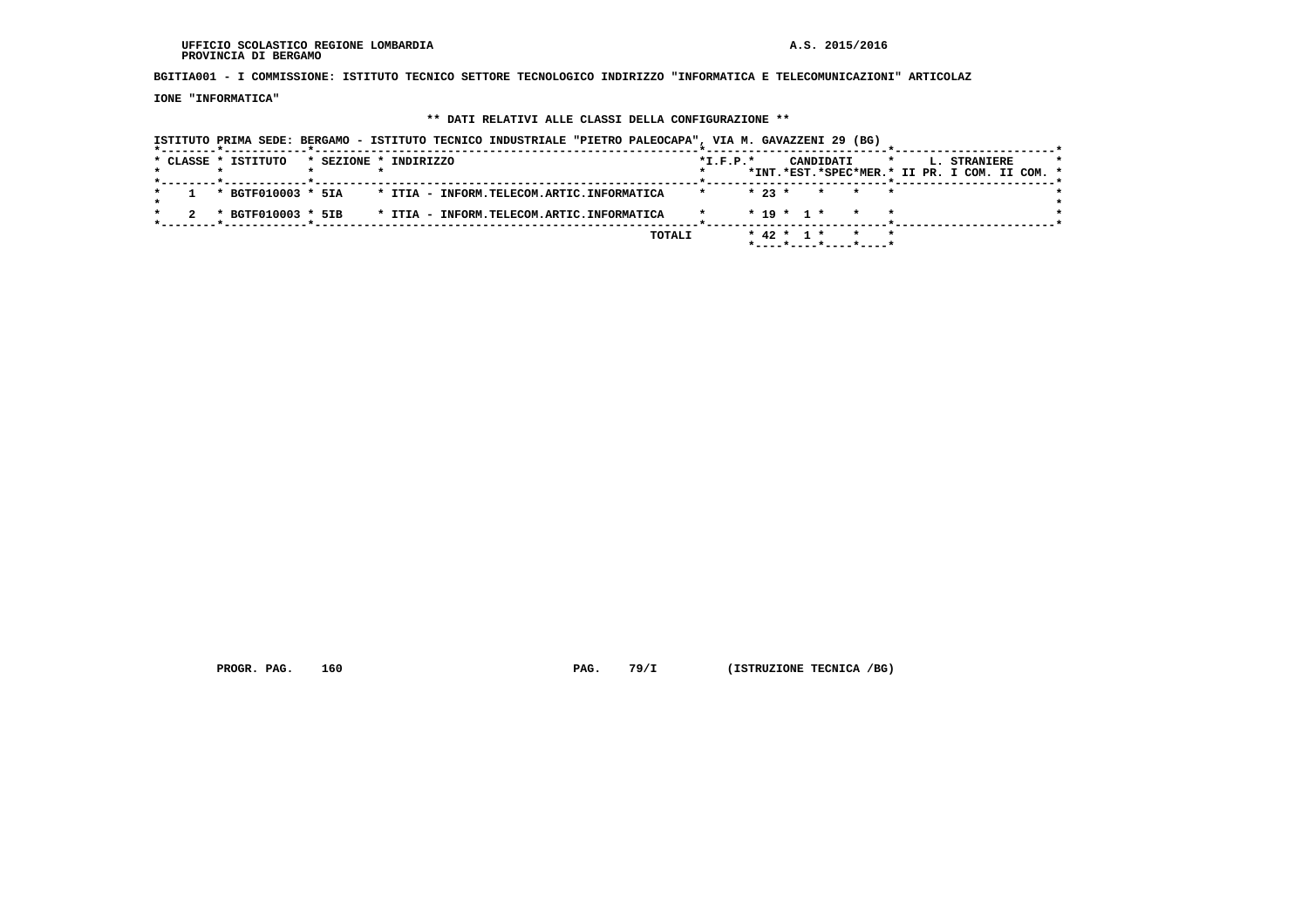UFFICIO SCOLASTICO REGIONE LOMBARDIA
PROVINCIA DI BERGAMO

A.S. 2015/2016

**BGITIA001 - I COMMISSIONE: ISTITUTO TECNICO SETTORE TECNOLOGICO INDIRIZZO "INFORMATICA E TELECOMUNICAZIONI" ARTICOLAZIONE "INFORMATICA"**

**\*\* DATI RELATIVI ALLE CLASSI DELLA CONFIGURAZIONE \*\***

ISTITUTO PRIMA SEDE: BERGAMO - ISTITUTO TECNICO INDUSTRIALE "PIETRO PALEOCAPA", VIA M. GAVAZZENI 29 (BG)

| CLASSE | ISTITUTO | SEZIONE | INDIRIZZO | I.F.P. | CANDIDATI INT. | CANDIDATI EST. | CANDIDATI SPEC | CANDIDATI MER. | L. STRANIERE II PR. | L. STRANIERE I COM. | L. STRANIERE II COM. |
|---|---|---|---|---|---|---|---|---|---|---|---|
| 1 | BGTF010003 | 5IA | ITIA - INFORM.TELECOM.ARTIC.INFORMATICA | | 23 | | | | | | |
| 2 | BGTF010003 | 5IB | ITIA - INFORM.TELECOM.ARTIC.INFORMATICA | | 19 | 1 | | | | | |
| | | | TOTALI | | 42 | 1 | | | | | |

PROGR. PAG. 160 PAG. 79/I (ISTRUZIONE TECNICA /BG)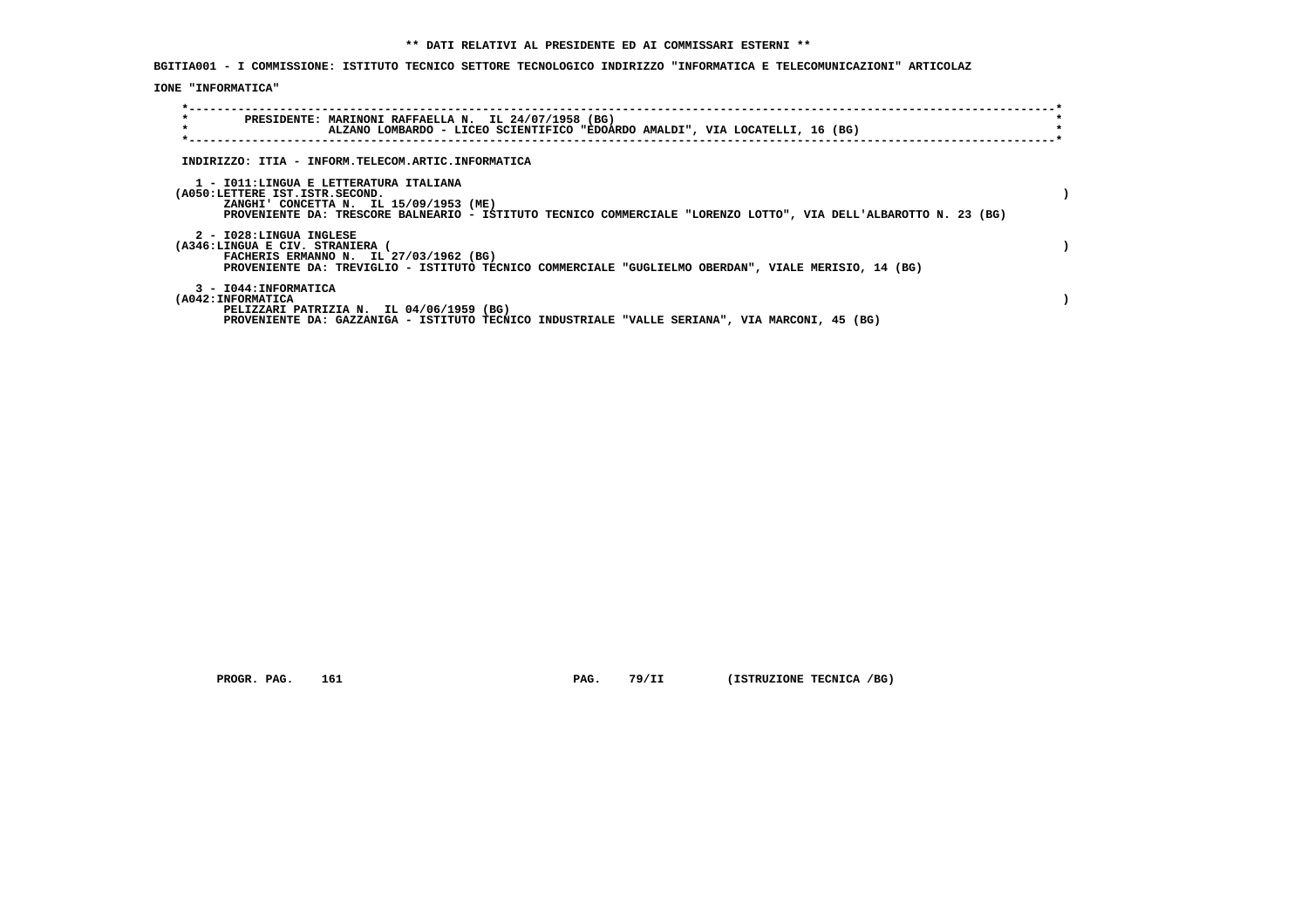**\*\* DATI RELATIVI AL PRESIDENTE ED AI COMMISSARI ESTERNI \*\***

**BGITIA001 - I COMMISSIONE: ISTITUTO TECNICO SETTORE TECNOLOGICO INDIRIZZO "INFORMATICA E TELECOMUNICAZIONI" ARTICOLAZIONE "INFORMATICA"**

PRESIDENTE: MARINONI RAFFAELLA N. IL 24/07/1958 (BG)
ALZANO LOMBARDO - LICEO SCIENTIFICO "EDOARDO AMALDI", VIA LOCATELLI, 16 (BG)

INDIRIZZO: ITIA - INFORM.TELECOM.ARTIC.INFORMATICA

1 - I011:LINGUA E LETTERATURA ITALIANA
(A050:LETTERE IST.ISTR.SECOND. )
ZANGHI' CONCETTA N. IL 15/09/1953 (ME)
PROVENIENTE DA: TRESCORE BALNEARIO - ISTITUTO TECNICO COMMERCIALE "LORENZO LOTTO", VIA DELL'ALBAROTTO N. 23 (BG)

2 - I028:LINGUA INGLESE
(A346:LINGUA E CIV. STRANIERA ( )
FACHERIS ERMANNO N. IL 27/03/1962 (BG)
PROVENIENTE DA: TREVIGLIO - ISTITUTO TECNICO COMMERCIALE "GUGLIELMO OBERDAN", VIALE MERISIO, 14 (BG)

3 - I044:INFORMATICA
(A042:INFORMATICA )
PELIZZARI PATRIZIA N. IL 04/06/1959 (BG)
PROVENIENTE DA: GAZZANIGA - ISTITUTO TECNICO INDUSTRIALE "VALLE SERIANA", VIA MARCONI, 45 (BG)

PROGR. PAG. 161 PAG. 79/II (ISTRUZIONE TECNICA /BG)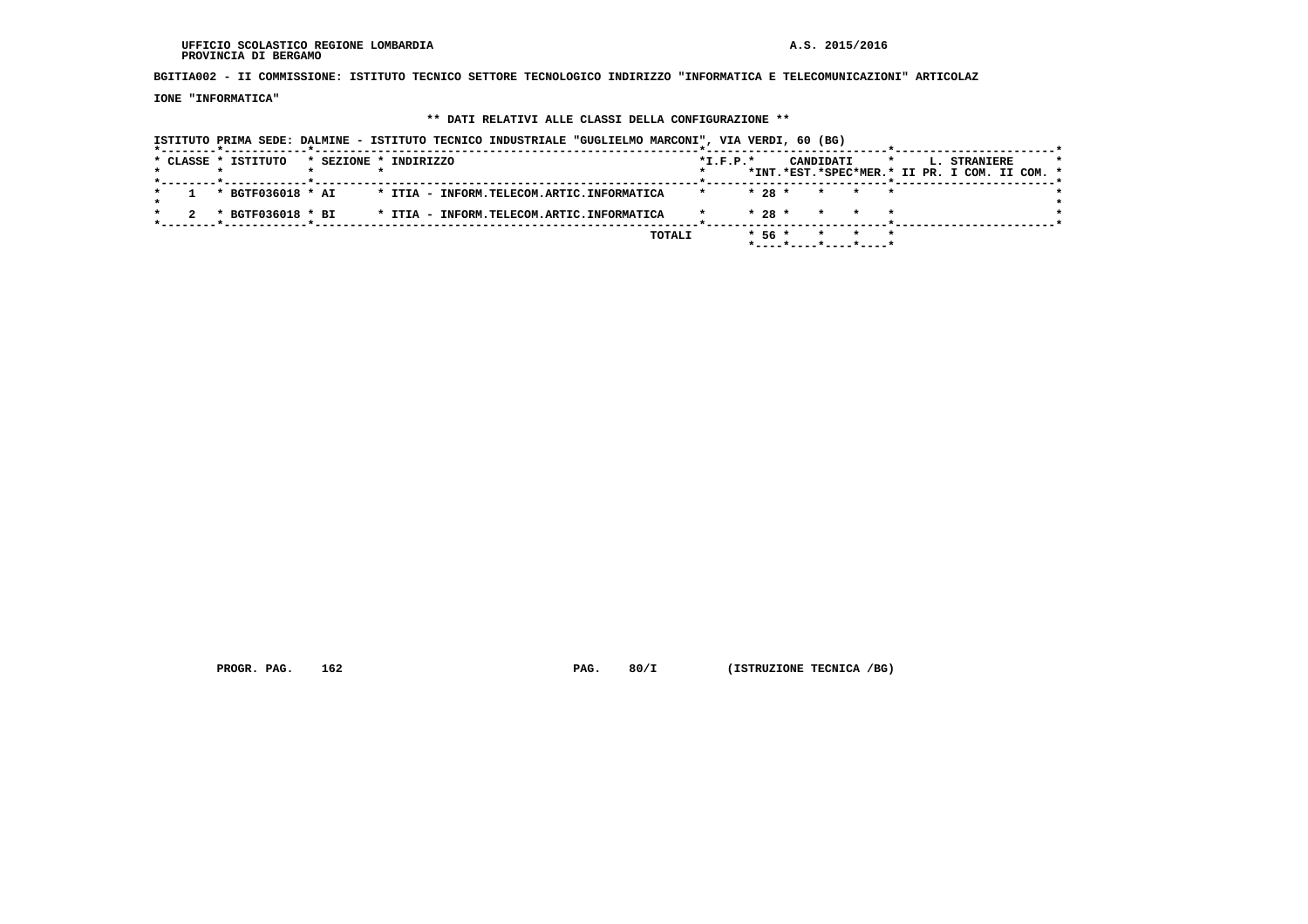UFFICIO SCOLASTICO REGIONE LOMBARDIA
PROVINCIA DI BERGAMO

A.S. 2015/2016

BGITIA002 - II COMMISSIONE: ISTITUTO TECNICO SETTORE TECNOLOGICO INDIRIZZO "INFORMATICA E TELECOMUNICAZIONI" ARTICOLAZIONE "INFORMATICA"

** DATI RELATIVI ALLE CLASSI DELLA CONFIGURAZIONE **

ISTITUTO PRIMA SEDE: DALMINE - ISTITUTO TECNICO INDUSTRIALE "GUGLIELMO MARCONI", VIA VERDI, 60 (BG)

| CLASSE | ISTITUTO | SEZIONE | INDIRIZZO | I.F.P. | CANDIDATI INT. | CANDIDATI EST. | CANDIDATI SPEC | CANDIDATI MER. | L. STRANIERE II PR. | L. STRANIERE I COM. | L. STRANIERE II COM. |
|---|---|---|---|---|---|---|---|---|---|---|---|
| 1 | BGTF036018 | AI | ITIA - INFORM.TELECOM.ARTIC.INFORMATICA | | 28 | | | | | | |
| 2 | BGTF036018 | BI | ITIA - INFORM.TELECOM.ARTIC.INFORMATICA | | 28 | | | | | | |
| | | | TOTALI | | 56 | | | | | | |

PROGR. PAG. 162 PAG. 80/I (ISTRUZIONE TECNICA /BG)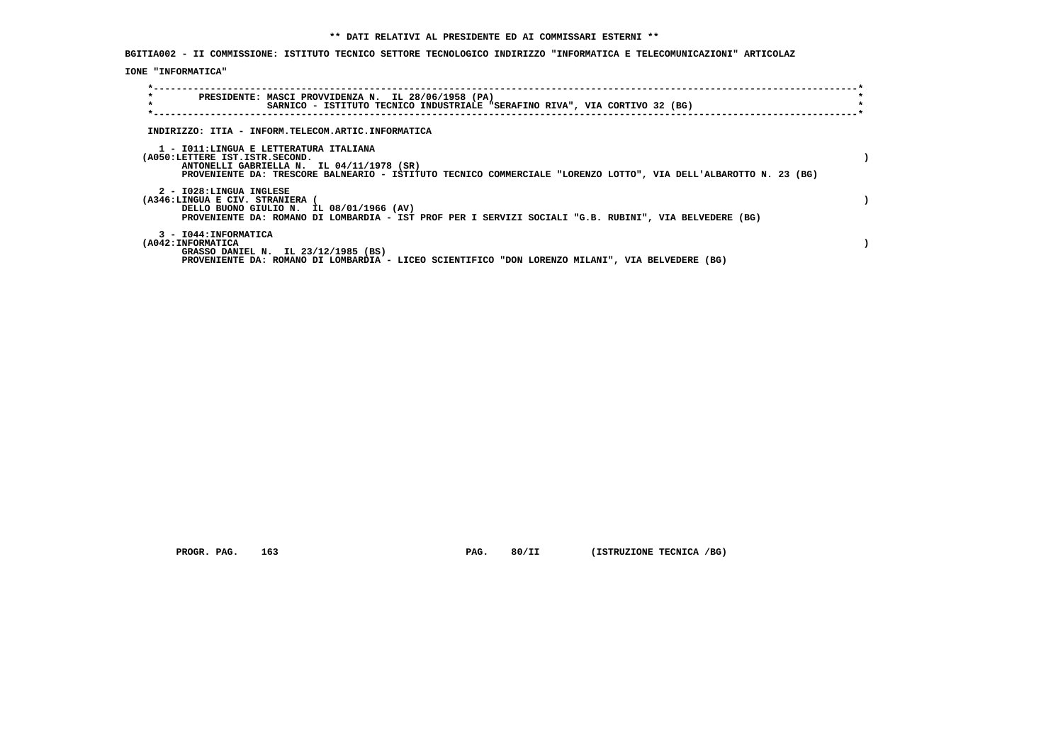**\*\* DATI RELATIVI AL PRESIDENTE ED AI COMMISSARI ESTERNI \*\***

**BGITIA002 - II COMMISSIONE: ISTITUTO TECNICO SETTORE TECNOLOGICO INDIRIZZO "INFORMATICA E TELECOMUNICAZIONI" ARTICOLAZIONE "INFORMATICA"**

PRESIDENTE: MASCI PROVVIDENZA N. IL 28/06/1958 (PA)
SARNICO - ISTITUTO TECNICO INDUSTRIALE "SERAFINO RIVA", VIA CORTIVO 32 (BG)

INDIRIZZO: ITIA - INFORM.TELECOM.ARTIC.INFORMATICA

1 - I011:LINGUA E LETTERATURA ITALIANA
(A050:LETTERE IST.ISTR.SECOND. )
ANTONELLI GABRIELLA N. IL 04/11/1978 (SR)
PROVENIENTE DA: TRESCORE BALNEARIO - ISTITUTO TECNICO COMMERCIALE "LORENZO LOTTO", VIA DELL'ALBAROTTO N. 23 (BG)

2 - I028:LINGUA INGLESE
(A346:LINGUA E CIV. STRANIERA ( )
DELLO BUONO GIULIO N. IL 08/01/1966 (AV)
PROVENIENTE DA: ROMANO DI LOMBARDIA - IST PROF PER I SERVIZI SOCIALI "G.B. RUBINI", VIA BELVEDERE (BG)

3 - I044:INFORMATICA
(A042:INFORMATICA )
GRASSO DANIEL N. IL 23/12/1985 (BS)
PROVENIENTE DA: ROMANO DI LOMBARDIA - LICEO SCIENTIFICO "DON LORENZO MILANI", VIA BELVEDERE (BG)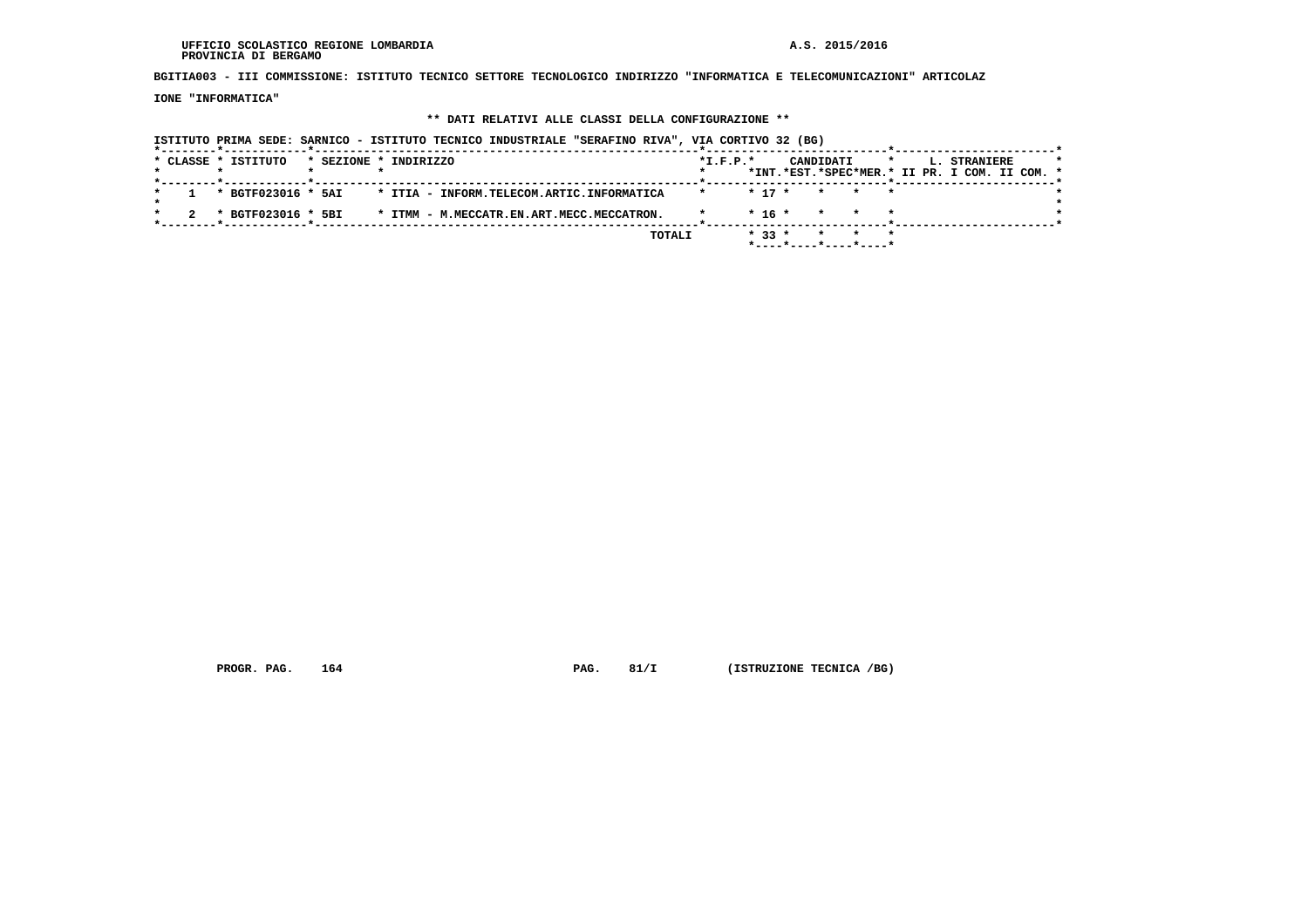UFFICIO SCOLASTICO REGIONE LOMBARDIA
PROVINCIA DI BERGAMO

A.S. 2015/2016

**BGITIA003 - III COMMISSIONE: ISTITUTO TECNICO SETTORE TECNOLOGICO INDIRIZZO "INFORMATICA E TELECOMUNICAZIONI" ARTICOLAZIONE "INFORMATICA"**

**\*\* DATI RELATIVI ALLE CLASSI DELLA CONFIGURAZIONE \*\***

ISTITUTO PRIMA SEDE: SARNICO - ISTITUTO TECNICO INDUSTRIALE "SERAFINO RIVA", VIA CORTIVO 32 (BG)

| CLASSE | ISTITUTO | SEZIONE | INDIRIZZO | I.F.P. | CANDIDATI INT. | CANDIDATI EST. | CANDIDATI SPEC | CANDIDATI MER. | L. STRANIERE II PR. | L. STRANIERE I COM. | L. STRANIERE II COM. |
|---|---|---|---|---|---|---|---|---|---|---|---|
| 1 | BGTF023016 | 5AI | ITIA - INFORM.TELECOM.ARTIC.INFORMATICA | | 17 | | | | | | |
| 2 | BGTF023016 | 5BI | ITMM - M.MECCATR.EN.ART.MECC.MECCATRON. | | 16 | | | | | | |
| | | | TOTALI | | 33 | | | | | | |

PROGR. PAG. 164 PAG. 81/I (ISTRUZIONE TECNICA /BG)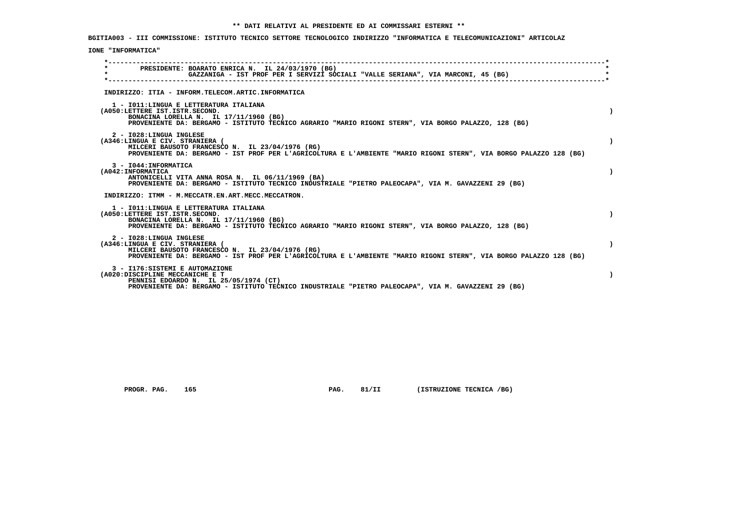**\*\* DATI RELATIVI AL PRESIDENTE ED AI COMMISSARI ESTERNI \*\***

**BGITIA003 - III COMMISSIONE: ISTITUTO TECNICO SETTORE TECNOLOGICO INDIRIZZO "INFORMATICA E TELECOMUNICAZIONI" ARTICOLAZIONE "INFORMATICA"**

**PRESIDENTE: BOARATO ENRICA N. IL 24/03/1970 (BG)**
**GAZZANIGA - IST PROF PER I SERVIZI SOCIALI "VALLE SERIANA", VIA MARCONI, 45 (BG)**

**INDIRIZZO: ITIA - INFORM.TELECOM.ARTIC.INFORMATICA**

**1 - I011:LINGUA E LETTERATURA ITALIANA**
**(A050:LETTERE IST.ISTR.SECOND. )**
**BONACINA LORELLA N. IL 17/11/1960 (BG)**
**PROVENIENTE DA: BERGAMO - ISTITUTO TECNICO AGRARIO "MARIO RIGONI STERN", VIA BORGO PALAZZO, 128 (BG)**

**2 - I028:LINGUA INGLESE**
**(A346:LINGUA E CIV. STRANIERA ( )**
**MILCERI BAUSOTO FRANCESCO N. IL 23/04/1976 (RG)**
**PROVENIENTE DA: BERGAMO - IST PROF PER L'AGRICOLTURA E L'AMBIENTE "MARIO RIGONI STERN", VIA BORGO PALAZZO 128 (BG)**

**3 - I044:INFORMATICA**
**(A042:INFORMATICA )**
**ANTONICELLI VITA ANNA ROSA N. IL 06/11/1969 (BA)**
**PROVENIENTE DA: BERGAMO - ISTITUTO TECNICO INDUSTRIALE "PIETRO PALEOCAPA", VIA M. GAVAZZENI 29 (BG)**

**INDIRIZZO: ITMM - M.MECCATR.EN.ART.MECC.MECCATRON.**

**1 - I011:LINGUA E LETTERATURA ITALIANA**
**(A050:LETTERE IST.ISTR.SECOND. )**
**BONACINA LORELLA N. IL 17/11/1960 (BG)**
**PROVENIENTE DA: BERGAMO - ISTITUTO TECNICO AGRARIO "MARIO RIGONI STERN", VIA BORGO PALAZZO, 128 (BG)**

**2 - I028:LINGUA INGLESE**
**(A346:LINGUA E CIV. STRANIERA ( )**
**MILCERI BAUSOTO FRANCESCO N. IL 23/04/1976 (RG)**
**PROVENIENTE DA: BERGAMO - IST PROF PER L'AGRICOLTURA E L'AMBIENTE "MARIO RIGONI STERN", VIA BORGO PALAZZO 128 (BG)**

**3 - I176:SISTEMI E AUTOMAZIONE**
**(A020:DISCIPLINE MECCANICHE E T )**
**PENNISI EDOARDO N. IL 25/05/1974 (CT)**
**PROVENIENTE DA: BERGAMO - ISTITUTO TECNICO INDUSTRIALE "PIETRO PALEOCAPA", VIA M. GAVAZZENI 29 (BG)**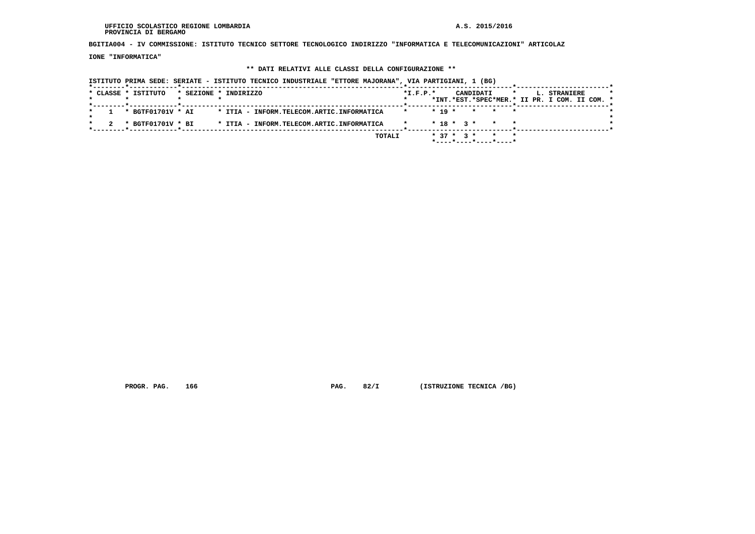UFFICIO SCOLASTICO REGIONE LOMBARDIA
PROVINCIA DI BERGAMO

A.S. 2015/2016

**BGITIA004 - IV COMMISSIONE: ISTITUTO TECNICO SETTORE TECNOLOGICO INDIRIZZO "INFORMATICA E TELECOMUNICAZIONI" ARTICOLAZIONE "INFORMATICA"**

**\*\* DATI RELATIVI ALLE CLASSI DELLA CONFIGURAZIONE \*\***

ISTITUTO PRIMA SEDE: SERIATE - ISTITUTO TECNICO INDUSTRIALE "ETTORE MAJORANA", VIA PARTIGIANI, 1 (BG)

| CLASSE | ISTITUTO | SEZIONE | INDIRIZZO | I.F.P. | CANDIDATI INT. | CANDIDATI EST. | CANDIDATI SPEC | CANDIDATI MER. | L. STRANIERE II PR. | L. STRANIERE I COM. | L. STRANIERE II COM. |
|---|---|---|---|---|---|---|---|---|---|---|---|
| 1 | BGTF01701V | AI | ITIA - INFORM.TELECOM.ARTIC.INFORMATICA | | 19 | | | | | | |
| 2 | BGTF01701V | BI | ITIA - INFORM.TELECOM.ARTIC.INFORMATICA | | 18 | 3 | | | | | |
| | | | TOTALI | | 37 | 3 | | | | | |

PROGR. PAG. 166 PAG. 82/I (ISTRUZIONE TECNICA /BG)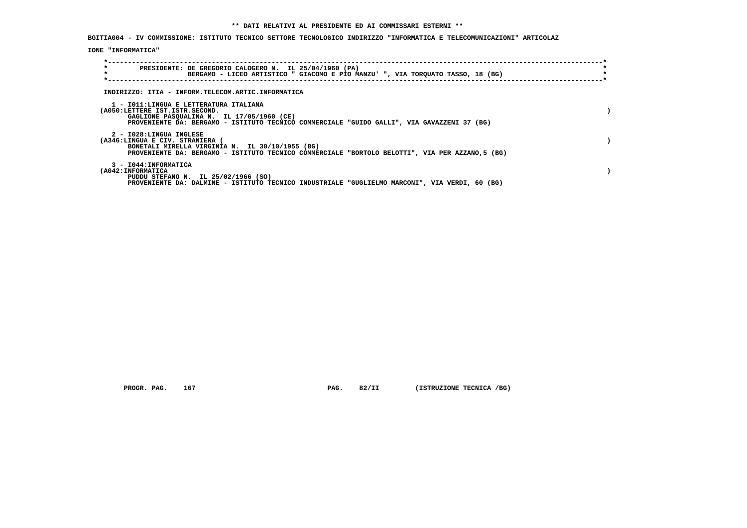**\*\* DATI RELATIVI AL PRESIDENTE ED AI COMMISSARI ESTERNI \*\***

**BGITIA004 - IV COMMISSIONE: ISTITUTO TECNICO SETTORE TECNOLOGICO INDIRIZZO "INFORMATICA E TELECOMUNICAZIONI" ARTICOLAZIONE "INFORMATICA"**

PRESIDENTE: DE GREGORIO CALOGERO N. IL 25/04/1960 (PA)
BERGAMO - LICEO ARTISTICO " GIACOMO E PIO MANZU' ", VIA TORQUATO TASSO, 18 (BG)

INDIRIZZO: ITIA - INFORM.TELECOM.ARTIC.INFORMATICA

1 - I011:LINGUA E LETTERATURA ITALIANA
(A050:LETTERE IST.ISTR.SECOND. )
GAGLIONE PASQUALINA N. IL 17/05/1960 (CE)
PROVENIENTE DA: BERGAMO - ISTITUTO TECNICO COMMERCIALE "GUIDO GALLI", VIA GAVAZZENI 37 (BG)

2 - I028:LINGUA INGLESE
(A346:LINGUA E CIV. STRANIERA ( )
BONETALI MIRELLA VIRGINIA N. IL 30/10/1955 (BG)
PROVENIENTE DA: BERGAMO - ISTITUTO TECNICO COMMERCIALE "BORTOLO BELOTTI", VIA PER AZZANO,5 (BG)

3 - I044:INFORMATICA
(A042:INFORMATICA )
PUDDU STEFANO N. IL 25/02/1966 (SO)
PROVENIENTE DA: DALMINE - ISTITUTO TECNICO INDUSTRIALE "GUGLIELMO MARCONI", VIA VERDI, 60 (BG)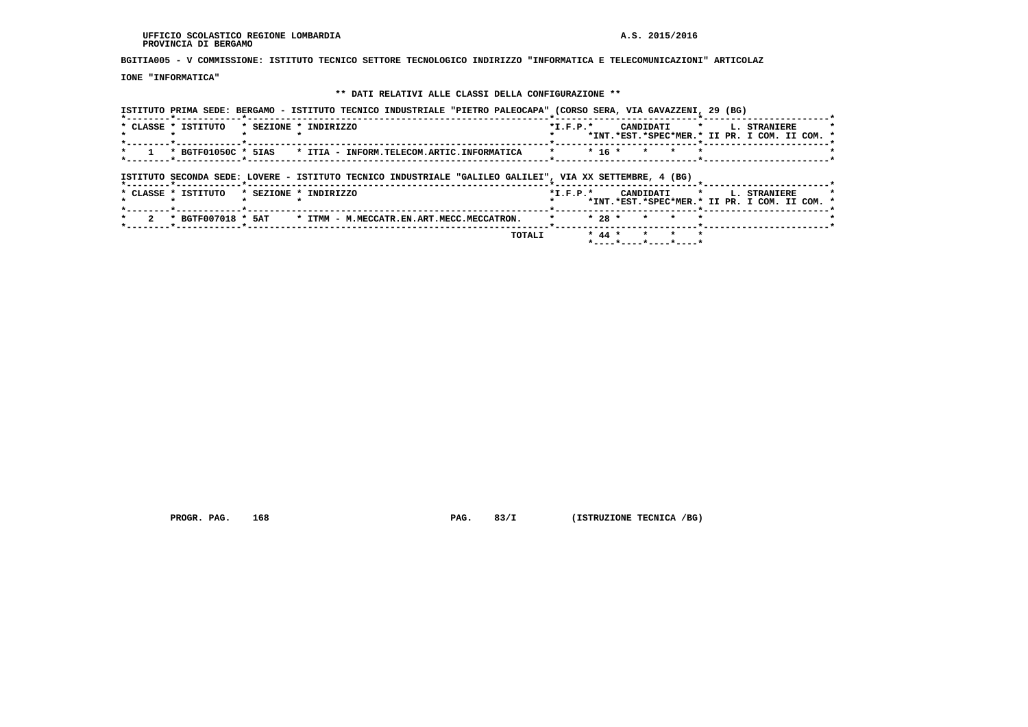UFFICIO SCOLASTICO REGIONE LOMBARDIA
PROVINCIA DI BERGAMO

A.S. 2015/2016

**BGITIA005 - V COMMISSIONE: ISTITUTO TECNICO SETTORE TECNOLOGICO INDIRIZZO "INFORMATICA E TELECOMUNICAZIONI" ARTICOLAZIONE "INFORMATICA"**

**\*\* DATI RELATIVI ALLE CLASSI DELLA CONFIGURAZIONE \*\***

ISTITUTO PRIMA SEDE: BERGAMO - ISTITUTO TECNICO INDUSTRIALE "PIETRO PALEOCAPA" (CORSO SERA, VIA GAVAZZENI, 29 (BG)

| CLASSE | ISTITUTO | SEZIONE | INDIRIZZO | I.F.P. | CANDIDATI INT. | CANDIDATI EST. | CANDIDATI SPEC | CANDIDATI MER. | L. STRANIERE II PR. | L. STRANIERE I COM. | L. STRANIERE II COM. |
|---|---|---|---|---|---|---|---|---|---|---|---|
| 1 | BGTF01050C | 5IAS | ITIA - INFORM.TELECOM.ARTIC.INFORMATICA | | 16 | | | | | | |

ISTITUTO SECONDA SEDE: LOVERE - ISTITUTO TECNICO INDUSTRIALE "GALILEO GALILEI", VIA XX SETTEMBRE, 4 (BG)

| CLASSE | ISTITUTO | SEZIONE | INDIRIZZO | I.F.P. | CANDIDATI INT. | CANDIDATI EST. | CANDIDATI SPEC | CANDIDATI MER. | L. STRANIERE II PR. | L. STRANIERE I COM. | L. STRANIERE II COM. |
|---|---|---|---|---|---|---|---|---|---|---|---|
| 2 | BGTF007018 | 5AT | ITMM - M.MECCATR.EN.ART.MECC.MECCATRON. | | 28 | | | | | | |
| | | | TOTALI | | 44 | | | | | | |

PROGR. PAG. 168     PAG. 83/I     (ISTRUZIONE TECNICA /BG)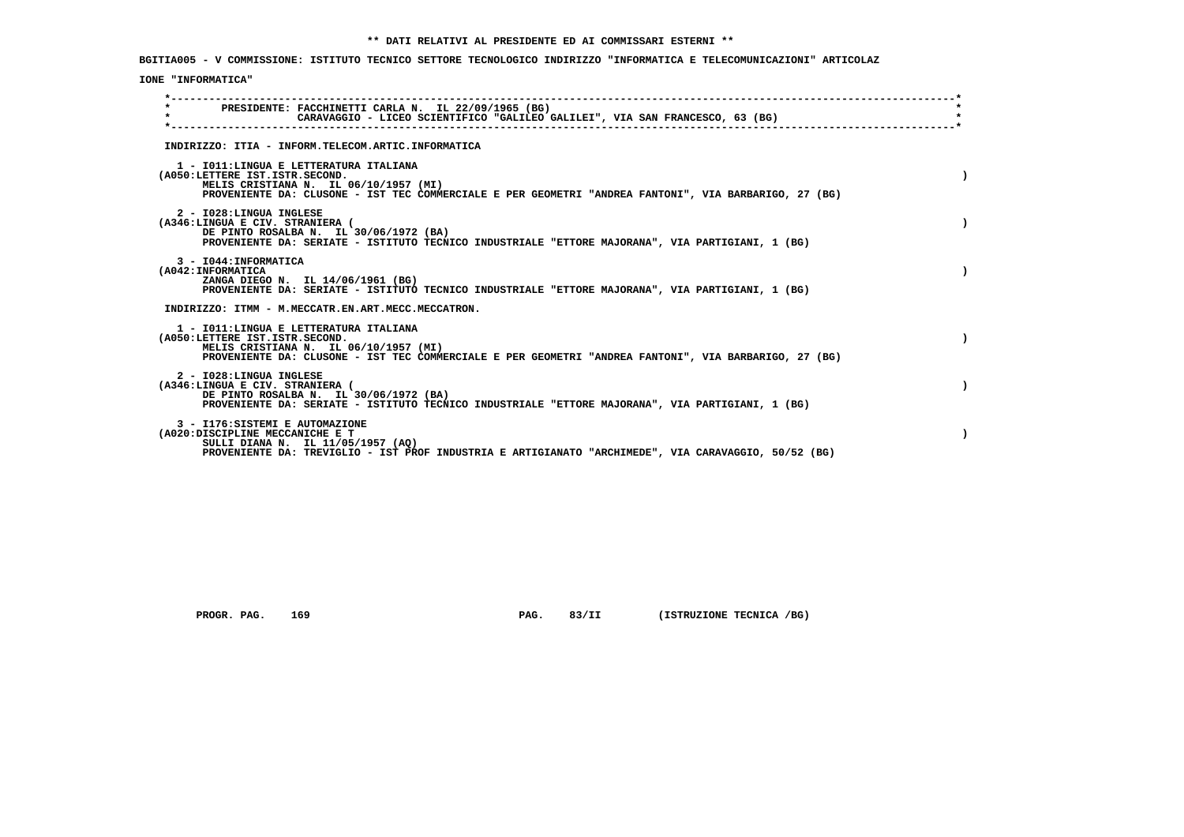** DATI RELATIVI AL PRESIDENTE ED AI COMMISSARI ESTERNI **

**BGITIA005 - V COMMISSIONE: ISTITUTO TECNICO SETTORE TECNOLOGICO INDIRIZZO "INFORMATICA E TELECOMUNICAZIONI" ARTICOLAZIONE "INFORMATICA"**

PRESIDENTE: FACCHINETTI CARLA N. IL 22/09/1965 (BG)
CARAVAGGIO - LICEO SCIENTIFICO "GALILEO GALILEI", VIA SAN FRANCESCO, 63 (BG)

INDIRIZZO: ITIA - INFORM.TELECOM.ARTIC.INFORMATICA

1 - I011:LINGUA E LETTERATURA ITALIANA
(A050:LETTERE IST.ISTR.SECOND. )
MELIS CRISTIANA N. IL 06/10/1957 (MI)
PROVENIENTE DA: CLUSONE - IST TEC COMMERCIALE E PER GEOMETRI "ANDREA FANTONI", VIA BARBARIGO, 27 (BG)

2 - I028:LINGUA INGLESE
(A346:LINGUA E CIV. STRANIERA ( )
DE PINTO ROSALBA N. IL 30/06/1972 (BA)
PROVENIENTE DA: SERIATE - ISTITUTO TECNICO INDUSTRIALE "ETTORE MAJORANA", VIA PARTIGIANI, 1 (BG)

3 - I044:INFORMATICA
(A042:INFORMATICA )
ZANGA DIEGO N. IL 14/06/1961 (BG)
PROVENIENTE DA: SERIATE - ISTITUTO TECNICO INDUSTRIALE "ETTORE MAJORANA", VIA PARTIGIANI, 1 (BG)

INDIRIZZO: ITMM - M.MECCATR.EN.ART.MECC.MECCATRON.

1 - I011:LINGUA E LETTERATURA ITALIANA
(A050:LETTERE IST.ISTR.SECOND. )
MELIS CRISTIANA N. IL 06/10/1957 (MI)
PROVENIENTE DA: CLUSONE - IST TEC COMMERCIALE E PER GEOMETRI "ANDREA FANTONI", VIA BARBARIGO, 27 (BG)

2 - I028:LINGUA INGLESE
(A346:LINGUA E CIV. STRANIERA ( )
DE PINTO ROSALBA N. IL 30/06/1972 (BA)
PROVENIENTE DA: SERIATE - ISTITUTO TECNICO INDUSTRIALE "ETTORE MAJORANA", VIA PARTIGIANI, 1 (BG)

3 - I176:SISTEMI E AUTOMAZIONE
(A020:DISCIPLINE MECCANICHE E T )
SULLI DIANA N. IL 11/05/1957 (AQ)
PROVENIENTE DA: TREVIGLIO - IST PROF INDUSTRIA E ARTIGIANATO "ARCHIMEDE", VIA CARAVAGGIO, 50/52 (BG)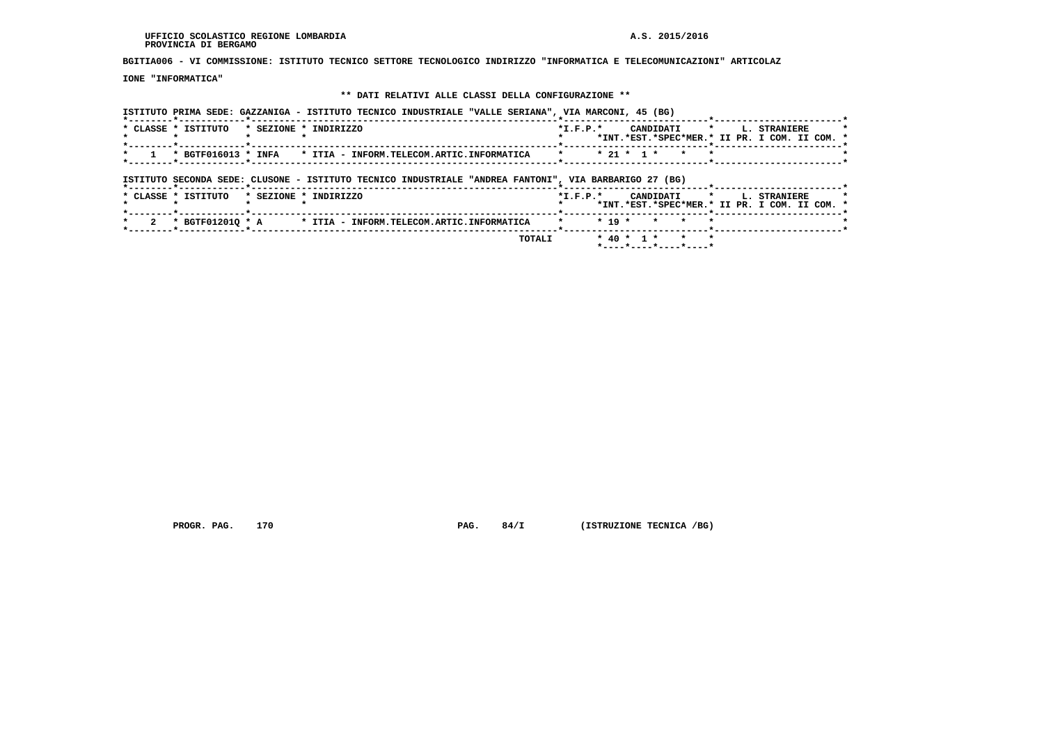UFFICIO SCOLASTICO REGIONE LOMBARDIA
PROVINCIA DI BERGAMO

A.S. 2015/2016

**BGITIA006 - VI COMMISSIONE: ISTITUTO TECNICO SETTORE TECNOLOGICO INDIRIZZO "INFORMATICA E TELECOMUNICAZIONI" ARTICOLAZIONE "INFORMATICA"**

**\*\* DATI RELATIVI ALLE CLASSI DELLA CONFIGURAZIONE \*\***

ISTITUTO PRIMA SEDE: GAZZANIGA - ISTITUTO TECNICO INDUSTRIALE "VALLE SERIANA", VIA MARCONI, 45 (BG)

| CLASSE | ISTITUTO | SEZIONE | INDIRIZZO | I.F.P. | CANDIDATI INT. | CANDIDATI EST. | CANDIDATI SPEC | CANDIDATI MER. | L. STRANIERE II PR. | L. STRANIERE I COM. | L. STRANIERE II COM. |
|---|---|---|---|---|---|---|---|---|---|---|---|
| 1 | BGTF016013 | INFA | ITIA - INFORM.TELECOM.ARTIC.INFORMATICA | | 21 | 1 | | | | | |

ISTITUTO SECONDA SEDE: CLUSONE - ISTITUTO TECNICO INDUSTRIALE "ANDREA FANTONI", VIA BARBARIGO 27 (BG)

| CLASSE | ISTITUTO | SEZIONE | INDIRIZZO | I.F.P. | CANDIDATI INT. | CANDIDATI EST. | CANDIDATI SPEC | CANDIDATI MER. | L. STRANIERE II PR. | L. STRANIERE I COM. | L. STRANIERE II COM. |
|---|---|---|---|---|---|---|---|---|---|---|---|
| 2 | BGTF01201Q | A | ITIA - INFORM.TELECOM.ARTIC.INFORMATICA | | 19 | | | | | | |
| | | | TOTALI | | 40 | 1 | | | | | |

PROGR. PAG. 170 PAG. 84/I (ISTRUZIONE TECNICA /BG)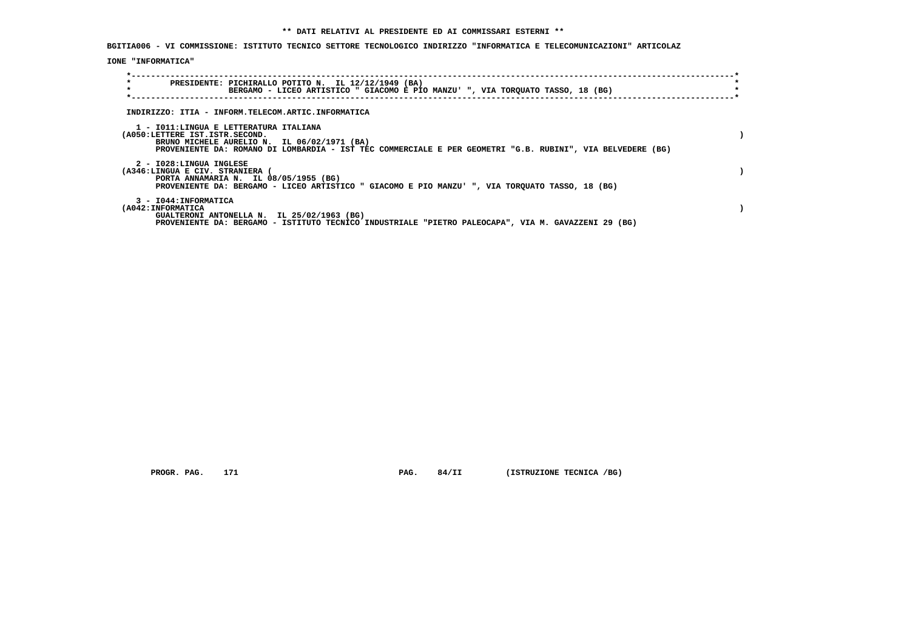**\*\* DATI RELATIVI AL PRESIDENTE ED AI COMMISSARI ESTERNI \*\***

**BGITIA006 - VI COMMISSIONE: ISTITUTO TECNICO SETTORE TECNOLOGICO INDIRIZZO "INFORMATICA E TELECOMUNICAZIONI" ARTICOLAZIONE "INFORMATICA"**

PRESIDENTE: PICHIRALLO POTITO N. IL 12/12/1949 (BA)
BERGAMO - LICEO ARTISTICO " GIACOMO E PIO MANZU' ", VIA TORQUATO TASSO, 18 (BG)

INDIRIZZO: ITIA - INFORM.TELECOM.ARTIC.INFORMATICA

1 - I011:LINGUA E LETTERATURA ITALIANA
(A050:LETTERE IST.ISTR.SECOND. )
BRUNO MICHELE AURELIO N. IL 06/02/1971 (BA)
PROVENIENTE DA: ROMANO DI LOMBARDIA - IST TEC COMMERCIALE E PER GEOMETRI "G.B. RUBINI", VIA BELVEDERE (BG)

2 - I028:LINGUA INGLESE
(A346:LINGUA E CIV. STRANIERA ( )
PORTA ANNAMARIA N. IL 08/05/1955 (BG)
PROVENIENTE DA: BERGAMO - LICEO ARTISTICO " GIACOMO E PIO MANZU' ", VIA TORQUATO TASSO, 18 (BG)

3 - I044:INFORMATICA
(A042:INFORMATICA )
GUALTERONI ANTONELLA N. IL 25/02/1963 (BG)
PROVENIENTE DA: BERGAMO - ISTITUTO TECNICO INDUSTRIALE "PIETRO PALEOCAPA", VIA M. GAVAZZENI 29 (BG)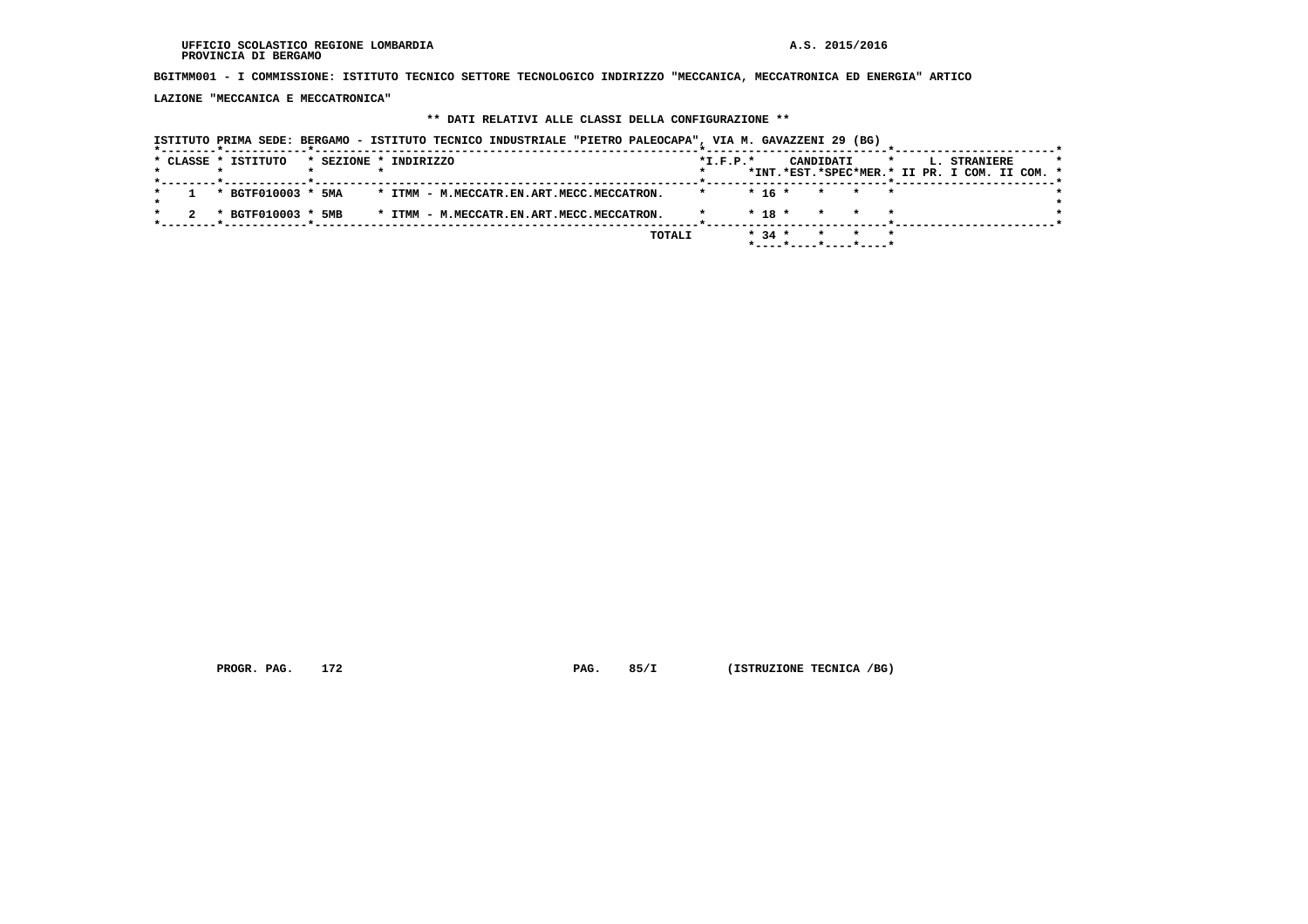UFFICIO SCOLASTICO REGIONE LOMBARDIA
PROVINCIA DI BERGAMO

A.S. 2015/2016

**BGITMM001 - I COMMISSIONE: ISTITUTO TECNICO SETTORE TECNOLOGICO INDIRIZZO "MECCANICA, MECCATRONICA ED ENERGIA" ARTICOLAZIONE "MECCANICA E MECCATRONICA"**

**\*\* DATI RELATIVI ALLE CLASSI DELLA CONFIGURAZIONE \*\***

ISTITUTO PRIMA SEDE: BERGAMO - ISTITUTO TECNICO INDUSTRIALE "PIETRO PALEOCAPA", VIA M. GAVAZZENI 29 (BG)

| CLASSE | ISTITUTO | SEZIONE | INDIRIZZO | I.F.P. | CANDIDATI INT. | CANDIDATI EST. | CANDIDATI SPEC | CANDIDATI MER. | L. STRANIERE II PR. | L. STRANIERE I COM. | L. STRANIERE II COM. |
|---|---|---|---|---|---|---|---|---|---|---|---|
| 1 | BGTF010003 | 5MA | ITMM - M.MECCATR.EN.ART.MECC.MECCATRON. | | 16 | | | | | | |
| 2 | BGTF010003 | 5MB | ITMM - M.MECCATR.EN.ART.MECC.MECCATRON. | | 18 | | | | | | |
| | | | TOTALI | | 34 | | | | | | |

PROGR. PAG. 172 PAG. 85/I (ISTRUZIONE TECNICA /BG)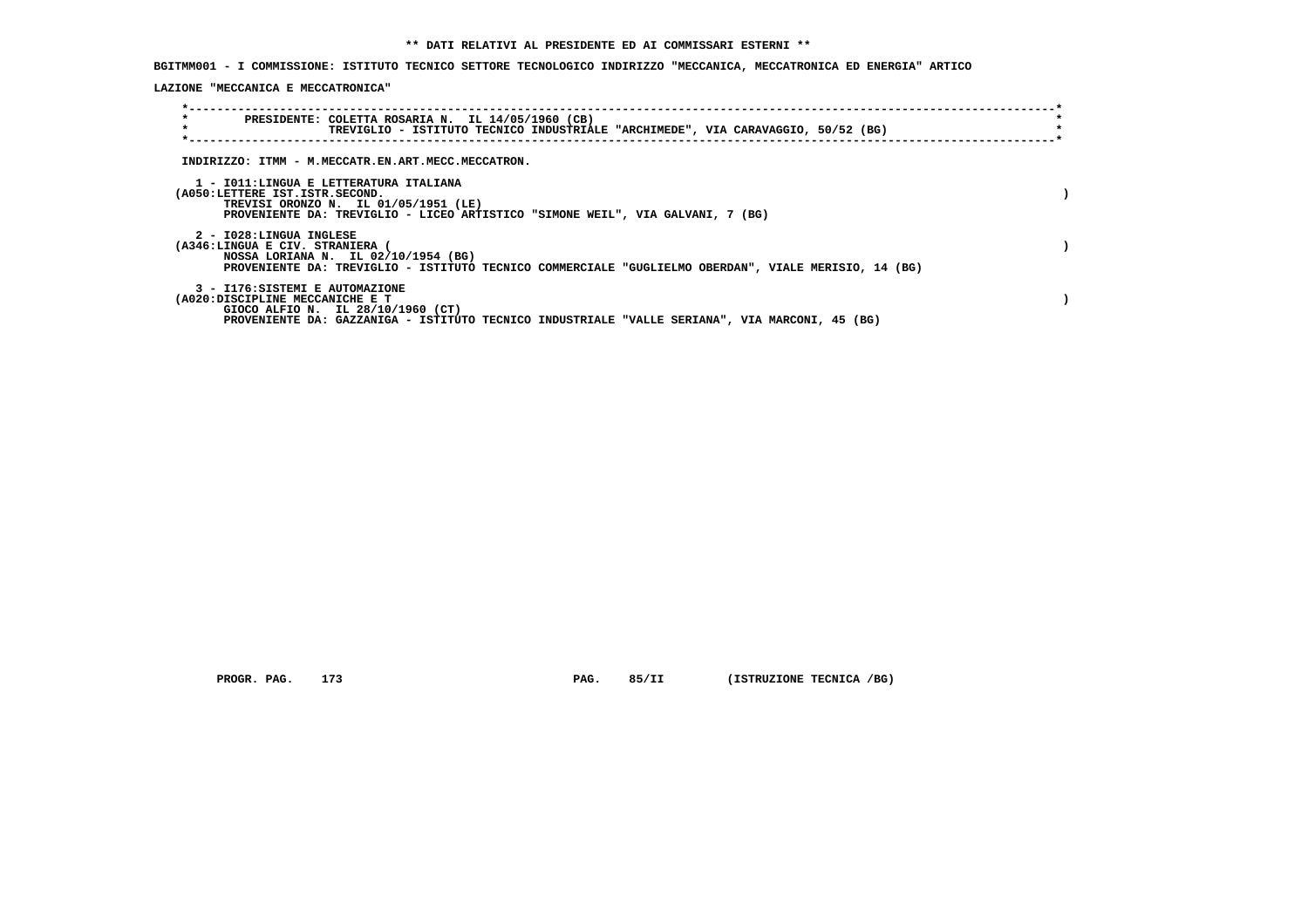**\*\* DATI RELATIVI AL PRESIDENTE ED AI COMMISSARI ESTERNI \*\***

**BGITMM001 - I COMMISSIONE: ISTITUTO TECNICO SETTORE TECNOLOGICO INDIRIZZO "MECCANICA, MECCATRONICA ED ENERGIA" ARTICOLAZIONE "MECCANICA E MECCATRONICA"**

PRESIDENTE: COLETTA ROSARIA N. IL 14/05/1960 (CB)
TREVIGLIO - ISTITUTO TECNICO INDUSTRIALE "ARCHIMEDE", VIA CARAVAGGIO, 50/52 (BG)

INDIRIZZO: ITMM - M.MECCATR.EN.ART.MECC.MECCATRON.

1 - I011:LINGUA E LETTERATURA ITALIANA
(A050:LETTERE IST.ISTR.SECOND. )
TREVISI ORONZO N. IL 01/05/1951 (LE)
PROVENIENTE DA: TREVIGLIO - LICEO ARTISTICO "SIMONE WEIL", VIA GALVANI, 7 (BG)

2 - I028:LINGUA INGLESE
(A346:LINGUA E CIV. STRANIERA ( )
NOSSA LORIANA N. IL 02/10/1954 (BG)
PROVENIENTE DA: TREVIGLIO - ISTITUTO TECNICO COMMERCIALE "GUGLIELMO OBERDAN", VIALE MERISIO, 14 (BG)

3 - I176:SISTEMI E AUTOMAZIONE
(A020:DISCIPLINE MECCANICHE E T )
GIOCO ALFIO N. IL 28/10/1960 (CT)
PROVENIENTE DA: GAZZANIGA - ISTITUTO TECNICO INDUSTRIALE "VALLE SERIANA", VIA MARCONI, 45 (BG)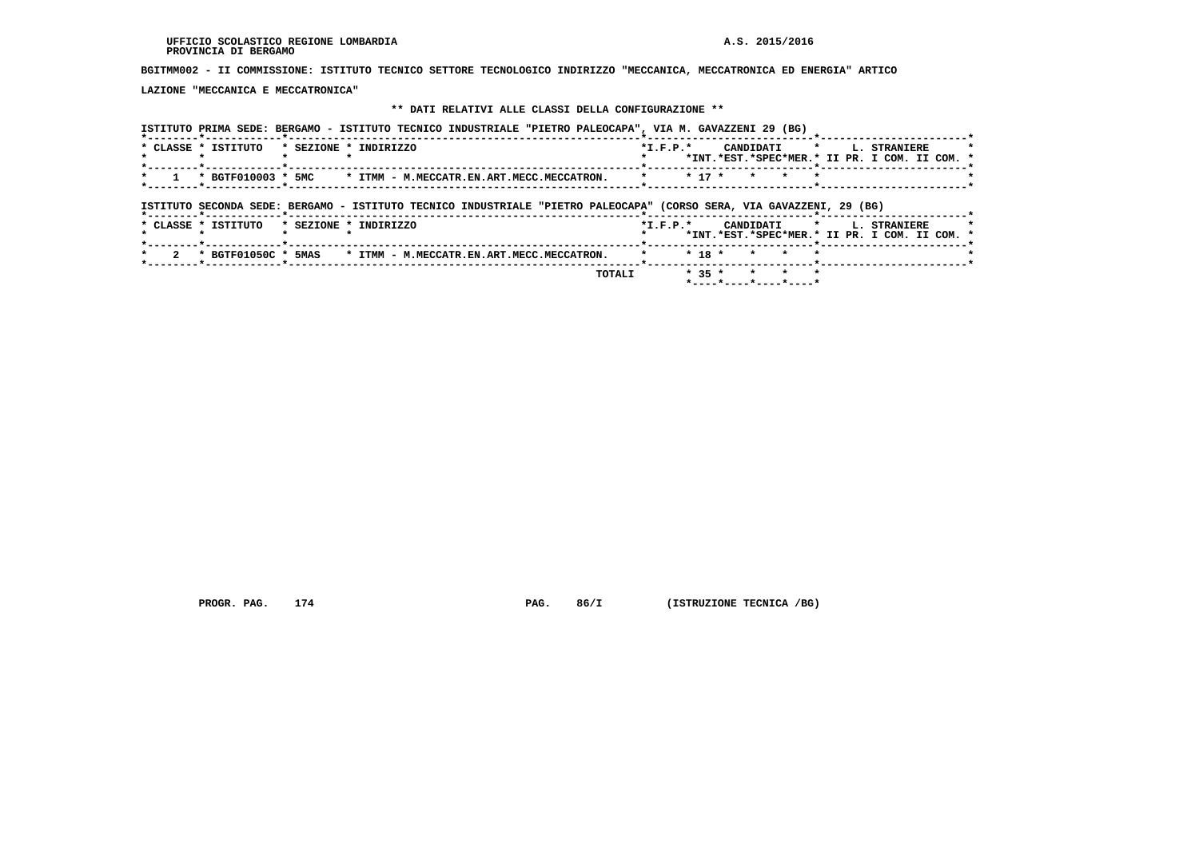UFFICIO SCOLASTICO REGIONE LOMBARDIA
PROVINCIA DI BERGAMO

A.S. 2015/2016

**BGITMM002 - II COMMISSIONE: ISTITUTO TECNICO SETTORE TECNOLOGICO INDIRIZZO "MECCANICA, MECCATRONICA ED ENERGIA" ARTICOLAZIONE "MECCANICA E MECCATRONICA"**

**\*\* DATI RELATIVI ALLE CLASSI DELLA CONFIGURAZIONE \*\***

ISTITUTO PRIMA SEDE: BERGAMO - ISTITUTO TECNICO INDUSTRIALE "PIETRO PALEOCAPA", VIA M. GAVAZZENI 29 (BG)

| CLASSE | ISTITUTO | SEZIONE | INDIRIZZO | I.F.P. | CANDIDATI INT. | CANDIDATI EST. | CANDIDATI SPEC | CANDIDATI MER. | L. STRANIERE II PR. | L. STRANIERE I COM. | L. STRANIERE II COM. |
|---|---|---|---|---|---|---|---|---|---|---|---|
| 1 | BGTF010003 | 5MC | ITMM - M.MECCATR.EN.ART.MECC.MECCATRON. | | 17 | | | | | | |

ISTITUTO SECONDA SEDE: BERGAMO - ISTITUTO TECNICO INDUSTRIALE "PIETRO PALEOCAPA" (CORSO SERA, VIA GAVAZZENI, 29 (BG)

| CLASSE | ISTITUTO | SEZIONE | INDIRIZZO | I.F.P. | CANDIDATI INT. | CANDIDATI EST. | CANDIDATI SPEC | CANDIDATI MER. | L. STRANIERE II PR. | L. STRANIERE I COM. | L. STRANIERE II COM. |
|---|---|---|---|---|---|---|---|---|---|---|---|
| 2 | BGTF01050C | 5MAS | ITMM - M.MECCATR.EN.ART.MECC.MECCATRON. | | 18 | | | | | | |
| | | | TOTALI | | 35 | | | | | | |

PROGR. PAG. 174 PAG. 86/I (ISTRUZIONE TECNICA /BG)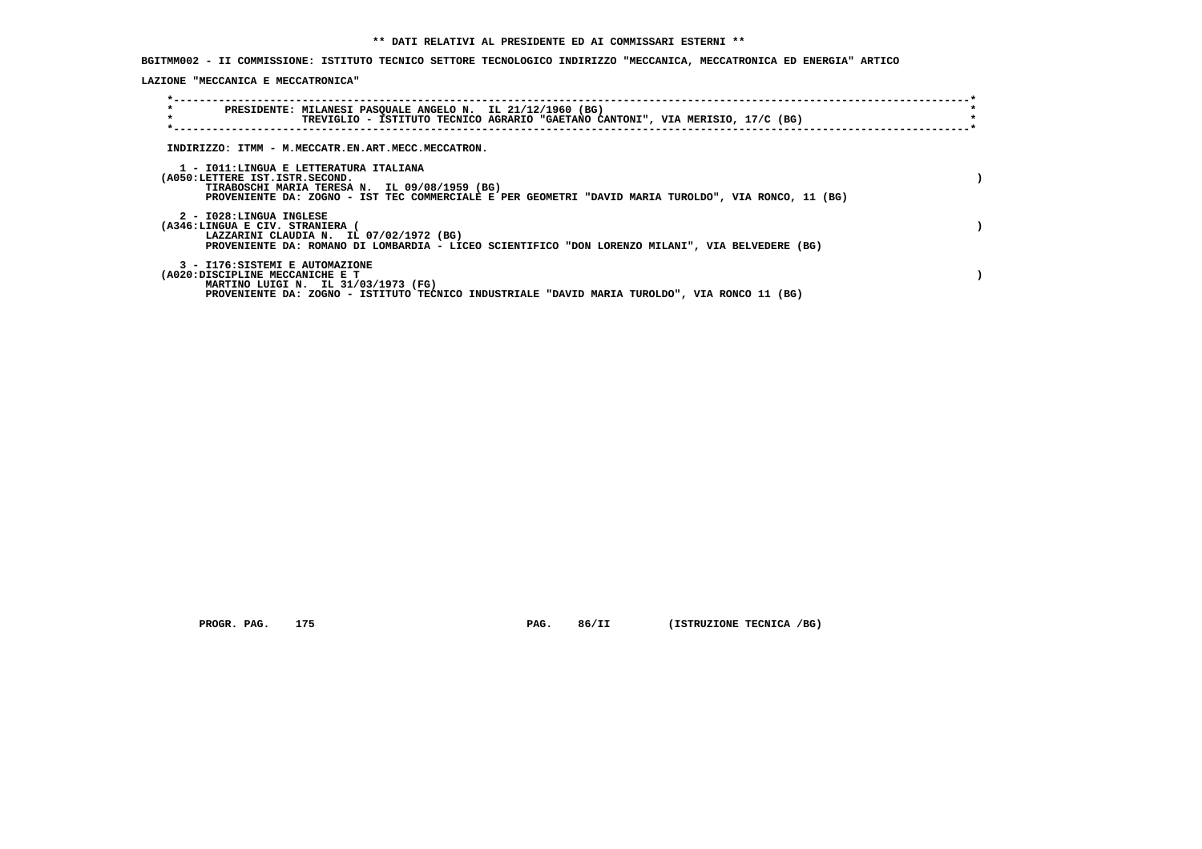**\*\* DATI RELATIVI AL PRESIDENTE ED AI COMMISSARI ESTERNI \*\***

**BGITMM002 - II COMMISSIONE: ISTITUTO TECNICO SETTORE TECNOLOGICO INDIRIZZO "MECCANICA, MECCATRONICA ED ENERGIA" ARTICOLAZIONE "MECCANICA E MECCATRONICA"**

**PRESIDENTE: MILANESI PASQUALE ANGELO N. IL 21/12/1960 (BG)**
**TREVIGLIO - ISTITUTO TECNICO AGRARIO "GAETANO CANTONI", VIA MERISIO, 17/C (BG)**

**INDIRIZZO: ITMM - M.MECCATR.EN.ART.MECC.MECCATRON.**

**1 - I011:LINGUA E LETTERATURA ITALIANA**
**(A050:LETTERE IST.ISTR.SECOND. )**
**TIRABOSCHI MARIA TERESA N. IL 09/08/1959 (BG)**
**PROVENIENTE DA: ZOGNO - IST TEC COMMERCIALE E PER GEOMETRI "DAVID MARIA TUROLDO", VIA RONCO, 11 (BG)**

**2 - I028:LINGUA INGLESE**
**(A346:LINGUA E CIV. STRANIERA ( )**
**LAZZARINI CLAUDIA N. IL 07/02/1972 (BG)**
**PROVENIENTE DA: ROMANO DI LOMBARDIA - LICEO SCIENTIFICO "DON LORENZO MILANI", VIA BELVEDERE (BG)**

**3 - I176:SISTEMI E AUTOMAZIONE**
**(A020:DISCIPLINE MECCANICHE E T )**
**MARTINO LUIGI N. IL 31/03/1973 (FG)**
**PROVENIENTE DA: ZOGNO - ISTITUTO TECNICO INDUSTRIALE "DAVID MARIA TUROLDO", VIA RONCO 11 (BG)**

**PROGR. PAG. 175 PAG. 86/II (ISTRUZIONE TECNICA /BG)**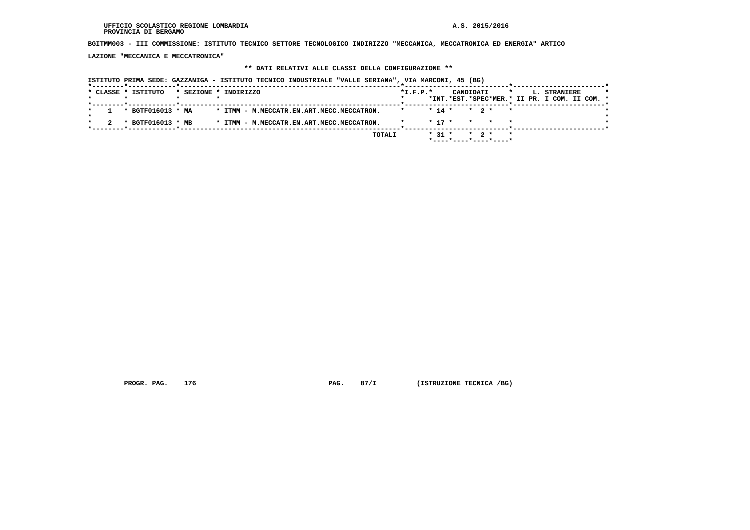UFFICIO SCOLASTICO REGIONE LOMBARDIA
PROVINCIA DI BERGAMO

A.S. 2015/2016

**BGITMM003 - III COMMISSIONE: ISTITUTO TECNICO SETTORE TECNOLOGICO INDIRIZZO "MECCANICA, MECCATRONICA ED ENERGIA" ARTICOLAZIONE "MECCANICA E MECCATRONICA"**

**\*\* DATI RELATIVI ALLE CLASSI DELLA CONFIGURAZIONE \*\***

ISTITUTO PRIMA SEDE: GAZZANIGA - ISTITUTO TECNICO INDUSTRIALE "VALLE SERIANA", VIA MARCONI, 45 (BG)

| CLASSE | ISTITUTO | SEZIONE | INDIRIZZO | I.F.P. | CANDIDATI INT. | CANDIDATI EST. | CANDIDATI SPEC | CANDIDATI MER. | L. STRANIERE II PR. | L. STRANIERE I COM. | L. STRANIERE II COM. |
|---|---|---|---|---|---|---|---|---|---|---|---|
| 1 | BGTF016013 | MA | ITMM - M.MECCATR.EN.ART.MECC.MECCATRON. | | 14 | | 2 | | | | |
| 2 | BGTF016013 | MB | ITMM - M.MECCATR.EN.ART.MECC.MECCATRON. | | 17 | | | | | | |
| | | | TOTALI | | 31 | | 2 | | | | |

PROGR. PAG. 176 PAG. 87/I (ISTRUZIONE TECNICA /BG)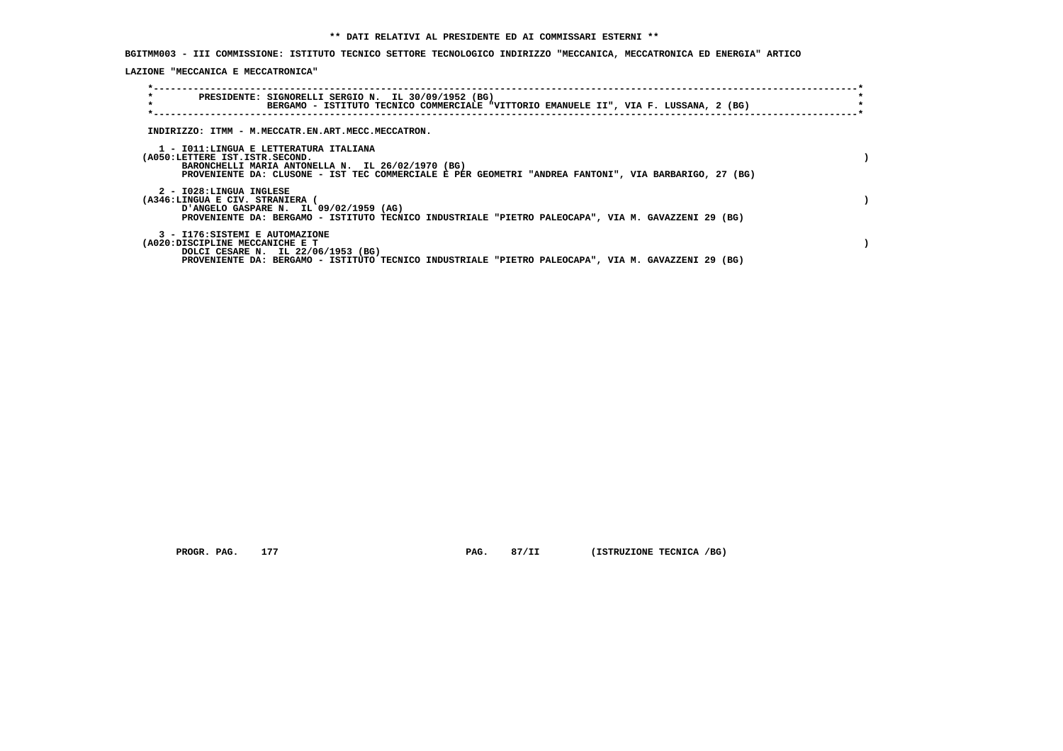**\*\* DATI RELATIVI AL PRESIDENTE ED AI COMMISSARI ESTERNI \*\***

**BGITMM003 - III COMMISSIONE: ISTITUTO TECNICO SETTORE TECNOLOGICO INDIRIZZO "MECCANICA, MECCATRONICA ED ENERGIA" ARTICOLAZIONE "MECCANICA E MECCATRONICA"**

PRESIDENTE: SIGNORELLI SERGIO N. IL 30/09/1952 (BG)
BERGAMO - ISTITUTO TECNICO COMMERCIALE "VITTORIO EMANUELE II", VIA F. LUSSANA, 2 (BG)

INDIRIZZO: ITMM - M.MECCATR.EN.ART.MECC.MECCATRON.

1 - I011:LINGUA E LETTERATURA ITALIANA
(A050:LETTERE IST.ISTR.SECOND. )
BARONCHELLI MARIA ANTONELLA N. IL 26/02/1970 (BG)
PROVENIENTE DA: CLUSONE - IST TEC COMMERCIALE E PER GEOMETRI "ANDREA FANTONI", VIA BARBARIGO, 27 (BG)

2 - I028:LINGUA INGLESE
(A346:LINGUA E CIV. STRANIERA ( )
D'ANGELO GASPARE N. IL 09/02/1959 (AG)
PROVENIENTE DA: BERGAMO - ISTITUTO TECNICO INDUSTRIALE "PIETRO PALEOCAPA", VIA M. GAVAZZENI 29 (BG)

3 - I176:SISTEMI E AUTOMAZIONE
(A020:DISCIPLINE MECCANICHE E T )
DOLCI CESARE N. IL 22/06/1953 (BG)
PROVENIENTE DA: BERGAMO - ISTITUTO TECNICO INDUSTRIALE "PIETRO PALEOCAPA", VIA M. GAVAZZENI 29 (BG)

PROGR. PAG. 177 PAG. 87/II (ISTRUZIONE TECNICA /BG)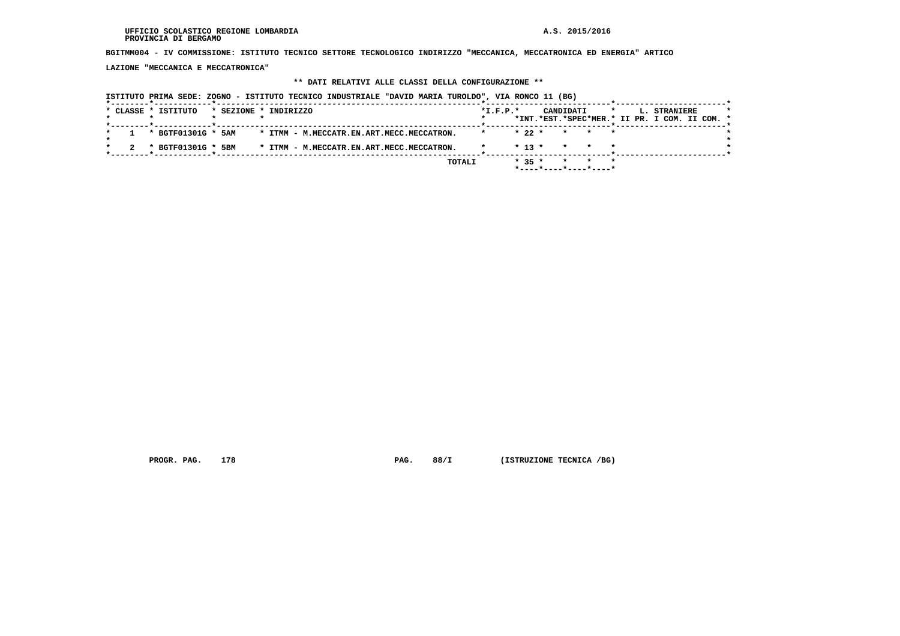UFFICIO SCOLASTICO REGIONE LOMBARDIA
PROVINCIA DI BERGAMO

A.S. 2015/2016

**BGITMM004 - IV COMMISSIONE: ISTITUTO TECNICO SETTORE TECNOLOGICO INDIRIZZO "MECCANICA, MECCATRONICA ED ENERGIA" ARTICOLAZIONE "MECCANICA E MECCATRONICA"**

**\*\* DATI RELATIVI ALLE CLASSI DELLA CONFIGURAZIONE \*\***

ISTITUTO PRIMA SEDE: ZOGNO - ISTITUTO TECNICO INDUSTRIALE "DAVID MARIA TUROLDO", VIA RONCO 11 (BG)

| CLASSE | ISTITUTO | SEZIONE | INDIRIZZO | I.F.P. | CANDIDATI INT. | CANDIDATI EST. | CANDIDATI SPEC | CANDIDATI MER. | L. STRANIERE II PR. | L. STRANIERE I COM. | L. STRANIERE II COM. |
|---|---|---|---|---|---|---|---|---|---|---|---|
| 1 | BGTF01301G | 5AM | ITMM - M.MECCATR.EN.ART.MECC.MECCATRON. | | 22 | | | | | | |
| 2 | BGTF01301G | 5BM | ITMM - M.MECCATR.EN.ART.MECC.MECCATRON. | | 13 | | | | | | |
| | | | TOTALI | | 35 | | | | | | |

PROGR. PAG. 178 PAG. 88/I (ISTRUZIONE TECNICA /BG)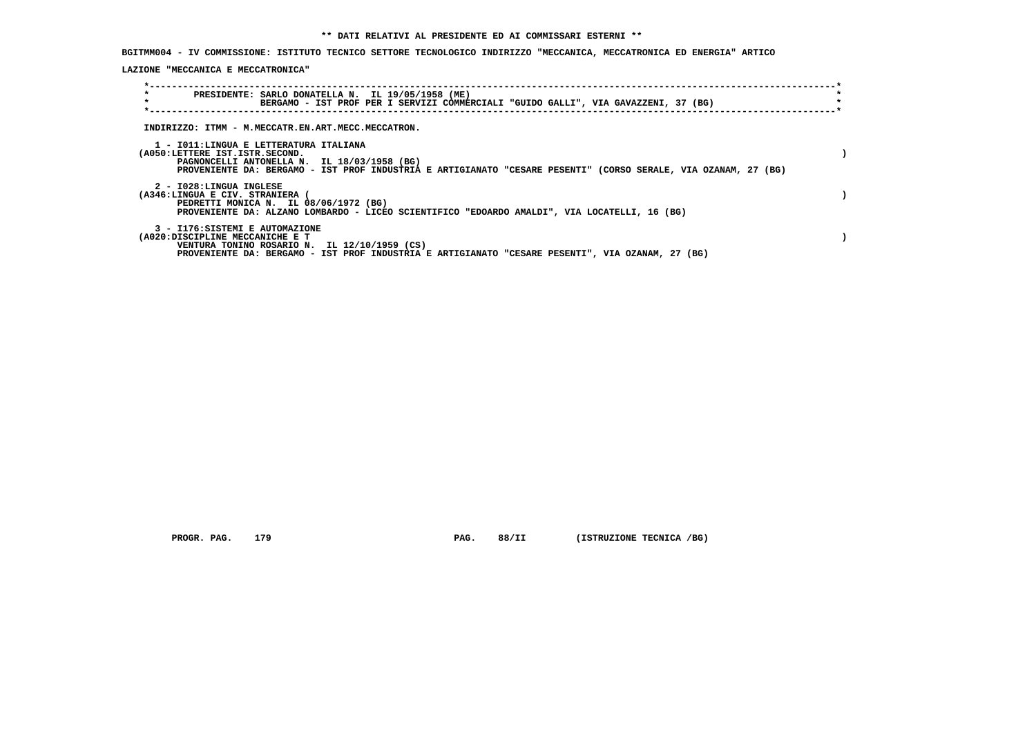**\*\* DATI RELATIVI AL PRESIDENTE ED AI COMMISSARI ESTERNI \*\***

**BGITMM004 - IV COMMISSIONE: ISTITUTO TECNICO SETTORE TECNOLOGICO INDIRIZZO "MECCANICA, MECCATRONICA ED ENERGIA" ARTICOLAZIONE "MECCANICA E MECCATRONICA"**

**PRESIDENTE:** SARLO DONATELLA N. IL 19/05/1958 (ME)
BERGAMO - IST PROF PER I SERVIZI COMMERCIALI "GUIDO GALLI", VIA GAVAZZENI, 37 (BG)

INDIRIZZO: ITMM - M.MECCATR.EN.ART.MECC.MECCATRON.

1 - I011:LINGUA E LETTERATURA ITALIANA
(A050:LETTERE IST.ISTR.SECOND. )
PAGNONCELLI ANTONELLA N. IL 18/03/1958 (BG)
PROVENIENTE DA: BERGAMO - IST PROF INDUSTRIA E ARTIGIANATO "CESARE PESENTI" (CORSO SERALE, VIA OZANAM, 27 (BG)

2 - I028:LINGUA INGLESE
(A346:LINGUA E CIV. STRANIERA ( )
PEDRETTI MONICA N. IL 08/06/1972 (BG)
PROVENIENTE DA: ALZANO LOMBARDO - LICEO SCIENTIFICO "EDOARDO AMALDI", VIA LOCATELLI, 16 (BG)

3 - I176:SISTEMI E AUTOMAZIONE
(A020:DISCIPLINE MECCANICHE E T )
VENTURA TONINO ROSARIO N. IL 12/10/1959 (CS)
PROVENIENTE DA: BERGAMO - IST PROF INDUSTRIA E ARTIGIANATO "CESARE PESENTI", VIA OZANAM, 27 (BG)

PROGR. PAG. 179 PAG. 88/II (ISTRUZIONE TECNICA /BG)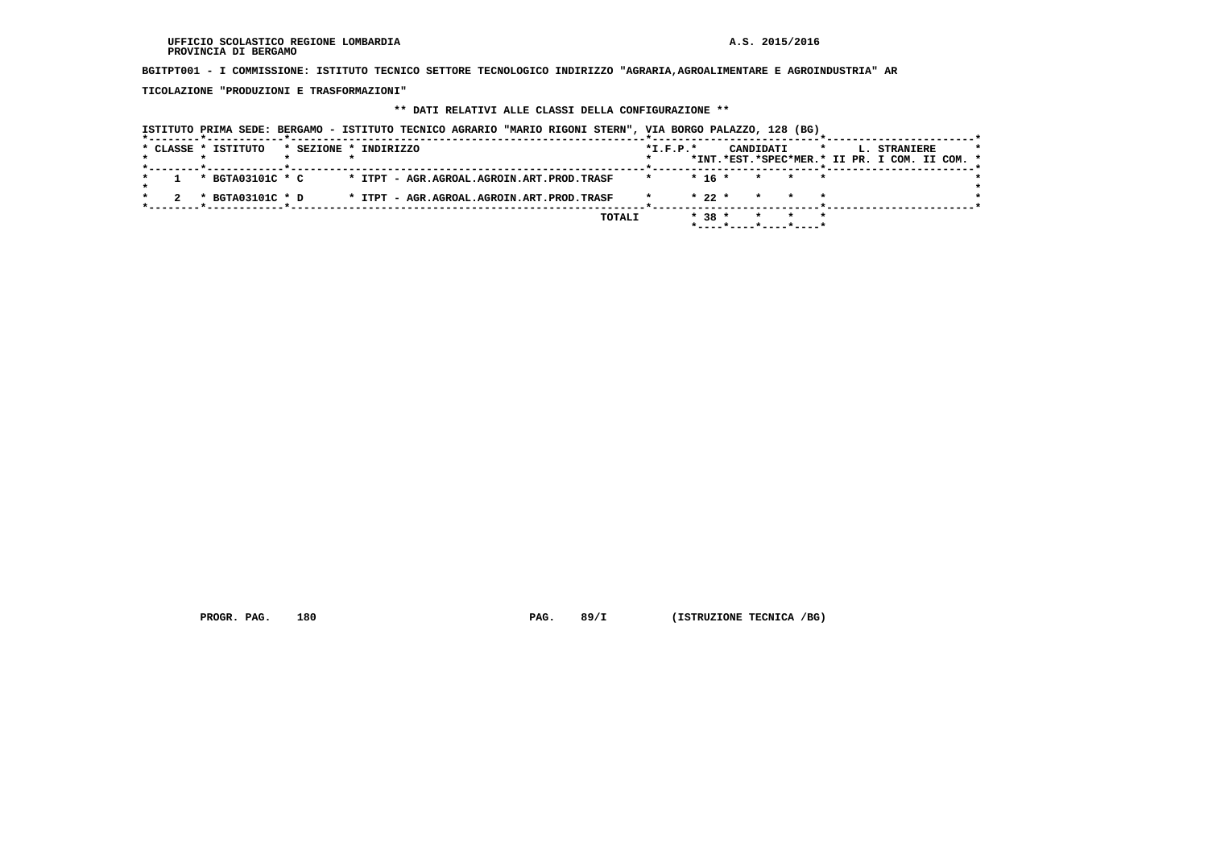UFFICIO SCOLASTICO REGIONE LOMBARDIA
PROVINCIA DI BERGAMO

A.S. 2015/2016

**BGITPT001 - I COMMISSIONE: ISTITUTO TECNICO SETTORE TECNOLOGICO INDIRIZZO "AGRARIA,AGROALIMENTARE E AGROINDUSTRIA" ARTICOLAZIONE "PRODUZIONI E TRASFORMAZIONI"**

**\*\* DATI RELATIVI ALLE CLASSI DELLA CONFIGURAZIONE \*\***

ISTITUTO PRIMA SEDE: BERGAMO - ISTITUTO TECNICO AGRARIO "MARIO RIGONI STERN", VIA BORGO PALAZZO, 128 (BG)

| CLASSE | ISTITUTO | SEZIONE | INDIRIZZO | I.F.P. | CANDIDATI INT. | CANDIDATI EST. | CANDIDATI SPEC | CANDIDATI MER. | L. STRANIERE II PR. | L. STRANIERE I COM. | L. STRANIERE II COM. |
|---|---|---|---|---|---|---|---|---|---|---|---|
| 1 | BGTA03101C | C | ITPT - AGR.AGROAL.AGROIN.ART.PROD.TRASF | | 16 | | | | | | |
| 2 | BGTA03101C | D | ITPT - AGR.AGROAL.AGROIN.ART.PROD.TRASF | | 22 | | | | | | |
| | | | TOTALI | | 38 | | | | | | |

PROGR. PAG. 180 PAG. 89/I (ISTRUZIONE TECNICA /BG)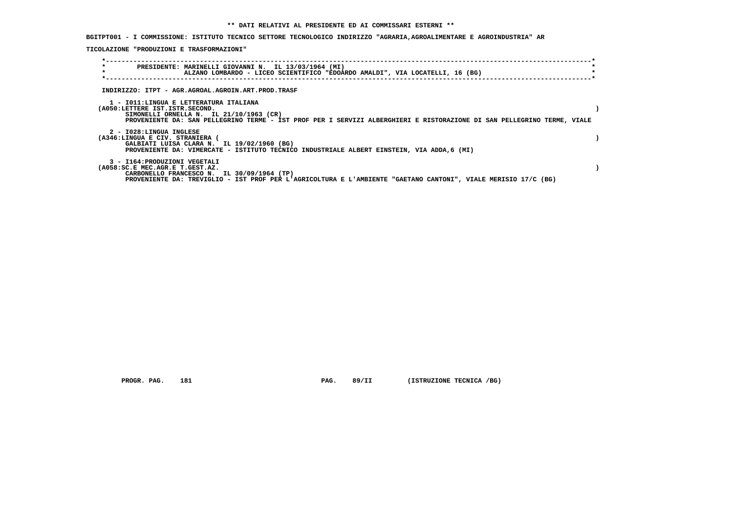**\*\* DATI RELATIVI AL PRESIDENTE ED AI COMMISSARI ESTERNI \*\***

**BGITPT001 - I COMMISSIONE: ISTITUTO TECNICO SETTORE TECNOLOGICO INDIRIZZO "AGRARIA,AGROALIMENTARE E AGROINDUSTRIA" AR**

**TICOLAZIONE "PRODUZIONI E TRASFORMAZIONI"**

**PRESIDENTE: MARINELLI GIOVANNI N. IL 13/03/1964 (MI)**
**ALZANO LOMBARDO - LICEO SCIENTIFICO "EDOARDO AMALDI", VIA LOCATELLI, 16 (BG)**

**INDIRIZZO: ITPT - AGR.AGROAL.AGROIN.ART.PROD.TRASF**

**1 - I011:LINGUA E LETTERATURA ITALIANA**
**(A050:LETTERE IST.ISTR.SECOND. )**
**SIMONELLI ORNELLA N. IL 21/10/1963 (CR)**
**PROVENIENTE DA: SAN PELLEGRINO TERME - IST PROF PER I SERVIZI ALBERGHIERI E RISTORAZIONE DI SAN PELLEGRINO TERME, VIALE**

**2 - I028:LINGUA INGLESE**
**(A346:LINGUA E CIV. STRANIERA ( )**
**GALBIATI LUISA CLARA N. IL 19/02/1960 (BG)**
**PROVENIENTE DA: VIMERCATE - ISTITUTO TECNICO INDUSTRIALE ALBERT EINSTEIN, VIA ADDA,6 (MI)**

**3 - I164:PRODUZIONI VEGETALI**
**(A058:SC.E MEC.AGR.E T.GEST.AZ. )**
**CARBONELLO FRANCESCO N. IL 30/09/1964 (TP)**
**PROVENIENTE DA: TREVIGLIO - IST PROF PER L'AGRICOLTURA E L'AMBIENTE "GAETANO CANTONI", VIALE MERISIO 17/C (BG)**

**PROGR. PAG. 181 PAG. 89/II (ISTRUZIONE TECNICA /BG)**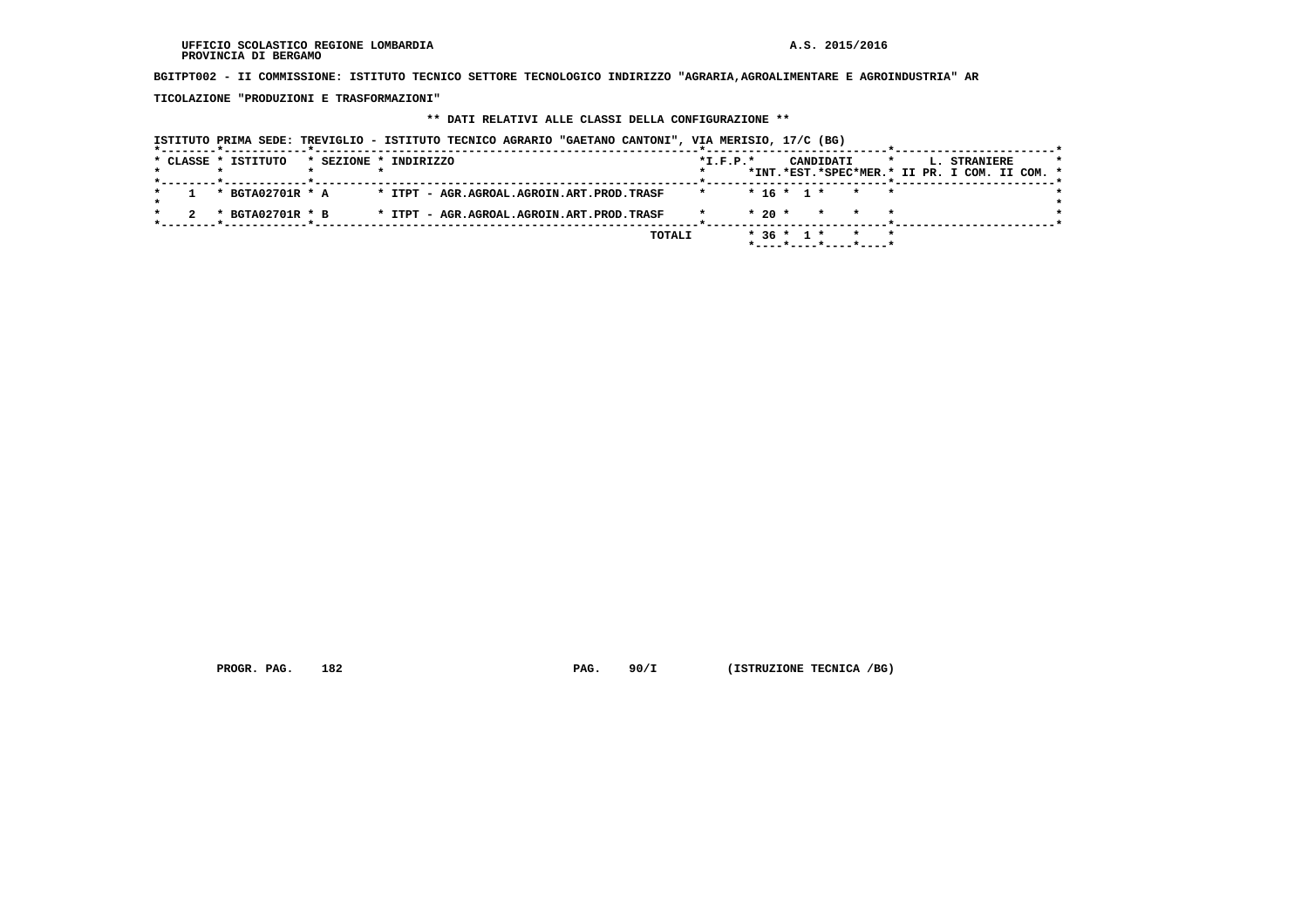UFFICIO SCOLASTICO REGIONE LOMBARDIA
PROVINCIA DI BERGAMO

A.S. 2015/2016

**BGITPT002 - II COMMISSIONE: ISTITUTO TECNICO SETTORE TECNOLOGICO INDIRIZZO "AGRARIA,AGROALIMENTARE E AGROINDUSTRIA" ARTICOLAZIONE "PRODUZIONI E TRASFORMAZIONI"**

**\*\* DATI RELATIVI ALLE CLASSI DELLA CONFIGURAZIONE \*\***

ISTITUTO PRIMA SEDE: TREVIGLIO - ISTITUTO TECNICO AGRARIO "GAETANO CANTONI", VIA MERISIO, 17/C (BG)

| CLASSE | ISTITUTO | SEZIONE | INDIRIZZO | I.F.P. | CANDIDATI INT. | CANDIDATI EST. | CANDIDATI SPEC | CANDIDATI MER. | L. STRANIERE II PR. | L. STRANIERE I COM. | L. STRANIERE II COM. |
|---|---|---|---|---|---|---|---|---|---|---|---|
| 1 | BGTA02701R | A | ITPT - AGR.AGROAL.AGROIN.ART.PROD.TRASF | | 16 | 1 | | | | | |
| 2 | BGTA02701R | B | ITPT - AGR.AGROAL.AGROIN.ART.PROD.TRASF | | 20 | | | | | | |
| | | | TOTALI | | 36 | 1 | | | | | |

PROGR. PAG. 182 PAG. 90/I (ISTRUZIONE TECNICA /BG)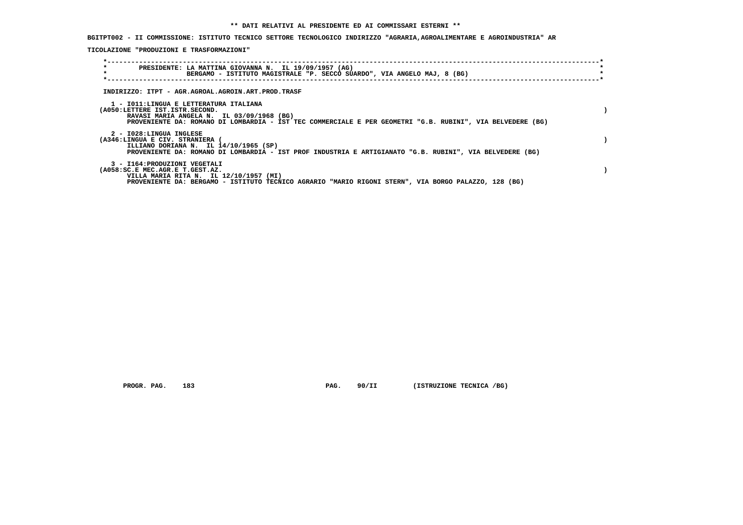**\*\* DATI RELATIVI AL PRESIDENTE ED AI COMMISSARI ESTERNI \*\***

**BGITPT002 - II COMMISSIONE: ISTITUTO TECNICO SETTORE TECNOLOGICO INDIRIZZO "AGRARIA,AGROALIMENTARE E AGROINDUSTRIA" AR**

**TICOLAZIONE "PRODUZIONI E TRASFORMAZIONI"**

**PRESIDENTE: LA MATTINA GIOVANNA N. IL 19/09/1957 (AG)**
**BERGAMO - ISTITUTO MAGISTRALE "P. SECCO SUARDO", VIA ANGELO MAJ, 8 (BG)**

**INDIRIZZO: ITPT - AGR.AGROAL.AGROIN.ART.PROD.TRASF**

**1 - I011:LINGUA E LETTERATURA ITALIANA**
**(A050:LETTERE IST.ISTR.SECOND. )**
**RAVASI MARIA ANGELA N. IL 03/09/1968 (BG)**
**PROVENIENTE DA: ROMANO DI LOMBARDIA - IST TEC COMMERCIALE E PER GEOMETRI "G.B. RUBINI", VIA BELVEDERE (BG)**

**2 - I028:LINGUA INGLESE**
**(A346:LINGUA E CIV. STRANIERA ( )**
**ILLIANO DORIANA N. IL 14/10/1965 (SP)**
**PROVENIENTE DA: ROMANO DI LOMBARDIA - IST PROF INDUSTRIA E ARTIGIANATO "G.B. RUBINI", VIA BELVEDERE (BG)**

**3 - I164:PRODUZIONI VEGETALI**
**(A058:SC.E MEC.AGR.E T.GEST.AZ. )**
**VILLA MARIA RITA N. IL 12/10/1957 (MI)**
**PROVENIENTE DA: BERGAMO - ISTITUTO TECNICO AGRARIO "MARIO RIGONI STERN", VIA BORGO PALAZZO, 128 (BG)**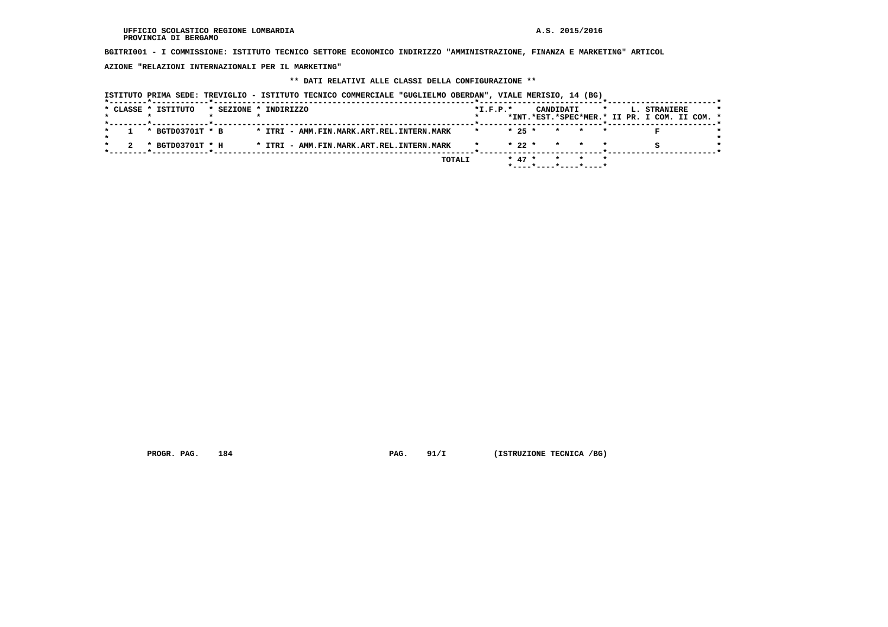BGITRI001 - I COMMISSIONE: ISTITUTO TECNICO SETTORE ECONOMICO INDIRIZZO "AMMINISTRAZIONE, FINANZA E MARKETING" ARTICOL

AZIONE "RELAZIONI INTERNAZIONALI PER IL MARKETING"

** DATI RELATIVI ALLE CLASSI DELLA CONFIGURAZIONE **

ISTITUTO PRIMA SEDE: TREVIGLIO - ISTITUTO TECNICO COMMERCIALE "GUGLIELMO OBERDAN", VIALE MERISIO, 14 (BG)

| CLASSE | ISTITUTO | SEZIONE | INDIRIZZO | I.F.P. | CANDIDATI INT. | CANDIDATI EST. | CANDIDATI SPEC | CANDIDATI MER. | L. STRANIERE II PR. | L. STRANIERE I COM. | L. STRANIERE II COM. |
|---|---|---|---|---|---|---|---|---|---|---|---|
| 1 | BGTD03701T | B | ITRI - AMM.FIN.MARK.ART.REL.INTERN.MARK | | 25 | | | | F | | |
| 2 | BGTD03701T | H | ITRI - AMM.FIN.MARK.ART.REL.INTERN.MARK | | 22 | | | | S | | |
| | | | TOTALI | | 47 | | | | | | |

PROGR. PAG. 184 PAG. 91/I (ISTRUZIONE TECNICA /BG)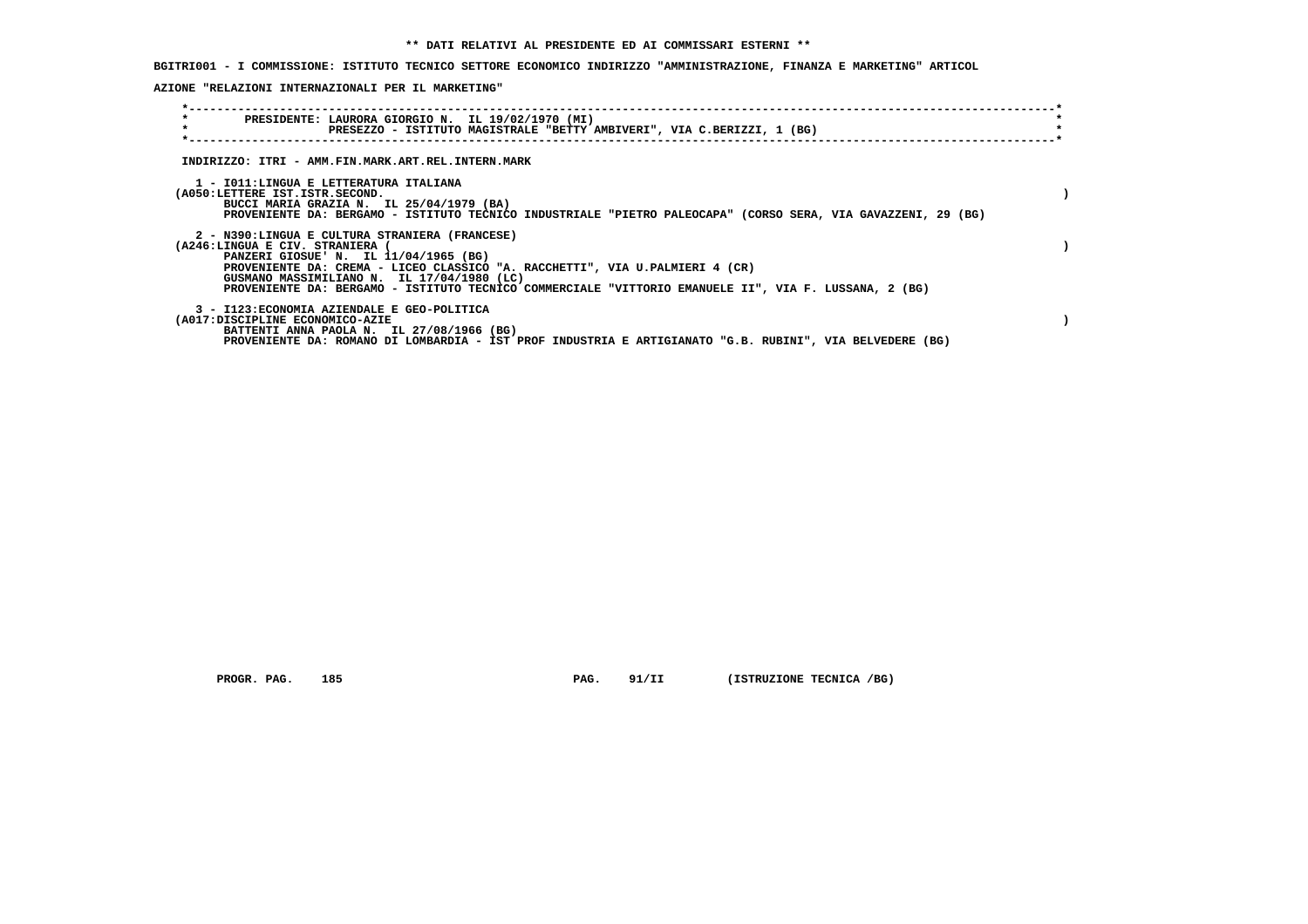**\*\* DATI RELATIVI AL PRESIDENTE ED AI COMMISSARI ESTERNI \*\***

**BGITRI001 - I COMMISSIONE: ISTITUTO TECNICO SETTORE ECONOMICO INDIRIZZO "AMMINISTRAZIONE, FINANZA E MARKETING" ARTICOLAZIONE "RELAZIONI INTERNAZIONALI PER IL MARKETING"**

PRESIDENTE: LAURORA GIORGIO N. IL 19/02/1970 (MI)
PRESEZZO - ISTITUTO MAGISTRALE "BETTY AMBIVERI", VIA C.BERIZZI, 1 (BG)

INDIRIZZO: ITRI - AMM.FIN.MARK.ART.REL.INTERN.MARK

1 - I011:LINGUA E LETTERATURA ITALIANA
(A050:LETTERE IST.ISTR.SECOND. )
BUCCI MARIA GRAZIA N. IL 25/04/1979 (BA)
PROVENIENTE DA: BERGAMO - ISTITUTO TECNICO INDUSTRIALE "PIETRO PALEOCAPA" (CORSO SERA, VIA GAVAZZENI, 29 (BG)

2 - N390:LINGUA E CULTURA STRANIERA (FRANCESE)
(A246:LINGUA E CIV. STRANIERA ( )
PANZERI GIOSUE' N. IL 11/04/1965 (BG)
PROVENIENTE DA: CREMA - LICEO CLASSICO "A. RACCHETTI", VIA U.PALMIERI 4 (CR)
GUSMANO MASSIMILIANO N. IL 17/04/1980 (LC)
PROVENIENTE DA: BERGAMO - ISTITUTO TECNICO COMMERCIALE "VITTORIO EMANUELE II", VIA F. LUSSANA, 2 (BG)

3 - I123:ECONOMIA AZIENDALE E GEO-POLITICA
(A017:DISCIPLINE ECONOMICO-AZIE )
BATTENTI ANNA PAOLA N. IL 27/08/1966 (BG)
PROVENIENTE DA: ROMANO DI LOMBARDIA - IST PROF INDUSTRIA E ARTIGIANATO "G.B. RUBINI", VIA BELVEDERE (BG)

PROGR. PAG. 185 PAG. 91/II (ISTRUZIONE TECNICA /BG)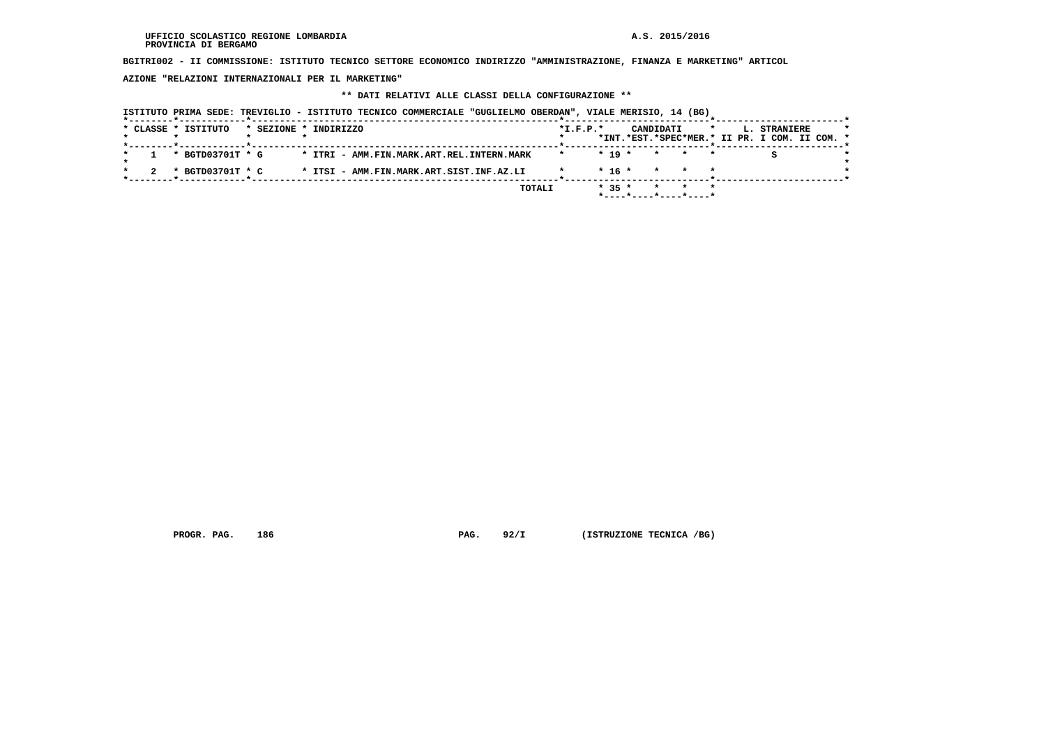UFFICIO SCOLASTICO REGIONE LOMBARDIA
PROVINCIA DI BERGAMO

A.S. 2015/2016

**BGITRI002 - II COMMISSIONE: ISTITUTO TECNICO SETTORE ECONOMICO INDIRIZZO "AMMINISTRAZIONE, FINANZA E MARKETING" ARTICOLAZIONE "RELAZIONI INTERNAZIONALI PER IL MARKETING"**

**\*\* DATI RELATIVI ALLE CLASSI DELLA CONFIGURAZIONE \*\***

ISTITUTO PRIMA SEDE: TREVIGLIO - ISTITUTO TECNICO COMMERCIALE "GUGLIELMO OBERDAN", VIALE MERISIO, 14 (BG)

| CLASSE | ISTITUTO | SEZIONE | INDIRIZZO | I.F.P. | CANDIDATI INT. | CANDIDATI EST. | CANDIDATI SPEC | CANDIDATI MER. | L. STRANIERE II PR. | L. STRANIERE I COM. | L. STRANIERE II COM. |
|---|---|---|---|---|---|---|---|---|---|---|---|
| 1 | BGTD03701T | G | ITRI - AMM.FIN.MARK.ART.REL.INTERN.MARK | | 19 | | | | | S | |
| 2 | BGTD03701T | C | ITSI - AMM.FIN.MARK.ART.SIST.INF.AZ.LI | | 16 | | | | | | |
| | | | TOTALI | | 35 | | | | | | |

PROGR. PAG. 186 PAG. 92/I (ISTRUZIONE TECNICA /BG)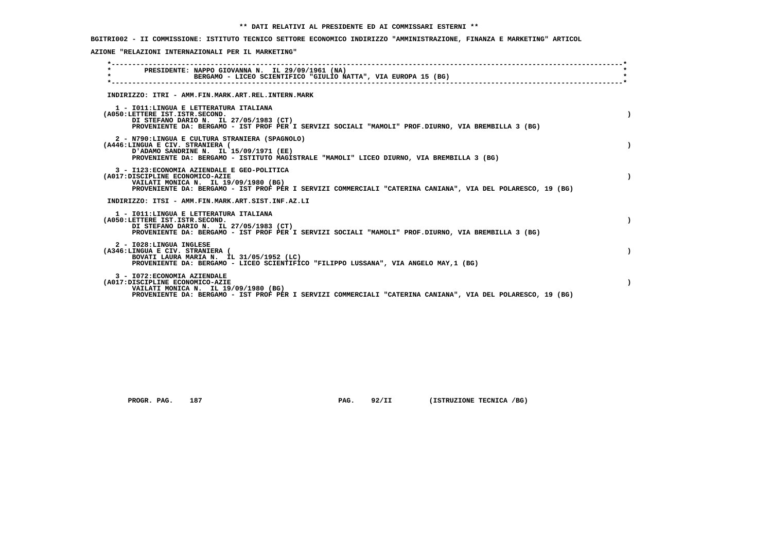**\*\* DATI RELATIVI AL PRESIDENTE ED AI COMMISSARI ESTERNI \*\***

**BGITRI002 - II COMMISSIONE: ISTITUTO TECNICO SETTORE ECONOMICO INDIRIZZO "AMMINISTRAZIONE, FINANZA E MARKETING" ARTICOLAZIONE "RELAZIONI INTERNAZIONALI PER IL MARKETING"**

**PRESIDENTE: NAPPO GIOVANNA N. IL 29/09/1961 (NA)**
**BERGAMO - LICEO SCIENTIFICO "GIULIO NATTA", VIA EUROPA 15 (BG)**

**INDIRIZZO: ITRI - AMM.FIN.MARK.ART.REL.INTERN.MARK**

1 - I011:LINGUA E LETTERATURA ITALIANA
(A050:LETTERE IST.ISTR.SECOND. )
DI STEFANO DARIO N. IL 27/05/1983 (CT)
PROVENIENTE DA: BERGAMO - IST PROF PER I SERVIZI SOCIALI "MAMOLI" PROF.DIURNO, VIA BREMBILLA 3 (BG)

2 - N790:LINGUA E CULTURA STRANIERA (SPAGNOLO)
(A446:LINGUA E CIV. STRANIERA ( )
D'ADAMO SANDRINE N. IL 15/09/1971 (EE)
PROVENIENTE DA: BERGAMO - ISTITUTO MAGISTRALE "MAMOLI" LICEO DIURNO, VIA BREMBILLA 3 (BG)

3 - I123:ECONOMIA AZIENDALE E GEO-POLITICA
(A017:DISCIPLINE ECONOMICO-AZIE )
VAILATI MONICA N. IL 19/09/1980 (BG)
PROVENIENTE DA: BERGAMO - IST PROF PER I SERVIZI COMMERCIALI "CATERINA CANIANA", VIA DEL POLARESCO, 19 (BG)

**INDIRIZZO: ITSI - AMM.FIN.MARK.ART.SIST.INF.AZ.LI**

1 - I011:LINGUA E LETTERATURA ITALIANA
(A050:LETTERE IST.ISTR.SECOND. )
DI STEFANO DARIO N. IL 27/05/1983 (CT)
PROVENIENTE DA: BERGAMO - IST PROF PER I SERVIZI SOCIALI "MAMOLI" PROF.DIURNO, VIA BREMBILLA 3 (BG)

2 - I028:LINGUA INGLESE
(A346:LINGUA E CIV. STRANIERA ( )
BOVATI LAURA MARIA N. IL 31/05/1952 (LC)
PROVENIENTE DA: BERGAMO - LICEO SCIENTIFICO "FILIPPO LUSSANA", VIA ANGELO MAY,1 (BG)

3 - I072:ECONOMIA AZIENDALE
(A017:DISCIPLINE ECONOMICO-AZIE )
VAILATI MONICA N. IL 19/09/1980 (BG)
PROVENIENTE DA: BERGAMO - IST PROF PER I SERVIZI COMMERCIALI "CATERINA CANIANA", VIA DEL POLARESCO, 19 (BG)

PROGR. PAG. 187 PAG. 92/II (ISTRUZIONE TECNICA /BG)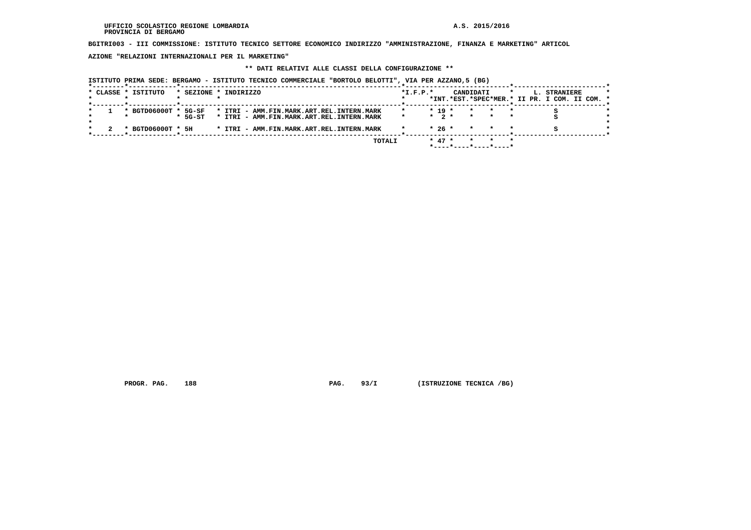UFFICIO SCOLASTICO REGIONE LOMBARDIA
PROVINCIA DI BERGAMO

A.S. 2015/2016

**BGITRI003 - III COMMISSIONE: ISTITUTO TECNICO SETTORE ECONOMICO INDIRIZZO "AMMINISTRAZIONE, FINANZA E MARKETING" ARTICOLAZIONE "RELAZIONI INTERNAZIONALI PER IL MARKETING"**

**\*\* DATI RELATIVI ALLE CLASSI DELLA CONFIGURAZIONE \*\***

ISTITUTO PRIMA SEDE: BERGAMO - ISTITUTO TECNICO COMMERCIALE "BORTOLO BELOTTI", VIA PER AZZANO,5 (BG)

| CLASSE | ISTITUTO | SEZIONE | INDIRIZZO | I.F.P. | CANDIDATI INT. | CANDIDATI EST. | CANDIDATI SPEC | CANDIDATI MER. | L. STRANIERE II PR. | L. STRANIERE I COM. | L. STRANIERE II COM. |
|---|---|---|---|---|---|---|---|---|---|---|---|
| 1 | BGTD06000T | 5G-SF | ITRI - AMM.FIN.MARK.ART.REL.INTERN.MARK | | 19 | | | | | S | |
| | | 5G-ST | ITRI - AMM.FIN.MARK.ART.REL.INTERN.MARK | | 2 | | | | | S | |
| 2 | BGTD06000T | 5H | ITRI - AMM.FIN.MARK.ART.REL.INTERN.MARK | | 26 | | | | | S | |
| | | | TOTALI | | 47 | | | | | | |

PROGR. PAG. 188 PAG. 93/I (ISTRUZIONE TECNICA /BG)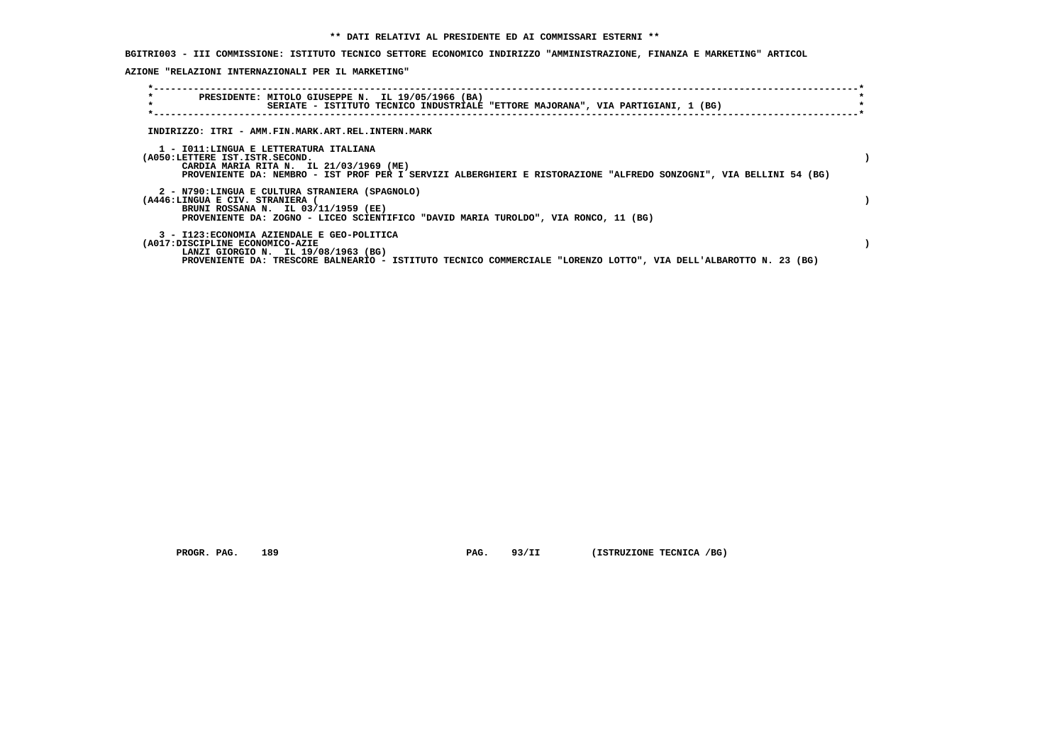**\*\* DATI RELATIVI AL PRESIDENTE ED AI COMMISSARI ESTERNI \*\***

**BGITRI003 - III COMMISSIONE: ISTITUTO TECNICO SETTORE ECONOMICO INDIRIZZO "AMMINISTRAZIONE, FINANZA E MARKETING" ARTICOLAZIONE "RELAZIONI INTERNAZIONALI PER IL MARKETING"**

PRESIDENTE: MITOLO GIUSEPPE N. IL 19/05/1966 (BA)
SERIATE - ISTITUTO TECNICO INDUSTRIALE "ETTORE MAJORANA", VIA PARTIGIANI, 1 (BG)

INDIRIZZO: ITRI - AMM.FIN.MARK.ART.REL.INTERN.MARK

1 - I011:LINGUA E LETTERATURA ITALIANA
(A050:LETTERE IST.ISTR.SECOND. )
CARDIA MARIA RITA N. IL 21/03/1969 (ME)
PROVENIENTE DA: NEMBRO - IST PROF PER I SERVIZI ALBERGHIERI E RISTORAZIONE "ALFREDO SONZOGNI", VIA BELLINI 54 (BG)

2 - N790:LINGUA E CULTURA STRANIERA (SPAGNOLO)
(A446:LINGUA E CIV. STRANIERA ( )
BRUNI ROSSANA N. IL 03/11/1959 (EE)
PROVENIENTE DA: ZOGNO - LICEO SCIENTIFICO "DAVID MARIA TUROLDO", VIA RONCO, 11 (BG)

3 - I123:ECONOMIA AZIENDALE E GEO-POLITICA
(A017:DISCIPLINE ECONOMICO-AZIE )
LANZI GIORGIO N. IL 19/08/1963 (BG)
PROVENIENTE DA: TRESCORE BALNEARIO - ISTITUTO TECNICO COMMERCIALE "LORENZO LOTTO", VIA DELL'ALBAROTTO N. 23 (BG)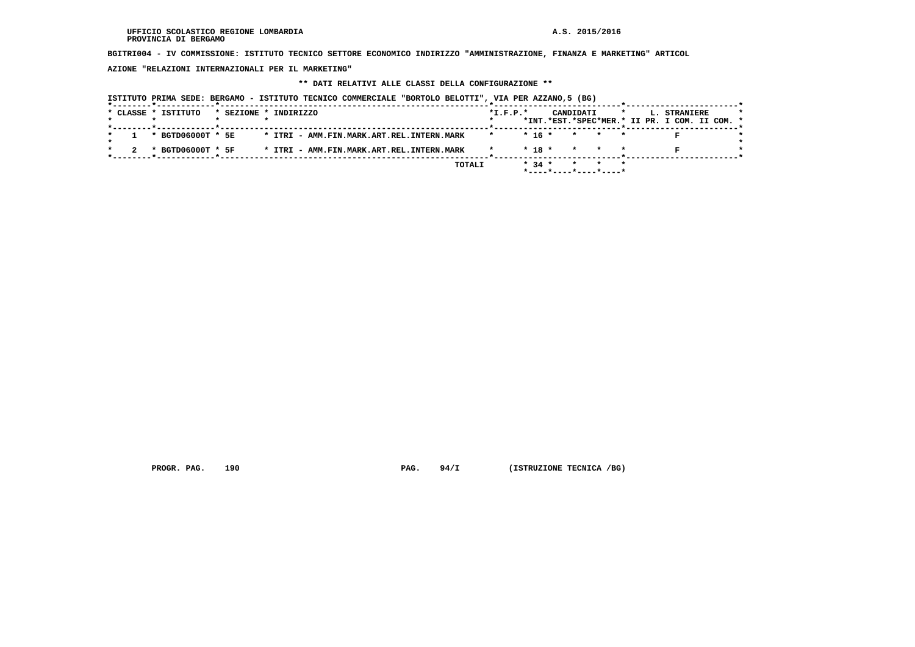BGITRI004 - IV COMMISSIONE: ISTITUTO TECNICO SETTORE ECONOMICO INDIRIZZO "AMMINISTRAZIONE, FINANZA E MARKETING" ARTICOLAZIONE "RELAZIONI INTERNAZIONALI PER IL MARKETING"

**\*\* DATI RELATIVI ALLE CLASSI DELLA CONFIGURAZIONE \*\***

ISTITUTO PRIMA SEDE: BERGAMO - ISTITUTO TECNICO COMMERCIALE "BORTOLO BELOTTI", VIA PER AZZANO,5 (BG)

| CLASSE | ISTITUTO | SEZIONE | INDIRIZZO | I.F.P. | CANDIDATI INT. | CANDIDATI EST. | CANDIDATI SPEC | CANDIDATI MER. | L. STRANIERE II PR. | L. STRANIERE I COM. | L. STRANIERE II COM. |
|---|---|---|---|---|---|---|---|---|---|---|---|
| 1 | BGTD06000T | 5E | ITRI - AMM.FIN.MARK.ART.REL.INTERN.MARK | | 16 | | | | | F | |
| 2 | BGTD06000T | 5F | ITRI - AMM.FIN.MARK.ART.REL.INTERN.MARK | | 18 | | | | | F | |
| | | | TOTALI | | 34 | | | | | | |

PROGR. PAG. 190 PAG. 94/I (ISTRUZIONE TECNICA /BG)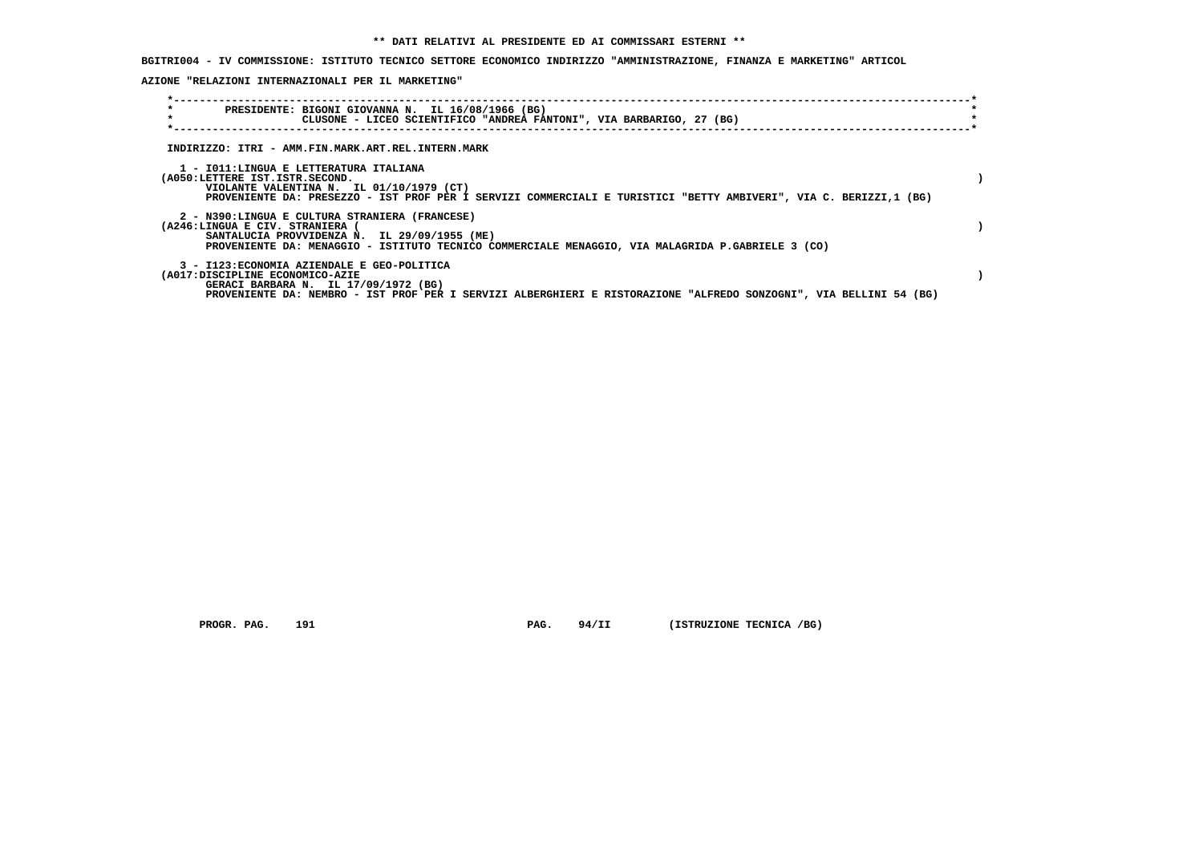**\*\* DATI RELATIVI AL PRESIDENTE ED AI COMMISSARI ESTERNI \*\***

**BGITRI004 - IV COMMISSIONE: ISTITUTO TECNICO SETTORE ECONOMICO INDIRIZZO "AMMINISTRAZIONE, FINANZA E MARKETING" ARTICOLAZIONE "RELAZIONI INTERNAZIONALI PER IL MARKETING"**

**PRESIDENTE: BIGONI GIOVANNA N. IL 16/08/1966 (BG)**
**CLUSONE - LICEO SCIENTIFICO "ANDREA FANTONI", VIA BARBARIGO, 27 (BG)**

**INDIRIZZO: ITRI - AMM.FIN.MARK.ART.REL.INTERN.MARK**

**1 - I011:LINGUA E LETTERATURA ITALIANA**
**(A050:LETTERE IST.ISTR.SECOND. )**
**VIOLANTE VALENTINA N. IL 01/10/1979 (CT)**
**PROVENIENTE DA: PRESEZZO - IST PROF PER I SERVIZI COMMERCIALI E TURISTICI "BETTY AMBIVERI", VIA C. BERIZZI,1 (BG)**

**2 - N390:LINGUA E CULTURA STRANIERA (FRANCESE)**
**(A246:LINGUA E CIV. STRANIERA ( )**
**SANTALUCIA PROVVIDENZA N. IL 29/09/1955 (ME)**
**PROVENIENTE DA: MENAGGIO - ISTITUTO TECNICO COMMERCIALE MENAGGIO, VIA MALAGRIDA P.GABRIELE 3 (CO)**

**3 - I123:ECONOMIA AZIENDALE E GEO-POLITICA**
**(A017:DISCIPLINE ECONOMICO-AZIE )**
**GERACI BARBARA N. IL 17/09/1972 (BG)**
**PROVENIENTE DA: NEMBRO - IST PROF PER I SERVIZI ALBERGHIERI E RISTORAZIONE "ALFREDO SONZOGNI", VIA BELLINI 54 (BG)**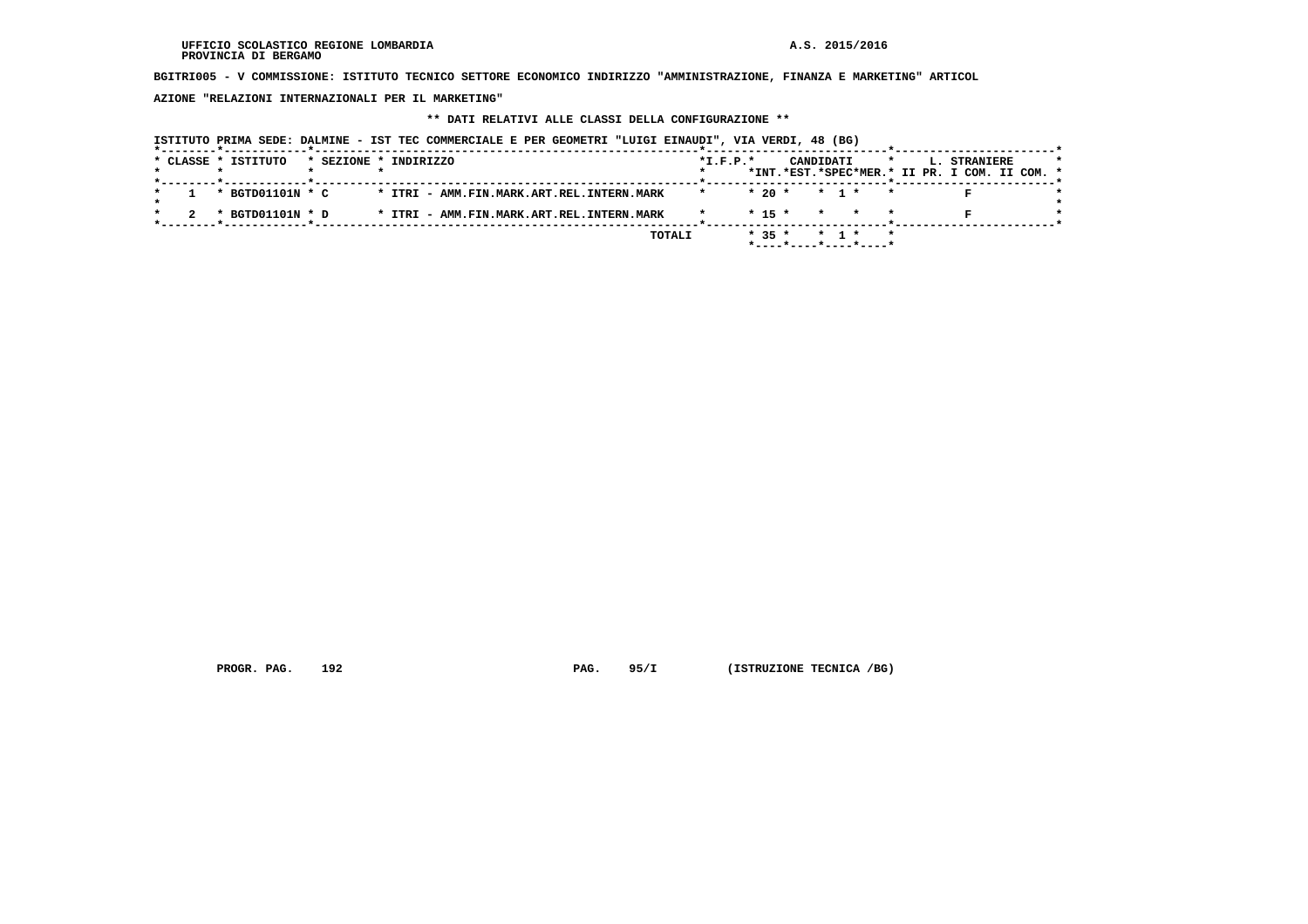UFFICIO SCOLASTICO REGIONE LOMBARDIA
PROVINCIA DI BERGAMO

A.S. 2015/2016

**BGITRI005 - V COMMISSIONE: ISTITUTO TECNICO SETTORE ECONOMICO INDIRIZZO "AMMINISTRAZIONE, FINANZA E MARKETING" ARTICOLAZIONE "RELAZIONI INTERNAZIONALI PER IL MARKETING"**

**\*\* DATI RELATIVI ALLE CLASSI DELLA CONFIGURAZIONE \*\***

ISTITUTO PRIMA SEDE: DALMINE - IST TEC COMMERCIALE E PER GEOMETRI "LUIGI EINAUDI", VIA VERDI, 48 (BG)

| CLASSE | ISTITUTO | SEZIONE | INDIRIZZO | I.F.P. | CANDIDATI INT. | CANDIDATI EST. | CANDIDATI SPEC | CANDIDATI MER. | L. STRANIERE II PR. | L. STRANIERE I COM. | L. STRANIERE II COM. |
|---|---|---|---|---|---|---|---|---|---|---|---|
| 1 | BGTD01101N | C | ITRI - AMM.FIN.MARK.ART.REL.INTERN.MARK | | 20 | | 1 | | | F | |
| 2 | BGTD01101N | D | ITRI - AMM.FIN.MARK.ART.REL.INTERN.MARK | | 15 | | | | | F | |
| | | | TOTALI | | 35 | | 1 | | | | |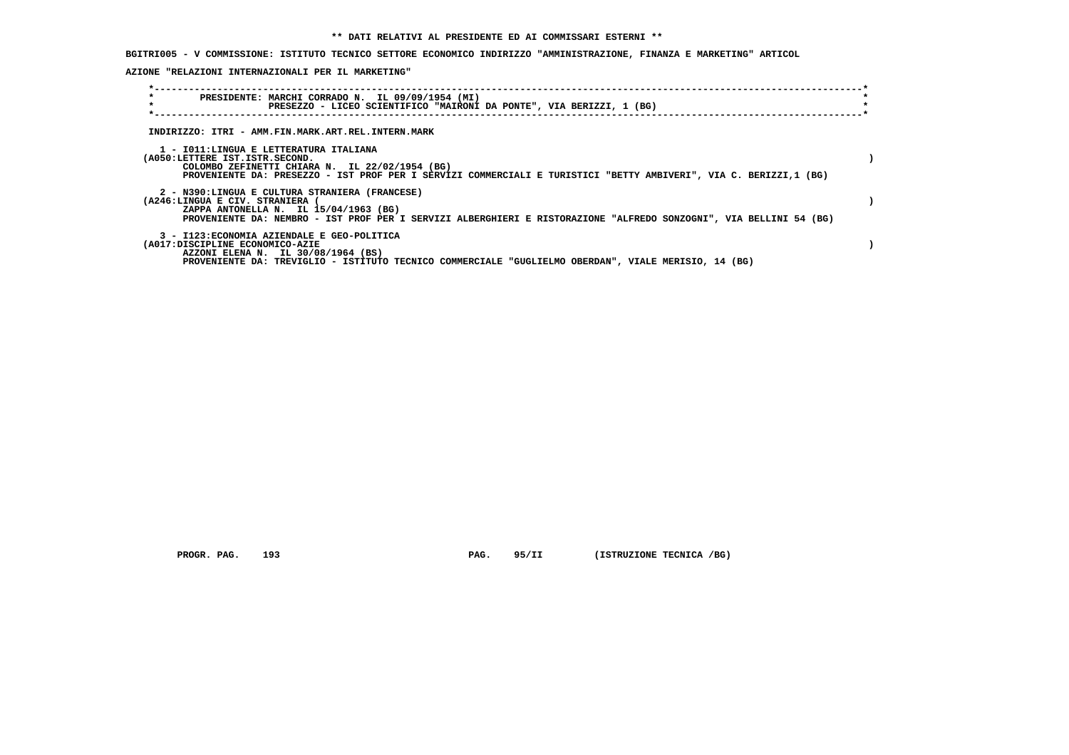**\*\* DATI RELATIVI AL PRESIDENTE ED AI COMMISSARI ESTERNI \*\***

**BGITRI005 - V COMMISSIONE: ISTITUTO TECNICO SETTORE ECONOMICO INDIRIZZO "AMMINISTRAZIONE, FINANZA E MARKETING" ARTICOLAZIONE "RELAZIONI INTERNAZIONALI PER IL MARKETING"**

```
*----------------------------------------------------------------------------------------------------------------------*
*        PRESIDENTE: MARCHI CORRADO N.  IL 09/09/1954 (MI)                                                             *
*                    PRESEZZO - LICEO SCIENTIFICO "MAIRONI DA PONTE", VIA BERIZZI, 1 (BG)                              *
*----------------------------------------------------------------------------------------------------------------------*
```

INDIRIZZO: ITRI - AMM.FIN.MARK.ART.REL.INTERN.MARK

1 - I011:LINGUA E LETTERATURA ITALIANA
(A050:LETTERE IST.ISTR.SECOND. )
COLOMBO ZEFINETTI CHIARA N.  IL 22/02/1954 (BG)
PROVENIENTE DA: PRESEZZO - IST PROF PER I SERVIZI COMMERCIALI E TURISTICI "BETTY AMBIVERI", VIA C. BERIZZI,1 (BG)

2 - N390:LINGUA E CULTURA STRANIERA (FRANCESE)
(A246:LINGUA E CIV. STRANIERA ( )
ZAPPA ANTONELLA N.  IL 15/04/1963 (BG)
PROVENIENTE DA: NEMBRO - IST PROF PER I SERVIZI ALBERGHIERI E RISTORAZIONE "ALFREDO SONZOGNI", VIA BELLINI 54 (BG)

3 - I123:ECONOMIA AZIENDALE E GEO-POLITICA
(A017:DISCIPLINE ECONOMICO-AZIE )
AZZONI ELENA N.  IL 30/08/1964 (BS)
PROVENIENTE DA: TREVIGLIO - ISTITUTO TECNICO COMMERCIALE "GUGLIELMO OBERDAN", VIALE MERISIO, 14 (BG)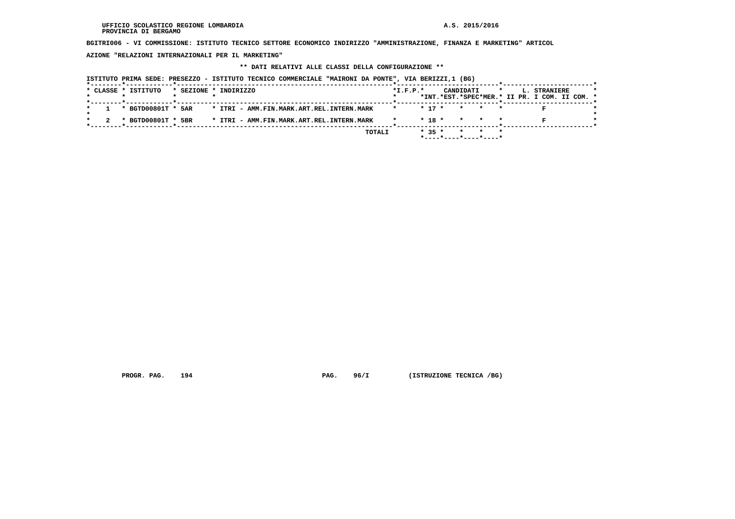BGITRI006 - VI COMMISSIONE: ISTITUTO TECNICO SETTORE ECONOMICO INDIRIZZO "AMMINISTRAZIONE, FINANZA E MARKETING" ARTICOLAZIONE "RELAZIONI INTERNAZIONALI PER IL MARKETING"

** DATI RELATIVI ALLE CLASSI DELLA CONFIGURAZIONE **

ISTITUTO PRIMA SEDE: PRESEZZO - ISTITUTO TECNICO COMMERCIALE "MAIRONI DA PONTE", VIA BERIZZI,1 (BG)

| CLASSE | ISTITUTO | SEZIONE | INDIRIZZO | I.F.P. | CANDIDATI INT. | CANDIDATI EST. | CANDIDATI SPEC | CANDIDATI MER. | L. STRANIERE II PR. | L. STRANIERE I COM. | L. STRANIERE II COM. |
|---|---|---|---|---|---|---|---|---|---|---|---|
| 1 | BGTD00801T | 5AR | ITRI - AMM.FIN.MARK.ART.REL.INTERN.MARK | | 17 | | | | F | | |
| 2 | BGTD00801T | 5BR | ITRI - AMM.FIN.MARK.ART.REL.INTERN.MARK | | 18 | | | | F | | |
| | | | TOTALI | | 35 | | | | | | |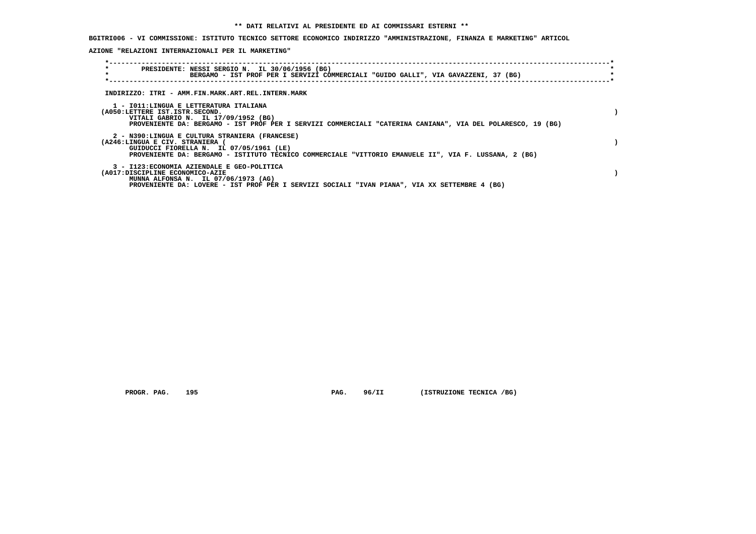**\*\* DATI RELATIVI AL PRESIDENTE ED AI COMMISSARI ESTERNI \*\***

**BGITRI006 - VI COMMISSIONE: ISTITUTO TECNICO SETTORE ECONOMICO INDIRIZZO "AMMINISTRAZIONE, FINANZA E MARKETING" ARTICOLAZIONE "RELAZIONI INTERNAZIONALI PER IL MARKETING"**

**PRESIDENTE: NESSI SERGIO N. IL 30/06/1956 (BG)**
**BERGAMO - IST PROF PER I SERVIZI COMMERCIALI "GUIDO GALLI", VIA GAVAZZENI, 37 (BG)**

**INDIRIZZO: ITRI - AMM.FIN.MARK.ART.REL.INTERN.MARK**

**1 - I011:LINGUA E LETTERATURA ITALIANA**
**(A050:LETTERE IST.ISTR.SECOND. )**
**VITALI GABRIO N. IL 17/09/1952 (BG)**
**PROVENIENTE DA: BERGAMO - IST PROF PER I SERVIZI COMMERCIALI "CATERINA CANIANA", VIA DEL POLARESCO, 19 (BG)**

**2 - N390:LINGUA E CULTURA STRANIERA (FRANCESE)**
**(A246:LINGUA E CIV. STRANIERA ( )**
**GUIDUCCI FIORELLA N. IL 07/05/1961 (LE)**
**PROVENIENTE DA: BERGAMO - ISTITUTO TECNICO COMMERCIALE "VITTORIO EMANUELE II", VIA F. LUSSANA, 2 (BG)**

**3 - I123:ECONOMIA AZIENDALE E GEO-POLITICA**
**(A017:DISCIPLINE ECONOMICO-AZIE )**
**MUNNA ALFONSA N. IL 07/06/1973 (AG)**
**PROVENIENTE DA: LOVERE - IST PROF PER I SERVIZI SOCIALI "IVAN PIANA", VIA XX SETTEMBRE 4 (BG)**

**PROGR. PAG. 195 PAG. 96/II (ISTRUZIONE TECNICA /BG)**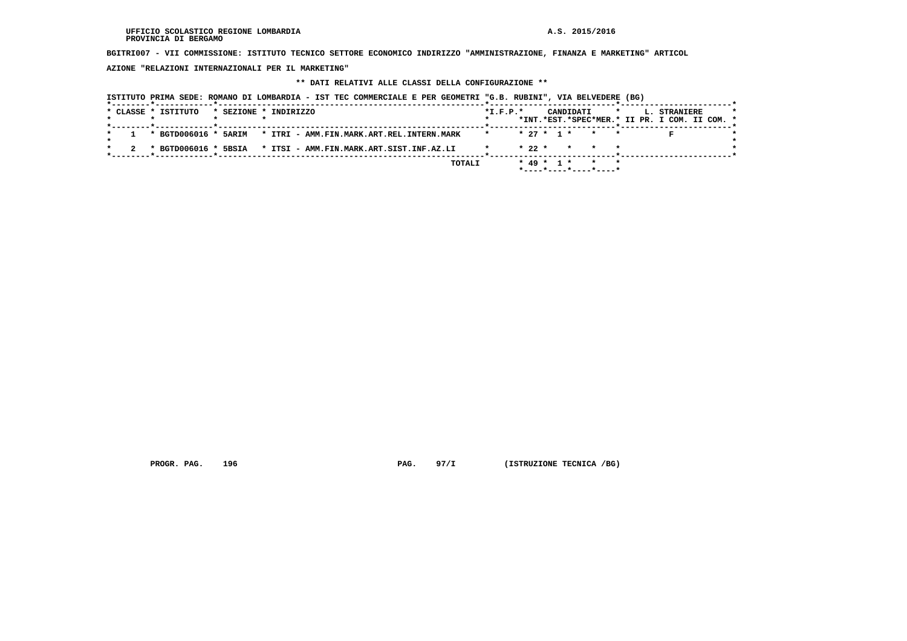UFFICIO SCOLASTICO REGIONE LOMBARDIA

PROVINCIA DI BERGAMO

A.S. 2015/2016

**BGITRI007 - VII COMMISSIONE: ISTITUTO TECNICO SETTORE ECONOMICO INDIRIZZO "AMMINISTRAZIONE, FINANZA E MARKETING" ARTICOLAZIONE "RELAZIONI INTERNAZIONALI PER IL MARKETING"**

**\*\* DATI RELATIVI ALLE CLASSI DELLA CONFIGURAZIONE \*\***

ISTITUTO PRIMA SEDE: ROMANO DI LOMBARDIA - IST TEC COMMERCIALE E PER GEOMETRI "G.B. RUBINI", VIA BELVEDERE (BG)

| CLASSE | ISTITUTO | SEZIONE | INDIRIZZO | I.F.P. | CANDIDATI INT. | CANDIDATI EST. | CANDIDATI SPEC | CANDIDATI MER. | L. STRANIERE II PR. | L. STRANIERE I COM. | L. STRANIERE II COM. |
|---|---|---|---|---|---|---|---|---|---|---|---|
| 1 | BGTD006016 | 5ARIM | ITRI - AMM.FIN.MARK.ART.REL.INTERN.MARK | | 27 | 1 | | | | F | |
| 2 | BGTD006016 | 5BSIA | ITSI - AMM.FIN.MARK.ART.SIST.INF.AZ.LI | | 22 | | | | | | |
| | | | TOTALI | | 49 | 1 | | | | | |

PROGR. PAG. 196 PAG. 97/I (ISTRUZIONE TECNICA /BG)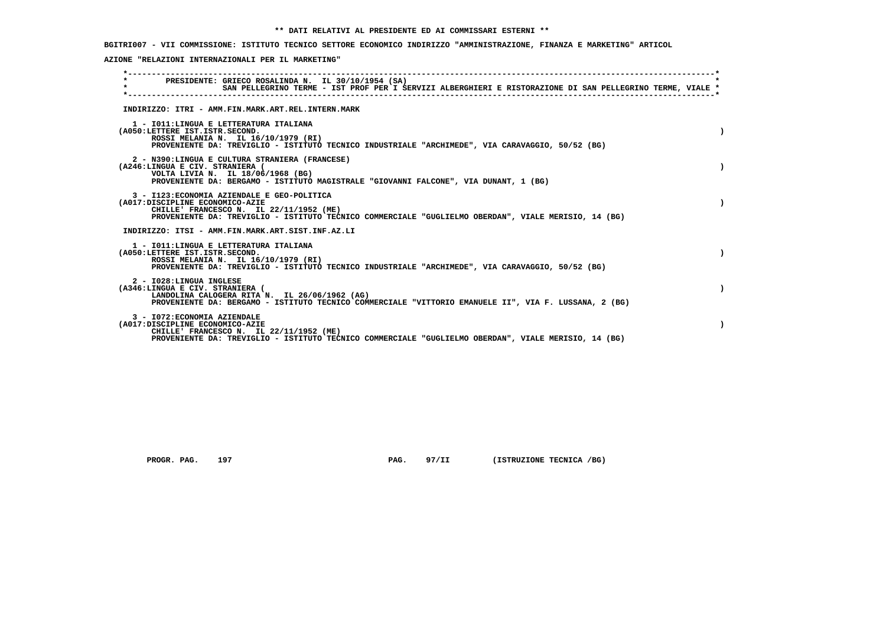**\*\* DATI RELATIVI AL PRESIDENTE ED AI COMMISSARI ESTERNI \*\***

**BGITRI007 - VII COMMISSIONE: ISTITUTO TECNICO SETTORE ECONOMICO INDIRIZZO "AMMINISTRAZIONE, FINANZA E MARKETING" ARTICOLAZIONE "RELAZIONI INTERNAZIONALI PER IL MARKETING"**

**PRESIDENTE: GRIECO ROSALINDA N. IL 30/10/1954 (SA)**
**SAN PELLEGRINO TERME - IST PROF PER I SERVIZI ALBERGHIERI E RISTORAZIONE DI SAN PELLEGRINO TERME, VIALE**

**INDIRIZZO: ITRI - AMM.FIN.MARK.ART.REL.INTERN.MARK**

1 - I011:LINGUA E LETTERATURA ITALIANA
(A050:LETTERE IST.ISTR.SECOND. )
ROSSI MELANIA N. IL 16/10/1979 (RI)
PROVENIENTE DA: TREVIGLIO - ISTITUTO TECNICO INDUSTRIALE "ARCHIMEDE", VIA CARAVAGGIO, 50/52 (BG)

2 - N390:LINGUA E CULTURA STRANIERA (FRANCESE)
(A246:LINGUA E CIV. STRANIERA ( )
VOLTA LIVIA N. IL 18/06/1968 (BG)
PROVENIENTE DA: BERGAMO - ISTITUTO MAGISTRALE "GIOVANNI FALCONE", VIA DUNANT, 1 (BG)

3 - I123:ECONOMIA AZIENDALE E GEO-POLITICA
(A017:DISCIPLINE ECONOMICO-AZIE )
CHILLE' FRANCESCO N. IL 22/11/1952 (ME)
PROVENIENTE DA: TREVIGLIO - ISTITUTO TECNICO COMMERCIALE "GUGLIELMO OBERDAN", VIALE MERISIO, 14 (BG)

**INDIRIZZO: ITSI - AMM.FIN.MARK.ART.SIST.INF.AZ.LI**

1 - I011:LINGUA E LETTERATURA ITALIANA
(A050:LETTERE IST.ISTR.SECOND. )
ROSSI MELANIA N. IL 16/10/1979 (RI)
PROVENIENTE DA: TREVIGLIO - ISTITUTO TECNICO INDUSTRIALE "ARCHIMEDE", VIA CARAVAGGIO, 50/52 (BG)

2 - I028:LINGUA INGLESE
(A346:LINGUA E CIV. STRANIERA ( )
LANDOLINA CALOGERA RITA N. IL 26/06/1962 (AG)
PROVENIENTE DA: BERGAMO - ISTITUTO TECNICO COMMERCIALE "VITTORIO EMANUELE II", VIA F. LUSSANA, 2 (BG)

3 - I072:ECONOMIA AZIENDALE
(A017:DISCIPLINE ECONOMICO-AZIE )
CHILLE' FRANCESCO N. IL 22/11/1952 (ME)
PROVENIENTE DA: TREVIGLIO - ISTITUTO TECNICO COMMERCIALE "GUGLIELMO OBERDAN", VIALE MERISIO, 14 (BG)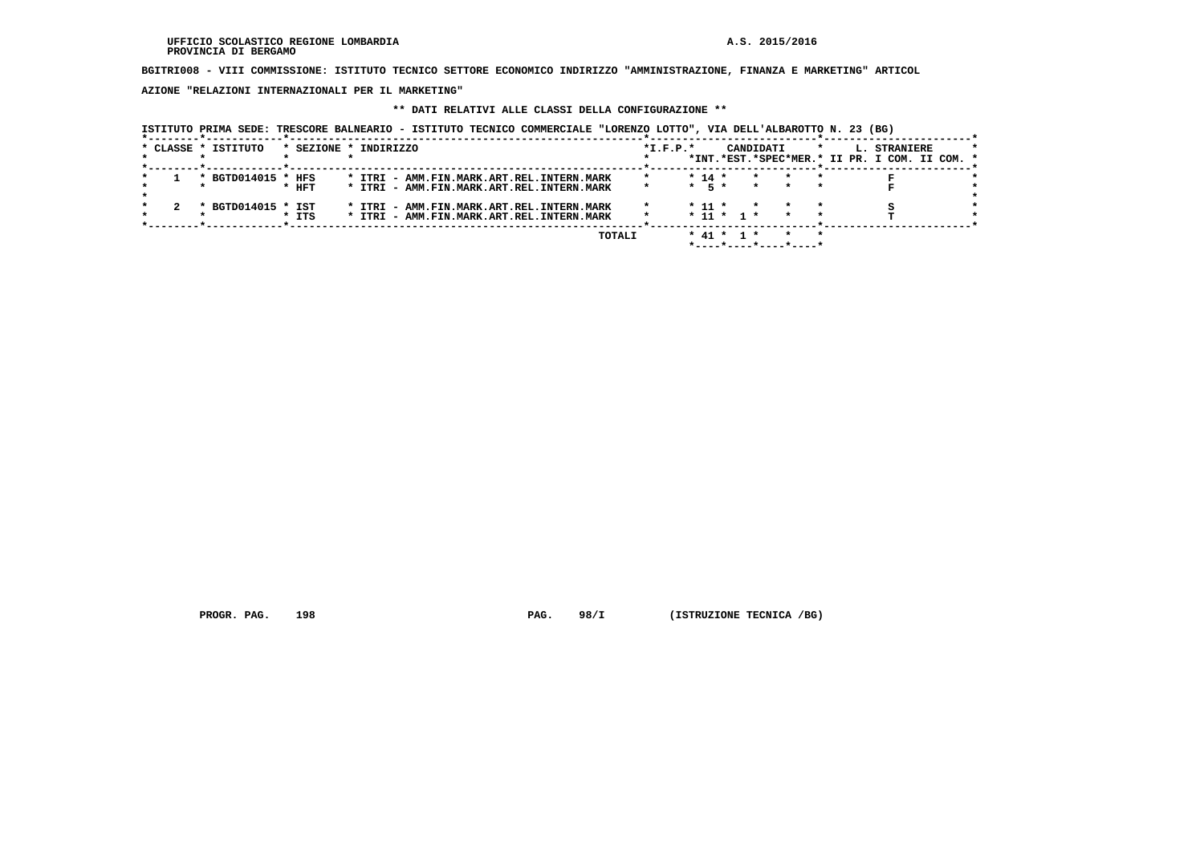UFFICIO SCOLASTICO REGIONE LOMBARDIA A.S. 2015/2016
PROVINCIA DI BERGAMO

**BGITRI008 - VIII COMMISSIONE: ISTITUTO TECNICO SETTORE ECONOMICO INDIRIZZO "AMMINISTRAZIONE, FINANZA E MARKETING" ARTICOL AZIONE "RELAZIONI INTERNAZIONALI PER IL MARKETING"**

**\*\* DATI RELATIVI ALLE CLASSI DELLA CONFIGURAZIONE \*\***

ISTITUTO PRIMA SEDE: TRESCORE BALNEARIO - ISTITUTO TECNICO COMMERCIALE "LORENZO LOTTO", VIA DELL'ALBAROTTO N. 23 (BG)

| CLASSE | ISTITUTO | SEZIONE | INDIRIZZO | I.F.P. | CANDIDATI INT. | CANDIDATI EST. | CANDIDATI SPEC | CANDIDATI MER. | L. STRANIERE II PR. | L. STRANIERE I COM. | L. STRANIERE II COM. |
|---|---|---|---|---|---|---|---|---|---|---|---|
| 1 | BGTD014015 | HFS | ITRI - AMM.FIN.MARK.ART.REL.INTERN.MARK | | 14 | | | | F | | |
| | | HFT | ITRI - AMM.FIN.MARK.ART.REL.INTERN.MARK | | 5 | | | | F | | |
| 2 | BGTD014015 | IST | ITRI - AMM.FIN.MARK.ART.REL.INTERN.MARK | | 11 | | | | S | | |
| | | ITS | ITRI - AMM.FIN.MARK.ART.REL.INTERN.MARK | | 11 | 1 | | | T | | |
| | | | TOTALI | | 41 | 1 | | | | | |

PROGR. PAG. 198 PAG. 98/I (ISTRUZIONE TECNICA /BG)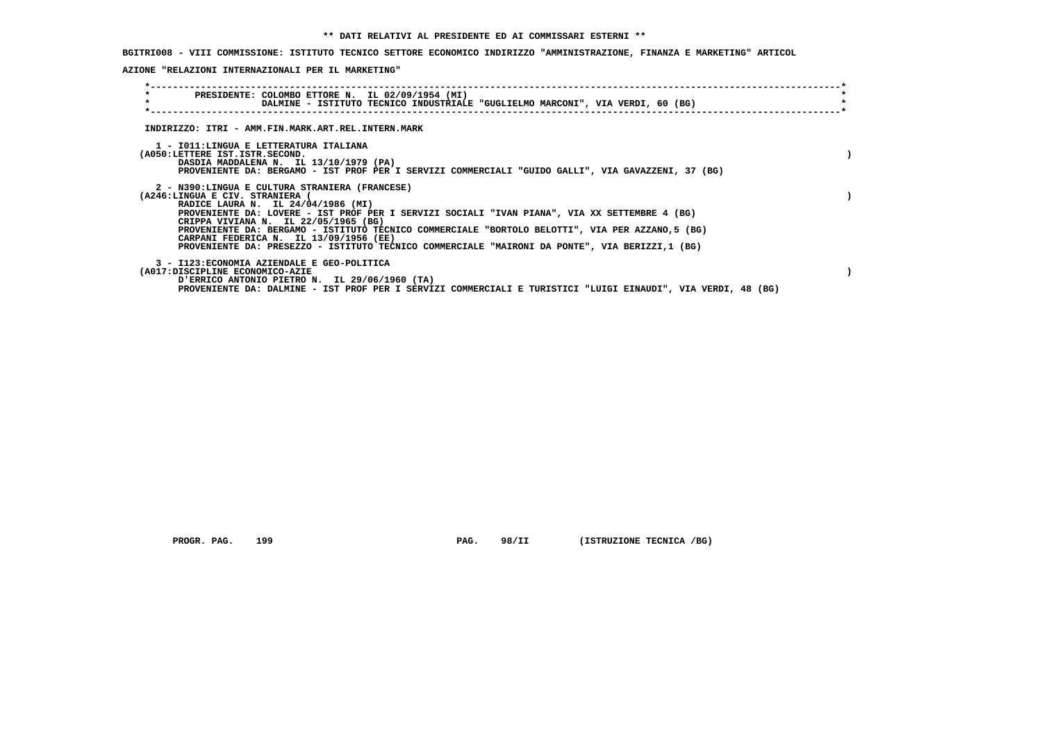** DATI RELATIVI AL PRESIDENTE ED AI COMMISSARI ESTERNI **

**BGITRI008 - VIII COMMISSIONE: ISTITUTO TECNICO SETTORE ECONOMICO INDIRIZZO "AMMINISTRAZIONE, FINANZA E MARKETING" ARTICOLAZIONE "RELAZIONI INTERNAZIONALI PER IL MARKETING"**

PRESIDENTE: COLOMBO ETTORE N. IL 02/09/1954 (MI)
DALMINE - ISTITUTO TECNICO INDUSTRIALE "GUGLIELMO MARCONI", VIA VERDI, 60 (BG)

INDIRIZZO: ITRI - AMM.FIN.MARK.ART.REL.INTERN.MARK

1 - I011:LINGUA E LETTERATURA ITALIANA
(A050:LETTERE IST.ISTR.SECOND. )
DASDIA MADDALENA N. IL 13/10/1979 (PA)
PROVENIENTE DA: BERGAMO - IST PROF PER I SERVIZI COMMERCIALI "GUIDO GALLI", VIA GAVAZZENI, 37 (BG)

2 - N390:LINGUA E CULTURA STRANIERA (FRANCESE)
(A246:LINGUA E CIV. STRANIERA ( )
RADICE LAURA N. IL 24/04/1986 (MI)
PROVENIENTE DA: LOVERE - IST PROF PER I SERVIZI SOCIALI "IVAN PIANA", VIA XX SETTEMBRE 4 (BG)
CRIPPA VIVIANA N. IL 22/05/1965 (BG)
PROVENIENTE DA: BERGAMO - ISTITUTO TECNICO COMMERCIALE "BORTOLO BELOTTI", VIA PER AZZANO,5 (BG)
CARPANI FEDERICA N. IL 13/09/1956 (EE)
PROVENIENTE DA: PRESEZZO - ISTITUTO TECNICO COMMERCIALE "MAIRONI DA PONTE", VIA BERIZZI,1 (BG)

3 - I123:ECONOMIA AZIENDALE E GEO-POLITICA
(A017:DISCIPLINE ECONOMICO-AZIE )
D'ERRICO ANTONIO PIETRO N. IL 29/06/1960 (TA)
PROVENIENTE DA: DALMINE - IST PROF PER I SERVIZI COMMERCIALI E TURISTICI "LUIGI EINAUDI", VIA VERDI, 48 (BG)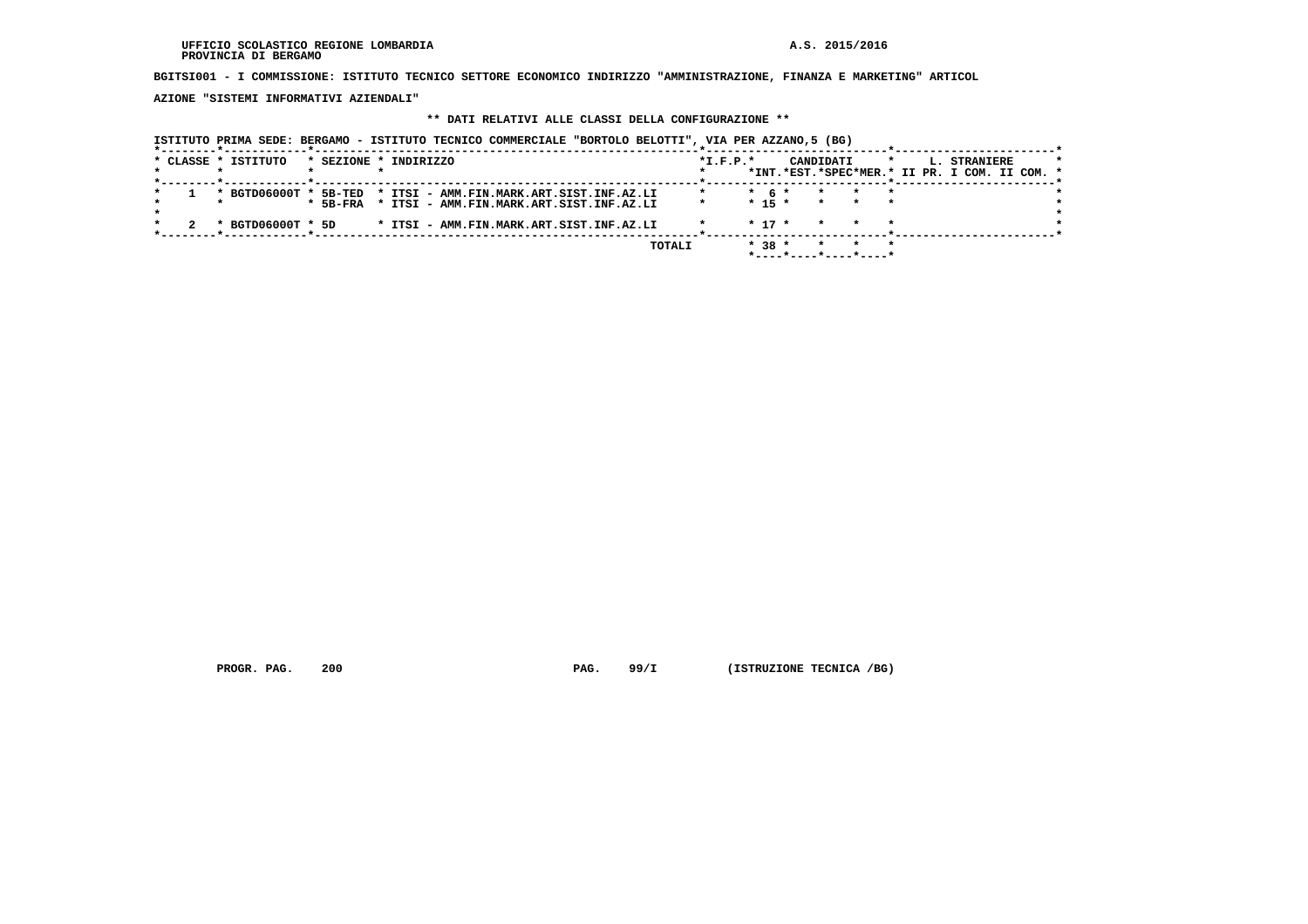UFFICIO SCOLASTICO REGIONE LOMBARDIA A.S. 2015/2016
PROVINCIA DI BERGAMO

**BGITSI001 - I COMMISSIONE: ISTITUTO TECNICO SETTORE ECONOMICO INDIRIZZO "AMMINISTRAZIONE, FINANZA E MARKETING" ARTICOL AZIONE "SISTEMI INFORMATIVI AZIENDALI"**

**\*\* DATI RELATIVI ALLE CLASSI DELLA CONFIGURAZIONE \*\***

ISTITUTO PRIMA SEDE: BERGAMO - ISTITUTO TECNICO COMMERCIALE "BORTOLO BELOTTI", VIA PER AZZANO,5 (BG)

| CLASSE | ISTITUTO | SEZIONE | INDIRIZZO | I.F.P. | CANDIDATI INT. | CANDIDATI EST. | CANDIDATI SPEC | CANDIDATI MER. | L. STRANIERE II PR. | L. STRANIERE I COM. | L. STRANIERE II COM. |
|---|---|---|---|---|---|---|---|---|---|---|---|
| 1 | BGTD06000T | 5B-TED | ITSI - AMM.FIN.MARK.ART.SIST.INF.AZ.LI | | 6 | | | | | | |
| | | 5B-FRA | ITSI - AMM.FIN.MARK.ART.SIST.INF.AZ.LI | | 15 | | | | | | |
| 2 | BGTD06000T | 5D | ITSI - AMM.FIN.MARK.ART.SIST.INF.AZ.LI | | 17 | | | | | | |
| | | | TOTALI | | 38 | | | | | | |

PROGR. PAG. 200 PAG. 99/I (ISTRUZIONE TECNICA /BG)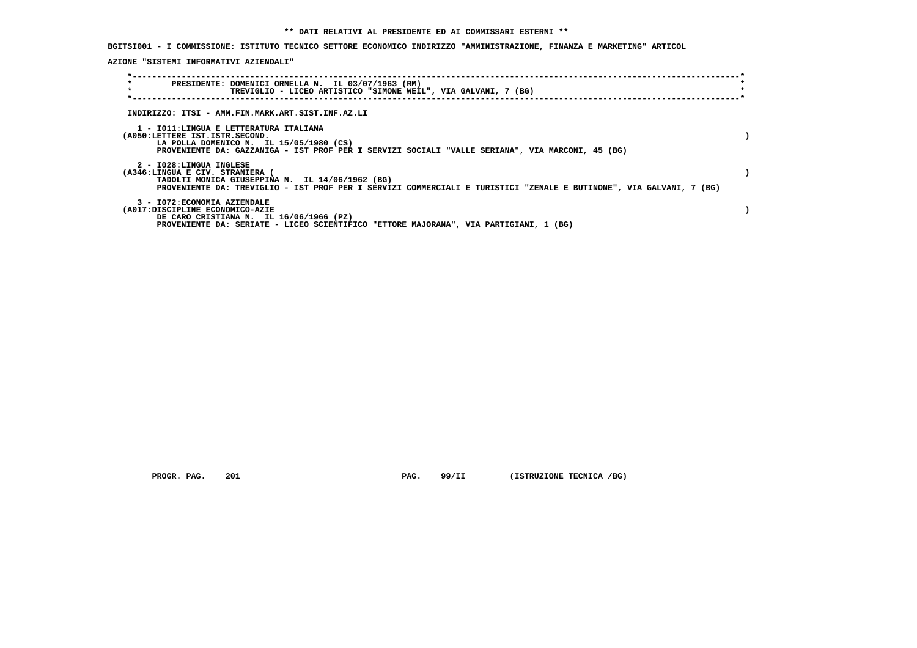**\*\* DATI RELATIVI AL PRESIDENTE ED AI COMMISSARI ESTERNI \*\***

**BGITSI001 - I COMMISSIONE: ISTITUTO TECNICO SETTORE ECONOMICO INDIRIZZO "AMMINISTRAZIONE, FINANZA E MARKETING" ARTICOLAZIONE "SISTEMI INFORMATIVI AZIENDALI"**

PRESIDENTE: DOMENICI ORNELLA N. IL 03/07/1963 (RM)
TREVIGLIO - LICEO ARTISTICO "SIMONE WEIL", VIA GALVANI, 7 (BG)

INDIRIZZO: ITSI - AMM.FIN.MARK.ART.SIST.INF.AZ.LI

1 - I011:LINGUA E LETTERATURA ITALIANA
(A050:LETTERE IST.ISTR.SECOND. )
LA POLLA DOMENICO N. IL 15/05/1980 (CS)
PROVENIENTE DA: GAZZANIGA - IST PROF PER I SERVIZI SOCIALI "VALLE SERIANA", VIA MARCONI, 45 (BG)

2 - I028:LINGUA INGLESE
(A346:LINGUA E CIV. STRANIERA ( )
TADOLTI MONICA GIUSEPPINA N. IL 14/06/1962 (BG)
PROVENIENTE DA: TREVIGLIO - IST PROF PER I SERVIZI COMMERCIALI E TURISTICI "ZENALE E BUTINONE", VIA GALVANI, 7 (BG)

3 - I072:ECONOMIA AZIENDALE
(A017:DISCIPLINE ECONOMICO-AZIE )
DE CARO CRISTIANA N. IL 16/06/1966 (PZ)
PROVENIENTE DA: SERIATE - LICEO SCIENTIFICO "ETTORE MAJORANA", VIA PARTIGIANI, 1 (BG)

PROGR. PAG. 201 PAG. 99/II (ISTRUZIONE TECNICA /BG)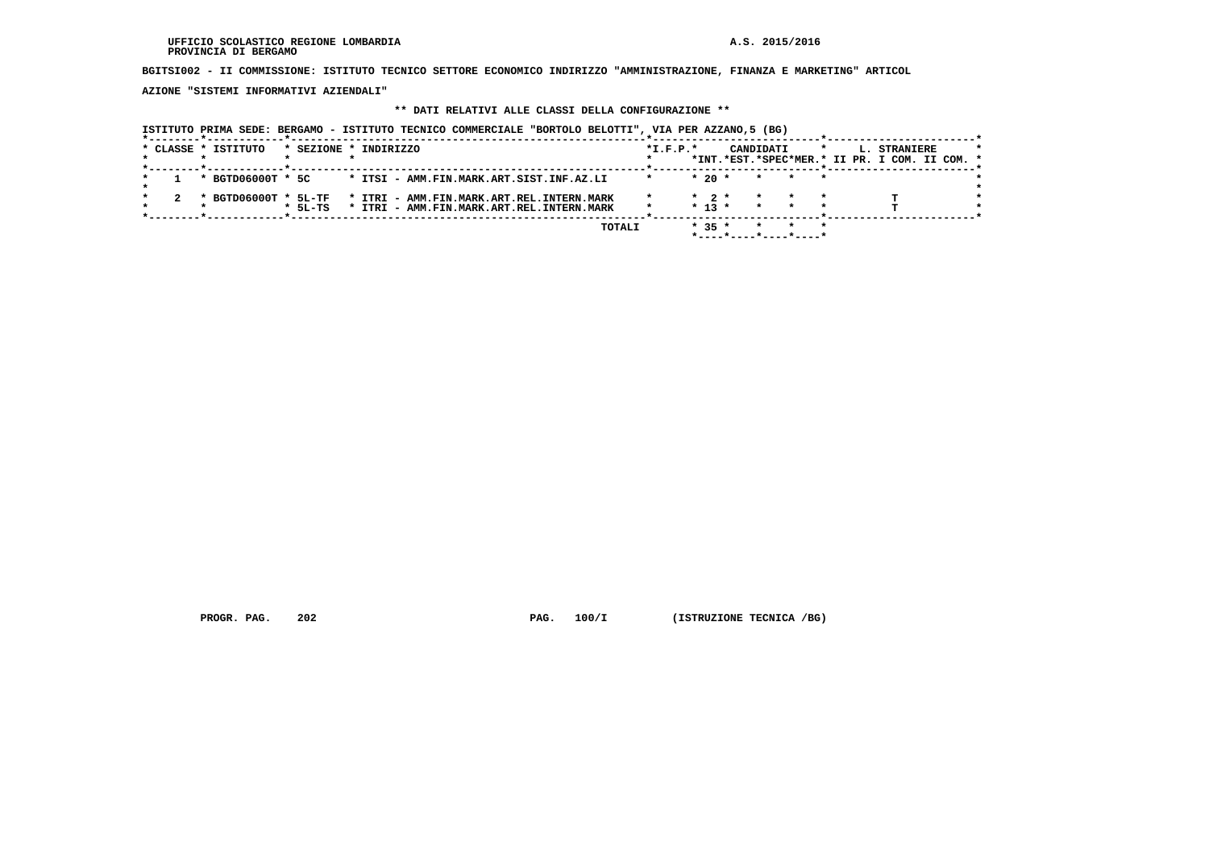UFFICIO SCOLASTICO REGIONE LOMBARDIA
PROVINCIA DI BERGAMO

A.S. 2015/2016

**BGITSI002 - II COMMISSIONE: ISTITUTO TECNICO SETTORE ECONOMICO INDIRIZZO "AMMINISTRAZIONE, FINANZA E MARKETING" ARTICOLAZIONE "SISTEMI INFORMATIVI AZIENDALI"**

**\*\* DATI RELATIVI ALLE CLASSI DELLA CONFIGURAZIONE \*\***

ISTITUTO PRIMA SEDE: BERGAMO - ISTITUTO TECNICO COMMERCIALE "BORTOLO BELOTTI", VIA PER AZZANO,5 (BG)

| CLASSE | ISTITUTO | SEZIONE | INDIRIZZO | I.F.P. | CANDIDATI INT. | CANDIDATI EST. | CANDIDATI SPEC | CANDIDATI MER. | L. STRANIERE II PR. | L. STRANIERE I COM. | L. STRANIERE II COM. |
|---|---|---|---|---|---|---|---|---|---|---|---|
| 1 | BGTD06000T | 5C | ITSI - AMM.FIN.MARK.ART.SIST.INF.AZ.LI | | 20 | | | | | | |
| 2 | BGTD06000T | 5L-TF | ITRI - AMM.FIN.MARK.ART.REL.INTERN.MARK | | 2 | | | | | T | |
| | | 5L-TS | ITRI - AMM.FIN.MARK.ART.REL.INTERN.MARK | | 13 | | | | | T | |
| | | | TOTALI | | 35 | | | | | | |

PROGR. PAG. 202 PAG. 100/I (ISTRUZIONE TECNICA /BG)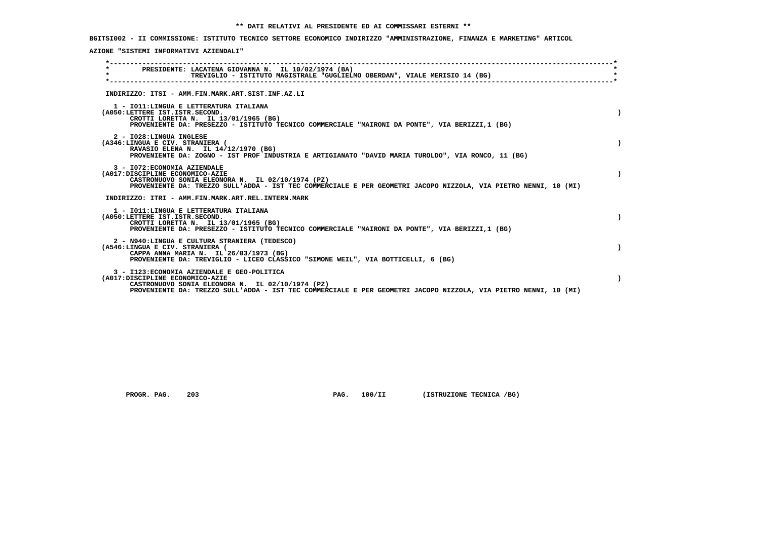**\*\* DATI RELATIVI AL PRESIDENTE ED AI COMMISSARI ESTERNI \*\***

**BGITSI002 - II COMMISSIONE: ISTITUTO TECNICO SETTORE ECONOMICO INDIRIZZO "AMMINISTRAZIONE, FINANZA E MARKETING" ARTICOLAZIONE "SISTEMI INFORMATIVI AZIENDALI"**

**PRESIDENTE: LACATENA GIOVANNA N. IL 10/02/1974 (BA)**
**TREVIGLIO - ISTITUTO MAGISTRALE "GUGLIELMO OBERDAN", VIALE MERISIO 14 (BG)**

**INDIRIZZO: ITSI - AMM.FIN.MARK.ART.SIST.INF.AZ.LI**

1 - I011:LINGUA E LETTERATURA ITALIANA
(A050:LETTERE IST.ISTR.SECOND. )
CROTTI LORETTA N. IL 13/01/1965 (BG)
PROVENIENTE DA: PRESEZZO - ISTITUTO TECNICO COMMERCIALE "MAIRONI DA PONTE", VIA BERIZZI,1 (BG)

2 - I028:LINGUA INGLESE
(A346:LINGUA E CIV. STRANIERA ( )
RAVASIO ELENA N. IL 14/12/1970 (BG)
PROVENIENTE DA: ZOGNO - IST PROF INDUSTRIA E ARTIGIANATO "DAVID MARIA TUROLDO", VIA RONCO, 11 (BG)

3 - I072:ECONOMIA AZIENDALE
(A017:DISCIPLINE ECONOMICO-AZIE )
CASTRONUOVO SONIA ELEONORA N. IL 02/10/1974 (PZ)
PROVENIENTE DA: TREZZO SULL'ADDA - IST TEC COMMERCIALE E PER GEOMETRI JACOPO NIZZOLA, VIA PIETRO NENNI, 10 (MI)

**INDIRIZZO: ITRI - AMM.FIN.MARK.ART.REL.INTERN.MARK**

1 - I011:LINGUA E LETTERATURA ITALIANA
(A050:LETTERE IST.ISTR.SECOND. )
CROTTI LORETTA N. IL 13/01/1965 (BG)
PROVENIENTE DA: PRESEZZO - ISTITUTO TECNICO COMMERCIALE "MAIRONI DA PONTE", VIA BERIZZI,1 (BG)

2 - N940:LINGUA E CULTURA STRANIERA (TEDESCO)
(A546:LINGUA E CIV. STRANIERA ( )
CAPPA ANNA MARIA N. IL 26/03/1973 (BG)
PROVENIENTE DA: TREVIGLIO - LICEO CLASSICO "SIMONE WEIL", VIA BOTTICELLI, 6 (BG)

3 - I123:ECONOMIA AZIENDALE E GEO-POLITICA
(A017:DISCIPLINE ECONOMICO-AZIE )
CASTRONUOVO SONIA ELEONORA N. IL 02/10/1974 (PZ)
PROVENIENTE DA: TREZZO SULL'ADDA - IST TEC COMMERCIALE E PER GEOMETRI JACOPO NIZZOLA, VIA PIETRO NENNI, 10 (MI)

PROGR. PAG. 203 PAG. 100/II (ISTRUZIONE TECNICA /BG)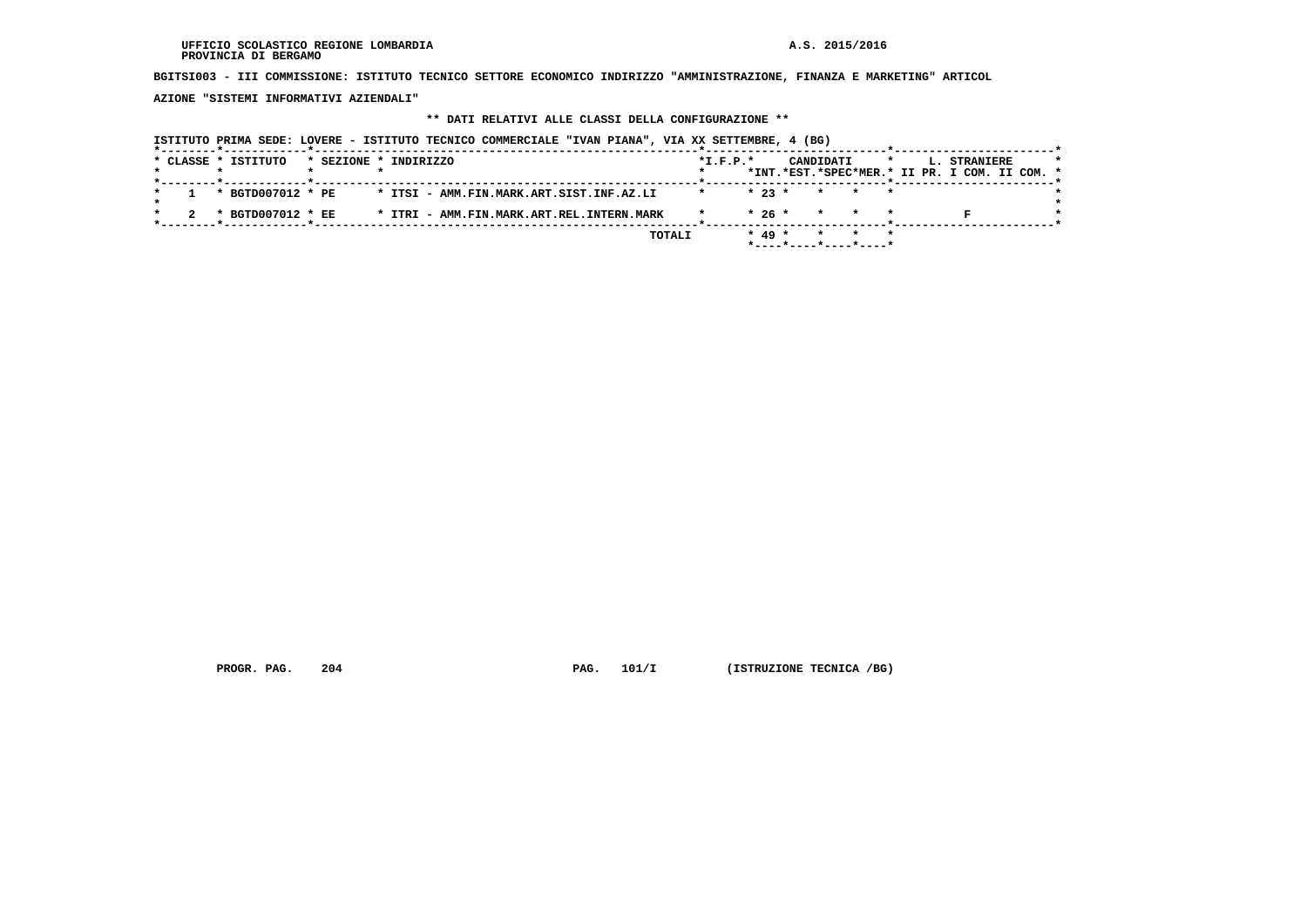UFFICIO SCOLASTICO REGIONE LOMBARDIA
PROVINCIA DI BERGAMO

A.S. 2015/2016

**BGITSI003 - III COMMISSIONE: ISTITUTO TECNICO SETTORE ECONOMICO INDIRIZZO "AMMINISTRAZIONE, FINANZA E MARKETING" ARTICOLAZIONE "SISTEMI INFORMATIVI AZIENDALI"**

**\*\* DATI RELATIVI ALLE CLASSI DELLA CONFIGURAZIONE \*\***

ISTITUTO PRIMA SEDE: LOVERE - ISTITUTO TECNICO COMMERCIALE "IVAN PIANA", VIA XX SETTEMBRE, 4 (BG)

| CLASSE | ISTITUTO | SEZIONE | INDIRIZZO | I.F.P. | CANDIDATI INT. | CANDIDATI EST. | CANDIDATI SPEC | CANDIDATI MER. | L. STRANIERE II PR. | L. STRANIERE I COM. | L. STRANIERE II COM. |
|---|---|---|---|---|---|---|---|---|---|---|---|
| 1 | BGTD007012 | PE | ITSI - AMM.FIN.MARK.ART.SIST.INF.AZ.LI | | 23 | | | | | | |
| 2 | BGTD007012 | EE | ITRI - AMM.FIN.MARK.ART.REL.INTERN.MARK | | 26 | | | | F | | |
| | | | TOTALI | | 49 | | | | | | |

PROGR. PAG. 204 PAG. 101/I (ISTRUZIONE TECNICA /BG)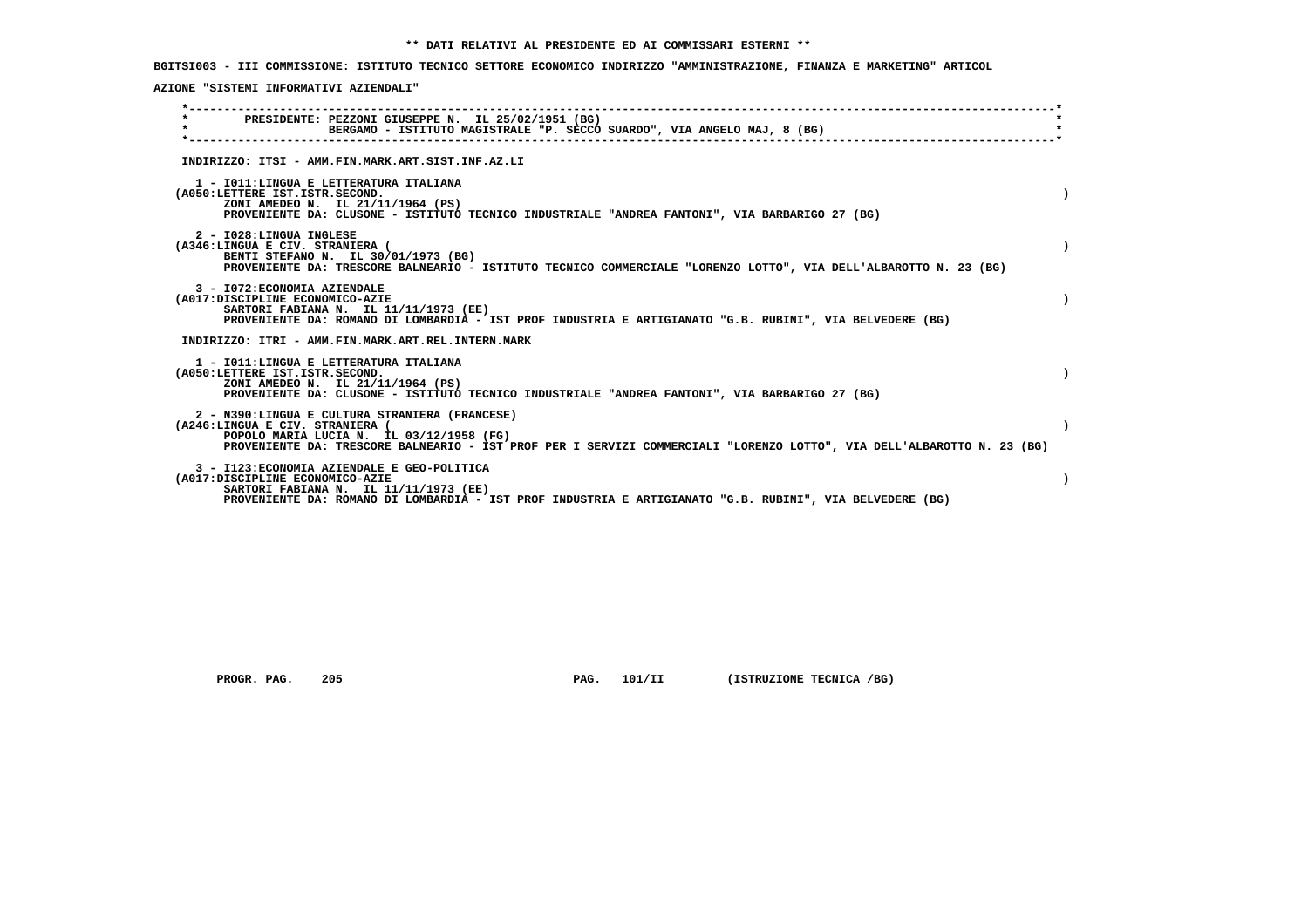**\*\* DATI RELATIVI AL PRESIDENTE ED AI COMMISSARI ESTERNI \*\***

**BGITSI003 - III COMMISSIONE: ISTITUTO TECNICO SETTORE ECONOMICO INDIRIZZO "AMMINISTRAZIONE, FINANZA E MARKETING" ARTICOLAZIONE "SISTEMI INFORMATIVI AZIENDALI"**

**PRESIDENTE: PEZZONI GIUSEPPE N. IL 25/02/1951 (BG)**
**BERGAMO - ISTITUTO MAGISTRALE "P. SECCO SUARDO", VIA ANGELO MAJ, 8 (BG)**

**INDIRIZZO: ITSI - AMM.FIN.MARK.ART.SIST.INF.AZ.LI**

1 - I011:LINGUA E LETTERATURA ITALIANA
(A050:LETTERE IST.ISTR.SECOND. )
ZONI AMEDEO N. IL 21/11/1964 (PS)
PROVENIENTE DA: CLUSONE - ISTITUTO TECNICO INDUSTRIALE "ANDREA FANTONI", VIA BARBARIGO 27 (BG)

2 - I028:LINGUA INGLESE
(A346:LINGUA E CIV. STRANIERA ( )
BENTI STEFANO N. IL 30/01/1973 (BG)
PROVENIENTE DA: TRESCORE BALNEARIO - ISTITUTO TECNICO COMMERCIALE "LORENZO LOTTO", VIA DELL'ALBAROTTO N. 23 (BG)

3 - I072:ECONOMIA AZIENDALE
(A017:DISCIPLINE ECONOMICO-AZIE )
SARTORI FABIANA N. IL 11/11/1973 (EE)
PROVENIENTE DA: ROMANO DI LOMBARDIA - IST PROF INDUSTRIA E ARTIGIANATO "G.B. RUBINI", VIA BELVEDERE (BG)

**INDIRIZZO: ITRI - AMM.FIN.MARK.ART.REL.INTERN.MARK**

1 - I011:LINGUA E LETTERATURA ITALIANA
(A050:LETTERE IST.ISTR.SECOND. )
ZONI AMEDEO N. IL 21/11/1964 (PS)
PROVENIENTE DA: CLUSONE - ISTITUTO TECNICO INDUSTRIALE "ANDREA FANTONI", VIA BARBARIGO 27 (BG)

2 - N390:LINGUA E CULTURA STRANIERA (FRANCESE)
(A246:LINGUA E CIV. STRANIERA ( )
POPOLO MARIA LUCIA N. IL 03/12/1958 (FG)
PROVENIENTE DA: TRESCORE BALNEARIO - IST PROF PER I SERVIZI COMMERCIALI "LORENZO LOTTO", VIA DELL'ALBAROTTO N. 23 (BG)

3 - I123:ECONOMIA AZIENDALE E GEO-POLITICA
(A017:DISCIPLINE ECONOMICO-AZIE )
SARTORI FABIANA N. IL 11/11/1973 (EE)
PROVENIENTE DA: ROMANO DI LOMBARDIA - IST PROF INDUSTRIA E ARTIGIANATO "G.B. RUBINI", VIA BELVEDERE (BG)

PROGR. PAG. 205 PAG. 101/II (ISTRUZIONE TECNICA /BG)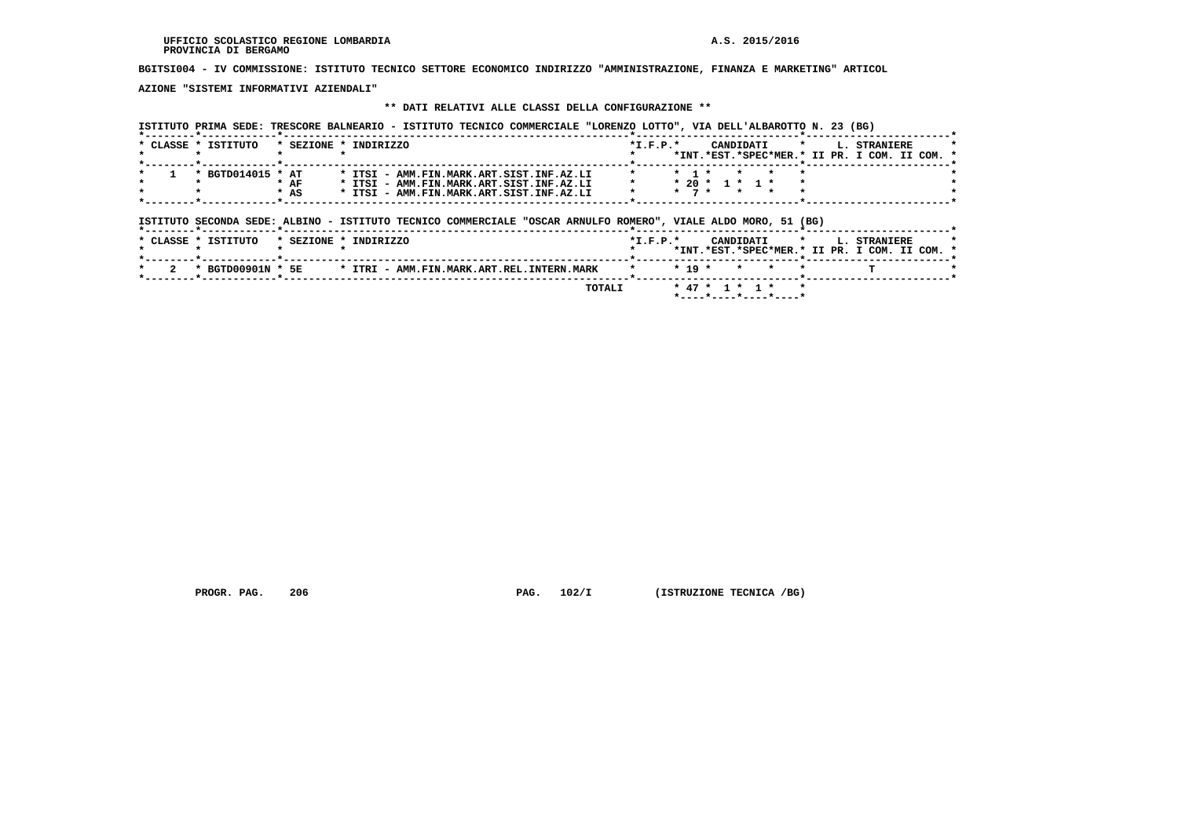UFFICIO SCOLASTICO REGIONE LOMBARDIA
PROVINCIA DI BERGAMO

A.S. 2015/2016

**BGITSI004 - IV COMMISSIONE: ISTITUTO TECNICO SETTORE ECONOMICO INDIRIZZO "AMMINISTRAZIONE, FINANZA E MARKETING" ARTICOLAZIONE "SISTEMI INFORMATIVI AZIENDALI"**

**\*\* DATI RELATIVI ALLE CLASSI DELLA CONFIGURAZIONE \*\***

ISTITUTO PRIMA SEDE: TRESCORE BALNEARIO - ISTITUTO TECNICO COMMERCIALE "LORENZO LOTTO", VIA DELL'ALBAROTTO N. 23 (BG)

| CLASSE | ISTITUTO | SEZIONE | INDIRIZZO | I.F.P. | CANDIDATI INT. | CANDIDATI EST. | CANDIDATI SPEC | CANDIDATI MER. | L. STRANIERE II PR. | L. STRANIERE I COM. | L. STRANIERE II COM. |
|---|---|---|---|---|---|---|---|---|---|---|---|
| 1 | BGTD014015 | AT | ITSI - AMM.FIN.MARK.ART.SIST.INF.AZ.LI | | 1 | | | | | | |
| | | AF | ITSI - AMM.FIN.MARK.ART.SIST.INF.AZ.LI | | 20 | 1 | 1 | | | | |
| | | AS | ITSI - AMM.FIN.MARK.ART.SIST.INF.AZ.LI | | 7 | | | | | | |

ISTITUTO SECONDA SEDE: ALBINO - ISTITUTO TECNICO COMMERCIALE "OSCAR ARNULFO ROMERO", VIALE ALDO MORO, 51 (BG)

| CLASSE | ISTITUTO | SEZIONE | INDIRIZZO | I.F.P. | CANDIDATI INT. | CANDIDATI EST. | CANDIDATI SPEC | CANDIDATI MER. | L. STRANIERE II PR. | L. STRANIERE I COM. | L. STRANIERE II COM. |
|---|---|---|---|---|---|---|---|---|---|---|---|
| 2 | BGTD00901N | 5E | ITRI - AMM.FIN.MARK.ART.REL.INTERN.MARK | | 19 | | | | | T | |
| | | | TOTALI | | 47 | 1 | 1 | | | | |

PROGR. PAG. 206 PAG. 102/I (ISTRUZIONE TECNICA /BG)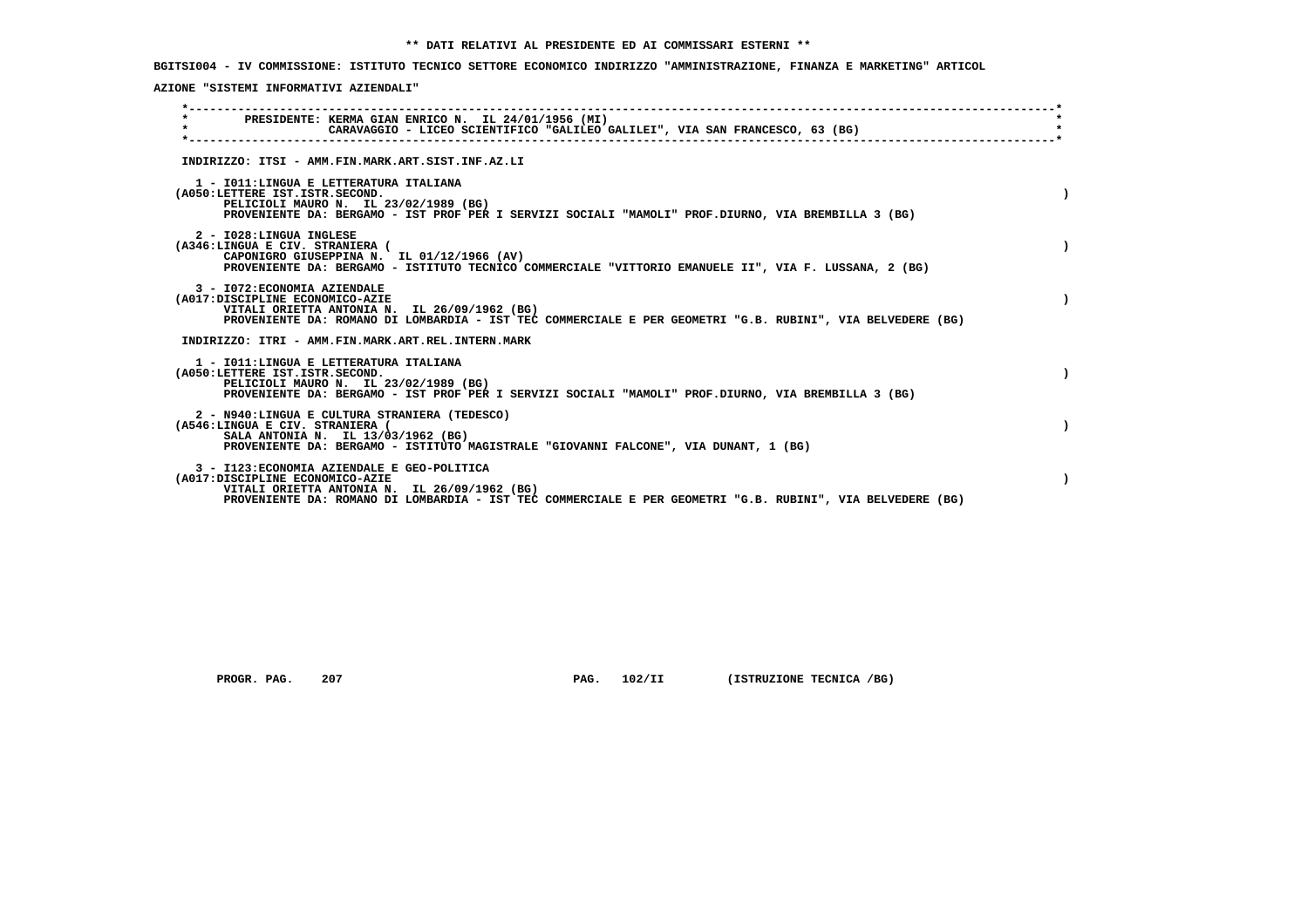**\*\* DATI RELATIVI AL PRESIDENTE ED AI COMMISSARI ESTERNI \*\***

**BGITSI004 - IV COMMISSIONE: ISTITUTO TECNICO SETTORE ECONOMICO INDIRIZZO "AMMINISTRAZIONE, FINANZA E MARKETING" ARTICOLAZIONE "SISTEMI INFORMATIVI AZIENDALI"**

PRESIDENTE: KERMA GIAN ENRICO N. IL 24/01/1956 (MI)
CARAVAGGIO - LICEO SCIENTIFICO "GALILEO GALILEI", VIA SAN FRANCESCO, 63 (BG)

INDIRIZZO: ITSI - AMM.FIN.MARK.ART.SIST.INF.AZ.LI

1 - I011:LINGUA E LETTERATURA ITALIANA
(A050:LETTERE IST.ISTR.SECOND. )
PELICIOLI MAURO N. IL 23/02/1989 (BG)
PROVENIENTE DA: BERGAMO - IST PROF PER I SERVIZI SOCIALI "MAMOLI" PROF.DIURNO, VIA BREMBILLA 3 (BG)

2 - I028:LINGUA INGLESE
(A346:LINGUA E CIV. STRANIERA ( )
CAPONIGRO GIUSEPPINA N. IL 01/12/1966 (AV)
PROVENIENTE DA: BERGAMO - ISTITUTO TECNICO COMMERCIALE "VITTORIO EMANUELE II", VIA F. LUSSANA, 2 (BG)

3 - I072:ECONOMIA AZIENDALE
(A017:DISCIPLINE ECONOMICO-AZIE )
VITALI ORIETTA ANTONIA N. IL 26/09/1962 (BG)
PROVENIENTE DA: ROMANO DI LOMBARDIA - IST TEC COMMERCIALE E PER GEOMETRI "G.B. RUBINI", VIA BELVEDERE (BG)

INDIRIZZO: ITRI - AMM.FIN.MARK.ART.REL.INTERN.MARK

1 - I011:LINGUA E LETTERATURA ITALIANA
(A050:LETTERE IST.ISTR.SECOND. )
PELICIOLI MAURO N. IL 23/02/1989 (BG)
PROVENIENTE DA: BERGAMO - IST PROF PER I SERVIZI SOCIALI "MAMOLI" PROF.DIURNO, VIA BREMBILLA 3 (BG)

2 - N940:LINGUA E CULTURA STRANIERA (TEDESCO)
(A546:LINGUA E CIV. STRANIERA ( )
SALA ANTONIA N. IL 13/03/1962 (BG)
PROVENIENTE DA: BERGAMO - ISTITUTO MAGISTRALE "GIOVANNI FALCONE", VIA DUNANT, 1 (BG)

3 - I123:ECONOMIA AZIENDALE E GEO-POLITICA
(A017:DISCIPLINE ECONOMICO-AZIE )
VITALI ORIETTA ANTONIA N. IL 26/09/1962 (BG)
PROVENIENTE DA: ROMANO DI LOMBARDIA - IST TEC COMMERCIALE E PER GEOMETRI "G.B. RUBINI", VIA BELVEDERE (BG)

PROGR. PAG. 207 PAG. 102/II (ISTRUZIONE TECNICA /BG)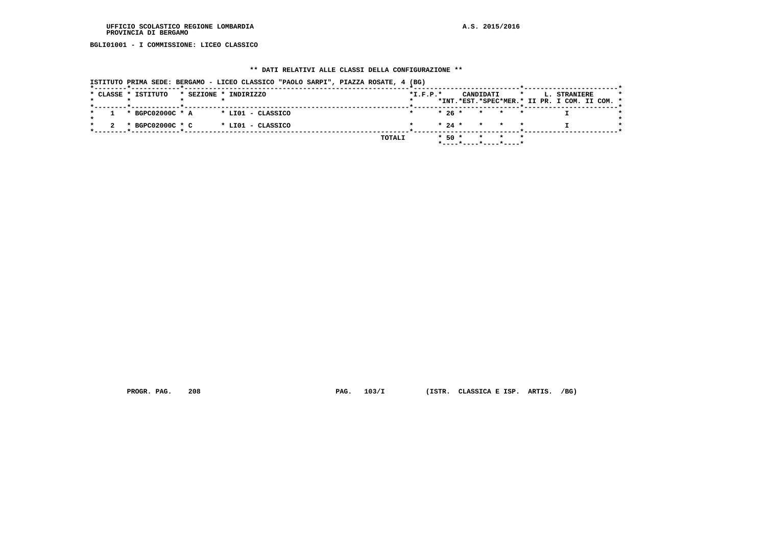UFFICIO SCOLASTICO REGIONE LOMBARDIA
PROVINCIA DI BERGAMO

A.S. 2015/2016

**BGLI01001 - I COMMISSIONE: LICEO CLASSICO**

## ** DATI RELATIVI ALLE CLASSI DELLA CONFIGURAZIONE **

ISTITUTO PRIMA SEDE: BERGAMO - LICEO CLASSICO "PAOLO SARPI", PIAZZA ROSATE, 4 (BG)

| CLASSE | ISTITUTO | SEZIONE | INDIRIZZO | I.F.P. | CANDIDATI INT. | CANDIDATI EST. | CANDIDATI SPEC | CANDIDATI MER. | L. STRANIERE II PR. | L. STRANIERE I COM. | L. STRANIERE II COM. |
|---|---|---|---|---|---|---|---|---|---|---|---|
| 1 | BGPC02000C | A | LI01 - CLASSICO | | 26 | | | | | I | |
| 2 | BGPC02000C | C | LI01 - CLASSICO | | 24 | | | | | I | |
| | | | TOTALI | | 50 | | | | | | |

PROGR. PAG. 208 PAG. 103/I (ISTR. CLASSICA E ISP. ARTIS. /BG)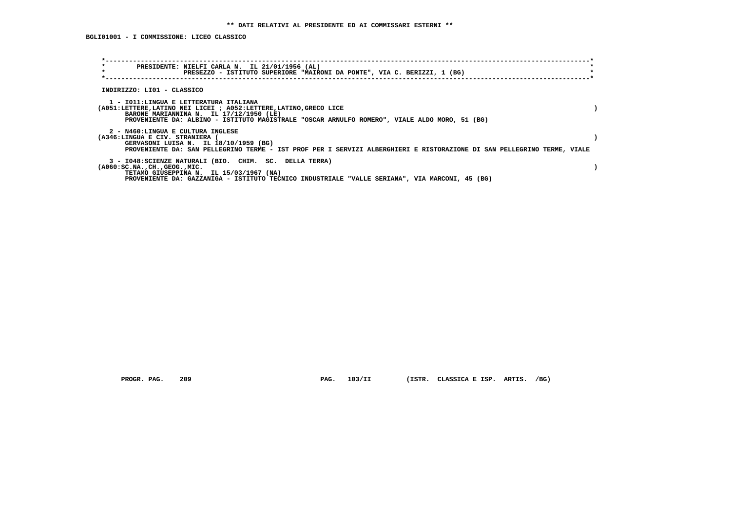**\*\* DATI RELATIVI AL PRESIDENTE ED AI COMMISSARI ESTERNI \*\***

**BGLI01001 - I COMMISSIONE: LICEO CLASSICO**

**PRESIDENTE: NIELFI CARLA N. IL 21/01/1956 (AL)**
**PRESEZZO - ISTITUTO SUPERIORE "MAIRONI DA PONTE", VIA C. BERIZZI, 1 (BG)**

**INDIRIZZO: LI01 - CLASSICO**

**1 - I011:LINGUA E LETTERATURA ITALIANA**
**(A051:LETTERE,LATINO NEI LICEI ; A052:LETTERE,LATINO,GRECO LICE )**
**BARONE MARIANNINA N. IL 17/12/1950 (LE)**
**PROVENIENTE DA: ALBINO - ISTITUTO MAGISTRALE "OSCAR ARNULFO ROMERO", VIALE ALDO MORO, 51 (BG)**

**2 - N460:LINGUA E CULTURA INGLESE**
**(A346:LINGUA E CIV. STRANIERA ( )**
**GERVASONI LUISA N. IL 18/10/1959 (BG)**
**PROVENIENTE DA: SAN PELLEGRINO TERME - IST PROF PER I SERVIZI ALBERGHIERI E RISTORAZIONE DI SAN PELLEGRINO TERME, VIALE**

**3 - I048:SCIENZE NATURALI (BIO. CHIM. SC. DELLA TERRA)**
**(A060:SC.NA.,CH.,GEOG.,MIC. )**
**TETAMO GIUSEPPINA N. IL 15/03/1967 (NA)**
**PROVENIENTE DA: GAZZANIGA - ISTITUTO TECNICO INDUSTRIALE "VALLE SERIANA", VIA MARCONI, 45 (BG)**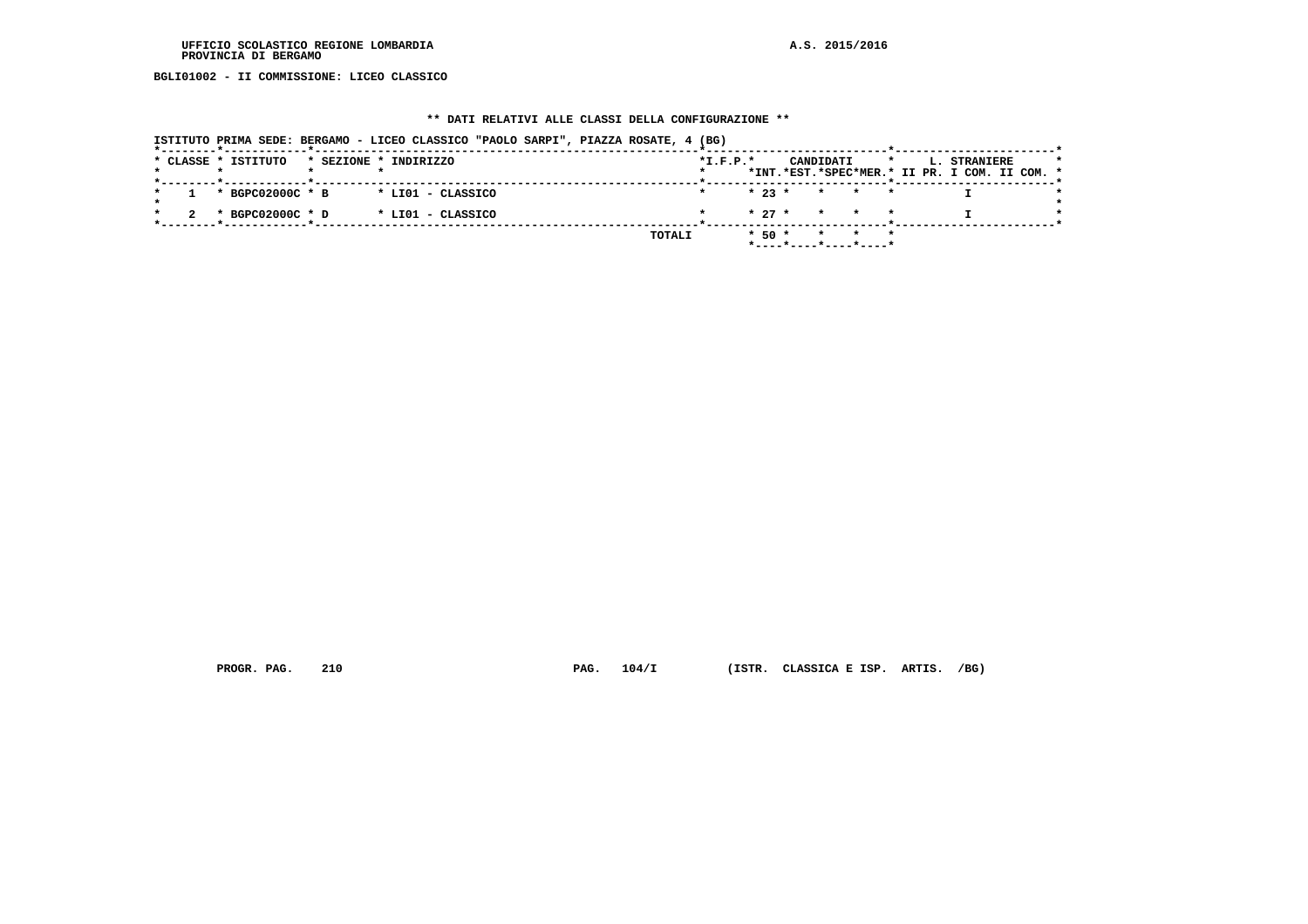UFFICIO SCOLASTICO REGIONE LOMBARDIA
PROVINCIA DI BERGAMO

A.S. 2015/2016

**BGLI01002 - II COMMISSIONE: LICEO CLASSICO**

## ** DATI RELATIVI ALLE CLASSI DELLA CONFIGURAZIONE **

ISTITUTO PRIMA SEDE: BERGAMO - LICEO CLASSICO "PAOLO SARPI", PIAZZA ROSATE, 4 (BG)

| CLASSE | ISTITUTO | SEZIONE | INDIRIZZO | I.F.P. | CANDIDATI INT. | CANDIDATI EST. | CANDIDATI SPEC | CANDIDATI MER. | L. STRANIERE II PR. | L. STRANIERE I COM. | L. STRANIERE II COM. |
|---|---|---|---|---|---|---|---|---|---|---|---|
| 1 | BGPC02000C | B | LI01 - CLASSICO | | 23 | | | | | I | |
| 2 | BGPC02000C | D | LI01 - CLASSICO | | 27 | | | | | I | |
| | | | TOTALI | | 50 | | | | | | |

PROGR. PAG. 210     PAG. 104/I     (ISTR. CLASSICA E ISP. ARTIS. /BG)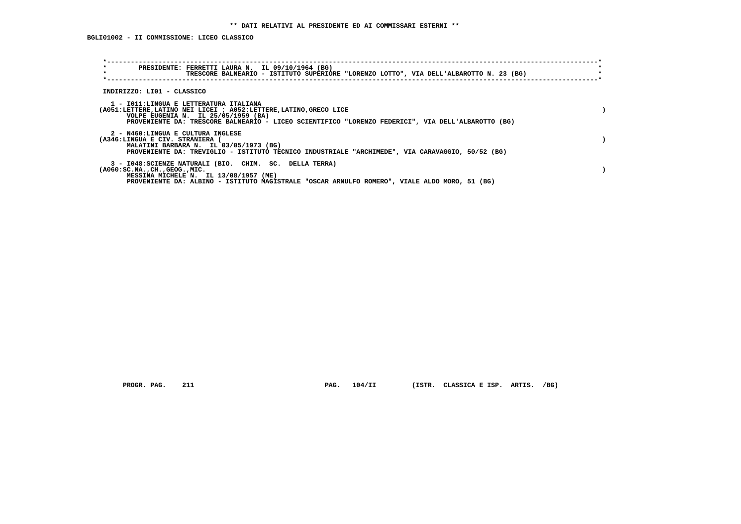**\*\* DATI RELATIVI AL PRESIDENTE ED AI COMMISSARI ESTERNI \*\***

**BGLI01002 - II COMMISSIONE: LICEO CLASSICO**

```
*----------------------------------------------------------------------------------------------------------------------*
*       PRESIDENTE: FERRETTI LAURA N.  IL 09/10/1964 (BG)                                                              *
*                   TRESCORE BALNEARIO - ISTITUTO SUPERIORE "LORENZO LOTTO", VIA DELL'ALBAROTTO N. 23 (BG)             *
*----------------------------------------------------------------------------------------------------------------------*
```

INDIRIZZO: LI01 - CLASSICO

1 - I011:LINGUA E LETTERATURA ITALIANA
(A051:LETTERE,LATINO NEI LICEI ; A052:LETTERE,LATINO,GRECO LICE )
VOLPE EUGENIA N.  IL 25/05/1959 (BA)
PROVENIENTE DA: TRESCORE BALNEARIO - LICEO SCIENTIFICO "LORENZO FEDERICI", VIA DELL'ALBAROTTO (BG)

2 - N460:LINGUA E CULTURA INGLESE
(A346:LINGUA E CIV. STRANIERA ( )
MALATINI BARBARA N.  IL 03/05/1973 (BG)
PROVENIENTE DA: TREVIGLIO - ISTITUTO TECNICO INDUSTRIALE "ARCHIMEDE", VIA CARAVAGGIO, 50/52 (BG)

3 - I048:SCIENZE NATURALI (BIO.  CHIM.  SC.  DELLA TERRA)
(A060:SC.NA.,CH.,GEOG.,MIC. )
MESSINA MICHELE N.  IL 13/08/1957 (ME)
PROVENIENTE DA: ALBINO - ISTITUTO MAGISTRALE "OSCAR ARNULFO ROMERO", VIALE ALDO MORO, 51 (BG)

PROGR. PAG.  211     PAG.  104/II     (ISTR.  CLASSICA E ISP.  ARTIS.  /BG)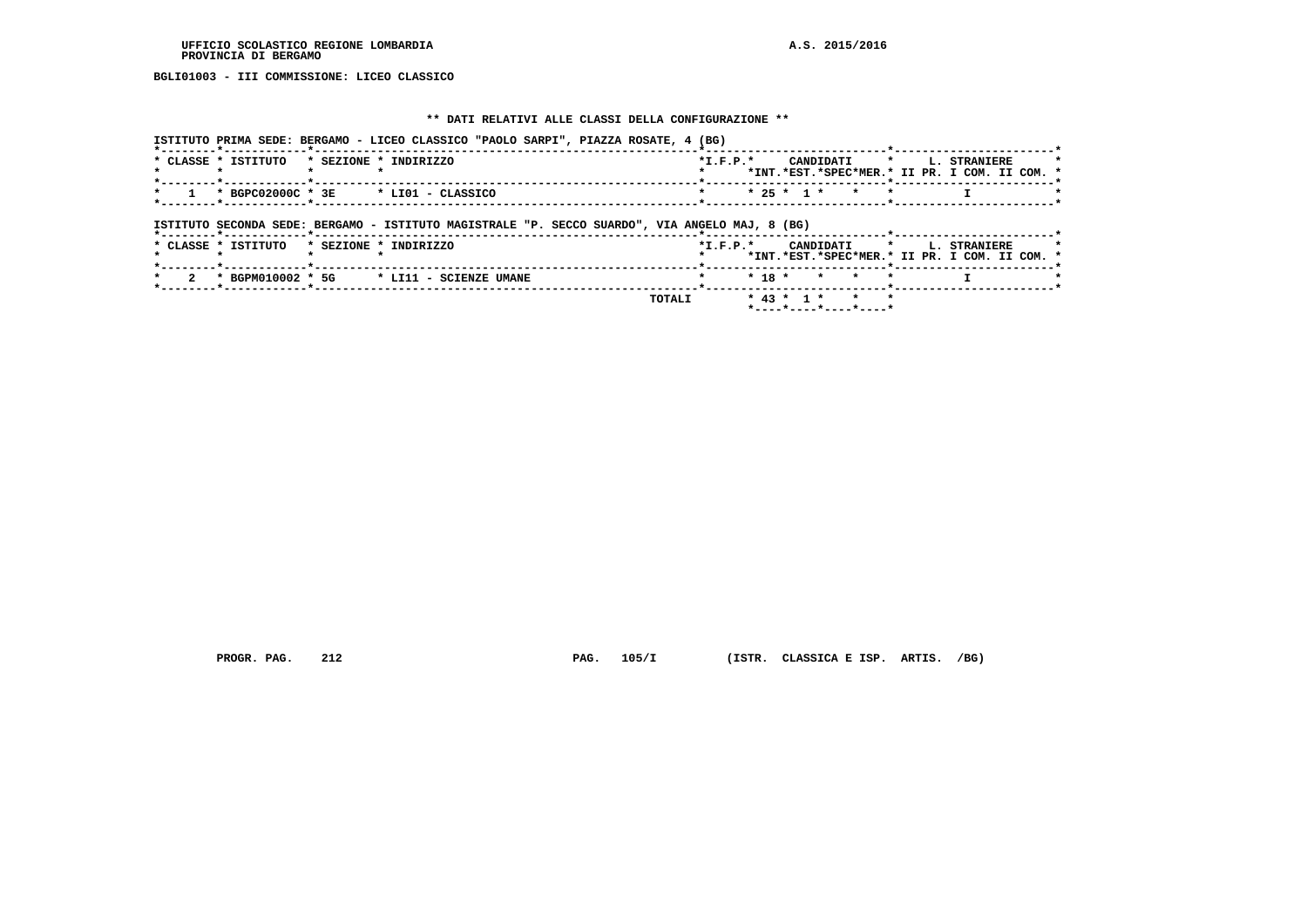UFFICIO SCOLASTICO REGIONE LOMBARDIA
PROVINCIA DI BERGAMO

A.S. 2015/2016

**BGLI01003 - III COMMISSIONE: LICEO CLASSICO**

## ** DATI RELATIVI ALLE CLASSI DELLA CONFIGURAZIONE **

ISTITUTO PRIMA SEDE: BERGAMO - LICEO CLASSICO "PAOLO SARPI", PIAZZA ROSATE, 4 (BG)

| CLASSE | ISTITUTO | SEZIONE | INDIRIZZO | I.F.P. | CANDIDATI INT. | CANDIDATI EST. | CANDIDATI SPEC | CANDIDATI MER. | L. STRANIERE II PR. | L. STRANIERE I COM. | L. STRANIERE II COM. |
|---|---|---|---|---|---|---|---|---|---|---|---|
| 1 | BGPC02000C | 3E | LI01 - CLASSICO | | 25 | 1 | | | | I | |

ISTITUTO SECONDA SEDE: BERGAMO - ISTITUTO MAGISTRALE "P. SECCO SUARDO", VIA ANGELO MAJ, 8 (BG)

| CLASSE | ISTITUTO | SEZIONE | INDIRIZZO | I.F.P. | CANDIDATI INT. | CANDIDATI EST. | CANDIDATI SPEC | CANDIDATI MER. | L. STRANIERE II PR. | L. STRANIERE I COM. | L. STRANIERE II COM. |
|---|---|---|---|---|---|---|---|---|---|---|---|
| 2 | BGPM010002 | 5G | LI11 - SCIENZE UMANE | | 18 | | | | | I | |
| | | | TOTALI | | 43 | 1 | | | | | |

PROGR. PAG. 212 PAG. 105/I (ISTR. CLASSICA E ISP. ARTIS. /BG)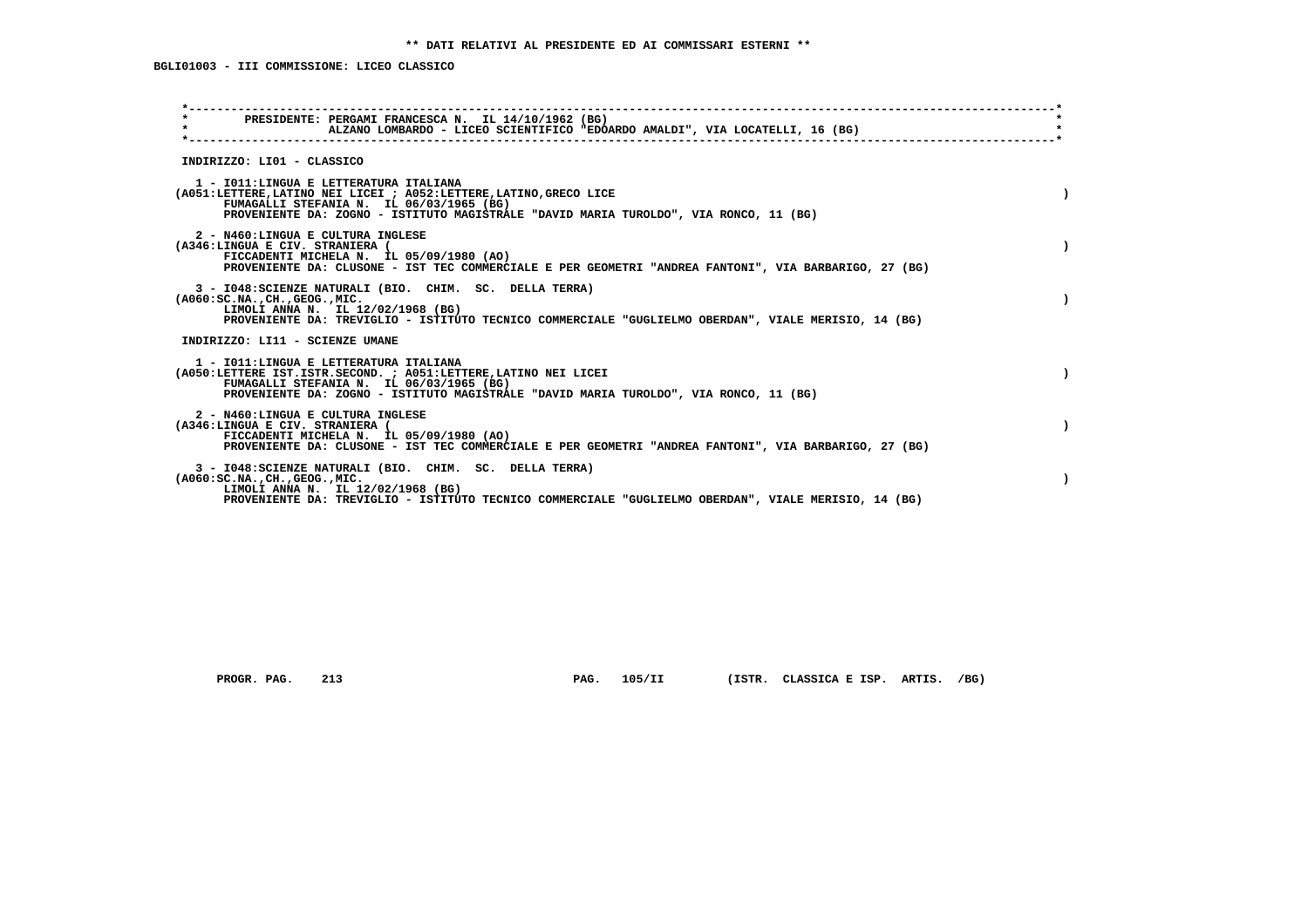** DATI RELATIVI AL PRESIDENTE ED AI COMMISSARI ESTERNI **

BGLI01003 - III COMMISSIONE: LICEO CLASSICO

PRESIDENTE: PERGAMI FRANCESCA N. IL 14/10/1962 (BG)
ALZANO LOMBARDO - LICEO SCIENTIFICO "EDOARDO AMALDI", VIA LOCATELLI, 16 (BG)

INDIRIZZO: LI01 - CLASSICO

1 - I011:LINGUA E LETTERATURA ITALIANA
(A051:LETTERE,LATINO NEI LICEI ; A052:LETTERE,LATINO,GRECO LICE )
FUMAGALLI STEFANIA N. IL 06/03/1965 (BG)
PROVENIENTE DA: ZOGNO - ISTITUTO MAGISTRALE "DAVID MARIA TUROLDO", VIA RONCO, 11 (BG)

2 - N460:LINGUA E CULTURA INGLESE
(A346:LINGUA E CIV. STRANIERA ( )
FICCADENTI MICHELA N. IL 05/09/1980 (AO)
PROVENIENTE DA: CLUSONE - IST TEC COMMERCIALE E PER GEOMETRI "ANDREA FANTONI", VIA BARBARIGO, 27 (BG)

3 - I048:SCIENZE NATURALI (BIO. CHIM. SC. DELLA TERRA)
(A060:SC.NA.,CH.,GEOG.,MIC. )
LIMOLI ANNA N. IL 12/02/1968 (BG)
PROVENIENTE DA: TREVIGLIO - ISTITUTO TECNICO COMMERCIALE "GUGLIELMO OBERDAN", VIALE MERISIO, 14 (BG)

INDIRIZZO: LI11 - SCIENZE UMANE

1 - I011:LINGUA E LETTERATURA ITALIANA
(A050:LETTERE IST.ISTR.SECOND. ; A051:LETTERE,LATINO NEI LICEI )
FUMAGALLI STEFANIA N. IL 06/03/1965 (BG)
PROVENIENTE DA: ZOGNO - ISTITUTO MAGISTRALE "DAVID MARIA TUROLDO", VIA RONCO, 11 (BG)

2 - N460:LINGUA E CULTURA INGLESE
(A346:LINGUA E CIV. STRANIERA ( )
FICCADENTI MICHELA N. IL 05/09/1980 (AO)
PROVENIENTE DA: CLUSONE - IST TEC COMMERCIALE E PER GEOMETRI "ANDREA FANTONI", VIA BARBARIGO, 27 (BG)

3 - I048:SCIENZE NATURALI (BIO. CHIM. SC. DELLA TERRA)
(A060:SC.NA.,CH.,GEOG.,MIC. )
LIMOLI ANNA N. IL 12/02/1968 (BG)
PROVENIENTE DA: TREVIGLIO - ISTITUTO TECNICO COMMERCIALE "GUGLIELMO OBERDAN", VIALE MERISIO, 14 (BG)

PROGR. PAG. 213 PAG. 105/II (ISTR. CLASSICA E ISP. ARTIS. /BG)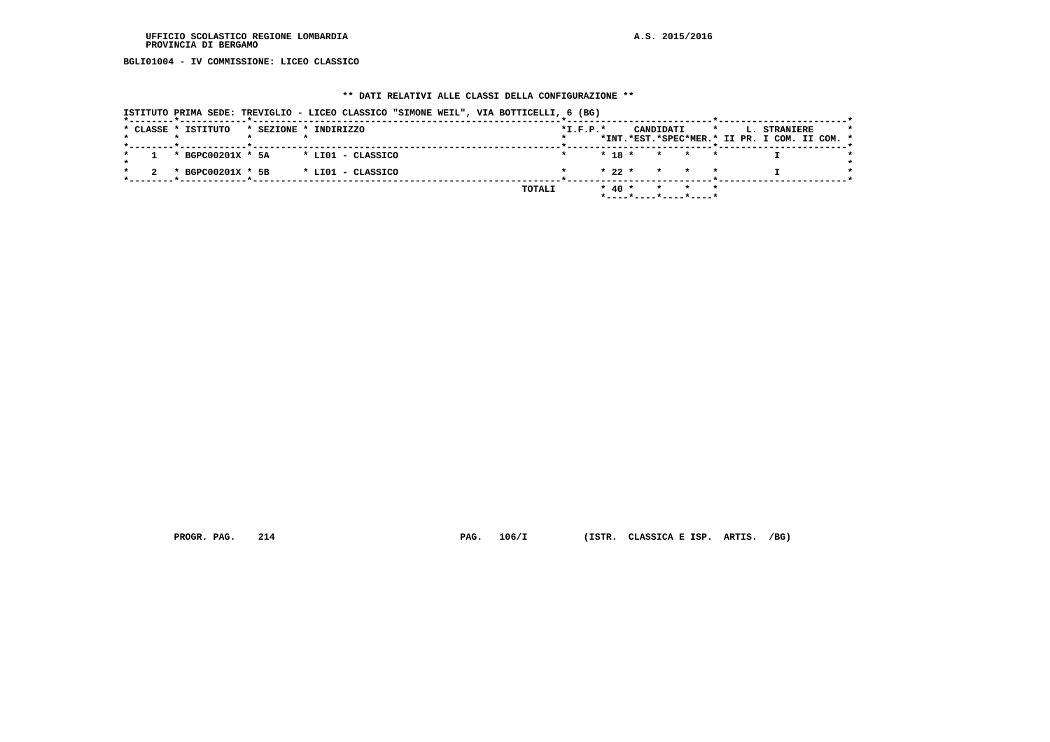UFFICIO SCOLASTICO REGIONE LOMBARDIA
PROVINCIA DI BERGAMO

A.S. 2015/2016

BGLI01004 - IV COMMISSIONE: LICEO CLASSICO

## ** DATI RELATIVI ALLE CLASSI DELLA CONFIGURAZIONE **

ISTITUTO PRIMA SEDE: TREVIGLIO - LICEO CLASSICO "SIMONE WEIL", VIA BOTTICELLI, 6 (BG)

| CLASSE | ISTITUTO | SEZIONE | INDIRIZZO | I.F.P. | CANDIDATI INT. | CANDIDATI EST. | CANDIDATI SPEC | CANDIDATI MER. | L. STRANIERE II PR. | L. STRANIERE I COM. | L. STRANIERE II COM. |
|---|---|---|---|---|---|---|---|---|---|---|---|
| 1 | BGPC00201X | 5A | LI01 - CLASSICO | | 18 | | | | | I | |
| 2 | BGPC00201X | 5B | LI01 - CLASSICO | | 22 | | | | | I | |
| | | | TOTALI | | 40 | | | | | | |

PROGR. PAG. 214     PAG. 106/I     (ISTR. CLASSICA E ISP. ARTIS. /BG)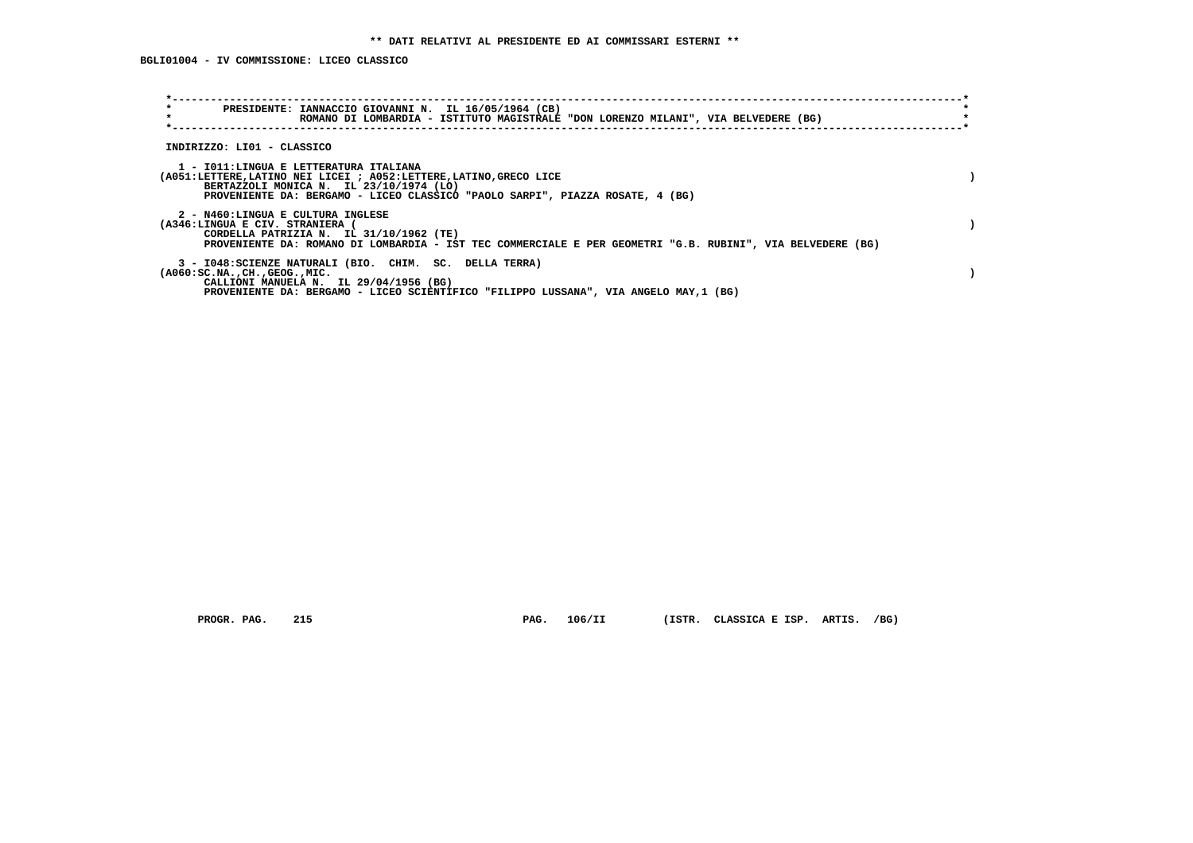**\*\* DATI RELATIVI AL PRESIDENTE ED AI COMMISSARI ESTERNI \*\***

**BGLI01004 - IV COMMISSIONE: LICEO CLASSICO**

**PRESIDENTE: IANNACCIO GIOVANNI N. IL 16/05/1964 (CB)**
**ROMANO DI LOMBARDIA - ISTITUTO MAGISTRALE "DON LORENZO MILANI", VIA BELVEDERE (BG)**

**INDIRIZZO: LI01 - CLASSICO**

**1 - I011:LINGUA E LETTERATURA ITALIANA**
**(A051:LETTERE,LATINO NEI LICEI ; A052:LETTERE,LATINO,GRECO LICE )**
**BERTAZZOLI MONICA N. IL 23/10/1974 (LO)**
**PROVENIENTE DA: BERGAMO - LICEO CLASSICO "PAOLO SARPI", PIAZZA ROSATE, 4 (BG)**

**2 - N460:LINGUA E CULTURA INGLESE**
**(A346:LINGUA E CIV. STRANIERA ( )**
**CORDELLA PATRIZIA N. IL 31/10/1962 (TE)**
**PROVENIENTE DA: ROMANO DI LOMBARDIA - IST TEC COMMERCIALE E PER GEOMETRI "G.B. RUBINI", VIA BELVEDERE (BG)**

**3 - I048:SCIENZE NATURALI (BIO. CHIM. SC. DELLA TERRA)**
**(A060:SC.NA.,CH.,GEOG.,MIC. )**
**CALLIONI MANUELA N. IL 29/04/1956 (BG)**
**PROVENIENTE DA: BERGAMO - LICEO SCIENTIFICO "FILIPPO LUSSANA", VIA ANGELO MAY,1 (BG)**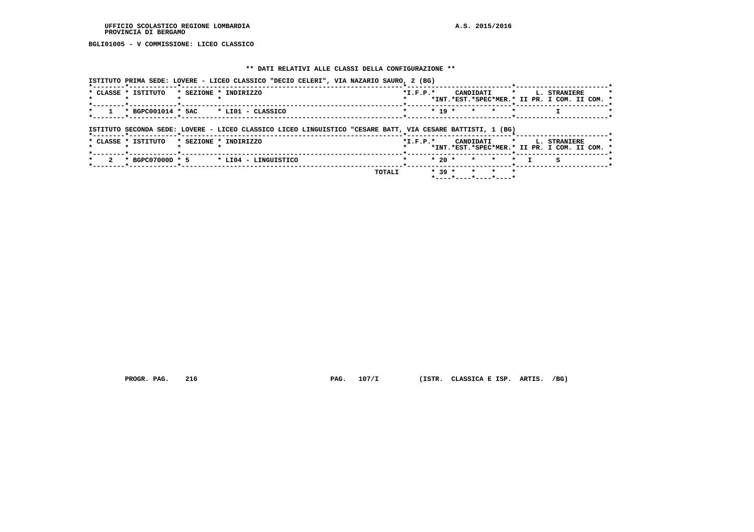BGLI01005 - V COMMISSIONE: LICEO CLASSICO

## ** DATI RELATIVI ALLE CLASSI DELLA CONFIGURAZIONE **

ISTITUTO PRIMA SEDE: LOVERE - LICEO CLASSICO "DECIO CELERI", VIA NAZARIO SAURO, 2 (BG)

| CLASSE | ISTITUTO | SEZIONE | INDIRIZZO | I.F.P. | CANDIDATI INT. | CANDIDATI EST. | CANDIDATI SPEC | CANDIDATI MER. | L. STRANIERE II PR. | L. STRANIERE I COM. | L. STRANIERE II COM. |
|---|---|---|---|---|---|---|---|---|---|---|---|
| 1 | BGPC001014 | 5AC | LI01 - CLASSICO | | 19 | | | | | I | |

ISTITUTO SECONDA SEDE: LOVERE - LICEO CLASSICO LICEO LINGUISTICO "CESARE BATT, VIA CESARE BATTISTI, 1 (BG)

| CLASSE | ISTITUTO | SEZIONE | INDIRIZZO | I.F.P. | CANDIDATI INT. | CANDIDATI EST. | CANDIDATI SPEC | CANDIDATI MER. | L. STRANIERE II PR. | L. STRANIERE I COM. | L. STRANIERE II COM. |
|---|---|---|---|---|---|---|---|---|---|---|---|
| 2 | BGPC07000D | 5 | LI04 - LINGUISTICO | | 20 | | | | I | S | |
| | | | TOTALI | | 39 | | | | | | |

PROGR. PAG. 216 PAG. 107/I (ISTR. CLASSICA E ISP. ARTIS. /BG)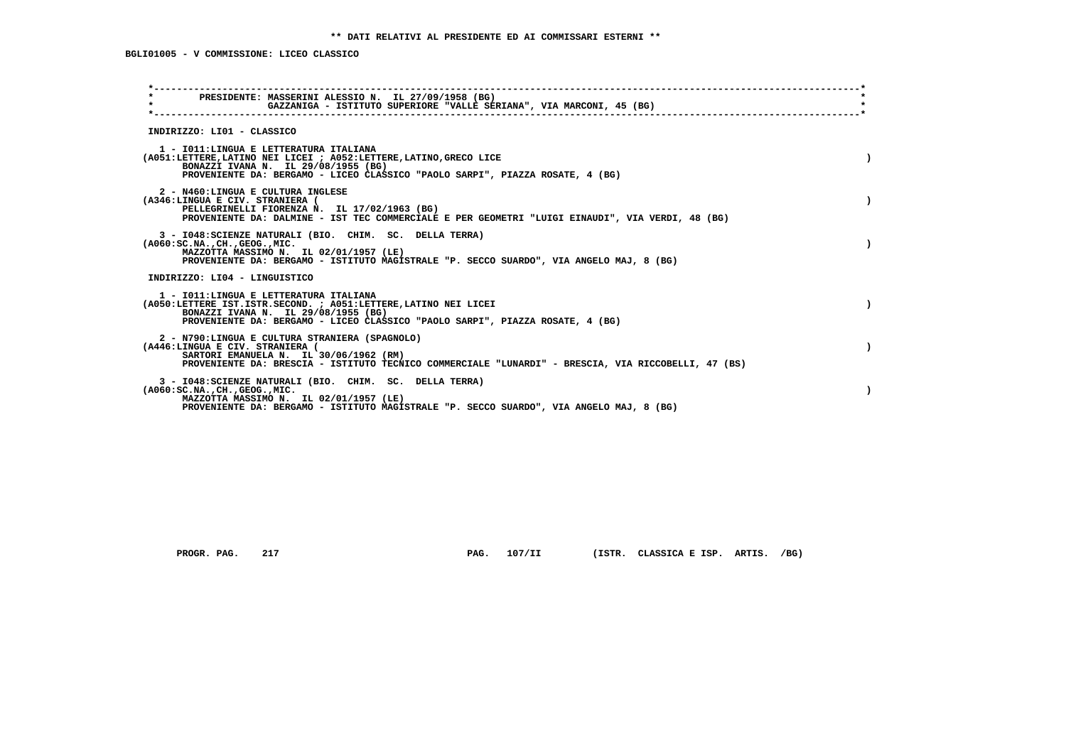** DATI RELATIVI AL PRESIDENTE ED AI COMMISSARI ESTERNI **

BGLI01005 - V COMMISSIONE: LICEO CLASSICO

PRESIDENTE: MASSERINI ALESSIO N. IL 27/09/1958 (BG)
GAZZANIGA - ISTITUTO SUPERIORE "VALLE SERIANA", VIA MARCONI, 45 (BG)

INDIRIZZO: LI01 - CLASSICO

1 - I011:LINGUA E LETTERATURA ITALIANA
(A051:LETTERE,LATINO NEI LICEI ; A052:LETTERE,LATINO,GRECO LICE )
BONAZZI IVANA N. IL 29/08/1955 (BG)
PROVENIENTE DA: BERGAMO - LICEO CLASSICO "PAOLO SARPI", PIAZZA ROSATE, 4 (BG)

2 - N460:LINGUA E CULTURA INGLESE
(A346:LINGUA E CIV. STRANIERA ( )
PELLEGRINELLI FIORENZA N. IL 17/02/1963 (BG)
PROVENIENTE DA: DALMINE - IST TEC COMMERCIALE E PER GEOMETRI "LUIGI EINAUDI", VIA VERDI, 48 (BG)

3 - I048:SCIENZE NATURALI (BIO. CHIM. SC. DELLA TERRA)
(A060:SC.NA.,CH.,GEOG.,MIC. )
MAZZOTTA MASSIMO N. IL 02/01/1957 (LE)
PROVENIENTE DA: BERGAMO - ISTITUTO MAGISTRALE "P. SECCO SUARDO", VIA ANGELO MAJ, 8 (BG)

INDIRIZZO: LI04 - LINGUISTICO

1 - I011:LINGUA E LETTERATURA ITALIANA
(A050:LETTERE IST.ISTR.SECOND. ; A051:LETTERE,LATINO NEI LICEI )
BONAZZI IVANA N. IL 29/08/1955 (BG)
PROVENIENTE DA: BERGAMO - LICEO CLASSICO "PAOLO SARPI", PIAZZA ROSATE, 4 (BG)

2 - N790:LINGUA E CULTURA STRANIERA (SPAGNOLO)
(A446:LINGUA E CIV. STRANIERA ( )
SARTORI EMANUELA N. IL 30/06/1962 (RM)
PROVENIENTE DA: BRESCIA - ISTITUTO TECNICO COMMERCIALE "LUNARDI" - BRESCIA, VIA RICCOBELLI, 47 (BS)

3 - I048:SCIENZE NATURALI (BIO. CHIM. SC. DELLA TERRA)
(A060:SC.NA.,CH.,GEOG.,MIC. )
MAZZOTTA MASSIMO N. IL 02/01/1957 (LE)
PROVENIENTE DA: BERGAMO - ISTITUTO MAGISTRALE "P. SECCO SUARDO", VIA ANGELO MAJ, 8 (BG)

PROGR. PAG. 217 PAG. 107/II (ISTR. CLASSICA E ISP. ARTIS. /BG)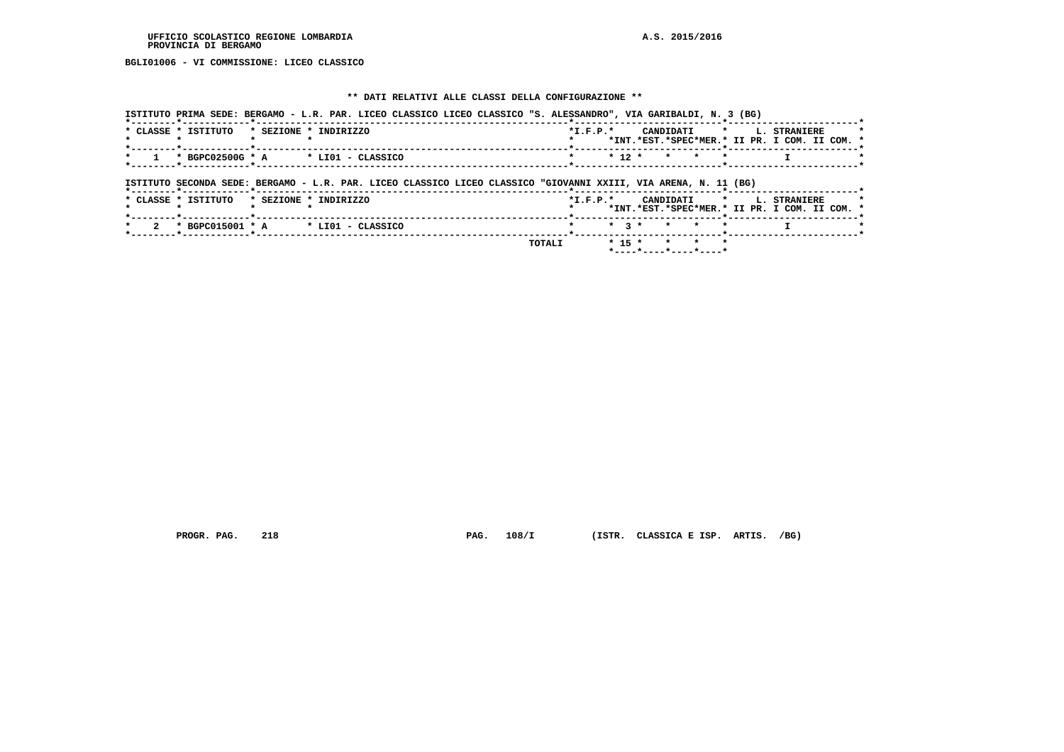UFFICIO SCOLASTICO REGIONE LOMBARDIA A.S. 2015/2016
PROVINCIA DI BERGAMO

**BGLI01006 - VI COMMISSIONE: LICEO CLASSICO**

**\*\* DATI RELATIVI ALLE CLASSI DELLA CONFIGURAZIONE \*\***

ISTITUTO PRIMA SEDE: BERGAMO - L.R. PAR. LICEO CLASSICO LICEO CLASSICO "S. ALESSANDRO", VIA GARIBALDI, N. 3 (BG)

| CLASSE | ISTITUTO | SEZIONE | INDIRIZZO | I.F.P. | CANDIDATI INT. | CANDIDATI EST. | CANDIDATI SPEC | CANDIDATI MER. | L. STRANIERE II PR. | L. STRANIERE I COM. | L. STRANIERE II COM. |
|---|---|---|---|---|---|---|---|---|---|---|---|
| 1 | BGPC02500G | A | LI01 - CLASSICO | | 12 | | | | | I | |

ISTITUTO SECONDA SEDE: BERGAMO - L.R. PAR. LICEO CLASSICO LICEO CLASSICO "GIOVANNI XXIII, VIA ARENA, N. 11 (BG)

| CLASSE | ISTITUTO | SEZIONE | INDIRIZZO | I.F.P. | CANDIDATI INT. | CANDIDATI EST. | CANDIDATI SPEC | CANDIDATI MER. | L. STRANIERE II PR. | L. STRANIERE I COM. | L. STRANIERE II COM. |
|---|---|---|---|---|---|---|---|---|---|---|---|
| 2 | BGPC015001 | A | LI01 - CLASSICO | | 3 | | | | | I | |
| | | | TOTALI | | 15 | | | | | | |

PROGR. PAG. 218 PAG. 108/I (ISTR. CLASSICA E ISP. ARTIS. /BG)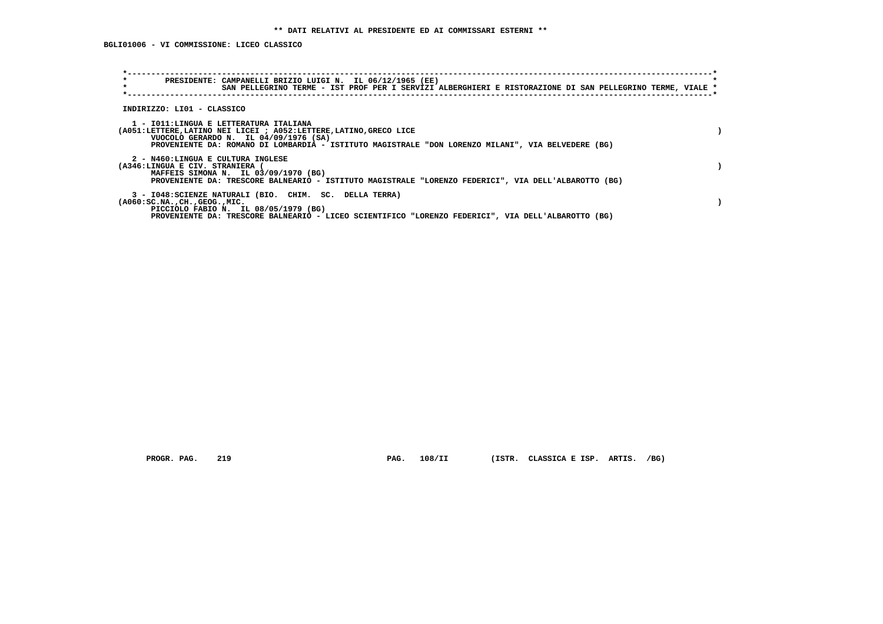**\*\* DATI RELATIVI AL PRESIDENTE ED AI COMMISSARI ESTERNI \*\***

**BGLI01006 - VI COMMISSIONE: LICEO CLASSICO**

PRESIDENTE: CAMPANELLI BRIZIO LUIGI N. IL 06/12/1965 (EE)
SAN PELLEGRINO TERME - IST PROF PER I SERVIZI ALBERGHIERI E RISTORAZIONE DI SAN PELLEGRINO TERME, VIALE

INDIRIZZO: LI01 - CLASSICO

1 - I011:LINGUA E LETTERATURA ITALIANA
(A051:LETTERE,LATINO NEI LICEI ; A052:LETTERE,LATINO,GRECO LICE )
VUOCOLO GERARDO N. IL 04/09/1976 (SA)
PROVENIENTE DA: ROMANO DI LOMBARDIA - ISTITUTO MAGISTRALE "DON LORENZO MILANI", VIA BELVEDERE (BG)

2 - N460:LINGUA E CULTURA INGLESE
(A346:LINGUA E CIV. STRANIERA ( )
MAFFEIS SIMONA N. IL 03/09/1970 (BG)
PROVENIENTE DA: TRESCORE BALNEARIO - ISTITUTO MAGISTRALE "LORENZO FEDERICI", VIA DELL'ALBAROTTO (BG)

3 - I048:SCIENZE NATURALI (BIO. CHIM. SC. DELLA TERRA)
(A060:SC.NA.,CH.,GEOG.,MIC. )
PICCIOLO FABIO N. IL 08/05/1979 (BG)
PROVENIENTE DA: TRESCORE BALNEARIO - LICEO SCIENTIFICO "LORENZO FEDERICI", VIA DELL'ALBAROTTO (BG)

PROGR. PAG. 219 PAG. 108/II (ISTR. CLASSICA E ISP. ARTIS. /BG)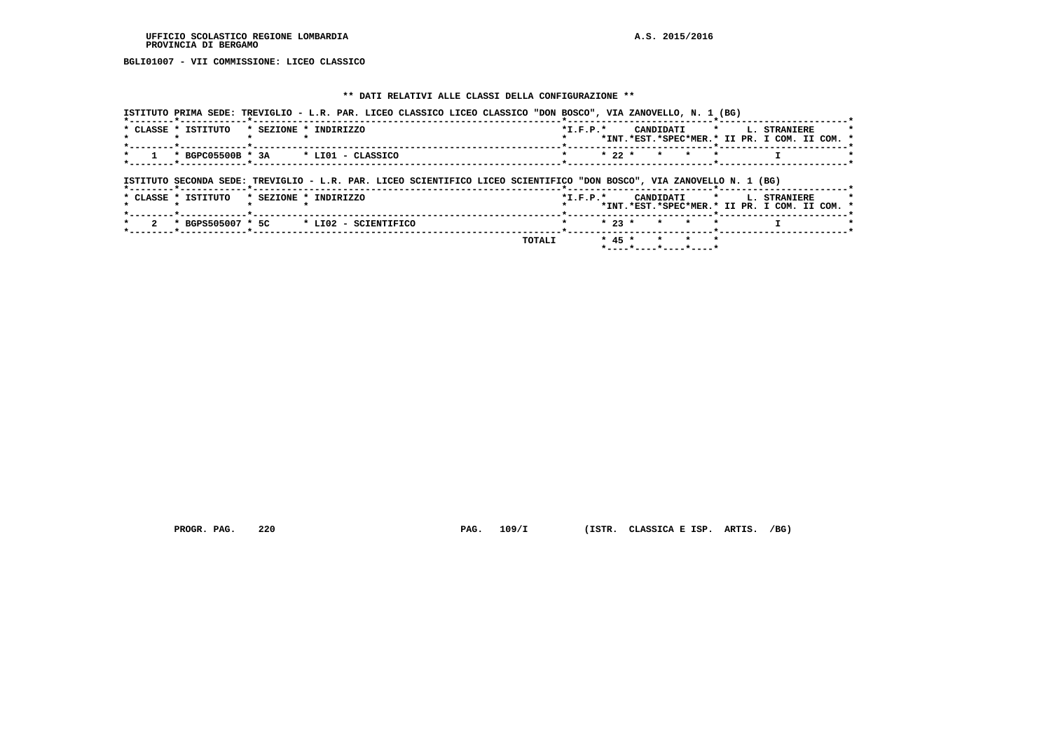UFFICIO SCOLASTICO REGIONE LOMBARDIA
PROVINCIA DI BERGAMO

A.S. 2015/2016

**BGLI01007 - VII COMMISSIONE: LICEO CLASSICO**

**\*\* DATI RELATIVI ALLE CLASSI DELLA CONFIGURAZIONE \*\***

ISTITUTO PRIMA SEDE: TREVIGLIO - L.R. PAR. LICEO CLASSICO LICEO CLASSICO "DON BOSCO", VIA ZANOVELLO, N. 1 (BG)

| CLASSE | ISTITUTO | SEZIONE | INDIRIZZO | I.F.P. | CANDIDATI INT. | CANDIDATI EST. | CANDIDATI SPEC | CANDIDATI MER. | L. STRANIERE II PR. | L. STRANIERE I COM. | L. STRANIERE II COM. |
|---|---|---|---|---|---|---|---|---|---|---|---|
| 1 | BGPC05500B | 3A | LI01 - CLASSICO | | 22 | | | | | I | |

ISTITUTO SECONDA SEDE: TREVIGLIO - L.R. PAR. LICEO SCIENTIFICO LICEO SCIENTIFICO "DON BOSCO", VIA ZANOVELLO N. 1 (BG)

| CLASSE | ISTITUTO | SEZIONE | INDIRIZZO | I.F.P. | CANDIDATI INT. | CANDIDATI EST. | CANDIDATI SPEC | CANDIDATI MER. | L. STRANIERE II PR. | L. STRANIERE I COM. | L. STRANIERE II COM. |
|---|---|---|---|---|---|---|---|---|---|---|---|
| 2 | BGPS505007 | 5C | LI02 - SCIENTIFICO | | 23 | | | | | I | |
| | | | TOTALI | | 45 | | | | | | |

PROGR. PAG. 220 PAG. 109/I (ISTR. CLASSICA E ISP. ARTIS. /BG)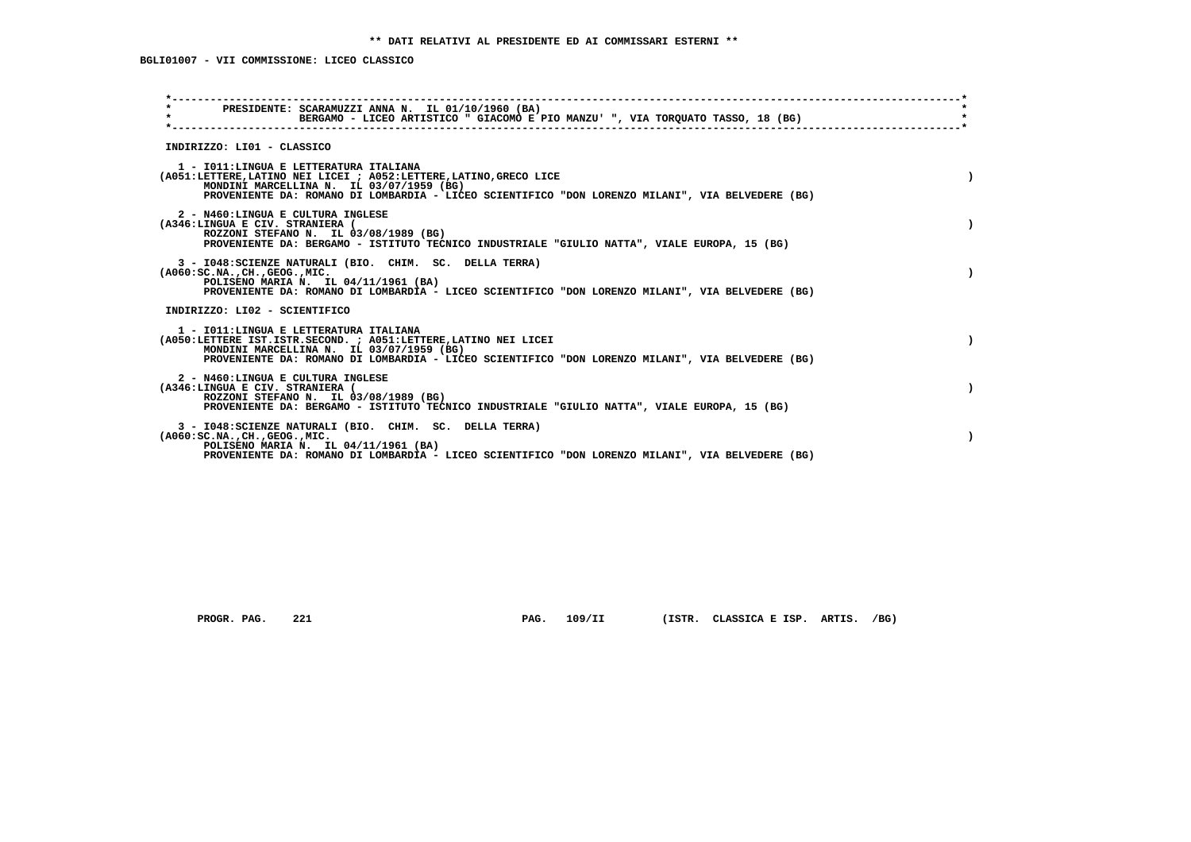** DATI RELATIVI AL PRESIDENTE ED AI COMMISSARI ESTERNI **

BGLI01007 - VII COMMISSIONE: LICEO CLASSICO

PRESIDENTE: SCARAMUZZI ANNA N. IL 01/10/1960 (BA)
BERGAMO - LICEO ARTISTICO " GIACOMO E PIO MANZU' ", VIA TORQUATO TASSO, 18 (BG)

INDIRIZZO: LI01 - CLASSICO

1 - I011:LINGUA E LETTERATURA ITALIANA
(A051:LETTERE,LATINO NEI LICEI ; A052:LETTERE,LATINO,GRECO LICE )
MONDINI MARCELLINA N. IL 03/07/1959 (BG)
PROVENIENTE DA: ROMANO DI LOMBARDIA - LICEO SCIENTIFICO "DON LORENZO MILANI", VIA BELVEDERE (BG)

2 - N460:LINGUA E CULTURA INGLESE
(A346:LINGUA E CIV. STRANIERA ( )
ROZZONI STEFANO N. IL 03/08/1989 (BG)
PROVENIENTE DA: BERGAMO - ISTITUTO TECNICO INDUSTRIALE "GIULIO NATTA", VIALE EUROPA, 15 (BG)

3 - I048:SCIENZE NATURALI (BIO. CHIM. SC. DELLA TERRA)
(A060:SC.NA.,CH.,GEOG.,MIC. )
POLISENO MARIA N. IL 04/11/1961 (BA)
PROVENIENTE DA: ROMANO DI LOMBARDIA - LICEO SCIENTIFICO "DON LORENZO MILANI", VIA BELVEDERE (BG)

INDIRIZZO: LI02 - SCIENTIFICO

1 - I011:LINGUA E LETTERATURA ITALIANA
(A050:LETTERE IST.ISTR.SECOND. ; A051:LETTERE,LATINO NEI LICEI )
MONDINI MARCELLINA N. IL 03/07/1959 (BG)
PROVENIENTE DA: ROMANO DI LOMBARDIA - LICEO SCIENTIFICO "DON LORENZO MILANI", VIA BELVEDERE (BG)

2 - N460:LINGUA E CULTURA INGLESE
(A346:LINGUA E CIV. STRANIERA ( )
ROZZONI STEFANO N. IL 03/08/1989 (BG)
PROVENIENTE DA: BERGAMO - ISTITUTO TECNICO INDUSTRIALE "GIULIO NATTA", VIALE EUROPA, 15 (BG)

3 - I048:SCIENZE NATURALI (BIO. CHIM. SC. DELLA TERRA)
(A060:SC.NA.,CH.,GEOG.,MIC. )
POLISENO MARIA N. IL 04/11/1961 (BA)
PROVENIENTE DA: ROMANO DI LOMBARDIA - LICEO SCIENTIFICO "DON LORENZO MILANI", VIA BELVEDERE (BG)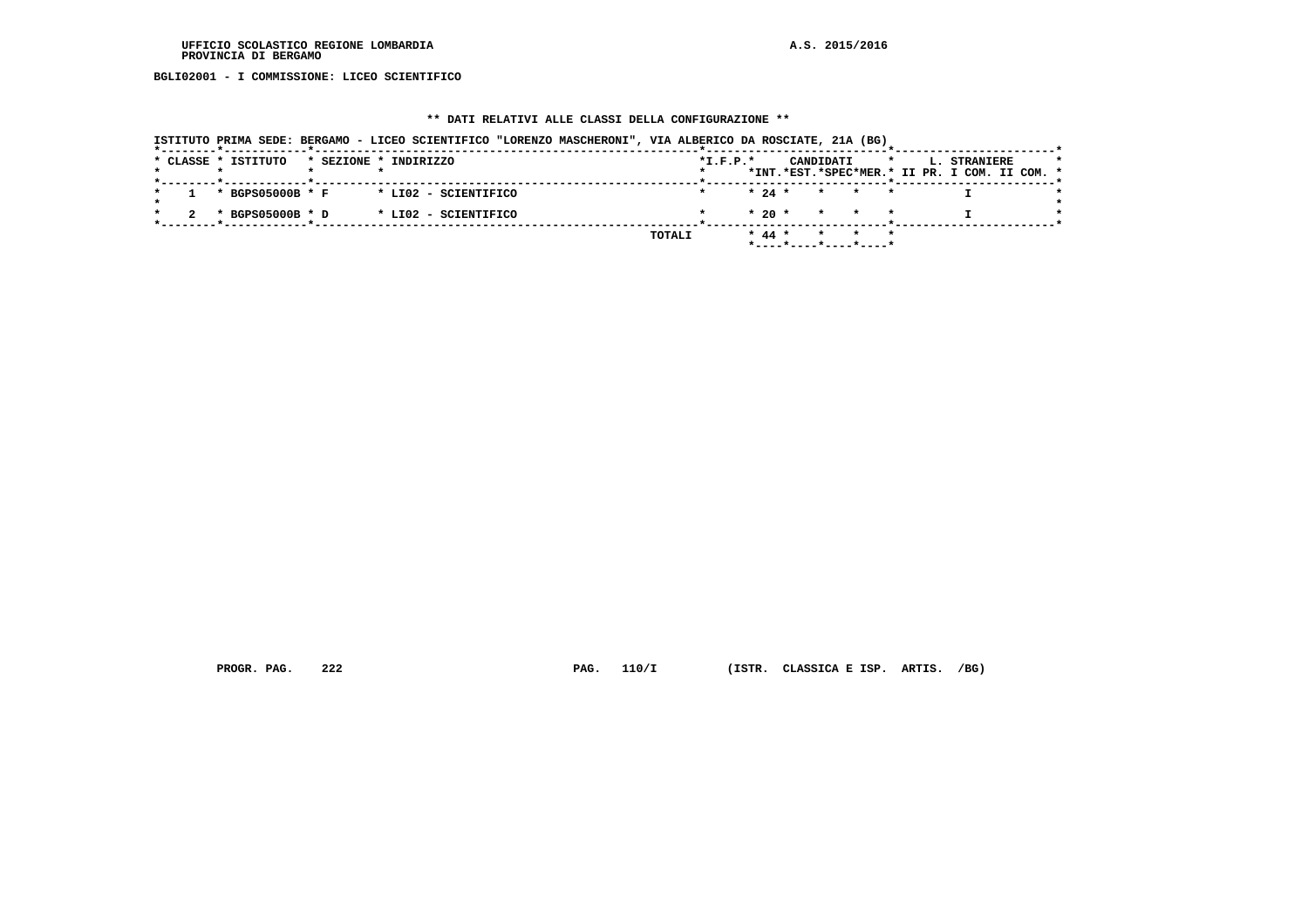UFFICIO SCOLASTICO REGIONE LOMBARDIA
PROVINCIA DI BERGAMO

A.S. 2015/2016

BGLI02001 - I COMMISSIONE: LICEO SCIENTIFICO

## ** DATI RELATIVI ALLE CLASSI DELLA CONFIGURAZIONE **

ISTITUTO PRIMA SEDE: BERGAMO - LICEO SCIENTIFICO "LORENZO MASCHERONI", VIA ALBERICO DA ROSCIATE, 21A (BG)

| CLASSE | ISTITUTO | SEZIONE | INDIRIZZO | I.F.P. | CANDIDATI INT. | CANDIDATI EST. | CANDIDATI SPEC | CANDIDATI MER. | L. STRANIERE II PR. | L. STRANIERE I COM. | L. STRANIERE II COM. |
|---|---|---|---|---|---|---|---|---|---|---|---|
| 1 | BGPS05000B | F | LI02 - SCIENTIFICO | | 24 | | | | I | | |
| 2 | BGPS05000B | D | LI02 - SCIENTIFICO | | 20 | | | | I | | |
| | | | TOTALI | | 44 | | | | | | |

PROGR. PAG. 222 PAG. 110/I (ISTR. CLASSICA E ISP. ARTIS. /BG)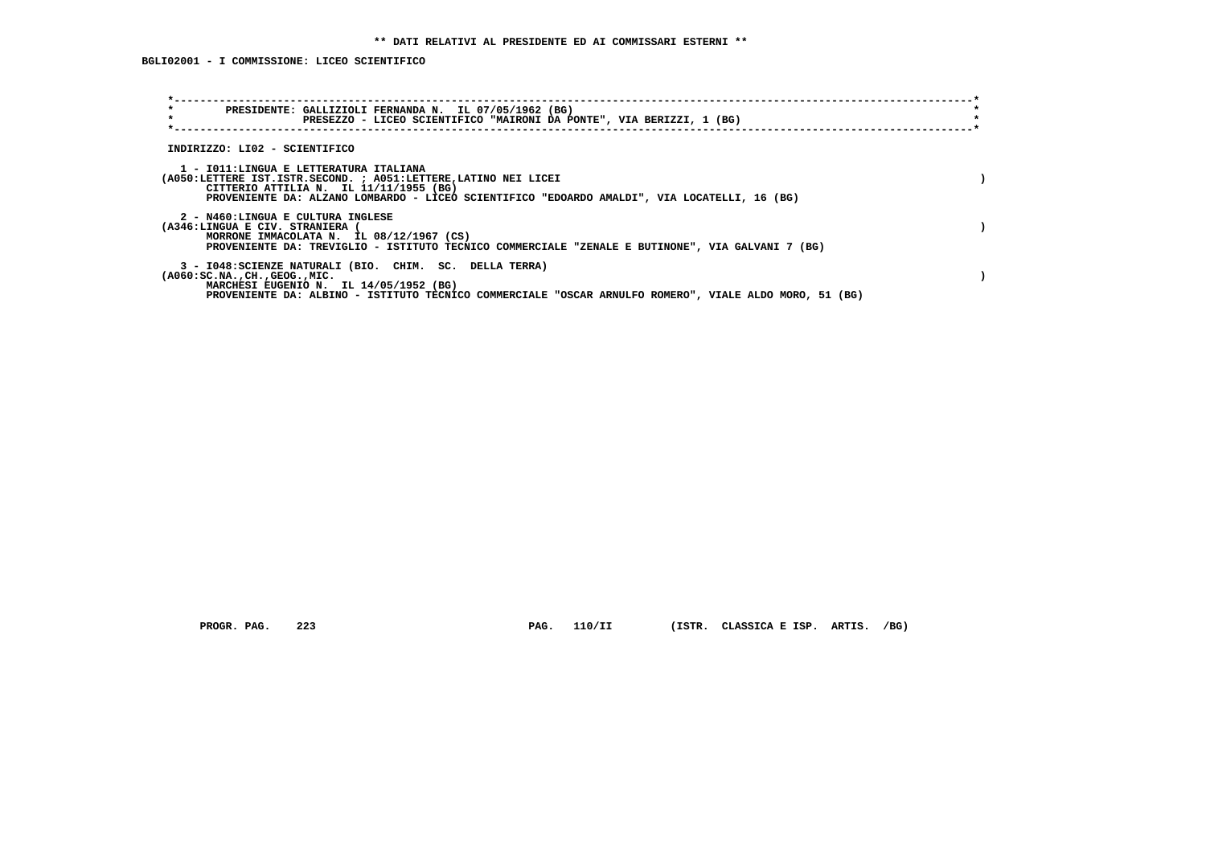**\*\* DATI RELATIVI AL PRESIDENTE ED AI COMMISSARI ESTERNI \*\***

**BGLI02001 - I COMMISSIONE: LICEO SCIENTIFICO**

PRESIDENTE: GALLIZIOLI FERNANDA N. IL 07/05/1962 (BG)
PRESEZZO - LICEO SCIENTIFICO "MAIRONI DA PONTE", VIA BERIZZI, 1 (BG)

INDIRIZZO: LI02 - SCIENTIFICO

1 - I011:LINGUA E LETTERATURA ITALIANA
(A050:LETTERE IST.ISTR.SECOND. ; A051:LETTERE,LATINO NEI LICEI )
CITTERIO ATTILIA N. IL 11/11/1955 (BG)
PROVENIENTE DA: ALZANO LOMBARDO - LICEO SCIENTIFICO "EDOARDO AMALDI", VIA LOCATELLI, 16 (BG)

2 - N460:LINGUA E CULTURA INGLESE
(A346:LINGUA E CIV. STRANIERA ( )
MORRONE IMMACOLATA N. IL 08/12/1967 (CS)
PROVENIENTE DA: TREVIGLIO - ISTITUTO TECNICO COMMERCIALE "ZENALE E BUTINONE", VIA GALVANI 7 (BG)

3 - I048:SCIENZE NATURALI (BIO. CHIM. SC. DELLA TERRA)
(A060:SC.NA.,CH.,GEOG.,MIC. )
MARCHESI EUGENIO N. IL 14/05/1952 (BG)
PROVENIENTE DA: ALBINO - ISTITUTO TECNICO COMMERCIALE "OSCAR ARNULFO ROMERO", VIALE ALDO MORO, 51 (BG)

PROGR. PAG. 223 PAG. 110/II (ISTR. CLASSICA E ISP. ARTIS. /BG)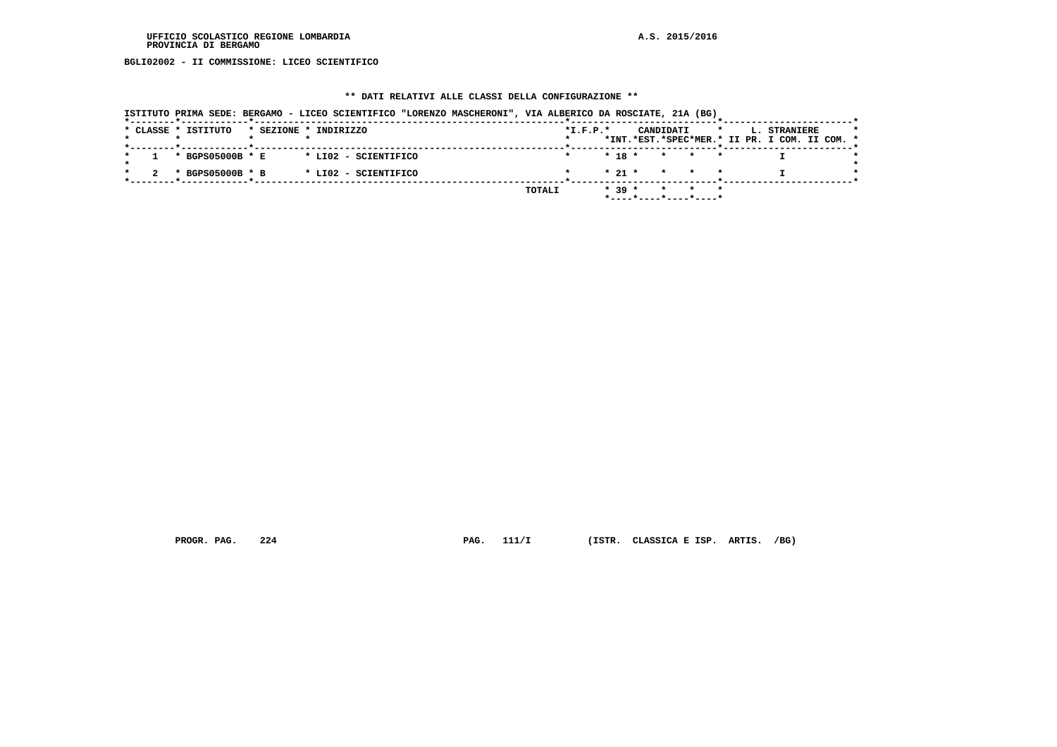UFFICIO SCOLASTICO REGIONE LOMBARDIA
PROVINCIA DI BERGAMO

A.S. 2015/2016

BGLI02002 - II COMMISSIONE: LICEO SCIENTIFICO

## ** DATI RELATIVI ALLE CLASSI DELLA CONFIGURAZIONE **

ISTITUTO PRIMA SEDE: BERGAMO - LICEO SCIENTIFICO "LORENZO MASCHERONI", VIA ALBERICO DA ROSCIATE, 21A (BG)

| CLASSE | ISTITUTO | SEZIONE | INDIRIZZO | I.F.P. | CANDIDATI INT. | CANDIDATI EST. | CANDIDATI SPEC | CANDIDATI MER. | L. STRANIERE II PR. | L. STRANIERE I COM. | L. STRANIERE II COM. |
|---|---|---|---|---|---|---|---|---|---|---|---|
| 1 | BGPS05000B | E | LI02 - SCIENTIFICO | | 18 | | | | | I | |
| 2 | BGPS05000B | B | LI02 - SCIENTIFICO | | 21 | | | | | I | |
| | | | TOTALI | | 39 | | | | | | |

PROGR. PAG. 224 PAG. 111/I (ISTR. CLASSICA E ISP. ARTIS. /BG)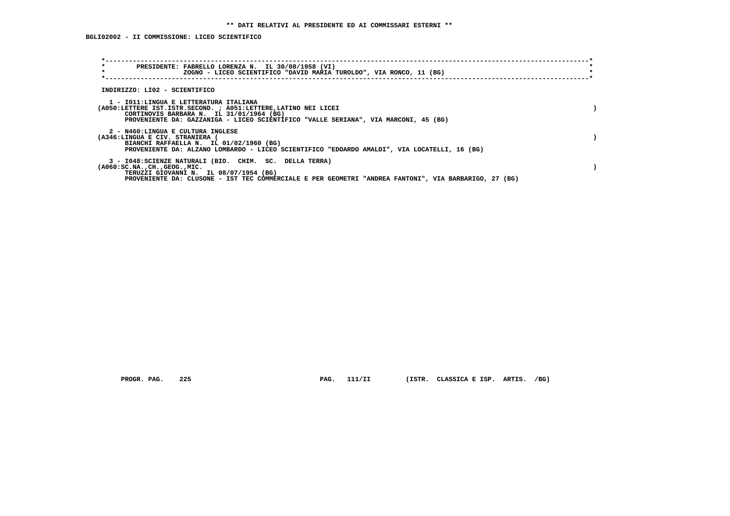**\*\* DATI RELATIVI AL PRESIDENTE ED AI COMMISSARI ESTERNI \*\***

**BGLI02002 - II COMMISSIONE: LICEO SCIENTIFICO**

```
*----------------------------------------------------------------------------------------------------------------------*
*        PRESIDENTE: FABRELLO LORENZA N.  IL 30/08/1958 (VI)                                                           *
*                    ZOGNO - LICEO SCIENTIFICO "DAVID MARIA TUROLDO", VIA RONCO, 11 (BG)                               *
*----------------------------------------------------------------------------------------------------------------------*
```

INDIRIZZO: LI02 - SCIENTIFICO

1 - I011:LINGUA E LETTERATURA ITALIANA
(A050:LETTERE IST.ISTR.SECOND. ; A051:LETTERE,LATINO NEI LICEI )
CORTINOVIS BARBARA N. IL 31/01/1964 (BG)
PROVENIENTE DA: GAZZANIGA - LICEO SCIENTIFICO "VALLE SERIANA", VIA MARCONI, 45 (BG)

2 - N460:LINGUA E CULTURA INGLESE
(A346:LINGUA E CIV. STRANIERA ( )
BIANCHI RAFFAELLA N. IL 01/02/1960 (BG)
PROVENIENTE DA: ALZANO LOMBARDO - LICEO SCIENTIFICO "EDOARDO AMALDI", VIA LOCATELLI, 16 (BG)

3 - I048:SCIENZE NATURALI (BIO. CHIM. SC. DELLA TERRA)
(A060:SC.NA.,CH.,GEOG.,MIC. )
TERUZZI GIOVANNI N. IL 08/07/1954 (BG)
PROVENIENTE DA: CLUSONE - IST TEC COMMERCIALE E PER GEOMETRI "ANDREA FANTONI", VIA BARBARIGO, 27 (BG)

PROGR. PAG. 225 PAG. 111/II (ISTR. CLASSICA E ISP. ARTIS. /BG)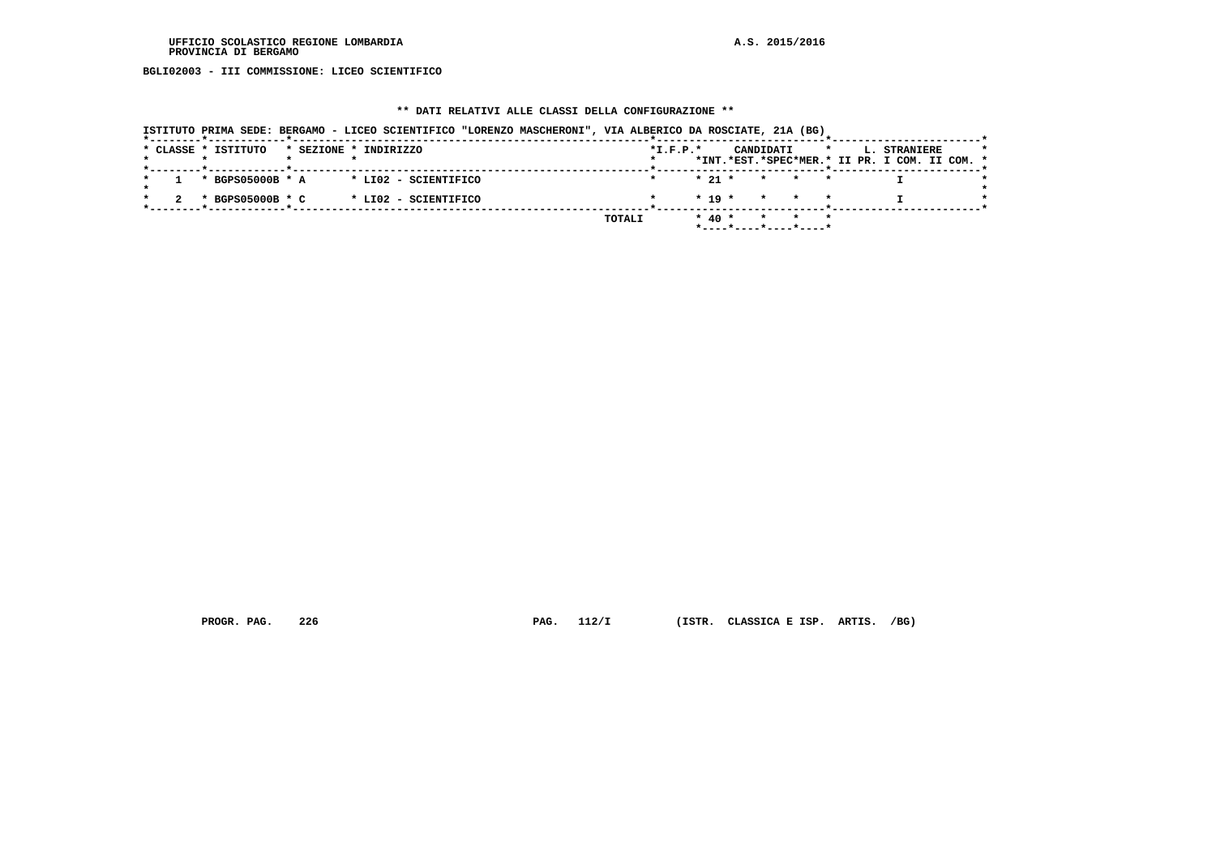UFFICIO SCOLASTICO REGIONE LOMBARDIA
PROVINCIA DI BERGAMO

A.S. 2015/2016

BGLI02003 - III COMMISSIONE: LICEO SCIENTIFICO

** DATI RELATIVI ALLE CLASSI DELLA CONFIGURAZIONE **

ISTITUTO PRIMA SEDE: BERGAMO - LICEO SCIENTIFICO "LORENZO MASCHERONI", VIA ALBERICO DA ROSCIATE, 21A (BG)

| CLASSE | ISTITUTO | SEZIONE | INDIRIZZO | I.F.P. | CANDIDATI INT. | CANDIDATI EST. | CANDIDATI SPEC | CANDIDATI MER. | L. STRANIERE II PR. | L. STRANIERE I COM. | L. STRANIERE II COM. |
|---|---|---|---|---|---|---|---|---|---|---|---|
| 1 | BGPS05000B | A | LI02 - SCIENTIFICO | | 21 | | | | | I | |
| 2 | BGPS05000B | C | LI02 - SCIENTIFICO | | 19 | | | | | I | |
| | | | TOTALI | | 40 | | | | | | |

PROGR. PAG. 226 PAG. 112/I (ISTR. CLASSICA E ISP. ARTIS. /BG)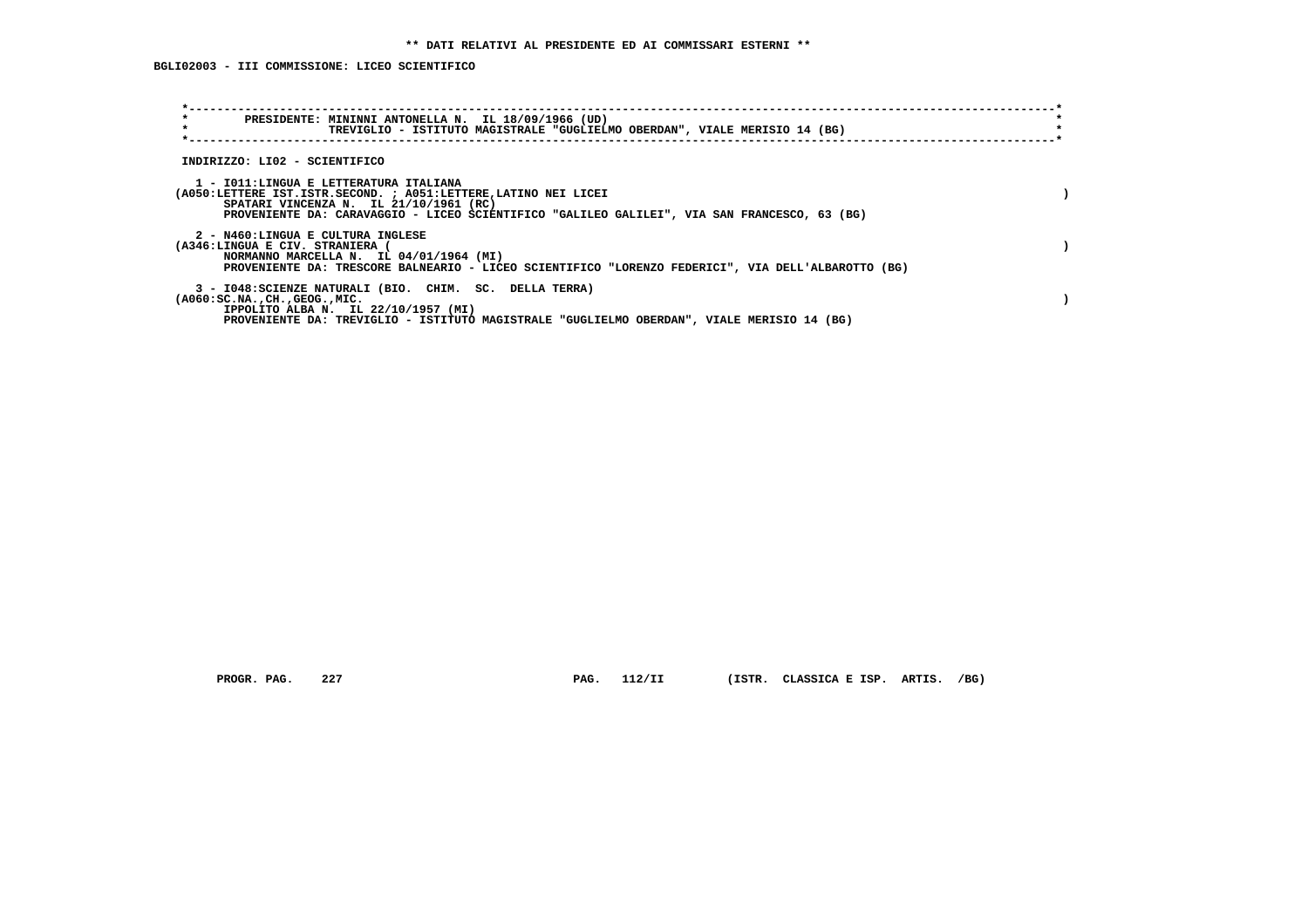**\*\* DATI RELATIVI AL PRESIDENTE ED AI COMMISSARI ESTERNI \*\***

**BGLI02003 - III COMMISSIONE: LICEO SCIENTIFICO**

**PRESIDENTE: MININNI ANTONELLA N. IL 18/09/1966 (UD)**
**TREVIGLIO - ISTITUTO MAGISTRALE "GUGLIELMO OBERDAN", VIALE MERISIO 14 (BG)**

**INDIRIZZO: LI02 - SCIENTIFICO**

**1 - I011:LINGUA E LETTERATURA ITALIANA**
**(A050:LETTERE IST.ISTR.SECOND. ; A051:LETTERE,LATINO NEI LICEI )**
**SPATARI VINCENZA N. IL 21/10/1961 (RC)**
**PROVENIENTE DA: CARAVAGGIO - LICEO SCIENTIFICO "GALILEO GALILEI", VIA SAN FRANCESCO, 63 (BG)**

**2 - N460:LINGUA E CULTURA INGLESE**
**(A346:LINGUA E CIV. STRANIERA ( )**
**NORMANNO MARCELLA N. IL 04/01/1964 (MI)**
**PROVENIENTE DA: TRESCORE BALNEARIO - LICEO SCIENTIFICO "LORENZO FEDERICI", VIA DELL'ALBAROTTO (BG)**

**3 - I048:SCIENZE NATURALI (BIO. CHIM. SC. DELLA TERRA)**
**(A060:SC.NA.,CH.,GEOG.,MIC. )**
**IPPOLITO ALBA N. IL 22/10/1957 (MI)**
**PROVENIENTE DA: TREVIGLIO - ISTITUTO MAGISTRALE "GUGLIELMO OBERDAN", VIALE MERISIO 14 (BG)**

**PROGR. PAG. 227 PAG. 112/II (ISTR. CLASSICA E ISP. ARTIS. /BG)**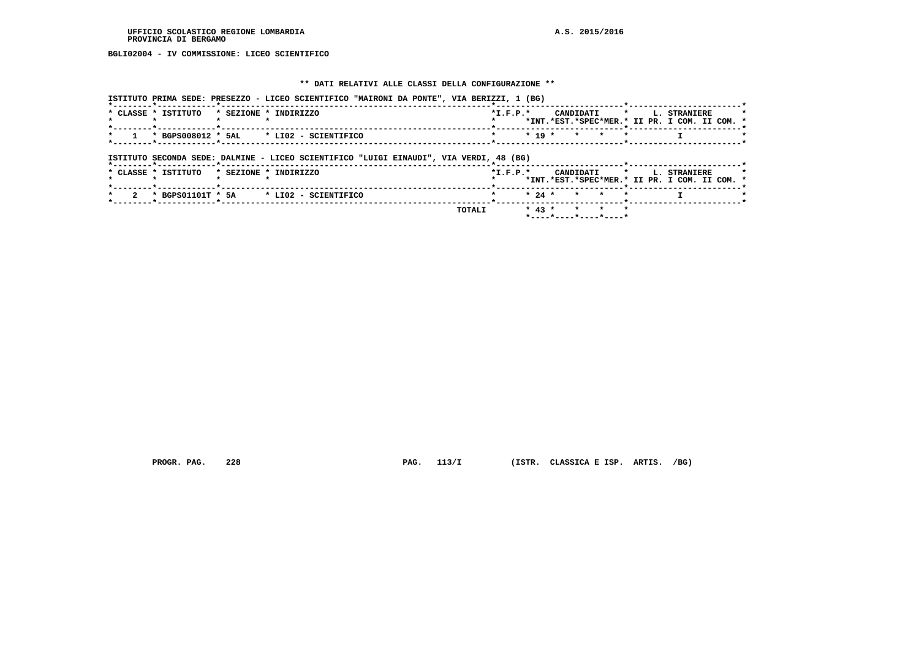UFFICIO SCOLASTICO REGIONE LOMBARDIA
PROVINCIA DI BERGAMO

A.S. 2015/2016

**BGLI02004 - IV COMMISSIONE: LICEO SCIENTIFICO**

**\*\* DATI RELATIVI ALLE CLASSI DELLA CONFIGURAZIONE \*\***

ISTITUTO PRIMA SEDE: PRESEZZO - LICEO SCIENTIFICO "MAIRONI DA PONTE", VIA BERIZZI, 1 (BG)

| CLASSE | ISTITUTO | SEZIONE | INDIRIZZO | I.F.P. | CANDIDATI INT. | CANDIDATI EST. | CANDIDATI SPEC | CANDIDATI MER. | L. STRANIERE II PR. | L. STRANIERE I COM. | L. STRANIERE II COM. |
|---|---|---|---|---|---|---|---|---|---|---|---|
| 1 | BGPS008012 | 5AL | LI02 - SCIENTIFICO | | 19 | | | | | I | |

ISTITUTO SECONDA SEDE: DALMINE - LICEO SCIENTIFICO "LUIGI EINAUDI", VIA VERDI, 48 (BG)

| CLASSE | ISTITUTO | SEZIONE | INDIRIZZO | I.F.P. | CANDIDATI INT. | CANDIDATI EST. | CANDIDATI SPEC | CANDIDATI MER. | L. STRANIERE II PR. | L. STRANIERE I COM. | L. STRANIERE II COM. |
|---|---|---|---|---|---|---|---|---|---|---|---|
| 2 | BGPS01101T | 5A | LI02 - SCIENTIFICO | | 24 | | | | | I | |
| | | | TOTALI | | 43 | | | | | | |

PROGR. PAG. 228 PAG. 113/I (ISTR. CLASSICA E ISP. ARTIS. /BG)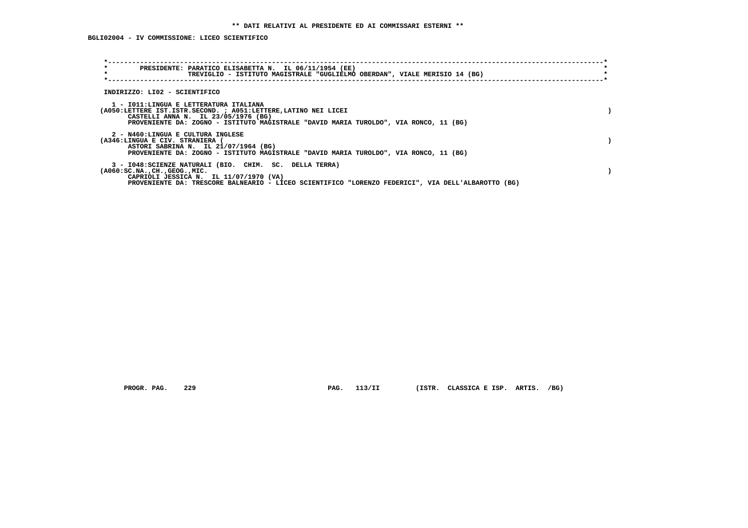** DATI RELATIVI AL PRESIDENTE ED AI COMMISSARI ESTERNI **

BGLI02004 - IV COMMISSIONE: LICEO SCIENTIFICO

PRESIDENTE: PARATICO ELISABETTA N. IL 06/11/1954 (EE)
TREVIGLIO - ISTITUTO MAGISTRALE "GUGLIELMO OBERDAN", VIALE MERISIO 14 (BG)

INDIRIZZO: LI02 - SCIENTIFICO

1 - I011:LINGUA E LETTERATURA ITALIANA
(A050:LETTERE IST.ISTR.SECOND. ; A051:LETTERE,LATINO NEI LICEI )
CASTELLI ANNA N. IL 23/05/1976 (BG)
PROVENIENTE DA: ZOGNO - ISTITUTO MAGISTRALE "DAVID MARIA TUROLDO", VIA RONCO, 11 (BG)

2 - N460:LINGUA E CULTURA INGLESE
(A346:LINGUA E CIV. STRANIERA ( )
ASTORI SABRINA N. IL 21/07/1964 (BG)
PROVENIENTE DA: ZOGNO - ISTITUTO MAGISTRALE "DAVID MARIA TUROLDO", VIA RONCO, 11 (BG)

3 - I048:SCIENZE NATURALI (BIO. CHIM. SC. DELLA TERRA)
(A060:SC.NA.,CH.,GEOG.,MIC. )
CAPRIOLI JESSICA N. IL 11/07/1970 (VA)
PROVENIENTE DA: TRESCORE BALNEARIO - LICEO SCIENTIFICO "LORENZO FEDERICI", VIA DELL'ALBAROTTO (BG)

PROGR. PAG. 229 PAG. 113/II (ISTR. CLASSICA E ISP. ARTIS. /BG)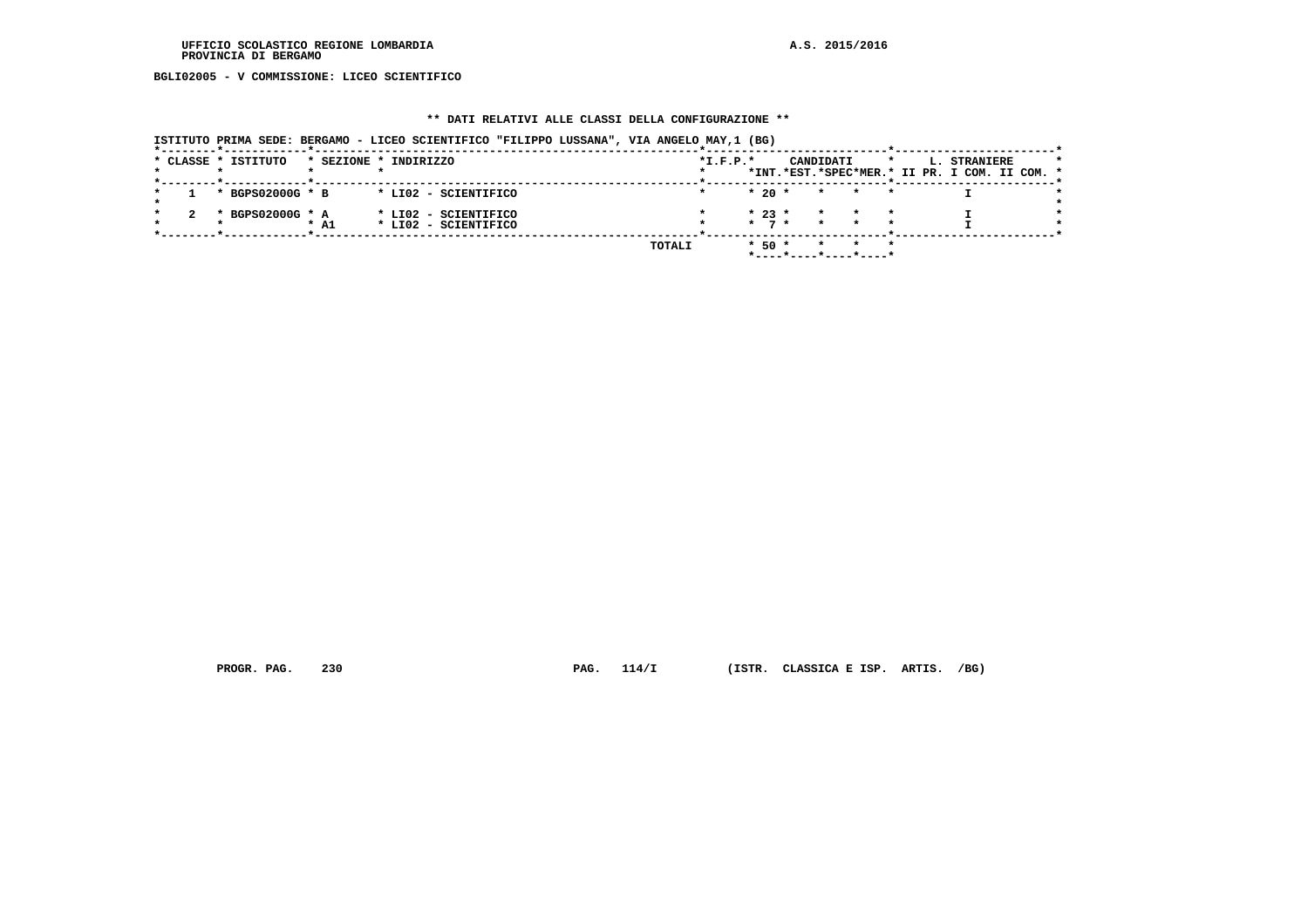BGLI02005 - V COMMISSIONE: LICEO SCIENTIFICO

**\*\* DATI RELATIVI ALLE CLASSI DELLA CONFIGURAZIONE \*\***

ISTITUTO PRIMA SEDE: BERGAMO - LICEO SCIENTIFICO "FILIPPO LUSSANA", VIA ANGELO MAY,1 (BG)

| CLASSE | ISTITUTO | SEZIONE | INDIRIZZO | I.F.P. | CANDIDATI INT. | CANDIDATI EST. | CANDIDATI SPEC | CANDIDATI MER. | L. STRANIERE II PR. | L. STRANIERE I COM. | L. STRANIERE II COM. |
|---|---|---|---|---|---|---|---|---|---|---|---|
| 1 | BGPS02000G | B | LI02 - SCIENTIFICO | | 20 | | | | | I | |
| 2 | BGPS02000G | A | LI02 - SCIENTIFICO | | 23 | | | | | I | |
| | | A1 | LI02 - SCIENTIFICO | | 7 | | | | | I | |
| | | | TOTALI | | 50 | | | | | | |

PROGR. PAG. 230 PAG. 114/I (ISTR. CLASSICA E ISP. ARTIS. /BG)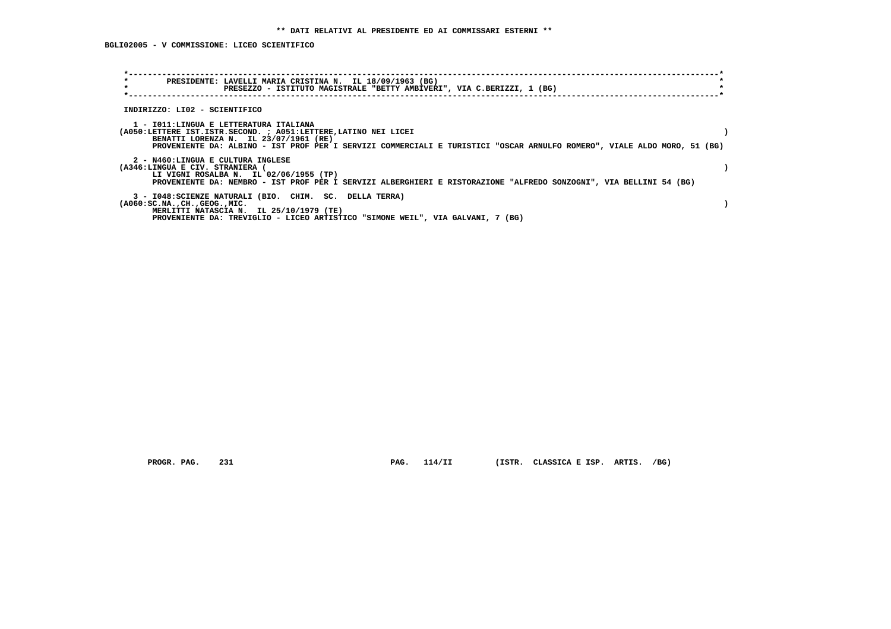**\*\* DATI RELATIVI AL PRESIDENTE ED AI COMMISSARI ESTERNI \*\***

**BGLI02005 - V COMMISSIONE: LICEO SCIENTIFICO**

**PRESIDENTE: LAVELLI MARIA CRISTINA N. IL 18/09/1963 (BG)**
**PRESEZZO - ISTITUTO MAGISTRALE "BETTY AMBIVERI", VIA C.BERIZZI, 1 (BG)**

**INDIRIZZO: LI02 - SCIENTIFICO**

**1 - I011:LINGUA E LETTERATURA ITALIANA**
**(A050:LETTERE IST.ISTR.SECOND. ; A051:LETTERE,LATINO NEI LICEI )**
**BENATTI LORENZA N. IL 23/07/1961 (RE)**
**PROVENIENTE DA: ALBINO - IST PROF PER I SERVIZI COMMERCIALI E TURISTICI "OSCAR ARNULFO ROMERO", VIALE ALDO MORO, 51 (BG)**

**2 - N460:LINGUA E CULTURA INGLESE**
**(A346:LINGUA E CIV. STRANIERA ( )**
**LI VIGNI ROSALBA N. IL 02/06/1955 (TP)**
**PROVENIENTE DA: NEMBRO - IST PROF PER I SERVIZI ALBERGHIERI E RISTORAZIONE "ALFREDO SONZOGNI", VIA BELLINI 54 (BG)**

**3 - I048:SCIENZE NATURALI (BIO. CHIM. SC. DELLA TERRA)**
**(A060:SC.NA.,CH.,GEOG.,MIC. )**
**MERLITTI NATASCIA N. IL 25/10/1979 (TE)**
**PROVENIENTE DA: TREVIGLIO - LICEO ARTISTICO "SIMONE WEIL", VIA GALVANI, 7 (BG)**

**PROGR. PAG. 231 PAG. 114/II (ISTR. CLASSICA E ISP. ARTIS. /BG)**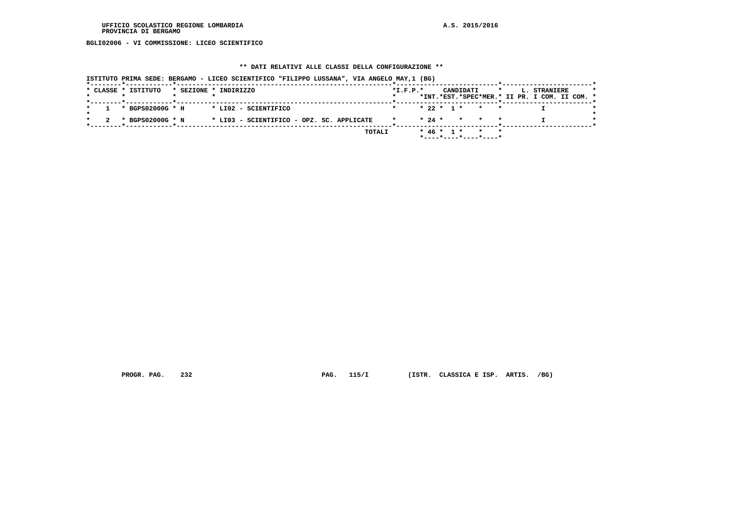BGLI02006 - VI COMMISSIONE: LICEO SCIENTIFICO

## ** DATI RELATIVI ALLE CLASSI DELLA CONFIGURAZIONE **

ISTITUTO PRIMA SEDE: BERGAMO - LICEO SCIENTIFICO "FILIPPO LUSSANA", VIA ANGELO MAY,1 (BG)

| CLASSE | ISTITUTO | SEZIONE | INDIRIZZO | I.F.P. | CANDIDATI INT. | CANDIDATI EST. | CANDIDATI SPEC | CANDIDATI MER. | L. STRANIERE II PR. | L. STRANIERE I COM. | L. STRANIERE II COM. |
|---|---|---|---|---|---|---|---|---|---|---|---|
| 1 | BGPS02000G | H | LI02 - SCIENTIFICO | | 22 | 1 | | | | I | |
| 2 | BGPS02000G | N | LI03 - SCIENTIFICO - OPZ. SC. APPLICATE | | 24 | | | | | I | |
| | | | TOTALI | | 46 | 1 | | | | | |

PROGR. PAG. 232 PAG. 115/I (ISTR. CLASSICA E ISP. ARTIS. /BG)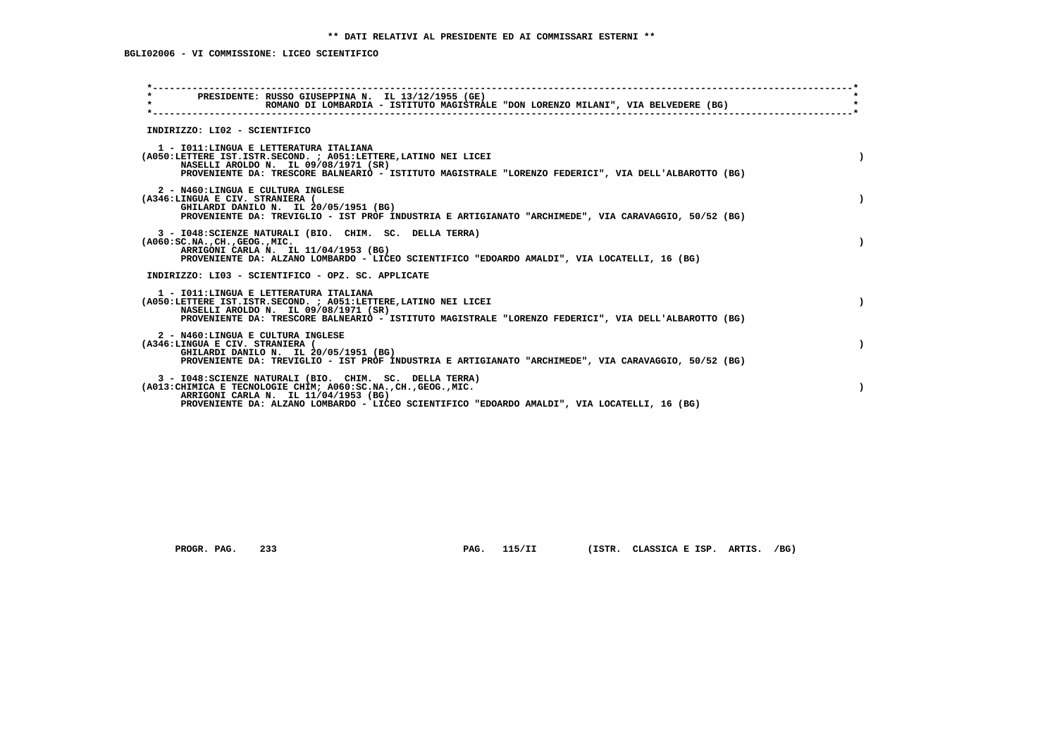**\*\* DATI RELATIVI AL PRESIDENTE ED AI COMMISSARI ESTERNI \*\***

**BGLI02006 - VI COMMISSIONE: LICEO SCIENTIFICO**

**PRESIDENTE: RUSSO GIUSEPPINA N. IL 13/12/1955 (GE)**
**ROMANO DI LOMBARDIA - ISTITUTO MAGISTRALE "DON LORENZO MILANI", VIA BELVEDERE (BG)**

**INDIRIZZO: LI02 - SCIENTIFICO**

1 - I011:LINGUA E LETTERATURA ITALIANA
(A050:LETTERE IST.ISTR.SECOND. ; A051:LETTERE,LATINO NEI LICEI )
NASELLI AROLDO N. IL 09/08/1971 (SR)
PROVENIENTE DA: TRESCORE BALNEARIO - ISTITUTO MAGISTRALE "LORENZO FEDERICI", VIA DELL'ALBAROTTO (BG)

2 - N460:LINGUA E CULTURA INGLESE
(A346:LINGUA E CIV. STRANIERA ( )
GHILARDI DANILO N. IL 20/05/1951 (BG)
PROVENIENTE DA: TREVIGLIO - IST PROF INDUSTRIA E ARTIGIANATO "ARCHIMEDE", VIA CARAVAGGIO, 50/52 (BG)

3 - I048:SCIENZE NATURALI (BIO. CHIM. SC. DELLA TERRA)
(A060:SC.NA.,CH.,GEOG.,MIC. )
ARRIGONI CARLA N. IL 11/04/1953 (BG)
PROVENIENTE DA: ALZANO LOMBARDO - LICEO SCIENTIFICO "EDOARDO AMALDI", VIA LOCATELLI, 16 (BG)

**INDIRIZZO: LI03 - SCIENTIFICO - OPZ. SC. APPLICATE**

1 - I011:LINGUA E LETTERATURA ITALIANA
(A050:LETTERE IST.ISTR.SECOND. ; A051:LETTERE,LATINO NEI LICEI )
NASELLI AROLDO N. IL 09/08/1971 (SR)
PROVENIENTE DA: TRESCORE BALNEARIO - ISTITUTO MAGISTRALE "LORENZO FEDERICI", VIA DELL'ALBAROTTO (BG)

2 - N460:LINGUA E CULTURA INGLESE
(A346:LINGUA E CIV. STRANIERA ( )
GHILARDI DANILO N. IL 20/05/1951 (BG)
PROVENIENTE DA: TREVIGLIO - IST PROF INDUSTRIA E ARTIGIANATO "ARCHIMEDE", VIA CARAVAGGIO, 50/52 (BG)

3 - I048:SCIENZE NATURALI (BIO. CHIM. SC. DELLA TERRA)
(A013:CHIMICA E TECNOLOGIE CHIM; A060:SC.NA.,CH.,GEOG.,MIC. )
ARRIGONI CARLA N. IL 11/04/1953 (BG)
PROVENIENTE DA: ALZANO LOMBARDO - LICEO SCIENTIFICO "EDOARDO AMALDI", VIA LOCATELLI, 16 (BG)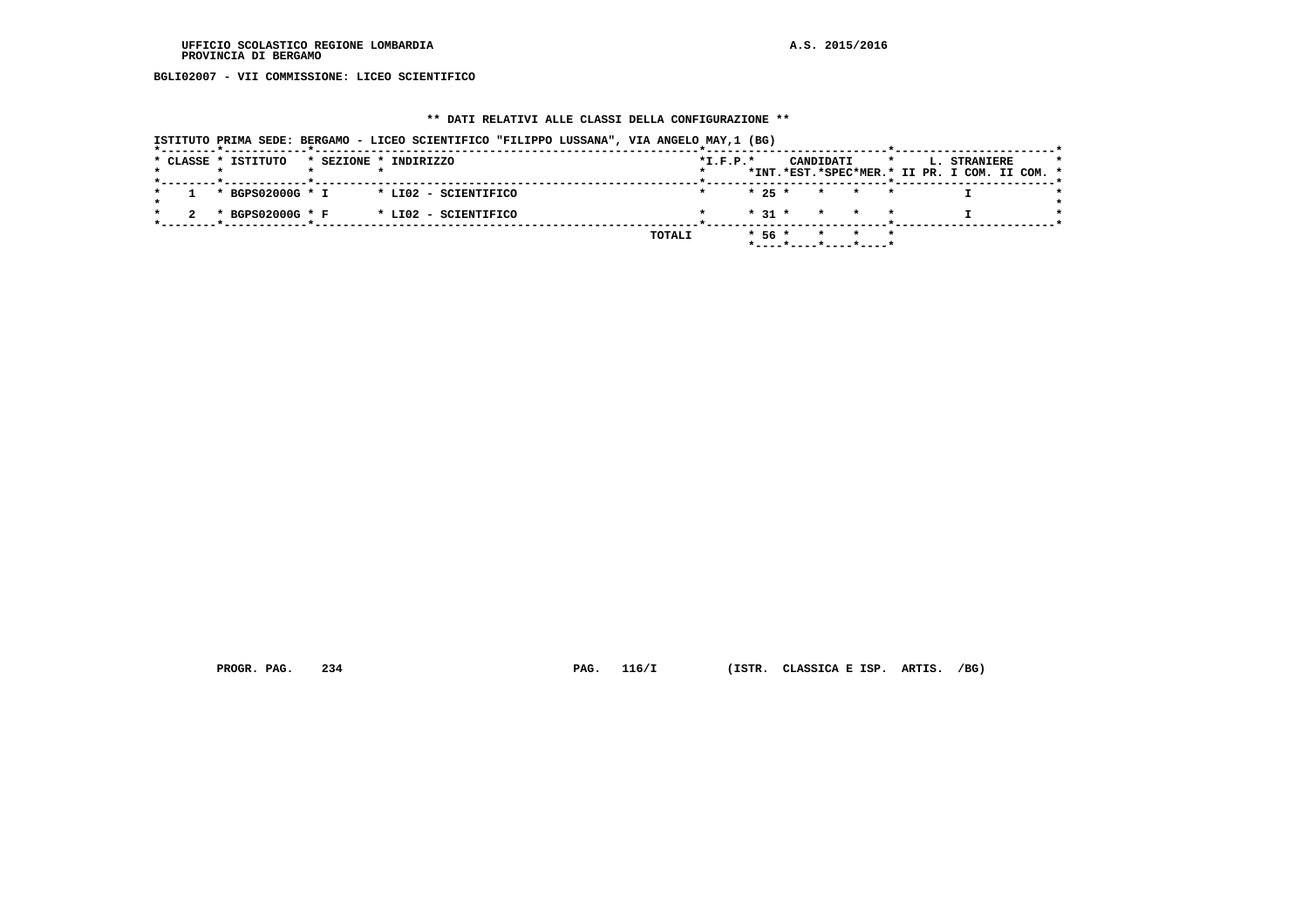UFFICIO SCOLASTICO REGIONE LOMBARDIA
PROVINCIA DI BERGAMO

A.S. 2015/2016

**BGLI02007 - VII COMMISSIONE: LICEO SCIENTIFICO**

**\*\* DATI RELATIVI ALLE CLASSI DELLA CONFIGURAZIONE \*\***

ISTITUTO PRIMA SEDE: BERGAMO - LICEO SCIENTIFICO "FILIPPO LUSSANA", VIA ANGELO MAY,1 (BG)

| CLASSE | ISTITUTO | SEZIONE | INDIRIZZO | I.F.P. | CANDIDATI INT. | CANDIDATI EST. | CANDIDATI SPEC | CANDIDATI MER. | L. STRANIERE II PR. | L. STRANIERE I COM. | L. STRANIERE II COM. |
|---|---|---|---|---|---|---|---|---|---|---|---|
| 1 | BGPS02000G | I | LI02 - SCIENTIFICO | | 25 | | | | | I | |
| 2 | BGPS02000G | F | LI02 - SCIENTIFICO | | 31 | | | | | I | |
| | | | TOTALI | | 56 | | | | | | |

PROGR. PAG. 234 PAG. 116/I (ISTR. CLASSICA E ISP. ARTIS. /BG)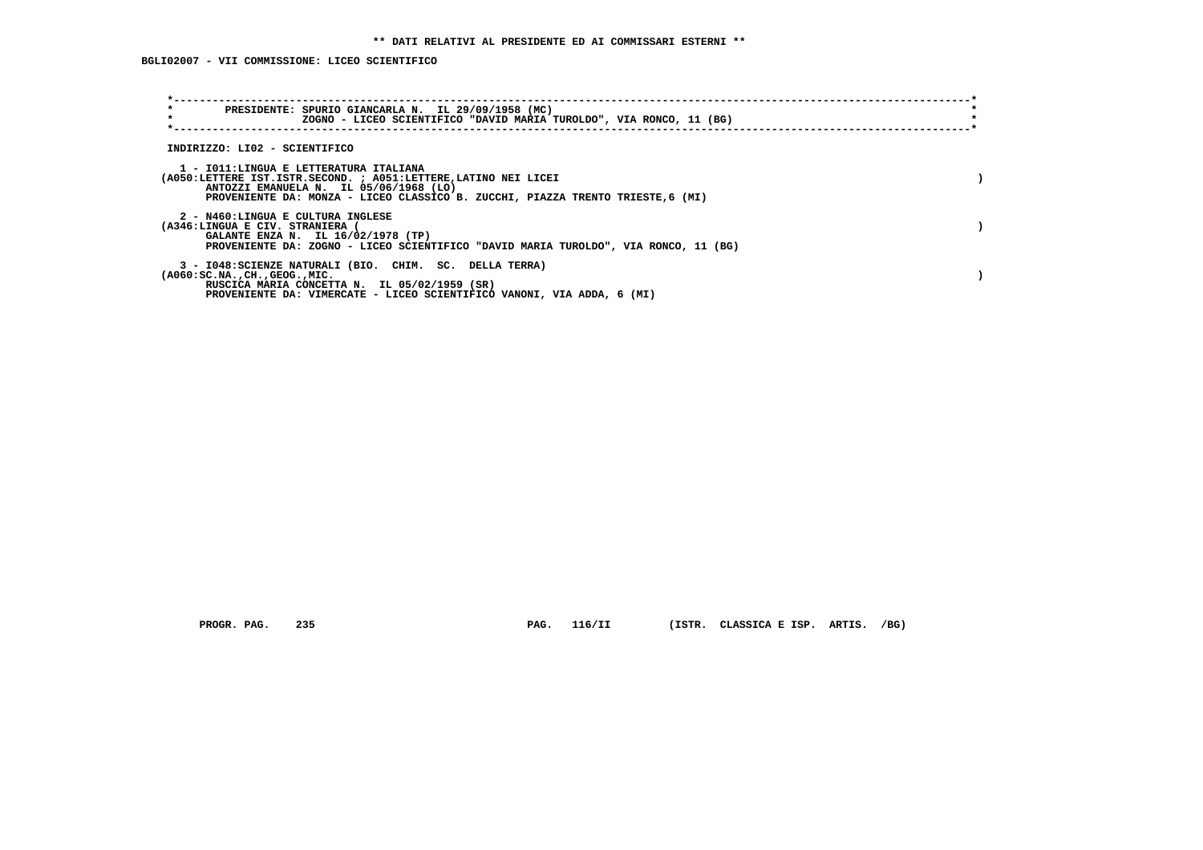**\*\* DATI RELATIVI AL PRESIDENTE ED AI COMMISSARI ESTERNI \*\***

**BGLI02007 - VII COMMISSIONE: LICEO SCIENTIFICO**

PRESIDENTE: SPURIO GIANCARLA N. IL 29/09/1958 (MC)
ZOGNO - LICEO SCIENTIFICO "DAVID MARIA TUROLDO", VIA RONCO, 11 (BG)

INDIRIZZO: LI02 - SCIENTIFICO

1 - I011:LINGUA E LETTERATURA ITALIANA
(A050:LETTERE IST.ISTR.SECOND. ; A051:LETTERE,LATINO NEI LICEI )
ANTOZZI EMANUELA N. IL 05/06/1968 (LO)
PROVENIENTE DA: MONZA - LICEO CLASSICO B. ZUCCHI, PIAZZA TRENTO TRIESTE,6 (MI)

2 - N460:LINGUA E CULTURA INGLESE
(A346:LINGUA E CIV. STRANIERA ( )
GALANTE ENZA N. IL 16/02/1978 (TP)
PROVENIENTE DA: ZOGNO - LICEO SCIENTIFICO "DAVID MARIA TUROLDO", VIA RONCO, 11 (BG)

3 - I048:SCIENZE NATURALI (BIO. CHIM. SC. DELLA TERRA)
(A060:SC.NA.,CH.,GEOG.,MIC. )
RUSCICA MARIA CONCETTA N. IL 05/02/1959 (SR)
PROVENIENTE DA: VIMERCATE - LICEO SCIENTIFICO VANONI, VIA ADDA, 6 (MI)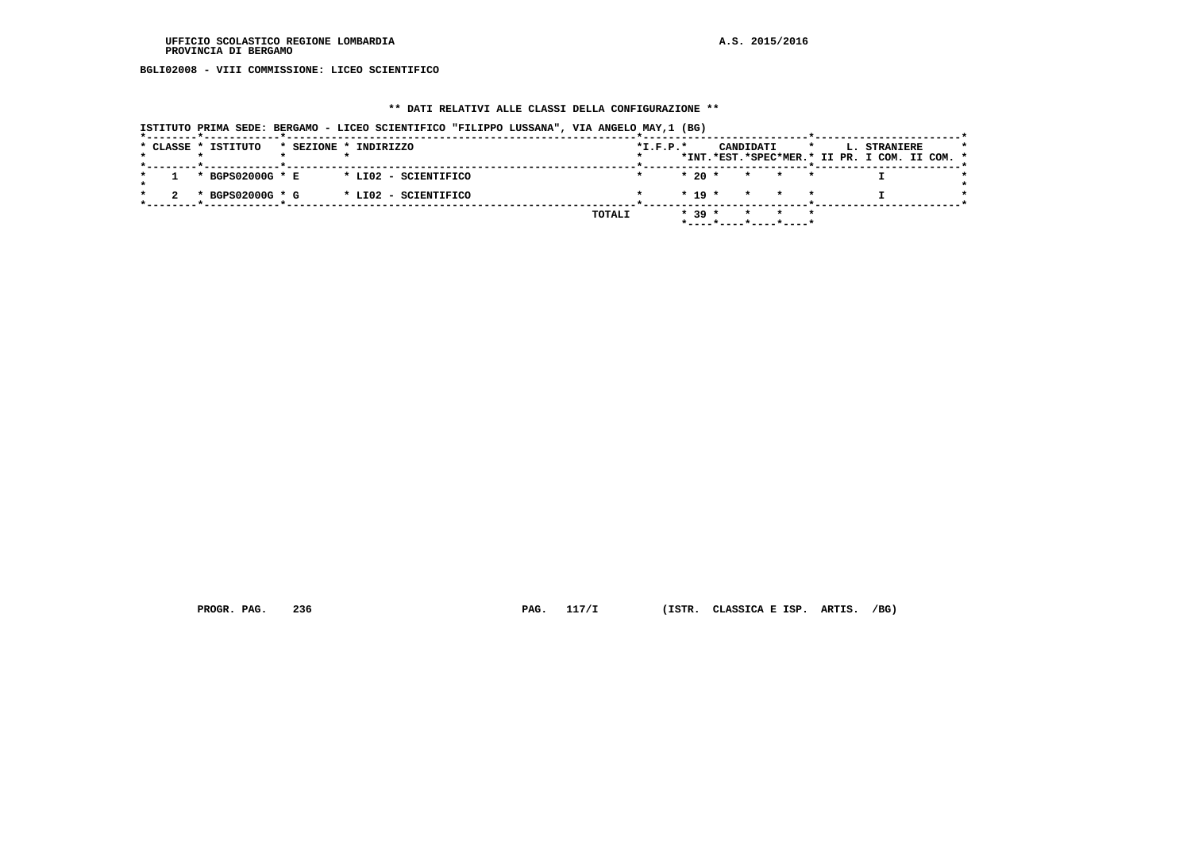UFFICIO SCOLASTICO REGIONE LOMBARDIA
PROVINCIA DI BERGAMO

A.S. 2015/2016

**BGLI02008 - VIII COMMISSIONE: LICEO SCIENTIFICO**

**\*\* DATI RELATIVI ALLE CLASSI DELLA CONFIGURAZIONE \*\***

ISTITUTO PRIMA SEDE: BERGAMO - LICEO SCIENTIFICO "FILIPPO LUSSANA", VIA ANGELO MAY,1 (BG)

| CLASSE | ISTITUTO | SEZIONE | INDIRIZZO | I.F.P. | CANDIDATI INT. | CANDIDATI EST. | CANDIDATI SPEC | CANDIDATI MER. | L. STRANIERE II PR. | L. STRANIERE I COM. | L. STRANIERE II COM. |
|---|---|---|---|---|---|---|---|---|---|---|---|
| 1 | BGPS02000G | E | LI02 - SCIENTIFICO | | 20 | | | | | I | |
| 2 | BGPS02000G | G | LI02 - SCIENTIFICO | | 19 | | | | | I | |
| | | | TOTALI | | 39 | | | | | | |

PROGR. PAG. 236 PAG. 117/I (ISTR. CLASSICA E ISP. ARTIS. /BG)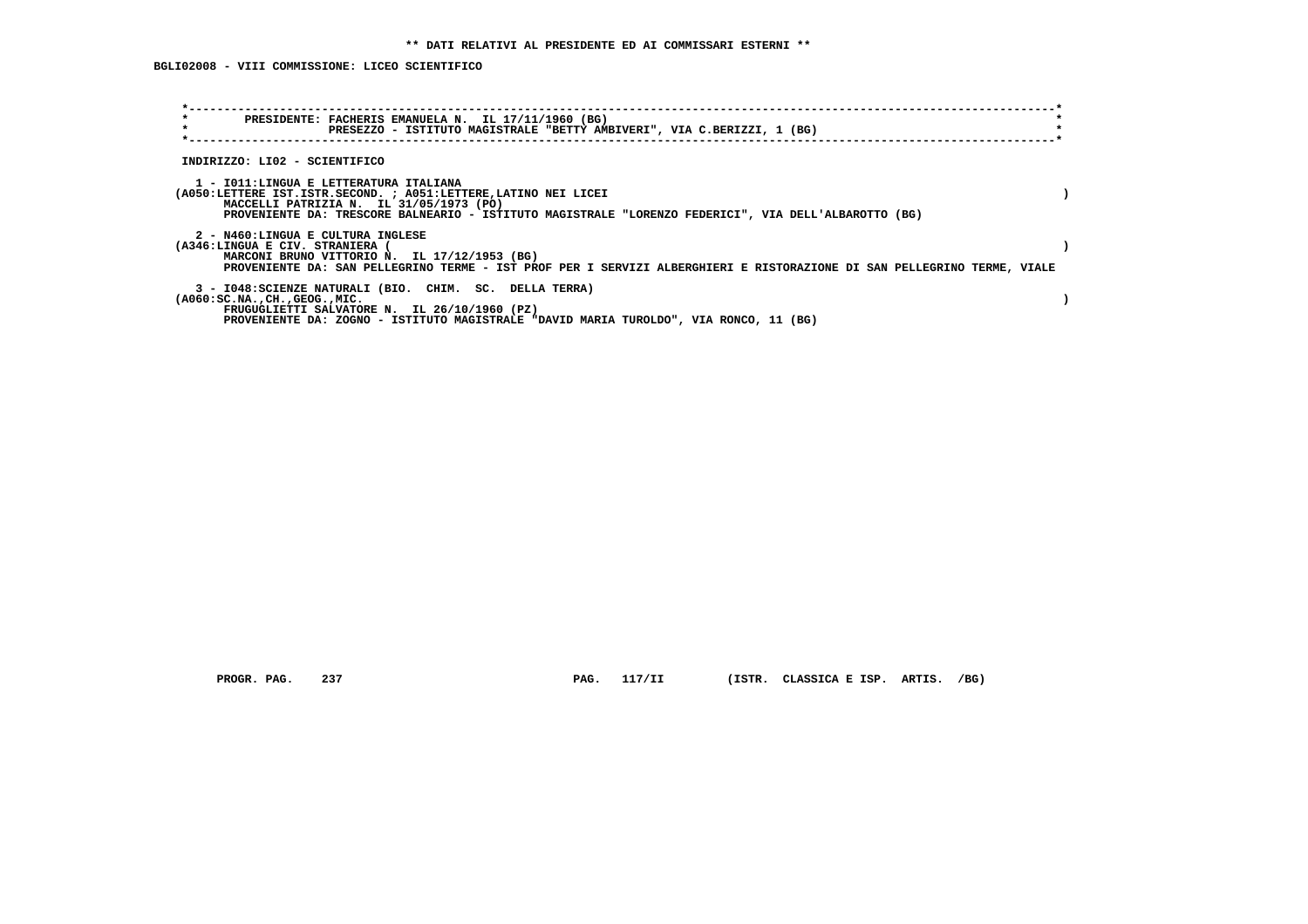** DATI RELATIVI AL PRESIDENTE ED AI COMMISSARI ESTERNI **

BGLI02008 - VIII COMMISSIONE: LICEO SCIENTIFICO

PRESIDENTE: FACHERIS EMANUELA N. IL 17/11/1960 (BG)
PRESEZZO - ISTITUTO MAGISTRALE "BETTY AMBIVERI", VIA C.BERIZZI, 1 (BG)

INDIRIZZO: LI02 - SCIENTIFICO

1 - I011:LINGUA E LETTERATURA ITALIANA
(A050:LETTERE IST.ISTR.SECOND. ; A051:LETTERE,LATINO NEI LICEI )
MACCELLI PATRIZIA N. IL 31/05/1973 (PO)
PROVENIENTE DA: TRESCORE BALNEARIO - ISTITUTO MAGISTRALE "LORENZO FEDERICI", VIA DELL'ALBAROTTO (BG)

2 - N460:LINGUA E CULTURA INGLESE
(A346:LINGUA E CIV. STRANIERA ( )
MARCONI BRUNO VITTORIO N. IL 17/12/1953 (BG)
PROVENIENTE DA: SAN PELLEGRINO TERME - IST PROF PER I SERVIZI ALBERGHIERI E RISTORAZIONE DI SAN PELLEGRINO TERME, VIALE

3 - I048:SCIENZE NATURALI (BIO. CHIM. SC. DELLA TERRA)
(A060:SC.NA.,CH.,GEOG.,MIC. )
FRUGUGLIETTI SALVATORE N. IL 26/10/1960 (PZ)
PROVENIENTE DA: ZOGNO - ISTITUTO MAGISTRALE "DAVID MARIA TUROLDO", VIA RONCO, 11 (BG)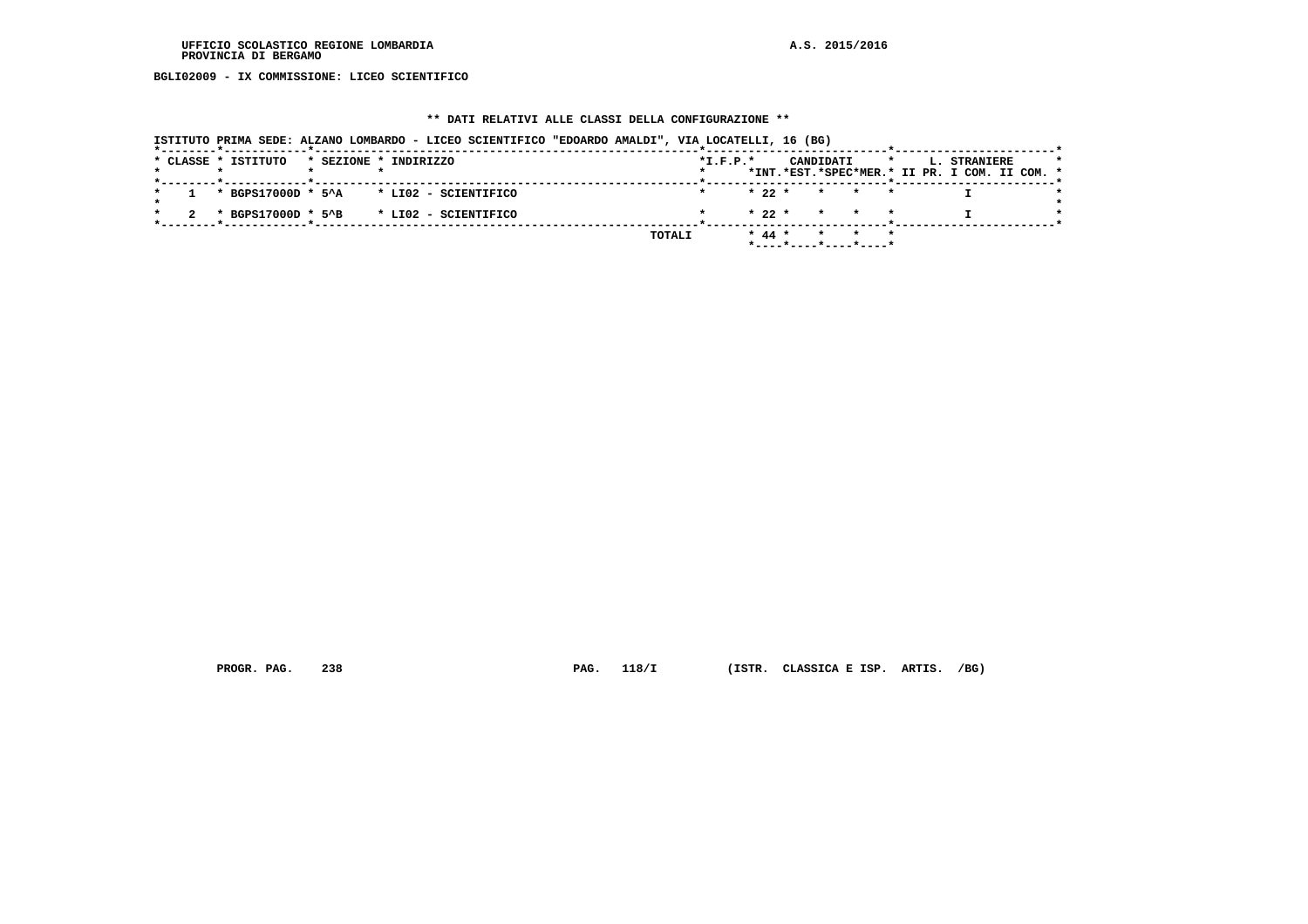UFFICIO SCOLASTICO REGIONE LOMBARDIA
PROVINCIA DI BERGAMO

A.S. 2015/2016

**BGLI02009 - IX COMMISSIONE: LICEO SCIENTIFICO**

## ** DATI RELATIVI ALLE CLASSI DELLA CONFIGURAZIONE **

ISTITUTO PRIMA SEDE: ALZANO LOMBARDO - LICEO SCIENTIFICO "EDOARDO AMALDI", VIA LOCATELLI, 16 (BG)

| CLASSE | ISTITUTO | SEZIONE | INDIRIZZO | I.F.P. | CANDIDATI INT. | CANDIDATI EST. | CANDIDATI SPEC | CANDIDATI MER. | L. STRANIERE II PR. | L. STRANIERE I COM. | L. STRANIERE II COM. |
|---|---|---|---|---|---|---|---|---|---|---|---|
| 1 | BGPS17000D | 5^A | LI02 - SCIENTIFICO | | 22 | | | | | I | |
| 2 | BGPS17000D | 5^B | LI02 - SCIENTIFICO | | 22 | | | | | I | |
| | | | TOTALI | | 44 | | | | | | |

PROGR. PAG. 238 PAG. 118/I (ISTR. CLASSICA E ISP. ARTIS. /BG)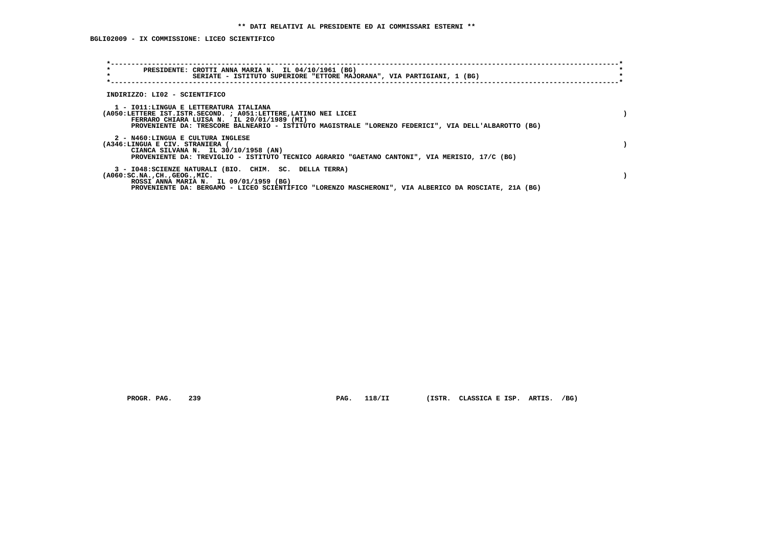** DATI RELATIVI AL PRESIDENTE ED AI COMMISSARI ESTERNI **

BGLI02009 - IX COMMISSIONE: LICEO SCIENTIFICO

PRESIDENTE: CROTTI ANNA MARIA N. IL 04/10/1961 (BG)
SERIATE - ISTITUTO SUPERIORE "ETTORE MAJORANA", VIA PARTIGIANI, 1 (BG)

INDIRIZZO: LI02 - SCIENTIFICO

1 - I011:LINGUA E LETTERATURA ITALIANA
(A050:LETTERE IST.ISTR.SECOND. ; A051:LETTERE,LATINO NEI LICEI )
FERRARO CHIARA LUISA N. IL 20/01/1989 (MI)
PROVENIENTE DA: TRESCORE BALNEARIO - ISTITUTO MAGISTRALE "LORENZO FEDERICI", VIA DELL'ALBAROTTO (BG)

2 - N460:LINGUA E CULTURA INGLESE
(A346:LINGUA E CIV. STRANIERA ( )
CIANCA SILVANA N. IL 30/10/1958 (AN)
PROVENIENTE DA: TREVIGLIO - ISTITUTO TECNICO AGRARIO "GAETANO CANTONI", VIA MERISIO, 17/C (BG)

3 - I048:SCIENZE NATURALI (BIO. CHIM. SC. DELLA TERRA)
(A060:SC.NA.,CH.,GEOG.,MIC. )
ROSSI ANNA MARIA N. IL 09/01/1959 (BG)
PROVENIENTE DA: BERGAMO - LICEO SCIENTIFICO "LORENZO MASCHERONI", VIA ALBERICO DA ROSCIATE, 21A (BG)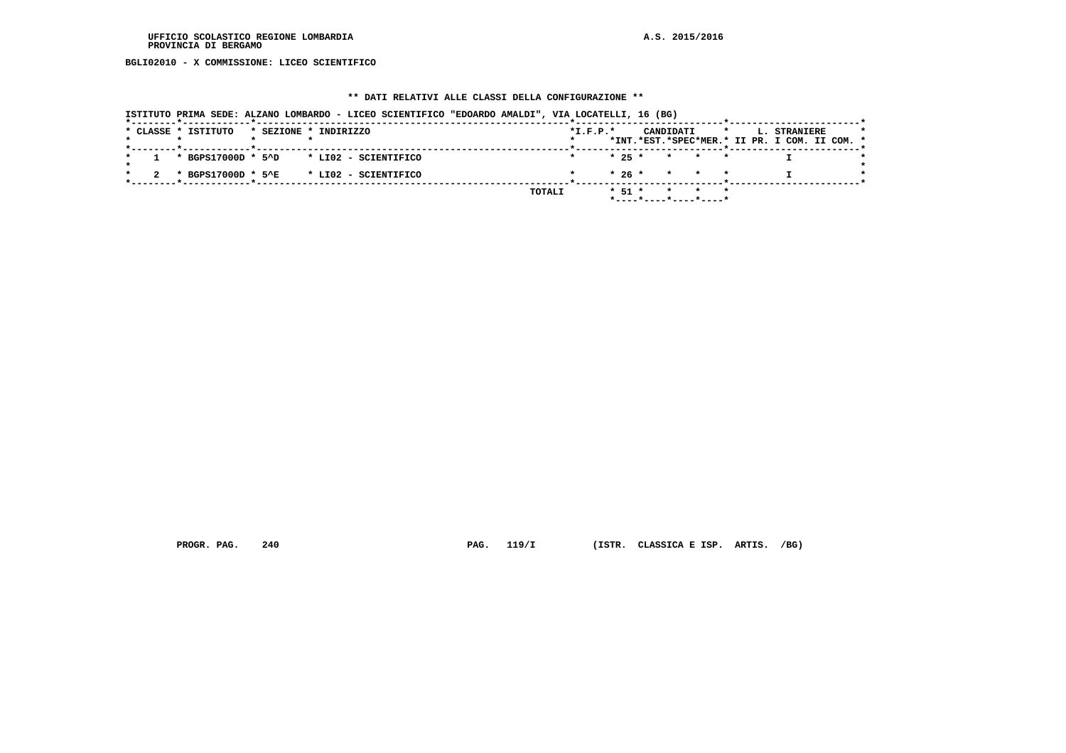BGLI02010 - X COMMISSIONE: LICEO SCIENTIFICO

## ** DATI RELATIVI ALLE CLASSI DELLA CONFIGURAZIONE **

ISTITUTO PRIMA SEDE: ALZANO LOMBARDO - LICEO SCIENTIFICO "EDOARDO AMALDI", VIA LOCATELLI, 16 (BG)

| CLASSE | ISTITUTO | SEZIONE | INDIRIZZO | I.F.P. | CANDIDATI INT. | CANDIDATI EST. | CANDIDATI SPEC | CANDIDATI MER. | L. STRANIERE II PR. | L. STRANIERE I COM. | L. STRANIERE II COM. |
|---|---|---|---|---|---|---|---|---|---|---|---|
| 1 | BGPS17000D | 5^D | LI02 - SCIENTIFICO | | 25 | | | | | I | |
| 2 | BGPS17000D | 5^E | LI02 - SCIENTIFICO | | 26 | | | | | I | |
| | | | TOTALI | | 51 | | | | | | |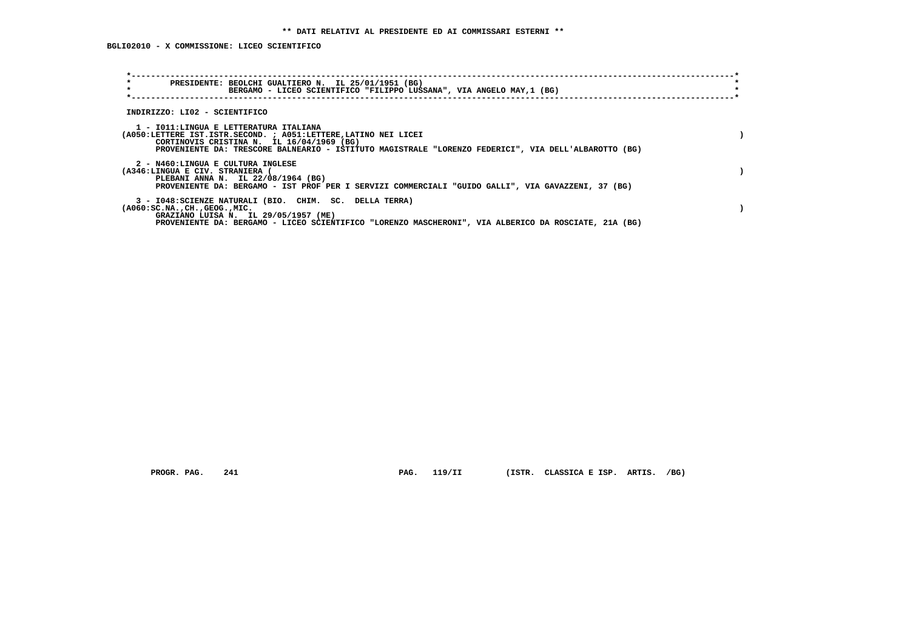**\*\* DATI RELATIVI AL PRESIDENTE ED AI COMMISSARI ESTERNI \*\***

**BGLI02010 - X COMMISSIONE: LICEO SCIENTIFICO**

**PRESIDENTE: BEOLCHI GUALTIERO N. IL 25/01/1951 (BG)**
**BERGAMO - LICEO SCIENTIFICO "FILIPPO LUSSANA", VIA ANGELO MAY,1 (BG)**

**INDIRIZZO: LI02 - SCIENTIFICO**

**1 - I011:LINGUA E LETTERATURA ITALIANA**
**(A050:LETTERE IST.ISTR.SECOND. ; A051:LETTERE,LATINO NEI LICEI )**
**CORTINOVIS CRISTINA N. IL 16/04/1969 (BG)**
**PROVENIENTE DA: TRESCORE BALNEARIO - ISTITUTO MAGISTRALE "LORENZO FEDERICI", VIA DELL'ALBAROTTO (BG)**

**2 - N460:LINGUA E CULTURA INGLESE**
**(A346:LINGUA E CIV. STRANIERA ( )**
**PLEBANI ANNA N. IL 22/08/1964 (BG)**
**PROVENIENTE DA: BERGAMO - IST PROF PER I SERVIZI COMMERCIALI "GUIDO GALLI", VIA GAVAZZENI, 37 (BG)**

**3 - I048:SCIENZE NATURALI (BIO. CHIM. SC. DELLA TERRA)**
**(A060:SC.NA.,CH.,GEOG.,MIC. )**
**GRAZIANO LUISA N. IL 29/05/1957 (ME)**
**PROVENIENTE DA: BERGAMO - LICEO SCIENTIFICO "LORENZO MASCHERONI", VIA ALBERICO DA ROSCIATE, 21A (BG)**

**PROGR. PAG. 241 PAG. 119/II (ISTR. CLASSICA E ISP. ARTIS. /BG)**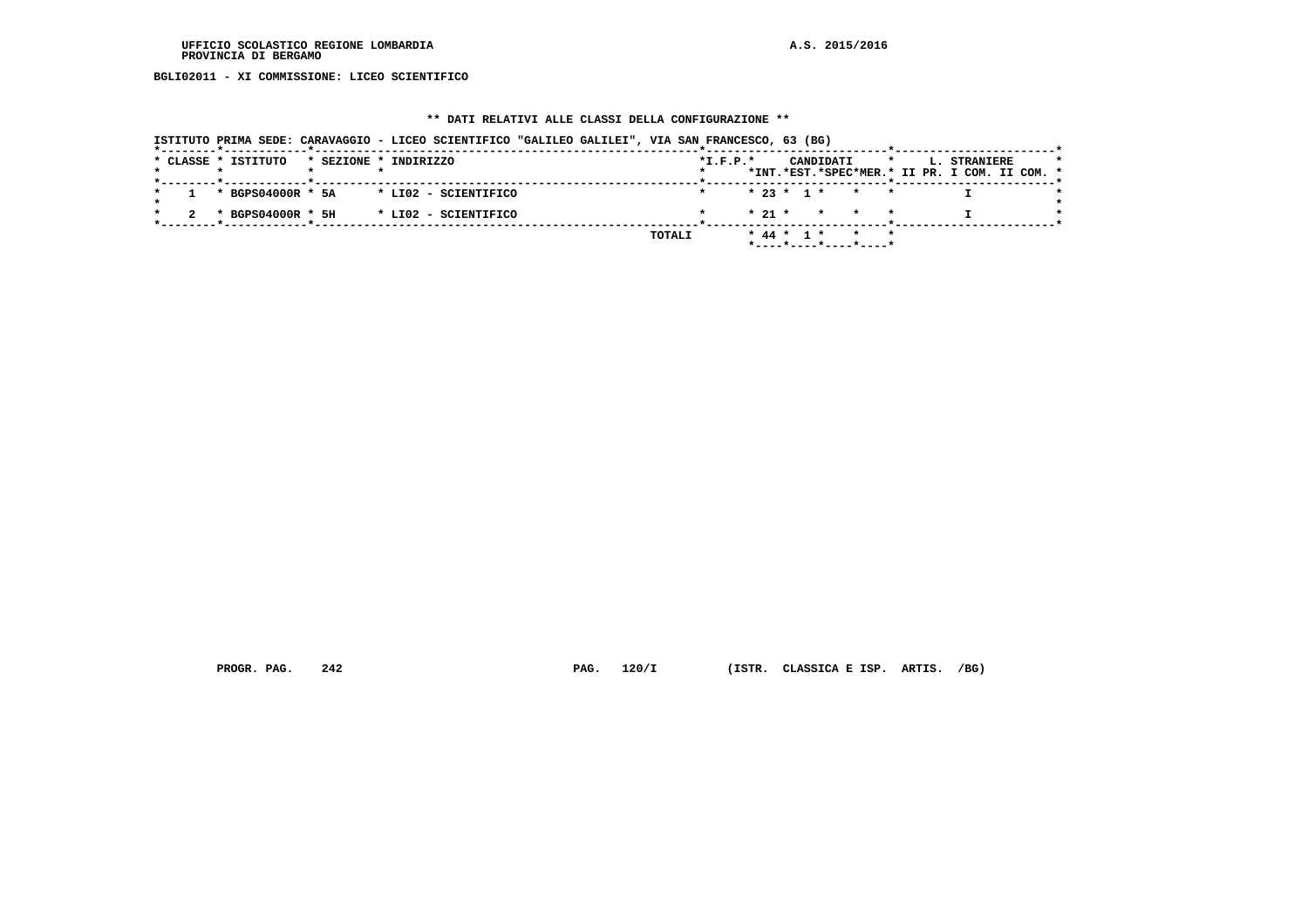UFFICIO SCOLASTICO REGIONE LOMBARDIA
PROVINCIA DI BERGAMO

A.S. 2015/2016

**BGLI02011 - XI COMMISSIONE: LICEO SCIENTIFICO**

**\*\* DATI RELATIVI ALLE CLASSI DELLA CONFIGURAZIONE \*\***

ISTITUTO PRIMA SEDE: CARAVAGGIO - LICEO SCIENTIFICO "GALILEO GALILEI", VIA SAN FRANCESCO, 63 (BG)

| CLASSE | ISTITUTO | SEZIONE | INDIRIZZO | I.F.P. | CANDIDATI INT. | CANDIDATI EST. | CANDIDATI SPEC | CANDIDATI MER. | L. STRANIERE II PR. | L. STRANIERE I COM. | L. STRANIERE II COM. |
|---|---|---|---|---|---|---|---|---|---|---|---|
| 1 | BGPS04000R | 5A | LI02 - SCIENTIFICO | | 23 | 1 | | | | I | |
| 2 | BGPS04000R | 5H | LI02 - SCIENTIFICO | | 21 | | | | | I | |
| | | | TOTALI | | 44 | 1 | | | | | |

PROGR. PAG. 242 PAG. 120/I (ISTR. CLASSICA E ISP. ARTIS. /BG)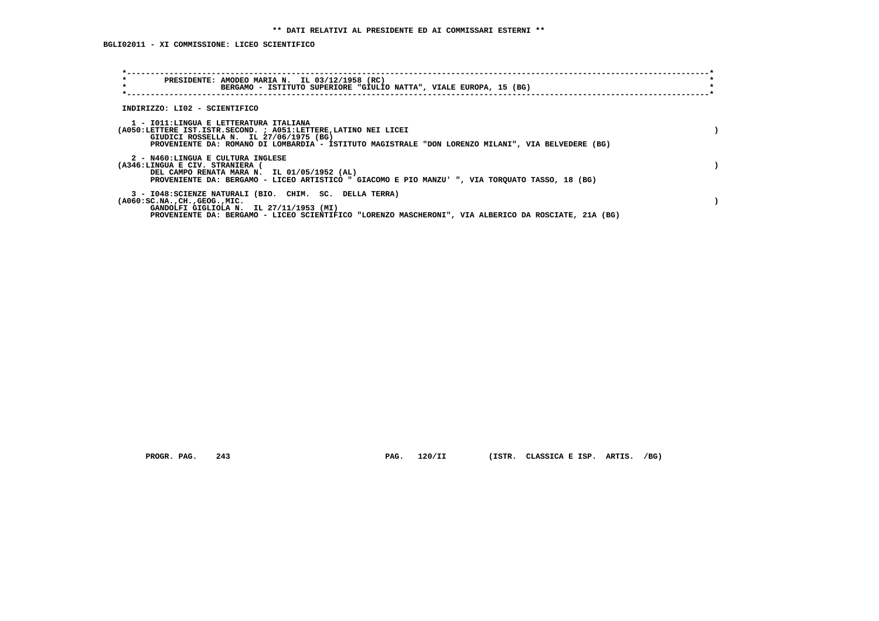**\*\* DATI RELATIVI AL PRESIDENTE ED AI COMMISSARI ESTERNI \*\***

**BGLI02011 - XI COMMISSIONE: LICEO SCIENTIFICO**

PRESIDENTE: AMODEO MARIA N. IL 03/12/1958 (RC)
BERGAMO - ISTITUTO SUPERIORE "GIULIO NATTA", VIALE EUROPA, 15 (BG)

INDIRIZZO: LI02 - SCIENTIFICO

1 - I011:LINGUA E LETTERATURA ITALIANA
(A050:LETTERE IST.ISTR.SECOND. ; A051:LETTERE,LATINO NEI LICEI )
GIUDICI ROSSELLA N. IL 27/06/1975 (BG)
PROVENIENTE DA: ROMANO DI LOMBARDIA - ISTITUTO MAGISTRALE "DON LORENZO MILANI", VIA BELVEDERE (BG)

2 - N460:LINGUA E CULTURA INGLESE
(A346:LINGUA E CIV. STRANIERA ( )
DEL CAMPO RENATA MARA N. IL 01/05/1952 (AL)
PROVENIENTE DA: BERGAMO - LICEO ARTISTICO " GIACOMO E PIO MANZU' ", VIA TORQUATO TASSO, 18 (BG)

3 - I048:SCIENZE NATURALI (BIO. CHIM. SC. DELLA TERRA)
(A060:SC.NA.,CH.,GEOG.,MIC. )
GANDOLFI GIGLIOLA N. IL 27/11/1953 (MI)
PROVENIENTE DA: BERGAMO - LICEO SCIENTIFICO "LORENZO MASCHERONI", VIA ALBERICO DA ROSCIATE, 21A (BG)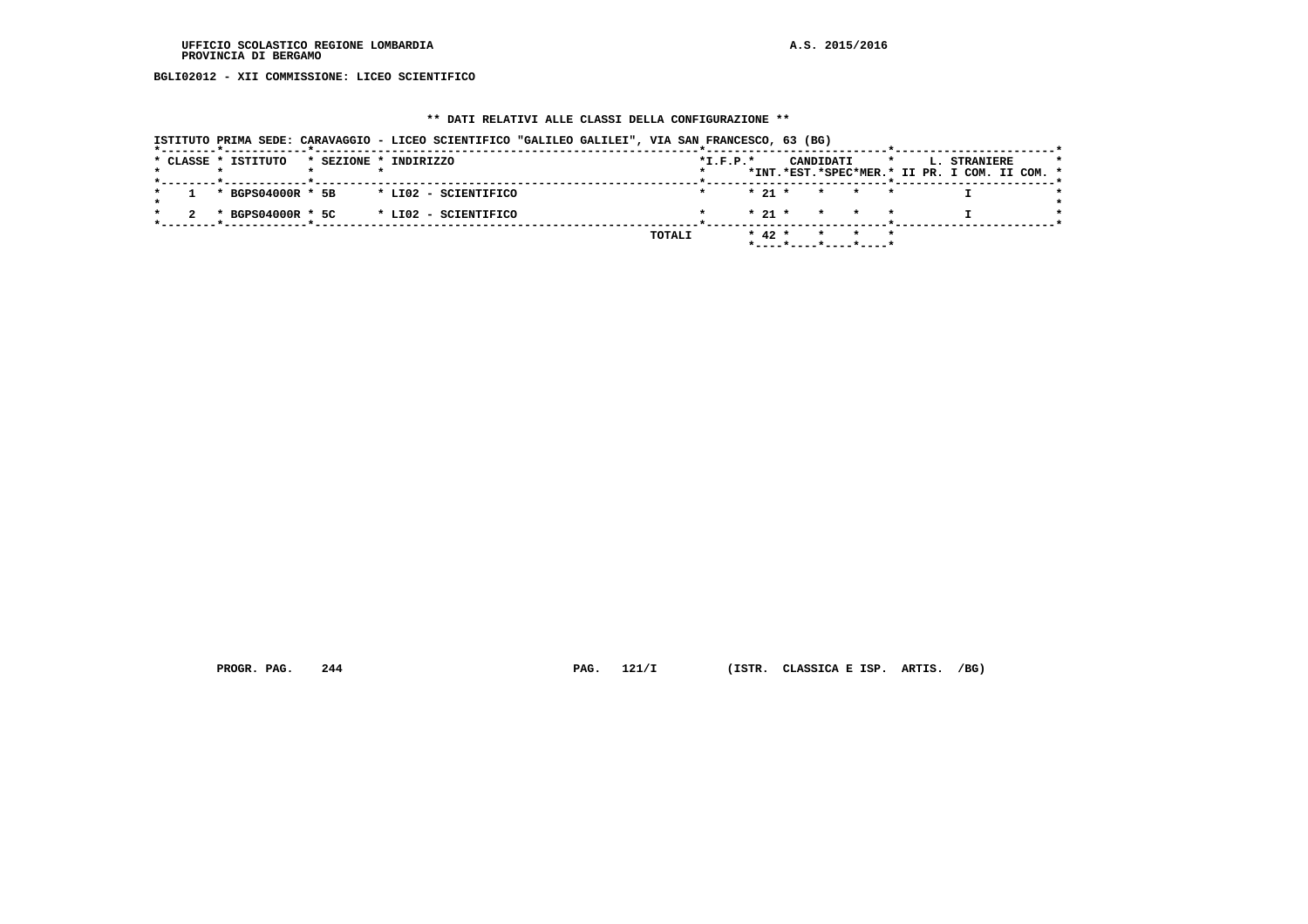UFFICIO SCOLASTICO REGIONE LOMBARDIA
PROVINCIA DI BERGAMO

A.S. 2015/2016

**BGLI02012 - XII COMMISSIONE: LICEO SCIENTIFICO**

**\*\* DATI RELATIVI ALLE CLASSI DELLA CONFIGURAZIONE \*\***

ISTITUTO PRIMA SEDE: CARAVAGGIO - LICEO SCIENTIFICO "GALILEO GALILEI", VIA SAN FRANCESCO, 63 (BG)

| CLASSE | ISTITUTO | SEZIONE | INDIRIZZO | I.F.P. | CANDIDATI INT. | CANDIDATI EST. | CANDIDATI SPEC | CANDIDATI MER. | L. STRANIERE II PR. | L. STRANIERE I COM. | L. STRANIERE II COM. |
|---|---|---|---|---|---|---|---|---|---|---|---|
| 1 | BGPS04000R | 5B | LI02 - SCIENTIFICO | | 21 | | | | | I | |
| 2 | BGPS04000R | 5C | LI02 - SCIENTIFICO | | 21 | | | | | I | |
| | | | TOTALI | | 42 | | | | | | |

PROGR. PAG. 244    PAG. 121/I    (ISTR. CLASSICA E ISP. ARTIS. /BG)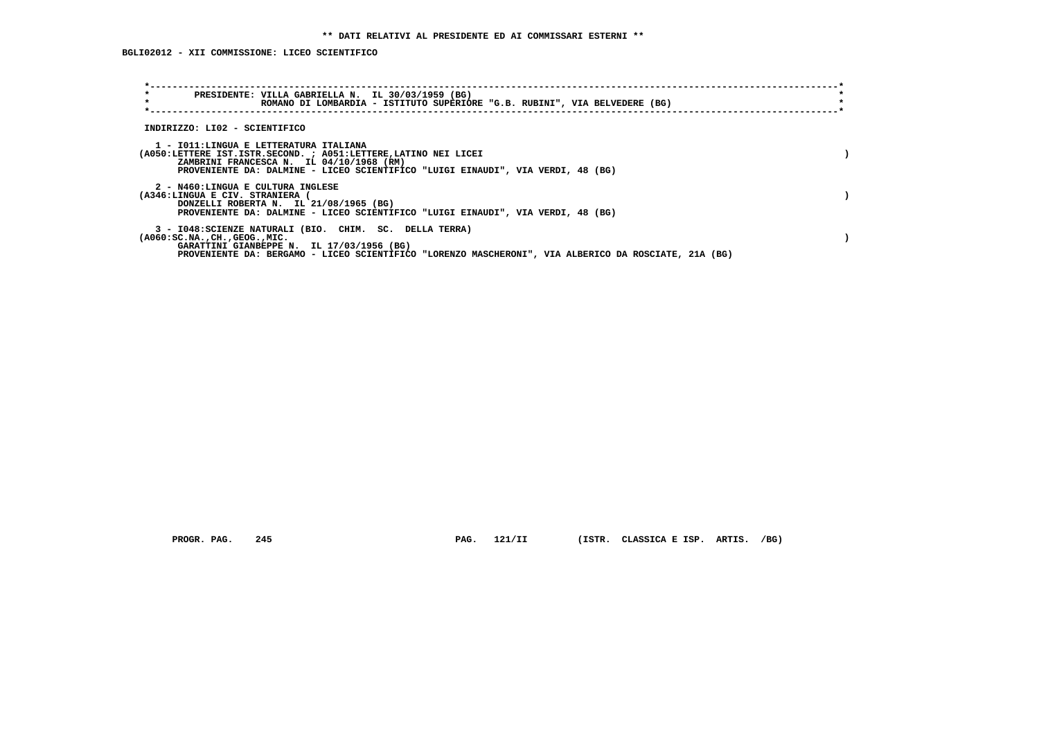**\*\* DATI RELATIVI AL PRESIDENTE ED AI COMMISSARI ESTERNI \*\***

**BGLI02012 - XII COMMISSIONE: LICEO SCIENTIFICO**

**PRESIDENTE: VILLA GABRIELLA N. IL 30/03/1959 (BG)**
**ROMANO DI LOMBARDIA - ISTITUTO SUPERIORE "G.B. RUBINI", VIA BELVEDERE (BG)**

**INDIRIZZO: LI02 - SCIENTIFICO**

**1 - I011:LINGUA E LETTERATURA ITALIANA**
**(A050:LETTERE IST.ISTR.SECOND. ; A051:LETTERE,LATINO NEI LICEI )**
**ZAMBRINI FRANCESCA N. IL 04/10/1968 (RM)**
**PROVENIENTE DA: DALMINE - LICEO SCIENTIFICO "LUIGI EINAUDI", VIA VERDI, 48 (BG)**

**2 - N460:LINGUA E CULTURA INGLESE**
**(A346:LINGUA E CIV. STRANIERA ( )**
**DONZELLI ROBERTA N. IL 21/08/1965 (BG)**
**PROVENIENTE DA: DALMINE - LICEO SCIENTIFICO "LUIGI EINAUDI", VIA VERDI, 48 (BG)**

**3 - I048:SCIENZE NATURALI (BIO. CHIM. SC. DELLA TERRA)**
**(A060:SC.NA.,CH.,GEOG.,MIC. )**
**GARATTINI GIANBEPPE N. IL 17/03/1956 (BG)**
**PROVENIENTE DA: BERGAMO - LICEO SCIENTIFICO "LORENZO MASCHERONI", VIA ALBERICO DA ROSCIATE, 21A (BG)**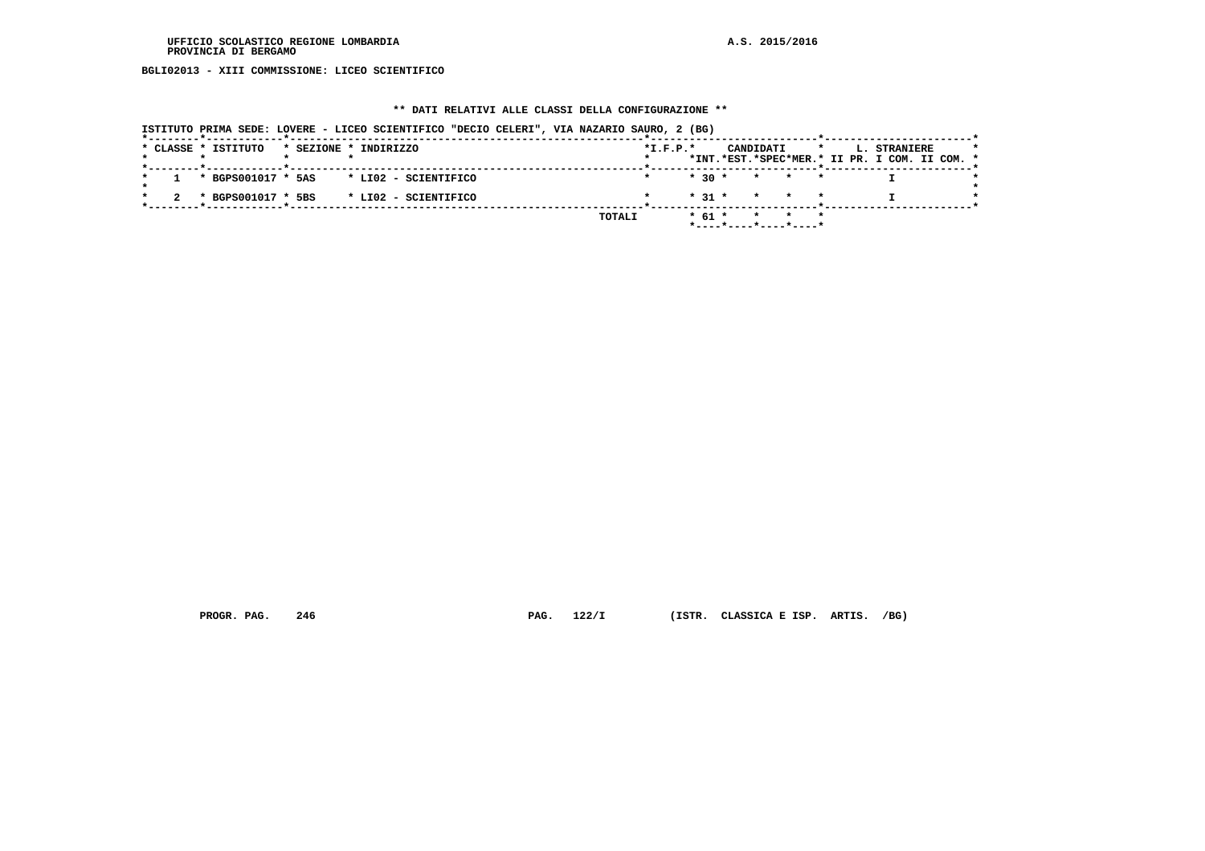BGLI02013 - XIII COMMISSIONE: LICEO SCIENTIFICO

## ** DATI RELATIVI ALLE CLASSI DELLA CONFIGURAZIONE **

ISTITUTO PRIMA SEDE: LOVERE - LICEO SCIENTIFICO "DECIO CELERI", VIA NAZARIO SAURO, 2 (BG)

| CLASSE | ISTITUTO | SEZIONE | INDIRIZZO | I.F.P. | CANDIDATI INT. | CANDIDATI EST. | CANDIDATI SPEC | CANDIDATI MER. | L. STRANIERE II PR. | L. STRANIERE I COM. | L. STRANIERE II COM. |
|---|---|---|---|---|---|---|---|---|---|---|---|
| 1 | BGPS001017 | 5AS | LI02 - SCIENTIFICO | | 30 | | | | | I | |
| 2 | BGPS001017 | 5BS | LI02 - SCIENTIFICO | | 31 | | | | | I | |
| | | | TOTALI | | 61 | | | | | | |

PROGR. PAG. 246 PAG. 122/I (ISTR. CLASSICA E ISP. ARTIS. /BG)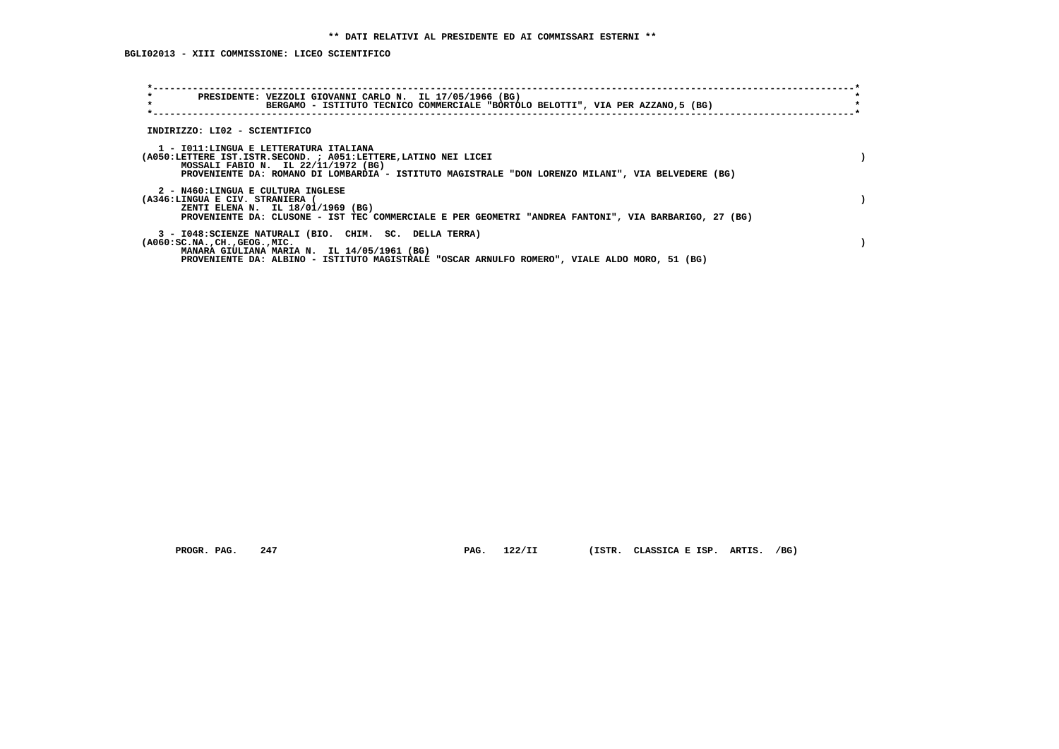**\*\* DATI RELATIVI AL PRESIDENTE ED AI COMMISSARI ESTERNI \*\***

**BGLI02013 - XIII COMMISSIONE: LICEO SCIENTIFICO**

```
*----------------------------------------------------------------------------------------------------------------------*
*        PRESIDENTE: VEZZOLI GIOVANNI CARLO N.  IL 17/05/1966 (BG)                                                     *
*                    BERGAMO - ISTITUTO TECNICO COMMERCIALE "BORTOLO BELOTTI", VIA PER AZZANO,5 (BG)                   *
*----------------------------------------------------------------------------------------------------------------------*
```

INDIRIZZO: LI02 - SCIENTIFICO

1 - I011:LINGUA E LETTERATURA ITALIANA
(A050:LETTERE IST.ISTR.SECOND. ; A051:LETTERE,LATINO NEI LICEI )
MOSSALI FABIO N. IL 22/11/1972 (BG)
PROVENIENTE DA: ROMANO DI LOMBARDIA - ISTITUTO MAGISTRALE "DON LORENZO MILANI", VIA BELVEDERE (BG)

2 - N460:LINGUA E CULTURA INGLESE
(A346:LINGUA E CIV. STRANIERA ( )
ZENTI ELENA N. IL 18/01/1969 (BG)
PROVENIENTE DA: CLUSONE - IST TEC COMMERCIALE E PER GEOMETRI "ANDREA FANTONI", VIA BARBARIGO, 27 (BG)

3 - I048:SCIENZE NATURALI (BIO. CHIM. SC. DELLA TERRA)
(A060:SC.NA.,CH.,GEOG.,MIC. )
MANARA GIULIANA MARIA N. IL 14/05/1961 (BG)
PROVENIENTE DA: ALBINO - ISTITUTO MAGISTRALE "OSCAR ARNULFO ROMERO", VIALE ALDO MORO, 51 (BG)

PROGR. PAG. 247     PAG. 122/II     (ISTR. CLASSICA E ISP. ARTIS. /BG)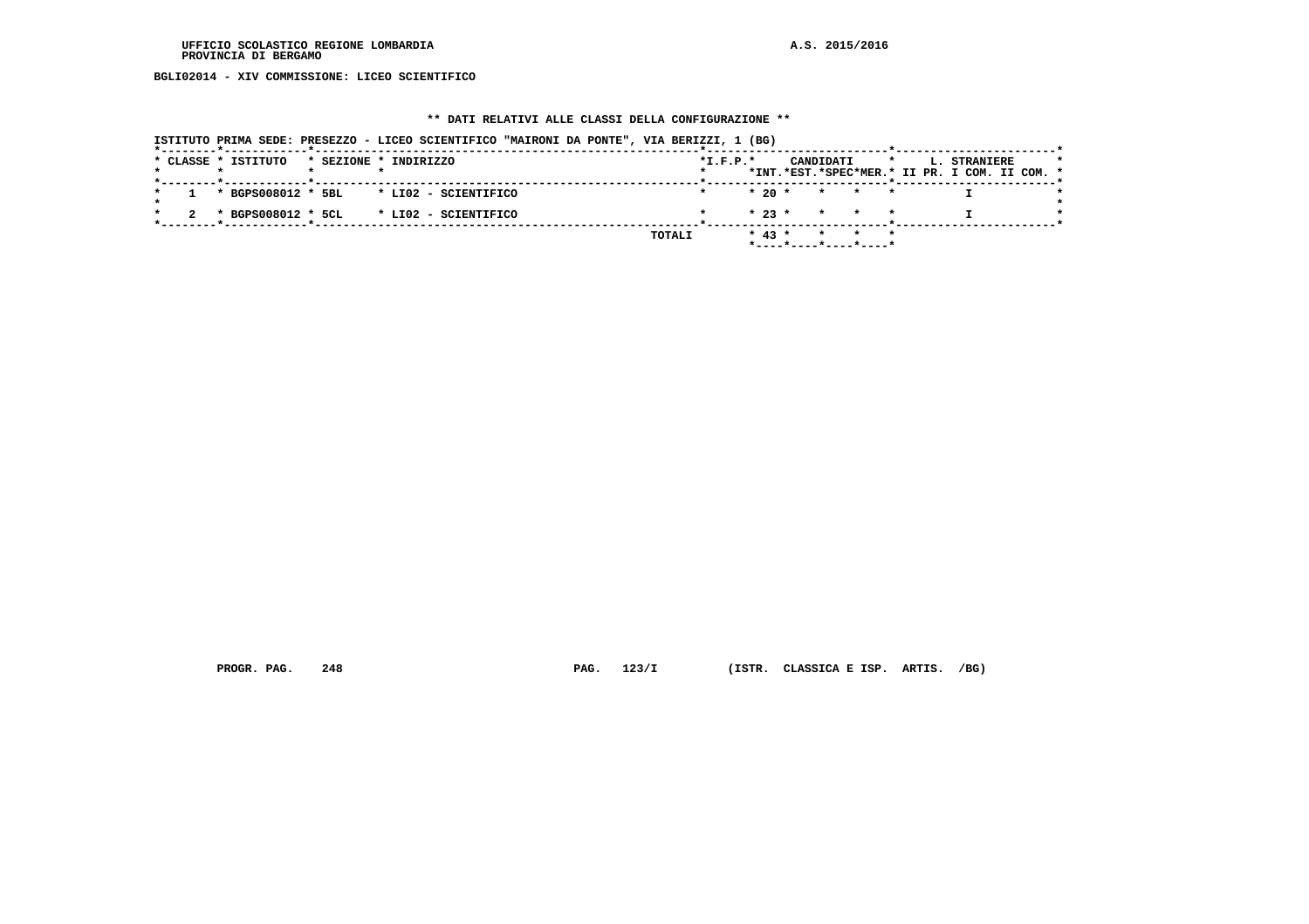UFFICIO SCOLASTICO REGIONE LOMBARDIA
PROVINCIA DI BERGAMO

A.S. 2015/2016

BGLI02014 - XIV COMMISSIONE: LICEO SCIENTIFICO

** DATI RELATIVI ALLE CLASSI DELLA CONFIGURAZIONE **

ISTITUTO PRIMA SEDE: PRESEZZO - LICEO SCIENTIFICO "MAIRONI DA PONTE", VIA BERIZZI, 1 (BG)

| CLASSE | ISTITUTO | SEZIONE | INDIRIZZO | I.F.P. | CANDIDATI INT. | CANDIDATI EST. | CANDIDATI SPEC | CANDIDATI MER. | L. STRANIERE II PR. | L. STRANIERE I COM. | L. STRANIERE II COM. |
|---|---|---|---|---|---|---|---|---|---|---|---|
| 1 | BGPS008012 | 5BL | LI02 - SCIENTIFICO | | 20 | | | | | I | |
| 2 | BGPS008012 | 5CL | LI02 - SCIENTIFICO | | 23 | | | | | I | |
| | | | TOTALI | | 43 | | | | | | |

PROGR. PAG. 248 PAG. 123/I (ISTR. CLASSICA E ISP. ARTIS. /BG)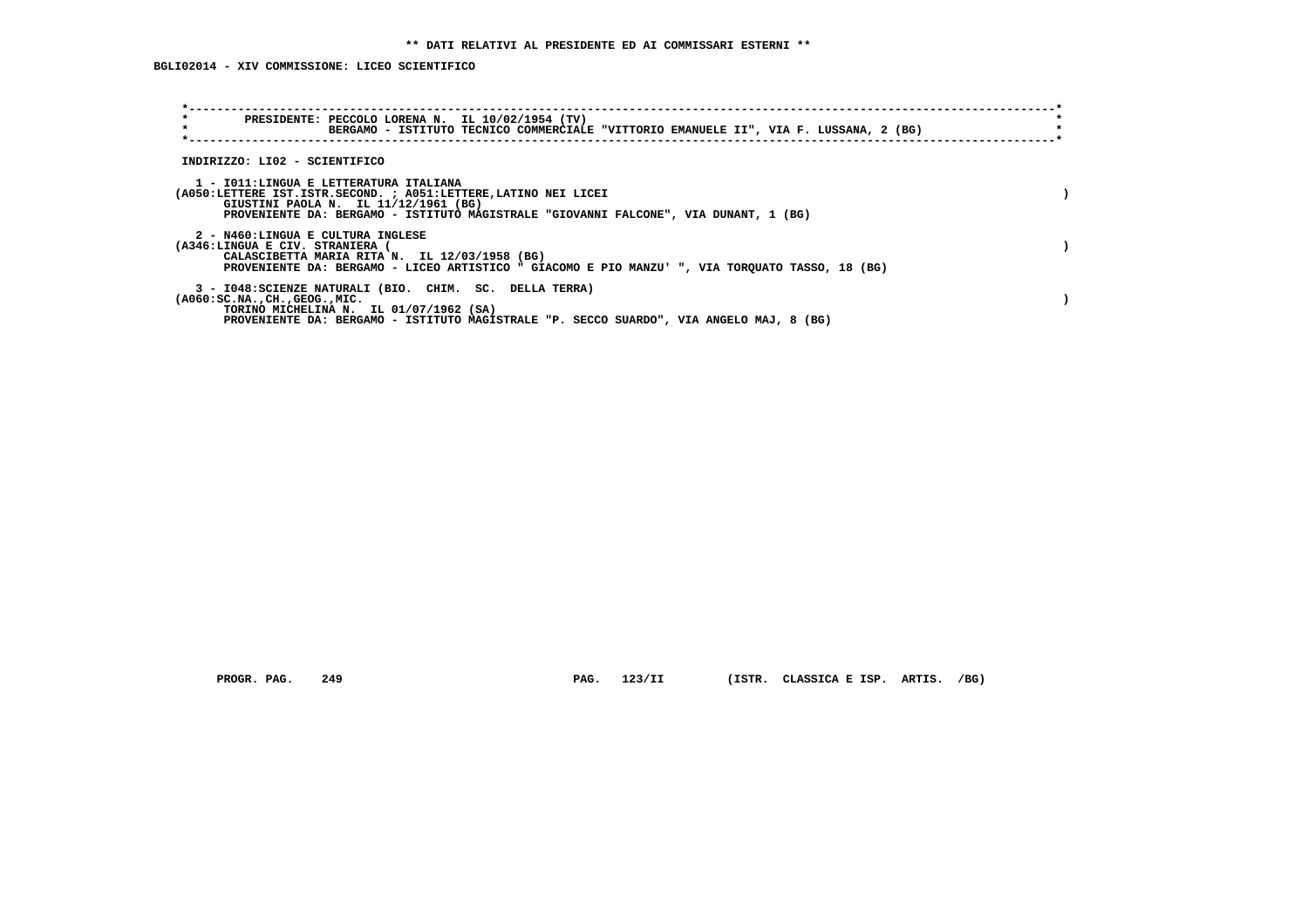** DATI RELATIVI AL PRESIDENTE ED AI COMMISSARI ESTERNI **

BGLI02014 - XIV COMMISSIONE: LICEO SCIENTIFICO

PRESIDENTE: PECCOLO LORENA N. IL 10/02/1954 (TV)
BERGAMO - ISTITUTO TECNICO COMMERCIALE "VITTORIO EMANUELE II", VIA F. LUSSANA, 2 (BG)

INDIRIZZO: LI02 - SCIENTIFICO

1 - I011:LINGUA E LETTERATURA ITALIANA
(A050:LETTERE IST.ISTR.SECOND. ; A051:LETTERE,LATINO NEI LICEI )
GIUSTINI PAOLA N. IL 11/12/1961 (BG)
PROVENIENTE DA: BERGAMO - ISTITUTO MAGISTRALE "GIOVANNI FALCONE", VIA DUNANT, 1 (BG)

2 - N460:LINGUA E CULTURA INGLESE
(A346:LINGUA E CIV. STRANIERA ( )
CALASCIBETTA MARIA RITA N. IL 12/03/1958 (BG)
PROVENIENTE DA: BERGAMO - LICEO ARTISTICO " GIACOMO E PIO MANZU' ", VIA TORQUATO TASSO, 18 (BG)

3 - I048:SCIENZE NATURALI (BIO. CHIM. SC. DELLA TERRA)
(A060:SC.NA.,CH.,GEOG.,MIC. )
TORINO MICHELINA N. IL 01/07/1962 (SA)
PROVENIENTE DA: BERGAMO - ISTITUTO MAGISTRALE "P. SECCO SUARDO", VIA ANGELO MAJ, 8 (BG)

PROGR. PAG. 249 PAG. 123/II (ISTR. CLASSICA E ISP. ARTIS. /BG)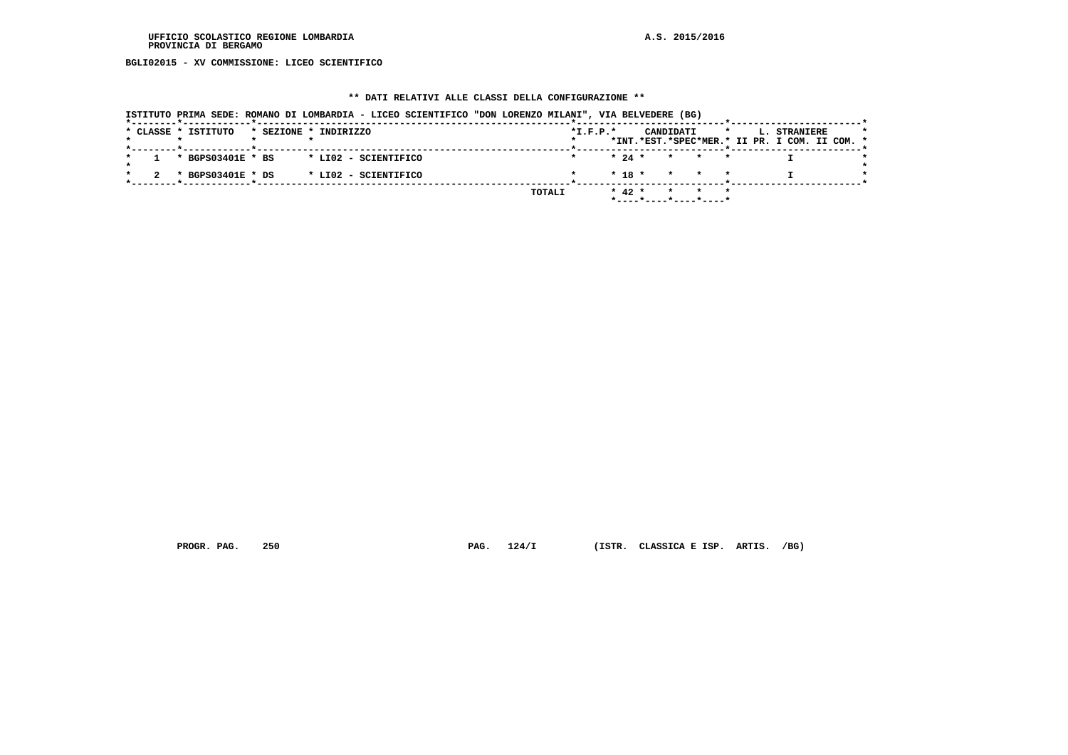UFFICIO SCOLASTICO REGIONE LOMBARDIA
PROVINCIA DI BERGAMO

A.S. 2015/2016

BGLI02015 - XV COMMISSIONE: LICEO SCIENTIFICO

** DATI RELATIVI ALLE CLASSI DELLA CONFIGURAZIONE **

ISTITUTO PRIMA SEDE: ROMANO DI LOMBARDIA - LICEO SCIENTIFICO "DON LORENZO MILANI", VIA BELVEDERE (BG)

| CLASSE | ISTITUTO | SEZIONE | INDIRIZZO | I.F.P. | CANDIDATI INT. | CANDIDATI EST. | CANDIDATI SPEC | CANDIDATI MER. | L. STRANIERE II PR. | L. STRANIERE I COM. | L. STRANIERE II COM. |
|---|---|---|---|---|---|---|---|---|---|---|---|
| 1 | BGPS03401E | BS | LI02 - SCIENTIFICO | | 24 | | | | | I | |
| 2 | BGPS03401E | DS | LI02 - SCIENTIFICO | | 18 | | | | | I | |
| | | | TOTALI | | 42 | | | | | | |

PROGR. PAG. 250 PAG. 124/I (ISTR. CLASSICA E ISP. ARTIS. /BG)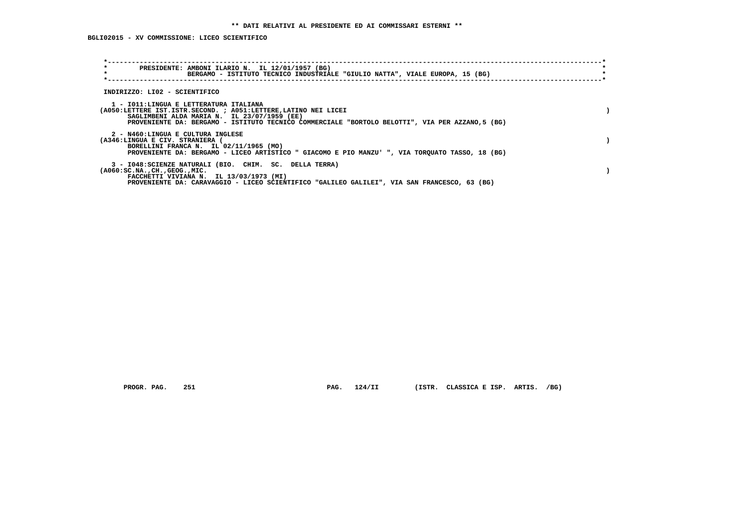**\*\* DATI RELATIVI AL PRESIDENTE ED AI COMMISSARI ESTERNI \*\***

**BGLI02015 - XV COMMISSIONE: LICEO SCIENTIFICO**

PRESIDENTE: AMBONI ILARIO N. IL 12/01/1957 (BG)
BERGAMO - ISTITUTO TECNICO INDUSTRIALE "GIULIO NATTA", VIALE EUROPA, 15 (BG)

INDIRIZZO: LI02 - SCIENTIFICO

1 - I011:LINGUA E LETTERATURA ITALIANA
(A050:LETTERE IST.ISTR.SECOND. ; A051:LETTERE,LATINO NEI LICEI )
SAGLIMBENI ALDA MARIA N. IL 23/07/1959 (EE)
PROVENIENTE DA: BERGAMO - ISTITUTO TECNICO COMMERCIALE "BORTOLO BELOTTI", VIA PER AZZANO,5 (BG)

2 - N460:LINGUA E CULTURA INGLESE
(A346:LINGUA E CIV. STRANIERA ( )
BORELLINI FRANCA N. IL 02/11/1965 (MO)
PROVENIENTE DA: BERGAMO - LICEO ARTISTICO " GIACOMO E PIO MANZU' ", VIA TORQUATO TASSO, 18 (BG)

3 - I048:SCIENZE NATURALI (BIO. CHIM. SC. DELLA TERRA)
(A060:SC.NA.,CH.,GEOG.,MIC. )
FACCHETTI VIVIANA N. IL 13/03/1973 (MI)
PROVENIENTE DA: CARAVAGGIO - LICEO SCIENTIFICO "GALILEO GALILEI", VIA SAN FRANCESCO, 63 (BG)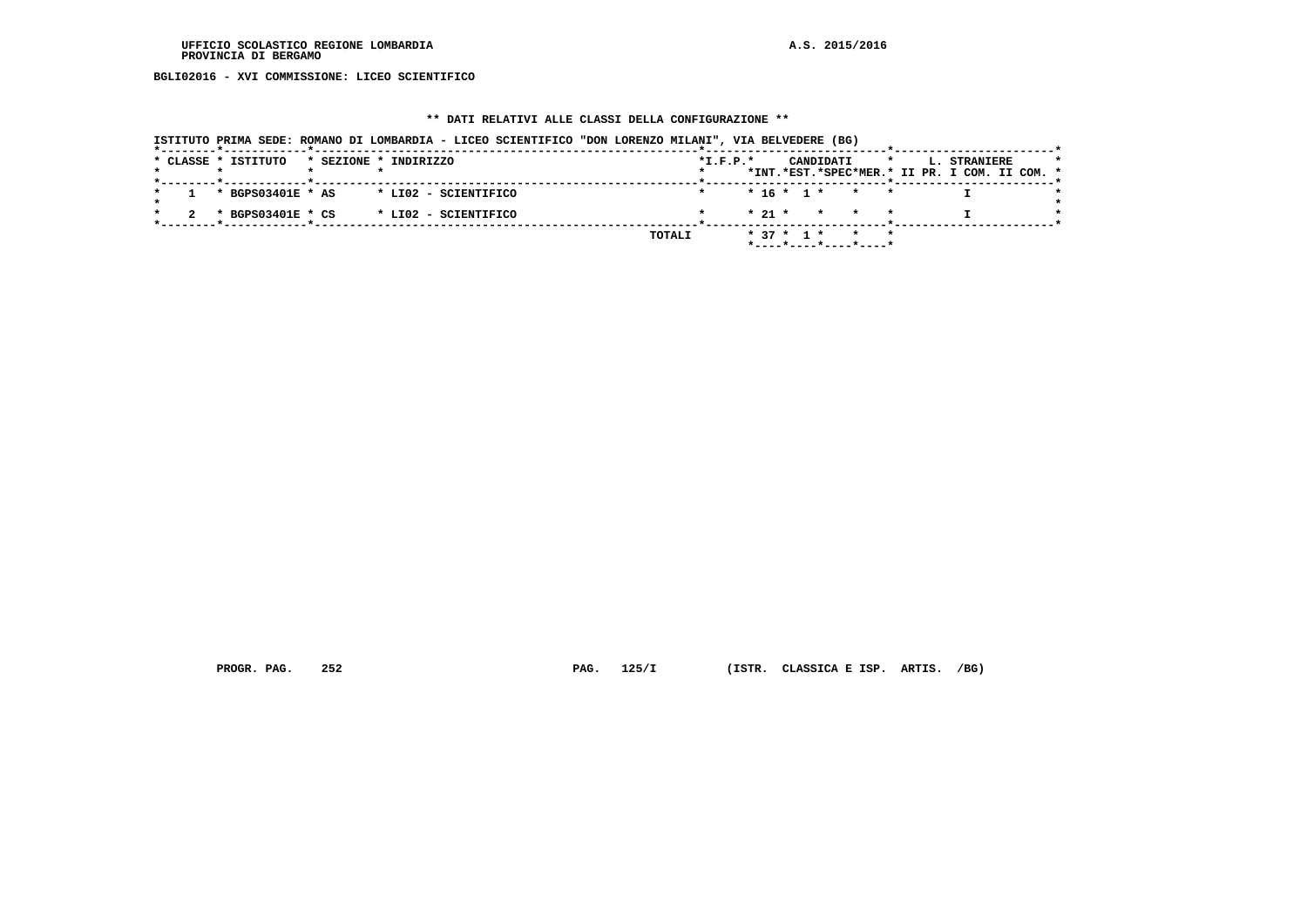BGLI02016 - XVI COMMISSIONE: LICEO SCIENTIFICO

## ** DATI RELATIVI ALLE CLASSI DELLA CONFIGURAZIONE **

ISTITUTO PRIMA SEDE: ROMANO DI LOMBARDIA - LICEO SCIENTIFICO "DON LORENZO MILANI", VIA BELVEDERE (BG)

| CLASSE | ISTITUTO | SEZIONE | INDIRIZZO | I.F.P. | CANDIDATI INT. | CANDIDATI EST. | CANDIDATI SPEC | CANDIDATI MER. | L. STRANIERE II PR. | L. STRANIERE I COM. | L. STRANIERE II COM. |
|---|---|---|---|---|---|---|---|---|---|---|---|
| 1 | BGPS03401E | AS | LI02 - SCIENTIFICO | | 16 | 1 | | | | I | |
| 2 | BGPS03401E | CS | LI02 - SCIENTIFICO | | 21 | | | | | I | |
| | | | TOTALI | | 37 | 1 | | | | | |

PROGR. PAG. 252 PAG. 125/I (ISTR. CLASSICA E ISP. ARTIS. /BG)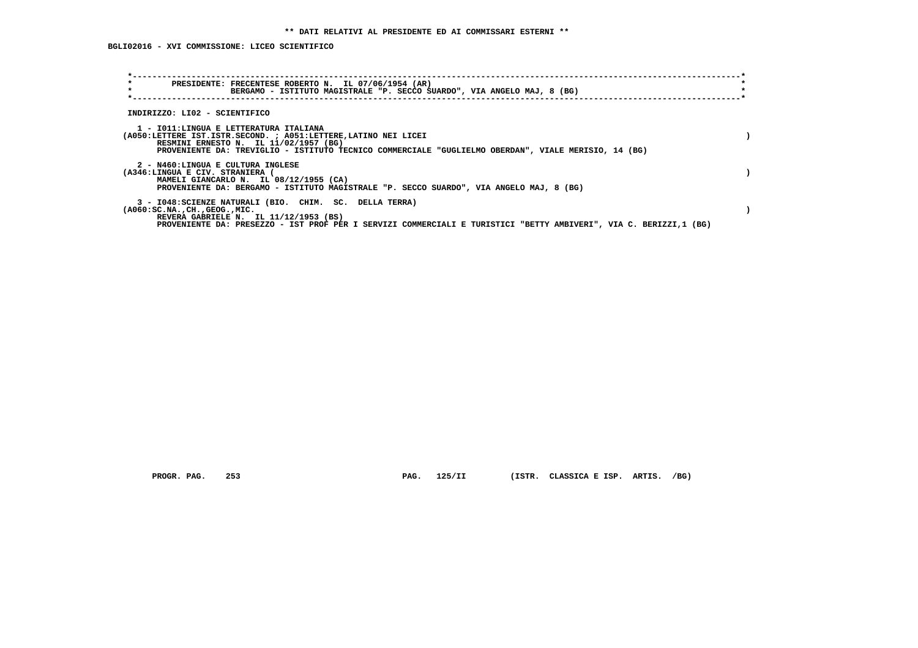**\*\* DATI RELATIVI AL PRESIDENTE ED AI COMMISSARI ESTERNI \*\***

**BGLI02016 - XVI COMMISSIONE: LICEO SCIENTIFICO**

PRESIDENTE: FRECENTESE ROBERTO N. IL 07/06/1954 (AR)
BERGAMO - ISTITUTO MAGISTRALE "P. SECCO SUARDO", VIA ANGELO MAJ, 8 (BG)

INDIRIZZO: LI02 - SCIENTIFICO

1 - I011:LINGUA E LETTERATURA ITALIANA
(A050:LETTERE IST.ISTR.SECOND. ; A051:LETTERE,LATINO NEI LICEI )
RESMINI ERNESTO N. IL 11/02/1957 (BG)
PROVENIENTE DA: TREVIGLIO - ISTITUTO TECNICO COMMERCIALE "GUGLIELMO OBERDAN", VIALE MERISIO, 14 (BG)

2 - N460:LINGUA E CULTURA INGLESE
(A346:LINGUA E CIV. STRANIERA ( )
MAMELI GIANCARLO N. IL 08/12/1955 (CA)
PROVENIENTE DA: BERGAMO - ISTITUTO MAGISTRALE "P. SECCO SUARDO", VIA ANGELO MAJ, 8 (BG)

3 - I048:SCIENZE NATURALI (BIO. CHIM. SC. DELLA TERRA)
(A060:SC.NA.,CH.,GEOG.,MIC. )
REVERA GABRIELE N. IL 11/12/1953 (BS)
PROVENIENTE DA: PRESEZZO - IST PROF PER I SERVIZI COMMERCIALI E TURISTICI "BETTY AMBIVERI", VIA C. BERIZZI,1 (BG)

PROGR. PAG. 253 PAG. 125/II (ISTR. CLASSICA E ISP. ARTIS. /BG)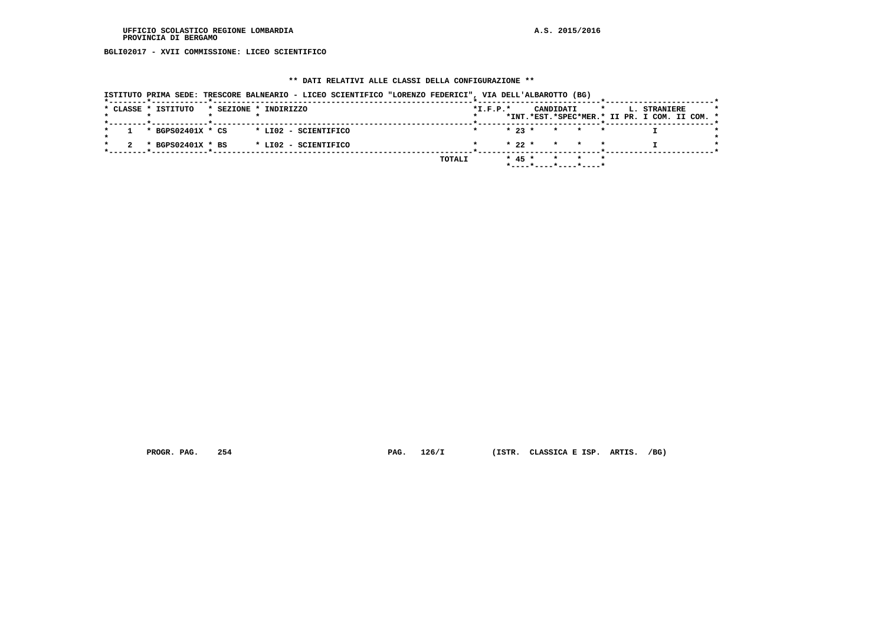UFFICIO SCOLASTICO REGIONE LOMBARDIA
PROVINCIA DI BERGAMO

A.S. 2015/2016

**BGLI02017 - XVII COMMISSIONE: LICEO SCIENTIFICO**

**\*\* DATI RELATIVI ALLE CLASSI DELLA CONFIGURAZIONE \*\***

ISTITUTO PRIMA SEDE: TRESCORE BALNEARIO - LICEO SCIENTIFICO "LORENZO FEDERICI", VIA DELL'ALBAROTTO (BG)

| CLASSE | ISTITUTO | SEZIONE | INDIRIZZO | I.F.P. | CANDIDATI INT. | CANDIDATI EST. | CANDIDATI SPEC | CANDIDATI MER. | L. STRANIERE II PR. | L. STRANIERE I COM. | L. STRANIERE II COM. |
|---|---|---|---|---|---|---|---|---|---|---|---|
| 1 | BGPS02401X | CS | LI02 - SCIENTIFICO | | 23 | | | | | I | |
| 2 | BGPS02401X | BS | LI02 - SCIENTIFICO | | 22 | | | | | I | |
| | | | TOTALI | | 45 | | | | | | |

PROGR. PAG. 254 PAG. 126/I (ISTR. CLASSICA E ISP. ARTIS. /BG)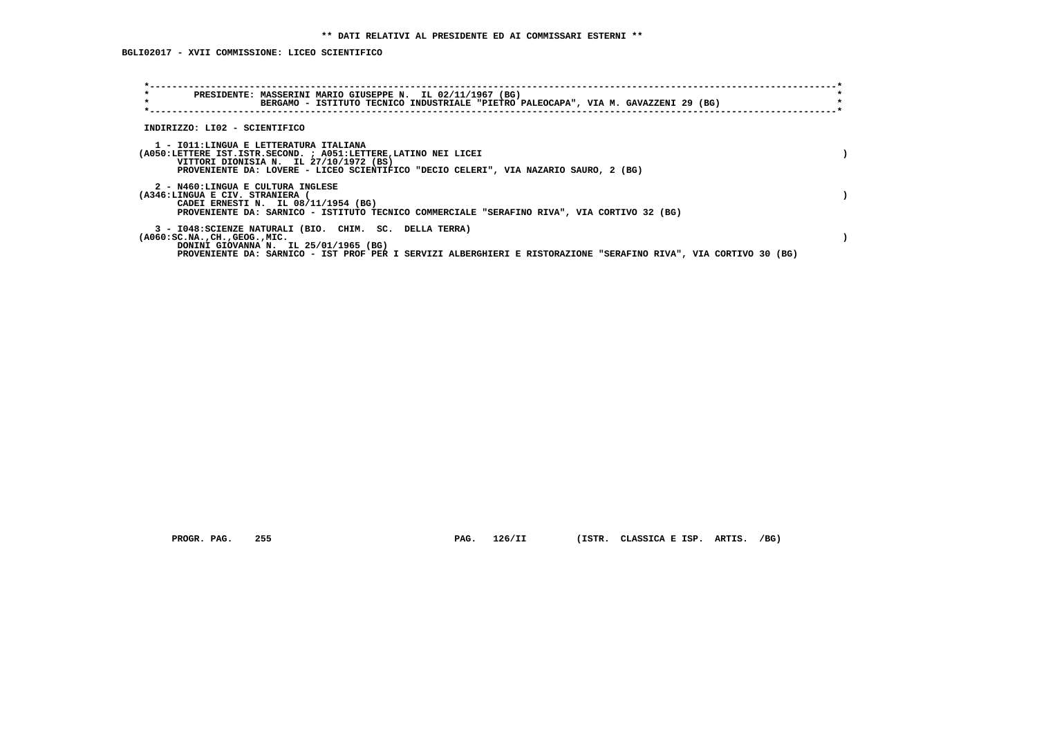**\*\* DATI RELATIVI AL PRESIDENTE ED AI COMMISSARI ESTERNI \*\***

**BGLI02017 - XVII COMMISSIONE: LICEO SCIENTIFICO**

**PRESIDENTE: MASSERINI MARIO GIUSEPPE N. IL 02/11/1967 (BG)**
**BERGAMO - ISTITUTO TECNICO INDUSTRIALE "PIETRO PALEOCAPA", VIA M. GAVAZZENI 29 (BG)**

**INDIRIZZO: LI02 - SCIENTIFICO**

**1 - I011:LINGUA E LETTERATURA ITALIANA**
**(A050:LETTERE IST.ISTR.SECOND. ; A051:LETTERE,LATINO NEI LICEI )**
**VITTORI DIONISIA N. IL 27/10/1972 (BS)**
**PROVENIENTE DA: LOVERE - LICEO SCIENTIFICO "DECIO CELERI", VIA NAZARIO SAURO, 2 (BG)**

**2 - N460:LINGUA E CULTURA INGLESE**
**(A346:LINGUA E CIV. STRANIERA ( )**
**CADEI ERNESTI N. IL 08/11/1954 (BG)**
**PROVENIENTE DA: SARNICO - ISTITUTO TECNICO COMMERCIALE "SERAFINO RIVA", VIA CORTIVO 32 (BG)**

**3 - I048:SCIENZE NATURALI (BIO. CHIM. SC. DELLA TERRA)**
**(A060:SC.NA.,CH.,GEOG.,MIC. )**
**DONINI GIOVANNA N. IL 25/01/1965 (BG)**
**PROVENIENTE DA: SARNICO - IST PROF PER I SERVIZI ALBERGHIERI E RISTORAZIONE "SERAFINO RIVA", VIA CORTIVO 30 (BG)**

**PROGR. PAG. 255 PAG. 126/II (ISTR. CLASSICA E ISP. ARTIS. /BG)**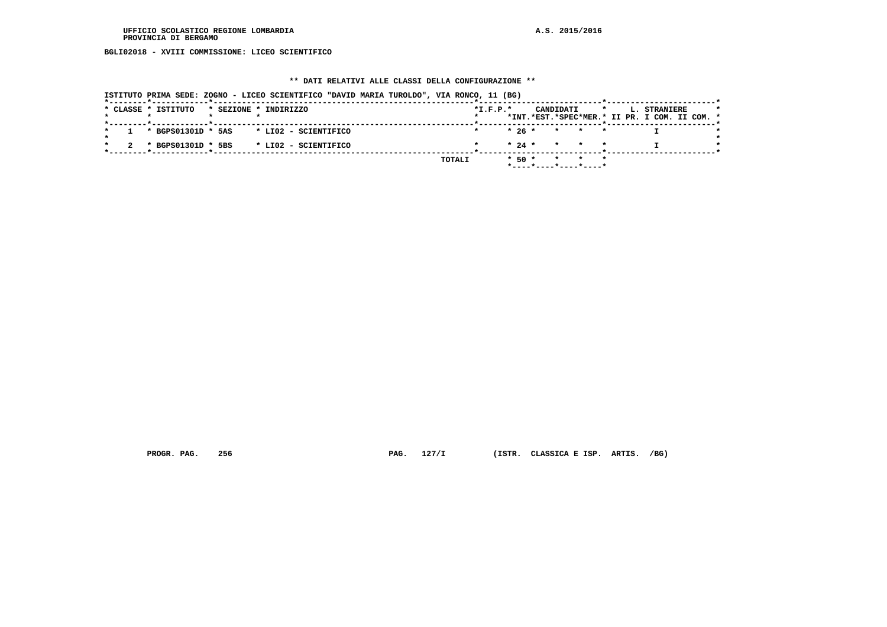UFFICIO SCOLASTICO REGIONE LOMBARDIA
PROVINCIA DI BERGAMO

A.S. 2015/2016

**BGLI02018 - XVIII COMMISSIONE: LICEO SCIENTIFICO**

## ** DATI RELATIVI ALLE CLASSI DELLA CONFIGURAZIONE **

ISTITUTO PRIMA SEDE: ZOGNO - LICEO SCIENTIFICO "DAVID MARIA TUROLDO", VIA RONCO, 11 (BG)

| CLASSE | ISTITUTO | SEZIONE | INDIRIZZO | I.F.P. | CANDIDATI INT. | CANDIDATI EST. | CANDIDATI SPEC | CANDIDATI MER. | L. STRANIERE II PR. | L. STRANIERE I COM. | L. STRANIERE II COM. |
|---|---|---|---|---|---|---|---|---|---|---|---|
| 1 | BGPS01301D | 5AS | LI02 - SCIENTIFICO | | 26 | | | | | I | |
| 2 | BGPS01301D | 5BS | LI02 - SCIENTIFICO | | 24 | | | | | I | |
| | | | TOTALI | | 50 | | | | | | |

PROGR. PAG. 256 PAG. 127/I (ISTR. CLASSICA E ISP. ARTIS. /BG)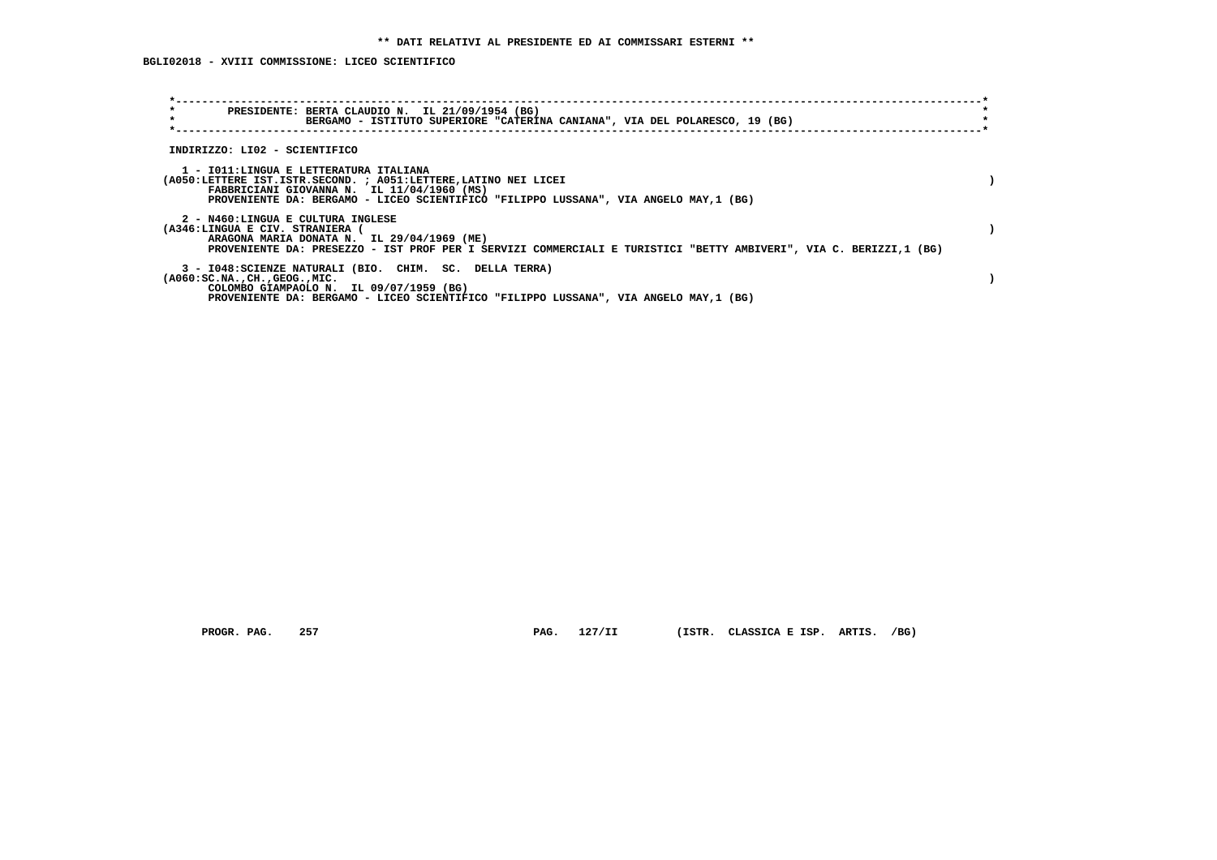** DATI RELATIVI AL PRESIDENTE ED AI COMMISSARI ESTERNI **

BGLI02018 - XVIII COMMISSIONE: LICEO SCIENTIFICO

PRESIDENTE: BERTA CLAUDIO N. IL 21/09/1954 (BG)
BERGAMO - ISTITUTO SUPERIORE "CATERINA CANIANA", VIA DEL POLARESCO, 19 (BG)

INDIRIZZO: LI02 - SCIENTIFICO

1 - I011:LINGUA E LETTERATURA ITALIANA
(A050:LETTERE IST.ISTR.SECOND. ; A051:LETTERE,LATINO NEI LICEI )
FABBRICIANI GIOVANNA N. IL 11/04/1960 (MS)
PROVENIENTE DA: BERGAMO - LICEO SCIENTIFICO "FILIPPO LUSSANA", VIA ANGELO MAY,1 (BG)

2 - N460:LINGUA E CULTURA INGLESE
(A346:LINGUA E CIV. STRANIERA ( )
ARAGONA MARIA DONATA N. IL 29/04/1969 (ME)
PROVENIENTE DA: PRESEZZO - IST PROF PER I SERVIZI COMMERCIALI E TURISTICI "BETTY AMBIVERI", VIA C. BERIZZI,1 (BG)

3 - I048:SCIENZE NATURALI (BIO. CHIM. SC. DELLA TERRA)
(A060:SC.NA.,CH.,GEOG.,MIC. )
COLOMBO GIAMPAOLO N. IL 09/07/1959 (BG)
PROVENIENTE DA: BERGAMO - LICEO SCIENTIFICO "FILIPPO LUSSANA", VIA ANGELO MAY,1 (BG)

PROGR. PAG. 257 PAG. 127/II (ISTR. CLASSICA E ISP. ARTIS. /BG)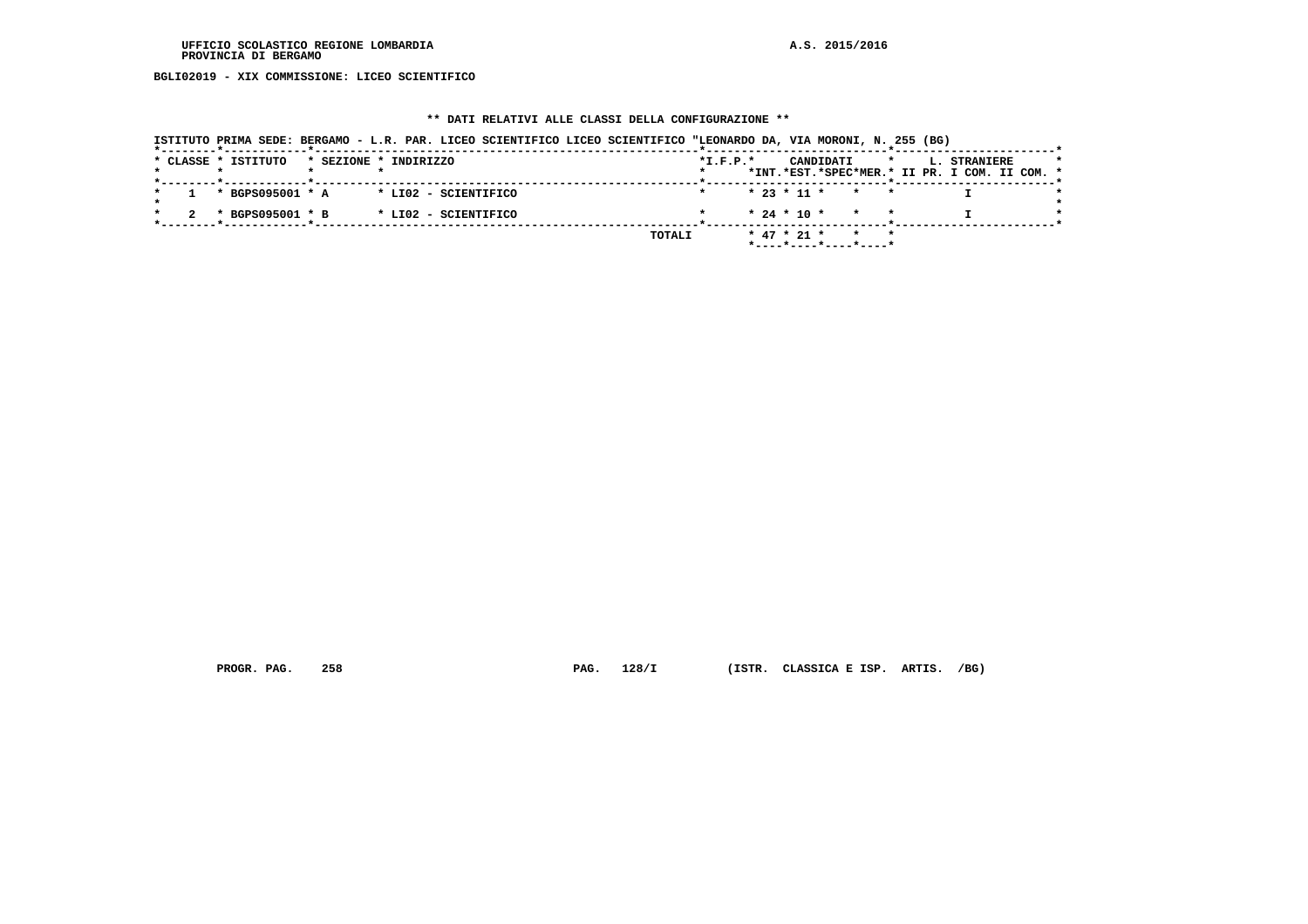BGLI02019 - XIX COMMISSIONE: LICEO SCIENTIFICO

## ** DATI RELATIVI ALLE CLASSI DELLA CONFIGURAZIONE **

ISTITUTO PRIMA SEDE: BERGAMO - L.R. PAR. LICEO SCIENTIFICO LICEO SCIENTIFICO "LEONARDO DA, VIA MORONI, N. 255 (BG)

| CLASSE | ISTITUTO | SEZIONE | INDIRIZZO | I.F.P. | CANDIDATI INT. | CANDIDATI EST. | CANDIDATI SPEC | CANDIDATI MER. | L. STRANIERE II PR. | L. STRANIERE I COM. | L. STRANIERE II COM. |
|---|---|---|---|---|---|---|---|---|---|---|---|
| 1 | BGPS095001 | A | LI02 - SCIENTIFICO | | 23 | 11 | | | | I | |
| 2 | BGPS095001 | B | LI02 - SCIENTIFICO | | 24 | 10 | | | | I | |
| | | | TOTALI | | 47 | 21 | | | | | |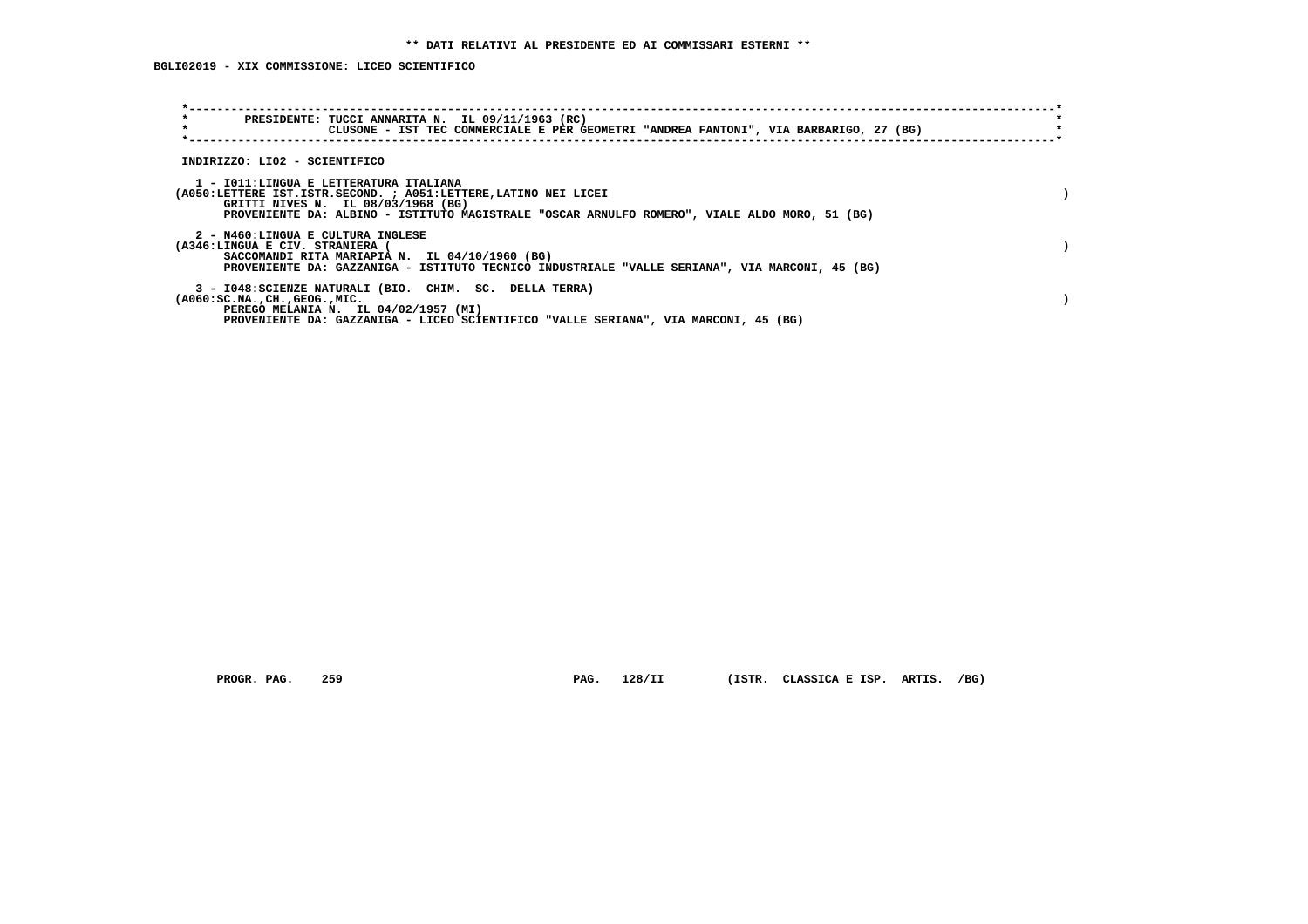**\*\* DATI RELATIVI AL PRESIDENTE ED AI COMMISSARI ESTERNI \*\***

**BGLI02019 - XIX COMMISSIONE: LICEO SCIENTIFICO**

**PRESIDENTE: TUCCI ANNARITA N. IL 09/11/1963 (RC)**
**CLUSONE - IST TEC COMMERCIALE E PER GEOMETRI "ANDREA FANTONI", VIA BARBARIGO, 27 (BG)**

**INDIRIZZO: LI02 - SCIENTIFICO**

**1 - I011:LINGUA E LETTERATURA ITALIANA**
**(A050:LETTERE IST.ISTR.SECOND. ; A051:LETTERE,LATINO NEI LICEI )**
**GRITTI NIVES N. IL 08/03/1968 (BG)**
**PROVENIENTE DA: ALBINO - ISTITUTO MAGISTRALE "OSCAR ARNULFO ROMERO", VIALE ALDO MORO, 51 (BG)**

**2 - N460:LINGUA E CULTURA INGLESE**
**(A346:LINGUA E CIV. STRANIERA ( )**
**SACCOMANDI RITA MARIAPIA N. IL 04/10/1960 (BG)**
**PROVENIENTE DA: GAZZANIGA - ISTITUTO TECNICO INDUSTRIALE "VALLE SERIANA", VIA MARCONI, 45 (BG)**

**3 - I048:SCIENZE NATURALI (BIO. CHIM. SC. DELLA TERRA)**
**(A060:SC.NA.,CH.,GEOG.,MIC. )**
**PEREGO MELANIA N. IL 04/02/1957 (MI)**
**PROVENIENTE DA: GAZZANIGA - LICEO SCIENTIFICO "VALLE SERIANA", VIA MARCONI, 45 (BG)**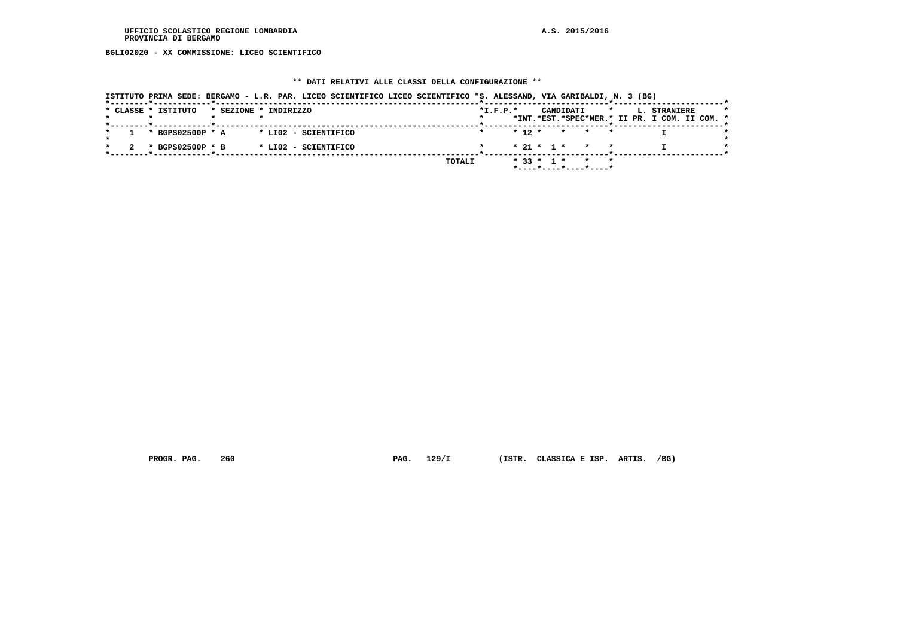UFFICIO SCOLASTICO REGIONE LOMBARDIA
PROVINCIA DI BERGAMO

A.S. 2015/2016

BGLI02020 - XX COMMISSIONE: LICEO SCIENTIFICO

## ** DATI RELATIVI ALLE CLASSI DELLA CONFIGURAZIONE **

ISTITUTO PRIMA SEDE: BERGAMO - L.R. PAR. LICEO SCIENTIFICO LICEO SCIENTIFICO "S. ALESSAND, VIA GARIBALDI, N. 3 (BG)

| CLASSE | ISTITUTO | SEZIONE | INDIRIZZO | I.F.P. | CANDIDATI INT. | CANDIDATI EST. | CANDIDATI SPEC | CANDIDATI MER. | L. STRANIERE II PR. | L. STRANIERE I COM. | L. STRANIERE II COM. |
|---|---|---|---|---|---|---|---|---|---|---|---|
| 1 | BGPS02500P | A | LI02 - SCIENTIFICO | | 12 | | | | | I | |
| 2 | BGPS02500P | B | LI02 - SCIENTIFICO | | 21 | 1 | | | | I | |
| | | | TOTALI | | 33 | 1 | | | | | |

PROGR. PAG. 260 PAG. 129/I (ISTR. CLASSICA E ISP. ARTIS. /BG)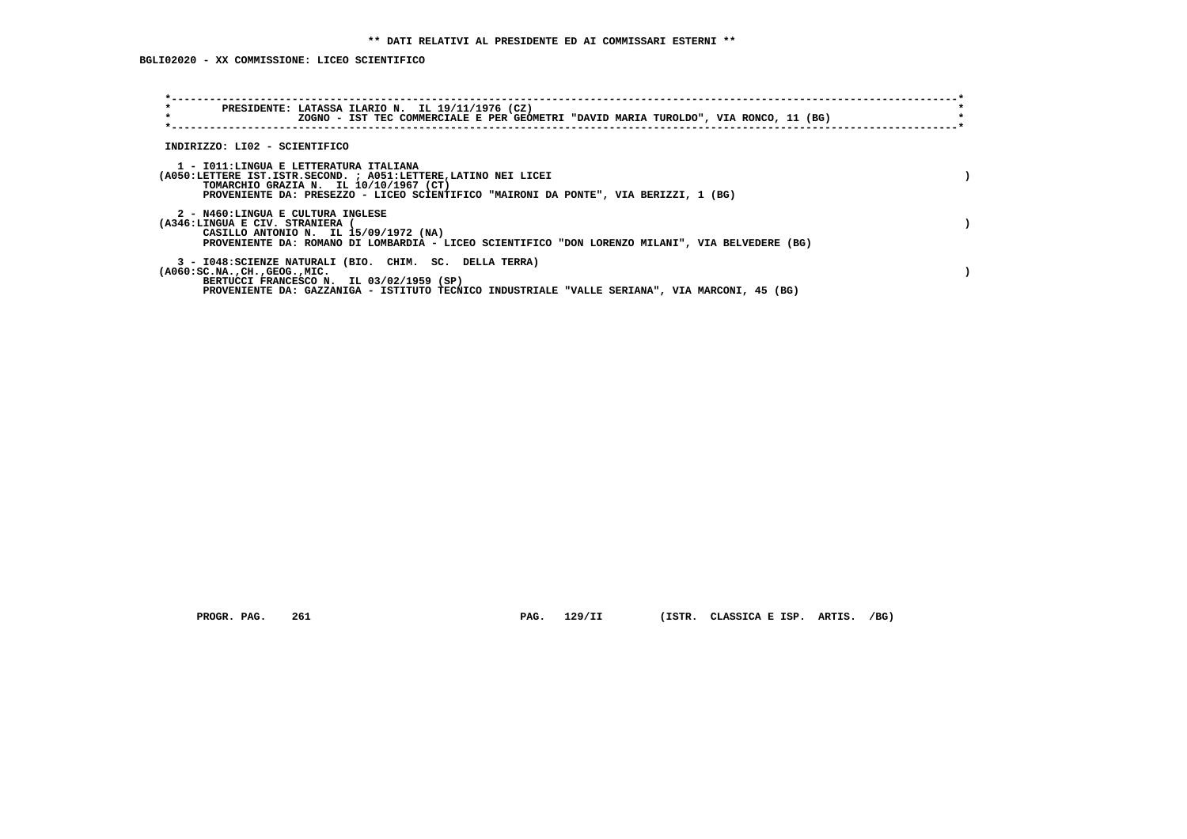** DATI RELATIVI AL PRESIDENTE ED AI COMMISSARI ESTERNI **

BGLI02020 - XX COMMISSIONE: LICEO SCIENTIFICO

PRESIDENTE: LATASSA ILARIO N. IL 19/11/1976 (CZ)
ZOGNO - IST TEC COMMERCIALE E PER GEOMETRI "DAVID MARIA TUROLDO", VIA RONCO, 11 (BG)

INDIRIZZO: LI02 - SCIENTIFICO

1 - I011:LINGUA E LETTERATURA ITALIANA
(A050:LETTERE IST.ISTR.SECOND. ; A051:LETTERE,LATINO NEI LICEI )
TOMARCHIO GRAZIA N. IL 10/10/1967 (CT)
PROVENIENTE DA: PRESEZZO - LICEO SCIENTIFICO "MAIRONI DA PONTE", VIA BERIZZI, 1 (BG)

2 - N460:LINGUA E CULTURA INGLESE
(A346:LINGUA E CIV. STRANIERA ( )
CASILLO ANTONIO N. IL 15/09/1972 (NA)
PROVENIENTE DA: ROMANO DI LOMBARDIA - LICEO SCIENTIFICO "DON LORENZO MILANI", VIA BELVEDERE (BG)

3 - I048:SCIENZE NATURALI (BIO. CHIM. SC. DELLA TERRA)
(A060:SC.NA.,CH.,GEOG.,MIC. )
BERTUCCI FRANCESCO N. IL 03/02/1959 (SP)
PROVENIENTE DA: GAZZANIGA - ISTITUTO TECNICO INDUSTRIALE "VALLE SERIANA", VIA MARCONI, 45 (BG)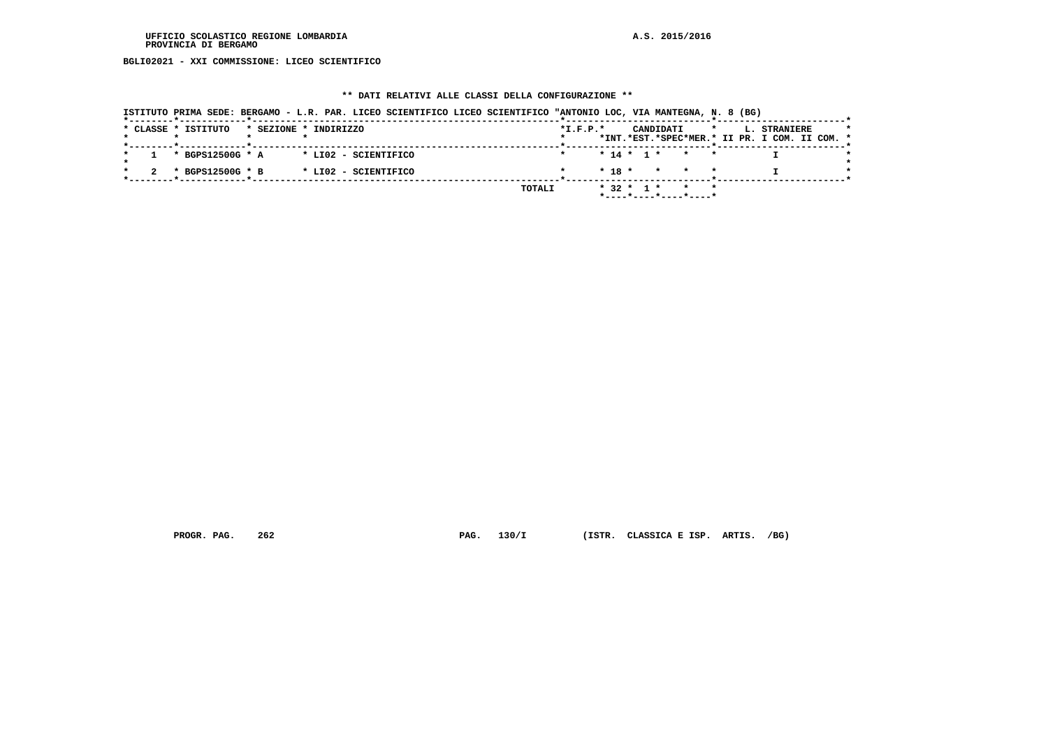UFFICIO SCOLASTICO REGIONE LOMBARDIA
PROVINCIA DI BERGAMO

A.S. 2015/2016

BGLI02021 - XXI COMMISSIONE: LICEO SCIENTIFICO

** DATI RELATIVI ALLE CLASSI DELLA CONFIGURAZIONE **

ISTITUTO PRIMA SEDE: BERGAMO - L.R. PAR. LICEO SCIENTIFICO LICEO SCIENTIFICO "ANTONIO LOC, VIA MANTEGNA, N. 8 (BG)

| CLASSE | ISTITUTO | SEZIONE | INDIRIZZO | I.F.P. | CANDIDATI INT. | CANDIDATI EST. | CANDIDATI SPEC | CANDIDATI MER. | L. STRANIERE II PR. | L. STRANIERE I COM. | L. STRANIERE II COM. |
|---|---|---|---|---|---|---|---|---|---|---|---|
| 1 | BGPS12500G | A | LI02 - SCIENTIFICO | | 14 | 1 | | | | I | |
| 2 | BGPS12500G | B | LI02 - SCIENTIFICO | | 18 | | | | | I | |
| | | | TOTALI | | 32 | 1 | | | | | |

PROGR. PAG. 262 PAG. 130/I (ISTR. CLASSICA E ISP. ARTIS. /BG)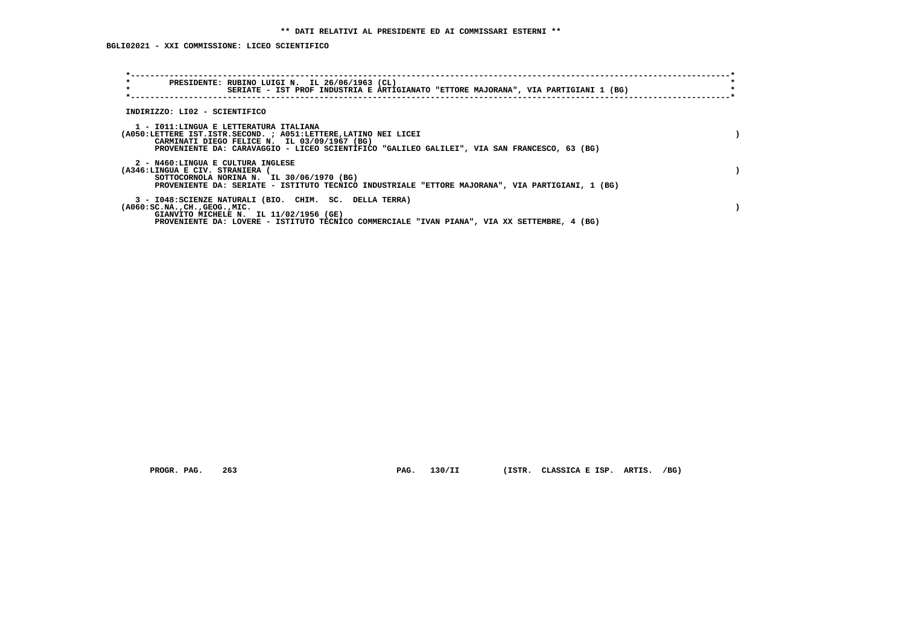** DATI RELATIVI AL PRESIDENTE ED AI COMMISSARI ESTERNI **

BGLI02021 - XXI COMMISSIONE: LICEO SCIENTIFICO

PRESIDENTE: RUBINO LUIGI N. IL 26/06/1963 (CL)
SERIATE - IST PROF INDUSTRIA E ARTIGIANATO "ETTORE MAJORANA", VIA PARTIGIANI 1 (BG)

INDIRIZZO: LI02 - SCIENTIFICO

1 - I011:LINGUA E LETTERATURA ITALIANA
(A050:LETTERE IST.ISTR.SECOND. ; A051:LETTERE,LATINO NEI LICEI )
CARMINATI DIEGO FELICE N. IL 03/09/1967 (BG)
PROVENIENTE DA: CARAVAGGIO - LICEO SCIENTIFICO "GALILEO GALILEI", VIA SAN FRANCESCO, 63 (BG)

2 - N460:LINGUA E CULTURA INGLESE
(A346:LINGUA E CIV. STRANIERA ( )
SOTTOCORNOLA NORINA N. IL 30/06/1970 (BG)
PROVENIENTE DA: SERIATE - ISTITUTO TECNICO INDUSTRIALE "ETTORE MAJORANA", VIA PARTIGIANI, 1 (BG)

3 - I048:SCIENZE NATURALI (BIO. CHIM. SC. DELLA TERRA)
(A060:SC.NA.,CH.,GEOG.,MIC. )
GIANVITO MICHELE N. IL 11/02/1956 (GE)
PROVENIENTE DA: LOVERE - ISTITUTO TECNICO COMMERCIALE "IVAN PIANA", VIA XX SETTEMBRE, 4 (BG)

PROGR. PAG. 263 PAG. 130/II (ISTR. CLASSICA E ISP. ARTIS. /BG)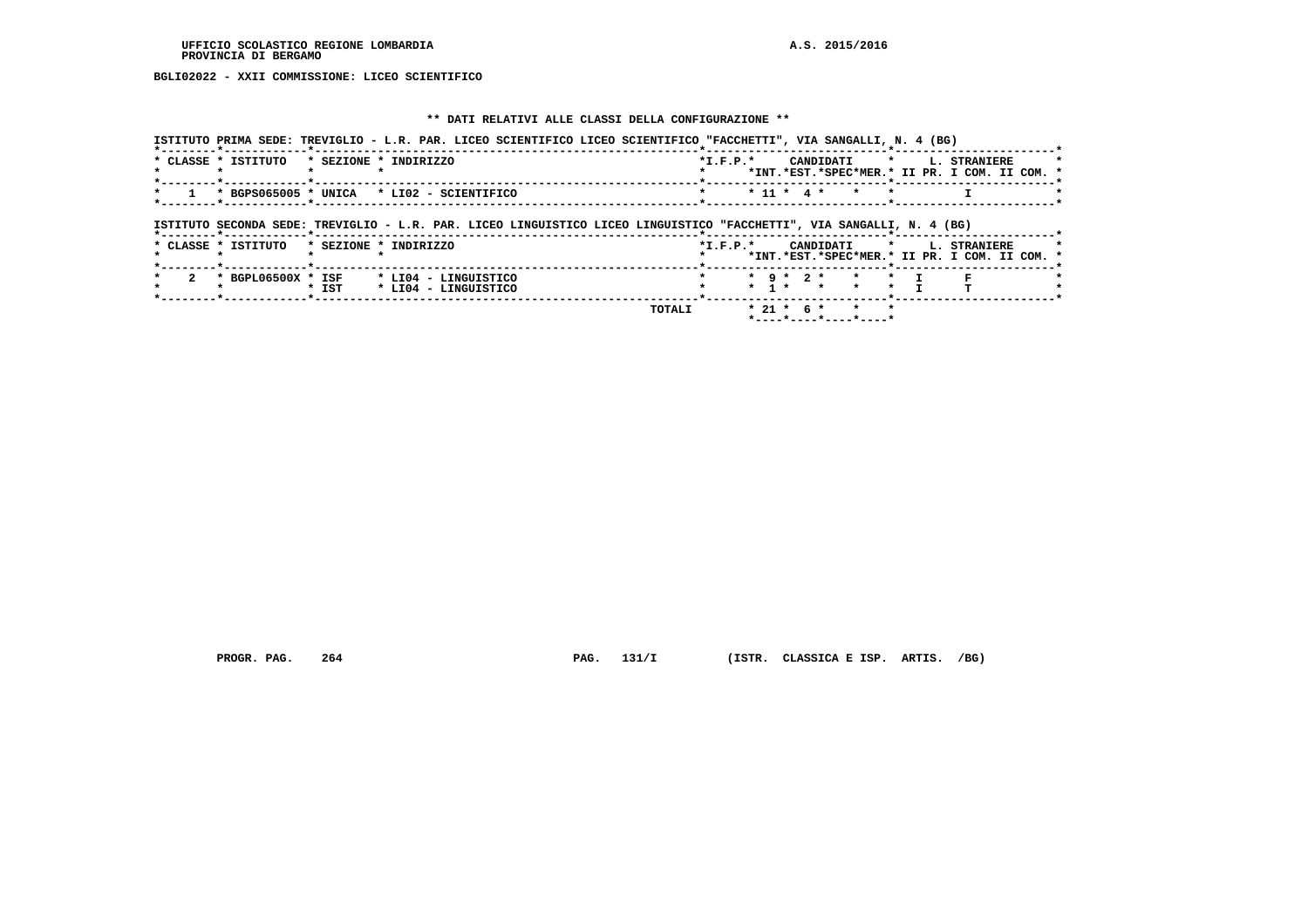UFFICIO SCOLASTICO REGIONE LOMBARDIA

PROVINCIA DI BERGAMO

A.S. 2015/2016

BGLI02022 - XXII COMMISSIONE: LICEO SCIENTIFICO

## ** DATI RELATIVI ALLE CLASSI DELLA CONFIGURAZIONE **

ISTITUTO PRIMA SEDE: TREVIGLIO - L.R. PAR. LICEO SCIENTIFICO LICEO SCIENTIFICO "FACCHETTI", VIA SANGALLI, N. 4 (BG)

| CLASSE | ISTITUTO | SEZIONE | INDIRIZZO | I.F.P. | CANDIDATI INT. | CANDIDATI EST. | CANDIDATI SPEC | CANDIDATI MER. | L. STRANIERE II PR. | L. STRANIERE I COM. | L. STRANIERE II COM. |
|---|---|---|---|---|---|---|---|---|---|---|---|
| 1 | BGPS065005 | UNICA | LI02 - SCIENTIFICO | | 11 | 4 | | | | I | |

ISTITUTO SECONDA SEDE: TREVIGLIO - L.R. PAR. LICEO LINGUISTICO LICEO LINGUISTICO "FACCHETTI", VIA SANGALLI, N. 4 (BG)

| CLASSE | ISTITUTO | SEZIONE | INDIRIZZO | I.F.P. | CANDIDATI INT. | CANDIDATI EST. | CANDIDATI SPEC | CANDIDATI MER. | L. STRANIERE II PR. | L. STRANIERE I COM. | L. STRANIERE II COM. |
|---|---|---|---|---|---|---|---|---|---|---|---|
| 2 | BGPL06500X | ISF | LI04 - LINGUISTICO | | 9 | 2 | | | I | F | |
| | | IST | LI04 - LINGUISTICO | | 1 | | | | I | T | |
| | | | TOTALI | | 21 | 6 | | | | | |

PROGR. PAG. 264 PAG. 131/I (ISTR. CLASSICA E ISP. ARTIS. /BG)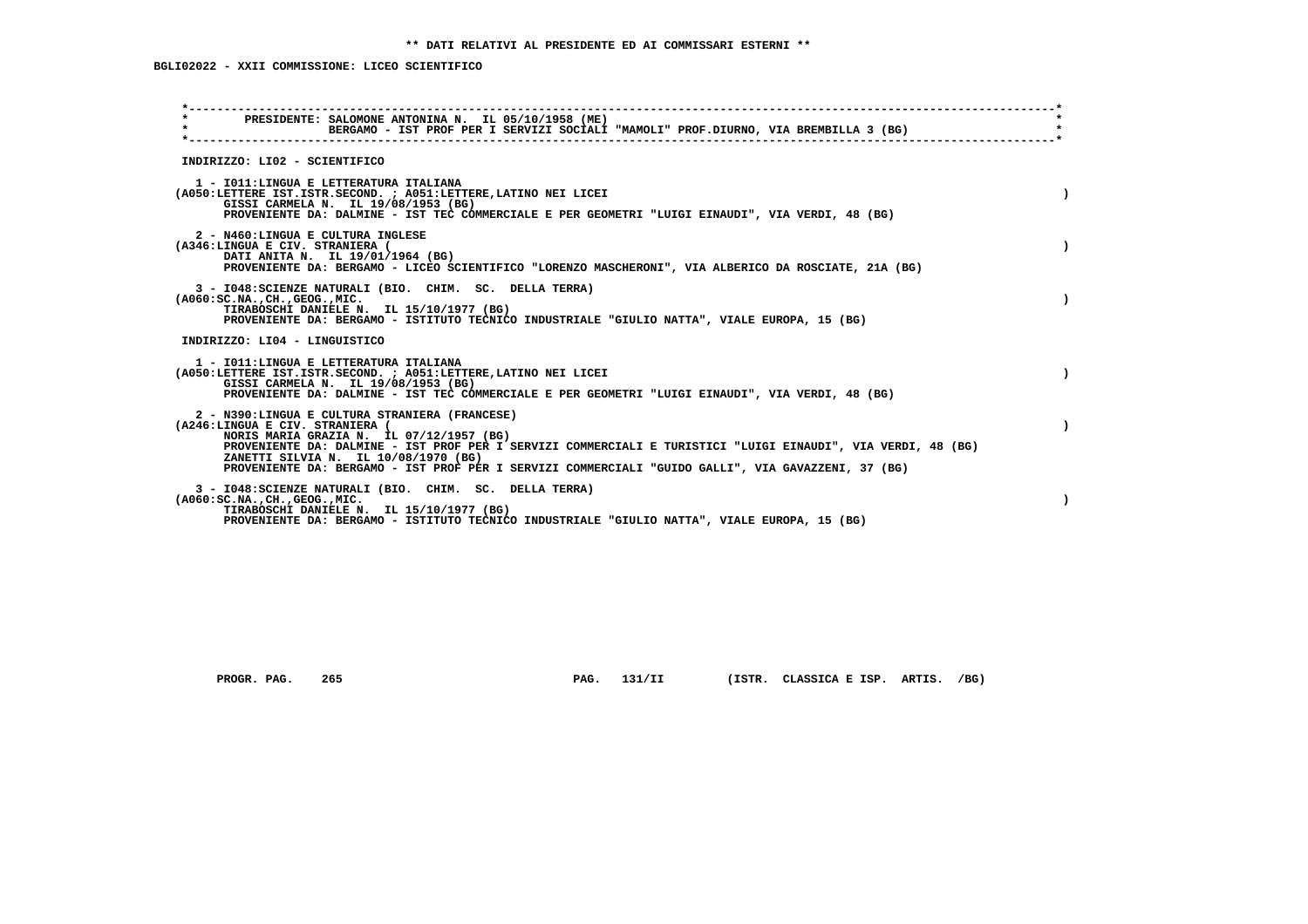** DATI RELATIVI AL PRESIDENTE ED AI COMMISSARI ESTERNI **

BGLI02022 - XXII COMMISSIONE: LICEO SCIENTIFICO

PRESIDENTE: SALOMONE ANTONINA N. IL 05/10/1958 (ME)
BERGAMO - IST PROF PER I SERVIZI SOCIALI "MAMOLI" PROF.DIURNO, VIA BREMBILLA 3 (BG)

INDIRIZZO: LI02 - SCIENTIFICO

1 - I011:LINGUA E LETTERATURA ITALIANA
(A050:LETTERE IST.ISTR.SECOND. ; A051:LETTERE,LATINO NEI LICEI )
GISSI CARMELA N. IL 19/08/1953 (BG)
PROVENIENTE DA: DALMINE - IST TEC COMMERCIALE E PER GEOMETRI "LUIGI EINAUDI", VIA VERDI, 48 (BG)

2 - N460:LINGUA E CULTURA INGLESE
(A346:LINGUA E CIV. STRANIERA ( )
DATI ANITA N. IL 19/01/1964 (BG)
PROVENIENTE DA: BERGAMO - LICEO SCIENTIFICO "LORENZO MASCHERONI", VIA ALBERICO DA ROSCIATE, 21A (BG)

3 - I048:SCIENZE NATURALI (BIO. CHIM. SC. DELLA TERRA)
(A060:SC.NA.,CH.,GEOG.,MIC. )
TIRABOSCHI DANIELE N. IL 15/10/1977 (BG)
PROVENIENTE DA: BERGAMO - ISTITUTO TECNICO INDUSTRIALE "GIULIO NATTA", VIALE EUROPA, 15 (BG)

INDIRIZZO: LI04 - LINGUISTICO

1 - I011:LINGUA E LETTERATURA ITALIANA
(A050:LETTERE IST.ISTR.SECOND. ; A051:LETTERE,LATINO NEI LICEI )
GISSI CARMELA N. IL 19/08/1953 (BG)
PROVENIENTE DA: DALMINE - IST TEC COMMERCIALE E PER GEOMETRI "LUIGI EINAUDI", VIA VERDI, 48 (BG)

2 - N390:LINGUA E CULTURA STRANIERA (FRANCESE)
(A246:LINGUA E CIV. STRANIERA ( )
NORIS MARIA GRAZIA N. IL 07/12/1957 (BG)
PROVENIENTE DA: DALMINE - IST PROF PER I SERVIZI COMMERCIALI E TURISTICI "LUIGI EINAUDI", VIA VERDI, 48 (BG)
ZANETTI SILVIA N. IL 10/08/1970 (BG)
PROVENIENTE DA: BERGAMO - IST PROF PER I SERVIZI COMMERCIALI "GUIDO GALLI", VIA GAVAZZENI, 37 (BG)

3 - I048:SCIENZE NATURALI (BIO. CHIM. SC. DELLA TERRA)
(A060:SC.NA.,CH.,GEOG.,MIC. )
TIRABOSCHI DANIELE N. IL 15/10/1977 (BG)
PROVENIENTE DA: BERGAMO - ISTITUTO TECNICO INDUSTRIALE "GIULIO NATTA", VIALE EUROPA, 15 (BG)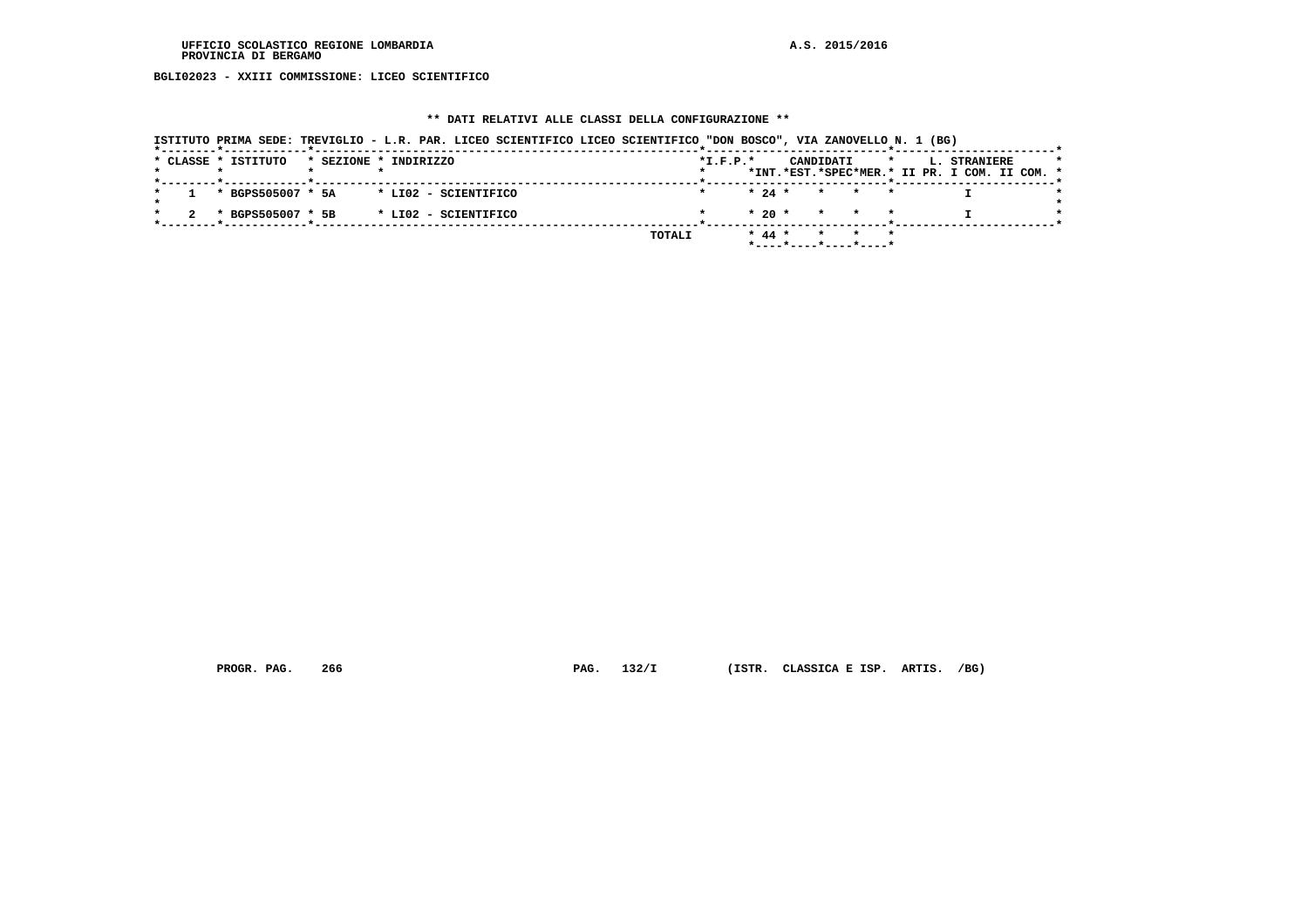UFFICIO SCOLASTICO REGIONE LOMBARDIA
PROVINCIA DI BERGAMO

A.S. 2015/2016

BGLI02023 - XXIII COMMISSIONE: LICEO SCIENTIFICO

## ** DATI RELATIVI ALLE CLASSI DELLA CONFIGURAZIONE **

ISTITUTO PRIMA SEDE: TREVIGLIO - L.R. PAR. LICEO SCIENTIFICO LICEO SCIENTIFICO "DON BOSCO", VIA ZANOVELLO N. 1 (BG)

| CLASSE | ISTITUTO | SEZIONE | INDIRIZZO | I.F.P. | CANDIDATI INT. | CANDIDATI EST. | CANDIDATI SPEC | CANDIDATI MER. | L. STRANIERE II PR. | L. STRANIERE I COM. | L. STRANIERE II COM. |
|---|---|---|---|---|---|---|---|---|---|---|---|
| 1 | BGPS505007 | 5A | LI02 - SCIENTIFICO | | 24 | | | | | I | |
| 2 | BGPS505007 | 5B | LI02 - SCIENTIFICO | | 20 | | | | | I | |
| | | | TOTALI | | 44 | | | | | | |

PROGR. PAG. 266 PAG. 132/I (ISTR. CLASSICA E ISP. ARTIS. /BG)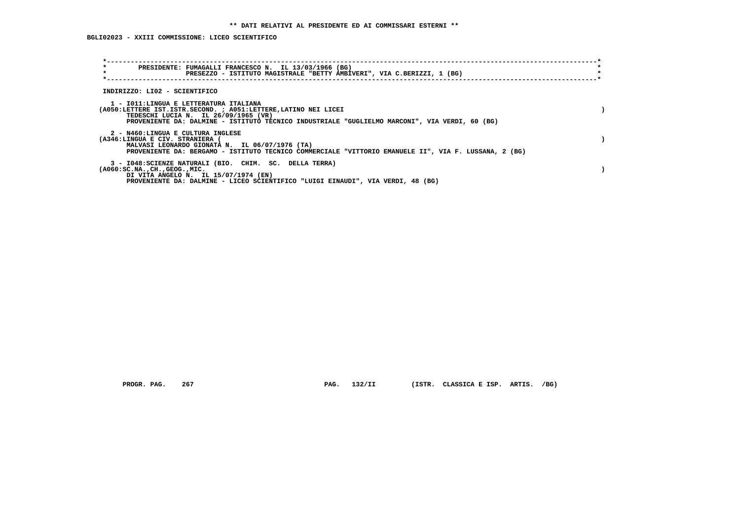** DATI RELATIVI AL PRESIDENTE ED AI COMMISSARI ESTERNI **

BGLI02023 - XXIII COMMISSIONE: LICEO SCIENTIFICO

PRESIDENTE: FUMAGALLI FRANCESCO N. IL 13/03/1966 (BG)
PRESEZZO - ISTITUTO MAGISTRALE "BETTY AMBIVERI", VIA C.BERIZZI, 1 (BG)

INDIRIZZO: LI02 - SCIENTIFICO

1 - I011:LINGUA E LETTERATURA ITALIANA
(A050:LETTERE IST.ISTR.SECOND. ; A051:LETTERE,LATINO NEI LICEI )
TEDESCHI LUCIA N. IL 26/09/1965 (VR)
PROVENIENTE DA: DALMINE - ISTITUTO TECNICO INDUSTRIALE "GUGLIELMO MARCONI", VIA VERDI, 60 (BG)

2 - N460:LINGUA E CULTURA INGLESE
(A346:LINGUA E CIV. STRANIERA ( )
MALVASI LEONARDO GIONATA N. IL 06/07/1976 (TA)
PROVENIENTE DA: BERGAMO - ISTITUTO TECNICO COMMERCIALE "VITTORIO EMANUELE II", VIA F. LUSSANA, 2 (BG)

3 - I048:SCIENZE NATURALI (BIO. CHIM. SC. DELLA TERRA)
(A060:SC.NA.,CH.,GEOG.,MIC. )
DI VITA ANGELO N. IL 15/07/1974 (EN)
PROVENIENTE DA: DALMINE - LICEO SCIENTIFICO "LUIGI EINAUDI", VIA VERDI, 48 (BG)

PROGR. PAG. 267 PAG. 132/II (ISTR. CLASSICA E ISP. ARTIS. /BG)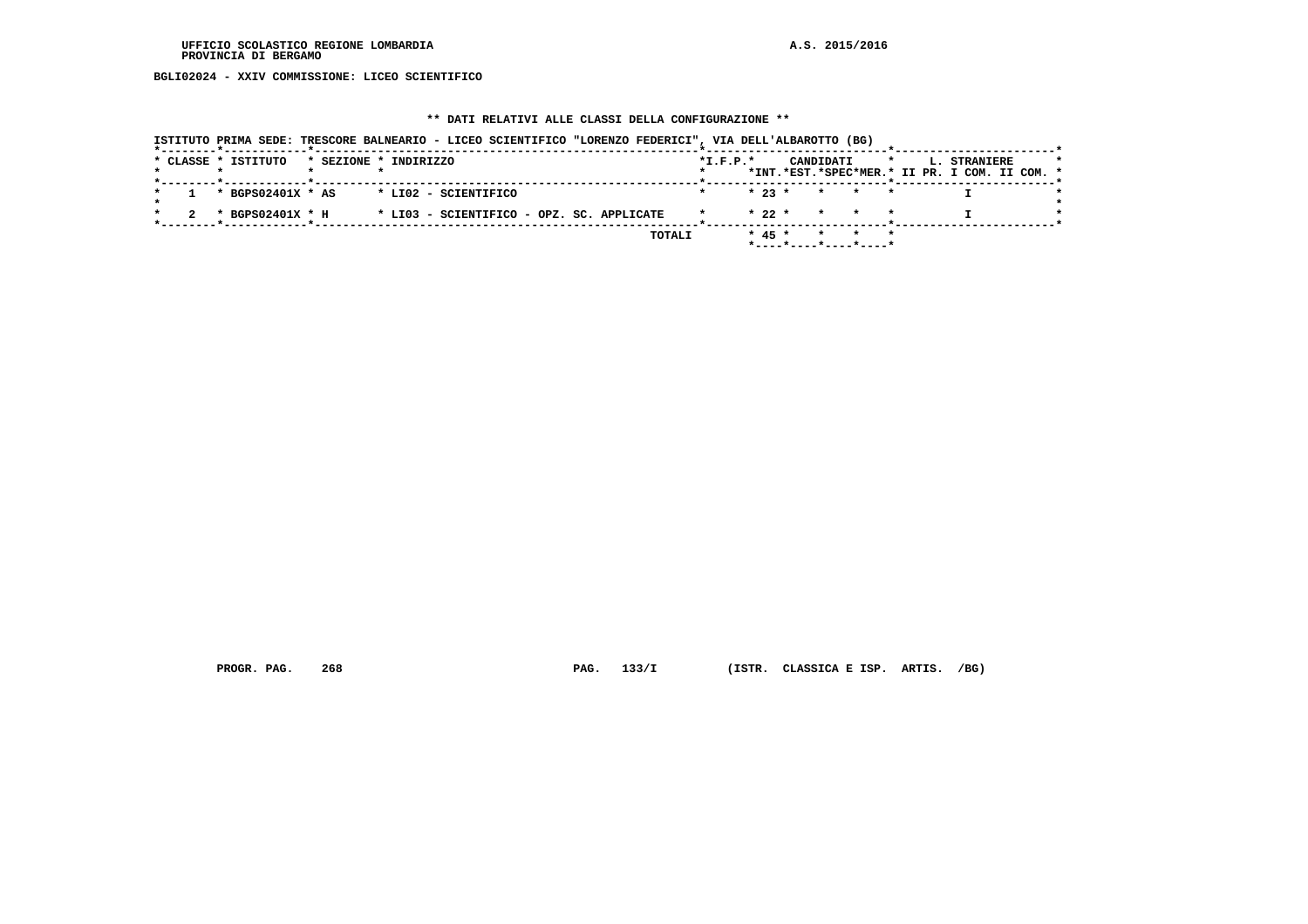UFFICIO SCOLASTICO REGIONE LOMBARDIA
PROVINCIA DI BERGAMO

A.S. 2015/2016

BGLI02024 - XXIV COMMISSIONE: LICEO SCIENTIFICO

** DATI RELATIVI ALLE CLASSI DELLA CONFIGURAZIONE **

ISTITUTO PRIMA SEDE: TRESCORE BALNEARIO - LICEO SCIENTIFICO "LORENZO FEDERICI", VIA DELL'ALBAROTTO (BG)

| CLASSE | ISTITUTO | SEZIONE | INDIRIZZO | I.F.P. | CANDIDATI INT. | CANDIDATI EST. | CANDIDATI SPEC | CANDIDATI MER. | L. STRANIERE II PR. | L. STRANIERE I COM. | L. STRANIERE II COM. |
|---|---|---|---|---|---|---|---|---|---|---|---|
| 1 | BGPS02401X | AS | LI02 - SCIENTIFICO | | 23 | | | | | I | |
| 2 | BGPS02401X | H | LI03 - SCIENTIFICO - OPZ. SC. APPLICATE | | 22 | | | | | I | |
| | | | TOTALI | | 45 | | | | | | |

PROGR. PAG. 268 PAG. 133/I (ISTR. CLASSICA E ISP. ARTIS. /BG)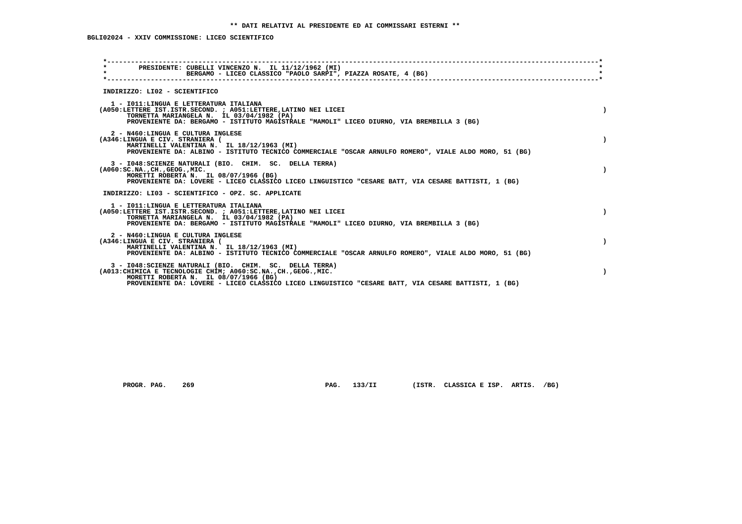** DATI RELATIVI AL PRESIDENTE ED AI COMMISSARI ESTERNI **

BGLI02024 - XXIV COMMISSIONE: LICEO SCIENTIFICO

PRESIDENTE: CUBELLI VINCENZO N. IL 11/12/1962 (MI)
BERGAMO - LICEO CLASSICO "PAOLO SARPI", PIAZZA ROSATE, 4 (BG)

INDIRIZZO: LI02 - SCIENTIFICO

1 - I011:LINGUA E LETTERATURA ITALIANA
(A050:LETTERE IST.ISTR.SECOND. ; A051:LETTERE,LATINO NEI LICEI )
TORNETTA MARIANGELA N. IL 03/04/1982 (PA)
PROVENIENTE DA: BERGAMO - ISTITUTO MAGISTRALE "MAMOLI" LICEO DIURNO, VIA BREMBILLA 3 (BG)

2 - N460:LINGUA E CULTURA INGLESE
(A346:LINGUA E CIV. STRANIERA ( )
MARTINELLI VALENTINA N. IL 18/12/1963 (MI)
PROVENIENTE DA: ALBINO - ISTITUTO TECNICO COMMERCIALE "OSCAR ARNULFO ROMERO", VIALE ALDO MORO, 51 (BG)

3 - I048:SCIENZE NATURALI (BIO. CHIM. SC. DELLA TERRA)
(A060:SC.NA.,CH.,GEOG.,MIC. )
MORETTI ROBERTA N. IL 08/07/1966 (BG)
PROVENIENTE DA: LOVERE - LICEO CLASSICO LICEO LINGUISTICO "CESARE BATT, VIA CESARE BATTISTI, 1 (BG)

INDIRIZZO: LI03 - SCIENTIFICO - OPZ. SC. APPLICATE

1 - I011:LINGUA E LETTERATURA ITALIANA
(A050:LETTERE IST.ISTR.SECOND. ; A051:LETTERE,LATINO NEI LICEI )
TORNETTA MARIANGELA N. IL 03/04/1982 (PA)
PROVENIENTE DA: BERGAMO - ISTITUTO MAGISTRALE "MAMOLI" LICEO DIURNO, VIA BREMBILLA 3 (BG)

2 - N460:LINGUA E CULTURA INGLESE
(A346:LINGUA E CIV. STRANIERA ( )
MARTINELLI VALENTINA N. IL 18/12/1963 (MI)
PROVENIENTE DA: ALBINO - ISTITUTO TECNICO COMMERCIALE "OSCAR ARNULFO ROMERO", VIALE ALDO MORO, 51 (BG)

3 - I048:SCIENZE NATURALI (BIO. CHIM. SC. DELLA TERRA)
(A013:CHIMICA E TECNOLOGIE CHIM; A060:SC.NA.,CH.,GEOG.,MIC. )
MORETTI ROBERTA N. IL 08/07/1966 (BG)
PROVENIENTE DA: LOVERE - LICEO CLASSICO LICEO LINGUISTICO "CESARE BATT, VIA CESARE BATTISTI, 1 (BG)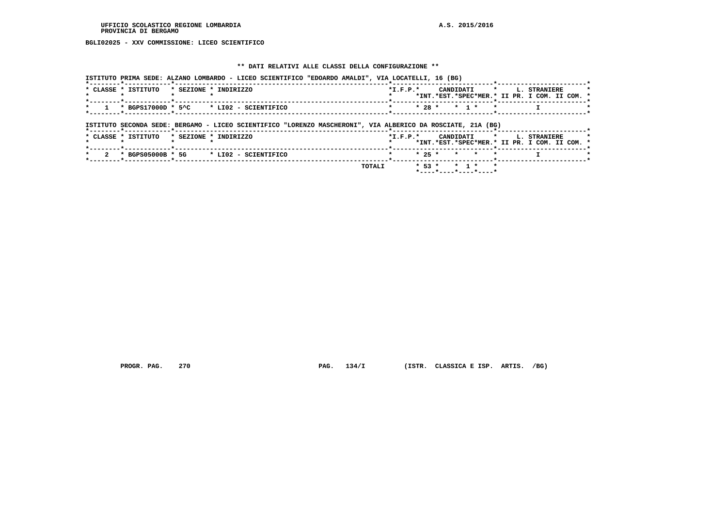**BGLI02025 - XXV COMMISSIONE: LICEO SCIENTIFICO**

**\*\* DATI RELATIVI ALLE CLASSI DELLA CONFIGURAZIONE \*\***

ISTITUTO PRIMA SEDE: ALZANO LOMBARDO - LICEO SCIENTIFICO "EDOARDO AMALDI", VIA LOCATELLI, 16 (BG)

| CLASSE | ISTITUTO | SEZIONE | INDIRIZZO | I.F.P. | CANDIDATI INT. | CANDIDATI EST. | CANDIDATI SPEC | CANDIDATI MER. | L. STRANIERE II PR. | L. STRANIERE I COM. | L. STRANIERE II COM. |
|---|---|---|---|---|---|---|---|---|---|---|---|
| 1 | BGPS17000D | 5^C | LI02 - SCIENTIFICO | | 28 | | 1 | | | I | |

ISTITUTO SECONDA SEDE: BERGAMO - LICEO SCIENTIFICO "LORENZO MASCHERONI", VIA ALBERICO DA ROSCIATE, 21A (BG)

| CLASSE | ISTITUTO | SEZIONE | INDIRIZZO | I.F.P. | CANDIDATI INT. | CANDIDATI EST. | CANDIDATI SPEC | CANDIDATI MER. | L. STRANIERE II PR. | L. STRANIERE I COM. | L. STRANIERE II COM. |
|---|---|---|---|---|---|---|---|---|---|---|---|
| 2 | BGPS05000B | 5G | LI02 - SCIENTIFICO | | 25 | | | | | I | |
| | | | TOTALI | | 53 | | 1 | | | | |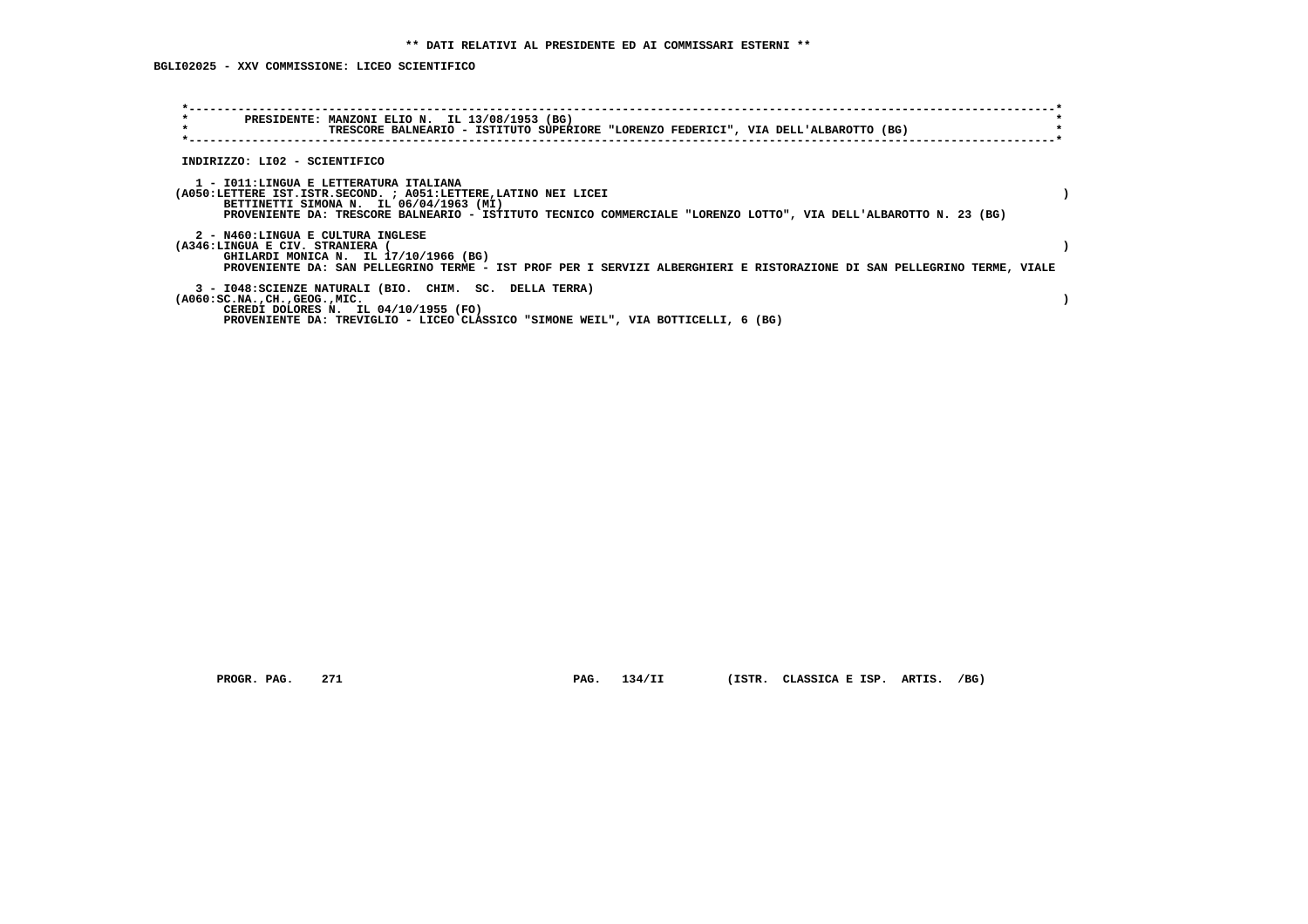** DATI RELATIVI AL PRESIDENTE ED AI COMMISSARI ESTERNI **

BGLI02025 - XXV COMMISSIONE: LICEO SCIENTIFICO

PRESIDENTE: MANZONI ELIO N. IL 13/08/1953 (BG)
TRESCORE BALNEARIO - ISTITUTO SUPERIORE "LORENZO FEDERICI", VIA DELL'ALBAROTTO (BG)

INDIRIZZO: LI02 - SCIENTIFICO

1 - I011:LINGUA E LETTERATURA ITALIANA
(A050:LETTERE IST.ISTR.SECOND. ; A051:LETTERE,LATINO NEI LICEI )
BETTINETTI SIMONA N. IL 06/04/1963 (MI)
PROVENIENTE DA: TRESCORE BALNEARIO - ISTITUTO TECNICO COMMERCIALE "LORENZO LOTTO", VIA DELL'ALBAROTTO N. 23 (BG)

2 - N460:LINGUA E CULTURA INGLESE
(A346:LINGUA E CIV. STRANIERA ( )
GHILARDI MONICA N. IL 17/10/1966 (BG)
PROVENIENTE DA: SAN PELLEGRINO TERME - IST PROF PER I SERVIZI ALBERGHIERI E RISTORAZIONE DI SAN PELLEGRINO TERME, VIALE

3 - I048:SCIENZE NATURALI (BIO. CHIM. SC. DELLA TERRA)
(A060:SC.NA.,CH.,GEOG.,MIC. )
CEREDI DOLORES N. IL 04/10/1955 (FO)
PROVENIENTE DA: TREVIGLIO - LICEO CLASSICO "SIMONE WEIL", VIA BOTTICELLI, 6 (BG)

PROGR. PAG. 271 PAG. 134/II (ISTR. CLASSICA E ISP. ARTIS. /BG)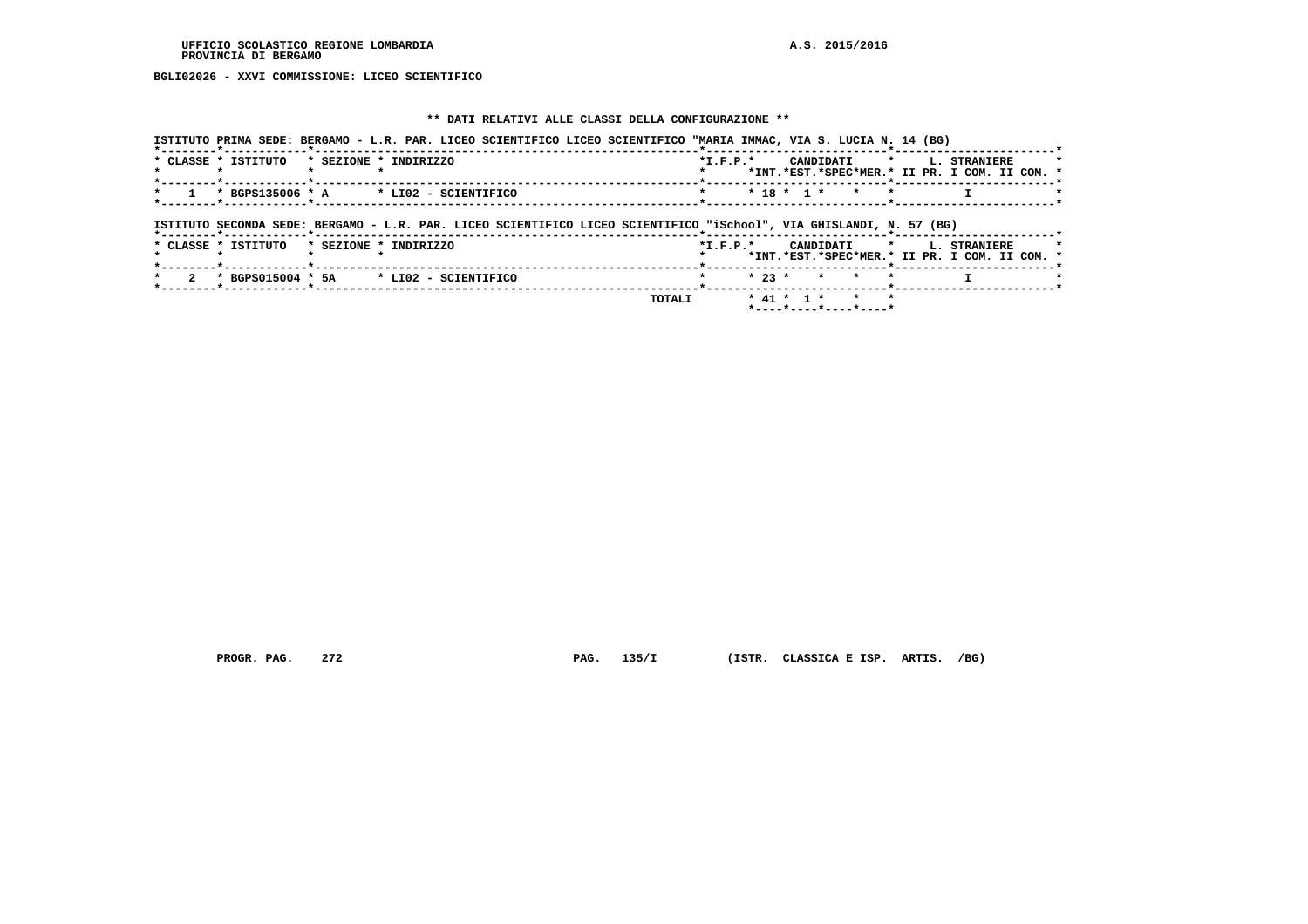UFFICIO SCOLASTICO REGIONE LOMBARDIA
PROVINCIA DI BERGAMO

A.S. 2015/2016

BGLI02026 - XXVI COMMISSIONE: LICEO SCIENTIFICO

** DATI RELATIVI ALLE CLASSI DELLA CONFIGURAZIONE **

ISTITUTO PRIMA SEDE: BERGAMO - L.R. PAR. LICEO SCIENTIFICO LICEO SCIENTIFICO "MARIA IMMAC, VIA S. LUCIA N. 14 (BG)

| CLASSE | ISTITUTO | SEZIONE | INDIRIZZO | I.F.P. | CANDIDATI INT. | CANDIDATI EST. | CANDIDATI SPEC | CANDIDATI MER. | L. STRANIERE II PR. | L. STRANIERE I COM. | L. STRANIERE II COM. |
|---|---|---|---|---|---|---|---|---|---|---|---|
| 1 | BGPS135006 | A | LI02 - SCIENTIFICO | | 18 | 1 | | | | I | |

ISTITUTO SECONDA SEDE: BERGAMO - L.R. PAR. LICEO SCIENTIFICO LICEO SCIENTIFICO "iSchool", VIA GHISLANDI, N. 57 (BG)

| CLASSE | ISTITUTO | SEZIONE | INDIRIZZO | I.F.P. | CANDIDATI INT. | CANDIDATI EST. | CANDIDATI SPEC | CANDIDATI MER. | L. STRANIERE II PR. | L. STRANIERE I COM. | L. STRANIERE II COM. |
|---|---|---|---|---|---|---|---|---|---|---|---|
| 2 | BGPS015004 | 5A | LI02 - SCIENTIFICO | | 23 | | | | | I | |
| | | | TOTALI | | 41 | 1 | | | | | |

PROGR. PAG. 272 PAG. 135/I (ISTR. CLASSICA E ISP. ARTIS. /BG)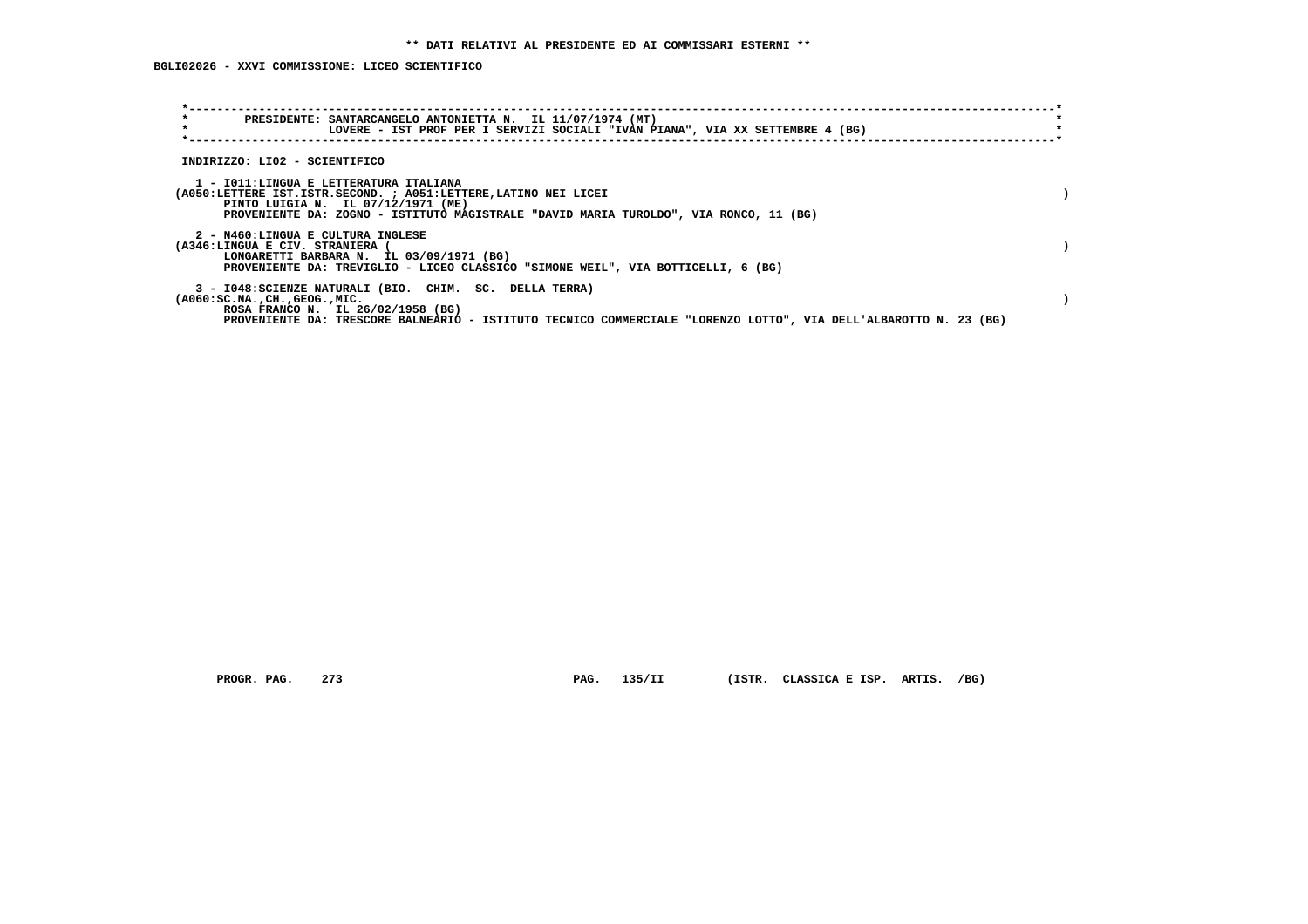**** DATI RELATIVI AL PRESIDENTE ED AI COMMISSARI ESTERNI ****

**BGLI02026 - XXVI COMMISSIONE: LICEO SCIENTIFICO**

```
*----------------------------------------------------------------------------------------------------------------*
*        PRESIDENTE: SANTARCANGELO ANTONIETTA N.  IL 11/07/1974 (MT)                                             *
*                    LOVERE - IST PROF PER I SERVIZI SOCIALI "IVAN PIANA", VIA XX SETTEMBRE 4 (BG)               *
*----------------------------------------------------------------------------------------------------------------*
```

INDIRIZZO: LI02 - SCIENTIFICO

1 - I011:LINGUA E LETTERATURA ITALIANA
(A050:LETTERE IST.ISTR.SECOND. ; A051:LETTERE,LATINO NEI LICEI )
PINTO LUIGIA N. IL 07/12/1971 (ME)
PROVENIENTE DA: ZOGNO - ISTITUTO MAGISTRALE "DAVID MARIA TUROLDO", VIA RONCO, 11 (BG)

2 - N460:LINGUA E CULTURA INGLESE
(A346:LINGUA E CIV. STRANIERA ( )
LONGARETTI BARBARA N. IL 03/09/1971 (BG)
PROVENIENTE DA: TREVIGLIO - LICEO CLASSICO "SIMONE WEIL", VIA BOTTICELLI, 6 (BG)

3 - I048:SCIENZE NATURALI (BIO. CHIM. SC. DELLA TERRA)
(A060:SC.NA.,CH.,GEOG.,MIC. )
ROSA FRANCO N. IL 26/02/1958 (BG)
PROVENIENTE DA: TRESCORE BALNEARIO - ISTITUTO TECNICO COMMERCIALE "LORENZO LOTTO", VIA DELL'ALBAROTTO N. 23 (BG)

PROGR. PAG. 273 PAG. 135/II (ISTR. CLASSICA E ISP. ARTIS. /BG)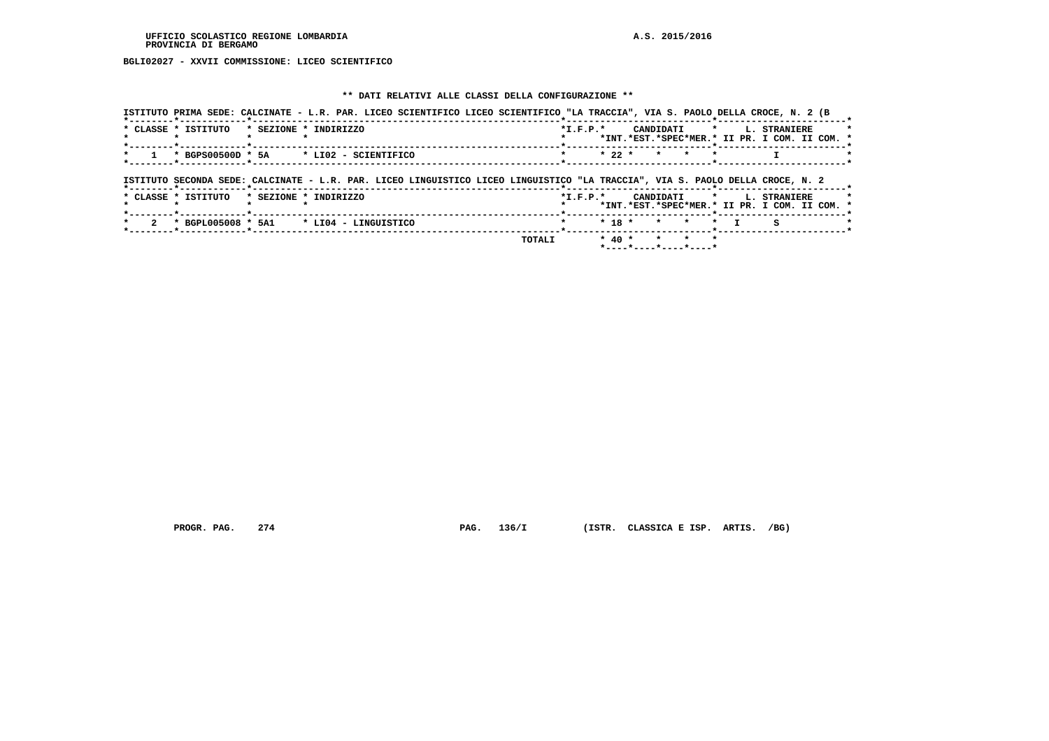BGLI02027 - XXVII COMMISSIONE: LICEO SCIENTIFICO

** DATI RELATIVI ALLE CLASSI DELLA CONFIGURAZIONE **

ISTITUTO PRIMA SEDE: CALCINATE - L.R. PAR. LICEO SCIENTIFICO LICEO SCIENTIFICO "LA TRACCIA", VIA S. PAOLO DELLA CROCE, N. 2 (B

| CLASSE | ISTITUTO | SEZIONE | INDIRIZZO | I.F.P. | CANDIDATI INT. | CANDIDATI EST. | CANDIDATI SPEC | CANDIDATI MER. | L. STRANIERE II PR. | L. STRANIERE I COM. | L. STRANIERE II COM. |
|---|---|---|---|---|---|---|---|---|---|---|---|
| 1 | BGPS00500D | 5A | LI02 - SCIENTIFICO | | 22 | | | | | I | |

ISTITUTO SECONDA SEDE: CALCINATE - L.R. PAR. LICEO LINGUISTICO LICEO LINGUISTICO "LA TRACCIA", VIA S. PAOLO DELLA CROCE, N. 2

| CLASSE | ISTITUTO | SEZIONE | INDIRIZZO | I.F.P. | CANDIDATI INT. | CANDIDATI EST. | CANDIDATI SPEC | CANDIDATI MER. | L. STRANIERE II PR. | L. STRANIERE I COM. | L. STRANIERE II COM. |
|---|---|---|---|---|---|---|---|---|---|---|---|
| 2 | BGPL005008 | 5A1 | LI04 - LINGUISTICO | | 18 | | | | I | S | |
| | | | TOTALI | | 40 | | | | | | |

PROGR. PAG. 274 PAG. 136/I (ISTR. CLASSICA E ISP. ARTIS. /BG)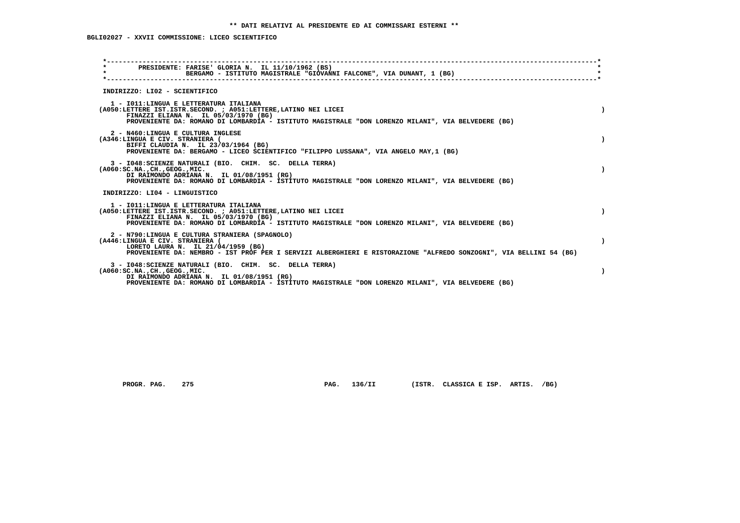** DATI RELATIVI AL PRESIDENTE ED AI COMMISSARI ESTERNI **

BGLI02027 - XXVII COMMISSIONE: LICEO SCIENTIFICO

PRESIDENTE: FARISE' GLORIA N. IL 11/10/1962 (BS)
BERGAMO - ISTITUTO MAGISTRALE "GIOVANNI FALCONE", VIA DUNANT, 1 (BG)

INDIRIZZO: LI02 - SCIENTIFICO

1 - I011:LINGUA E LETTERATURA ITALIANA
(A050:LETTERE IST.ISTR.SECOND. ; A051:LETTERE,LATINO NEI LICEI )
FINAZZI ELIANA N. IL 05/03/1970 (BG)
PROVENIENTE DA: ROMANO DI LOMBARDIA - ISTITUTO MAGISTRALE "DON LORENZO MILANI", VIA BELVEDERE (BG)

2 - N460:LINGUA E CULTURA INGLESE
(A346:LINGUA E CIV. STRANIERA ( )
BIFFI CLAUDIA N. IL 23/03/1964 (BG)
PROVENIENTE DA: BERGAMO - LICEO SCIENTIFICO "FILIPPO LUSSANA", VIA ANGELO MAY,1 (BG)

3 - I048:SCIENZE NATURALI (BIO. CHIM. SC. DELLA TERRA)
(A060:SC.NA.,CH.,GEOG.,MIC. )
DI RAIMONDO ADRIANA N. IL 01/08/1951 (RG)
PROVENIENTE DA: ROMANO DI LOMBARDIA - ISTITUTO MAGISTRALE "DON LORENZO MILANI", VIA BELVEDERE (BG)

INDIRIZZO: LI04 - LINGUISTICO

1 - I011:LINGUA E LETTERATURA ITALIANA
(A050:LETTERE IST.ISTR.SECOND. ; A051:LETTERE,LATINO NEI LICEI )
FINAZZI ELIANA N. IL 05/03/1970 (BG)
PROVENIENTE DA: ROMANO DI LOMBARDIA - ISTITUTO MAGISTRALE "DON LORENZO MILANI", VIA BELVEDERE (BG)

2 - N790:LINGUA E CULTURA STRANIERA (SPAGNOLO)
(A446:LINGUA E CIV. STRANIERA ( )
LORETO LAURA N. IL 21/04/1959 (BG)
PROVENIENTE DA: NEMBRO - IST PROF PER I SERVIZI ALBERGHIERI E RISTORAZIONE "ALFREDO SONZOGNI", VIA BELLINI 54 (BG)

3 - I048:SCIENZE NATURALI (BIO. CHIM. SC. DELLA TERRA)
(A060:SC.NA.,CH.,GEOG.,MIC. )
DI RAIMONDO ADRIANA N. IL 01/08/1951 (RG)
PROVENIENTE DA: ROMANO DI LOMBARDIA - ISTITUTO MAGISTRALE "DON LORENZO MILANI", VIA BELVEDERE (BG)

PROGR. PAG. 275 PAG. 136/II (ISTR. CLASSICA E ISP. ARTIS. /BG)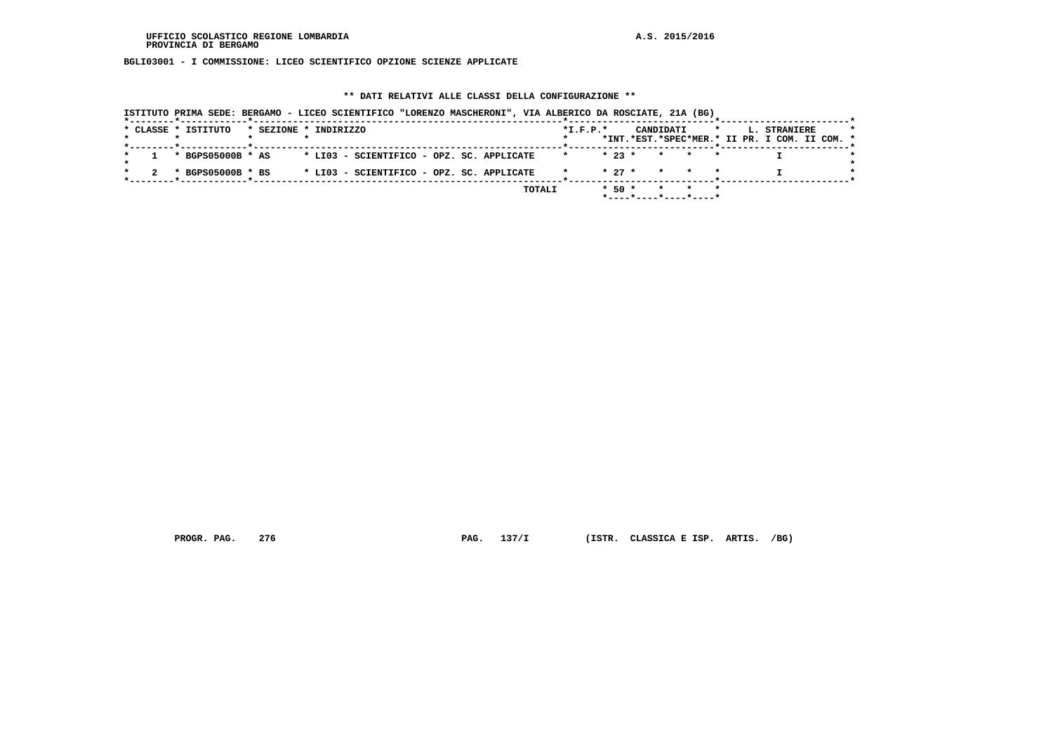UFFICIO SCOLASTICO REGIONE LOMBARDIA
PROVINCIA DI BERGAMO

A.S. 2015/2016

BGLI03001 - I COMMISSIONE: LICEO SCIENTIFICO OPZIONE SCIENZE APPLICATE

** DATI RELATIVI ALLE CLASSI DELLA CONFIGURAZIONE **

ISTITUTO PRIMA SEDE: BERGAMO - LICEO SCIENTIFICO "LORENZO MASCHERONI", VIA ALBERICO DA ROSCIATE, 21A (BG)

| CLASSE | ISTITUTO | SEZIONE | INDIRIZZO | I.F.P. | CANDIDATI INT. | CANDIDATI EST. | CANDIDATI SPEC | CANDIDATI MER. | L. STRANIERE II PR. | L. STRANIERE I COM. | L. STRANIERE II COM. |
|---|---|---|---|---|---|---|---|---|---|---|---|
| 1 | BGPS05000B | AS | LI03 - SCIENTIFICO - OPZ. SC. APPLICATE | | 23 | | | | | I | |
| 2 | BGPS05000B | BS | LI03 - SCIENTIFICO - OPZ. SC. APPLICATE | | 27 | | | | | I | |
| | | | TOTALI | | 50 | | | | | | |

PROGR. PAG. 276 PAG. 137/I (ISTR. CLASSICA E ISP. ARTIS. /BG)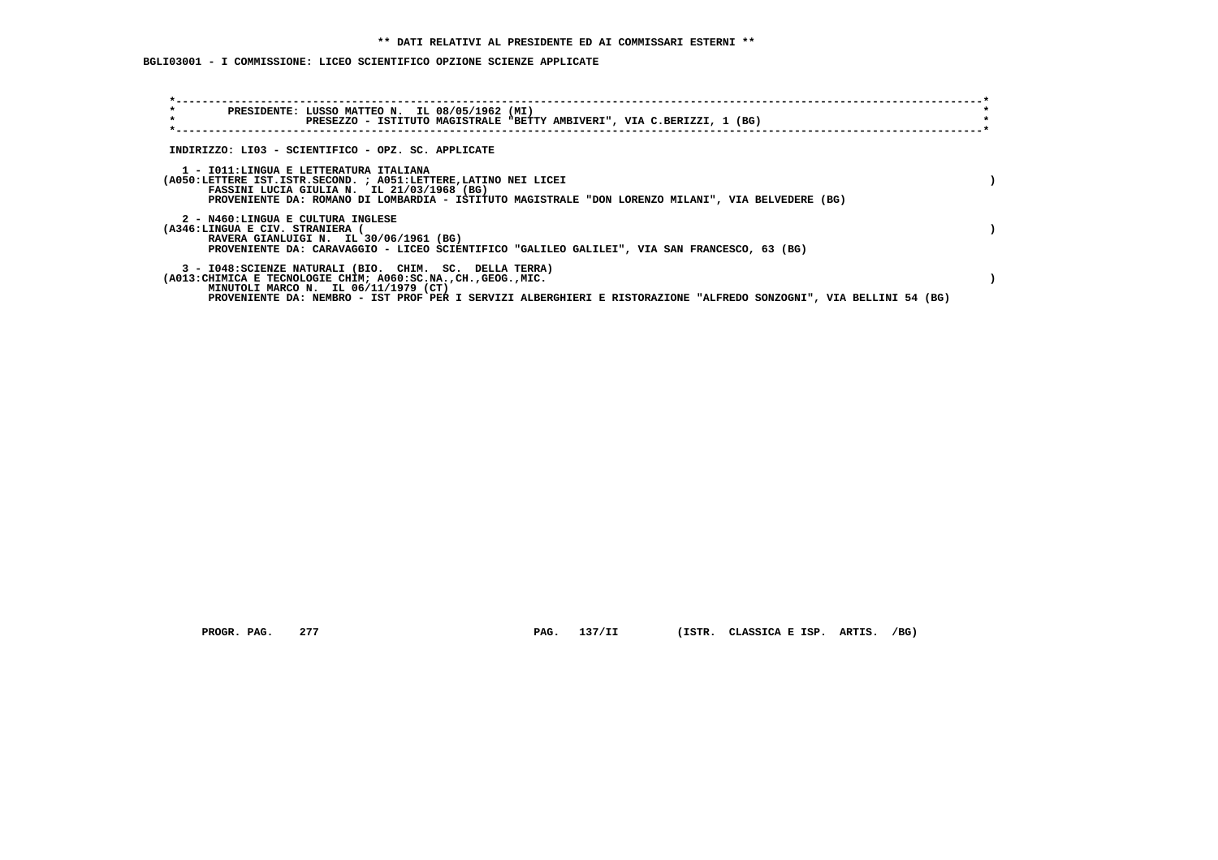** DATI RELATIVI AL PRESIDENTE ED AI COMMISSARI ESTERNI **

**BGLI03001 - I COMMISSIONE: LICEO SCIENTIFICO OPZIONE SCIENZE APPLICATE**

PRESIDENTE: LUSSO MATTEO N. IL 08/05/1962 (MI)
PRESEZZO - ISTITUTO MAGISTRALE "BETTY AMBIVERI", VIA C.BERIZZI, 1 (BG)

INDIRIZZO: LI03 - SCIENTIFICO - OPZ. SC. APPLICATE

1 - I011:LINGUA E LETTERATURA ITALIANA
(A050:LETTERE IST.ISTR.SECOND. ; A051:LETTERE,LATINO NEI LICEI )
FASSINI LUCIA GIULIA N. IL 21/03/1968 (BG)
PROVENIENTE DA: ROMANO DI LOMBARDIA - ISTITUTO MAGISTRALE "DON LORENZO MILANI", VIA BELVEDERE (BG)

2 - N460:LINGUA E CULTURA INGLESE
(A346:LINGUA E CIV. STRANIERA ( )
RAVERA GIANLUIGI N. IL 30/06/1961 (BG)
PROVENIENTE DA: CARAVAGGIO - LICEO SCIENTIFICO "GALILEO GALILEI", VIA SAN FRANCESCO, 63 (BG)

3 - I048:SCIENZE NATURALI (BIO. CHIM. SC. DELLA TERRA)
(A013:CHIMICA E TECNOLOGIE CHIM; A060:SC.NA.,CH.,GEOG.,MIC. )
MINUTOLI MARCO N. IL 06/11/1979 (CT)
PROVENIENTE DA: NEMBRO - IST PROF PER I SERVIZI ALBERGHIERI E RISTORAZIONE "ALFREDO SONZOGNI", VIA BELLINI 54 (BG)

PROGR. PAG. 277 PAG. 137/II (ISTR. CLASSICA E ISP. ARTIS. /BG)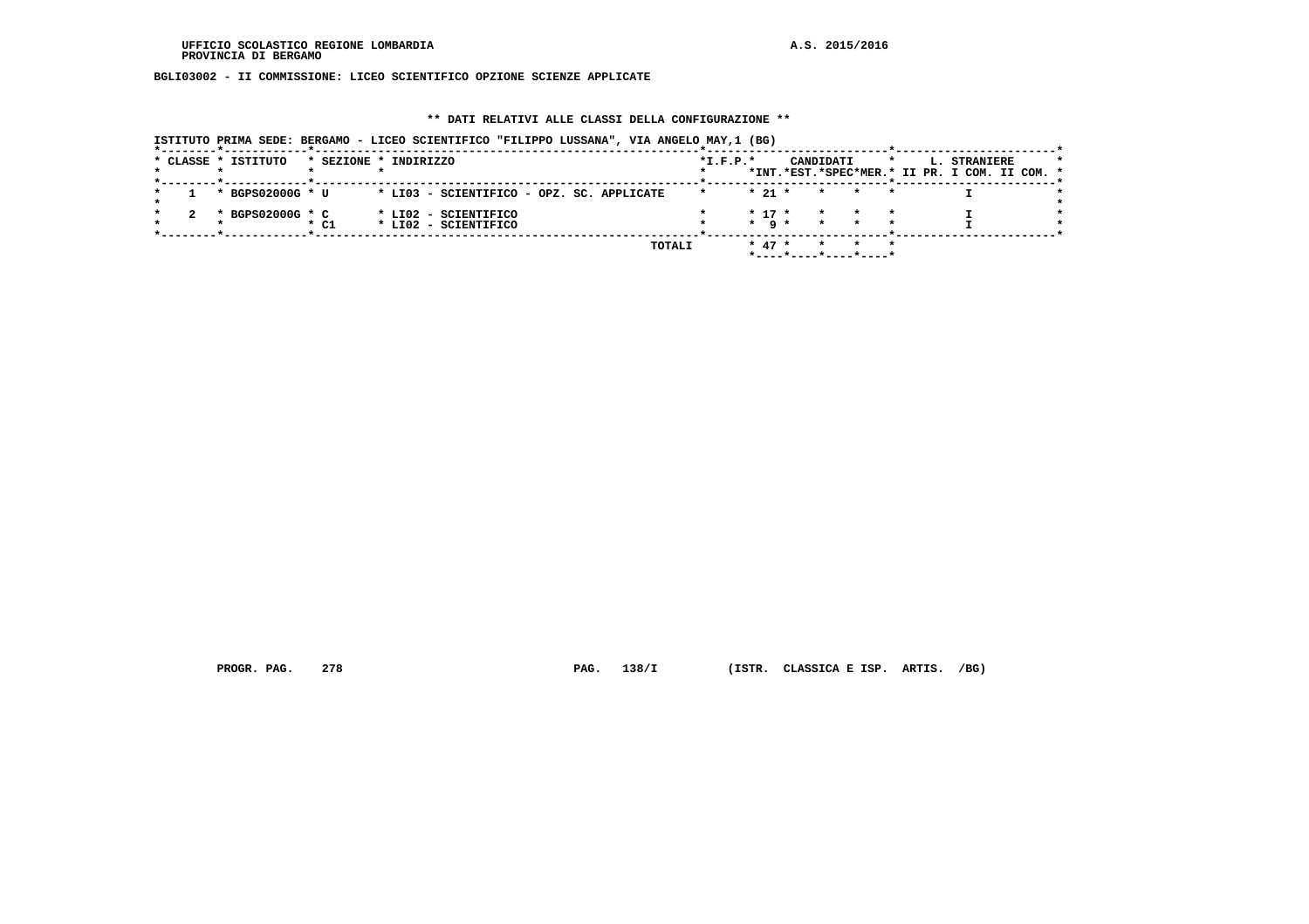BGLI03002 - II COMMISSIONE: LICEO SCIENTIFICO OPZIONE SCIENZE APPLICATE

## ** DATI RELATIVI ALLE CLASSI DELLA CONFIGURAZIONE **

ISTITUTO PRIMA SEDE: BERGAMO - LICEO SCIENTIFICO "FILIPPO LUSSANA", VIA ANGELO MAY,1 (BG)

| CLASSE | ISTITUTO | SEZIONE | INDIRIZZO | I.F.P. | CANDIDATI INT. | CANDIDATI EST. | CANDIDATI SPEC | CANDIDATI MER. | L. STRANIERE II PR. | L. STRANIERE I COM. | L. STRANIERE II COM. |
|---|---|---|---|---|---|---|---|---|---|---|---|
| 1 | BGPS02000G | U | LI03 - SCIENTIFICO - OPZ. SC. APPLICATE | | 21 | | | | I | | |
| 2 | BGPS02000G | C | LI02 - SCIENTIFICO | | 17 | | | | I | | |
| | | C1 | LI02 - SCIENTIFICO | | 9 | | | | I | | |
| | | | TOTALI | | 47 | | | | | | |

PROGR. PAG. 278 PAG. 138/I (ISTR. CLASSICA E ISP. ARTIS. /BG)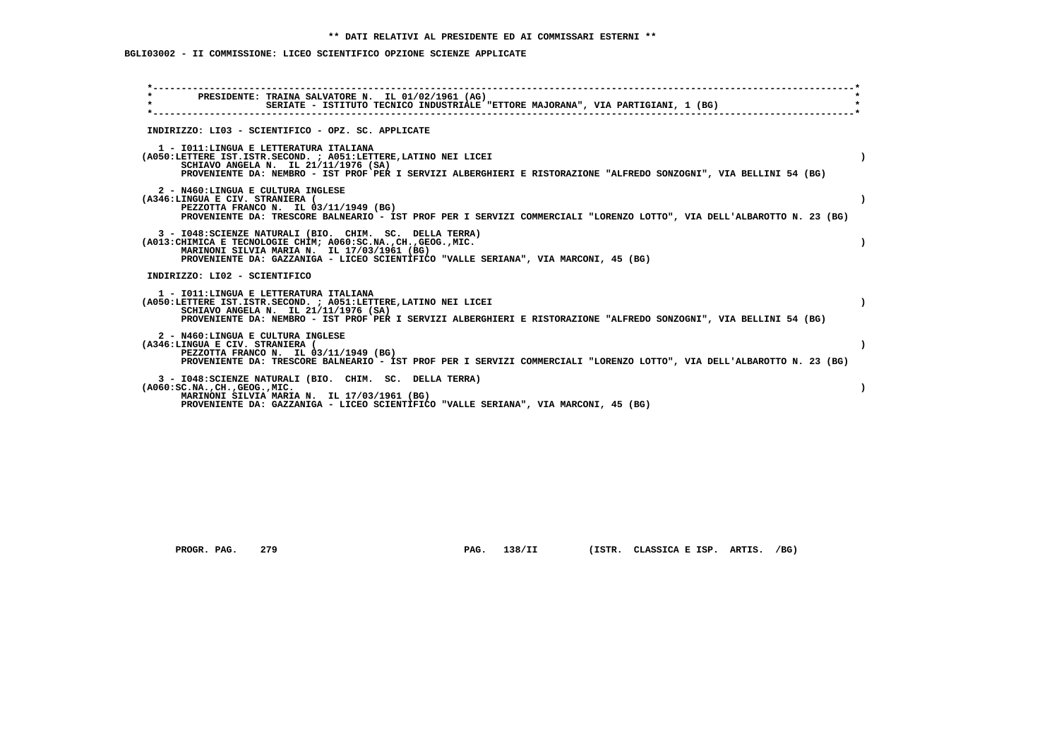**\*\* DATI RELATIVI AL PRESIDENTE ED AI COMMISSARI ESTERNI \*\***

**BGLI03002 - II COMMISSIONE: LICEO SCIENTIFICO OPZIONE SCIENZE APPLICATE**

PRESIDENTE: TRAINA SALVATORE N. IL 01/02/1961 (AG)
SERIATE - ISTITUTO TECNICO INDUSTRIALE "ETTORE MAJORANA", VIA PARTIGIANI, 1 (BG)

INDIRIZZO: LI03 - SCIENTIFICO - OPZ. SC. APPLICATE

1 - I011:LINGUA E LETTERATURA ITALIANA
(A050:LETTERE IST.ISTR.SECOND. ; A051:LETTERE,LATINO NEI LICEI )
SCHIAVO ANGELA N. IL 21/11/1976 (SA)
PROVENIENTE DA: NEMBRO - IST PROF PER I SERVIZI ALBERGHIERI E RISTORAZIONE "ALFREDO SONZOGNI", VIA BELLINI 54 (BG)

2 - N460:LINGUA E CULTURA INGLESE
(A346:LINGUA E CIV. STRANIERA ( )
PEZZOTTA FRANCO N. IL 03/11/1949 (BG)
PROVENIENTE DA: TRESCORE BALNEARIO - IST PROF PER I SERVIZI COMMERCIALI "LORENZO LOTTO", VIA DELL'ALBAROTTO N. 23 (BG)

3 - I048:SCIENZE NATURALI (BIO. CHIM. SC. DELLA TERRA)
(A013:CHIMICA E TECNOLOGIE CHIM; A060:SC.NA.,CH.,GEOG.,MIC. )
MARINONI SILVIA MARIA N. IL 17/03/1961 (BG)
PROVENIENTE DA: GAZZANIGA - LICEO SCIENTIFICO "VALLE SERIANA", VIA MARCONI, 45 (BG)

INDIRIZZO: LI02 - SCIENTIFICO

1 - I011:LINGUA E LETTERATURA ITALIANA
(A050:LETTERE IST.ISTR.SECOND. ; A051:LETTERE,LATINO NEI LICEI )
SCHIAVO ANGELA N. IL 21/11/1976 (SA)
PROVENIENTE DA: NEMBRO - IST PROF PER I SERVIZI ALBERGHIERI E RISTORAZIONE "ALFREDO SONZOGNI", VIA BELLINI 54 (BG)

2 - N460:LINGUA E CULTURA INGLESE
(A346:LINGUA E CIV. STRANIERA ( )
PEZZOTTA FRANCO N. IL 03/11/1949 (BG)
PROVENIENTE DA: TRESCORE BALNEARIO - IST PROF PER I SERVIZI COMMERCIALI "LORENZO LOTTO", VIA DELL'ALBAROTTO N. 23 (BG)

3 - I048:SCIENZE NATURALI (BIO. CHIM. SC. DELLA TERRA)
(A060:SC.NA.,CH.,GEOG.,MIC. )
MARINONI SILVIA MARIA N. IL 17/03/1961 (BG)
PROVENIENTE DA: GAZZANIGA - LICEO SCIENTIFICO "VALLE SERIANA", VIA MARCONI, 45 (BG)

PROGR. PAG. 279 PAG. 138/II (ISTR. CLASSICA E ISP. ARTIS. /BG)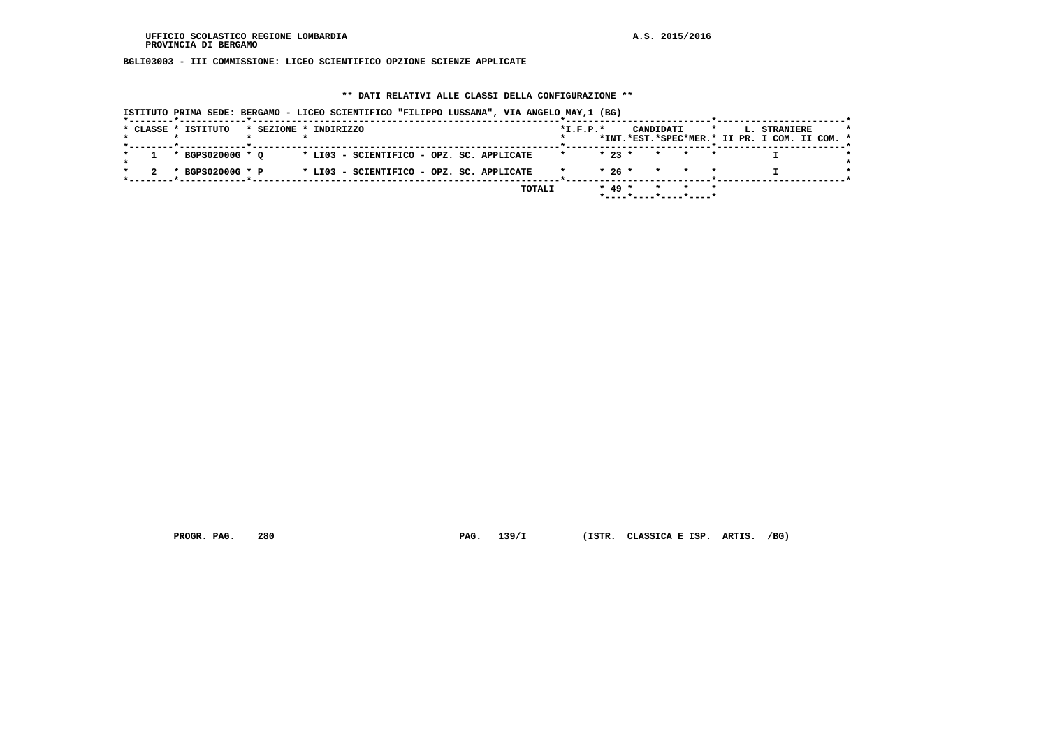UFFICIO SCOLASTICO REGIONE LOMBARDIA
PROVINCIA DI BERGAMO

A.S. 2015/2016

**BGLI03003 - III COMMISSIONE: LICEO SCIENTIFICO OPZIONE SCIENZE APPLICATE**

**\*\* DATI RELATIVI ALLE CLASSI DELLA CONFIGURAZIONE \*\***

ISTITUTO PRIMA SEDE: BERGAMO - LICEO SCIENTIFICO "FILIPPO LUSSANA", VIA ANGELO MAY,1 (BG)

| CLASSE | ISTITUTO | SEZIONE | INDIRIZZO | I.F.P. | CANDIDATI INT. | CANDIDATI EST. | CANDIDATI SPEC | CANDIDATI MER. | L. STRANIERE II PR. | L. STRANIERE I COM. | L. STRANIERE II COM. |
|---|---|---|---|---|---|---|---|---|---|---|---|
| 1 | BGPS02000G | Q | LI03 - SCIENTIFICO - OPZ. SC. APPLICATE | | 23 | | | | | I | |
| 2 | BGPS02000G | P | LI03 - SCIENTIFICO - OPZ. SC. APPLICATE | | 26 | | | | | I | |
| | | | TOTALI | | 49 | | | | | | |

PROGR. PAG. 280 PAG. 139/I (ISTR. CLASSICA E ISP. ARTIS. /BG)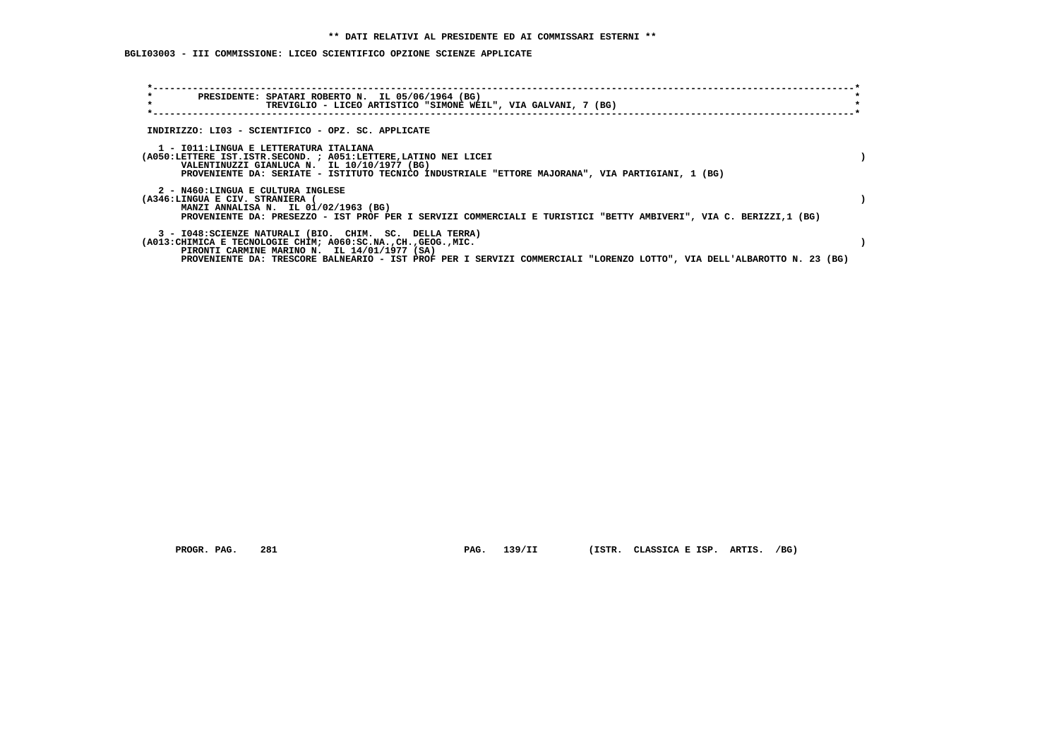**\*\* DATI RELATIVI AL PRESIDENTE ED AI COMMISSARI ESTERNI \*\***

**BGLI03003 - III COMMISSIONE: LICEO SCIENTIFICO OPZIONE SCIENZE APPLICATE**

PRESIDENTE: SPATARI ROBERTO N. IL 05/06/1964 (BG)
TREVIGLIO - LICEO ARTISTICO "SIMONE WEIL", VIA GALVANI, 7 (BG)

INDIRIZZO: LI03 - SCIENTIFICO - OPZ. SC. APPLICATE

1 - I011:LINGUA E LETTERATURA ITALIANA
(A050:LETTERE IST.ISTR.SECOND. ; A051:LETTERE,LATINO NEI LICEI )
VALENTINUZZI GIANLUCA N. IL 10/10/1977 (BG)
PROVENIENTE DA: SERIATE - ISTITUTO TECNICO INDUSTRIALE "ETTORE MAJORANA", VIA PARTIGIANI, 1 (BG)

2 - N460:LINGUA E CULTURA INGLESE
(A346:LINGUA E CIV. STRANIERA ( )
MANZI ANNALISA N. IL 01/02/1963 (BG)
PROVENIENTE DA: PRESEZZO - IST PROF PER I SERVIZI COMMERCIALI E TURISTICI "BETTY AMBIVERI", VIA C. BERIZZI,1 (BG)

3 - I048:SCIENZE NATURALI (BIO. CHIM. SC. DELLA TERRA)
(A013:CHIMICA E TECNOLOGIE CHIM; A060:SC.NA.,CH.,GEOG.,MIC. )
PIRONTI CARMINE MARINO N. IL 14/01/1977 (SA)
PROVENIENTE DA: TRESCORE BALNEARIO - IST PROF PER I SERVIZI COMMERCIALI "LORENZO LOTTO", VIA DELL'ALBAROTTO N. 23 (BG)

PROGR. PAG. 281 PAG. 139/II (ISTR. CLASSICA E ISP. ARTIS. /BG)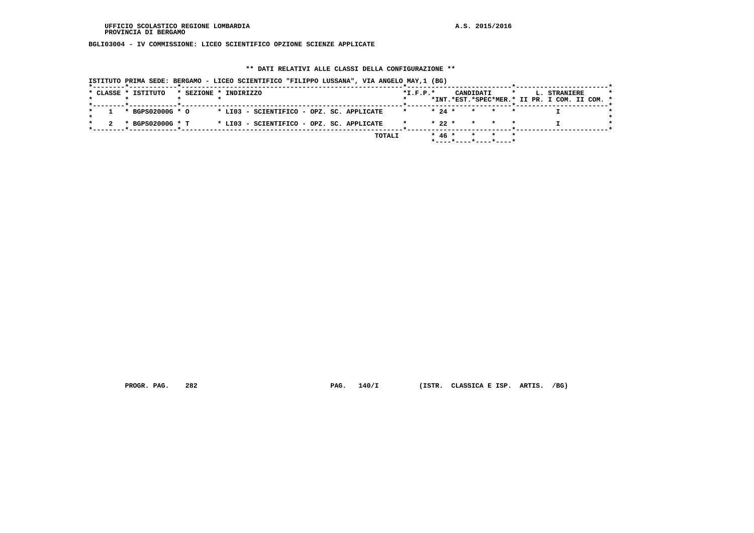UFFICIO SCOLASTICO REGIONE LOMBARDIA
PROVINCIA DI BERGAMO

A.S. 2015/2016

BGLI03004 - IV COMMISSIONE: LICEO SCIENTIFICO OPZIONE SCIENZE APPLICATE

** DATI RELATIVI ALLE CLASSI DELLA CONFIGURAZIONE **

ISTITUTO PRIMA SEDE: BERGAMO - LICEO SCIENTIFICO "FILIPPO LUSSANA", VIA ANGELO MAY,1 (BG)

| CLASSE | ISTITUTO | SEZIONE | INDIRIZZO | I.F.P. | CANDIDATI INT. | CANDIDATI EST. | CANDIDATI SPEC | CANDIDATI MER. | L. STRANIERE II PR. | L. STRANIERE I COM. | L. STRANIERE II COM. |
|---|---|---|---|---|---|---|---|---|---|---|---|
| 1 | BGPS02000G | O | LI03 - SCIENTIFICO - OPZ. SC. APPLICATE | | 24 | | | | | I | |
| 2 | BGPS02000G | T | LI03 - SCIENTIFICO - OPZ. SC. APPLICATE | | 22 | | | | | I | |
| | | | TOTALI | | 46 | | | | | | |

PROGR. PAG. 282 PAG. 140/I (ISTR. CLASSICA E ISP. ARTIS. /BG)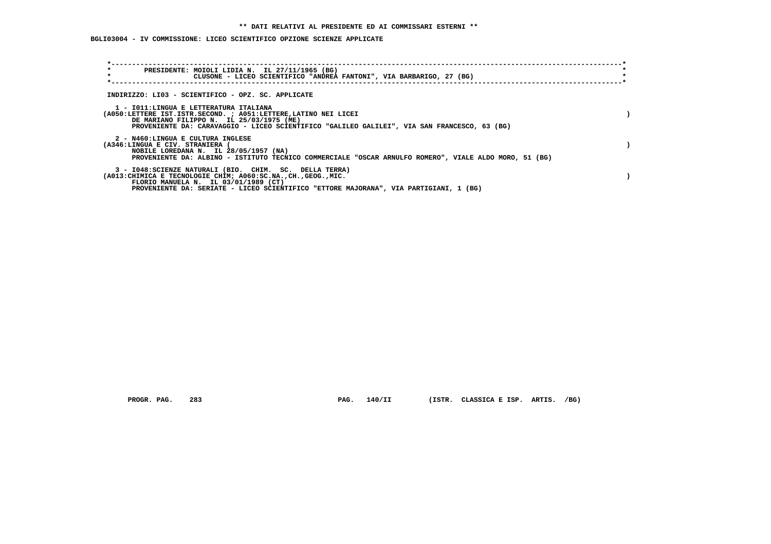** DATI RELATIVI AL PRESIDENTE ED AI COMMISSARI ESTERNI **

BGLI03004 - IV COMMISSIONE: LICEO SCIENTIFICO OPZIONE SCIENZE APPLICATE

PRESIDENTE: MOIOLI LIDIA N. IL 27/11/1965 (BG)
CLUSONE - LICEO SCIENTIFICO "ANDREA FANTONI", VIA BARBARIGO, 27 (BG)

INDIRIZZO: LI03 - SCIENTIFICO - OPZ. SC. APPLICATE

1 - I011:LINGUA E LETTERATURA ITALIANA
(A050:LETTERE IST.ISTR.SECOND. ; A051:LETTERE,LATINO NEI LICEI )
DE MARIANO FILIPPO N. IL 25/03/1975 (ME)
PROVENIENTE DA: CARAVAGGIO - LICEO SCIENTIFICO "GALILEO GALILEI", VIA SAN FRANCESCO, 63 (BG)

2 - N460:LINGUA E CULTURA INGLESE
(A346:LINGUA E CIV. STRANIERA ( )
NOBILE LOREDANA N. IL 28/05/1957 (NA)
PROVENIENTE DA: ALBINO - ISTITUTO TECNICO COMMERCIALE "OSCAR ARNULFO ROMERO", VIALE ALDO MORO, 51 (BG)

3 - I048:SCIENZE NATURALI (BIO. CHIM. SC. DELLA TERRA)
(A013:CHIMICA E TECNOLOGIE CHIM; A060:SC.NA.,CH.,GEOG.,MIC. )
FLORIO MANUELA N. IL 03/01/1989 (CT)
PROVENIENTE DA: SERIATE - LICEO SCIENTIFICO "ETTORE MAJORANA", VIA PARTIGIANI, 1 (BG)

PROGR. PAG. 283 PAG. 140/II (ISTR. CLASSICA E ISP. ARTIS. /BG)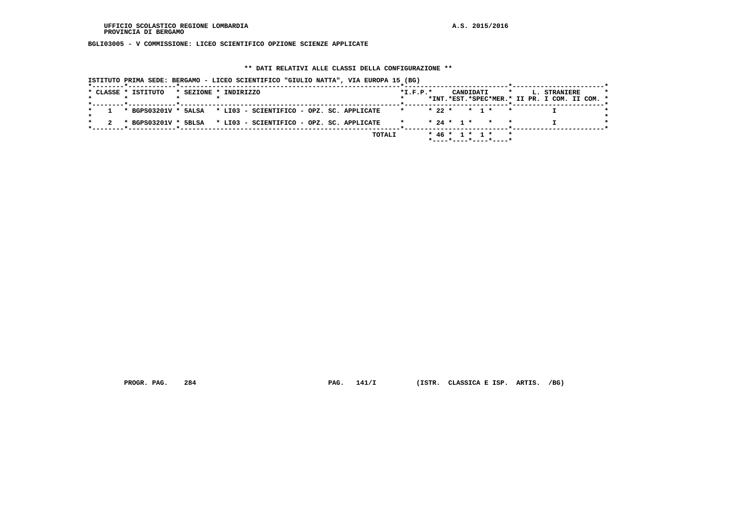UFFICIO SCOLASTICO REGIONE LOMBARDIA — A.S. 2015/2016
PROVINCIA DI BERGAMO

**BGLI03005 - V COMMISSIONE: LICEO SCIENTIFICO OPZIONE SCIENZE APPLICATE**

**\*\* DATI RELATIVI ALLE CLASSI DELLA CONFIGURAZIONE \*\***

ISTITUTO PRIMA SEDE: BERGAMO - LICEO SCIENTIFICO "GIULIO NATTA", VIA EUROPA 15 (BG)

| CLASSE | ISTITUTO | SEZIONE | INDIRIZZO | I.F.P. | CANDIDATI INT. | CANDIDATI EST. | CANDIDATI SPEC | CANDIDATI MER. | L. STRANIERE II PR. | L. STRANIERE I COM. | L. STRANIERE II COM. |
|---|---|---|---|---|---|---|---|---|---|---|---|
| 1 | BGPS03201V | 5ALSA | LI03 - SCIENTIFICO - OPZ. SC. APPLICATE | | 22 | | 1 | | | I | |
| 2 | BGPS03201V | 5BLSA | LI03 - SCIENTIFICO - OPZ. SC. APPLICATE | | 24 | 1 | | | | I | |
| | | | TOTALI | | 46 | 1 | 1 | | | | |

PROGR. PAG. 284 — PAG. 141/I — (ISTR. CLASSICA E ISP. ARTIS. /BG)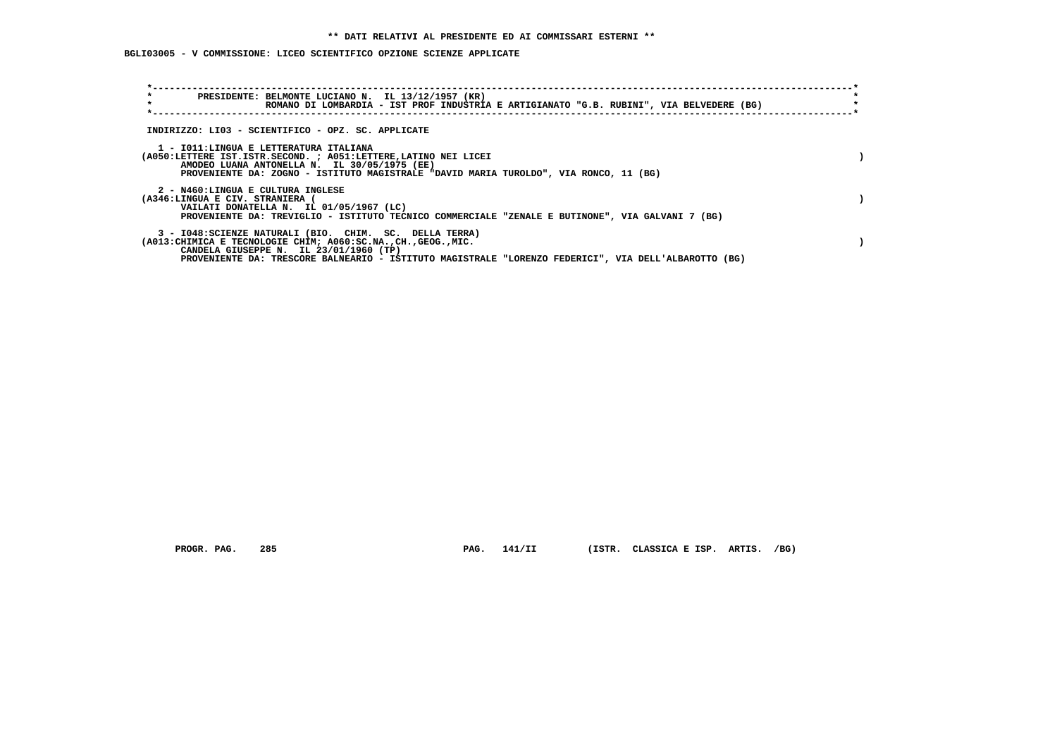** DATI RELATIVI AL PRESIDENTE ED AI COMMISSARI ESTERNI **

BGLI03005 - V COMMISSIONE: LICEO SCIENTIFICO OPZIONE SCIENZE APPLICATE

PRESIDENTE: BELMONTE LUCIANO N. IL 13/12/1957 (KR)
ROMANO DI LOMBARDIA - IST PROF INDUSTRIA E ARTIGIANATO "G.B. RUBINI", VIA BELVEDERE (BG)

INDIRIZZO: LI03 - SCIENTIFICO - OPZ. SC. APPLICATE

1 - I011:LINGUA E LETTERATURA ITALIANA
(A050:LETTERE IST.ISTR.SECOND. ; A051:LETTERE,LATINO NEI LICEI )
AMODEO LUANA ANTONELLA N. IL 30/05/1975 (EE)
PROVENIENTE DA: ZOGNO - ISTITUTO MAGISTRALE "DAVID MARIA TUROLDO", VIA RONCO, 11 (BG)

2 - N460:LINGUA E CULTURA INGLESE
(A346:LINGUA E CIV. STRANIERA ( )
VAILATI DONATELLA N. IL 01/05/1967 (LC)
PROVENIENTE DA: TREVIGLIO - ISTITUTO TECNICO COMMERCIALE "ZENALE E BUTINONE", VIA GALVANI 7 (BG)

3 - I048:SCIENZE NATURALI (BIO. CHIM. SC. DELLA TERRA)
(A013:CHIMICA E TECNOLOGIE CHIM; A060:SC.NA.,CH.,GEOG.,MIC. )
CANDELA GIUSEPPE N. IL 23/01/1960 (TP)
PROVENIENTE DA: TRESCORE BALNEARIO - ISTITUTO MAGISTRALE "LORENZO FEDERICI", VIA DELL'ALBAROTTO (BG)

PROGR. PAG. 285 PAG. 141/II (ISTR. CLASSICA E ISP. ARTIS. /BG)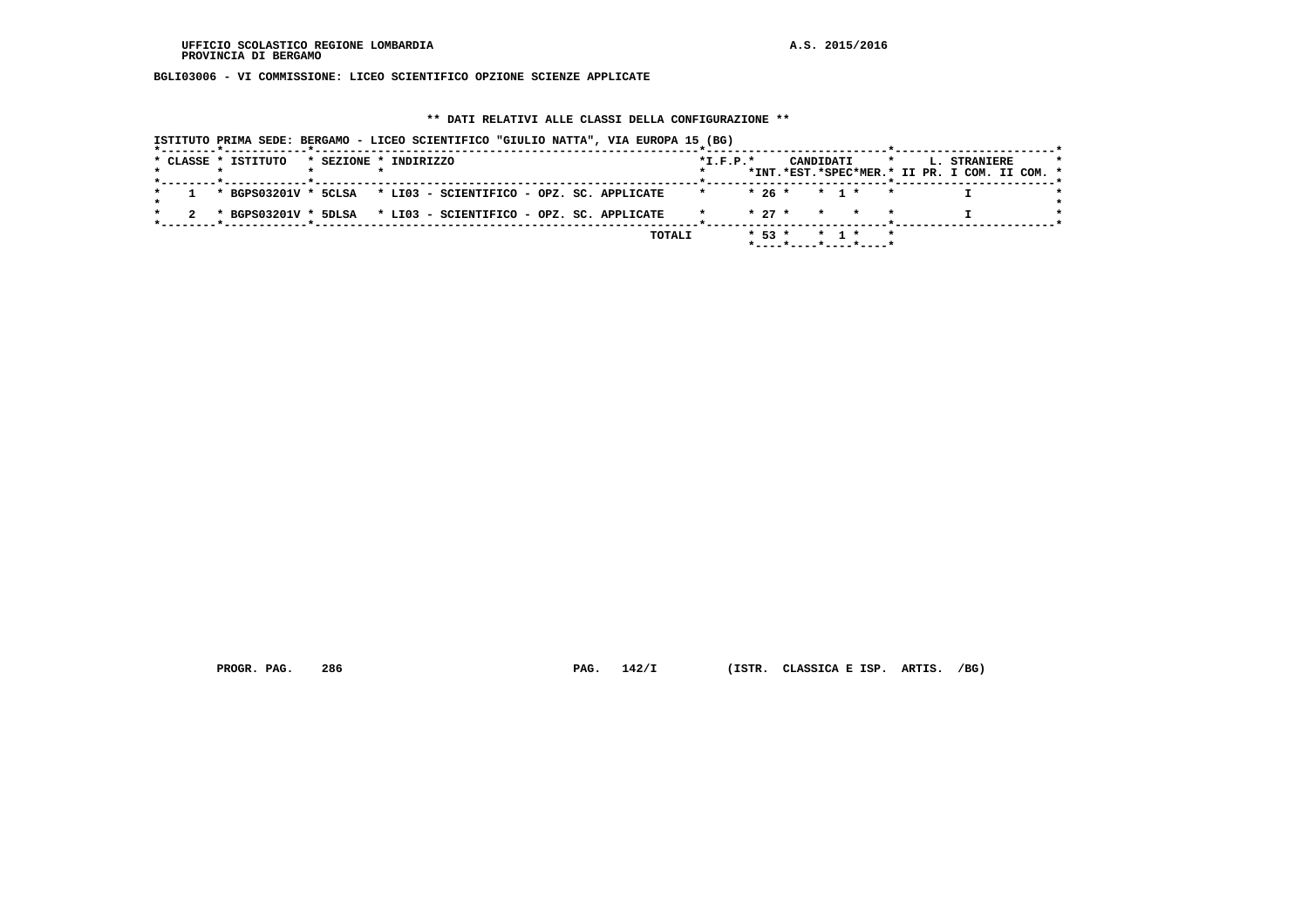UFFICIO SCOLASTICO REGIONE LOMBARDIA
PROVINCIA DI BERGAMO

A.S. 2015/2016

BGLI03006 - VI COMMISSIONE: LICEO SCIENTIFICO OPZIONE SCIENZE APPLICATE

** DATI RELATIVI ALLE CLASSI DELLA CONFIGURAZIONE **

ISTITUTO PRIMA SEDE: BERGAMO - LICEO SCIENTIFICO "GIULIO NATTA", VIA EUROPA 15 (BG)

| CLASSE | ISTITUTO | SEZIONE | INDIRIZZO | I.F.P. | CANDIDATI INT. | CANDIDATI EST. | CANDIDATI SPEC | CANDIDATI MER. | L. STRANIERE II PR. | L. STRANIERE I COM. | L. STRANIERE II COM. |
|---|---|---|---|---|---|---|---|---|---|---|---|
| 1 | BGPS03201V | 5CLSA | LI03 - SCIENTIFICO - OPZ. SC. APPLICATE | | 26 | | 1 | | | I | |
| 2 | BGPS03201V | 5DLSA | LI03 - SCIENTIFICO - OPZ. SC. APPLICATE | | 27 | | | | | I | |
| | | | TOTALI | | 53 | | 1 | | | | |

PROGR. PAG. 286 PAG. 142/I (ISTR. CLASSICA E ISP. ARTIS. /BG)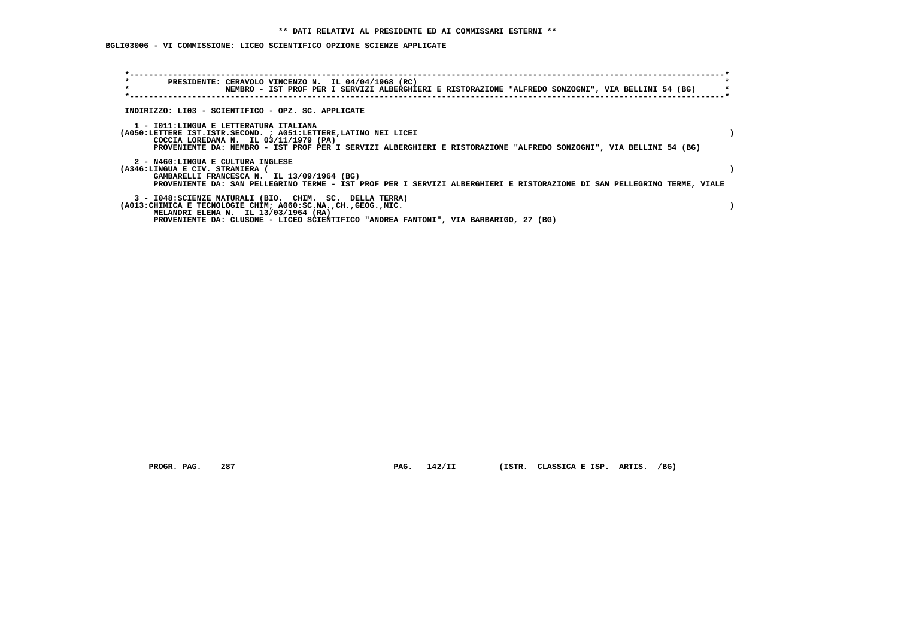**\*\* DATI RELATIVI AL PRESIDENTE ED AI COMMISSARI ESTERNI \*\***

**BGLI03006 - VI COMMISSIONE: LICEO SCIENTIFICO OPZIONE SCIENZE APPLICATE**

**PRESIDENTE: CERAVOLO VINCENZO N. IL 04/04/1968 (RC)**
**NEMBRO - IST PROF PER I SERVIZI ALBERGHIERI E RISTORAZIONE "ALFREDO SONZOGNI", VIA BELLINI 54 (BG)**

**INDIRIZZO: LI03 - SCIENTIFICO - OPZ. SC. APPLICATE**

**1 - I011:LINGUA E LETTERATURA ITALIANA**
**(A050:LETTERE IST.ISTR.SECOND. ; A051:LETTERE,LATINO NEI LICEI )**
**COCCIA LOREDANA N. IL 03/11/1979 (PA)**
**PROVENIENTE DA: NEMBRO - IST PROF PER I SERVIZI ALBERGHIERI E RISTORAZIONE "ALFREDO SONZOGNI", VIA BELLINI 54 (BG)**

**2 - N460:LINGUA E CULTURA INGLESE**
**(A346:LINGUA E CIV. STRANIERA ( )**
**GAMBARELLI FRANCESCA N. IL 13/09/1964 (BG)**
**PROVENIENTE DA: SAN PELLEGRINO TERME - IST PROF PER I SERVIZI ALBERGHIERI E RISTORAZIONE DI SAN PELLEGRINO TERME, VIALE**

**3 - I048:SCIENZE NATURALI (BIO. CHIM. SC. DELLA TERRA)**
**(A013:CHIMICA E TECNOLOGIE CHIM; A060:SC.NA.,CH.,GEOG.,MIC. )**
**MELANDRI ELENA N. IL 13/03/1964 (RA)**
**PROVENIENTE DA: CLUSONE - LICEO SCIENTIFICO "ANDREA FANTONI", VIA BARBARIGO, 27 (BG)**

**PROGR. PAG. 287 PAG. 142/II (ISTR. CLASSICA E ISP. ARTIS. /BG)**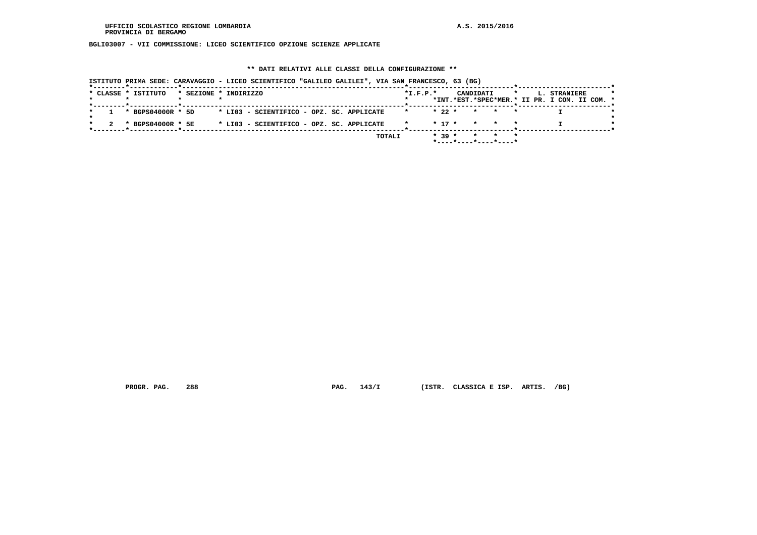UFFICIO SCOLASTICO REGIONE LOMBARDIA
PROVINCIA DI BERGAMO

A.S. 2015/2016

BGLI03007 - VII COMMISSIONE: LICEO SCIENTIFICO OPZIONE SCIENZE APPLICATE

## ** DATI RELATIVI ALLE CLASSI DELLA CONFIGURAZIONE **

ISTITUTO PRIMA SEDE: CARAVAGGIO - LICEO SCIENTIFICO "GALILEO GALILEI", VIA SAN FRANCESCO, 63 (BG)

| CLASSE | ISTITUTO | SEZIONE | INDIRIZZO | I.F.P. | CANDIDATI INT. | CANDIDATI EST. | CANDIDATI SPEC | CANDIDATI MER. | L. STRANIERE II PR. | L. STRANIERE I COM. | L. STRANIERE II COM. |
|---|---|---|---|---|---|---|---|---|---|---|---|
| 1 | BGPS04000R | 5D | LI03 - SCIENTIFICO - OPZ. SC. APPLICATE | | 22 | | | | | I | |
| 2 | BGPS04000R | 5E | LI03 - SCIENTIFICO - OPZ. SC. APPLICATE | | 17 | | | | | I | |
| | | | TOTALI | | 39 | | | | | | |

PROGR. PAG. 288 PAG. 143/I (ISTR. CLASSICA E ISP. ARTIS. /BG)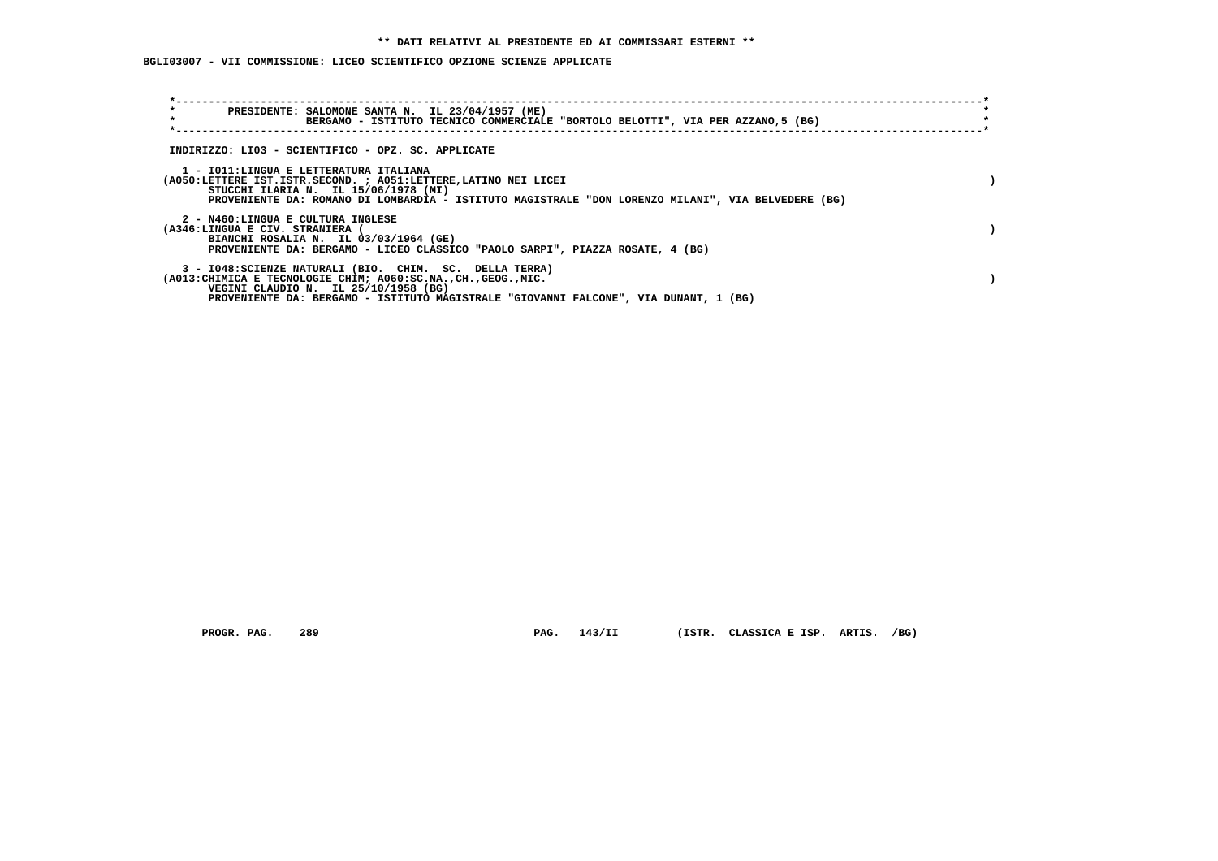**\*\* DATI RELATIVI AL PRESIDENTE ED AI COMMISSARI ESTERNI \*\***

**BGLI03007 - VII COMMISSIONE: LICEO SCIENTIFICO OPZIONE SCIENZE APPLICATE**

```
*------------------------------------------------------------------------------------------------------------------------*
*        PRESIDENTE: SALOMONE SANTA N.  IL 23/04/1957 (ME)                                                               *
*                    BERGAMO - ISTITUTO TECNICO COMMERCIALE "BORTOLO BELOTTI", VIA PER AZZANO,5 (BG)                     *
*------------------------------------------------------------------------------------------------------------------------*
```

INDIRIZZO: LI03 - SCIENTIFICO - OPZ. SC. APPLICATE

1 - I011:LINGUA E LETTERATURA ITALIANA
(A050:LETTERE IST.ISTR.SECOND. ; A051:LETTERE,LATINO NEI LICEI )
STUCCHI ILARIA N. IL 15/06/1978 (MI)
PROVENIENTE DA: ROMANO DI LOMBARDIA - ISTITUTO MAGISTRALE "DON LORENZO MILANI", VIA BELVEDERE (BG)

2 - N460:LINGUA E CULTURA INGLESE
(A346:LINGUA E CIV. STRANIERA ( )
BIANCHI ROSALIA N. IL 03/03/1964 (GE)
PROVENIENTE DA: BERGAMO - LICEO CLASSICO "PAOLO SARPI", PIAZZA ROSATE, 4 (BG)

3 - I048:SCIENZE NATURALI (BIO. CHIM. SC. DELLA TERRA)
(A013:CHIMICA E TECNOLOGIE CHIM; A060:SC.NA.,CH.,GEOG.,MIC. )
VEGINI CLAUDIO N. IL 25/10/1958 (BG)
PROVENIENTE DA: BERGAMO - ISTITUTO MAGISTRALE "GIOVANNI FALCONE", VIA DUNANT, 1 (BG)

PROGR. PAG. 289 PAG. 143/II (ISTR. CLASSICA E ISP. ARTIS. /BG)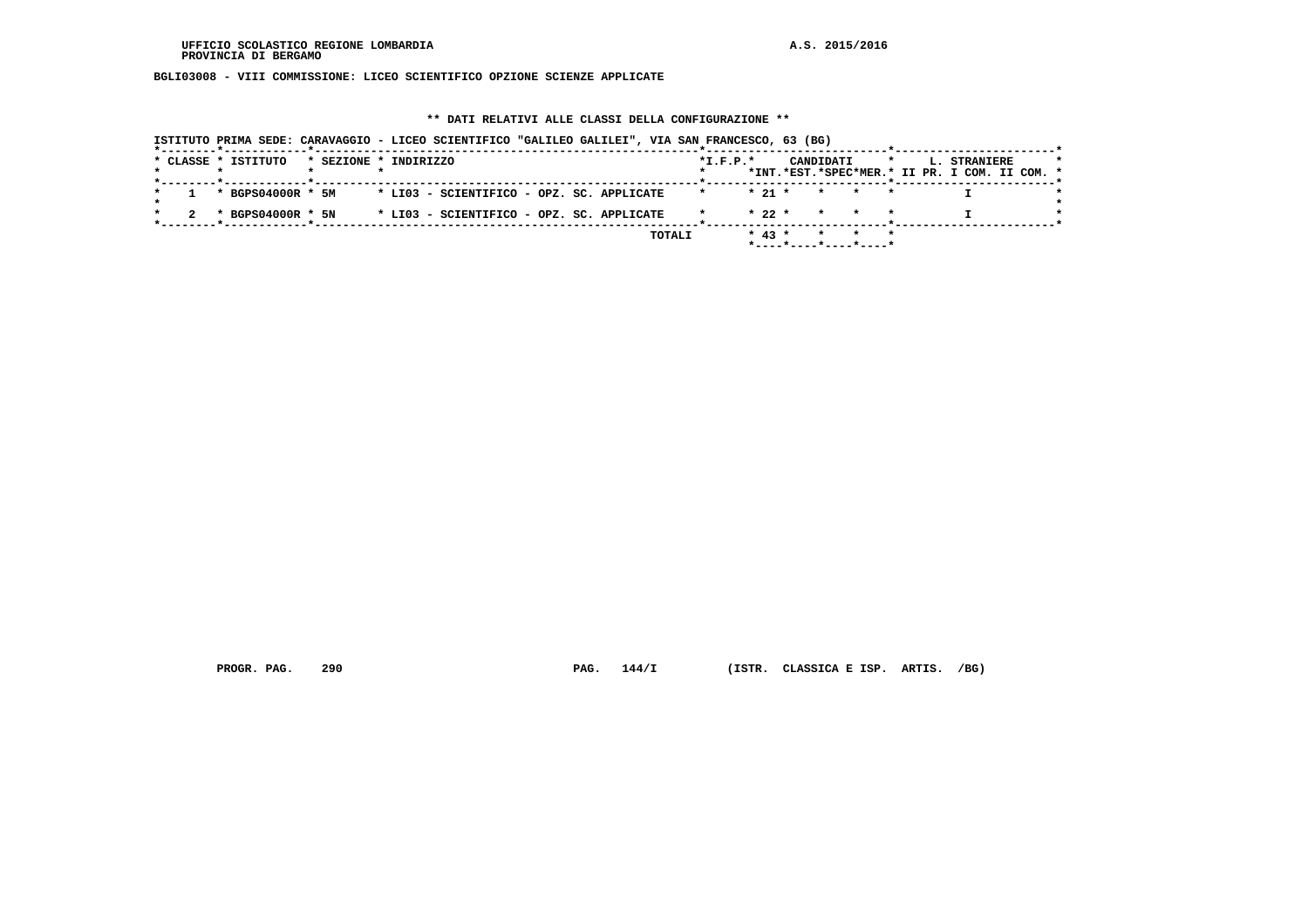UFFICIO SCOLASTICO REGIONE LOMBARDIA A.S. 2015/2016
PROVINCIA DI BERGAMO

**BGLI03008 - VIII COMMISSIONE: LICEO SCIENTIFICO OPZIONE SCIENZE APPLICATE**

**\*\* DATI RELATIVI ALLE CLASSI DELLA CONFIGURAZIONE \*\***

**ISTITUTO PRIMA SEDE: CARAVAGGIO - LICEO SCIENTIFICO "GALILEO GALILEI", VIA SAN FRANCESCO, 63 (BG)**

| CLASSE | ISTITUTO | SEZIONE | INDIRIZZO | I.F.P. | CANDIDATI INT. | CANDIDATI EST. | CANDIDATI SPEC | CANDIDATI MER. | L. STRANIERE II PR. | L. STRANIERE I COM. | L. STRANIERE II COM. |
|---|---|---|---|---|---|---|---|---|---|---|---|
| 1 | BGPS04000R | 5M | LI03 - SCIENTIFICO - OPZ. SC. APPLICATE | | 21 | | | | | I | |
| 2 | BGPS04000R | 5N | LI03 - SCIENTIFICO - OPZ. SC. APPLICATE | | 22 | | | | | I | |
| | | | TOTALI | | 43 | | | | | | |

PROGR. PAG. 290 PAG. 144/I (ISTR. CLASSICA E ISP. ARTIS. /BG)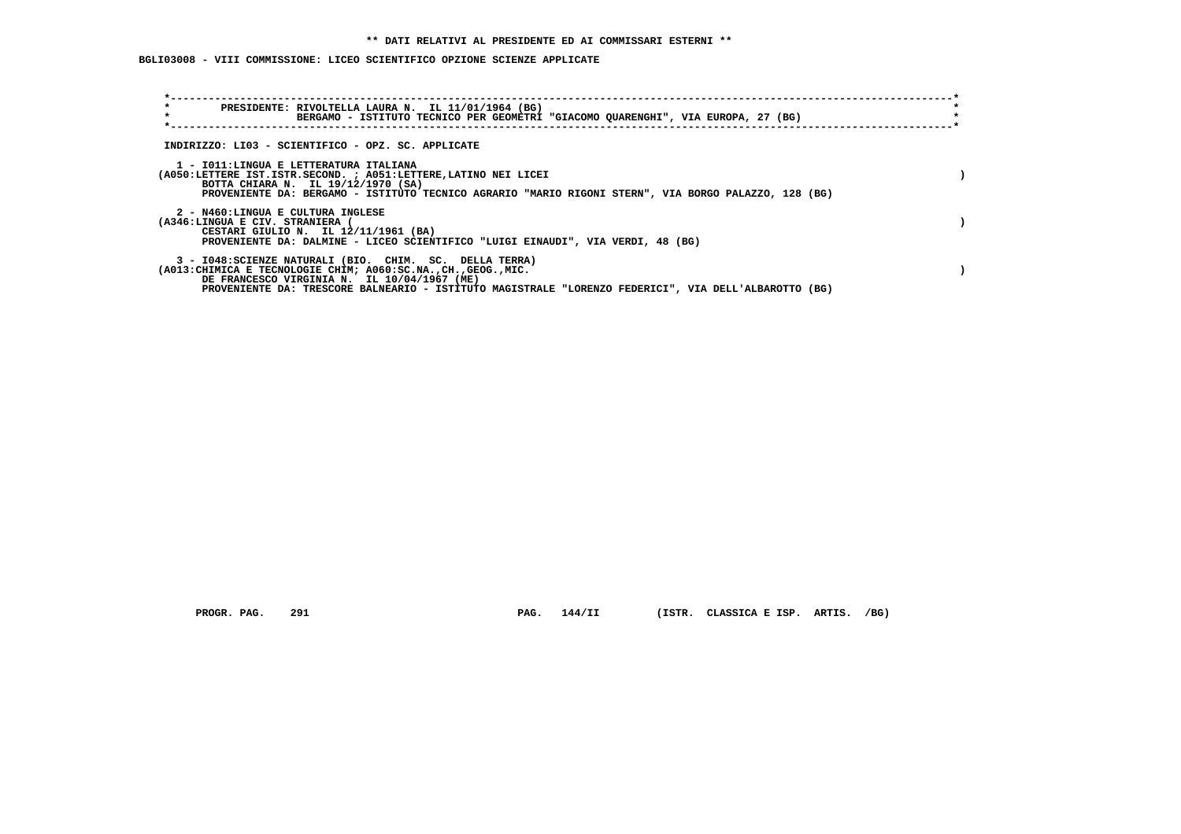** DATI RELATIVI AL PRESIDENTE ED AI COMMISSARI ESTERNI **

BGLI03008 - VIII COMMISSIONE: LICEO SCIENTIFICO OPZIONE SCIENZE APPLICATE

PRESIDENTE: RIVOLTELLA LAURA N. IL 11/01/1964 (BG)
BERGAMO - ISTITUTO TECNICO PER GEOMETRI "GIACOMO QUARENGHI", VIA EUROPA, 27 (BG)

INDIRIZZO: LI03 - SCIENTIFICO - OPZ. SC. APPLICATE

1 - I011:LINGUA E LETTERATURA ITALIANA
(A050:LETTERE IST.ISTR.SECOND. ; A051:LETTERE,LATINO NEI LICEI )
BOTTA CHIARA N. IL 19/12/1970 (SA)
PROVENIENTE DA: BERGAMO - ISTITUTO TECNICO AGRARIO "MARIO RIGONI STERN", VIA BORGO PALAZZO, 128 (BG)

2 - N460:LINGUA E CULTURA INGLESE
(A346:LINGUA E CIV. STRANIERA ( )
CESTARI GIULIO N. IL 12/11/1961 (BA)
PROVENIENTE DA: DALMINE - LICEO SCIENTIFICO "LUIGI EINAUDI", VIA VERDI, 48 (BG)

3 - I048:SCIENZE NATURALI (BIO. CHIM. SC. DELLA TERRA)
(A013:CHIMICA E TECNOLOGIE CHIM; A060:SC.NA.,CH.,GEOG.,MIC. )
DE FRANCESCO VIRGINIA N. IL 10/04/1967 (ME)
PROVENIENTE DA: TRESCORE BALNEARIO - ISTITUTO MAGISTRALE "LORENZO FEDERICI", VIA DELL'ALBAROTTO (BG)

PROGR. PAG. 291 PAG. 144/II (ISTR. CLASSICA E ISP. ARTIS. /BG)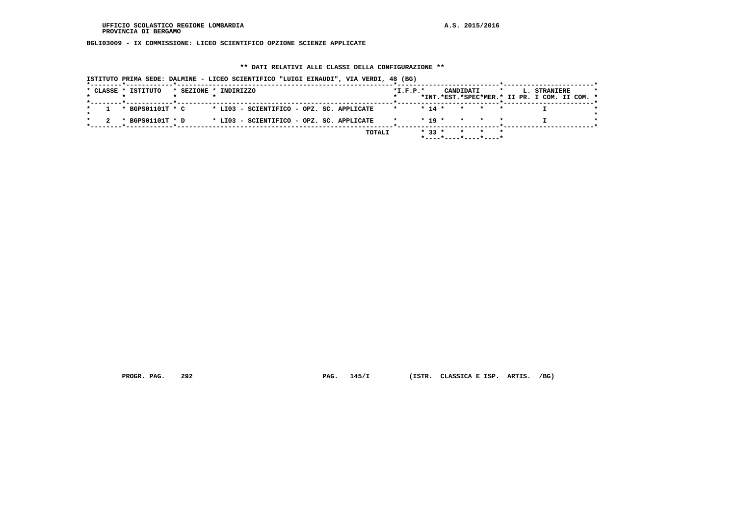UFFICIO SCOLASTICO REGIONE LOMBARDIA
PROVINCIA DI BERGAMO

A.S. 2015/2016

BGLI03009 - IX COMMISSIONE: LICEO SCIENTIFICO OPZIONE SCIENZE APPLICATE

** DATI RELATIVI ALLE CLASSI DELLA CONFIGURAZIONE **

ISTITUTO PRIMA SEDE: DALMINE - LICEO SCIENTIFICO "LUIGI EINAUDI", VIA VERDI, 48 (BG)

| CLASSE | ISTITUTO | SEZIONE | INDIRIZZO | I.F.P. | CANDIDATI INT. | CANDIDATI EST. | CANDIDATI SPEC | CANDIDATI MER. | L. STRANIERE II PR. I COM. II COM. |
|---|---|---|---|---|---|---|---|---|---|
| 1 | BGPS01101T | C | LI03 - SCIENTIFICO - OPZ. SC. APPLICATE | | 14 | | | | I |
| 2 | BGPS01101T | D | LI03 - SCIENTIFICO - OPZ. SC. APPLICATE | | 19 | | | | I |
| | | | TOTALI | | 33 | | | | |

PROGR. PAG. 292 PAG. 145/I (ISTR. CLASSICA E ISP. ARTIS. /BG)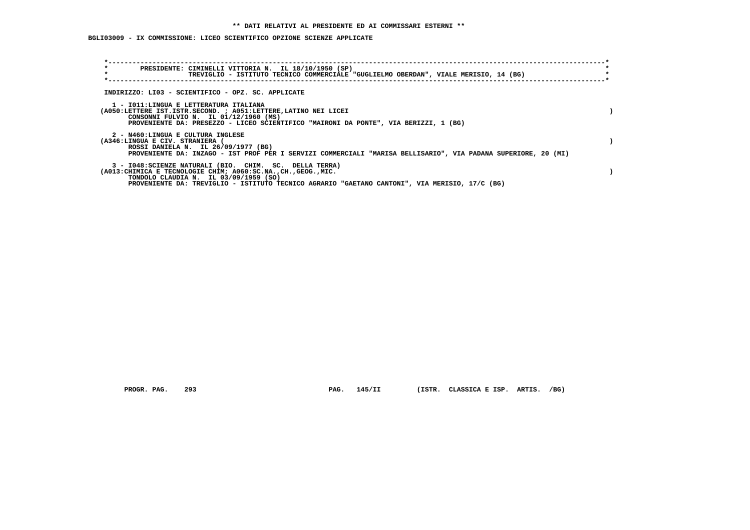** DATI RELATIVI AL PRESIDENTE ED AI COMMISSARI ESTERNI **

BGLI03009 - IX COMMISSIONE: LICEO SCIENTIFICO OPZIONE SCIENZE APPLICATE

PRESIDENTE: CIMINELLI VITTORIA N. IL 18/10/1950 (SP)
TREVIGLIO - ISTITUTO TECNICO COMMERCIALE "GUGLIELMO OBERDAN", VIALE MERISIO, 14 (BG)

INDIRIZZO: LI03 - SCIENTIFICO - OPZ. SC. APPLICATE

1 - I011:LINGUA E LETTERATURA ITALIANA
(A050:LETTERE IST.ISTR.SECOND. ; A051:LETTERE,LATINO NEI LICEI )
CONSONNI FULVIO N. IL 01/12/1960 (MS)
PROVENIENTE DA: PRESEZZO - LICEO SCIENTIFICO "MAIRONI DA PONTE", VIA BERIZZI, 1 (BG)

2 - N460:LINGUA E CULTURA INGLESE
(A346:LINGUA E CIV. STRANIERA ( )
ROSSI DANIELA N. IL 26/09/1977 (BG)
PROVENIENTE DA: INZAGO - IST PROF PER I SERVIZI COMMERCIALI "MARISA BELLISARIO", VIA PADANA SUPERIORE, 20 (MI)

3 - I048:SCIENZE NATURALI (BIO. CHIM. SC. DELLA TERRA)
(A013:CHIMICA E TECNOLOGIE CHIM; A060:SC.NA.,CH.,GEOG.,MIC. )
TONDOLO CLAUDIA N. IL 03/09/1959 (SO)
PROVENIENTE DA: TREVIGLIO - ISTITUTO TECNICO AGRARIO "GAETANO CANTONI", VIA MERISIO, 17/C (BG)

PROGR. PAG. 293 PAG. 145/II (ISTR. CLASSICA E ISP. ARTIS. /BG)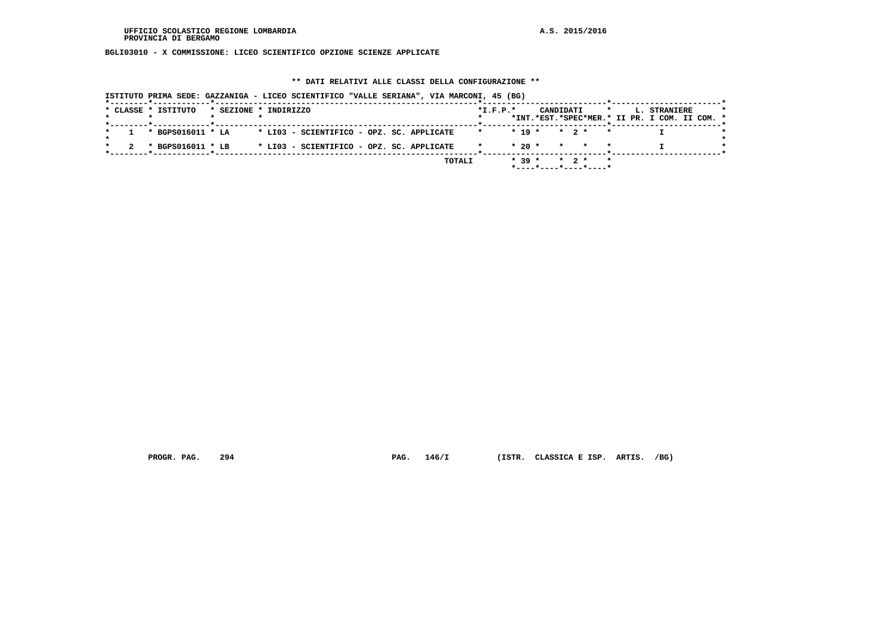UFFICIO SCOLASTICO REGIONE LOMBARDIA
PROVINCIA DI BERGAMO

A.S. 2015/2016

**BGLI03010 - X COMMISSIONE: LICEO SCIENTIFICO OPZIONE SCIENZE APPLICATE**

## ** DATI RELATIVI ALLE CLASSI DELLA CONFIGURAZIONE **

ISTITUTO PRIMA SEDE: GAZZANIGA - LICEO SCIENTIFICO "VALLE SERIANA", VIA MARCONI, 45 (BG)

| CLASSE | ISTITUTO | SEZIONE | INDIRIZZO | I.F.P. | CANDIDATI INT. | CANDIDATI EST. | CANDIDATI SPEC | CANDIDATI MER. | L. STRANIERE II PR. | L. STRANIERE I COM. | L. STRANIERE II COM. |
|---|---|---|---|---|---|---|---|---|---|---|---|
| 1 | BGPS016011 | LA | LI03 - SCIENTIFICO - OPZ. SC. APPLICATE | | 19 | | 2 | | | I | |
| 2 | BGPS016011 | LB | LI03 - SCIENTIFICO - OPZ. SC. APPLICATE | | 20 | | | | | I | |
| | | | TOTALI | | 39 | | 2 | | | | |

PROGR. PAG. 294 PAG. 146/I (ISTR. CLASSICA E ISP. ARTIS. /BG)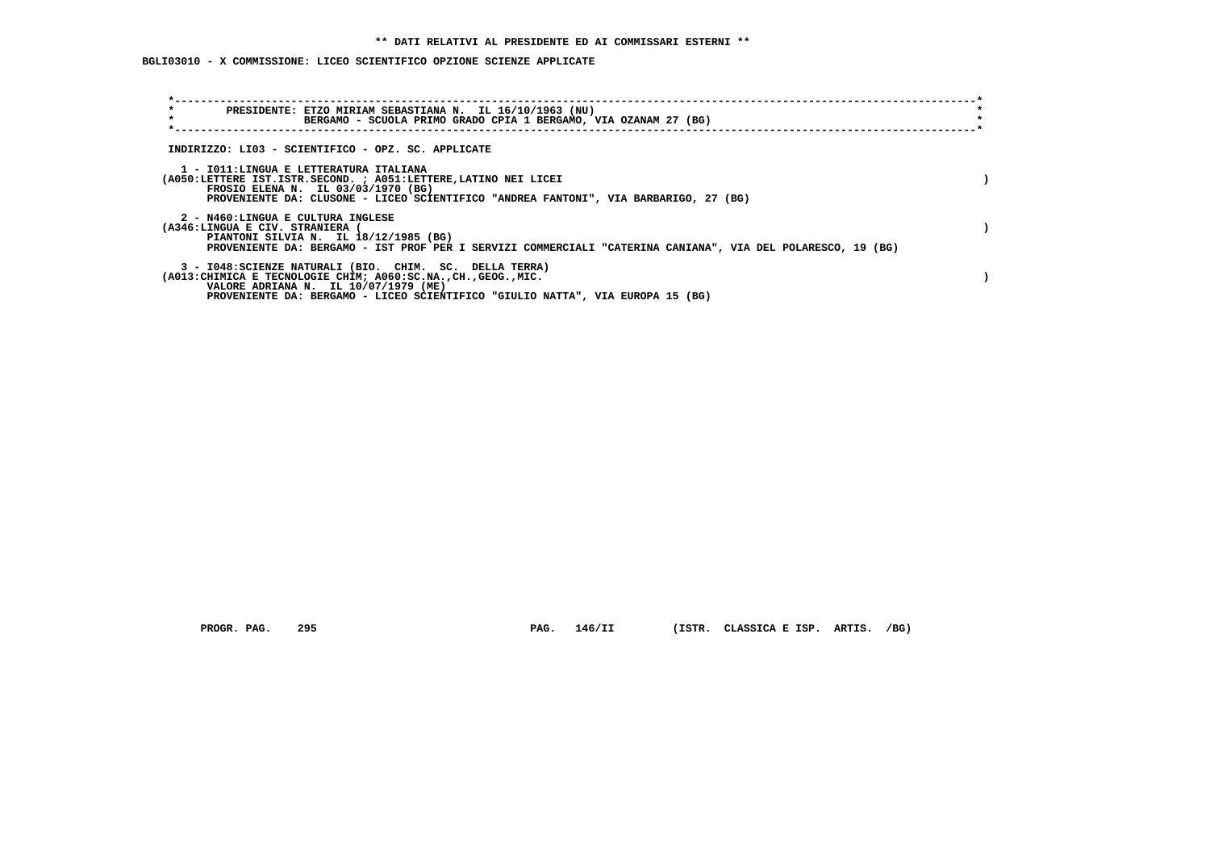**\*\* DATI RELATIVI AL PRESIDENTE ED AI COMMISSARI ESTERNI \*\***

**BGLI03010 - X COMMISSIONE: LICEO SCIENTIFICO OPZIONE SCIENZE APPLICATE**

PRESIDENTE: ETZO MIRIAM SEBASTIANA N. IL 16/10/1963 (NU)
BERGAMO - SCUOLA PRIMO GRADO CPIA 1 BERGAMO, VIA OZANAM 27 (BG)

INDIRIZZO: LI03 - SCIENTIFICO - OPZ. SC. APPLICATE

1 - I011:LINGUA E LETTERATURA ITALIANA
(A050:LETTERE IST.ISTR.SECOND. ; A051:LETTERE,LATINO NEI LICEI )
FROSIO ELENA N. IL 03/03/1970 (BG)
PROVENIENTE DA: CLUSONE - LICEO SCIENTIFICO "ANDREA FANTONI", VIA BARBARIGO, 27 (BG)

2 - N460:LINGUA E CULTURA INGLESE
(A346:LINGUA E CIV. STRANIERA ( )
PIANTONI SILVIA N. IL 18/12/1985 (BG)
PROVENIENTE DA: BERGAMO - IST PROF PER I SERVIZI COMMERCIALI "CATERINA CANIANA", VIA DEL POLARESCO, 19 (BG)

3 - I048:SCIENZE NATURALI (BIO. CHIM. SC. DELLA TERRA)
(A013:CHIMICA E TECNOLOGIE CHIM; A060:SC.NA.,CH.,GEOG.,MIC. )
VALORE ADRIANA N. IL 10/07/1979 (ME)
PROVENIENTE DA: BERGAMO - LICEO SCIENTIFICO "GIULIO NATTA", VIA EUROPA 15 (BG)

PROGR. PAG. 295 PAG. 146/II (ISTR. CLASSICA E ISP. ARTIS. /BG)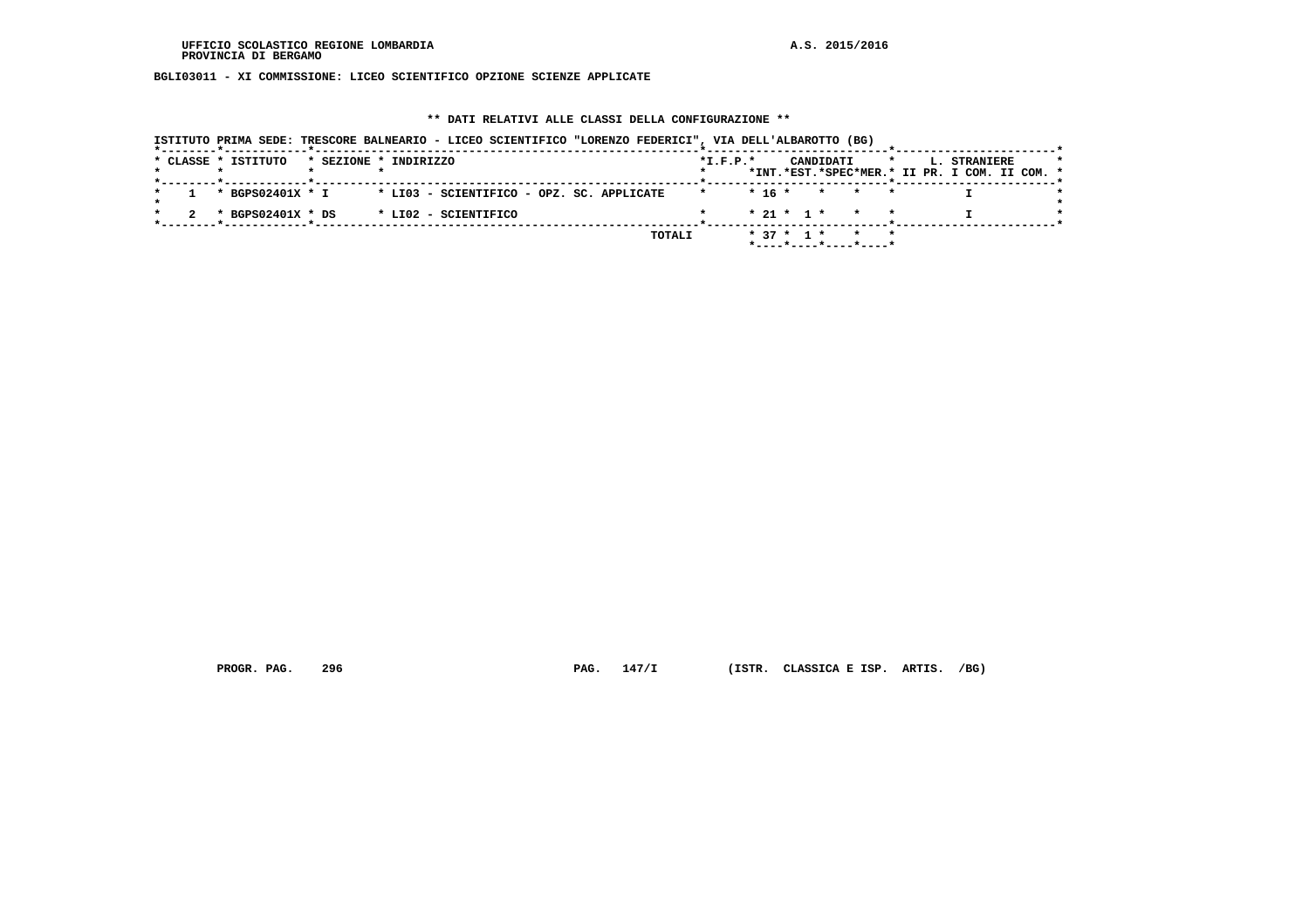UFFICIO SCOLASTICO REGIONE LOMBARDIA
PROVINCIA DI BERGAMO

A.S. 2015/2016

BGLI03011 - XI COMMISSIONE: LICEO SCIENTIFICO OPZIONE SCIENZE APPLICATE

** DATI RELATIVI ALLE CLASSI DELLA CONFIGURAZIONE **

ISTITUTO PRIMA SEDE: TRESCORE BALNEARIO - LICEO SCIENTIFICO "LORENZO FEDERICI", VIA DELL'ALBAROTTO (BG)

| CLASSE | ISTITUTO | SEZIONE | INDIRIZZO | I.F.P. | CANDIDATI INT. | CANDIDATI EST. | CANDIDATI SPEC | CANDIDATI MER. | L. STRANIERE II PR. | L. STRANIERE I COM. | L. STRANIERE II COM. |
|---|---|---|---|---|---|---|---|---|---|---|---|
| 1 | BGPS02401X | I | LI03 - SCIENTIFICO - OPZ. SC. APPLICATE | | 16 | | | | | I | |
| 2 | BGPS02401X | DS | LI02 - SCIENTIFICO | | 21 | 1 | | | | I | |
| | | | TOTALI | | 37 | 1 | | | | | |

PROGR. PAG. 296 PAG. 147/I (ISTR. CLASSICA E ISP. ARTIS. /BG)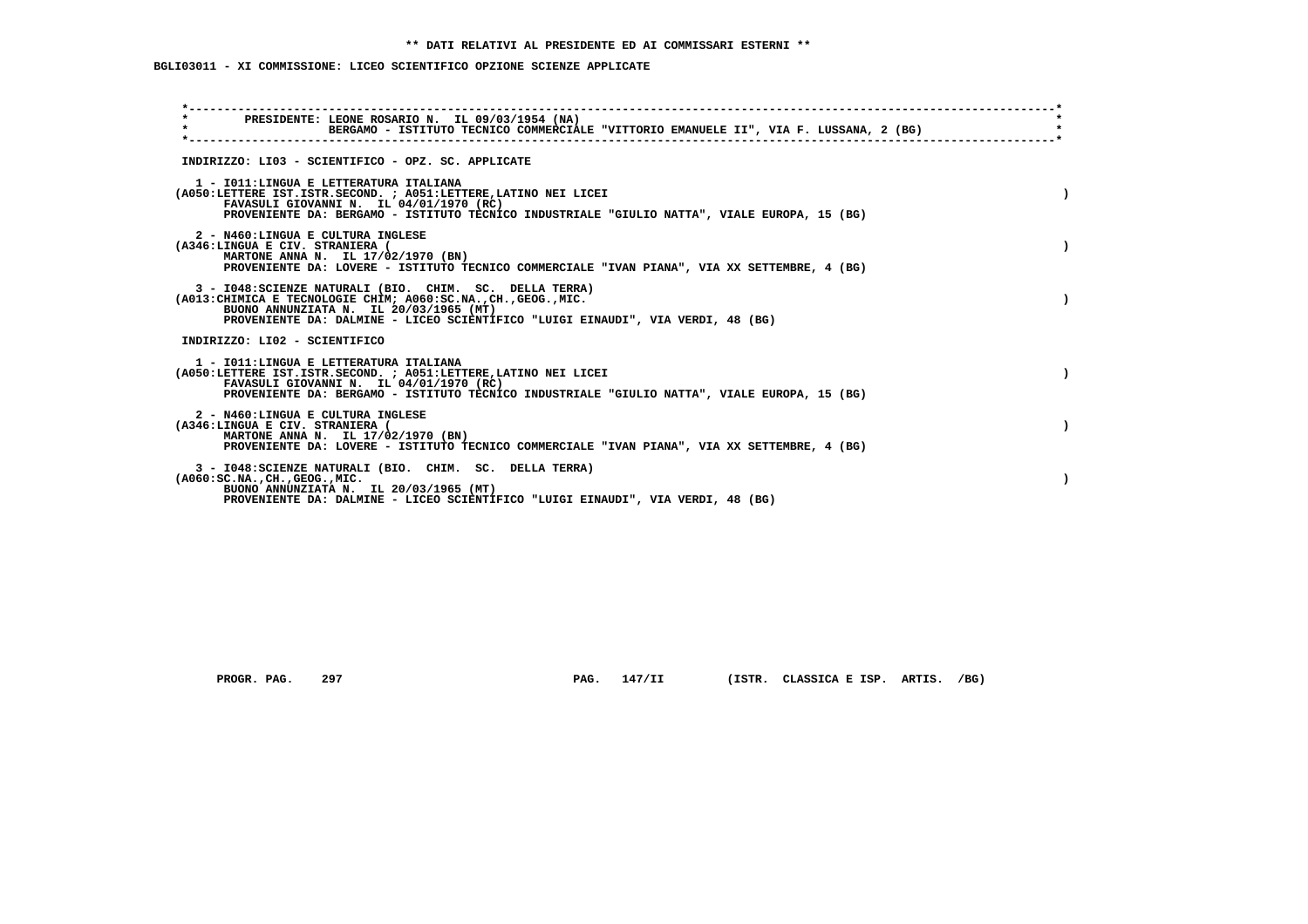**\*\* DATI RELATIVI AL PRESIDENTE ED AI COMMISSARI ESTERNI \*\***

**BGLI03011 - XI COMMISSIONE: LICEO SCIENTIFICO OPZIONE SCIENZE APPLICATE**

PRESIDENTE: LEONE ROSARIO N. IL 09/03/1954 (NA)
BERGAMO - ISTITUTO TECNICO COMMERCIALE "VITTORIO EMANUELE II", VIA F. LUSSANA, 2 (BG)

INDIRIZZO: LI03 - SCIENTIFICO - OPZ. SC. APPLICATE

1 - I011:LINGUA E LETTERATURA ITALIANA
(A050:LETTERE IST.ISTR.SECOND. ; A051:LETTERE,LATINO NEI LICEI )
FAVASULI GIOVANNI N. IL 04/01/1970 (RC)
PROVENIENTE DA: BERGAMO - ISTITUTO TECNICO INDUSTRIALE "GIULIO NATTA", VIALE EUROPA, 15 (BG)

2 - N460:LINGUA E CULTURA INGLESE
(A346:LINGUA E CIV. STRANIERA ( )
MARTONE ANNA N. IL 17/02/1970 (BN)
PROVENIENTE DA: LOVERE - ISTITUTO TECNICO COMMERCIALE "IVAN PIANA", VIA XX SETTEMBRE, 4 (BG)

3 - I048:SCIENZE NATURALI (BIO. CHIM. SC. DELLA TERRA)
(A013:CHIMICA E TECNOLOGIE CHIM; A060:SC.NA.,CH.,GEOG.,MIC. )
BUONO ANNUNZIATA N. IL 20/03/1965 (MT)
PROVENIENTE DA: DALMINE - LICEO SCIENTIFICO "LUIGI EINAUDI", VIA VERDI, 48 (BG)

INDIRIZZO: LI02 - SCIENTIFICO

1 - I011:LINGUA E LETTERATURA ITALIANA
(A050:LETTERE IST.ISTR.SECOND. ; A051:LETTERE,LATINO NEI LICEI )
FAVASULI GIOVANNI N. IL 04/01/1970 (RC)
PROVENIENTE DA: BERGAMO - ISTITUTO TECNICO INDUSTRIALE "GIULIO NATTA", VIALE EUROPA, 15 (BG)

2 - N460:LINGUA E CULTURA INGLESE
(A346:LINGUA E CIV. STRANIERA ( )
MARTONE ANNA N. IL 17/02/1970 (BN)
PROVENIENTE DA: LOVERE - ISTITUTO TECNICO COMMERCIALE "IVAN PIANA", VIA XX SETTEMBRE, 4 (BG)

3 - I048:SCIENZE NATURALI (BIO. CHIM. SC. DELLA TERRA)
(A060:SC.NA.,CH.,GEOG.,MIC. )
BUONO ANNUNZIATA N. IL 20/03/1965 (MT)
PROVENIENTE DA: DALMINE - LICEO SCIENTIFICO "LUIGI EINAUDI", VIA VERDI, 48 (BG)

PROGR. PAG. 297 PAG. 147/II (ISTR. CLASSICA E ISP. ARTIS. /BG)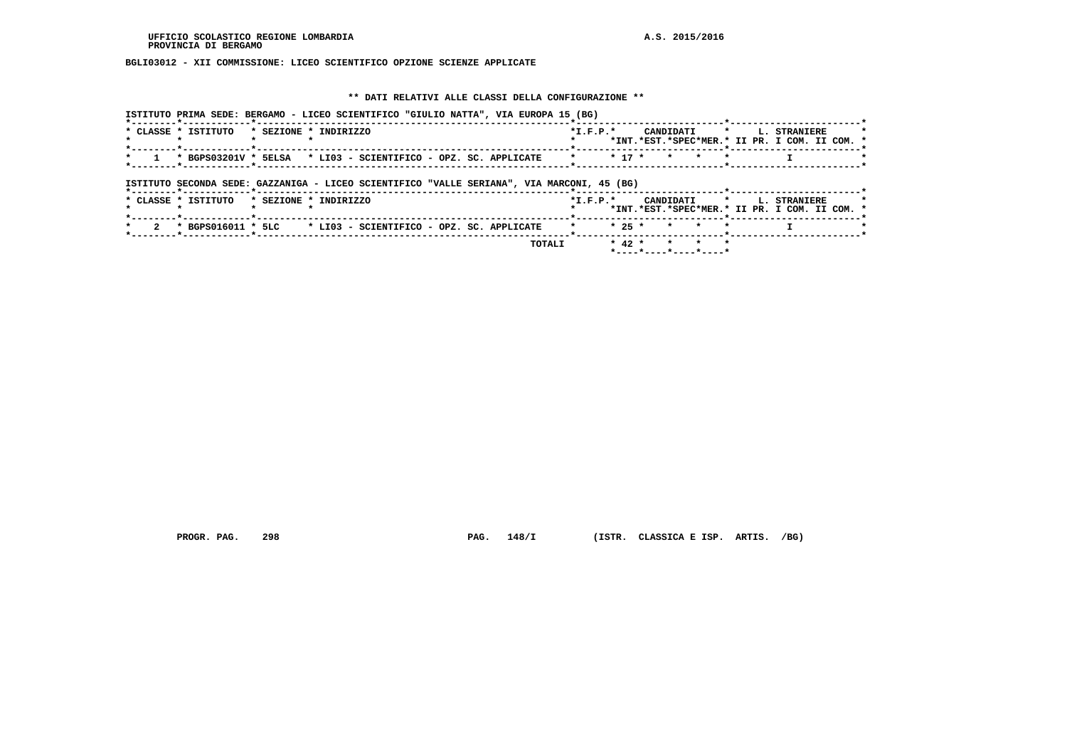UFFICIO SCOLASTICO REGIONE LOMBARDIA A.S. 2015/2016
PROVINCIA DI BERGAMO

**BGLI03012 - XII COMMISSIONE: LICEO SCIENTIFICO OPZIONE SCIENZE APPLICATE**

**\*\* DATI RELATIVI ALLE CLASSI DELLA CONFIGURAZIONE \*\***

ISTITUTO PRIMA SEDE: BERGAMO - LICEO SCIENTIFICO "GIULIO NATTA", VIA EUROPA 15 (BG)

| CLASSE | ISTITUTO | SEZIONE | INDIRIZZO | I.F.P. | CANDIDATI INT. | CANDIDATI EST. | CANDIDATI SPEC | CANDIDATI MER. | L. STRANIERE II PR. | L. STRANIERE I COM. | L. STRANIERE II COM. |
|---|---|---|---|---|---|---|---|---|---|---|---|
| 1 | BGPS03201V | 5ELSA | LI03 - SCIENTIFICO - OPZ. SC. APPLICATE | | 17 | | | | | I | |

ISTITUTO SECONDA SEDE: GAZZANIGA - LICEO SCIENTIFICO "VALLE SERIANA", VIA MARCONI, 45 (BG)

| CLASSE | ISTITUTO | SEZIONE | INDIRIZZO | I.F.P. | CANDIDATI INT. | CANDIDATI EST. | CANDIDATI SPEC | CANDIDATI MER. | L. STRANIERE II PR. | L. STRANIERE I COM. | L. STRANIERE II COM. |
|---|---|---|---|---|---|---|---|---|---|---|---|
| 2 | BGPS016011 | 5LC | LI03 - SCIENTIFICO - OPZ. SC. APPLICATE | | 25 | | | | | I | |
| | | | TOTALI | | 42 | | | | | | |

PROGR. PAG. 298 PAG. 148/I (ISTR. CLASSICA E ISP. ARTIS. /BG)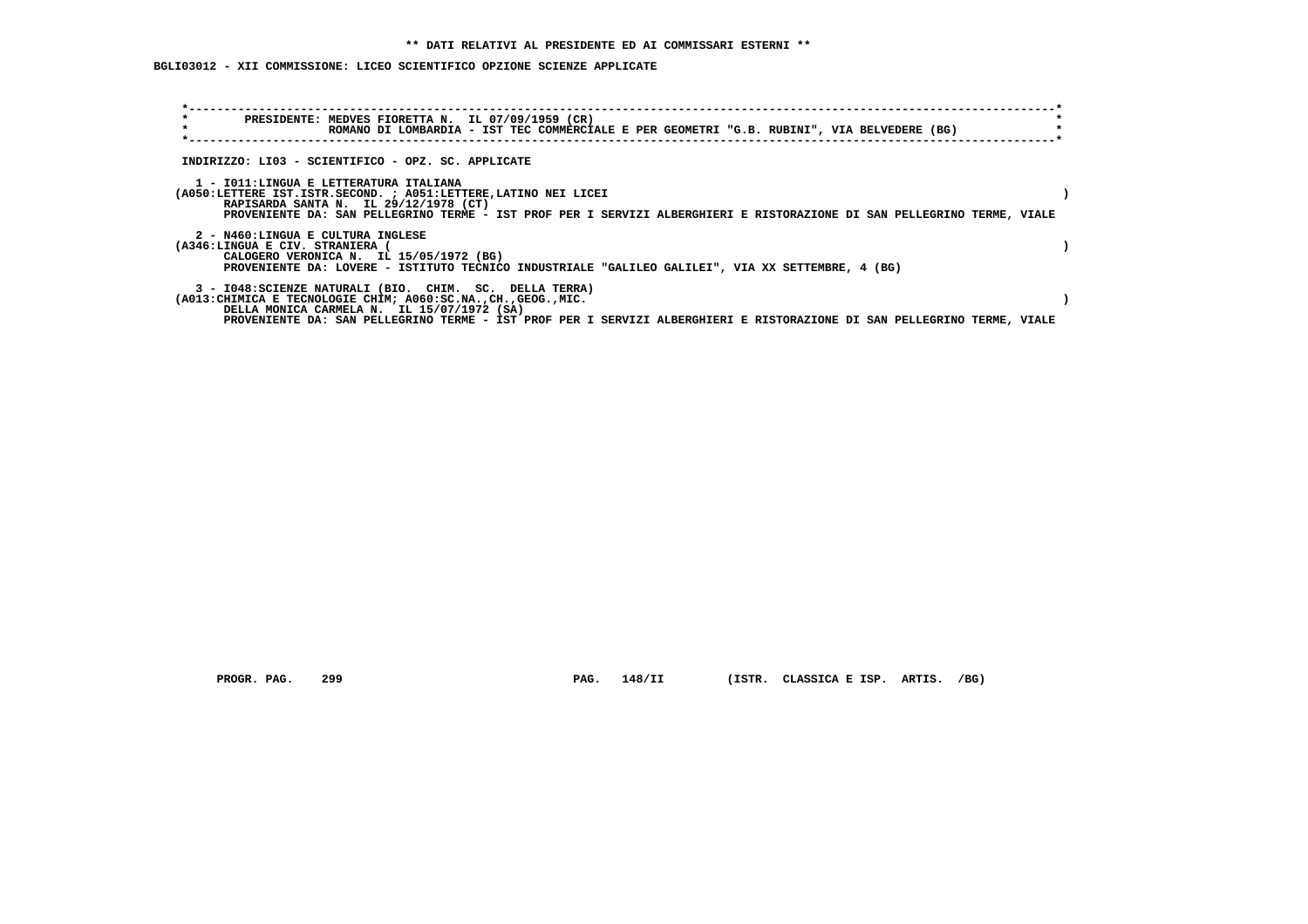**\*\* DATI RELATIVI AL PRESIDENTE ED AI COMMISSARI ESTERNI \*\***

**BGLI03012 - XII COMMISSIONE: LICEO SCIENTIFICO OPZIONE SCIENZE APPLICATE**

PRESIDENTE: MEDVES FIORETTA N. IL 07/09/1959 (CR)
ROMANO DI LOMBARDIA - IST TEC COMMERCIALE E PER GEOMETRI "G.B. RUBINI", VIA BELVEDERE (BG)

INDIRIZZO: LI03 - SCIENTIFICO - OPZ. SC. APPLICATE

1 - I011:LINGUA E LETTERATURA ITALIANA
(A050:LETTERE IST.ISTR.SECOND. ; A051:LETTERE,LATINO NEI LICEI )
RAPISARDA SANTA N. IL 29/12/1978 (CT)
PROVENIENTE DA: SAN PELLEGRINO TERME - IST PROF PER I SERVIZI ALBERGHIERI E RISTORAZIONE DI SAN PELLEGRINO TERME, VIALE

2 - N460:LINGUA E CULTURA INGLESE
(A346:LINGUA E CIV. STRANIERA ( )
CALOGERO VERONICA N. IL 15/05/1972 (BG)
PROVENIENTE DA: LOVERE - ISTITUTO TECNICO INDUSTRIALE "GALILEO GALILEI", VIA XX SETTEMBRE, 4 (BG)

3 - I048:SCIENZE NATURALI (BIO. CHIM. SC. DELLA TERRA)
(A013:CHIMICA E TECNOLOGIE CHIM; A060:SC.NA.,CH.,GEOG.,MIC. )
DELLA MONICA CARMELA N. IL 15/07/1972 (SA)
PROVENIENTE DA: SAN PELLEGRINO TERME - IST PROF PER I SERVIZI ALBERGHIERI E RISTORAZIONE DI SAN PELLEGRINO TERME, VIALE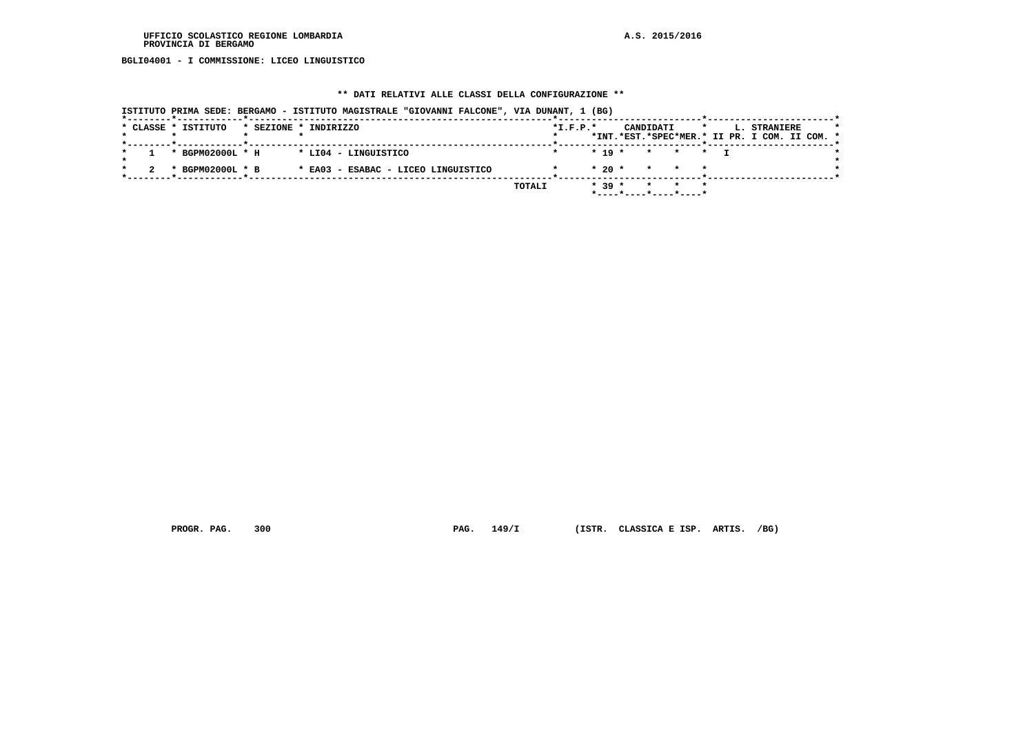UFFICIO SCOLASTICO REGIONE LOMBARDIA
PROVINCIA DI BERGAMO

A.S. 2015/2016

BGLI04001 - I COMMISSIONE: LICEO LINGUISTICO

## ** DATI RELATIVI ALLE CLASSI DELLA CONFIGURAZIONE **

ISTITUTO PRIMA SEDE: BERGAMO - ISTITUTO MAGISTRALE "GIOVANNI FALCONE", VIA DUNANT, 1 (BG)

| CLASSE | ISTITUTO | SEZIONE | INDIRIZZO | I.F.P. | CANDIDATI INT. | CANDIDATI EST. | CANDIDATI SPEC | CANDIDATI MER. | L. STRANIERE II PR. | L. STRANIERE I COM. | L. STRANIERE II COM. |
|---|---|---|---|---|---|---|---|---|---|---|---|
| 1 | BGPM02000L | H | LI04 - LINGUISTICO | | 19 | | | | I | | |
| 2 | BGPM02000L | B | EA03 - ESABAC - LICEO LINGUISTICO | | 20 | | | | | | |
| | | | TOTALI | | 39 | | | | | | |

PROGR. PAG. 300 PAG. 149/I (ISTR. CLASSICA E ISP. ARTIS. /BG)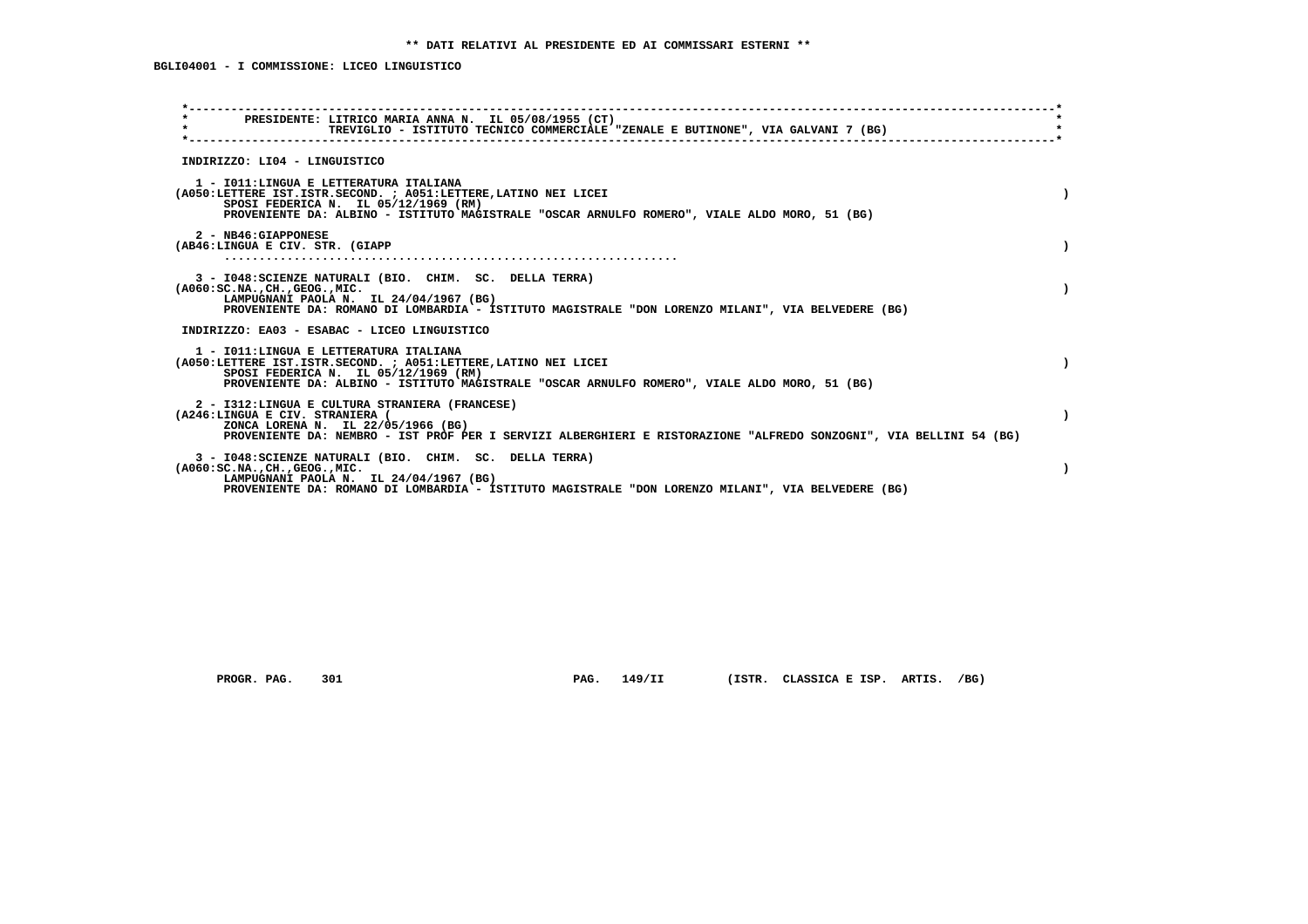**\*\* DATI RELATIVI AL PRESIDENTE ED AI COMMISSARI ESTERNI \*\***

**BGLI04001 - I COMMISSIONE: LICEO LINGUISTICO**

PRESIDENTE: LITRICO MARIA ANNA N. IL 05/08/1955 (CT)
TREVIGLIO - ISTITUTO TECNICO COMMERCIALE "ZENALE E BUTINONE", VIA GALVANI 7 (BG)

INDIRIZZO: LI04 - LINGUISTICO

1 - I011:LINGUA E LETTERATURA ITALIANA
(A050:LETTERE IST.ISTR.SECOND. ; A051:LETTERE,LATINO NEI LICEI )
SPOSI FEDERICA N. IL 05/12/1969 (RM)
PROVENIENTE DA: ALBINO - ISTITUTO MAGISTRALE "OSCAR ARNULFO ROMERO", VIALE ALDO MORO, 51 (BG)

2 - NB46:GIAPPONESE
(AB46:LINGUA E CIV. STR. (GIAPP )
.................................................................

3 - I048:SCIENZE NATURALI (BIO. CHIM. SC. DELLA TERRA)
(A060:SC.NA.,CH.,GEOG.,MIC. )
LAMPUGNANI PAOLA N. IL 24/04/1967 (BG)
PROVENIENTE DA: ROMANO DI LOMBARDIA - ISTITUTO MAGISTRALE "DON LORENZO MILANI", VIA BELVEDERE (BG)

INDIRIZZO: EA03 - ESABAC - LICEO LINGUISTICO

1 - I011:LINGUA E LETTERATURA ITALIANA
(A050:LETTERE IST.ISTR.SECOND. ; A051:LETTERE,LATINO NEI LICEI )
SPOSI FEDERICA N. IL 05/12/1969 (RM)
PROVENIENTE DA: ALBINO - ISTITUTO MAGISTRALE "OSCAR ARNULFO ROMERO", VIALE ALDO MORO, 51 (BG)

2 - I312:LINGUA E CULTURA STRANIERA (FRANCESE)
(A246:LINGUA E CIV. STRANIERA ( )
ZONCA LORENA N. IL 22/05/1966 (BG)
PROVENIENTE DA: NEMBRO - IST PROF PER I SERVIZI ALBERGHIERI E RISTORAZIONE "ALFREDO SONZOGNI", VIA BELLINI 54 (BG)

3 - I048:SCIENZE NATURALI (BIO. CHIM. SC. DELLA TERRA)
(A060:SC.NA.,CH.,GEOG.,MIC. )
LAMPUGNANI PAOLA N. IL 24/04/1967 (BG)
PROVENIENTE DA: ROMANO DI LOMBARDIA - ISTITUTO MAGISTRALE "DON LORENZO MILANI", VIA BELVEDERE (BG)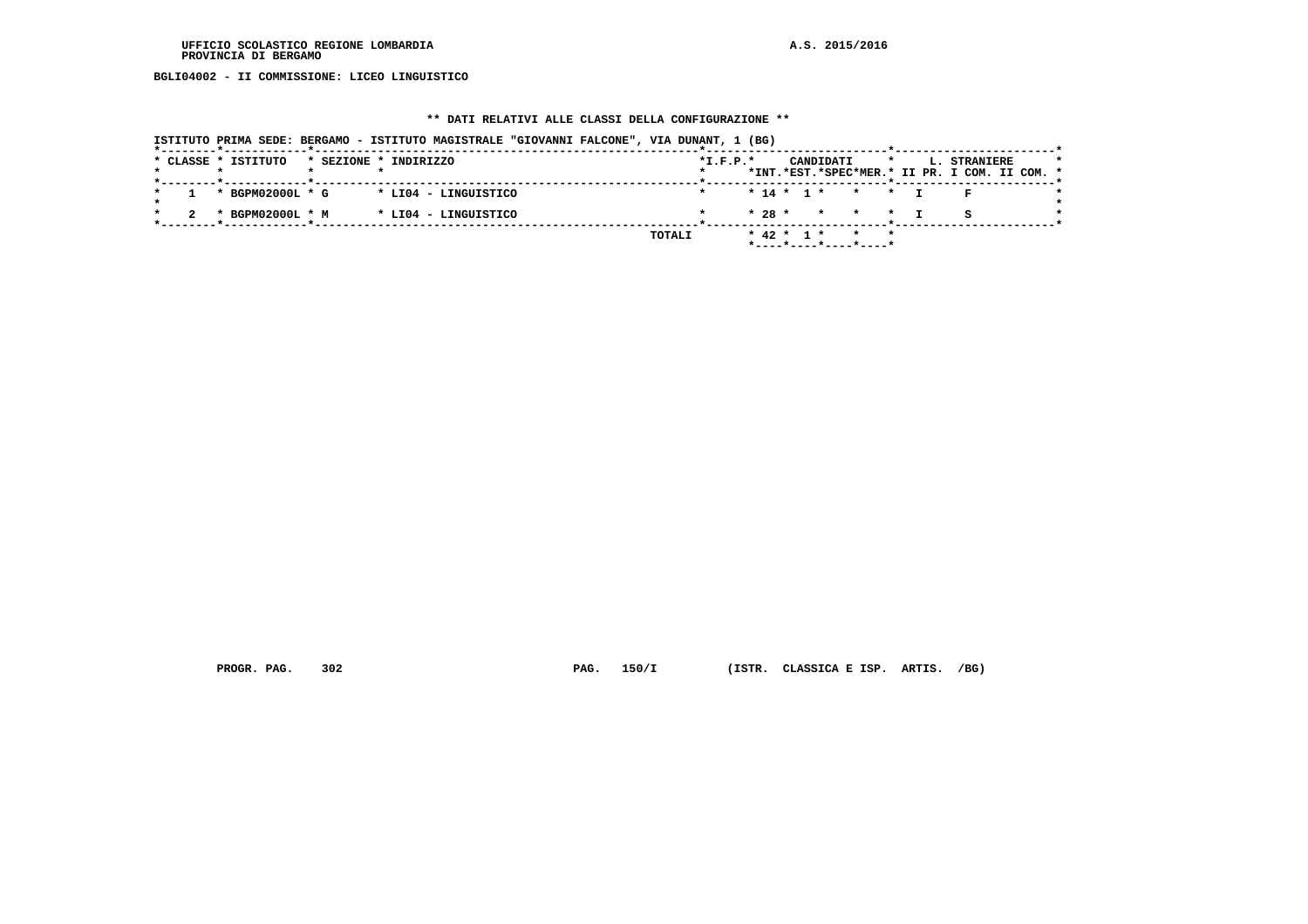UFFICIO SCOLASTICO REGIONE LOMBARDIA
PROVINCIA DI BERGAMO

A.S. 2015/2016

**BGLI04002 - II COMMISSIONE: LICEO LINGUISTICO**

**\*\* DATI RELATIVI ALLE CLASSI DELLA CONFIGURAZIONE \*\***

ISTITUTO PRIMA SEDE: BERGAMO - ISTITUTO MAGISTRALE "GIOVANNI FALCONE", VIA DUNANT, 1 (BG)

| CLASSE | ISTITUTO | SEZIONE | INDIRIZZO | I.F.P. | CANDIDATI INT. | CANDIDATI EST. | CANDIDATI SPEC | CANDIDATI MER. | L. STRANIERE II PR. | L. STRANIERE I COM. | L. STRANIERE II COM. |
|---|---|---|---|---|---|---|---|---|---|---|---|
| 1 | BGPM02000L | G | LI04 - LINGUISTICO | | 14 | 1 | | | I | F | |
| 2 | BGPM02000L | M | LI04 - LINGUISTICO | | 28 | | | | I | S | |
| | | | TOTALI | | 42 | 1 | | | | | |

PROGR. PAG. 302 PAG. 150/I (ISTR. CLASSICA E ISP. ARTIS. /BG)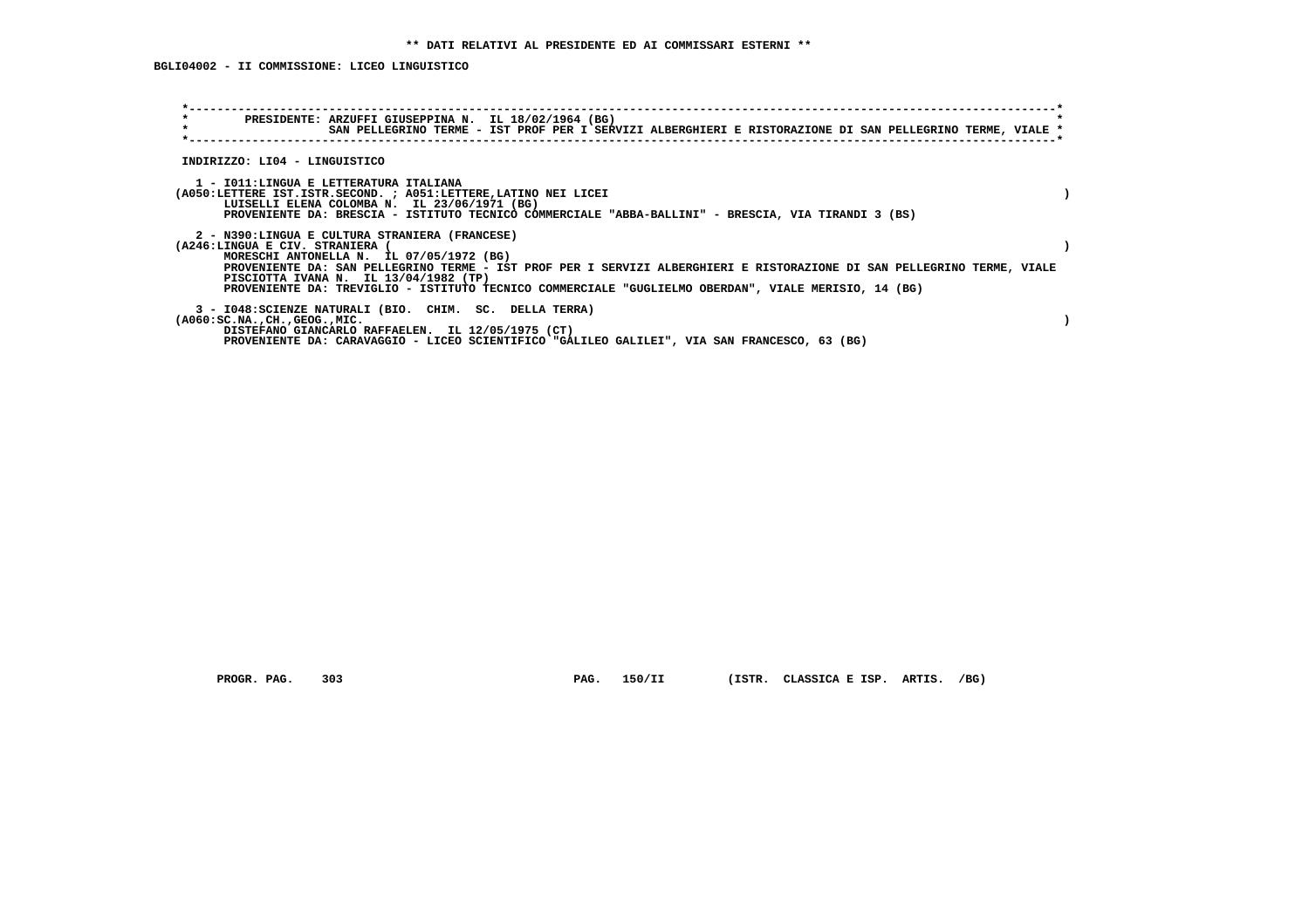** DATI RELATIVI AL PRESIDENTE ED AI COMMISSARI ESTERNI **

BGLI04002 - II COMMISSIONE: LICEO LINGUISTICO

PRESIDENTE: ARZUFFI GIUSEPPINA N. IL 18/02/1964 (BG)
SAN PELLEGRINO TERME - IST PROF PER I SERVIZI ALBERGHIERI E RISTORAZIONE DI SAN PELLEGRINO TERME, VIALE

INDIRIZZO: LI04 - LINGUISTICO

1 - I011:LINGUA E LETTERATURA ITALIANA
(A050:LETTERE IST.ISTR.SECOND. ; A051:LETTERE,LATINO NEI LICEI )
LUISELLI ELENA COLOMBA N. IL 23/06/1971 (BG)
PROVENIENTE DA: BRESCIA - ISTITUTO TECNICO COMMERCIALE "ABBA-BALLINI" - BRESCIA, VIA TIRANDI 3 (BS)

2 - N390:LINGUA E CULTURA STRANIERA (FRANCESE)
(A246:LINGUA E CIV. STRANIERA ( )
MORESCHI ANTONELLA N. IL 07/05/1972 (BG)
PROVENIENTE DA: SAN PELLEGRINO TERME - IST PROF PER I SERVIZI ALBERGHIERI E RISTORAZIONE DI SAN PELLEGRINO TERME, VIALE
PISCIOTTA IVANA N. IL 13/04/1982 (TP)
PROVENIENTE DA: TREVIGLIO - ISTITUTO TECNICO COMMERCIALE "GUGLIELMO OBERDAN", VIALE MERISIO, 14 (BG)

3 - I048:SCIENZE NATURALI (BIO. CHIM. SC. DELLA TERRA)
(A060:SC.NA.,CH.,GEOG.,MIC. )
DISTEFANO GIANCARLO RAFFAELEN. IL 12/05/1975 (CT)
PROVENIENTE DA: CARAVAGGIO - LICEO SCIENTIFICO "GALILEO GALILEI", VIA SAN FRANCESCO, 63 (BG)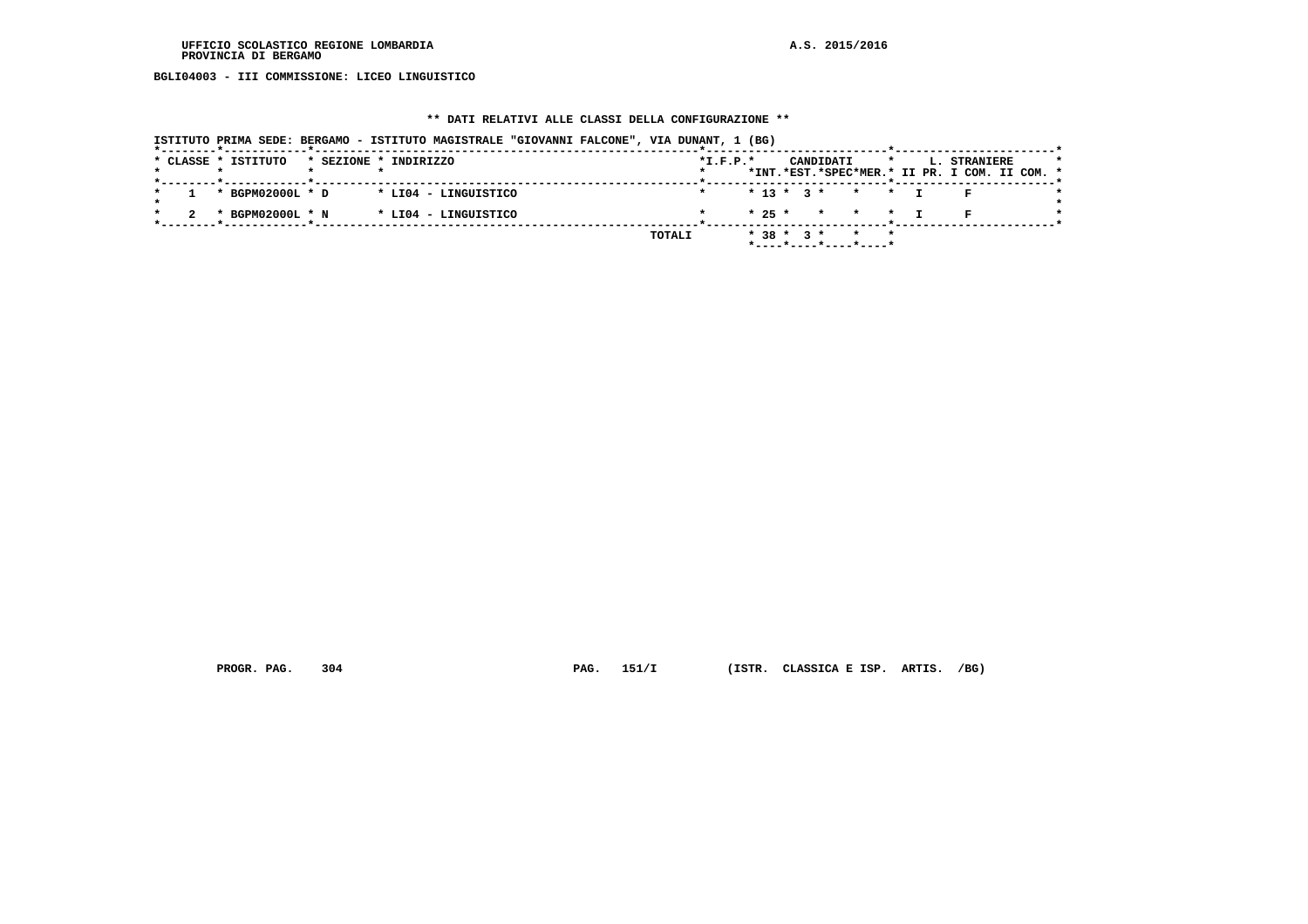UFFICIO SCOLASTICO REGIONE LOMBARDIA
PROVINCIA DI BERGAMO

A.S. 2015/2016

BGLI04003 - III COMMISSIONE: LICEO LINGUISTICO

## ** DATI RELATIVI ALLE CLASSI DELLA CONFIGURAZIONE **

ISTITUTO PRIMA SEDE: BERGAMO - ISTITUTO MAGISTRALE "GIOVANNI FALCONE", VIA DUNANT, 1 (BG)

| CLASSE | ISTITUTO | SEZIONE | INDIRIZZO | I.F.P. | CANDIDATI INT. | CANDIDATI EST. | CANDIDATI SPEC | CANDIDATI MER. | L. STRANIERE II PR. | L. STRANIERE I COM. | L. STRANIERE II COM. |
|---|---|---|---|---|---|---|---|---|---|---|---|
| 1 | BGPM02000L | D | LI04 - LINGUISTICO | | 13 | 3 | | | I | F | |
| 2 | BGPM02000L | N | LI04 - LINGUISTICO | | 25 | | | | I | F | |
| | | | TOTALI | | 38 | 3 | | | | | |

PROGR. PAG. 304 PAG. 151/I (ISTR. CLASSICA E ISP. ARTIS. /BG)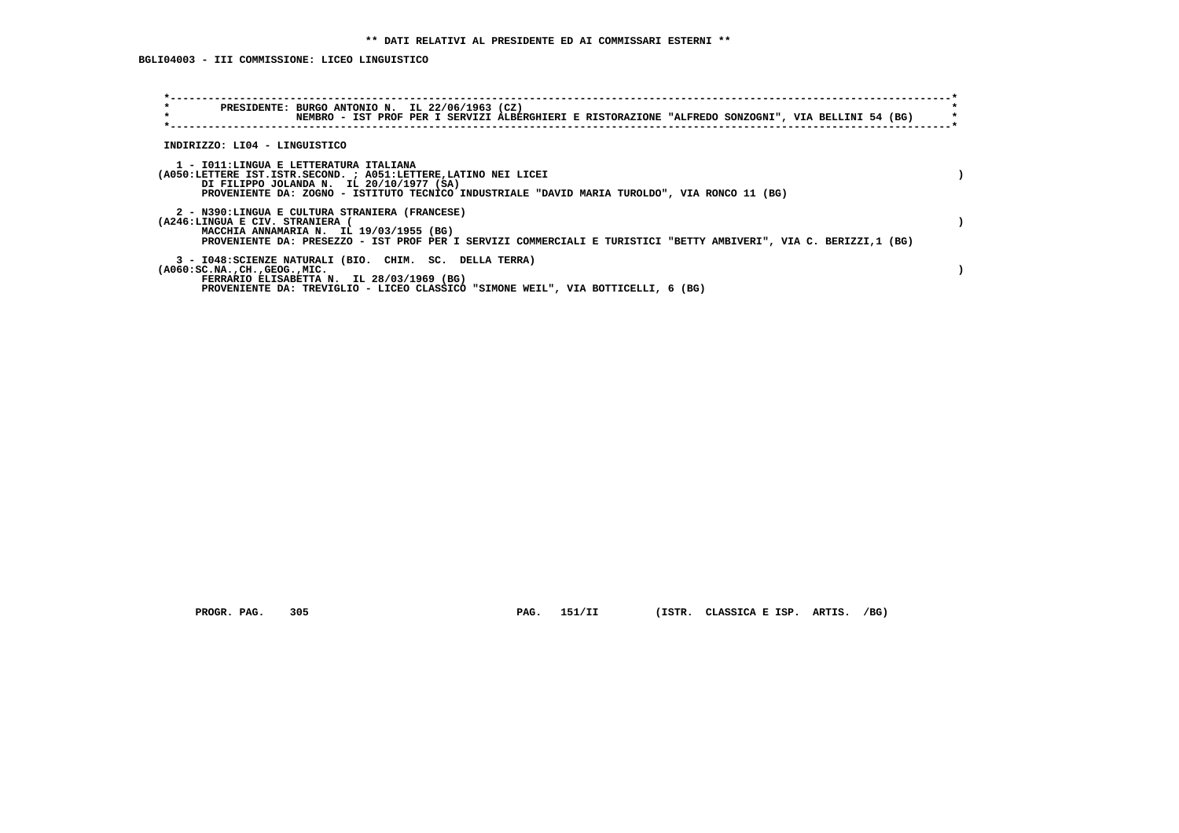** DATI RELATIVI AL PRESIDENTE ED AI COMMISSARI ESTERNI **

BGLI04003 - III COMMISSIONE: LICEO LINGUISTICO

PRESIDENTE: BURGO ANTONIO N. IL 22/06/1963 (CZ)
NEMBRO - IST PROF PER I SERVIZI ALBERGHIERI E RISTORAZIONE "ALFREDO SONZOGNI", VIA BELLINI 54 (BG)

INDIRIZZO: LI04 - LINGUISTICO

1 - I011:LINGUA E LETTERATURA ITALIANA
(A050:LETTERE IST.ISTR.SECOND. ; A051:LETTERE,LATINO NEI LICEI )
DI FILIPPO JOLANDA N. IL 20/10/1977 (SA)
PROVENIENTE DA: ZOGNO - ISTITUTO TECNICO INDUSTRIALE "DAVID MARIA TUROLDO", VIA RONCO 11 (BG)

2 - N390:LINGUA E CULTURA STRANIERA (FRANCESE)
(A246:LINGUA E CIV. STRANIERA ( )
MACCHIA ANNAMARIA N. IL 19/03/1955 (BG)
PROVENIENTE DA: PRESEZZO - IST PROF PER I SERVIZI COMMERCIALI E TURISTICI "BETTY AMBIVERI", VIA C. BERIZZI,1 (BG)

3 - I048:SCIENZE NATURALI (BIO. CHIM. SC. DELLA TERRA)
(A060:SC.NA.,CH.,GEOG.,MIC. )
FERRARIO ELISABETTA N. IL 28/03/1969 (BG)
PROVENIENTE DA: TREVIGLIO - LICEO CLASSICO "SIMONE WEIL", VIA BOTTICELLI, 6 (BG)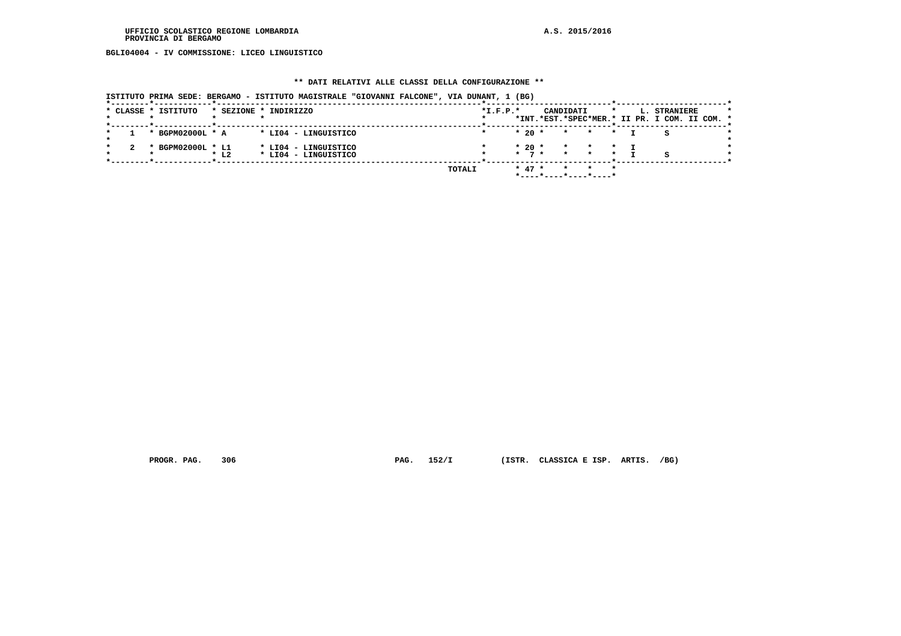UFFICIO SCOLASTICO REGIONE LOMBARDIA
PROVINCIA DI BERGAMO

A.S. 2015/2016

BGLI04004 - IV COMMISSIONE: LICEO LINGUISTICO

** DATI RELATIVI ALLE CLASSI DELLA CONFIGURAZIONE **

ISTITUTO PRIMA SEDE: BERGAMO - ISTITUTO MAGISTRALE "GIOVANNI FALCONE", VIA DUNANT, 1 (BG)

| CLASSE | ISTITUTO | SEZIONE | INDIRIZZO | I.F.P. | CANDIDATI INT. | CANDIDATI EST. | CANDIDATI SPEC | CANDIDATI MER. | L. STRANIERE II PR. | L. STRANIERE I COM. | L. STRANIERE II COM. |
|---|---|---|---|---|---|---|---|---|---|---|---|
| 1 | BGPM02000L | A | LI04 - LINGUISTICO | | 20 | | | | I | S | |
| 2 | BGPM02000L | L1 | LI04 - LINGUISTICO | | 20 | | | | I | | |
| | | L2 | LI04 - LINGUISTICO | | 7 | | | | I | S | |
| | | | TOTALI | | 47 | | | | | | |

PROGR. PAG. 306 PAG. 152/I (ISTR. CLASSICA E ISP. ARTIS. /BG)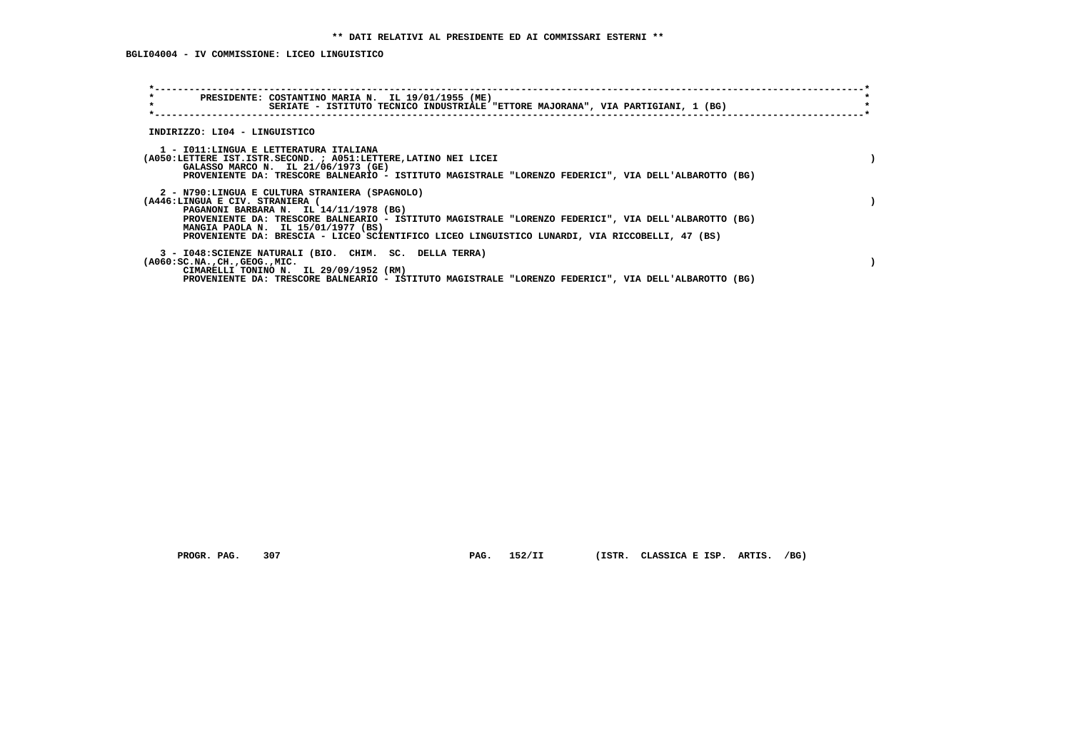**\*\* DATI RELATIVI AL PRESIDENTE ED AI COMMISSARI ESTERNI \*\***

**BGLI04004 - IV COMMISSIONE: LICEO LINGUISTICO**

**PRESIDENTE: COSTANTINO MARIA N. IL 19/01/1955 (ME)**
**SERIATE - ISTITUTO TECNICO INDUSTRIALE "ETTORE MAJORANA", VIA PARTIGIANI, 1 (BG)**

**INDIRIZZO: LI04 - LINGUISTICO**

**1 - I011:LINGUA E LETTERATURA ITALIANA**
**(A050:LETTERE IST.ISTR.SECOND. ; A051:LETTERE,LATINO NEI LICEI )**
**GALASSO MARCO N. IL 21/06/1973 (GE)**
**PROVENIENTE DA: TRESCORE BALNEARIO - ISTITUTO MAGISTRALE "LORENZO FEDERICI", VIA DELL'ALBAROTTO (BG)**

**2 - N790:LINGUA E CULTURA STRANIERA (SPAGNOLO)**
**(A446:LINGUA E CIV. STRANIERA ( )**
**PAGANONI BARBARA N. IL 14/11/1978 (BG)**
**PROVENIENTE DA: TRESCORE BALNEARIO - ISTITUTO MAGISTRALE "LORENZO FEDERICI", VIA DELL'ALBAROTTO (BG)**
**MANGIA PAOLA N. IL 15/01/1977 (BS)**
**PROVENIENTE DA: BRESCIA - LICEO SCIENTIFICO LICEO LINGUISTICO LUNARDI, VIA RICCOBELLI, 47 (BS)**

**3 - I048:SCIENZE NATURALI (BIO. CHIM. SC. DELLA TERRA)**
**(A060:SC.NA.,CH.,GEOG.,MIC. )**
**CIMARELLI TONINO N. IL 29/09/1952 (RM)**
**PROVENIENTE DA: TRESCORE BALNEARIO - ISTITUTO MAGISTRALE "LORENZO FEDERICI", VIA DELL'ALBAROTTO (BG)**

**PROGR. PAG. 307 PAG. 152/II (ISTR. CLASSICA E ISP. ARTIS. /BG)**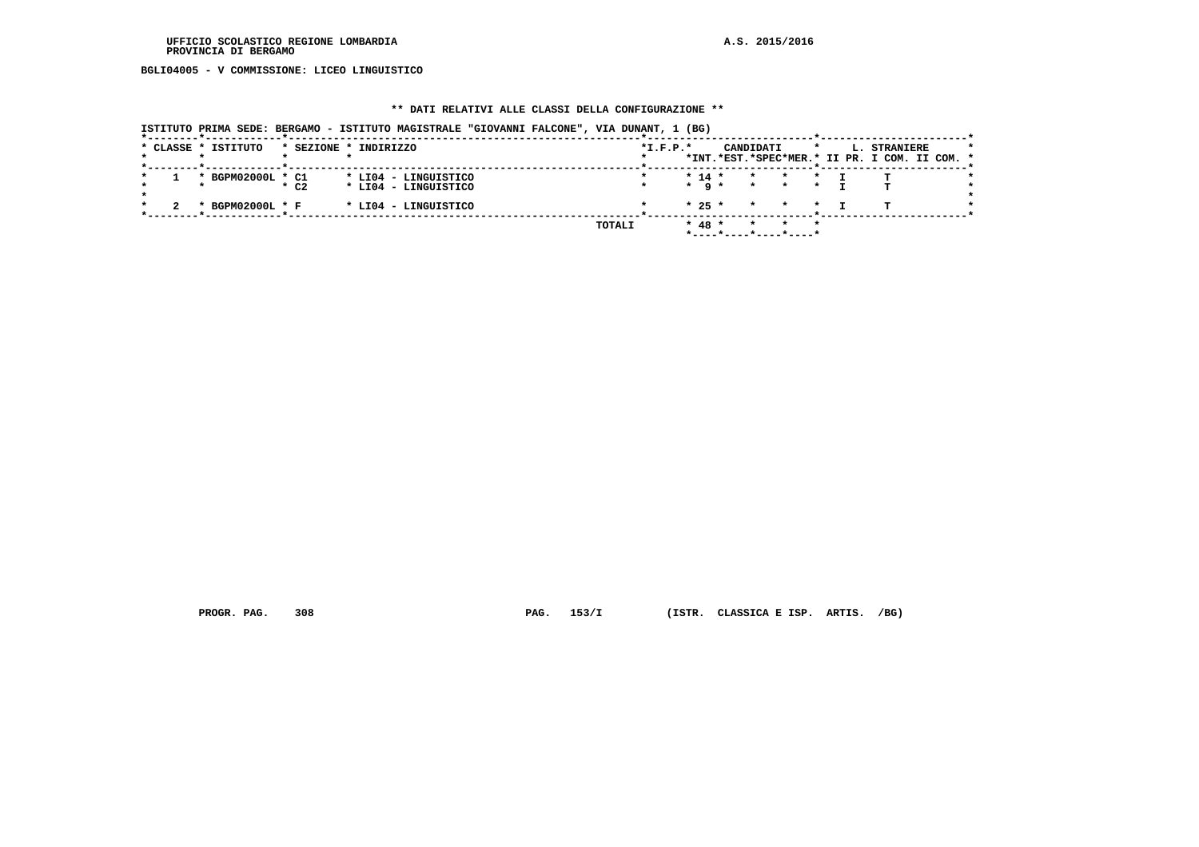UFFICIO SCOLASTICO REGIONE LOMBARDIA
PROVINCIA DI BERGAMO

A.S. 2015/2016

**BGLI04005 - V COMMISSIONE: LICEO LINGUISTICO**

## ** DATI RELATIVI ALLE CLASSI DELLA CONFIGURAZIONE **

ISTITUTO PRIMA SEDE: BERGAMO - ISTITUTO MAGISTRALE "GIOVANNI FALCONE", VIA DUNANT, 1 (BG)

| CLASSE | ISTITUTO | SEZIONE | INDIRIZZO | I.F.P. | CANDIDATI INT. | CANDIDATI EST. | CANDIDATI SPEC | CANDIDATI MER. | L. STRANIERE II PR. | L. STRANIERE I COM. | L. STRANIERE II COM. |
|---|---|---|---|---|---|---|---|---|---|---|---|
| 1 | BGPM02000L | C1 | LI04 - LINGUISTICO | | 14 | | | | I | T | |
| | | C2 | LI04 - LINGUISTICO | | 9 | | | | I | T | |
| 2 | BGPM02000L | F | LI04 - LINGUISTICO | | 25 | | | | I | T | |
| | | | | TOTALI | 48 | | | | | | |

PROGR. PAG. 308 PAG. 153/I (ISTR. CLASSICA E ISP. ARTIS. /BG)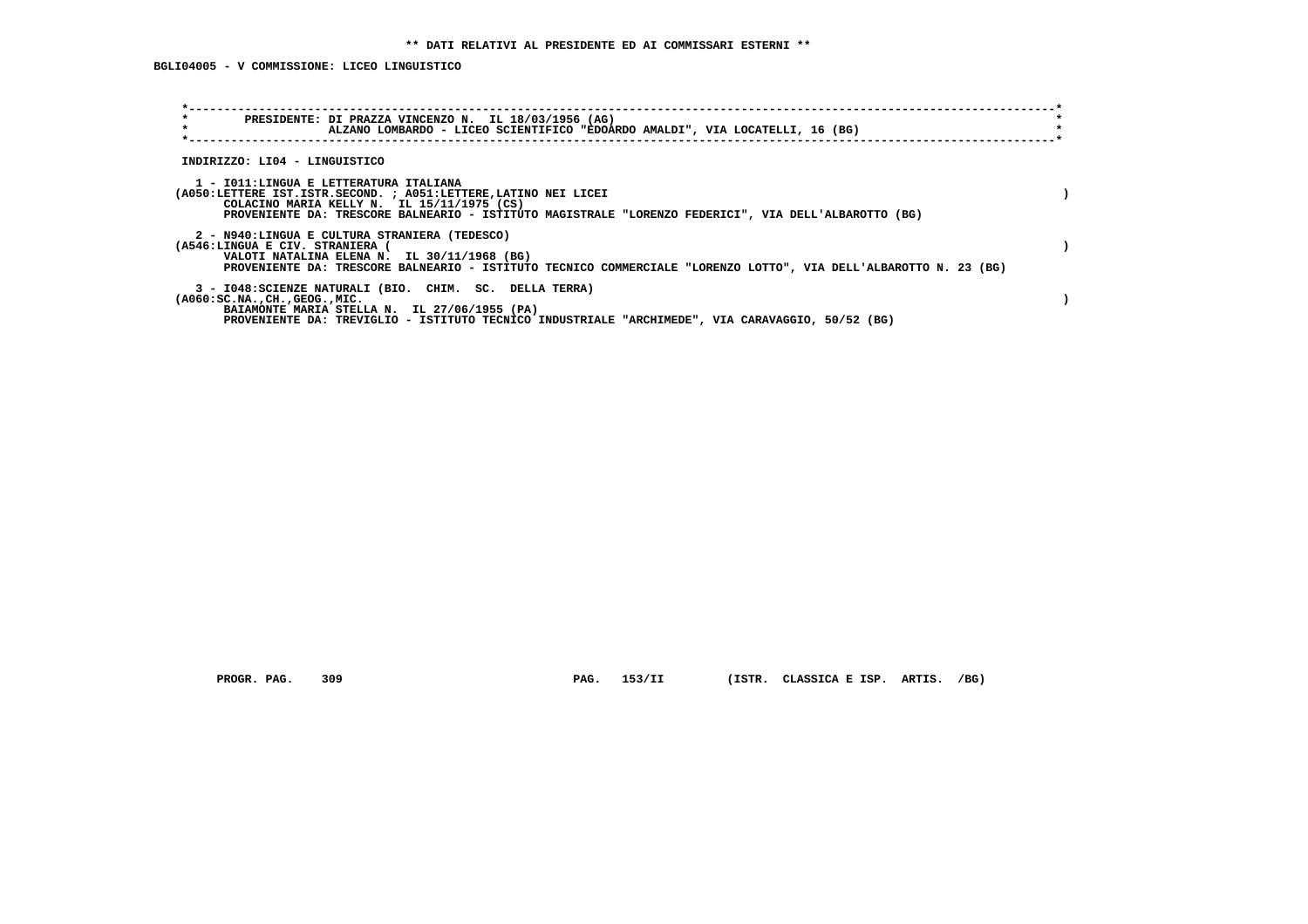**\*\* DATI RELATIVI AL PRESIDENTE ED AI COMMISSARI ESTERNI \*\***

**BGLI04005 - V COMMISSIONE: LICEO LINGUISTICO**

PRESIDENTE: DI PRAZZA VINCENZO N. IL 18/03/1956 (AG)
ALZANO LOMBARDO - LICEO SCIENTIFICO "EDOARDO AMALDI", VIA LOCATELLI, 16 (BG)

INDIRIZZO: LI04 - LINGUISTICO

1 - I011:LINGUA E LETTERATURA ITALIANA
(A050:LETTERE IST.ISTR.SECOND. ; A051:LETTERE,LATINO NEI LICEI )
COLACINO MARIA KELLY N. IL 15/11/1975 (CS)
PROVENIENTE DA: TRESCORE BALNEARIO - ISTITUTO MAGISTRALE "LORENZO FEDERICI", VIA DELL'ALBAROTTO (BG)

2 - N940:LINGUA E CULTURA STRANIERA (TEDESCO)
(A546:LINGUA E CIV. STRANIERA ( )
VALOTI NATALINA ELENA N. IL 30/11/1968 (BG)
PROVENIENTE DA: TRESCORE BALNEARIO - ISTITUTO TECNICO COMMERCIALE "LORENZO LOTTO", VIA DELL'ALBAROTTO N. 23 (BG)

3 - I048:SCIENZE NATURALI (BIO. CHIM. SC. DELLA TERRA)
(A060:SC.NA.,CH.,GEOG.,MIC. )
BAIAMONTE MARIA STELLA N. IL 27/06/1955 (PA)
PROVENIENTE DA: TREVIGLIO - ISTITUTO TECNICO INDUSTRIALE "ARCHIMEDE", VIA CARAVAGGIO, 50/52 (BG)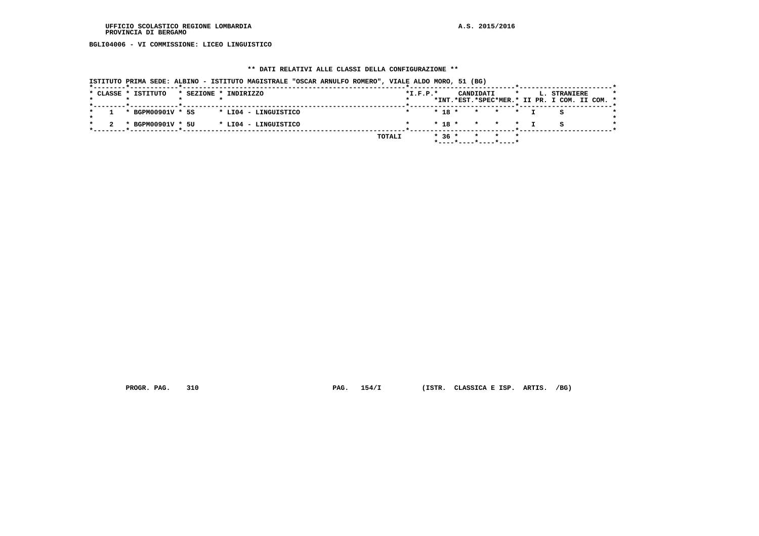UFFICIO SCOLASTICO REGIONE LOMBARDIA
PROVINCIA DI BERGAMO

A.S. 2015/2016

**BGLI04006 - VI COMMISSIONE: LICEO LINGUISTICO**

**\*\* DATI RELATIVI ALLE CLASSI DELLA CONFIGURAZIONE \*\***

ISTITUTO PRIMA SEDE: ALBINO - ISTITUTO MAGISTRALE "OSCAR ARNULFO ROMERO", VIALE ALDO MORO, 51 (BG)

| CLASSE | ISTITUTO | SEZIONE | INDIRIZZO | I.F.P. | CANDIDATI INT. | CANDIDATI EST. | CANDIDATI SPEC | CANDIDATI MER. | L. STRANIERE II PR. | L. STRANIERE I COM. | L. STRANIERE II COM. |
|---|---|---|---|---|---|---|---|---|---|---|---|
| 1 | BGPM00901V | 5S | LI04 - LINGUISTICO | | 18 | | | | I | S | |
| 2 | BGPM00901V | 5U | LI04 - LINGUISTICO | | 18 | | | | I | S | |
| | | | TOTALI | | 36 | | | | | | |

PROGR. PAG. 310 PAG. 154/I (ISTR. CLASSICA E ISP. ARTIS. /BG)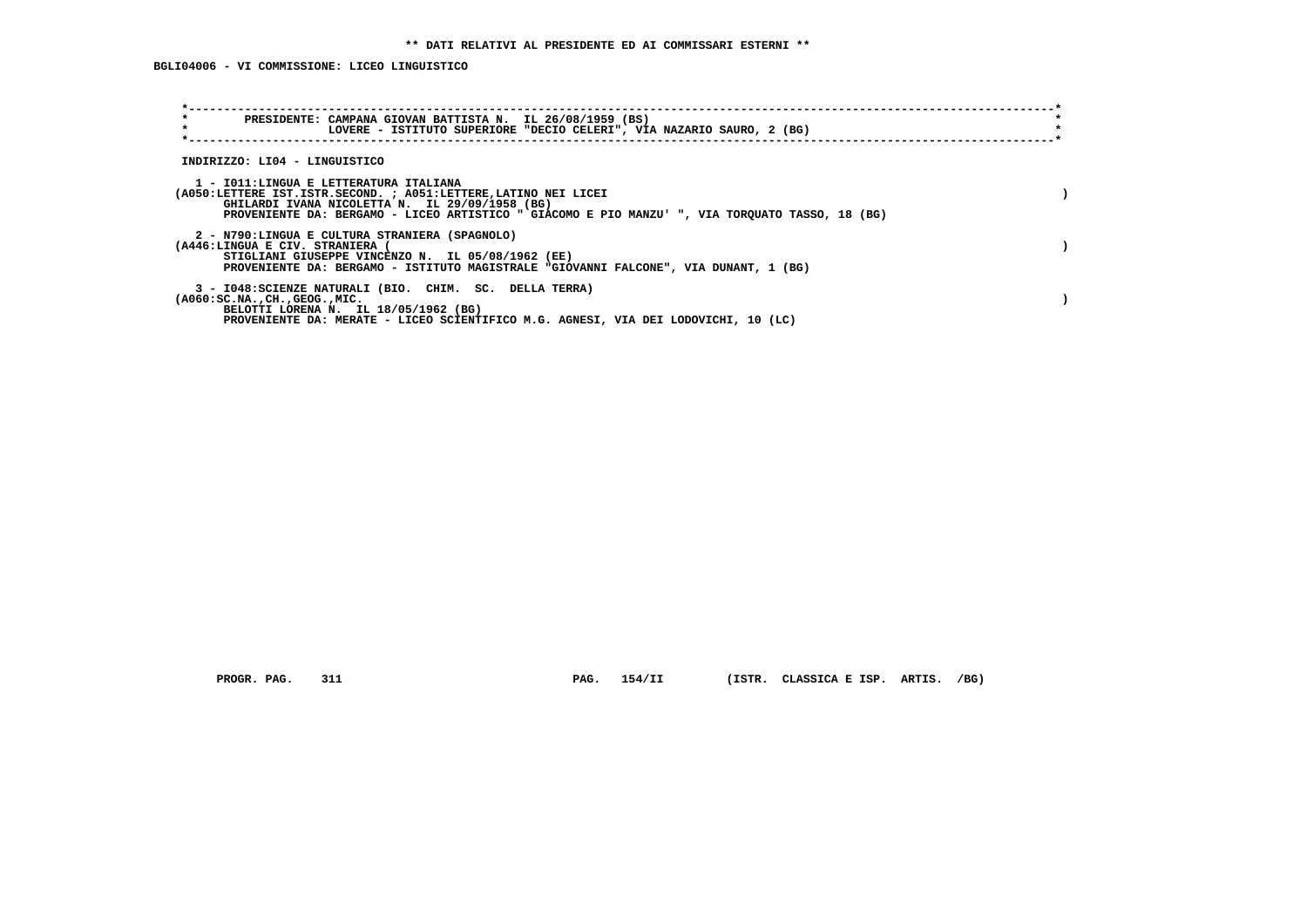**\*\* DATI RELATIVI AL PRESIDENTE ED AI COMMISSARI ESTERNI \*\***

**BGLI04006 - VI COMMISSIONE: LICEO LINGUISTICO**

**PRESIDENTE: CAMPANA GIOVAN BATTISTA N. IL 26/08/1959 (BS)**
**LOVERE - ISTITUTO SUPERIORE "DECIO CELERI", VIA NAZARIO SAURO, 2 (BG)**

**INDIRIZZO: LI04 - LINGUISTICO**

**1 - I011:LINGUA E LETTERATURA ITALIANA**
**(A050:LETTERE IST.ISTR.SECOND. ; A051:LETTERE,LATINO NEI LICEI )**
**GHILARDI IVANA NICOLETTA N. IL 29/09/1958 (BG)**
**PROVENIENTE DA: BERGAMO - LICEO ARTISTICO " GIACOMO E PIO MANZU' ", VIA TORQUATO TASSO, 18 (BG)**

**2 - N790:LINGUA E CULTURA STRANIERA (SPAGNOLO)**
**(A446:LINGUA E CIV. STRANIERA ( )**
**STIGLIANI GIUSEPPE VINCENZO N. IL 05/08/1962 (EE)**
**PROVENIENTE DA: BERGAMO - ISTITUTO MAGISTRALE "GIOVANNI FALCONE", VIA DUNANT, 1 (BG)**

**3 - I048:SCIENZE NATURALI (BIO. CHIM. SC. DELLA TERRA)**
**(A060:SC.NA.,CH.,GEOG.,MIC. )**
**BELOTTI LORENA N. IL 18/05/1962 (BG)**
**PROVENIENTE DA: MERATE - LICEO SCIENTIFICO M.G. AGNESI, VIA DEI LODOVICHI, 10 (LC)**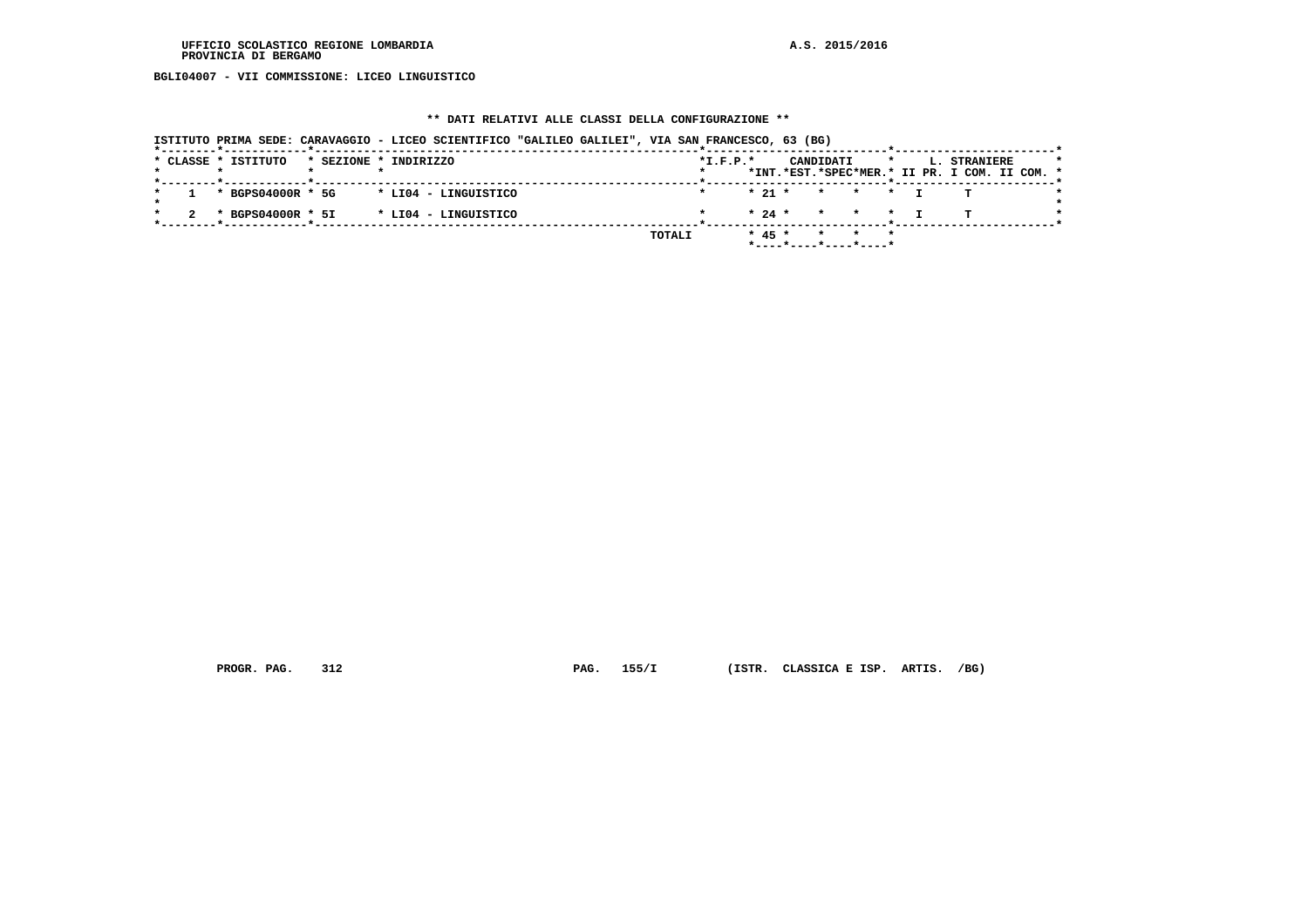BGLI04007 - VII COMMISSIONE: LICEO LINGUISTICO

## ** DATI RELATIVI ALLE CLASSI DELLA CONFIGURAZIONE **

ISTITUTO PRIMA SEDE: CARAVAGGIO - LICEO SCIENTIFICO "GALILEO GALILEI", VIA SAN FRANCESCO, 63 (BG)

| CLASSE | ISTITUTO | SEZIONE | INDIRIZZO | I.F.P. | CANDIDATI INT. | CANDIDATI EST. | CANDIDATI SPEC | CANDIDATI MER. | L. STRANIERE II PR. | L. STRANIERE I COM. | L. STRANIERE II COM. |
|---|---|---|---|---|---|---|---|---|---|---|---|
| 1 | BGPS04000R | 5G | LI04 - LINGUISTICO | | 21 | | | | I | T | |
| 2 | BGPS04000R | 5I | LI04 - LINGUISTICO | | 24 | | | | I | T | |
| | | | TOTALI | | 45 | | | | | | |

PROGR. PAG. 312 PAG. 155/I (ISTR. CLASSICA E ISP. ARTIS. /BG)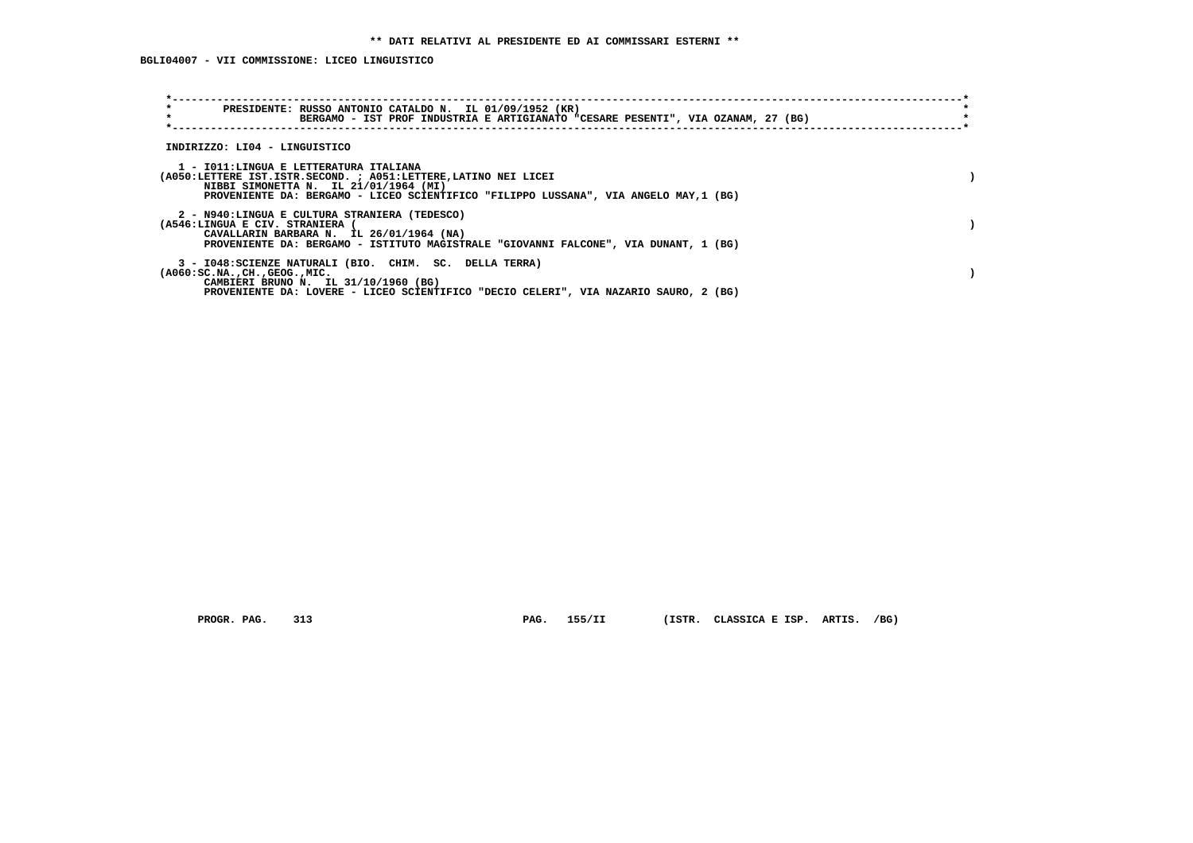**\*\* DATI RELATIVI AL PRESIDENTE ED AI COMMISSARI ESTERNI \*\***

**BGLI04007 - VII COMMISSIONE: LICEO LINGUISTICO**

PRESIDENTE: RUSSO ANTONIO CATALDO N. IL 01/09/1952 (KR)
BERGAMO - IST PROF INDUSTRIA E ARTIGIANATO "CESARE PESENTI", VIA OZANAM, 27 (BG)

INDIRIZZO: LI04 - LINGUISTICO

1 - I011:LINGUA E LETTERATURA ITALIANA
(A050:LETTERE IST.ISTR.SECOND. ; A051:LETTERE,LATINO NEI LICEI )
NIBBI SIMONETTA N. IL 21/01/1964 (MI)
PROVENIENTE DA: BERGAMO - LICEO SCIENTIFICO "FILIPPO LUSSANA", VIA ANGELO MAY,1 (BG)

2 - N940:LINGUA E CULTURA STRANIERA (TEDESCO)
(A546:LINGUA E CIV. STRANIERA ( )
CAVALLARIN BARBARA N. IL 26/01/1964 (NA)
PROVENIENTE DA: BERGAMO - ISTITUTO MAGISTRALE "GIOVANNI FALCONE", VIA DUNANT, 1 (BG)

3 - I048:SCIENZE NATURALI (BIO. CHIM. SC. DELLA TERRA)
(A060:SC.NA.,CH.,GEOG.,MIC. )
CAMBIERI BRUNO N. IL 31/10/1960 (BG)
PROVENIENTE DA: LOVERE - LICEO SCIENTIFICO "DECIO CELERI", VIA NAZARIO SAURO, 2 (BG)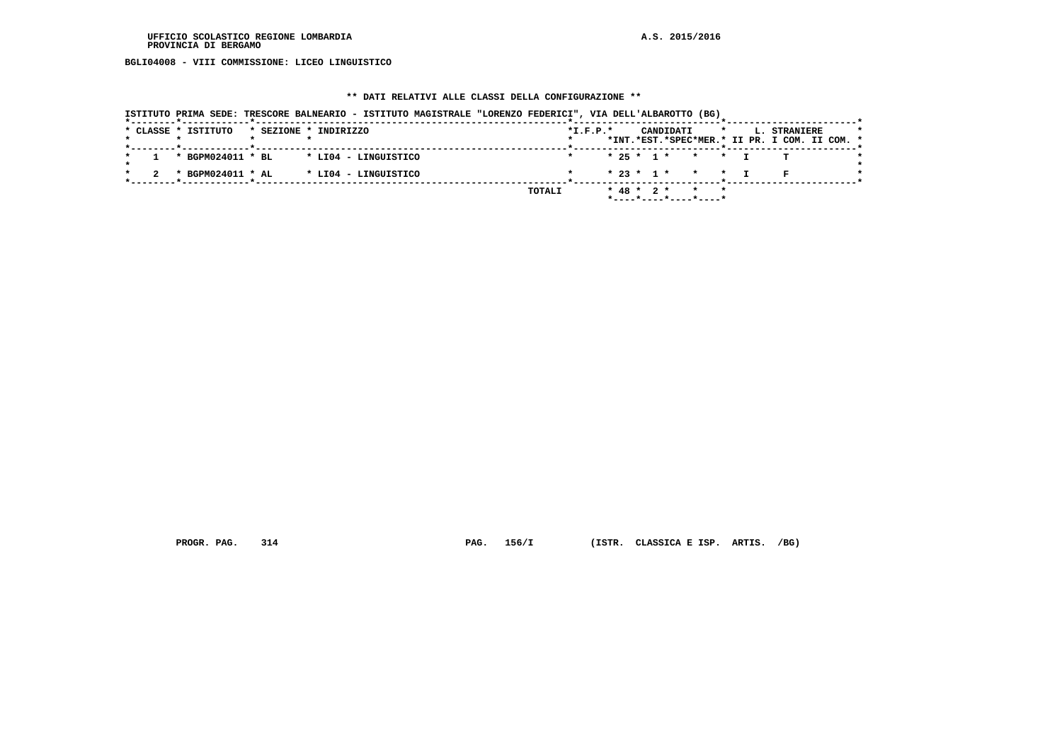UFFICIO SCOLASTICO REGIONE LOMBARDIA
PROVINCIA DI BERGAMO

A.S. 2015/2016

**BGLI04008 - VIII COMMISSIONE: LICEO LINGUISTICO**

## ** DATI RELATIVI ALLE CLASSI DELLA CONFIGURAZIONE **

ISTITUTO PRIMA SEDE: TRESCORE BALNEARIO - ISTITUTO MAGISTRALE "LORENZO FEDERICI", VIA DELL'ALBAROTTO (BG)

| CLASSE | ISTITUTO | SEZIONE | INDIRIZZO | I.F.P. | CANDIDATI INT. | CANDIDATI EST. | CANDIDATI SPEC | CANDIDATI MER. | L. STRANIERE II PR. | L. STRANIERE I COM. | L. STRANIERE II COM. |
|---|---|---|---|---|---|---|---|---|---|---|---|
| 1 | BGPM024011 | BL | LI04 - LINGUISTICO | | 25 | 1 | | | I | T | |
| 2 | BGPM024011 | AL | LI04 - LINGUISTICO | | 23 | 1 | | | I | F | |
| | | | TOTALI | | 48 | 2 | | | | | |

PROGR. PAG. 314    PAG. 156/I    (ISTR. CLASSICA E ISP. ARTIS. /BG)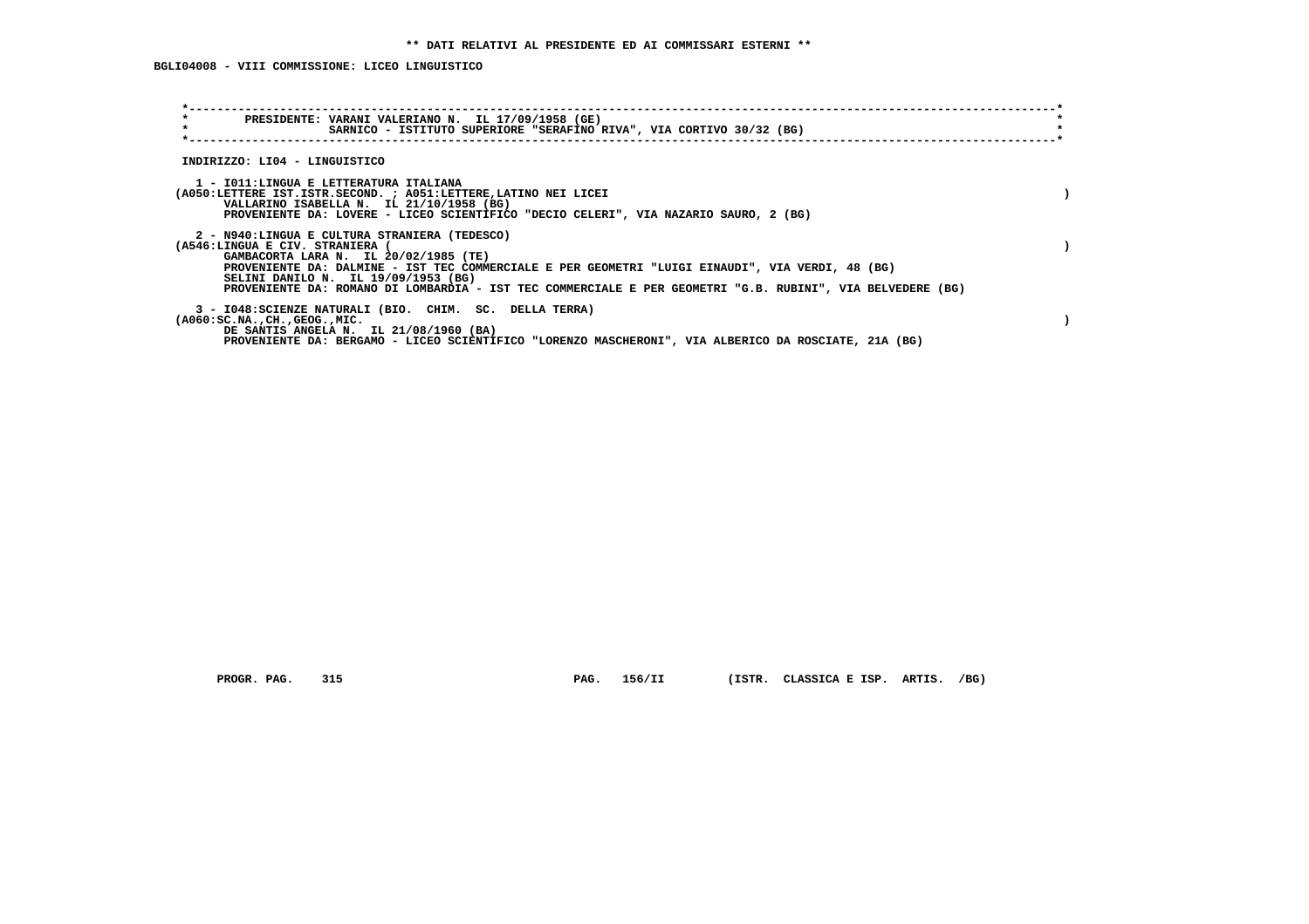**\*\* DATI RELATIVI AL PRESIDENTE ED AI COMMISSARI ESTERNI \*\***

**BGLI04008 - VIII COMMISSIONE: LICEO LINGUISTICO**

PRESIDENTE: VARANI VALERIANO N. IL 17/09/1958 (GE)
SARNICO - ISTITUTO SUPERIORE "SERAFINO RIVA", VIA CORTIVO 30/32 (BG)

INDIRIZZO: LI04 - LINGUISTICO

1 - I011:LINGUA E LETTERATURA ITALIANA
(A050:LETTERE IST.ISTR.SECOND. ; A051:LETTERE,LATINO NEI LICEI )
VALLARINO ISABELLA N. IL 21/10/1958 (BG)
PROVENIENTE DA: LOVERE - LICEO SCIENTIFICO "DECIO CELERI", VIA NAZARIO SAURO, 2 (BG)

2 - N940:LINGUA E CULTURA STRANIERA (TEDESCO)
(A546:LINGUA E CIV. STRANIERA ( )
GAMBACORTA LARA N. IL 20/02/1985 (TE)
PROVENIENTE DA: DALMINE - IST TEC COMMERCIALE E PER GEOMETRI "LUIGI EINAUDI", VIA VERDI, 48 (BG)
SELINI DANILO N. IL 19/09/1953 (BG)
PROVENIENTE DA: ROMANO DI LOMBARDIA - IST TEC COMMERCIALE E PER GEOMETRI "G.B. RUBINI", VIA BELVEDERE (BG)

3 - I048:SCIENZE NATURALI (BIO. CHIM. SC. DELLA TERRA)
(A060:SC.NA.,CH.,GEOG.,MIC. )
DE SANTIS ANGELA N. IL 21/08/1960 (BA)
PROVENIENTE DA: BERGAMO - LICEO SCIENTIFICO "LORENZO MASCHERONI", VIA ALBERICO DA ROSCIATE, 21A (BG)

PROGR. PAG. 315 PAG. 156/II (ISTR. CLASSICA E ISP. ARTIS. /BG)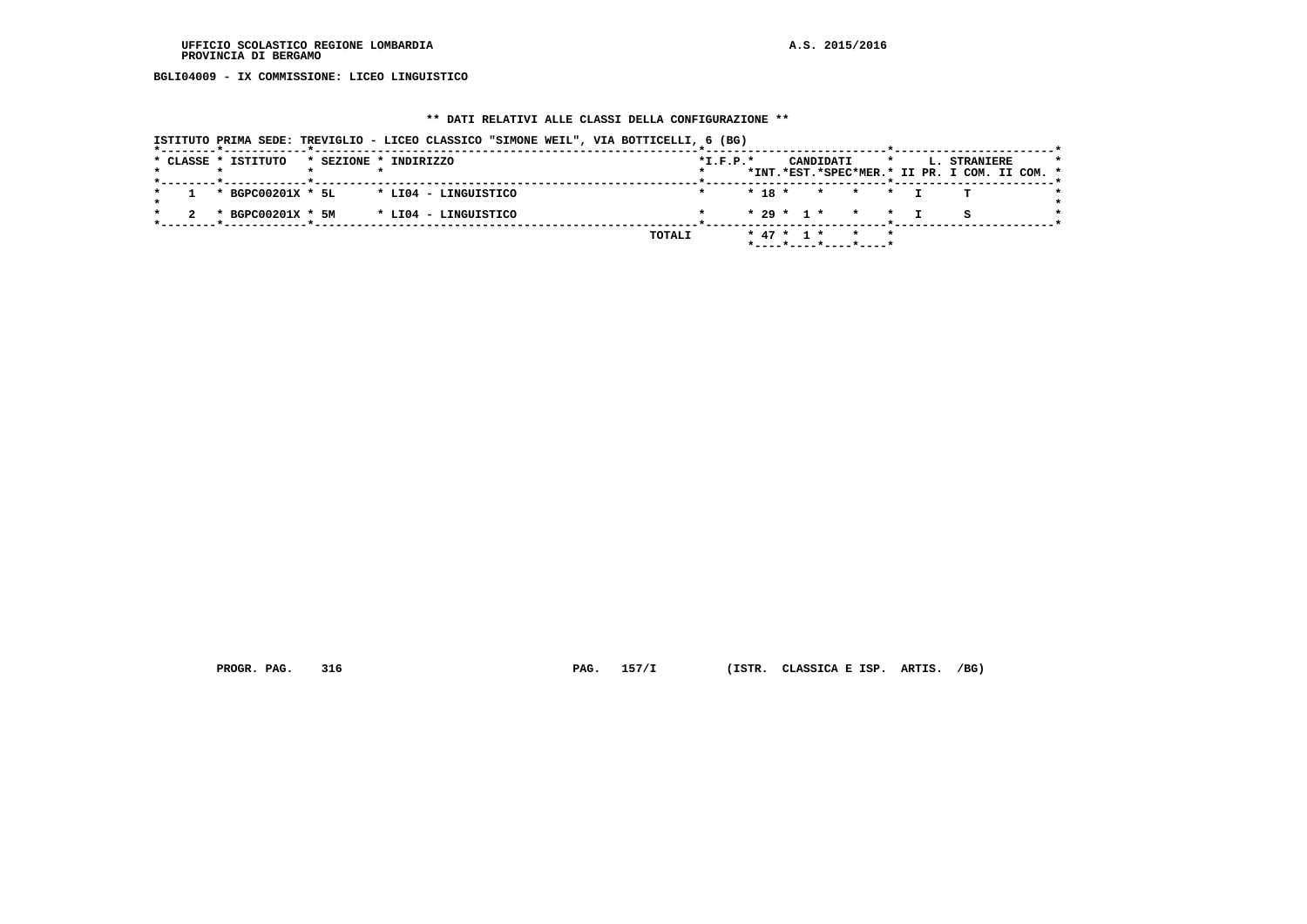UFFICIO SCOLASTICO REGIONE LOMBARDIA
PROVINCIA DI BERGAMO

A.S. 2015/2016

BGLI04009 - IX COMMISSIONE: LICEO LINGUISTICO

** DATI RELATIVI ALLE CLASSI DELLA CONFIGURAZIONE **

ISTITUTO PRIMA SEDE: TREVIGLIO - LICEO CLASSICO "SIMONE WEIL", VIA BOTTICELLI, 6 (BG)

| CLASSE | ISTITUTO | SEZIONE | INDIRIZZO | I.F.P. | CANDIDATI INT. | CANDIDATI EST. | CANDIDATI SPEC | CANDIDATI MER. | L. STRANIERE II PR. | L. STRANIERE I COM. | L. STRANIERE II COM. |
|---|---|---|---|---|---|---|---|---|---|---|---|
| 1 | BGPC00201X | 5L | LI04 - LINGUISTICO | | 18 | | | | I | T | |
| 2 | BGPC00201X | 5M | LI04 - LINGUISTICO | | 29 | 1 | | | I | S | |
| | | | TOTALI | | 47 | 1 | | | | | |

PROGR. PAG. 316 PAG. 157/I (ISTR. CLASSICA E ISP. ARTIS. /BG)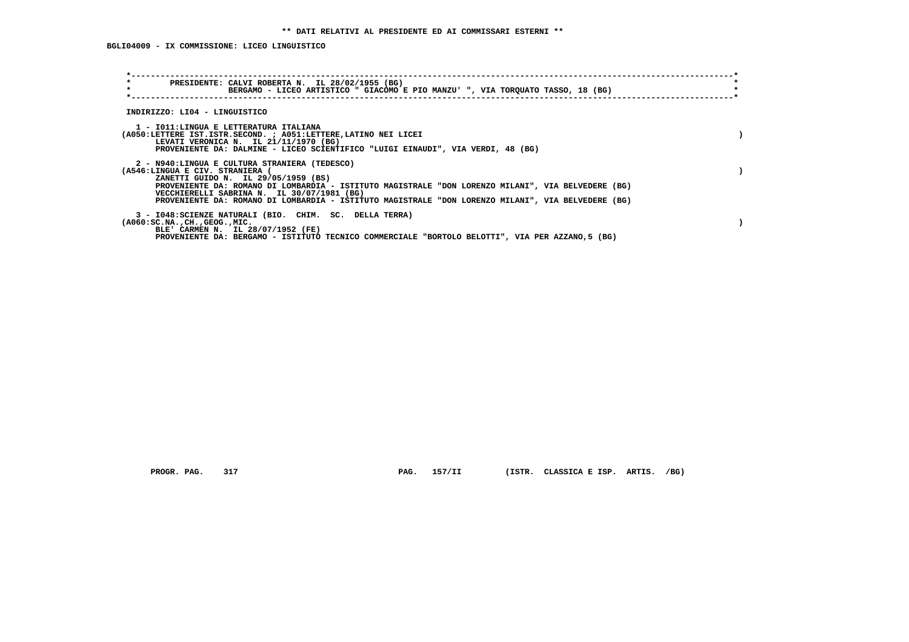**\*\* DATI RELATIVI AL PRESIDENTE ED AI COMMISSARI ESTERNI \*\***

**BGLI04009 - IX COMMISSIONE: LICEO LINGUISTICO**

```
*----------------------------------------------------------------------------------------------------------------------*
*        PRESIDENTE: CALVI ROBERTA N.  IL 28/02/1955 (BG)                                                              *
*                    BERGAMO - LICEO ARTISTICO " GIACOMO E PIO MANZU' ", VIA TORQUATO TASSO, 18 (BG)                   *
*----------------------------------------------------------------------------------------------------------------------*
```

INDIRIZZO: LI04 - LINGUISTICO

1 - I011:LINGUA E LETTERATURA ITALIANA
(A050:LETTERE IST.ISTR.SECOND. ; A051:LETTERE,LATINO NEI LICEI )
LEVATI VERONICA N. IL 21/11/1970 (BG)
PROVENIENTE DA: DALMINE - LICEO SCIENTIFICO "LUIGI EINAUDI", VIA VERDI, 48 (BG)

2 - N940:LINGUA E CULTURA STRANIERA (TEDESCO)
(A546:LINGUA E CIV. STRANIERA ( )
ZANETTI GUIDO N. IL 29/05/1959 (BS)
PROVENIENTE DA: ROMANO DI LOMBARDIA - ISTITUTO MAGISTRALE "DON LORENZO MILANI", VIA BELVEDERE (BG)
VECCHIERELLI SABRINA N. IL 30/07/1981 (BG)
PROVENIENTE DA: ROMANO DI LOMBARDIA - ISTITUTO MAGISTRALE "DON LORENZO MILANI", VIA BELVEDERE (BG)

3 - I048:SCIENZE NATURALI (BIO. CHIM. SC. DELLA TERRA)
(A060:SC.NA.,CH.,GEOG.,MIC. )
BLE' CARMEN N. IL 28/07/1952 (FE)
PROVENIENTE DA: BERGAMO - ISTITUTO TECNICO COMMERCIALE "BORTOLO BELOTTI", VIA PER AZZANO,5 (BG)

PROGR. PAG. 317 PAG. 157/II (ISTR. CLASSICA E ISP. ARTIS. /BG)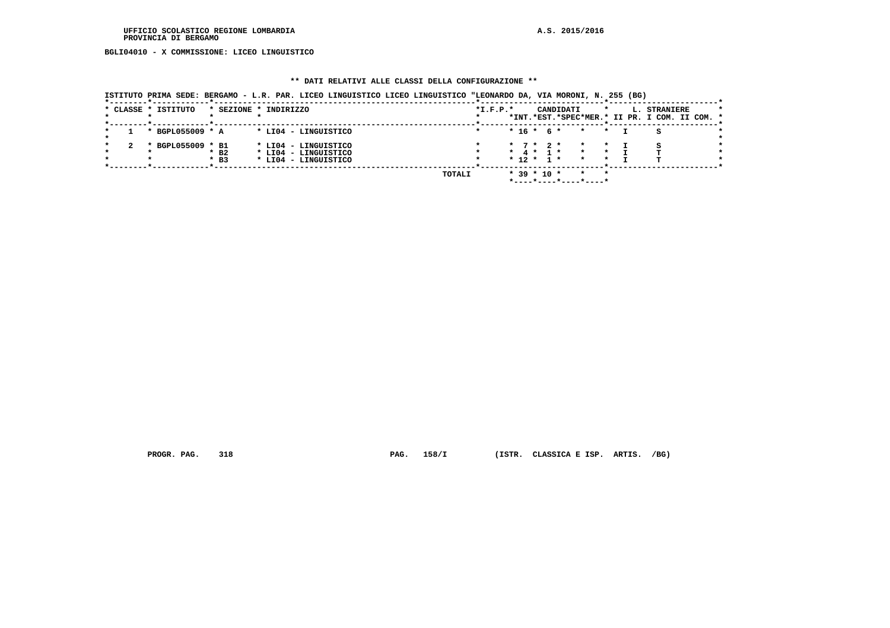UFFICIO SCOLASTICO REGIONE LOMBARDIA
PROVINCIA DI BERGAMO

A.S. 2015/2016

**BGLI04010 - X COMMISSIONE: LICEO LINGUISTICO**

**\*\* DATI RELATIVI ALLE CLASSI DELLA CONFIGURAZIONE \*\***

ISTITUTO PRIMA SEDE: BERGAMO - L.R. PAR. LICEO LINGUISTICO LICEO LINGUISTICO "LEONARDO DA, VIA MORONI, N. 255 (BG)

| CLASSE | ISTITUTO | SEZIONE | INDIRIZZO | I.F.P. | CANDIDATI INT. | CANDIDATI EST. | CANDIDATI SPEC | CANDIDATI MER. | L. STRANIERE II PR. | L. STRANIERE I COM. | L. STRANIERE II COM. |
|---|---|---|---|---|---|---|---|---|---|---|---|
| 1 | BGPL055009 | A | LI04 - LINGUISTICO | | 16 | 6 | | | I | S | |
| 2 | BGPL055009 | B1 | LI04 - LINGUISTICO | | 7 | 2 | | | I | S | |
| | | B2 | LI04 - LINGUISTICO | | 4 | 1 | | | I | T | |
| | | B3 | LI04 - LINGUISTICO | | 12 | 1 | | | I | T | |
| | | | | TOTALI | 39 | 10 | | | | | |

PROGR. PAG. 318 PAG. 158/I (ISTR. CLASSICA E ISP. ARTIS. /BG)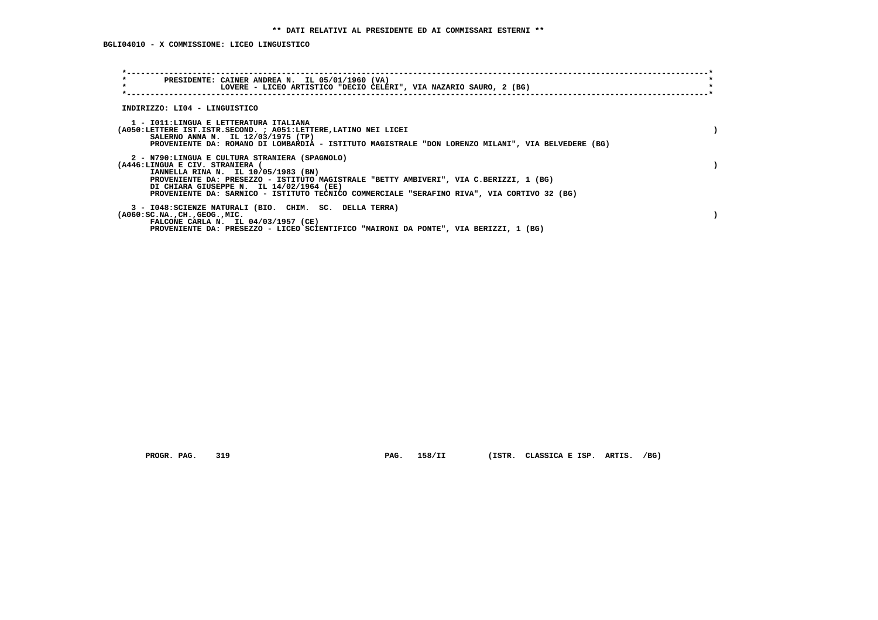** DATI RELATIVI AL PRESIDENTE ED AI COMMISSARI ESTERNI **

BGLI04010 - X COMMISSIONE: LICEO LINGUISTICO

PRESIDENTE: CAINER ANDREA N. IL 05/01/1960 (VA)
LOVERE - LICEO ARTISTICO "DECIO CELERI", VIA NAZARIO SAURO, 2 (BG)

INDIRIZZO: LI04 - LINGUISTICO

1 - I011:LINGUA E LETTERATURA ITALIANA
(A050:LETTERE IST.ISTR.SECOND. ; A051:LETTERE,LATINO NEI LICEI )
SALERNO ANNA N. IL 12/03/1975 (TP)
PROVENIENTE DA: ROMANO DI LOMBARDIA - ISTITUTO MAGISTRALE "DON LORENZO MILANI", VIA BELVEDERE (BG)

2 - N790:LINGUA E CULTURA STRANIERA (SPAGNOLO)
(A446:LINGUA E CIV. STRANIERA ( )
IANNELLA RINA N. IL 10/05/1983 (BN)
PROVENIENTE DA: PRESEZZO - ISTITUTO MAGISTRALE "BETTY AMBIVERI", VIA C.BERIZZI, 1 (BG)
DI CHIARA GIUSEPPE N. IL 14/02/1964 (EE)
PROVENIENTE DA: SARNICO - ISTITUTO TECNICO COMMERCIALE "SERAFINO RIVA", VIA CORTIVO 32 (BG)

3 - I048:SCIENZE NATURALI (BIO. CHIM. SC. DELLA TERRA)
(A060:SC.NA.,CH.,GEOG.,MIC. )
FALCONE CARLA N. IL 04/03/1957 (CE)
PROVENIENTE DA: PRESEZZO - LICEO SCIENTIFICO "MAIRONI DA PONTE", VIA BERIZZI, 1 (BG)

PROGR. PAG. 319 PAG. 158/II (ISTR. CLASSICA E ISP. ARTIS. /BG)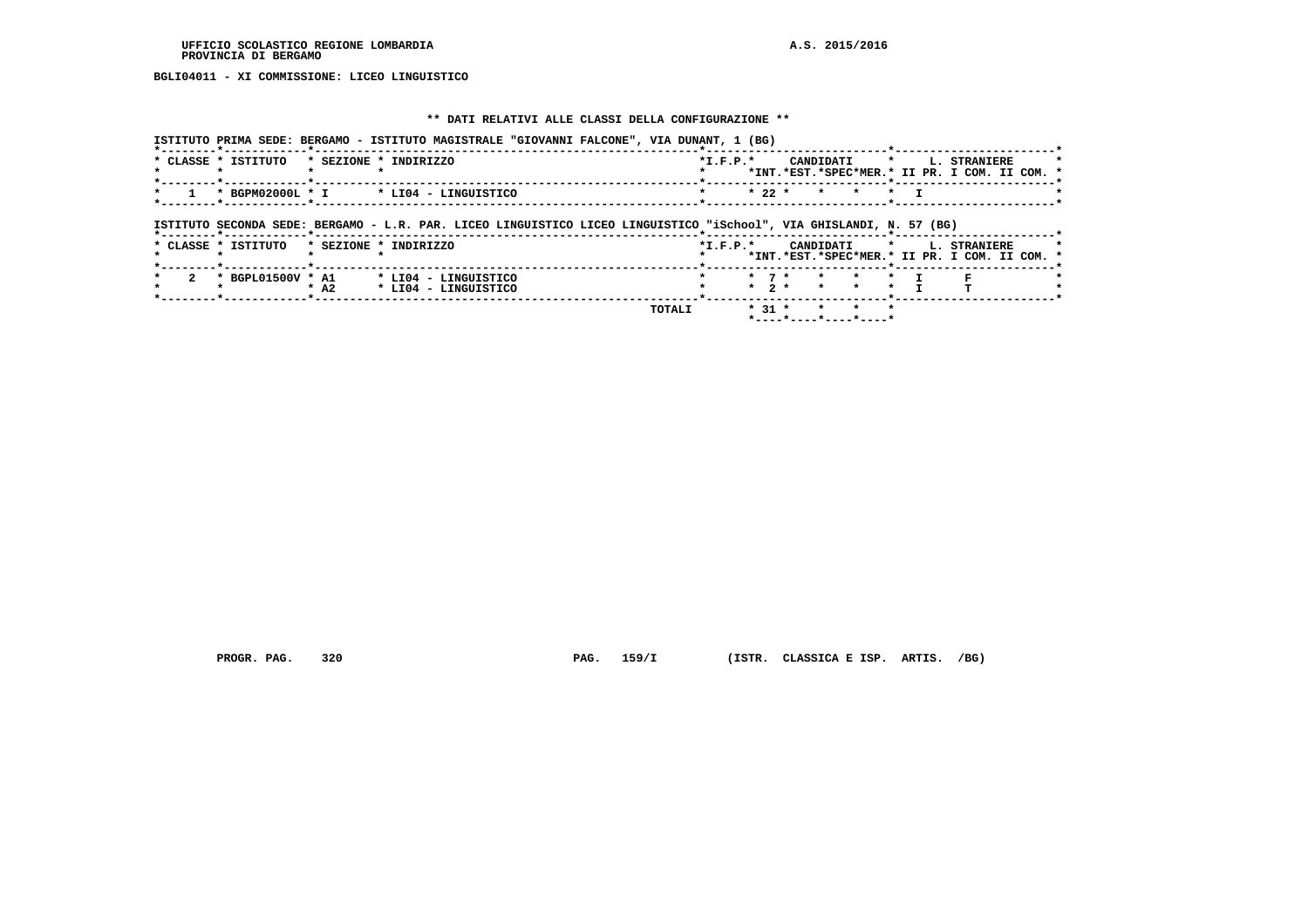UFFICIO SCOLASTICO REGIONE LOMBARDIA A.S. 2015/2016
PROVINCIA DI BERGAMO

BGLI04011 - XI COMMISSIONE: LICEO LINGUISTICO

** DATI RELATIVI ALLE CLASSI DELLA CONFIGURAZIONE **

ISTITUTO PRIMA SEDE: BERGAMO - ISTITUTO MAGISTRALE "GIOVANNI FALCONE", VIA DUNANT, 1 (BG)

| CLASSE | ISTITUTO | SEZIONE | INDIRIZZO | I.F.P. | CANDIDATI INT. | CANDIDATI EST. | CANDIDATI SPEC | CANDIDATI MER. | L. STRANIERE II PR. | L. STRANIERE I COM. | L. STRANIERE II COM. |
|---|---|---|---|---|---|---|---|---|---|---|---|
| 1 | BGPM02000L | I | LI04 - LINGUISTICO | | 22 | | | | I | | |

ISTITUTO SECONDA SEDE: BERGAMO - L.R. PAR. LICEO LINGUISTICO LICEO LINGUISTICO "iSchool", VIA GHISLANDI, N. 57 (BG)

| CLASSE | ISTITUTO | SEZIONE | INDIRIZZO | I.F.P. | CANDIDATI INT. | CANDIDATI EST. | CANDIDATI SPEC | CANDIDATI MER. | L. STRANIERE II PR. | L. STRANIERE I COM. | L. STRANIERE II COM. |
|---|---|---|---|---|---|---|---|---|---|---|---|
| 2 | BGPL01500V | A1 | LI04 - LINGUISTICO | | 7 | | | | I | F | |
| | | A2 | LI04 - LINGUISTICO | | 2 | | | | I | T | |
| | | | TOTALI | | 31 | | | | | | |

PROGR. PAG. 320 PAG. 159/I (ISTR. CLASSICA E ISP. ARTIS. /BG)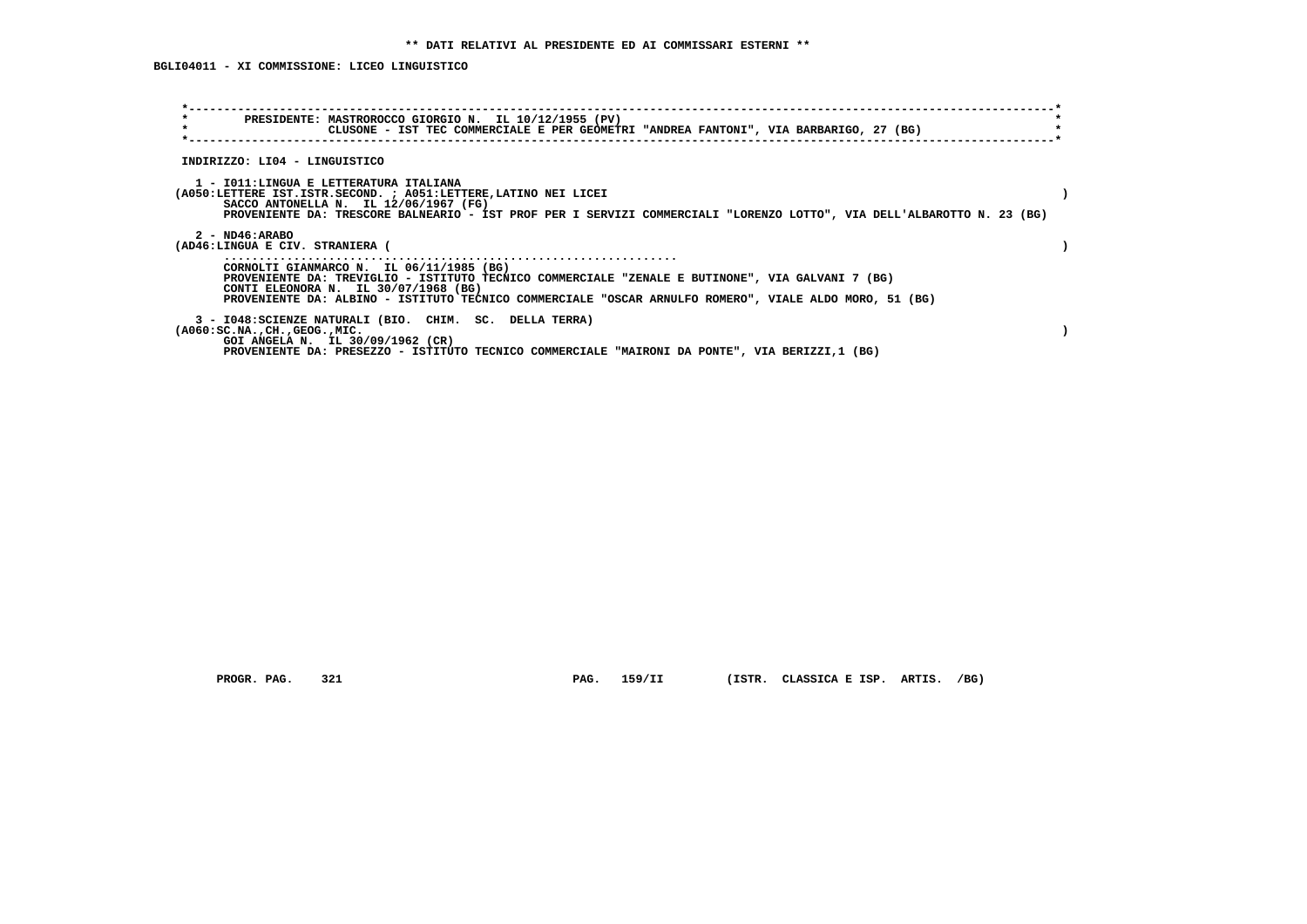**\*\* DATI RELATIVI AL PRESIDENTE ED AI COMMISSARI ESTERNI \*\***

**BGLI04011 - XI COMMISSIONE: LICEO LINGUISTICO**

```
*----------------------------------------------------------------------------------------------------------------------*
*        PRESIDENTE: MASTROROCCO GIORGIO N.  IL 10/12/1955 (PV)                                                        *
*                    CLUSONE - IST TEC COMMERCIALE E PER GEOMETRI "ANDREA FANTONI", VIA BARBARIGO, 27 (BG)             *
*----------------------------------------------------------------------------------------------------------------------*
```

INDIRIZZO: LI04 - LINGUISTICO

1 - I011:LINGUA E LETTERATURA ITALIANA
(A050:LETTERE IST.ISTR.SECOND. ; A051:LETTERE,LATINO NEI LICEI )
SACCO ANTONELLA N. IL 12/06/1967 (FG)
PROVENIENTE DA: TRESCORE BALNEARIO - IST PROF PER I SERVIZI COMMERCIALI "LORENZO LOTTO", VIA DELL'ALBAROTTO N. 23 (BG)

2 - ND46:ARABO
(AD46:LINGUA E CIV. STRANIERA ( )
.......................................................................
CORNOLTI GIANMARCO N. IL 06/11/1985 (BG)
PROVENIENTE DA: TREVIGLIO - ISTITUTO TECNICO COMMERCIALE "ZENALE E BUTINONE", VIA GALVANI 7 (BG)
CONTI ELEONORA N. IL 30/07/1968 (BG)
PROVENIENTE DA: ALBINO - ISTITUTO TECNICO COMMERCIALE "OSCAR ARNULFO ROMERO", VIALE ALDO MORO, 51 (BG)

3 - I048:SCIENZE NATURALI (BIO. CHIM. SC. DELLA TERRA)
(A060:SC.NA.,CH.,GEOG.,MIC. )
GOI ANGELA N. IL 30/09/1962 (CR)
PROVENIENTE DA: PRESEZZO - ISTITUTO TECNICO COMMERCIALE "MAIRONI DA PONTE", VIA BERIZZI,1 (BG)

PROGR. PAG. 321 PAG. 159/II (ISTR. CLASSICA E ISP. ARTIS. /BG)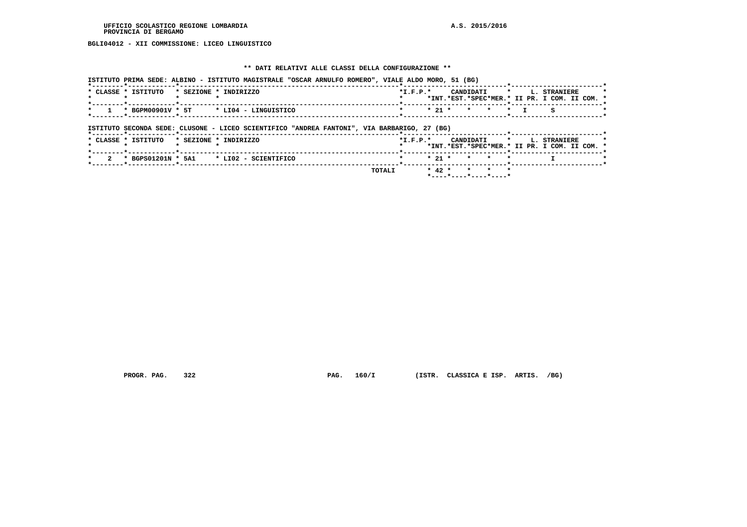UFFICIO SCOLASTICO REGIONE LOMBARDIA
PROVINCIA DI BERGAMO

A.S. 2015/2016

**BGLI04012 - XII COMMISSIONE: LICEO LINGUISTICO**

## ** DATI RELATIVI ALLE CLASSI DELLA CONFIGURAZIONE **

ISTITUTO PRIMA SEDE: ALBINO - ISTITUTO MAGISTRALE "OSCAR ARNULFO ROMERO", VIALE ALDO MORO, 51 (BG)

| CLASSE | ISTITUTO | SEZIONE | INDIRIZZO | I.F.P. | CANDIDATI INT. | CANDIDATI EST. | CANDIDATI SPEC | CANDIDATI MER. | L. STRANIERE II PR. | L. STRANIERE I COM. | L. STRANIERE II COM. |
|---|---|---|---|---|---|---|---|---|---|---|---|
| 1 | BGPM00901V | 5T | LI04 - LINGUISTICO | | 21 | | | | I | S | |

ISTITUTO SECONDA SEDE: CLUSONE - LICEO SCIENTIFICO "ANDREA FANTONI", VIA BARBARIGO, 27 (BG)

| CLASSE | ISTITUTO | SEZIONE | INDIRIZZO | I.F.P. | CANDIDATI INT. | CANDIDATI EST. | CANDIDATI SPEC | CANDIDATI MER. | L. STRANIERE II PR. | L. STRANIERE I COM. | L. STRANIERE II COM. |
|---|---|---|---|---|---|---|---|---|---|---|---|
| 2 | BGPS01201N | 5A1 | LI02 - SCIENTIFICO | | 21 | | | | | I | |
| | | | TOTALI | | 42 | | | | | | |

PROGR. PAG. 322 PAG. 160/I (ISTR. CLASSICA E ISP. ARTIS. /BG)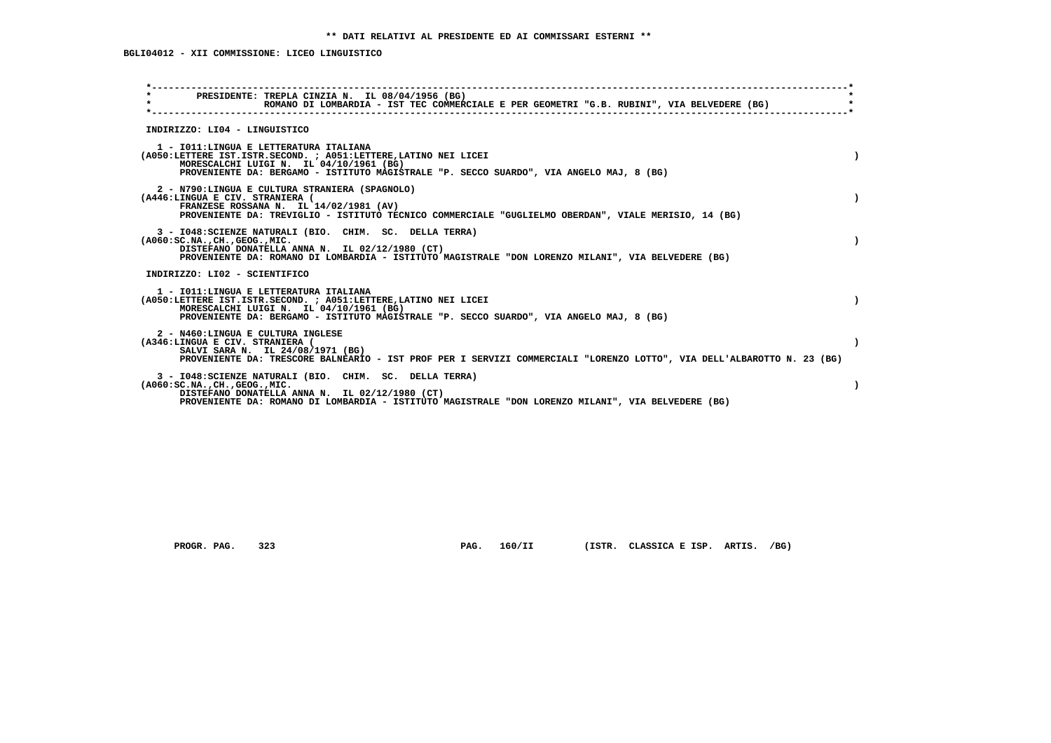**\*\* DATI RELATIVI AL PRESIDENTE ED AI COMMISSARI ESTERNI \*\***

**BGLI04012 - XII COMMISSIONE: LICEO LINGUISTICO**

PRESIDENTE: TREPLA CINZIA N. IL 08/04/1956 (BG)
ROMANO DI LOMBARDIA - IST TEC COMMERCIALE E PER GEOMETRI "G.B. RUBINI", VIA BELVEDERE (BG)

INDIRIZZO: LI04 - LINGUISTICO

1 - I011:LINGUA E LETTERATURA ITALIANA
(A050:LETTERE IST.ISTR.SECOND. ; A051:LETTERE,LATINO NEI LICEI )
MORESCALCHI LUIGI N. IL 04/10/1961 (BG)
PROVENIENTE DA: BERGAMO - ISTITUTO MAGISTRALE "P. SECCO SUARDO", VIA ANGELO MAJ, 8 (BG)

2 - N790:LINGUA E CULTURA STRANIERA (SPAGNOLO)
(A446:LINGUA E CIV. STRANIERA ( )
FRANZESE ROSSANA N. IL 14/02/1981 (AV)
PROVENIENTE DA: TREVIGLIO - ISTITUTO TECNICO COMMERCIALE "GUGLIELMO OBERDAN", VIALE MERISIO, 14 (BG)

3 - I048:SCIENZE NATURALI (BIO. CHIM. SC. DELLA TERRA)
(A060:SC.NA.,CH.,GEOG.,MIC. )
DISTEFANO DONATELLA ANNA N. IL 02/12/1980 (CT)
PROVENIENTE DA: ROMANO DI LOMBARDIA - ISTITUTO MAGISTRALE "DON LORENZO MILANI", VIA BELVEDERE (BG)

INDIRIZZO: LI02 - SCIENTIFICO

1 - I011:LINGUA E LETTERATURA ITALIANA
(A050:LETTERE IST.ISTR.SECOND. ; A051:LETTERE,LATINO NEI LICEI )
MORESCALCHI LUIGI N. IL 04/10/1961 (BG)
PROVENIENTE DA: BERGAMO - ISTITUTO MAGISTRALE "P. SECCO SUARDO", VIA ANGELO MAJ, 8 (BG)

2 - N460:LINGUA E CULTURA INGLESE
(A346:LINGUA E CIV. STRANIERA ( )
SALVI SARA N. IL 24/08/1971 (BG)
PROVENIENTE DA: TRESCORE BALNEARIO - IST PROF PER I SERVIZI COMMERCIALI "LORENZO LOTTO", VIA DELL'ALBAROTTO N. 23 (BG)

3 - I048:SCIENZE NATURALI (BIO. CHIM. SC. DELLA TERRA)
(A060:SC.NA.,CH.,GEOG.,MIC. )
DISTEFANO DONATELLA ANNA N. IL 02/12/1980 (CT)
PROVENIENTE DA: ROMANO DI LOMBARDIA - ISTITUTO MAGISTRALE "DON LORENZO MILANI", VIA BELVEDERE (BG)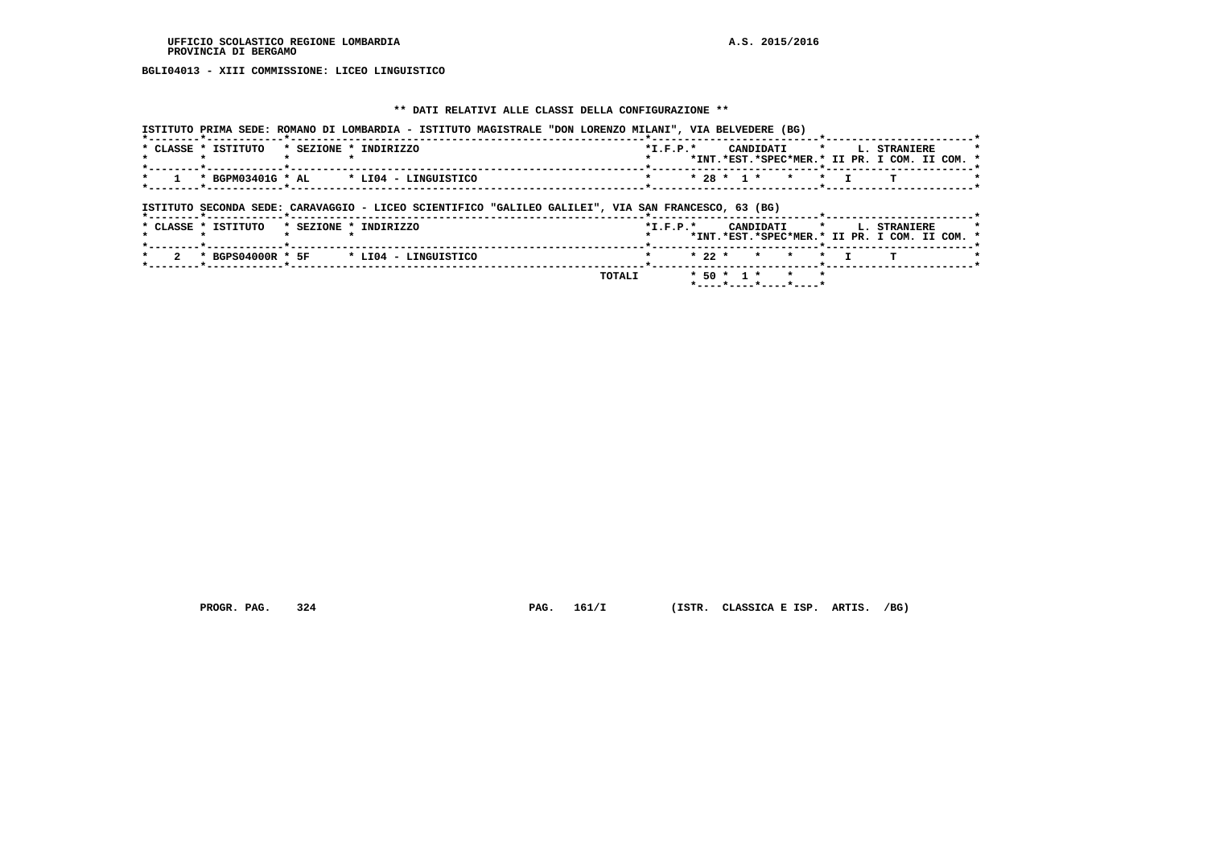UFFICIO SCOLASTICO REGIONE LOMBARDIA
PROVINCIA DI BERGAMO

A.S. 2015/2016

BGLI04013 - XIII COMMISSIONE: LICEO LINGUISTICO

** DATI RELATIVI ALLE CLASSI DELLA CONFIGURAZIONE **

ISTITUTO PRIMA SEDE: ROMANO DI LOMBARDIA - ISTITUTO MAGISTRALE "DON LORENZO MILANI", VIA BELVEDERE (BG)

| CLASSE | ISTITUTO | SEZIONE | INDIRIZZO | I.F.P. | CANDIDATI INT. | CANDIDATI EST. | CANDIDATI SPEC | CANDIDATI MER. | L. STRANIERE II PR. | L. STRANIERE I COM. | L. STRANIERE II COM. |
|---|---|---|---|---|---|---|---|---|---|---|---|
| 1 | BGPM03401G | AL | LI04 - LINGUISTICO | | 28 | 1 | | | I | T | |

ISTITUTO SECONDA SEDE: CARAVAGGIO - LICEO SCIENTIFICO "GALILEO GALILEI", VIA SAN FRANCESCO, 63 (BG)

| CLASSE | ISTITUTO | SEZIONE | INDIRIZZO | I.F.P. | CANDIDATI INT. | CANDIDATI EST. | CANDIDATI SPEC | CANDIDATI MER. | L. STRANIERE II PR. | L. STRANIERE I COM. | L. STRANIERE II COM. |
|---|---|---|---|---|---|---|---|---|---|---|---|
| 2 | BGPS04000R | 5F | LI04 - LINGUISTICO | | 22 | | | | I | T | |
| | | | TOTALI | | 50 | 1 | | | | | |

PROGR. PAG. 324 PAG. 161/I (ISTR. CLASSICA E ISP. ARTIS. /BG)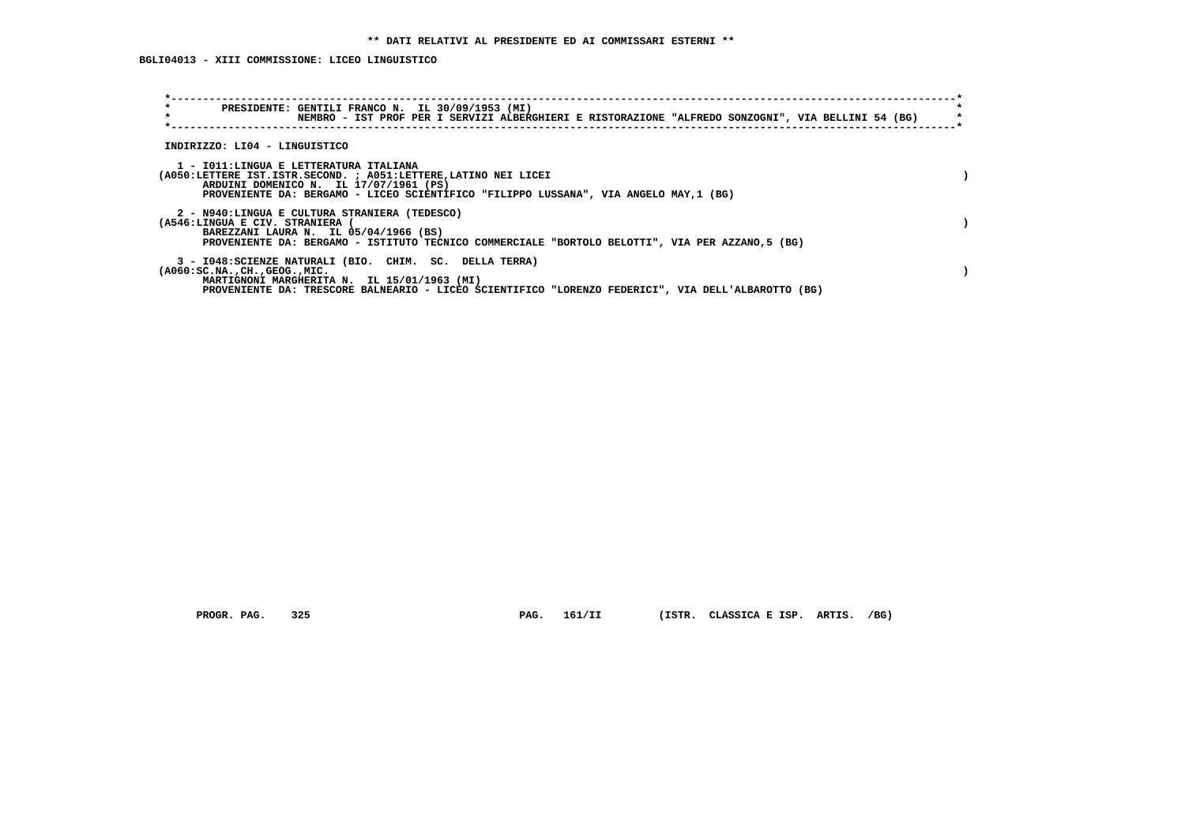** DATI RELATIVI AL PRESIDENTE ED AI COMMISSARI ESTERNI **

BGLI04013 - XIII COMMISSIONE: LICEO LINGUISTICO

PRESIDENTE: GENTILI FRANCO N. IL 30/09/1953 (MI)
NEMBRO - IST PROF PER I SERVIZI ALBERGHIERI E RISTORAZIONE "ALFREDO SONZOGNI", VIA BELLINI 54 (BG)

INDIRIZZO: LI04 - LINGUISTICO

1 - I011:LINGUA E LETTERATURA ITALIANA
(A050:LETTERE IST.ISTR.SECOND. ; A051:LETTERE,LATINO NEI LICEI )
ARDUINI DOMENICO N. IL 17/07/1961 (PS)
PROVENIENTE DA: BERGAMO - LICEO SCIENTIFICO "FILIPPO LUSSANA", VIA ANGELO MAY,1 (BG)

2 - N940:LINGUA E CULTURA STRANIERA (TEDESCO)
(A546:LINGUA E CIV. STRANIERA ( )
BAREZZANI LAURA N. IL 05/04/1966 (BS)
PROVENIENTE DA: BERGAMO - ISTITUTO TECNICO COMMERCIALE "BORTOLO BELOTTI", VIA PER AZZANO,5 (BG)

3 - I048:SCIENZE NATURALI (BIO. CHIM. SC. DELLA TERRA)
(A060:SC.NA.,CH.,GEOG.,MIC. )
MARTIGNONI MARGHERITA N. IL 15/01/1963 (MI)
PROVENIENTE DA: TRESCORE BALNEARIO - LICEO SCIENTIFICO "LORENZO FEDERICI", VIA DELL'ALBAROTTO (BG)

PROGR. PAG. 325 PAG. 161/II (ISTR. CLASSICA E ISP. ARTIS. /BG)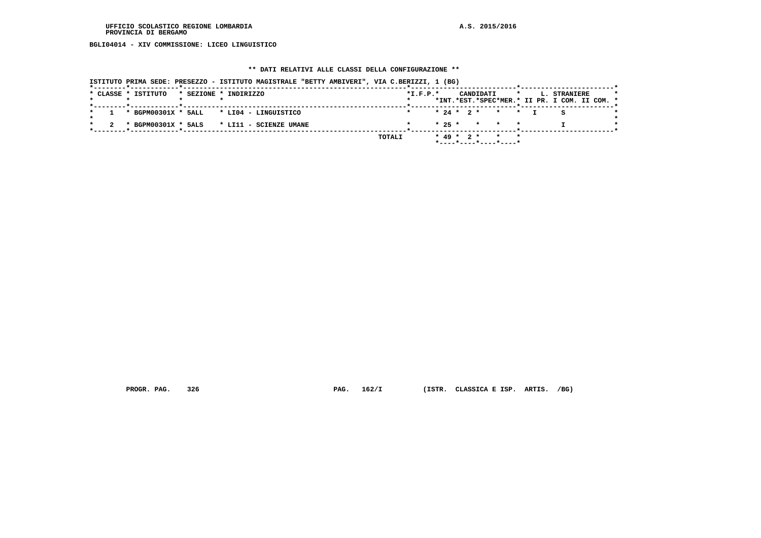UFFICIO SCOLASTICO REGIONE LOMBARDIA
PROVINCIA DI BERGAMO

A.S. 2015/2016

BGLI04014 - XIV COMMISSIONE: LICEO LINGUISTICO

** DATI RELATIVI ALLE CLASSI DELLA CONFIGURAZIONE **

ISTITUTO PRIMA SEDE: PRESEZZO - ISTITUTO MAGISTRALE "BETTY AMBIVERI", VIA C.BERIZZI, 1 (BG)

| CLASSE | ISTITUTO | SEZIONE | INDIRIZZO | I.F.P. | CANDIDATI INT. | CANDIDATI EST. | CANDIDATI SPEC | CANDIDATI MER. | L. STRANIERE II PR. | L. STRANIERE I COM. | L. STRANIERE II COM. |
|---|---|---|---|---|---|---|---|---|---|---|---|
| 1 | BGPM00301X | 5ALL | LI04 - LINGUISTICO | | 24 | 2 | | | I | S | |
| 2 | BGPM00301X | 5ALS | LI11 - SCIENZE UMANE | | 25 | | | | | I | |
| | | | TOTALI | | 49 | 2 | | | | | |

PROGR. PAG. 326 PAG. 162/I (ISTR. CLASSICA E ISP. ARTIS. /BG)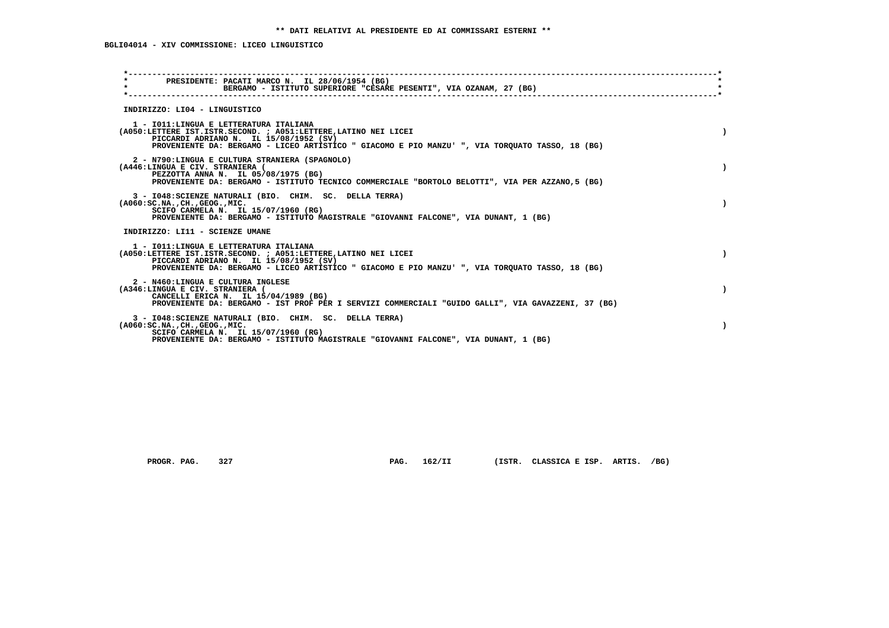** DATI RELATIVI AL PRESIDENTE ED AI COMMISSARI ESTERNI **

BGLI04014 - XIV COMMISSIONE: LICEO LINGUISTICO

PRESIDENTE: PACATI MARCO N. IL 28/06/1954 (BG)
BERGAMO - ISTITUTO SUPERIORE "CESARE PESENTI", VIA OZANAM, 27 (BG)

INDIRIZZO: LI04 - LINGUISTICO

1 - I011:LINGUA E LETTERATURA ITALIANA
(A050:LETTERE IST.ISTR.SECOND. ; A051:LETTERE,LATINO NEI LICEI )
PICCARDI ADRIANO N. IL 15/08/1952 (SV)
PROVENIENTE DA: BERGAMO - LICEO ARTISTICO " GIACOMO E PIO MANZU' ", VIA TORQUATO TASSO, 18 (BG)

2 - N790:LINGUA E CULTURA STRANIERA (SPAGNOLO)
(A446:LINGUA E CIV. STRANIERA ( )
PEZZOTTA ANNA N. IL 05/08/1975 (BG)
PROVENIENTE DA: BERGAMO - ISTITUTO TECNICO COMMERCIALE "BORTOLO BELOTTI", VIA PER AZZANO,5 (BG)

3 - I048:SCIENZE NATURALI (BIO. CHIM. SC. DELLA TERRA)
(A060:SC.NA.,CH.,GEOG.,MIC. )
SCIFO CARMELA N. IL 15/07/1960 (RG)
PROVENIENTE DA: BERGAMO - ISTITUTO MAGISTRALE "GIOVANNI FALCONE", VIA DUNANT, 1 (BG)

INDIRIZZO: LI11 - SCIENZE UMANE

1 - I011:LINGUA E LETTERATURA ITALIANA
(A050:LETTERE IST.ISTR.SECOND. ; A051:LETTERE,LATINO NEI LICEI )
PICCARDI ADRIANO N. IL 15/08/1952 (SV)
PROVENIENTE DA: BERGAMO - LICEO ARTISTICO " GIACOMO E PIO MANZU' ", VIA TORQUATO TASSO, 18 (BG)

2 - N460:LINGUA E CULTURA INGLESE
(A346:LINGUA E CIV. STRANIERA ( )
CANCELLI ERICA N. IL 15/04/1989 (BG)
PROVENIENTE DA: BERGAMO - IST PROF PER I SERVIZI COMMERCIALI "GUIDO GALLI", VIA GAVAZZENI, 37 (BG)

3 - I048:SCIENZE NATURALI (BIO. CHIM. SC. DELLA TERRA)
(A060:SC.NA.,CH.,GEOG.,MIC. )
SCIFO CARMELA N. IL 15/07/1960 (RG)
PROVENIENTE DA: BERGAMO - ISTITUTO MAGISTRALE "GIOVANNI FALCONE", VIA DUNANT, 1 (BG)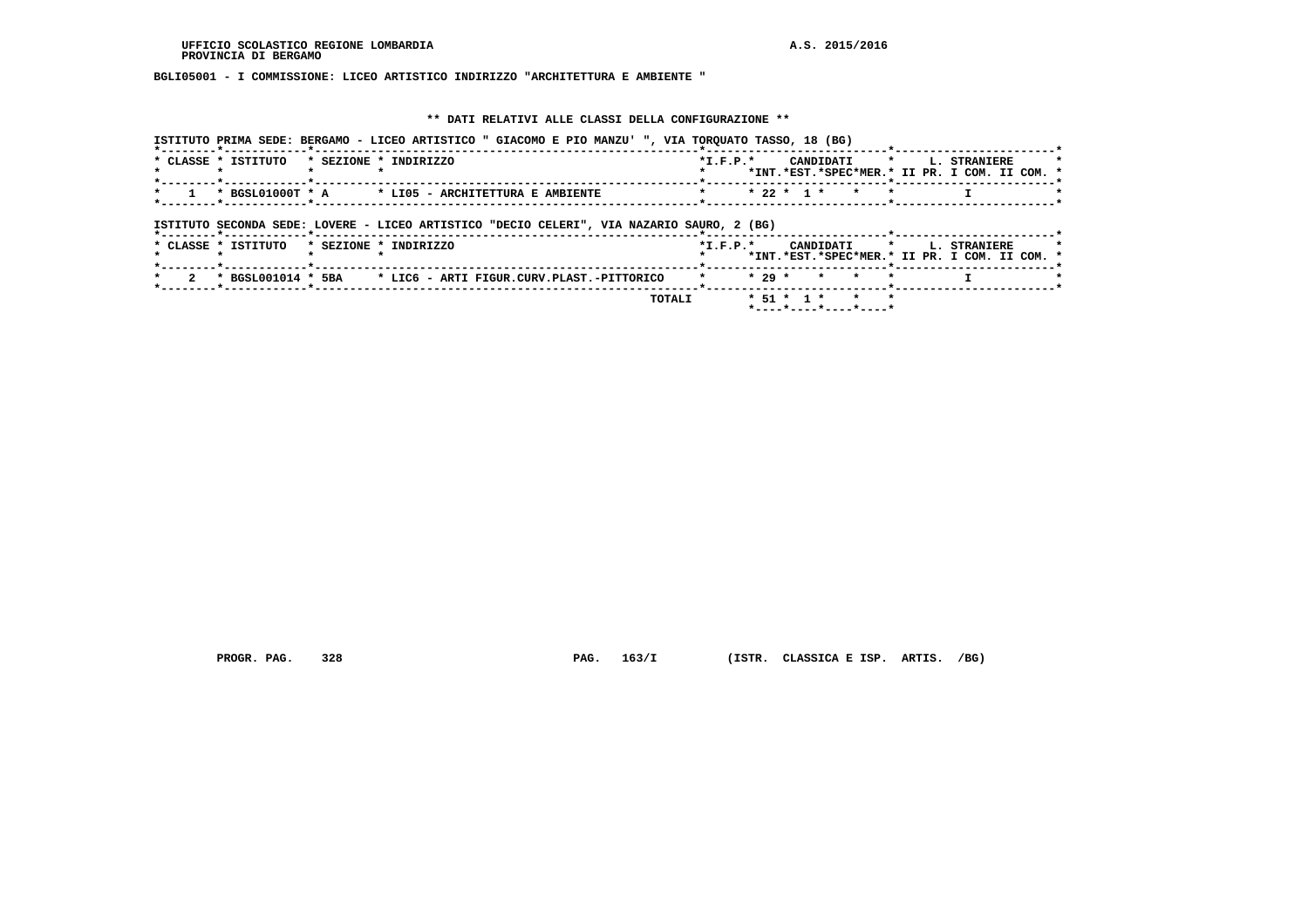UFFICIO SCOLASTICO REGIONE LOMBARDIA
PROVINCIA DI BERGAMO

A.S. 2015/2016

**BGLI05001 - I COMMISSIONE: LICEO ARTISTICO INDIRIZZO "ARCHITETTURA E AMBIENTE "**

**\*\* DATI RELATIVI ALLE CLASSI DELLA CONFIGURAZIONE \*\***

ISTITUTO PRIMA SEDE: BERGAMO - LICEO ARTISTICO " GIACOMO E PIO MANZU' ", VIA TORQUATO TASSO, 18 (BG)

| CLASSE | ISTITUTO | SEZIONE | INDIRIZZO | I.F.P. | CANDIDATI INT. | CANDIDATI EST. | CANDIDATI SPEC | CANDIDATI MER. | L. STRANIERE II PR. | L. STRANIERE I COM. | L. STRANIERE II COM. |
|---|---|---|---|---|---|---|---|---|---|---|---|
| 1 | BGSL01000T | A | LI05 - ARCHITETTURA E AMBIENTE | | 22 | 1 | | | | I | |

ISTITUTO SECONDA SEDE: LOVERE - LICEO ARTISTICO "DECIO CELERI", VIA NAZARIO SAURO, 2 (BG)

| CLASSE | ISTITUTO | SEZIONE | INDIRIZZO | I.F.P. | CANDIDATI INT. | CANDIDATI EST. | CANDIDATI SPEC | CANDIDATI MER. | L. STRANIERE II PR. | L. STRANIERE I COM. | L. STRANIERE II COM. |
|---|---|---|---|---|---|---|---|---|---|---|---|
| 2 | BGSL001014 | 5BA | LIC6 - ARTI FIGUR.CURV.PLAST.-PITTORICO | | 29 | | | | | I | |
| | | | TOTALI | | 51 | 1 | | | | | |

PROGR. PAG. 328 PAG. 163/I (ISTR. CLASSICA E ISP. ARTIS. /BG)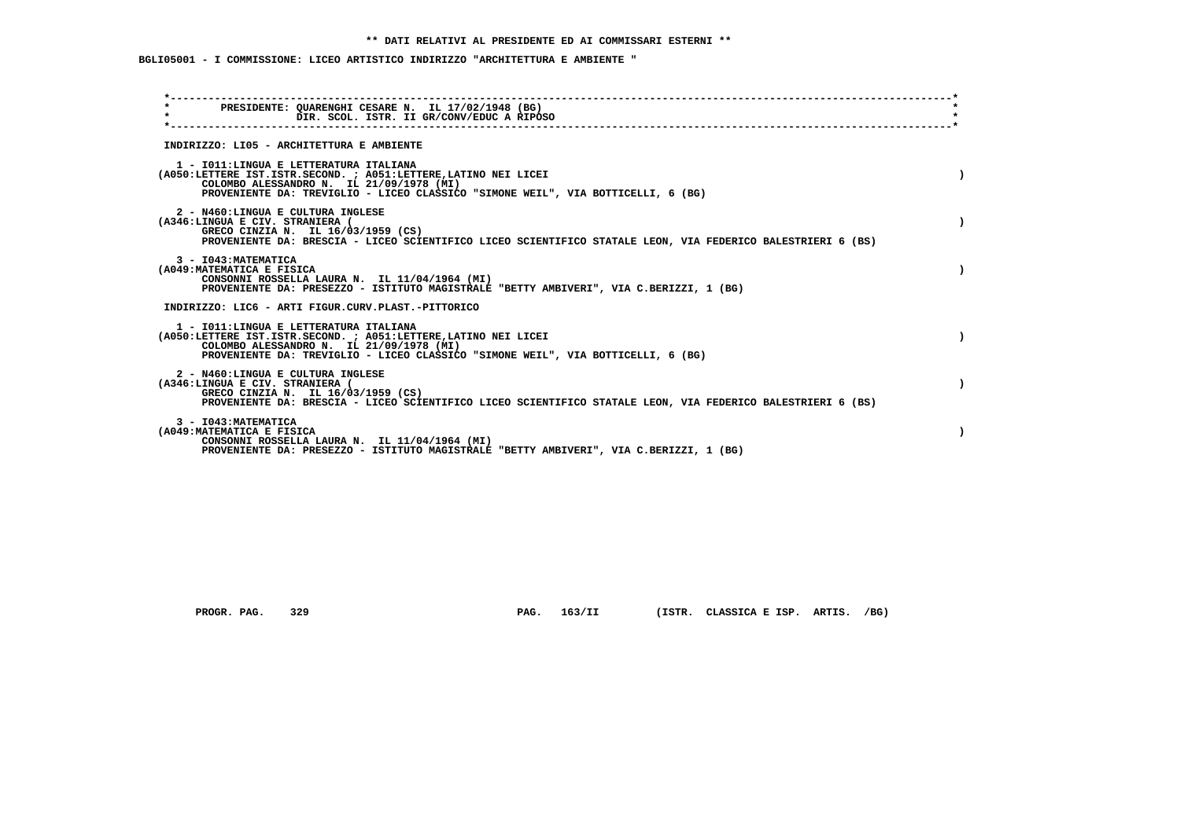**\*\* DATI RELATIVI AL PRESIDENTE ED AI COMMISSARI ESTERNI \*\***

**BGLI05001 - I COMMISSIONE: LICEO ARTISTICO INDIRIZZO "ARCHITETTURA E AMBIENTE "**

PRESIDENTE: QUARENGHI CESARE N. IL 17/02/1948 (BG)
DIR. SCOL. ISTR. II GR/CONV/EDUC A RIPOSO

INDIRIZZO: LI05 - ARCHITETTURA E AMBIENTE

1 - I011:LINGUA E LETTERATURA ITALIANA
(A050:LETTERE IST.ISTR.SECOND. ; A051:LETTERE,LATINO NEI LICEI )
COLOMBO ALESSANDRO N. IL 21/09/1978 (MI)
PROVENIENTE DA: TREVIGLIO - LICEO CLASSICO "SIMONE WEIL", VIA BOTTICELLI, 6 (BG)

2 - N460:LINGUA E CULTURA INGLESE
(A346:LINGUA E CIV. STRANIERA ( )
GRECO CINZIA N. IL 16/03/1959 (CS)
PROVENIENTE DA: BRESCIA - LICEO SCIENTIFICO LICEO SCIENTIFICO STATALE LEON, VIA FEDERICO BALESTRIERI 6 (BS)

3 - I043:MATEMATICA
(A049:MATEMATICA E FISICA )
CONSONNI ROSSELLA LAURA N. IL 11/04/1964 (MI)
PROVENIENTE DA: PRESEZZO - ISTITUTO MAGISTRALE "BETTY AMBIVERI", VIA C.BERIZZI, 1 (BG)

INDIRIZZO: LIC6 - ARTI FIGUR.CURV.PLAST.-PITTORICO

1 - I011:LINGUA E LETTERATURA ITALIANA
(A050:LETTERE IST.ISTR.SECOND. ; A051:LETTERE,LATINO NEI LICEI )
COLOMBO ALESSANDRO N. IL 21/09/1978 (MI)
PROVENIENTE DA: TREVIGLIO - LICEO CLASSICO "SIMONE WEIL", VIA BOTTICELLI, 6 (BG)

2 - N460:LINGUA E CULTURA INGLESE
(A346:LINGUA E CIV. STRANIERA ( )
GRECO CINZIA N. IL 16/03/1959 (CS)
PROVENIENTE DA: BRESCIA - LICEO SCIENTIFICO LICEO SCIENTIFICO STATALE LEON, VIA FEDERICO BALESTRIERI 6 (BS)

3 - I043:MATEMATICA
(A049:MATEMATICA E FISICA )
CONSONNI ROSSELLA LAURA N. IL 11/04/1964 (MI)
PROVENIENTE DA: PRESEZZO - ISTITUTO MAGISTRALE "BETTY AMBIVERI", VIA C.BERIZZI, 1 (BG)

PROGR. PAG. 329 PAG. 163/II (ISTR. CLASSICA E ISP. ARTIS. /BG)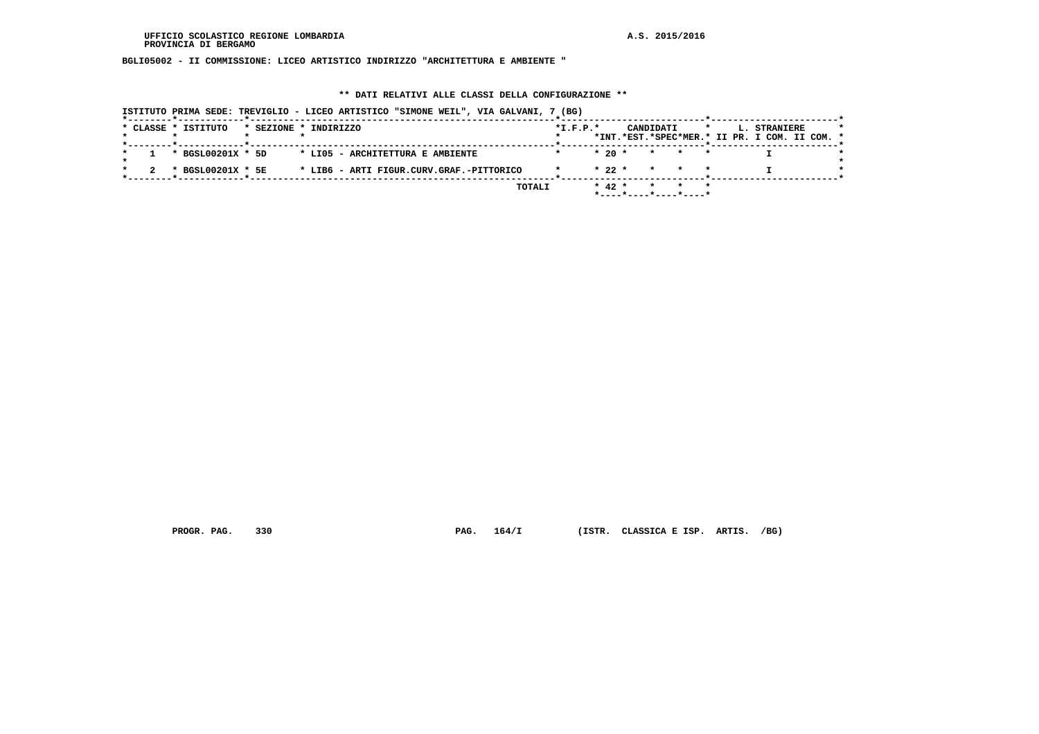BGLI05002 - II COMMISSIONE: LICEO ARTISTICO INDIRIZZO "ARCHITETTURA E AMBIENTE "

## ** DATI RELATIVI ALLE CLASSI DELLA CONFIGURAZIONE **

ISTITUTO PRIMA SEDE: TREVIGLIO - LICEO ARTISTICO "SIMONE WEIL", VIA GALVANI, 7 (BG)

| CLASSE | ISTITUTO | SEZIONE | INDIRIZZO | I.F.P. | CANDIDATI INT. | CANDIDATI EST. | CANDIDATI SPEC | CANDIDATI MER. | L. STRANIERE II PR. | L. STRANIERE I COM. | L. STRANIERE II COM. |
|---|---|---|---|---|---|---|---|---|---|---|---|
| 1 | BGSL00201X | 5D | LI05 - ARCHITETTURA E AMBIENTE | | 20 | | | | | I | |
| 2 | BGSL00201X | 5E | LIB6 - ARTI FIGUR.CURV.GRAF.-PITTORICO | | 22 | | | | | I | |
| | | | TOTALI | | 42 | | | | | | |

PROGR. PAG. 330 PAG. 164/I (ISTR. CLASSICA E ISP. ARTIS. /BG)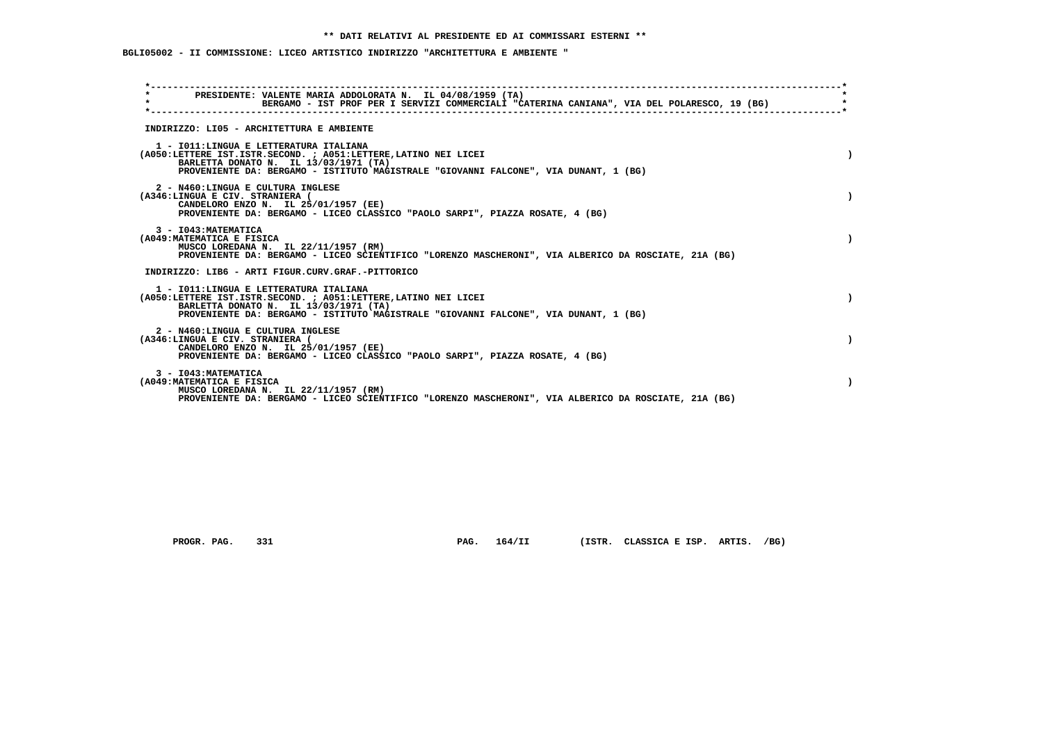** DATI RELATIVI AL PRESIDENTE ED AI COMMISSARI ESTERNI **

BGLI05002 - II COMMISSIONE: LICEO ARTISTICO INDIRIZZO "ARCHITETTURA E AMBIENTE "

PRESIDENTE: VALENTE MARIA ADDOLORATA N. IL 04/08/1959 (TA)
BERGAMO - IST PROF PER I SERVIZI COMMERCIALI "CATERINA CANIANA", VIA DEL POLARESCO, 19 (BG)

INDIRIZZO: LI05 - ARCHITETTURA E AMBIENTE

1 - I011:LINGUA E LETTERATURA ITALIANA
(A050:LETTERE IST.ISTR.SECOND. ; A051:LETTERE,LATINO NEI LICEI )
BARLETTA DONATO N. IL 13/03/1971 (TA)
PROVENIENTE DA: BERGAMO - ISTITUTO MAGISTRALE "GIOVANNI FALCONE", VIA DUNANT, 1 (BG)

2 - N460:LINGUA E CULTURA INGLESE
(A346:LINGUA E CIV. STRANIERA ( )
CANDELORO ENZO N. IL 25/01/1957 (EE)
PROVENIENTE DA: BERGAMO - LICEO CLASSICO "PAOLO SARPI", PIAZZA ROSATE, 4 (BG)

3 - I043:MATEMATICA
(A049:MATEMATICA E FISICA )
MUSCO LOREDANA N. IL 22/11/1957 (RM)
PROVENIENTE DA: BERGAMO - LICEO SCIENTIFICO "LORENZO MASCHERONI", VIA ALBERICO DA ROSCIATE, 21A (BG)

INDIRIZZO: LIB6 - ARTI FIGUR.CURV.GRAF.-PITTORICO

1 - I011:LINGUA E LETTERATURA ITALIANA
(A050:LETTERE IST.ISTR.SECOND. ; A051:LETTERE,LATINO NEI LICEI )
BARLETTA DONATO N. IL 13/03/1971 (TA)
PROVENIENTE DA: BERGAMO - ISTITUTO MAGISTRALE "GIOVANNI FALCONE", VIA DUNANT, 1 (BG)

2 - N460:LINGUA E CULTURA INGLESE
(A346:LINGUA E CIV. STRANIERA ( )
CANDELORO ENZO N. IL 25/01/1957 (EE)
PROVENIENTE DA: BERGAMO - LICEO CLASSICO "PAOLO SARPI", PIAZZA ROSATE, 4 (BG)

3 - I043:MATEMATICA
(A049:MATEMATICA E FISICA )
MUSCO LOREDANA N. IL 22/11/1957 (RM)
PROVENIENTE DA: BERGAMO - LICEO SCIENTIFICO "LORENZO MASCHERONI", VIA ALBERICO DA ROSCIATE, 21A (BG)

PROGR. PAG. 331 PAG. 164/II (ISTR. CLASSICA E ISP. ARTIS. /BG)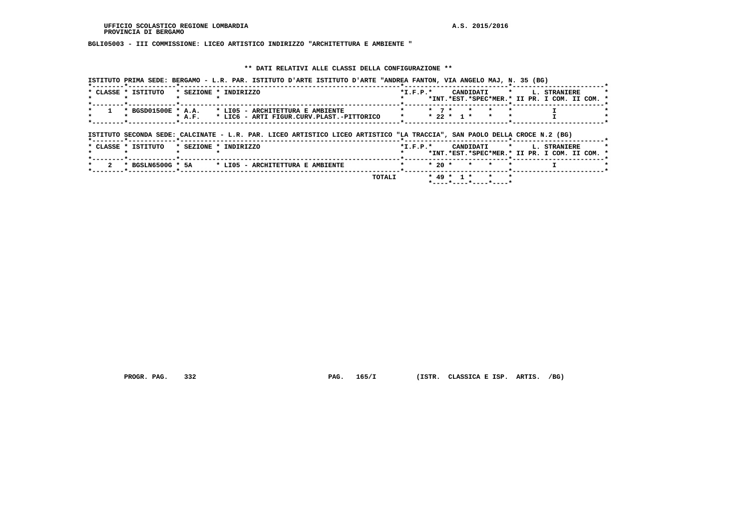BGLI05003 - III COMMISSIONE: LICEO ARTISTICO INDIRIZZO "ARCHITETTURA E AMBIENTE "

** DATI RELATIVI ALLE CLASSI DELLA CONFIGURAZIONE **

ISTITUTO PRIMA SEDE: BERGAMO - L.R. PAR. ISTITUTO D'ARTE ISTITUTO D'ARTE "ANDREA FANTON, VIA ANGELO MAJ, N. 35 (BG)

| CLASSE | ISTITUTO | SEZIONE | INDIRIZZO | I.F.P. | CANDIDATI INT. | CANDIDATI EST. | CANDIDATI SPEC | CANDIDATI MER. | L. STRANIERE II PR. | L. STRANIERE I COM. | L. STRANIERE II COM. |
|---|---|---|---|---|---|---|---|---|---|---|---|
| 1 | BGSD01500E | A.A. | LI05 - ARCHITETTURA E AMBIENTE | | 7 | | | | I | | |
| | | A.F. | LIC6 - ARTI FIGUR.CURV.PLAST.-PITTORICO | | 22 | 1 | | | I | | |

ISTITUTO SECONDA SEDE: CALCINATE - L.R. PAR. LICEO ARTISTICO LICEO ARTISTICO "LA TRACCIA", SAN PAOLO DELLA CROCE N.2 (BG)

| CLASSE | ISTITUTO | SEZIONE | INDIRIZZO | I.F.P. | CANDIDATI INT. | CANDIDATI EST. | CANDIDATI SPEC | CANDIDATI MER. | L. STRANIERE II PR. | L. STRANIERE I COM. | L. STRANIERE II COM. |
|---|---|---|---|---|---|---|---|---|---|---|---|
| 2 | BGSLN6500G | 5A | LI05 - ARCHITETTURA E AMBIENTE | | 20 | | | | I | | |
| | | | TOTALI | | 49 | 1 | | | | | |

PROGR. PAG. 332 PAG. 165/I (ISTR. CLASSICA E ISP. ARTIS. /BG)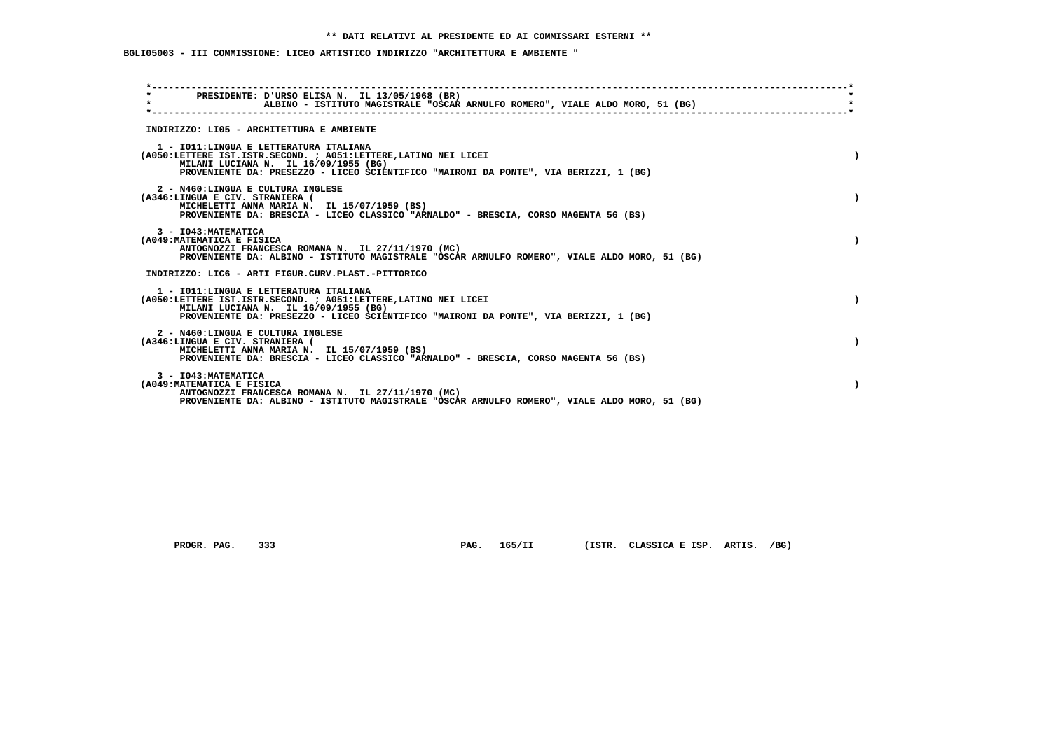**\*\* DATI RELATIVI AL PRESIDENTE ED AI COMMISSARI ESTERNI \*\***

**BGLI05003 - III COMMISSIONE: LICEO ARTISTICO INDIRIZZO "ARCHITETTURA E AMBIENTE "**

PRESIDENTE: D'URSO ELISA N. IL 13/05/1968 (BR)
ALBINO - ISTITUTO MAGISTRALE "OSCAR ARNULFO ROMERO", VIALE ALDO MORO, 51 (BG)

INDIRIZZO: LI05 - ARCHITETTURA E AMBIENTE

1 - I011:LINGUA E LETTERATURA ITALIANA
(A050:LETTERE IST.ISTR.SECOND. ; A051:LETTERE,LATINO NEI LICEI )
MILANI LUCIANA N. IL 16/09/1955 (BG)
PROVENIENTE DA: PRESEZZO - LICEO SCIENTIFICO "MAIRONI DA PONTE", VIA BERIZZI, 1 (BG)

2 - N460:LINGUA E CULTURA INGLESE
(A346:LINGUA E CIV. STRANIERA ( )
MICHELETTI ANNA MARIA N. IL 15/07/1959 (BS)
PROVENIENTE DA: BRESCIA - LICEO CLASSICO "ARNALDO" - BRESCIA, CORSO MAGENTA 56 (BS)

3 - I043:MATEMATICA
(A049:MATEMATICA E FISICA )
ANTOGNOZZI FRANCESCA ROMANA N. IL 27/11/1970 (MC)
PROVENIENTE DA: ALBINO - ISTITUTO MAGISTRALE "OSCAR ARNULFO ROMERO", VIALE ALDO MORO, 51 (BG)

INDIRIZZO: LIC6 - ARTI FIGUR.CURV.PLAST.-PITTORICO

1 - I011:LINGUA E LETTERATURA ITALIANA
(A050:LETTERE IST.ISTR.SECOND. ; A051:LETTERE,LATINO NEI LICEI )
MILANI LUCIANA N. IL 16/09/1955 (BG)
PROVENIENTE DA: PRESEZZO - LICEO SCIENTIFICO "MAIRONI DA PONTE", VIA BERIZZI, 1 (BG)

2 - N460:LINGUA E CULTURA INGLESE
(A346:LINGUA E CIV. STRANIERA ( )
MICHELETTI ANNA MARIA N. IL 15/07/1959 (BS)
PROVENIENTE DA: BRESCIA - LICEO CLASSICO "ARNALDO" - BRESCIA, CORSO MAGENTA 56 (BS)

3 - I043:MATEMATICA
(A049:MATEMATICA E FISICA )
ANTOGNOZZI FRANCESCA ROMANA N. IL 27/11/1970 (MC)
PROVENIENTE DA: ALBINO - ISTITUTO MAGISTRALE "OSCAR ARNULFO ROMERO", VIALE ALDO MORO, 51 (BG)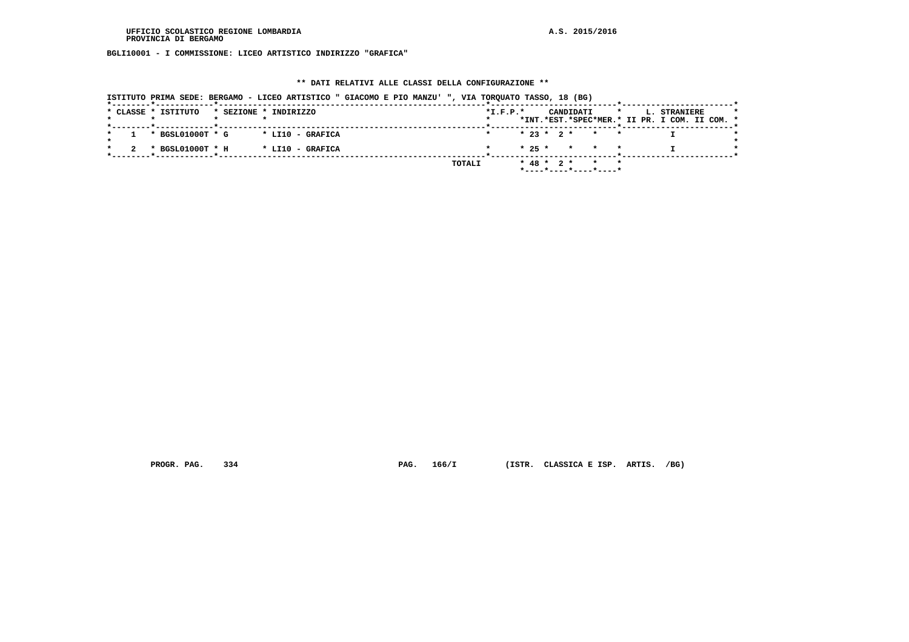UFFICIO SCOLASTICO REGIONE LOMBARDIA
PROVINCIA DI BERGAMO

A.S. 2015/2016

BGLI10001 - I COMMISSIONE: LICEO ARTISTICO INDIRIZZO "GRAFICA"

## ** DATI RELATIVI ALLE CLASSI DELLA CONFIGURAZIONE **

ISTITUTO PRIMA SEDE: BERGAMO - LICEO ARTISTICO " GIACOMO E PIO MANZU' ", VIA TORQUATO TASSO, 18 (BG)

| CLASSE | ISTITUTO | SEZIONE | INDIRIZZO | I.F.P. | CANDIDATI INT. | CANDIDATI EST. | CANDIDATI SPEC | CANDIDATI MER. | L. STRANIERE II PR. | L. STRANIERE I COM. | L. STRANIERE II COM. |
|---|---|---|---|---|---|---|---|---|---|---|---|
| 1 | BGSL01000T | G | LI10 - GRAFICA | | 23 | 2 | | | | I | |
| 2 | BGSL01000T | H | LI10 - GRAFICA | | 25 | | | | | I | |
| | | | TOTALI | | 48 | 2 | | | | | |

PROGR. PAG. 334 PAG. 166/I (ISTR. CLASSICA E ISP. ARTIS. /BG)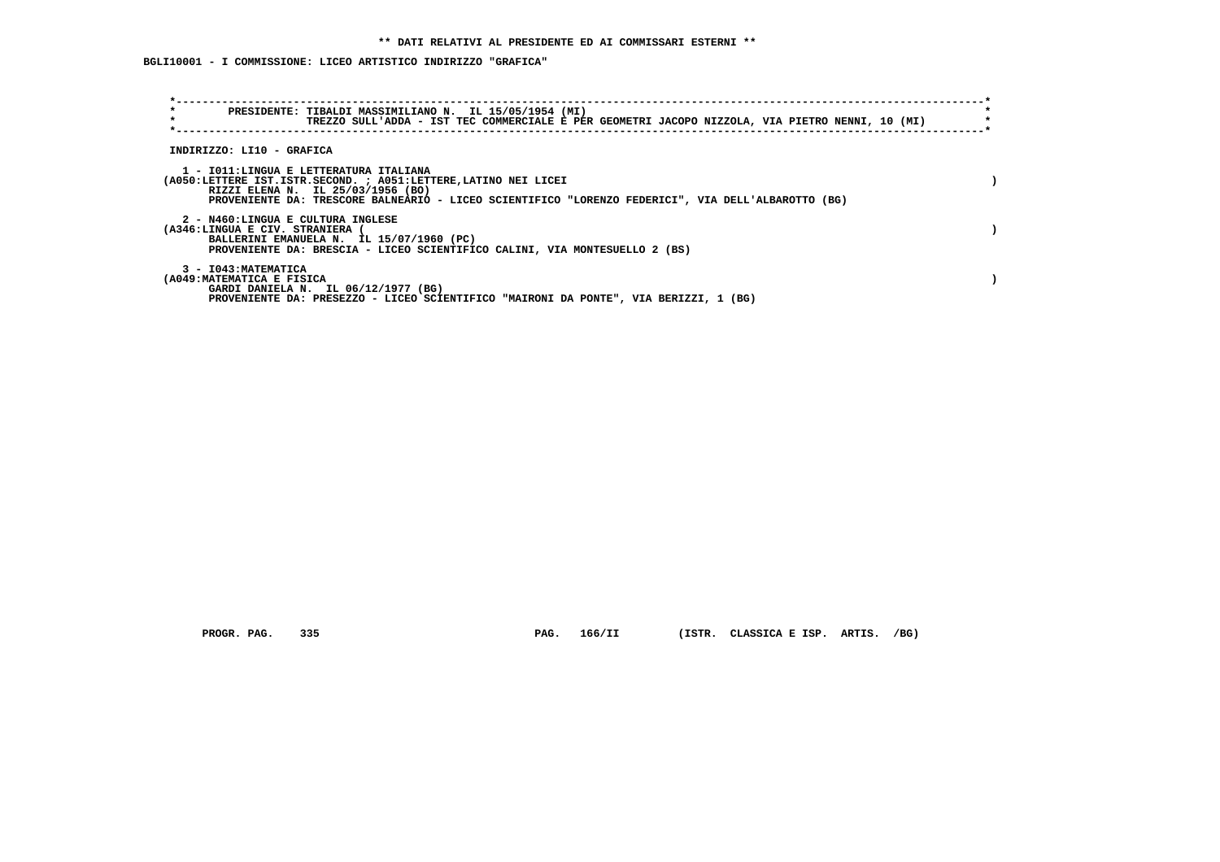**\*\* DATI RELATIVI AL PRESIDENTE ED AI COMMISSARI ESTERNI \*\***

**BGLI10001 - I COMMISSIONE: LICEO ARTISTICO INDIRIZZO "GRAFICA"**

PRESIDENTE: TIBALDI MASSIMILIANO N. IL 15/05/1954 (MI)
TREZZO SULL'ADDA - IST TEC COMMERCIALE E PER GEOMETRI JACOPO NIZZOLA, VIA PIETRO NENNI, 10 (MI)

INDIRIZZO: LI10 - GRAFICA

1 - I011:LINGUA E LETTERATURA ITALIANA
(A050:LETTERE IST.ISTR.SECOND. ; A051:LETTERE,LATINO NEI LICEI )
RIZZI ELENA N. IL 25/03/1956 (BO)
PROVENIENTE DA: TRESCORE BALNEARIO - LICEO SCIENTIFICO "LORENZO FEDERICI", VIA DELL'ALBAROTTO (BG)

2 - N460:LINGUA E CULTURA INGLESE
(A346:LINGUA E CIV. STRANIERA ( )
BALLERINI EMANUELA N. IL 15/07/1960 (PC)
PROVENIENTE DA: BRESCIA - LICEO SCIENTIFICO CALINI, VIA MONTESUELLO 2 (BS)

3 - I043:MATEMATICA
(A049:MATEMATICA E FISICA )
GARDI DANIELA N. IL 06/12/1977 (BG)
PROVENIENTE DA: PRESEZZO - LICEO SCIENTIFICO "MAIRONI DA PONTE", VIA BERIZZI, 1 (BG)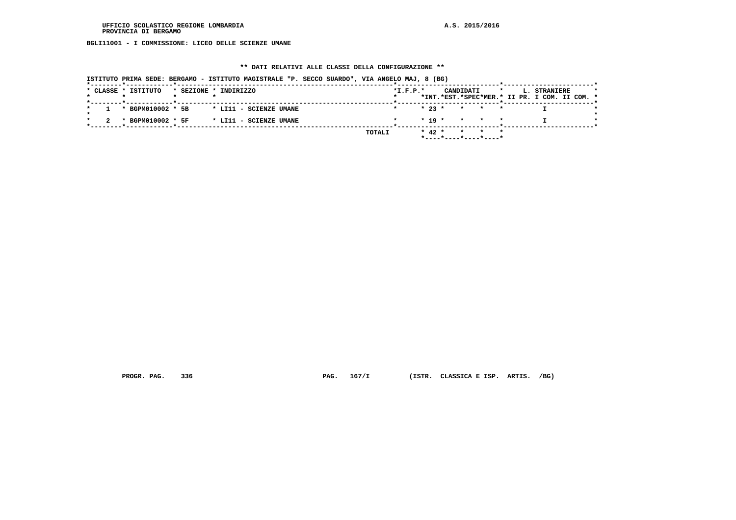BGLI11001 - I COMMISSIONE: LICEO DELLE SCIENZE UMANE

## ** DATI RELATIVI ALLE CLASSI DELLA CONFIGURAZIONE **

ISTITUTO PRIMA SEDE: BERGAMO - ISTITUTO MAGISTRALE "P. SECCO SUARDO", VIA ANGELO MAJ, 8 (BG)

| CLASSE | ISTITUTO | SEZIONE | INDIRIZZO | I.F.P. | CANDIDATI INT. | CANDIDATI EST. | CANDIDATI SPEC | CANDIDATI MER. | L. STRANIERE II PR. | L. STRANIERE I COM. | L. STRANIERE II COM. |
|---|---|---|---|---|---|---|---|---|---|---|---|
| 1 | BGPM010002 | 5B | LI11 - SCIENZE UMANE | | 23 | | | | | I | |
| 2 | BGPM010002 | 5F | LI11 - SCIENZE UMANE | | 19 | | | | | I | |
| | | | TOTALI | | 42 | | | | | | |

PROGR. PAG. 336 PAG. 167/I (ISTR. CLASSICA E ISP. ARTIS. /BG)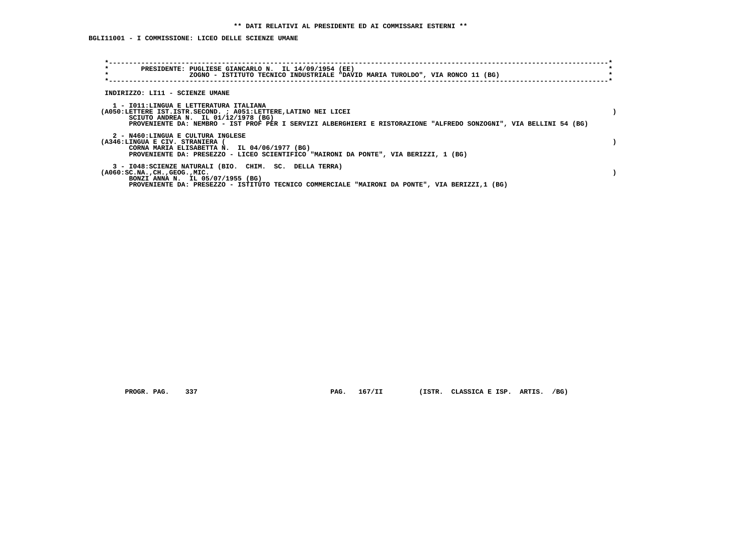**\*\* DATI RELATIVI AL PRESIDENTE ED AI COMMISSARI ESTERNI \*\***

**BGLI11001 - I COMMISSIONE: LICEO DELLE SCIENZE UMANE**

**PRESIDENTE: PUGLIESE GIANCARLO N. IL 14/09/1954 (EE)**
**ZOGNO - ISTITUTO TECNICO INDUSTRIALE "DAVID MARIA TUROLDO", VIA RONCO 11 (BG)**

**INDIRIZZO: LI11 - SCIENZE UMANE**

**1 - I011:LINGUA E LETTERATURA ITALIANA**
**(A050:LETTERE IST.ISTR.SECOND. ; A051:LETTERE,LATINO NEI LICEI )**
**SCIUTO ANDREA N. IL 01/12/1978 (BG)**
**PROVENIENTE DA: NEMBRO - IST PROF PER I SERVIZI ALBERGHIERI E RISTORAZIONE "ALFREDO SONZOGNI", VIA BELLINI 54 (BG)**

**2 - N460:LINGUA E CULTURA INGLESE**
**(A346:LINGUA E CIV. STRANIERA ( )**
**CORNA MARIA ELISABETTA N. IL 04/06/1977 (BG)**
**PROVENIENTE DA: PRESEZZO - LICEO SCIENTIFICO "MAIRONI DA PONTE", VIA BERIZZI, 1 (BG)**

**3 - I048:SCIENZE NATURALI (BIO. CHIM. SC. DELLA TERRA)**
**(A060:SC.NA.,CH.,GEOG.,MIC. )**
**BONZI ANNA N. IL 05/07/1955 (BG)**
**PROVENIENTE DA: PRESEZZO - ISTITUTO TECNICO COMMERCIALE "MAIRONI DA PONTE", VIA BERIZZI,1 (BG)**

**PROGR. PAG. 337 PAG. 167/II (ISTR. CLASSICA E ISP. ARTIS. /BG)**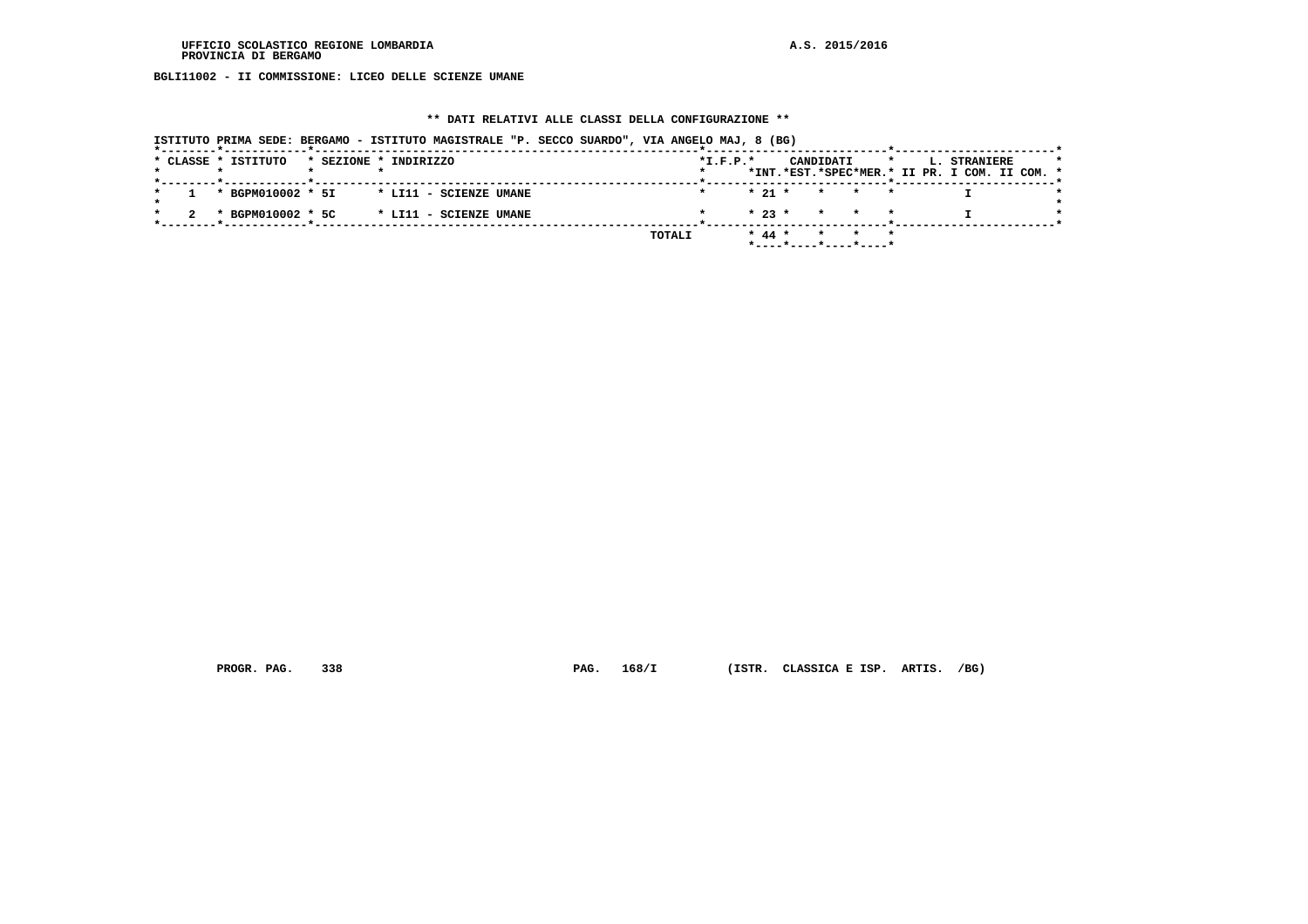BGLI11002 - II COMMISSIONE: LICEO DELLE SCIENZE UMANE

## ** DATI RELATIVI ALLE CLASSI DELLA CONFIGURAZIONE **

ISTITUTO PRIMA SEDE: BERGAMO - ISTITUTO MAGISTRALE "P. SECCO SUARDO", VIA ANGELO MAJ, 8 (BG)

| CLASSE | ISTITUTO | SEZIONE | INDIRIZZO | I.F.P. | CANDIDATI INT. | CANDIDATI EST. | CANDIDATI SPEC | CANDIDATI MER. | L. STRANIERE II PR. | L. STRANIERE I COM. | L. STRANIERE II COM. |
|---|---|---|---|---|---|---|---|---|---|---|---|
| 1 | BGPM010002 | 5I | LI11 - SCIENZE UMANE | | 21 | | | | | I | |
| 2 | BGPM010002 | 5C | LI11 - SCIENZE UMANE | | 23 | | | | | I | |
| | | | TOTALI | | 44 | | | | | | |

PROGR. PAG. 338 PAG. 168/I (ISTR. CLASSICA E ISP. ARTIS. /BG)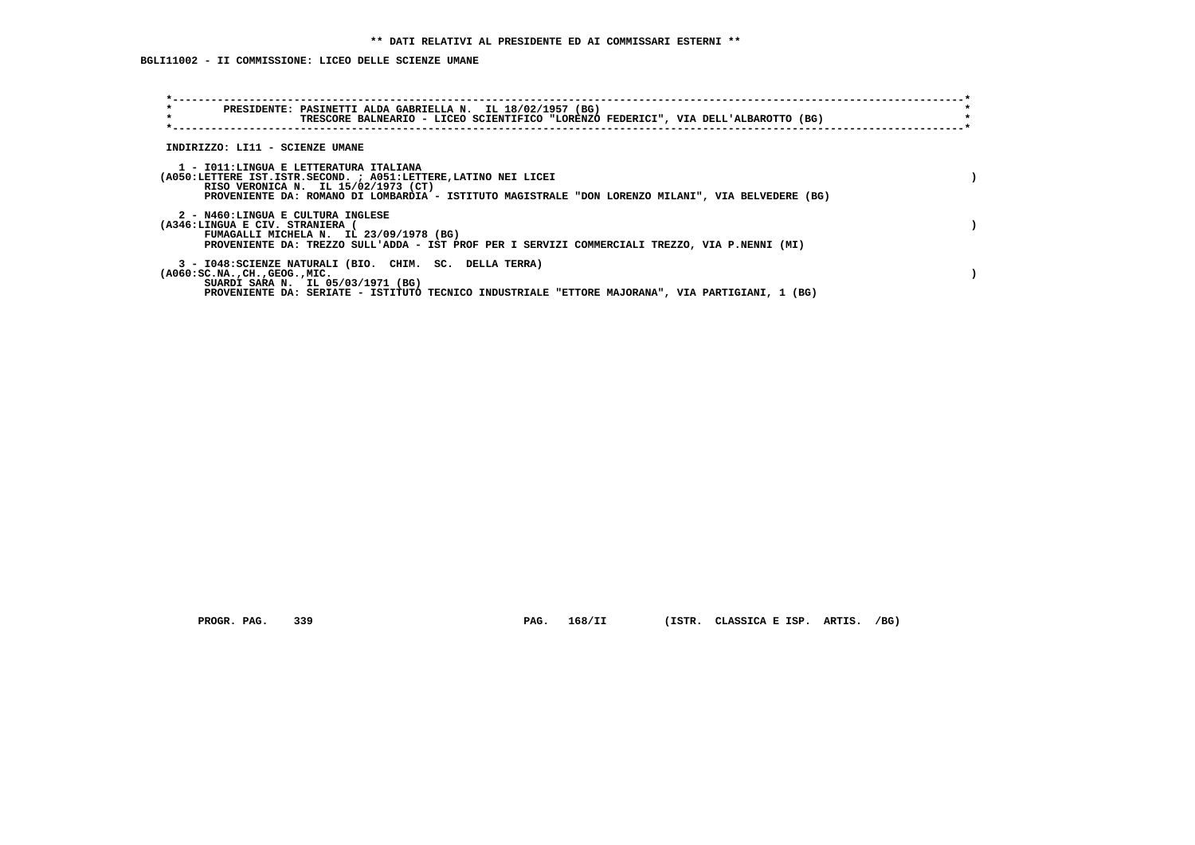**\*\* DATI RELATIVI AL PRESIDENTE ED AI COMMISSARI ESTERNI \*\***

**BGLI11002 - II COMMISSIONE: LICEO DELLE SCIENZE UMANE**

PRESIDENTE: PASINETTI ALDA GABRIELLA N. IL 18/02/1957 (BG)
TRESCORE BALNEARIO - LICEO SCIENTIFICO "LORENZO FEDERICI", VIA DELL'ALBAROTTO (BG)

INDIRIZZO: LI11 - SCIENZE UMANE

1 - I011:LINGUA E LETTERATURA ITALIANA
(A050:LETTERE IST.ISTR.SECOND. ; A051:LETTERE,LATINO NEI LICEI )
RISO VERONICA N. IL 15/02/1973 (CT)
PROVENIENTE DA: ROMANO DI LOMBARDIA - ISTITUTO MAGISTRALE "DON LORENZO MILANI", VIA BELVEDERE (BG)

2 - N460:LINGUA E CULTURA INGLESE
(A346:LINGUA E CIV. STRANIERA ( )
FUMAGALLI MICHELA N. IL 23/09/1978 (BG)
PROVENIENTE DA: TREZZO SULL'ADDA - IST PROF PER I SERVIZI COMMERCIALI TREZZO, VIA P.NENNI (MI)

3 - I048:SCIENZE NATURALI (BIO. CHIM. SC. DELLA TERRA)
(A060:SC.NA.,CH.,GEOG.,MIC. )
SUARDI SARA N. IL 05/03/1971 (BG)
PROVENIENTE DA: SERIATE - ISTITUTO TECNICO INDUSTRIALE "ETTORE MAJORANA", VIA PARTIGIANI, 1 (BG)

PROGR. PAG. 339 PAG. 168/II (ISTR. CLASSICA E ISP. ARTIS. /BG)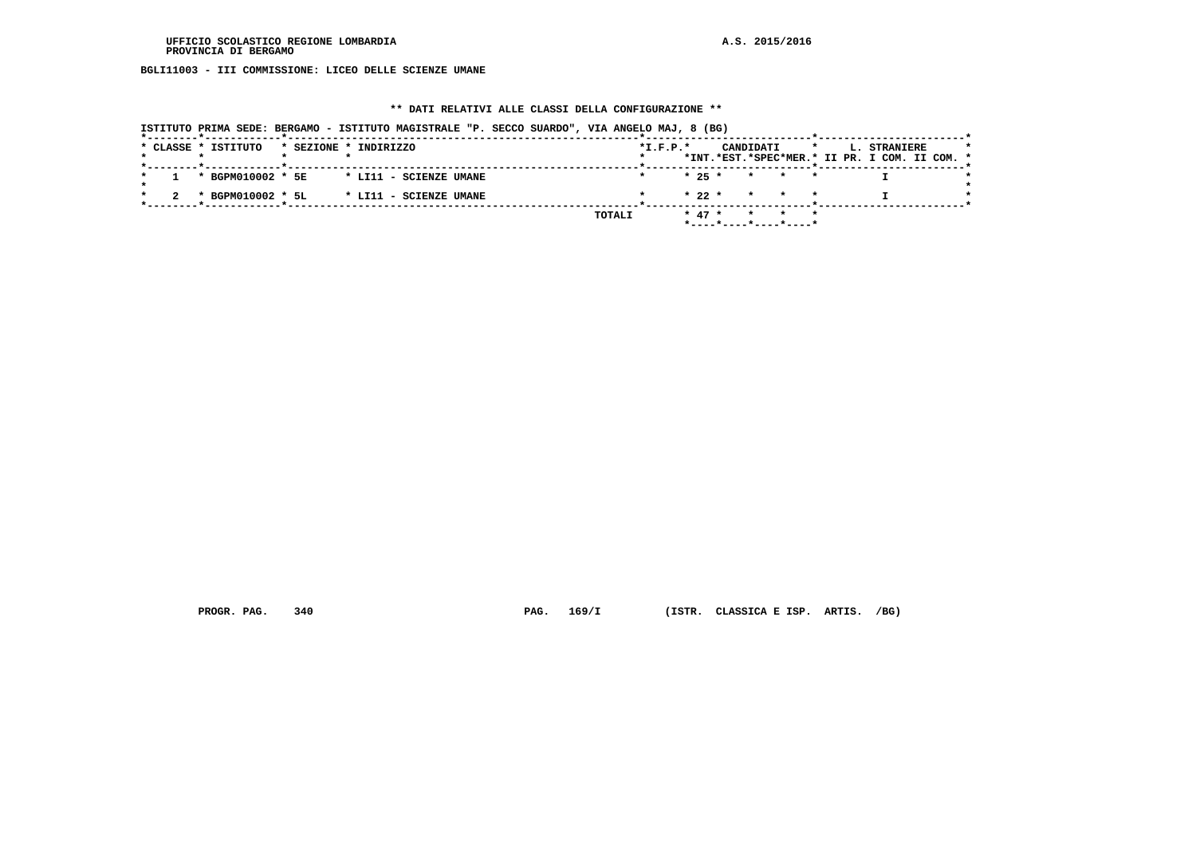UFFICIO SCOLASTICO REGIONE LOMBARDIA
PROVINCIA DI BERGAMO

A.S. 2015/2016

BGLI11003 - III COMMISSIONE: LICEO DELLE SCIENZE UMANE

** DATI RELATIVI ALLE CLASSI DELLA CONFIGURAZIONE **

ISTITUTO PRIMA SEDE: BERGAMO - ISTITUTO MAGISTRALE "P. SECCO SUARDO", VIA ANGELO MAJ, 8 (BG)

| CLASSE | ISTITUTO | SEZIONE | INDIRIZZO | I.F.P. | CANDIDATI INT. | CANDIDATI EST. | CANDIDATI SPEC | CANDIDATI MER. | L. STRANIERE II PR. | L. STRANIERE I COM. | L. STRANIERE II COM. |
|---|---|---|---|---|---|---|---|---|---|---|---|
| 1 | BGPM010002 | 5E | LI11 - SCIENZE UMANE | | 25 | | | | | I | |
| 2 | BGPM010002 | 5L | LI11 - SCIENZE UMANE | | 22 | | | | | I | |
| | | | TOTALI | | 47 | | | | | | |

PROGR. PAG. 340 PAG. 169/I (ISTR. CLASSICA E ISP. ARTIS. /BG)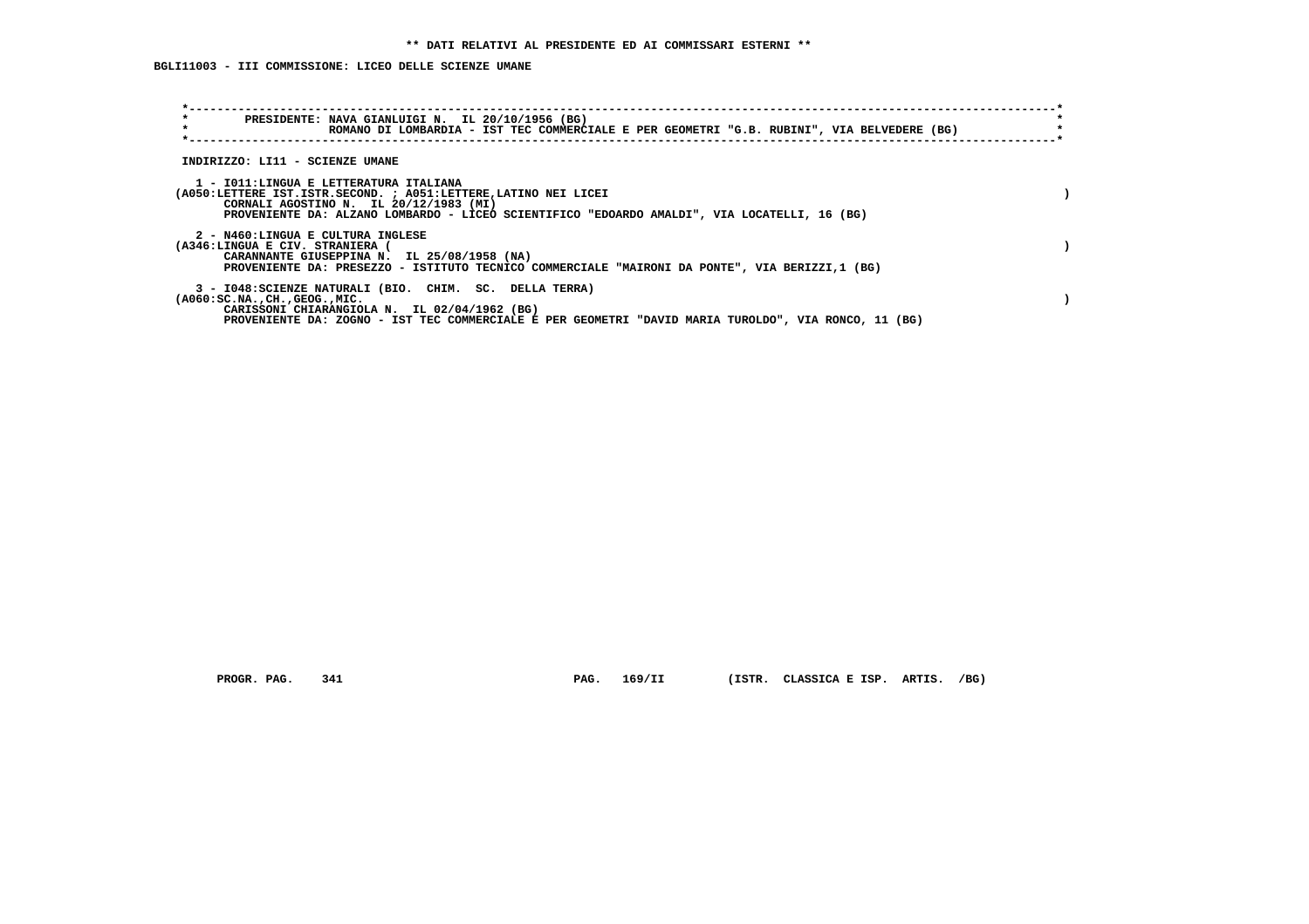** DATI RELATIVI AL PRESIDENTE ED AI COMMISSARI ESTERNI **

BGLI11003 - III COMMISSIONE: LICEO DELLE SCIENZE UMANE

PRESIDENTE: NAVA GIANLUIGI N. IL 20/10/1956 (BG)
ROMANO DI LOMBARDIA - IST TEC COMMERCIALE E PER GEOMETRI "G.B. RUBINI", VIA BELVEDERE (BG)

INDIRIZZO: LI11 - SCIENZE UMANE

1 - I011:LINGUA E LETTERATURA ITALIANA
(A050:LETTERE IST.ISTR.SECOND. ; A051:LETTERE,LATINO NEI LICEI )
CORNALI AGOSTINO N. IL 20/12/1983 (MI)
PROVENIENTE DA: ALZANO LOMBARDO - LICEO SCIENTIFICO "EDOARDO AMALDI", VIA LOCATELLI, 16 (BG)

2 - N460:LINGUA E CULTURA INGLESE
(A346:LINGUA E CIV. STRANIERA ( )
CARANNANTE GIUSEPPINA N. IL 25/08/1958 (NA)
PROVENIENTE DA: PRESEZZO - ISTITUTO TECNICO COMMERCIALE "MAIRONI DA PONTE", VIA BERIZZI,1 (BG)

3 - I048:SCIENZE NATURALI (BIO. CHIM. SC. DELLA TERRA)
(A060:SC.NA.,CH.,GEOG.,MIC. )
CARISSONI CHIARANGIOLA N. IL 02/04/1962 (BG)
PROVENIENTE DA: ZOGNO - IST TEC COMMERCIALE E PER GEOMETRI "DAVID MARIA TUROLDO", VIA RONCO, 11 (BG)

PROGR. PAG. 341 PAG. 169/II (ISTR. CLASSICA E ISP. ARTIS. /BG)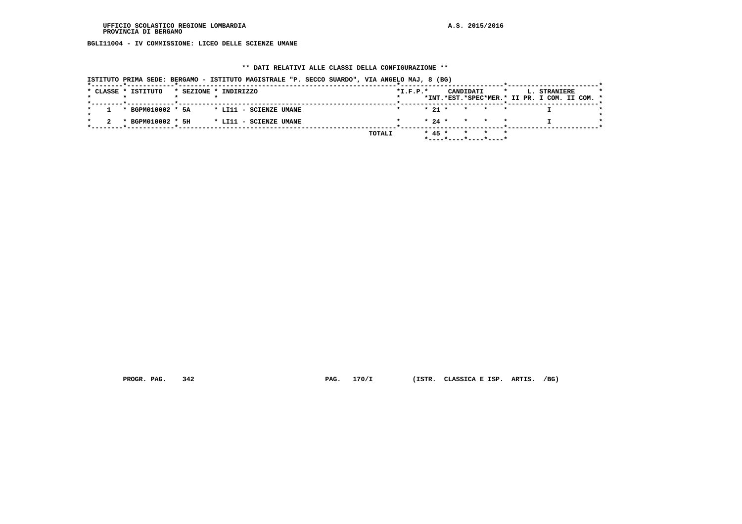BGLI11004 - IV COMMISSIONE: LICEO DELLE SCIENZE UMANE

## ** DATI RELATIVI ALLE CLASSI DELLA CONFIGURAZIONE **

ISTITUTO PRIMA SEDE: BERGAMO - ISTITUTO MAGISTRALE "P. SECCO SUARDO", VIA ANGELO MAJ, 8 (BG)

| CLASSE | ISTITUTO | SEZIONE | INDIRIZZO | I.F.P. | CANDIDATI INT. | CANDIDATI EST. | CANDIDATI SPEC | CANDIDATI MER. | L. STRANIERE II PR. | L. STRANIERE I COM. | L. STRANIERE II COM. |
|---|---|---|---|---|---|---|---|---|---|---|---|
| 1 | BGPM010002 | 5A | LI11 - SCIENZE UMANE | | 21 | | | | | I | |
| 2 | BGPM010002 | 5H | LI11 - SCIENZE UMANE | | 24 | | | | | I | |
| | | | TOTALI | | 45 | | | | | | |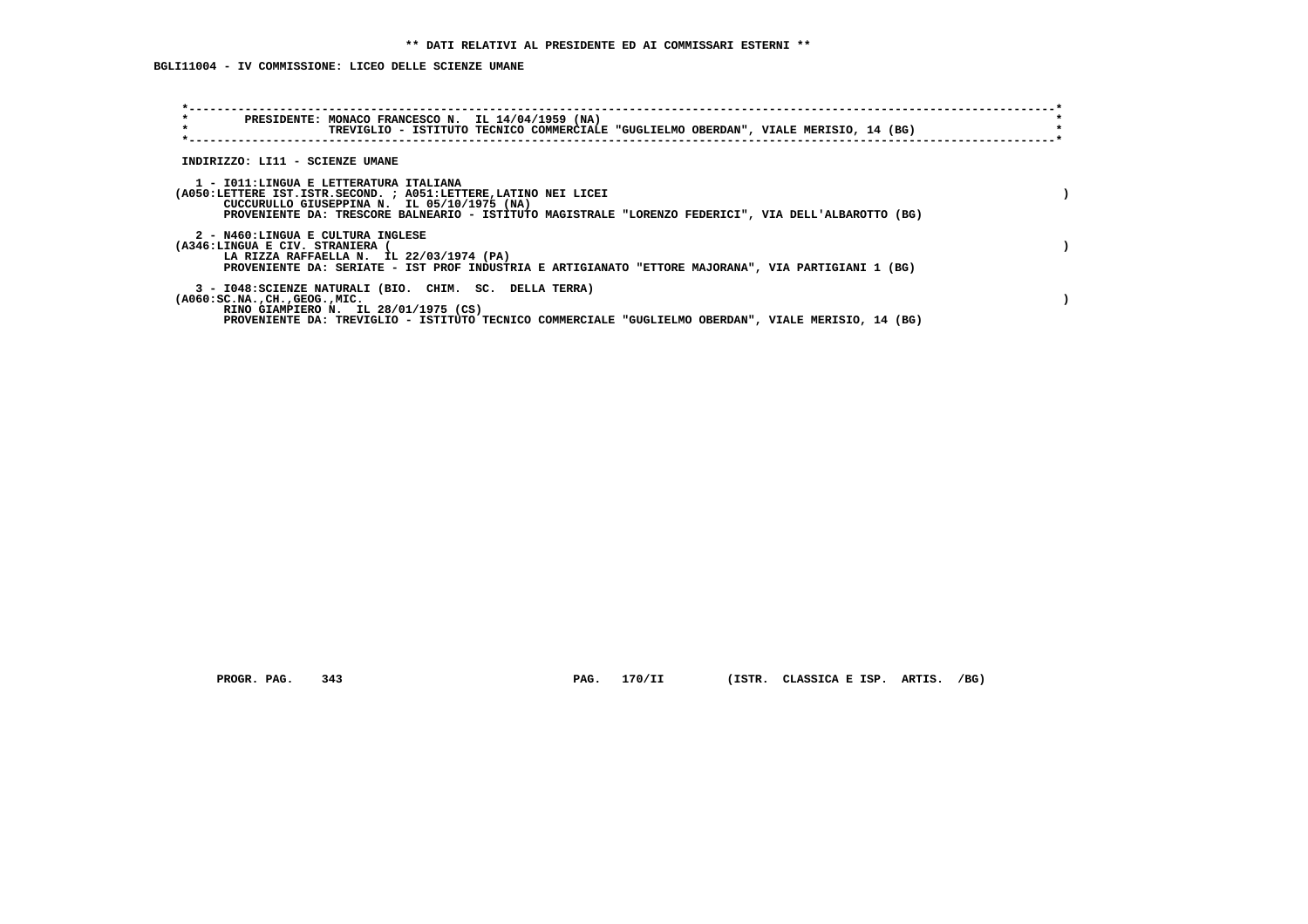**\*\* DATI RELATIVI AL PRESIDENTE ED AI COMMISSARI ESTERNI \*\***

**BGLI11004 - IV COMMISSIONE: LICEO DELLE SCIENZE UMANE**

**PRESIDENTE: MONACO FRANCESCO N. IL 14/04/1959 (NA)**
**TREVIGLIO - ISTITUTO TECNICO COMMERCIALE "GUGLIELMO OBERDAN", VIALE MERISIO, 14 (BG)**

**INDIRIZZO: LI11 - SCIENZE UMANE**

**1 - I011:LINGUA E LETTERATURA ITALIANA**
**(A050:LETTERE IST.ISTR.SECOND. ; A051:LETTERE,LATINO NEI LICEI )**
**CUCCURULLO GIUSEPPINA N. IL 05/10/1975 (NA)**
**PROVENIENTE DA: TRESCORE BALNEARIO - ISTITUTO MAGISTRALE "LORENZO FEDERICI", VIA DELL'ALBAROTTO (BG)**

**2 - N460:LINGUA E CULTURA INGLESE**
**(A346:LINGUA E CIV. STRANIERA ( )**
**LA RIZZA RAFFAELLA N. IL 22/03/1974 (PA)**
**PROVENIENTE DA: SERIATE - IST PROF INDUSTRIA E ARTIGIANATO "ETTORE MAJORANA", VIA PARTIGIANI 1 (BG)**

**3 - I048:SCIENZE NATURALI (BIO. CHIM. SC. DELLA TERRA)**
**(A060:SC.NA.,CH.,GEOG.,MIC. )**
**RINO GIAMPIERO N. IL 28/01/1975 (CS)**
**PROVENIENTE DA: TREVIGLIO - ISTITUTO TECNICO COMMERCIALE "GUGLIELMO OBERDAN", VIALE MERISIO, 14 (BG)**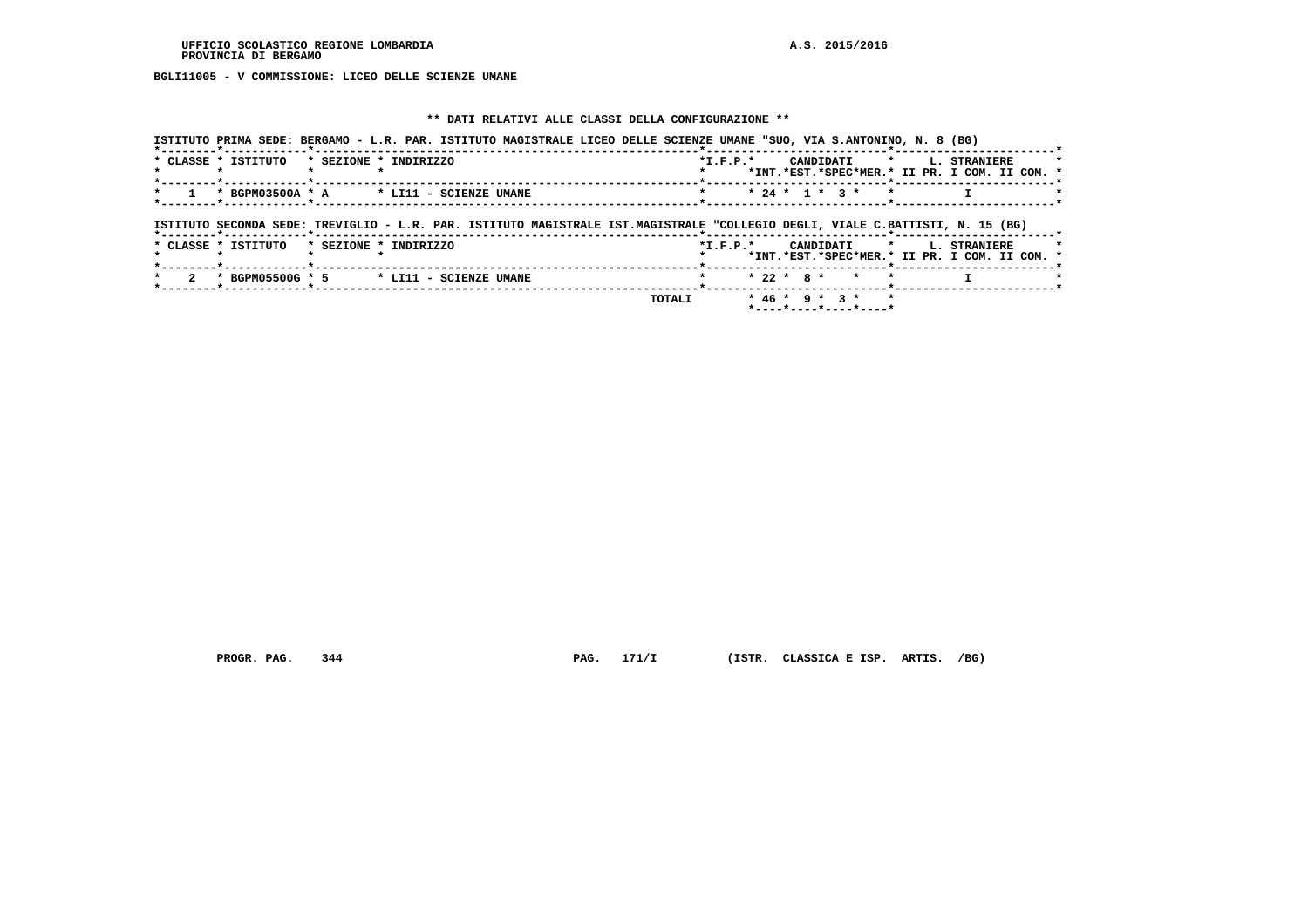BGLI11005 - V COMMISSIONE: LICEO DELLE SCIENZE UMANE

** DATI RELATIVI ALLE CLASSI DELLA CONFIGURAZIONE **

ISTITUTO PRIMA SEDE: BERGAMO - L.R. PAR. ISTITUTO MAGISTRALE LICEO DELLE SCIENZE UMANE "SUO, VIA S.ANTONINO, N. 8 (BG)

| CLASSE | ISTITUTO | SEZIONE | INDIRIZZO | I.F.P. | CANDIDATI INT. | CANDIDATI EST. | CANDIDATI SPEC | CANDIDATI MER. | L. STRANIERE II PR. | L. STRANIERE I COM. | L. STRANIERE II COM. |
|---|---|---|---|---|---|---|---|---|---|---|---|
| 1 | BGPM03500A | A | LI11 - SCIENZE UMANE | | 24 | 1 | 3 | | | I | |

ISTITUTO SECONDA SEDE: TREVIGLIO - L.R. PAR. ISTITUTO MAGISTRALE IST.MAGISTRALE "COLLEGIO DEGLI, VIALE C.BATTISTI, N. 15 (BG)

| CLASSE | ISTITUTO | SEZIONE | INDIRIZZO | I.F.P. | CANDIDATI INT. | CANDIDATI EST. | CANDIDATI SPEC | CANDIDATI MER. | L. STRANIERE II PR. | L. STRANIERE I COM. | L. STRANIERE II COM. |
|---|---|---|---|---|---|---|---|---|---|---|---|
| 2 | BGPM05500G | 5 | LI11 - SCIENZE UMANE | | 22 | 8 | | | | I | |
| | | | TOTALI | | 46 | 9 | 3 | | | | |

PROGR. PAG. 344 PAG. 171/I (ISTR. CLASSICA E ISP. ARTIS. /BG)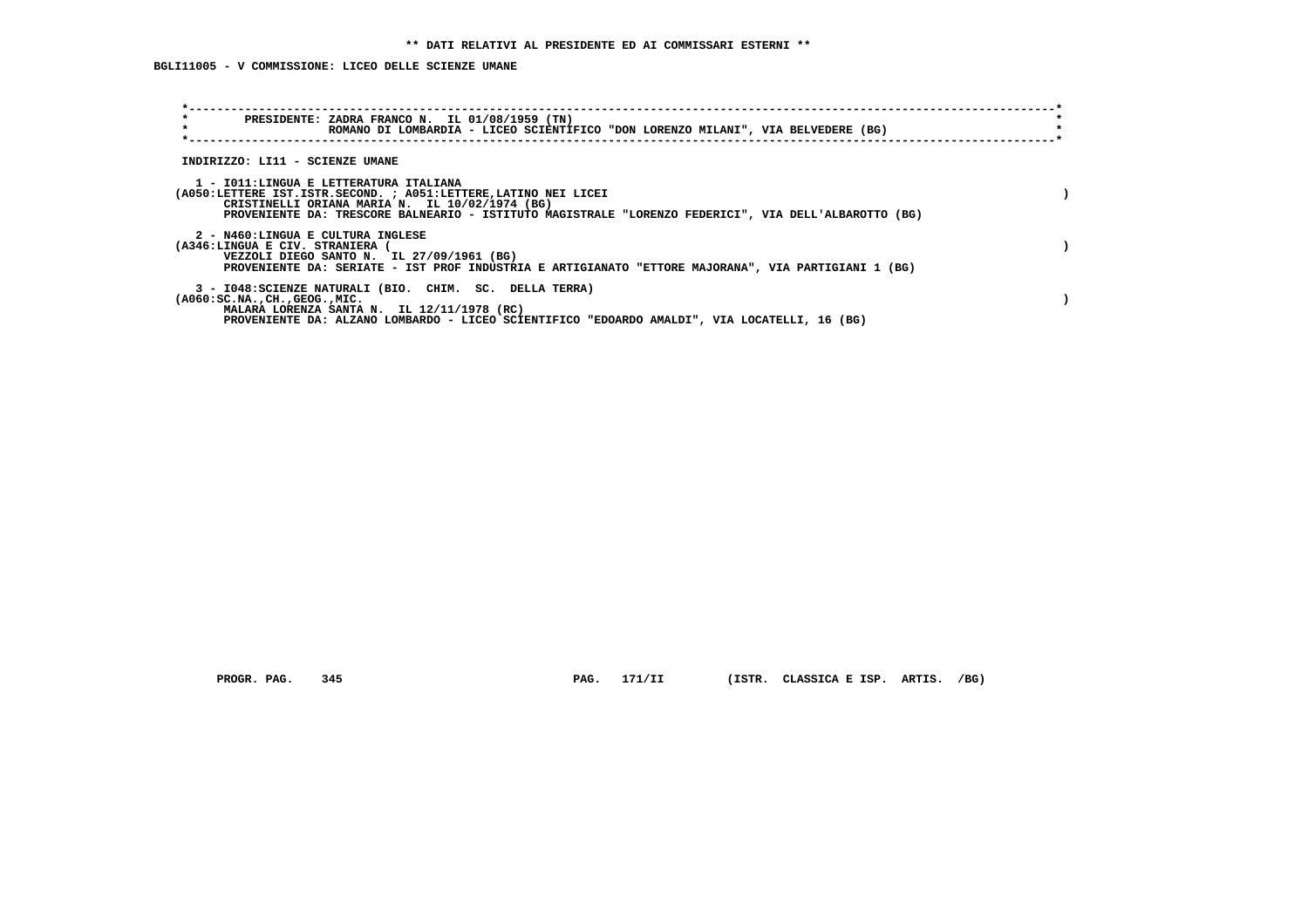** DATI RELATIVI AL PRESIDENTE ED AI COMMISSARI ESTERNI **

BGLI11005 - V COMMISSIONE: LICEO DELLE SCIENZE UMANE

PRESIDENTE: ZADRA FRANCO N. IL 01/08/1959 (TN)
ROMANO DI LOMBARDIA - LICEO SCIENTIFICO "DON LORENZO MILANI", VIA BELVEDERE (BG)

INDIRIZZO: LI11 - SCIENZE UMANE

1 - I011:LINGUA E LETTERATURA ITALIANA
(A050:LETTERE IST.ISTR.SECOND. ; A051:LETTERE,LATINO NEI LICEI )
CRISTINELLI ORIANA MARIA N. IL 10/02/1974 (BG)
PROVENIENTE DA: TRESCORE BALNEARIO - ISTITUTO MAGISTRALE "LORENZO FEDERICI", VIA DELL'ALBAROTTO (BG)

2 - N460:LINGUA E CULTURA INGLESE
(A346:LINGUA E CIV. STRANIERA ( )
VEZZOLI DIEGO SANTO N. IL 27/09/1961 (BG)
PROVENIENTE DA: SERIATE - IST PROF INDUSTRIA E ARTIGIANATO "ETTORE MAJORANA", VIA PARTIGIANI 1 (BG)

3 - I048:SCIENZE NATURALI (BIO. CHIM. SC. DELLA TERRA)
(A060:SC.NA.,CH.,GEOG.,MIC. )
MALARA LORENZA SANTA N. IL 12/11/1978 (RC)
PROVENIENTE DA: ALZANO LOMBARDO - LICEO SCIENTIFICO "EDOARDO AMALDI", VIA LOCATELLI, 16 (BG)

PROGR. PAG. 345 PAG. 171/II (ISTR. CLASSICA E ISP. ARTIS. /BG)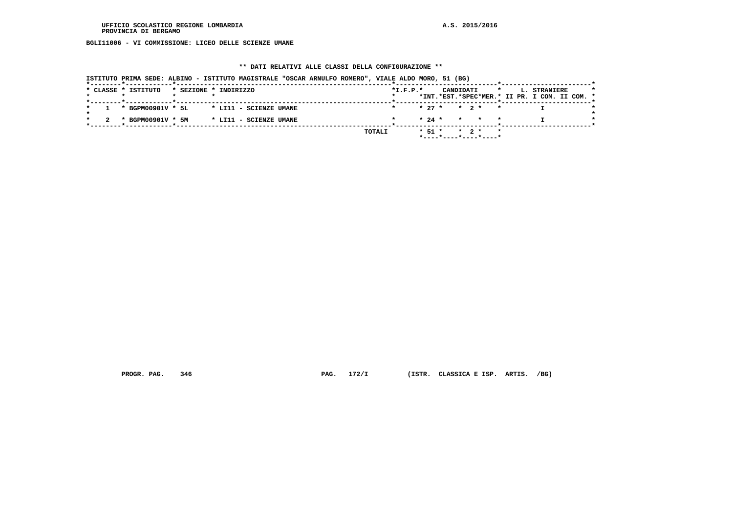UFFICIO SCOLASTICO REGIONE LOMBARDIA  A.S. 2015/2016
PROVINCIA DI BERGAMO

**BGLI11006 - VI COMMISSIONE: LICEO DELLE SCIENZE UMANE**

**\*\* DATI RELATIVI ALLE CLASSI DELLA CONFIGURAZIONE \*\***

ISTITUTO PRIMA SEDE: ALBINO - ISTITUTO MAGISTRALE "OSCAR ARNULFO ROMERO", VIALE ALDO MORO, 51 (BG)

| CLASSE | ISTITUTO | SEZIONE | INDIRIZZO | I.F.P. | CANDIDATI INT. | CANDIDATI EST. | CANDIDATI SPEC | CANDIDATI MER. | L. STRANIERE II PR. | L. STRANIERE I COM. | L. STRANIERE II COM. |
|---|---|---|---|---|---|---|---|---|---|---|---|
| 1 | BGPM00901V | 5L | LI11 - SCIENZE UMANE | | 27 | | 2 | | | I | |
| 2 | BGPM00901V | 5M | LI11 - SCIENZE UMANE | | 24 | | | | | I | |
| | | | TOTALI | | 51 | | 2 | | | | |

PROGR. PAG. 346  PAG. 172/I  (ISTR. CLASSICA E ISP. ARTIS. /BG)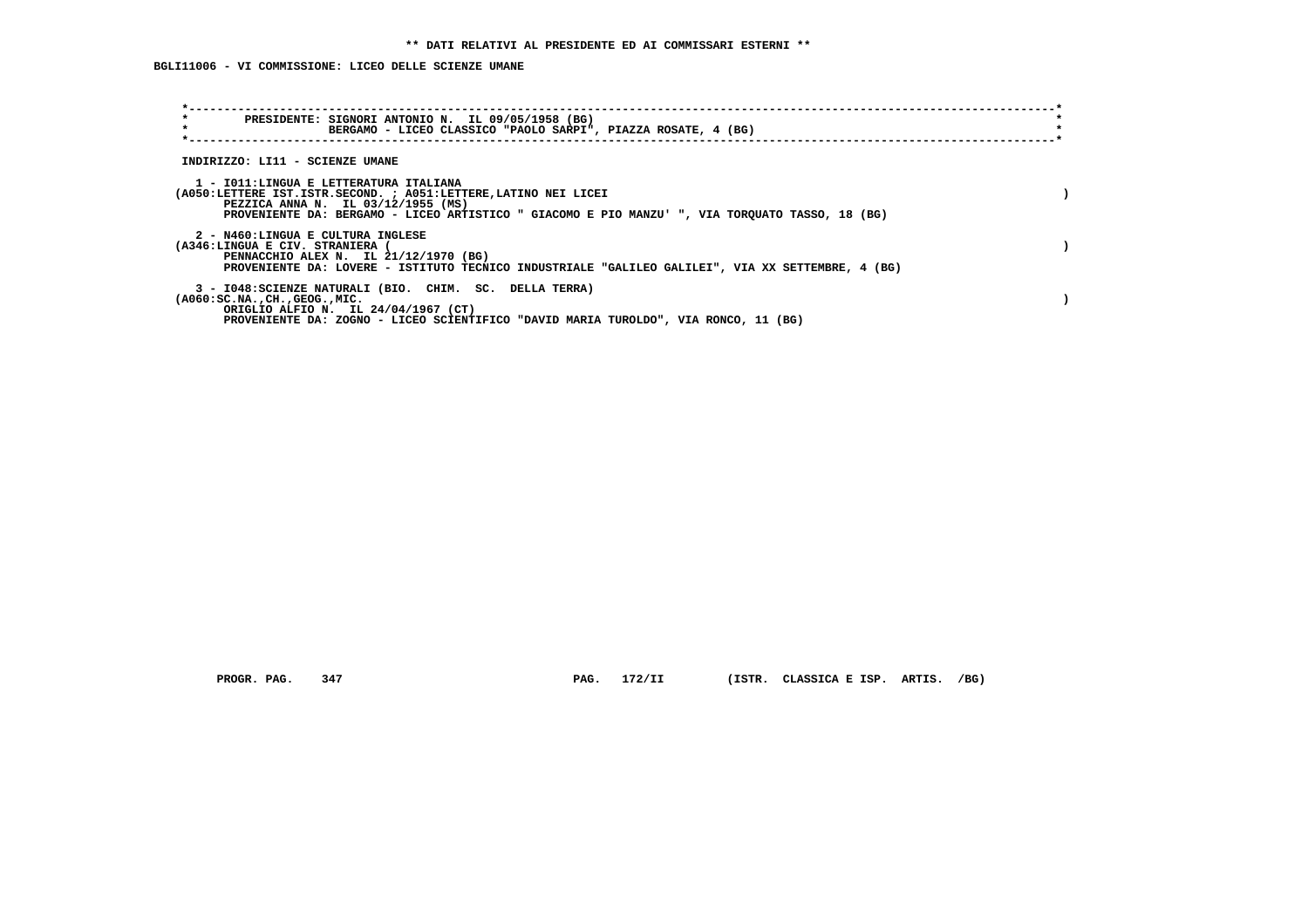**\*\* DATI RELATIVI AL PRESIDENTE ED AI COMMISSARI ESTERNI \*\***

**BGLI11006 - VI COMMISSIONE: LICEO DELLE SCIENZE UMANE**

**PRESIDENTE: SIGNORI ANTONIO N. IL 09/05/1958 (BG)**
**BERGAMO - LICEO CLASSICO "PAOLO SARPI", PIAZZA ROSATE, 4 (BG)**

**INDIRIZZO: LI11 - SCIENZE UMANE**

**1 - I011:LINGUA E LETTERATURA ITALIANA**
**(A050:LETTERE IST.ISTR.SECOND. ; A051:LETTERE,LATINO NEI LICEI )**
**PEZZICA ANNA N. IL 03/12/1955 (MS)**
**PROVENIENTE DA: BERGAMO - LICEO ARTISTICO " GIACOMO E PIO MANZU' ", VIA TORQUATO TASSO, 18 (BG)**

**2 - N460:LINGUA E CULTURA INGLESE**
**(A346:LINGUA E CIV. STRANIERA ( )**
**PENNACCHIO ALEX N. IL 21/12/1970 (BG)**
**PROVENIENTE DA: LOVERE - ISTITUTO TECNICO INDUSTRIALE "GALILEO GALILEI", VIA XX SETTEMBRE, 4 (BG)**

**3 - I048:SCIENZE NATURALI (BIO. CHIM. SC. DELLA TERRA)**
**(A060:SC.NA.,CH.,GEOG.,MIC. )**
**ORIGLIO ALFIO N. IL 24/04/1967 (CT)**
**PROVENIENTE DA: ZOGNO - LICEO SCIENTIFICO "DAVID MARIA TUROLDO", VIA RONCO, 11 (BG)**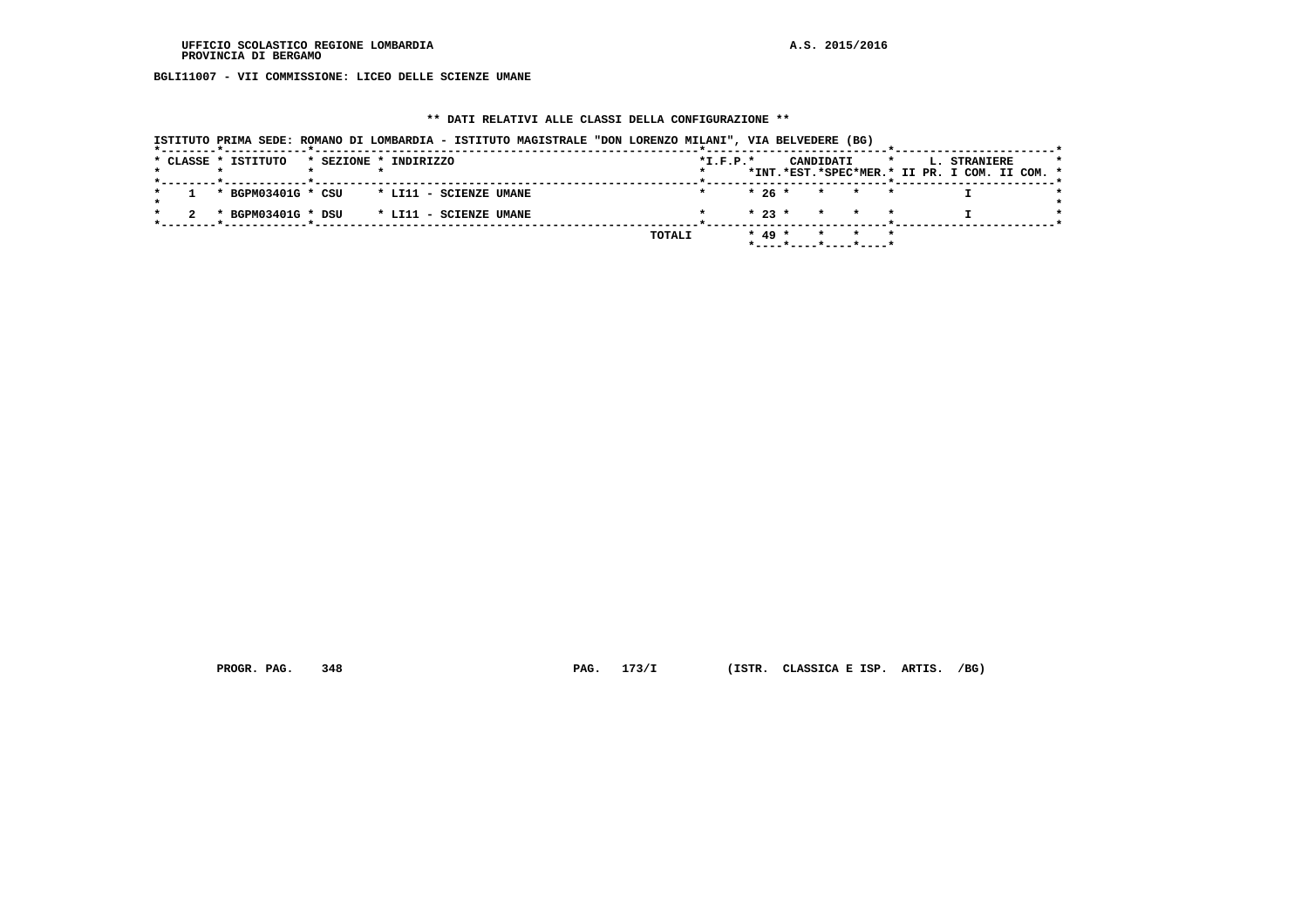UFFICIO SCOLASTICO REGIONE LOMBARDIA  
PROVINCIA DI BERGAMO  
A.S. 2015/2016

**BGLI11007 - VII COMMISSIONE: LICEO DELLE SCIENZE UMANE**

## ** DATI RELATIVI ALLE CLASSI DELLA CONFIGURAZIONE **

ISTITUTO PRIMA SEDE: ROMANO DI LOMBARDIA - ISTITUTO MAGISTRALE "DON LORENZO MILANI", VIA BELVEDERE (BG)

| CLASSE | ISTITUTO | SEZIONE | INDIRIZZO | I.F.P. | CANDIDATI INT. | CANDIDATI EST. | CANDIDATI SPEC | CANDIDATI MER. | L. STRANIERE II PR. | L. STRANIERE I COM. | L. STRANIERE II COM. |
|---|---|---|---|---|---|---|---|---|---|---|---|
| 1 | BGPM03401G | CSU | LI11 - SCIENZE UMANE | | 26 | | | | | I | |
| 2 | BGPM03401G | DSU | LI11 - SCIENZE UMANE | | 23 | | | | | I | |
| | | | TOTALI | | 49 | | | | | | |

PROGR. PAG. 348 PAG. 173/I (ISTR. CLASSICA E ISP. ARTIS. /BG)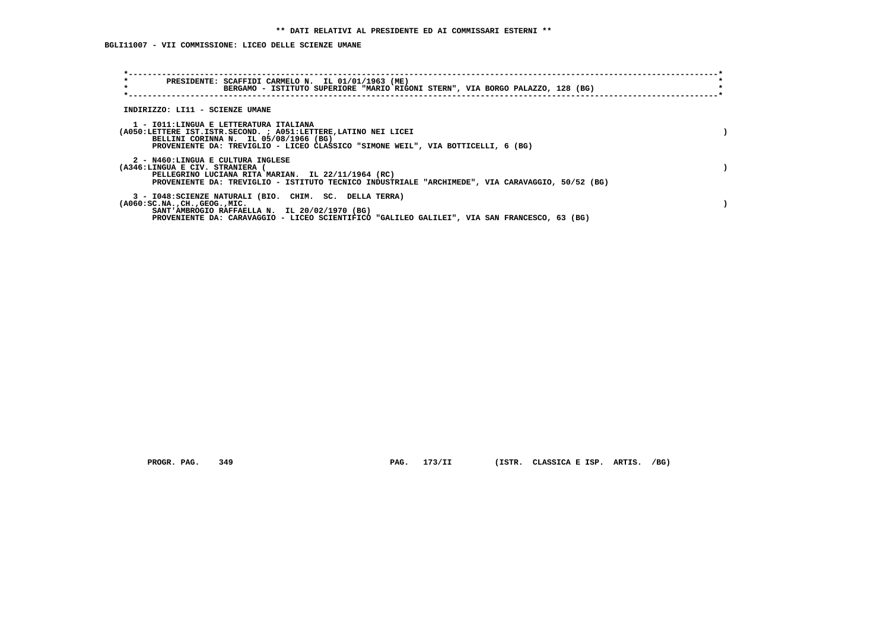** DATI RELATIVI AL PRESIDENTE ED AI COMMISSARI ESTERNI **

**BGLI11007 - VII COMMISSIONE: LICEO DELLE SCIENZE UMANE**

PRESIDENTE: SCAFFIDI CARMELO N. IL 01/01/1963 (ME)
BERGAMO - ISTITUTO SUPERIORE "MARIO RIGONI STERN", VIA BORGO PALAZZO, 128 (BG)

INDIRIZZO: LI11 - SCIENZE UMANE

1 - I011:LINGUA E LETTERATURA ITALIANA
(A050:LETTERE IST.ISTR.SECOND. ; A051:LETTERE,LATINO NEI LICEI )
BELLINI CORINNA N. IL 05/08/1966 (BG)
PROVENIENTE DA: TREVIGLIO - LICEO CLASSICO "SIMONE WEIL", VIA BOTTICELLI, 6 (BG)

2 - N460:LINGUA E CULTURA INGLESE
(A346:LINGUA E CIV. STRANIERA ( )
PELLEGRINO LUCIANA RITA MARIAN. IL 22/11/1964 (RC)
PROVENIENTE DA: TREVIGLIO - ISTITUTO TECNICO INDUSTRIALE "ARCHIMEDE", VIA CARAVAGGIO, 50/52 (BG)

3 - I048:SCIENZE NATURALI (BIO. CHIM. SC. DELLA TERRA)
(A060:SC.NA.,CH.,GEOG.,MIC. )
SANT'AMBROGIO RAFFAELLA N. IL 20/02/1970 (BG)
PROVENIENTE DA: CARAVAGGIO - LICEO SCIENTIFICO "GALILEO GALILEI", VIA SAN FRANCESCO, 63 (BG)

PROGR. PAG. 349 PAG. 173/II (ISTR. CLASSICA E ISP. ARTIS. /BG)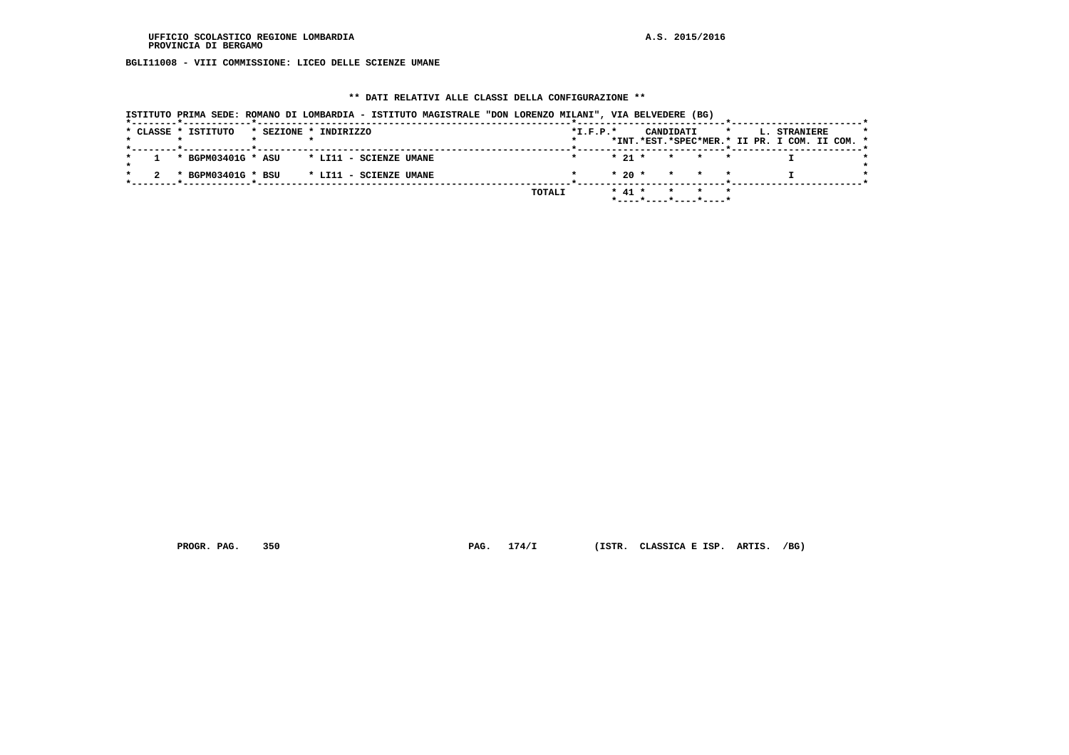UFFICIO SCOLASTICO REGIONE LOMBARDIA
PROVINCIA DI BERGAMO

A.S. 2015/2016

**BGLI11008 - VIII COMMISSIONE: LICEO DELLE SCIENZE UMANE**

**\*\* DATI RELATIVI ALLE CLASSI DELLA CONFIGURAZIONE \*\***

ISTITUTO PRIMA SEDE: ROMANO DI LOMBARDIA - ISTITUTO MAGISTRALE "DON LORENZO MILANI", VIA BELVEDERE (BG)

| CLASSE | ISTITUTO | SEZIONE | INDIRIZZO | I.F.P. | CANDIDATI INT. | CANDIDATI EST. | CANDIDATI SPEC | CANDIDATI MER. | L. STRANIERE II PR. | L. STRANIERE I COM. | L. STRANIERE II COM. |
|---|---|---|---|---|---|---|---|---|---|---|---|
| 1 | BGPM03401G | ASU | LI11 - SCIENZE UMANE | | 21 | | | | | I | |
| 2 | BGPM03401G | BSU | LI11 - SCIENZE UMANE | | 20 | | | | | I | |
| | | | TOTALI | | 41 | | | | | | |

PROGR. PAG. 350 PAG. 174/I (ISTR. CLASSICA E ISP. ARTIS. /BG)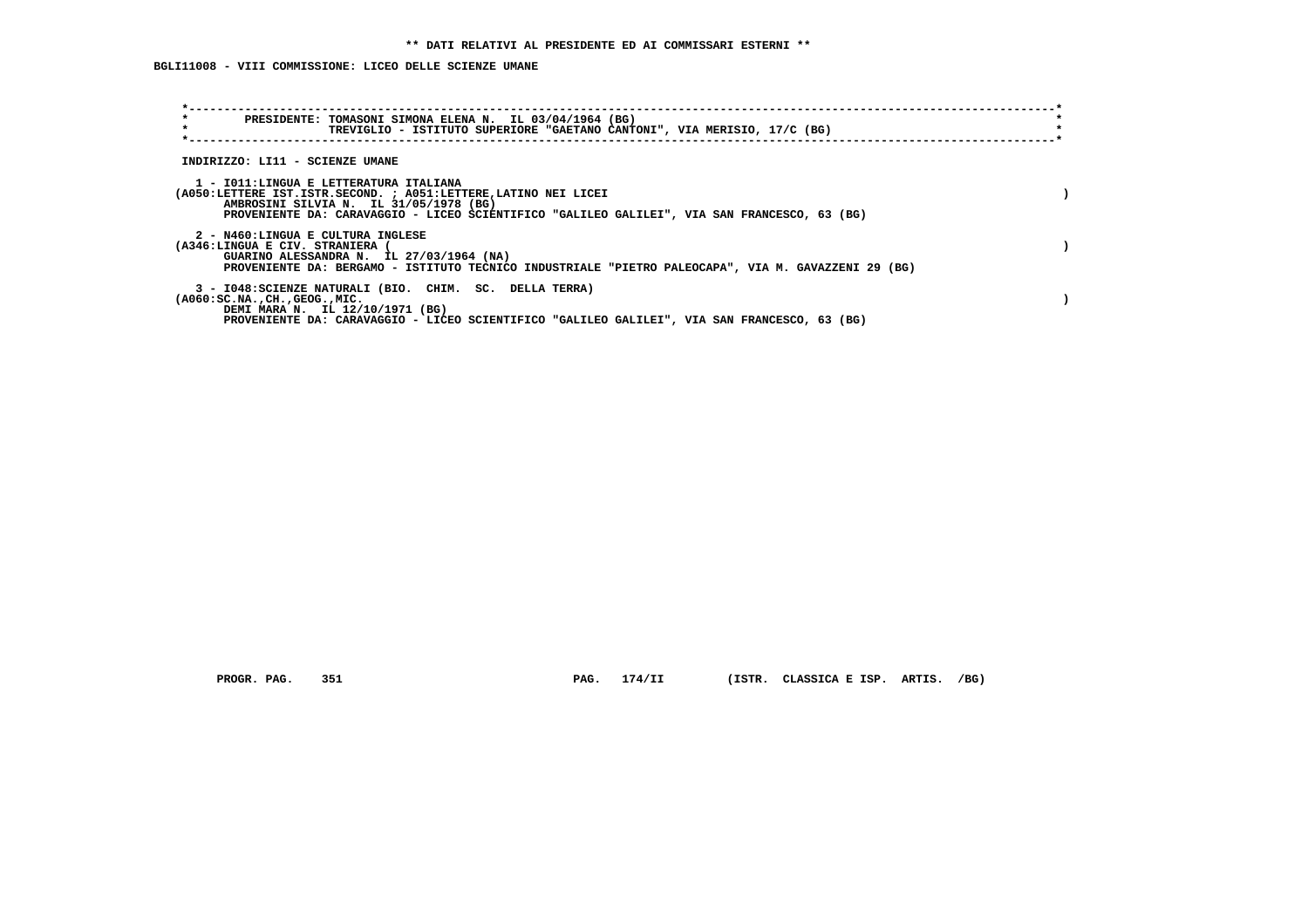**\*\* DATI RELATIVI AL PRESIDENTE ED AI COMMISSARI ESTERNI \*\***

**BGLI11008 - VIII COMMISSIONE: LICEO DELLE SCIENZE UMANE**

**PRESIDENTE: TOMASONI SIMONA ELENA N. IL 03/04/1964 (BG)**
**TREVIGLIO - ISTITUTO SUPERIORE "GAETANO CANTONI", VIA MERISIO, 17/C (BG)**

**INDIRIZZO: LI11 - SCIENZE UMANE**

**1 - I011:LINGUA E LETTERATURA ITALIANA**
**(A050:LETTERE IST.ISTR.SECOND. ; A051:LETTERE,LATINO NEI LICEI )**
**AMBROSINI SILVIA N. IL 31/05/1978 (BG)**
**PROVENIENTE DA: CARAVAGGIO - LICEO SCIENTIFICO "GALILEO GALILEI", VIA SAN FRANCESCO, 63 (BG)**

**2 - N460:LINGUA E CULTURA INGLESE**
**(A346:LINGUA E CIV. STRANIERA ( )**
**GUARINO ALESSANDRA N. IL 27/03/1964 (NA)**
**PROVENIENTE DA: BERGAMO - ISTITUTO TECNICO INDUSTRIALE "PIETRO PALEOCAPA", VIA M. GAVAZZENI 29 (BG)**

**3 - I048:SCIENZE NATURALI (BIO. CHIM. SC. DELLA TERRA)**
**(A060:SC.NA.,CH.,GEOG.,MIC. )**
**DEMI MARA N. IL 12/10/1971 (BG)**
**PROVENIENTE DA: CARAVAGGIO - LICEO SCIENTIFICO "GALILEO GALILEI", VIA SAN FRANCESCO, 63 (BG)**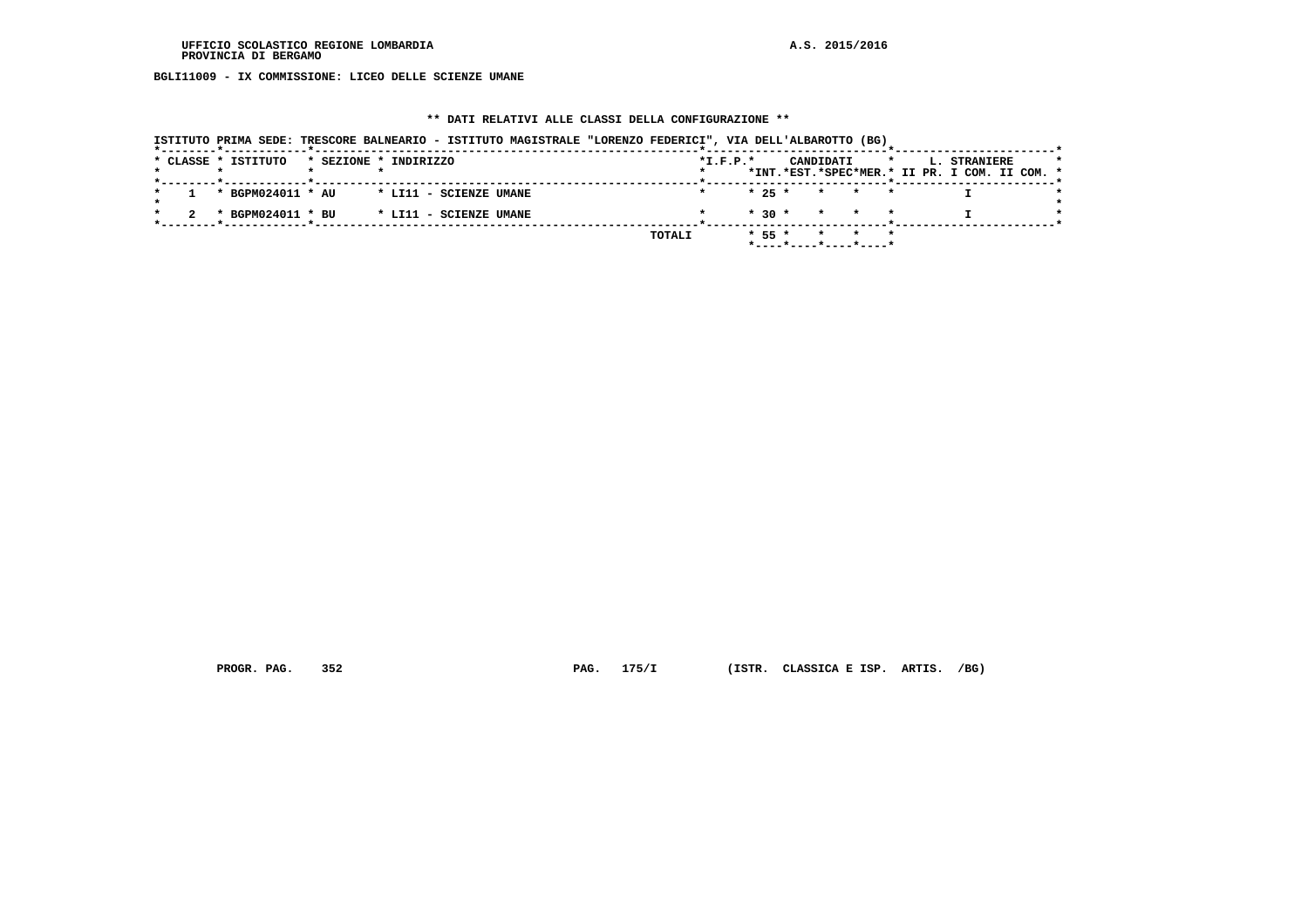BGLI11009 - IX COMMISSIONE: LICEO DELLE SCIENZE UMANE

** DATI RELATIVI ALLE CLASSI DELLA CONFIGURAZIONE **

ISTITUTO PRIMA SEDE: TRESCORE BALNEARIO - ISTITUTO MAGISTRALE "LORENZO FEDERICI", VIA DELL'ALBAROTTO (BG)

| CLASSE | ISTITUTO | SEZIONE | INDIRIZZO | I.F.P. | CANDIDATI INT. | CANDIDATI EST. | CANDIDATI SPEC | CANDIDATI MER. | L. STRANIERE II PR. | L. STRANIERE I COM. | L. STRANIERE II COM. |
|---|---|---|---|---|---|---|---|---|---|---|---|
| 1 | BGPM024011 | AU | LI11 - SCIENZE UMANE | | 25 | | | | | I | |
| 2 | BGPM024011 | BU | LI11 - SCIENZE UMANE | | 30 | | | | | I | |
| | | | TOTALI | | 55 | | | | | | |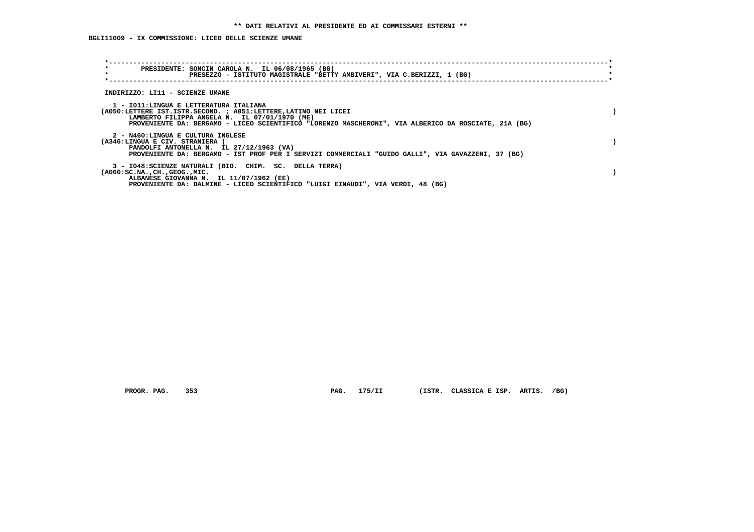**\*\* DATI RELATIVI AL PRESIDENTE ED AI COMMISSARI ESTERNI \*\***

**BGLI11009 - IX COMMISSIONE: LICEO DELLE SCIENZE UMANE**

```
*----------------------------------------------------------------------------------------------------------------------*
*        PRESIDENTE: SONCIN CAROLA N.  IL 06/08/1965 (BG)                                                              *
*                    PRESEZZO - ISTITUTO MAGISTRALE "BETTY AMBIVERI", VIA C.BERIZZI, 1 (BG)                            *
*----------------------------------------------------------------------------------------------------------------------*

 INDIRIZZO: LI11 - SCIENZE UMANE

   1 - I011:LINGUA E LETTERATURA ITALIANA
 (A050:LETTERE IST.ISTR.SECOND. ; A051:LETTERE,LATINO NEI LICEI                                                          )
       LAMBERTO FILIPPA ANGELA N.  IL 07/01/1970 (ME)
       PROVENIENTE DA: BERGAMO - LICEO SCIENTIFICO "LORENZO MASCHERONI", VIA ALBERICO DA ROSCIATE, 21A (BG)

   2 - N460:LINGUA E CULTURA INGLESE
 (A346:LINGUA E CIV. STRANIERA (                                                                                         )
       PANDOLFI ANTONELLA N.  IL 27/12/1963 (VA)
       PROVENIENTE DA: BERGAMO - IST PROF PER I SERVIZI COMMERCIALI "GUIDO GALLI", VIA GAVAZZENI, 37 (BG)

   3 - I048:SCIENZE NATURALI (BIO.  CHIM.  SC.  DELLA TERRA)
 (A060:SC.NA.,CH.,GEOG.,MIC.                                                                                             )
       ALBANESE GIOVANNA N.  IL 11/07/1962 (EE)
       PROVENIENTE DA: DALMINE - LICEO SCIENTIFICO "LUIGI EINAUDI", VIA VERDI, 48 (BG)
```

PROGR. PAG. 353 PAG. 175/II (ISTR. CLASSICA E ISP. ARTIS. /BG)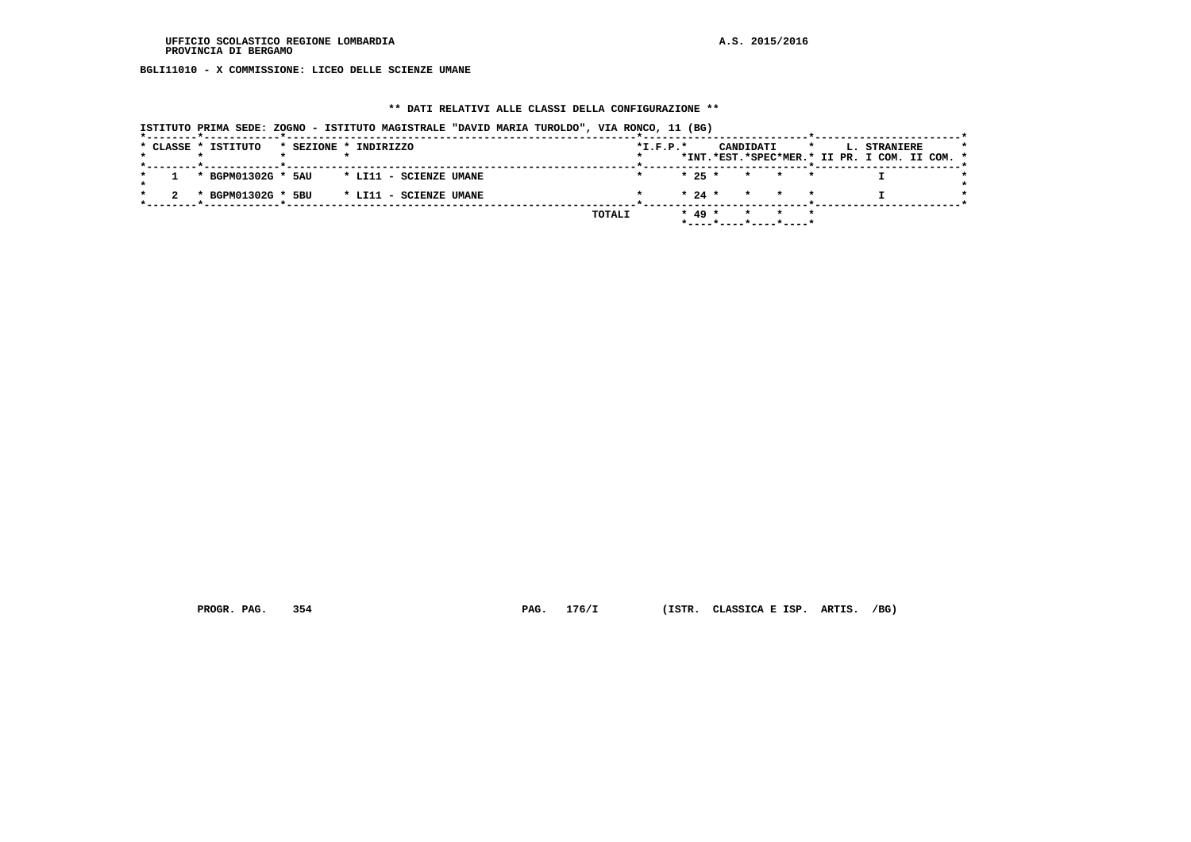BGLI11010 - X COMMISSIONE: LICEO DELLE SCIENZE UMANE

## ** DATI RELATIVI ALLE CLASSI DELLA CONFIGURAZIONE **

ISTITUTO PRIMA SEDE: ZOGNO - ISTITUTO MAGISTRALE "DAVID MARIA TUROLDO", VIA RONCO, 11 (BG)

| CLASSE | ISTITUTO | SEZIONE | INDIRIZZO | I.F.P. | CANDIDATI INT. | CANDIDATI EST. | CANDIDATI SPEC | CANDIDATI MER. | L. STRANIERE II PR. | L. STRANIERE I COM. | L. STRANIERE II COM. |
|---|---|---|---|---|---|---|---|---|---|---|---|
| 1 | BGPM01302G | 5AU | LI11 - SCIENZE UMANE | | 25 | | | | | I | |
| 2 | BGPM01302G | 5BU | LI11 - SCIENZE UMANE | | 24 | | | | | I | |
| | | | TOTALI | | 49 | | | | | | |

PROGR. PAG. 354 PAG. 176/I (ISTR. CLASSICA E ISP. ARTIS. /BG)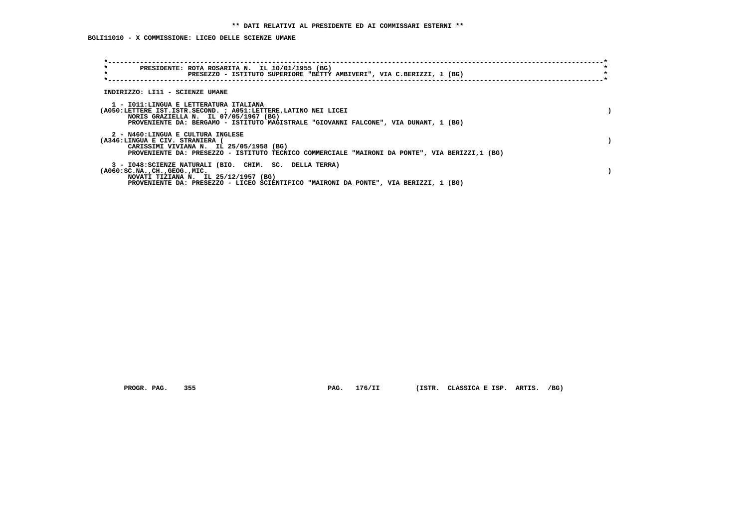** DATI RELATIVI AL PRESIDENTE ED AI COMMISSARI ESTERNI **

BGLI11010 - X COMMISSIONE: LICEO DELLE SCIENZE UMANE

PRESIDENTE: ROTA ROSARITA N. IL 10/01/1955 (BG)
PRESEZZO - ISTITUTO SUPERIORE "BETTY AMBIVERI", VIA C.BERIZZI, 1 (BG)

INDIRIZZO: LI11 - SCIENZE UMANE

1 - I011:LINGUA E LETTERATURA ITALIANA
(A050:LETTERE IST.ISTR.SECOND. ; A051:LETTERE,LATINO NEI LICEI )
NORIS GRAZIELLA N. IL 07/05/1967 (BG)
PROVENIENTE DA: BERGAMO - ISTITUTO MAGISTRALE "GIOVANNI FALCONE", VIA DUNANT, 1 (BG)

2 - N460:LINGUA E CULTURA INGLESE
(A346:LINGUA E CIV. STRANIERA ( )
CARISSIMI VIVIANA N. IL 25/05/1958 (BG)
PROVENIENTE DA: PRESEZZO - ISTITUTO TECNICO COMMERCIALE "MAIRONI DA PONTE", VIA BERIZZI,1 (BG)

3 - I048:SCIENZE NATURALI (BIO. CHIM. SC. DELLA TERRA)
(A060:SC.NA.,CH.,GEOG.,MIC. )
NOVATI TIZIANA N. IL 25/12/1957 (BG)
PROVENIENTE DA: PRESEZZO - LICEO SCIENTIFICO "MAIRONI DA PONTE", VIA BERIZZI, 1 (BG)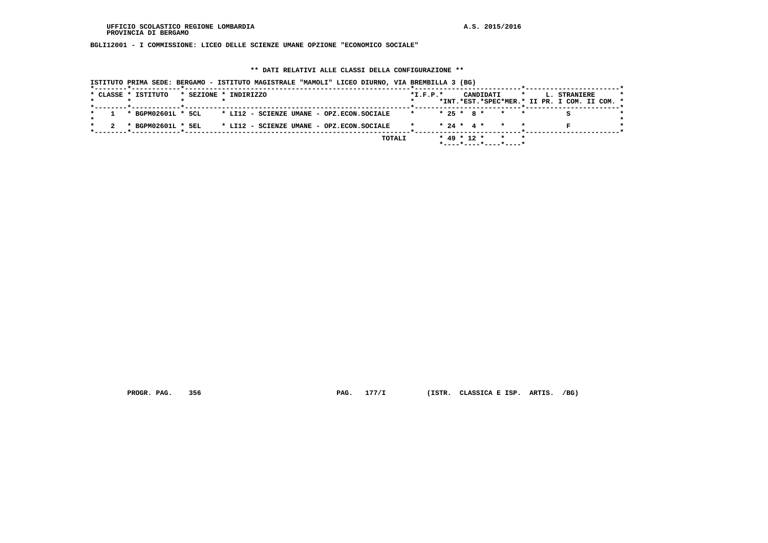**BGLI12001 - I COMMISSIONE: LICEO DELLE SCIENZE UMANE OPZIONE "ECONOMICO SOCIALE"**

**\*\* DATI RELATIVI ALLE CLASSI DELLA CONFIGURAZIONE \*\***

**ISTITUTO PRIMA SEDE: BERGAMO - ISTITUTO MAGISTRALE "MAMOLI" LICEO DIURNO, VIA BREMBILLA 3 (BG)**

| CLASSE | ISTITUTO | SEZIONE | INDIRIZZO | I.F.P. | CANDIDATI INT. | CANDIDATI EST. | CANDIDATI SPEC | CANDIDATI MER. | L. STRANIERE II PR. | L. STRANIERE I COM. | L. STRANIERE II COM. |
|---|---|---|---|---|---|---|---|---|---|---|---|
| 1 | BGPM02601L | 5CL | LI12 - SCIENZE UMANE - OPZ.ECON.SOCIALE | | 25 | 8 | | | S | | |
| 2 | BGPM02601L | 5EL | LI12 - SCIENZE UMANE - OPZ.ECON.SOCIALE | | 24 | 4 | | | F | | |
| | | | TOTALI | | 49 | 12 | | | | | |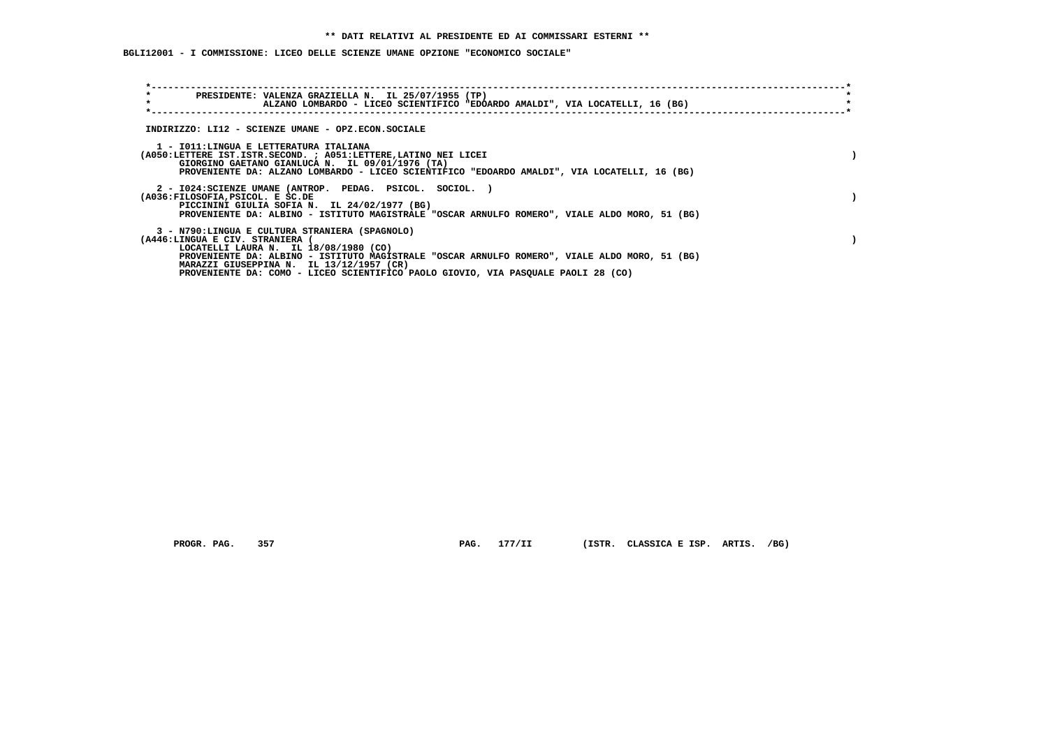**\*\* DATI RELATIVI AL PRESIDENTE ED AI COMMISSARI ESTERNI \*\***

**BGLI12001 - I COMMISSIONE: LICEO DELLE SCIENZE UMANE OPZIONE "ECONOMICO SOCIALE"**

PRESIDENTE: VALENZA GRAZIELLA N. IL 25/07/1955 (TP)
ALZANO LOMBARDO - LICEO SCIENTIFICO "EDOARDO AMALDI", VIA LOCATELLI, 16 (BG)

INDIRIZZO: LI12 - SCIENZE UMANE - OPZ.ECON.SOCIALE

1 - I011:LINGUA E LETTERATURA ITALIANA
(A050:LETTERE IST.ISTR.SECOND. ; A051:LETTERE,LATINO NEI LICEI )
GIORGINO GAETANO GIANLUCA N. IL 09/01/1976 (TA)
PROVENIENTE DA: ALZANO LOMBARDO - LICEO SCIENTIFICO "EDOARDO AMALDI", VIA LOCATELLI, 16 (BG)

2 - I024:SCIENZE UMANE (ANTROP. PEDAG. PSICOL. SOCIOL. )
(A036:FILOSOFIA,PSICOL. E SC.DE )
PICCININI GIULIA SOFIA N. IL 24/02/1977 (BG)
PROVENIENTE DA: ALBINO - ISTITUTO MAGISTRALE "OSCAR ARNULFO ROMERO", VIALE ALDO MORO, 51 (BG)

3 - N790:LINGUA E CULTURA STRANIERA (SPAGNOLO)
(A446:LINGUA E CIV. STRANIERA ( )
LOCATELLI LAURA N. IL 18/08/1980 (CO)
PROVENIENTE DA: ALBINO - ISTITUTO MAGISTRALE "OSCAR ARNULFO ROMERO", VIALE ALDO MORO, 51 (BG)
MARAZZI GIUSEPPINA N. IL 13/12/1957 (CR)
PROVENIENTE DA: COMO - LICEO SCIENTIFICO PAOLO GIOVIO, VIA PASQUALE PAOLI 28 (CO)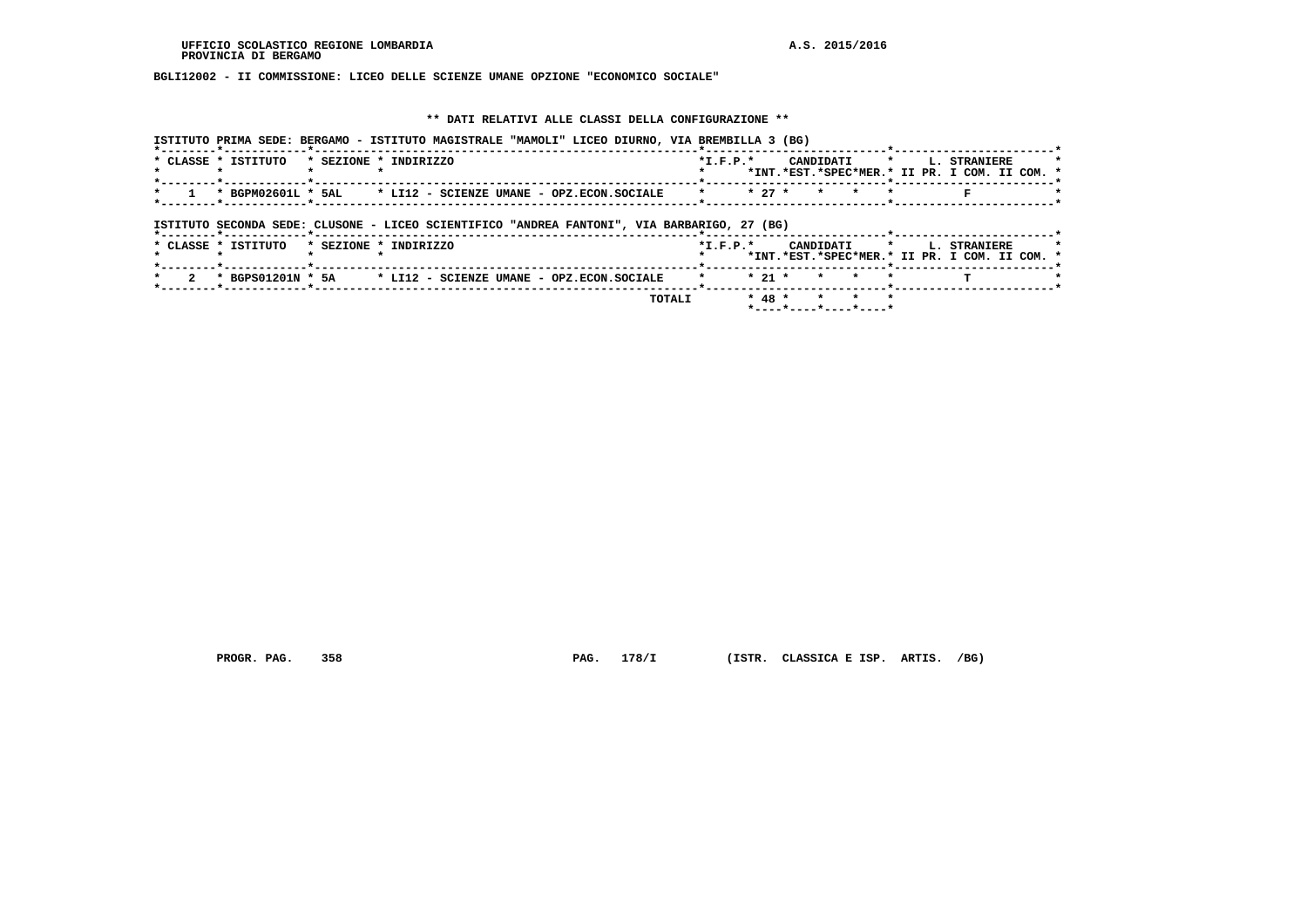BGLI12002 - II COMMISSIONE: LICEO DELLE SCIENZE UMANE OPZIONE "ECONOMICO SOCIALE"

** DATI RELATIVI ALLE CLASSI DELLA CONFIGURAZIONE **

ISTITUTO PRIMA SEDE: BERGAMO - ISTITUTO MAGISTRALE "MAMOLI" LICEO DIURNO, VIA BREMBILLA 3 (BG)

| CLASSE | ISTITUTO | SEZIONE | INDIRIZZO | I.F.P. | CANDIDATI INT. | CANDIDATI EST. | CANDIDATI SPEC | CANDIDATI MER. | L. STRANIERE II PR. | L. STRANIERE I COM. | L. STRANIERE II COM. |
|---|---|---|---|---|---|---|---|---|---|---|---|
| 1 | BGPM02601L | 5AL | LI12 - SCIENZE UMANE - OPZ.ECON.SOCIALE | | 27 | | | | | F | |

ISTITUTO SECONDA SEDE: CLUSONE - LICEO SCIENTIFICO "ANDREA FANTONI", VIA BARBARIGO, 27 (BG)

| CLASSE | ISTITUTO | SEZIONE | INDIRIZZO | I.F.P. | CANDIDATI INT. | CANDIDATI EST. | CANDIDATI SPEC | CANDIDATI MER. | L. STRANIERE II PR. | L. STRANIERE I COM. | L. STRANIERE II COM. |
|---|---|---|---|---|---|---|---|---|---|---|---|
| 2 | BGPS01201N | 5A | LI12 - SCIENZE UMANE - OPZ.ECON.SOCIALE | | 21 | | | | | T | |
| | | | TOTALI | | 48 | | | | | | |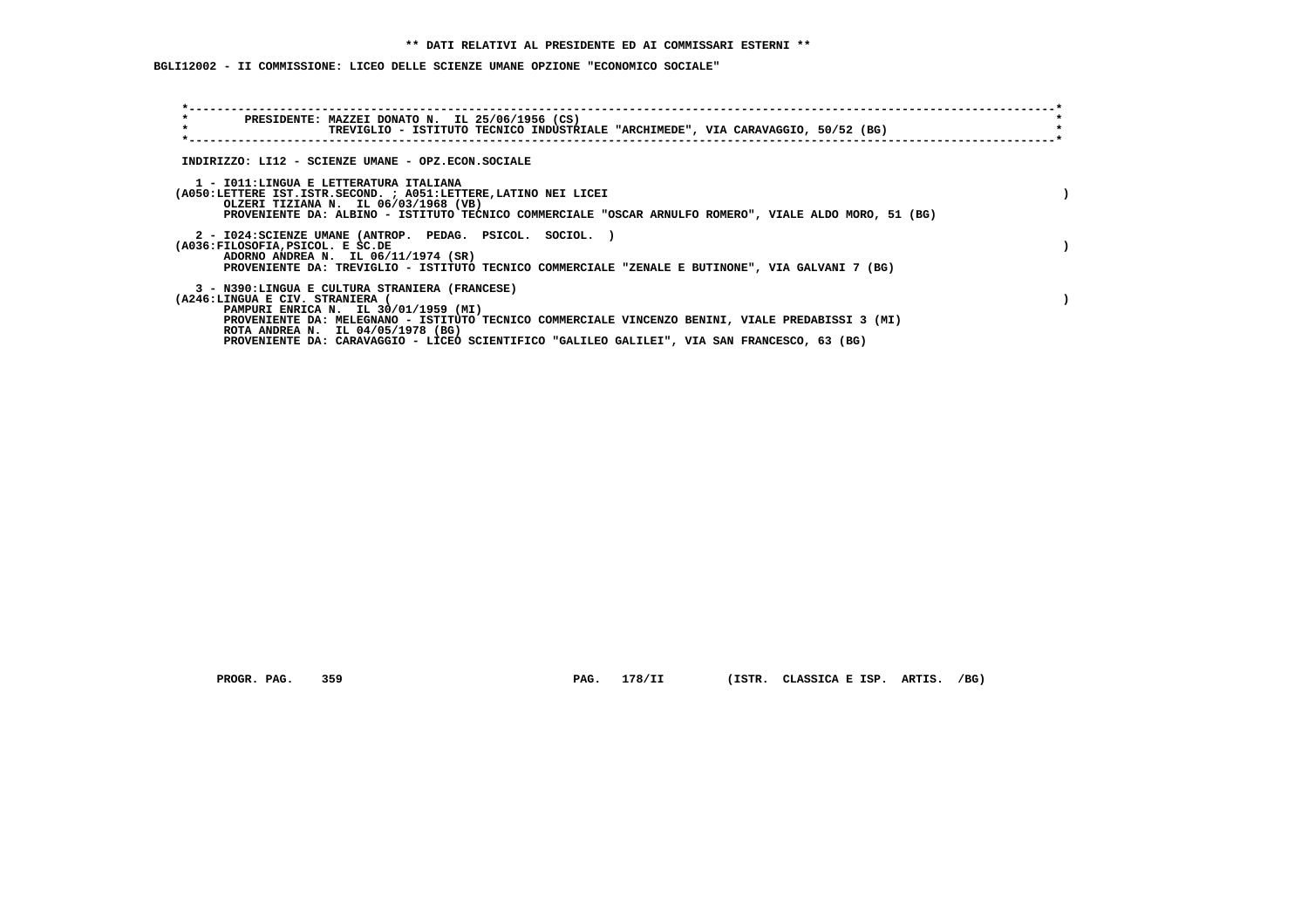**\*\* DATI RELATIVI AL PRESIDENTE ED AI COMMISSARI ESTERNI \*\***

**BGLI12002 - II COMMISSIONE: LICEO DELLE SCIENZE UMANE OPZIONE "ECONOMICO SOCIALE"**

PRESIDENTE: MAZZEI DONATO N. IL 25/06/1956 (CS)
TREVIGLIO - ISTITUTO TECNICO INDUSTRIALE "ARCHIMEDE", VIA CARAVAGGIO, 50/52 (BG)

INDIRIZZO: LI12 - SCIENZE UMANE - OPZ.ECON.SOCIALE

1 - I011:LINGUA E LETTERATURA ITALIANA
(A050:LETTERE IST.ISTR.SECOND. ; A051:LETTERE,LATINO NEI LICEI )
OLZERI TIZIANA N. IL 06/03/1968 (VB)
PROVENIENTE DA: ALBINO - ISTITUTO TECNICO COMMERCIALE "OSCAR ARNULFO ROMERO", VIALE ALDO MORO, 51 (BG)

2 - I024:SCIENZE UMANE (ANTROP. PEDAG. PSICOL. SOCIOL. )
(A036:FILOSOFIA,PSICOL. E SC.DE )
ADORNO ANDREA N. IL 06/11/1974 (SR)
PROVENIENTE DA: TREVIGLIO - ISTITUTO TECNICO COMMERCIALE "ZENALE E BUTINONE", VIA GALVANI 7 (BG)

3 - N390:LINGUA E CULTURA STRANIERA (FRANCESE)
(A246:LINGUA E CIV. STRANIERA ( )
PAMPURI ENRICA N. IL 30/01/1959 (MI)
PROVENIENTE DA: MELEGNANO - ISTITUTO TECNICO COMMERCIALE VINCENZO BENINI, VIALE PREDABISSI 3 (MI)
ROTA ANDREA N. IL 04/05/1978 (BG)
PROVENIENTE DA: CARAVAGGIO - LICEO SCIENTIFICO "GALILEO GALILEI", VIA SAN FRANCESCO, 63 (BG)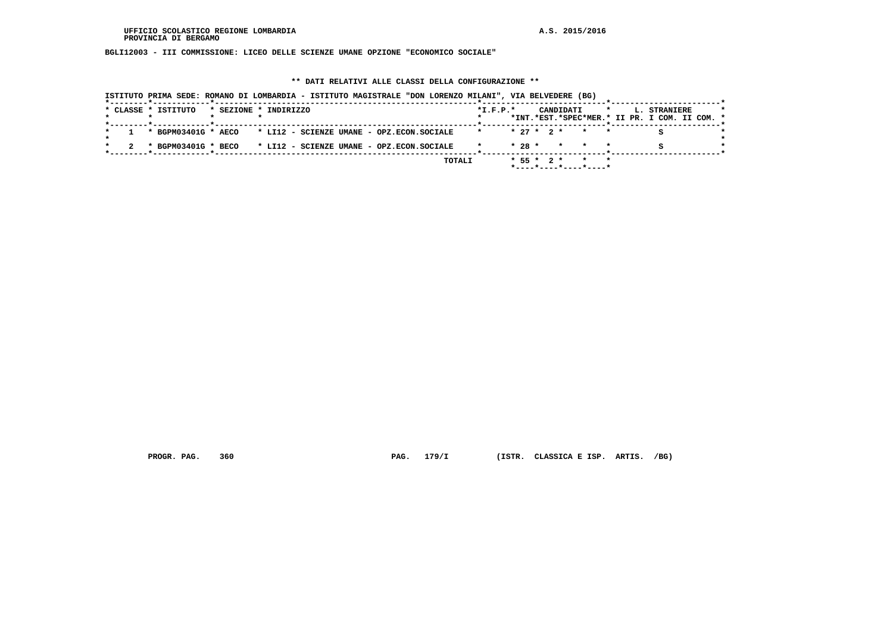UFFICIO SCOLASTICO REGIONE LOMBARDIA A.S. 2015/2016
PROVINCIA DI BERGAMO

**BGLI12003 - III COMMISSIONE: LICEO DELLE SCIENZE UMANE OPZIONE "ECONOMICO SOCIALE"**

**\*\* DATI RELATIVI ALLE CLASSI DELLA CONFIGURAZIONE \*\***

ISTITUTO PRIMA SEDE: ROMANO DI LOMBARDIA - ISTITUTO MAGISTRALE "DON LORENZO MILANI", VIA BELVEDERE (BG)

| CLASSE | ISTITUTO | SEZIONE | INDIRIZZO | I.F.P. | CANDIDATI INT. | CANDIDATI EST. | CANDIDATI SPEC | CANDIDATI MER. | L. STRANIERE II PR. | L. STRANIERE I COM. | L. STRANIERE II COM. |
|---|---|---|---|---|---|---|---|---|---|---|---|
| 1 | BGPM03401G | AECO | LI12 - SCIENZE UMANE - OPZ.ECON.SOCIALE | | 27 | 2 | | | | S | |
| 2 | BGPM03401G | BECO | LI12 - SCIENZE UMANE - OPZ.ECON.SOCIALE | | 28 | | | | | S | |
| | | | TOTALI | | 55 | 2 | | | | | |

PROGR. PAG. 360 PAG. 179/I (ISTR. CLASSICA E ISP. ARTIS. /BG)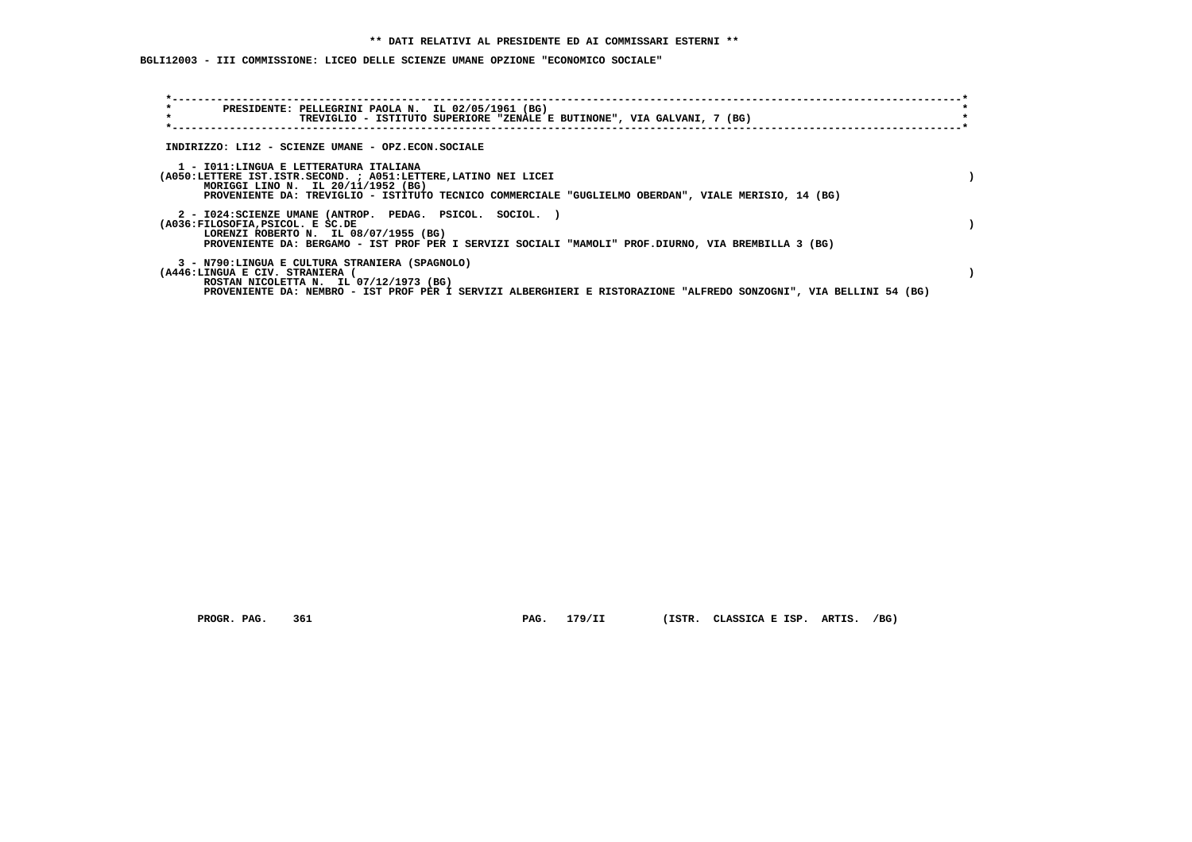**\*\* DATI RELATIVI AL PRESIDENTE ED AI COMMISSARI ESTERNI \*\***

**BGLI12003 - III COMMISSIONE: LICEO DELLE SCIENZE UMANE OPZIONE "ECONOMICO SOCIALE"**

```
*------------------------------------------------------------------------------------------------------------------------*
*        PRESIDENTE: PELLEGRINI PAOLA N.  IL 02/05/1961 (BG)                                                             *
*                    TREVIGLIO - ISTITUTO SUPERIORE "ZENALE E BUTINONE", VIA GALVANI, 7 (BG)                             *
*------------------------------------------------------------------------------------------------------------------------*
```

INDIRIZZO: LI12 - SCIENZE UMANE - OPZ.ECON.SOCIALE

1 - I011:LINGUA E LETTERATURA ITALIANA
(A050:LETTERE IST.ISTR.SECOND. ; A051:LETTERE,LATINO NEI LICEI )
MORIGGI LINO N. IL 20/11/1952 (BG)
PROVENIENTE DA: TREVIGLIO - ISTITUTO TECNICO COMMERCIALE "GUGLIELMO OBERDAN", VIALE MERISIO, 14 (BG)

2 - I024:SCIENZE UMANE (ANTROP. PEDAG. PSICOL. SOCIOL. )
(A036:FILOSOFIA,PSICOL. E SC.DE )
LORENZI ROBERTO N. IL 08/07/1955 (BG)
PROVENIENTE DA: BERGAMO - IST PROF PER I SERVIZI SOCIALI "MAMOLI" PROF.DIURNO, VIA BREMBILLA 3 (BG)

3 - N790:LINGUA E CULTURA STRANIERA (SPAGNOLO)
(A446:LINGUA E CIV. STRANIERA ( )
ROSTAN NICOLETTA N. IL 07/12/1973 (BG)
PROVENIENTE DA: NEMBRO - IST PROF PER I SERVIZI ALBERGHIERI E RISTORAZIONE "ALFREDO SONZOGNI", VIA BELLINI 54 (BG)

PROGR. PAG. 361 PAG. 179/II (ISTR. CLASSICA E ISP. ARTIS. /BG)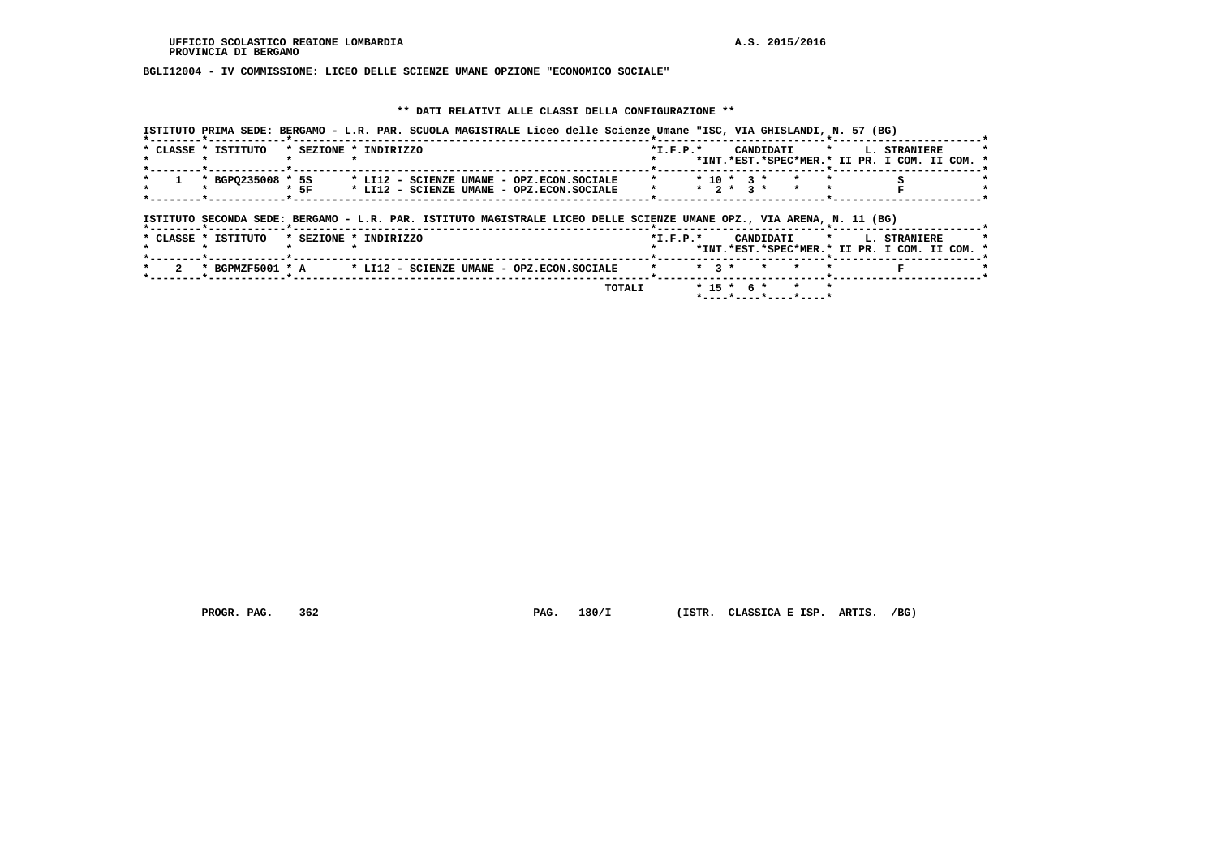UFFICIO SCOLASTICO REGIONE LOMBARDIA
PROVINCIA DI BERGAMO

A.S. 2015/2016

**BGLI12004 - IV COMMISSIONE: LICEO DELLE SCIENZE UMANE OPZIONE "ECONOMICO SOCIALE"**

**\*\* DATI RELATIVI ALLE CLASSI DELLA CONFIGURAZIONE \*\***

ISTITUTO PRIMA SEDE: BERGAMO - L.R. PAR. SCUOLA MAGISTRALE Liceo delle Scienze Umane "ISC, VIA GHISLANDI, N. 57 (BG)

| CLASSE | ISTITUTO | SEZIONE | INDIRIZZO | I.F.P. | CANDIDATI INT. | CANDIDATI EST. | CANDIDATI SPEC | CANDIDATI MER. | L. STRANIERE II PR. | L. STRANIERE I COM. | L. STRANIERE II COM. |
|---|---|---|---|---|---|---|---|---|---|---|---|
| 1 | BGPQ235008 | 5S | LI12 - SCIENZE UMANE - OPZ.ECON.SOCIALE | | 10 | 3 | | | | S | |
| | | 5F | LI12 - SCIENZE UMANE - OPZ.ECON.SOCIALE | | 2 | 3 | | | | F | |

ISTITUTO SECONDA SEDE: BERGAMO - L.R. PAR. ISTITUTO MAGISTRALE LICEO DELLE SCIENZE UMANE OPZ., VIA ARENA, N. 11 (BG)

| CLASSE | ISTITUTO | SEZIONE | INDIRIZZO | I.F.P. | CANDIDATI INT. | CANDIDATI EST. | CANDIDATI SPEC | CANDIDATI MER. | L. STRANIERE II PR. | L. STRANIERE I COM. | L. STRANIERE II COM. |
|---|---|---|---|---|---|---|---|---|---|---|---|
| 2 | BGPMZF5001 | A | LI12 - SCIENZE UMANE - OPZ.ECON.SOCIALE | | 3 | | | | | F | |
| | | | TOTALI | | 15 | 6 | | | | | |

PROGR. PAG. 362 PAG. 180/I (ISTR. CLASSICA E ISP. ARTIS. /BG)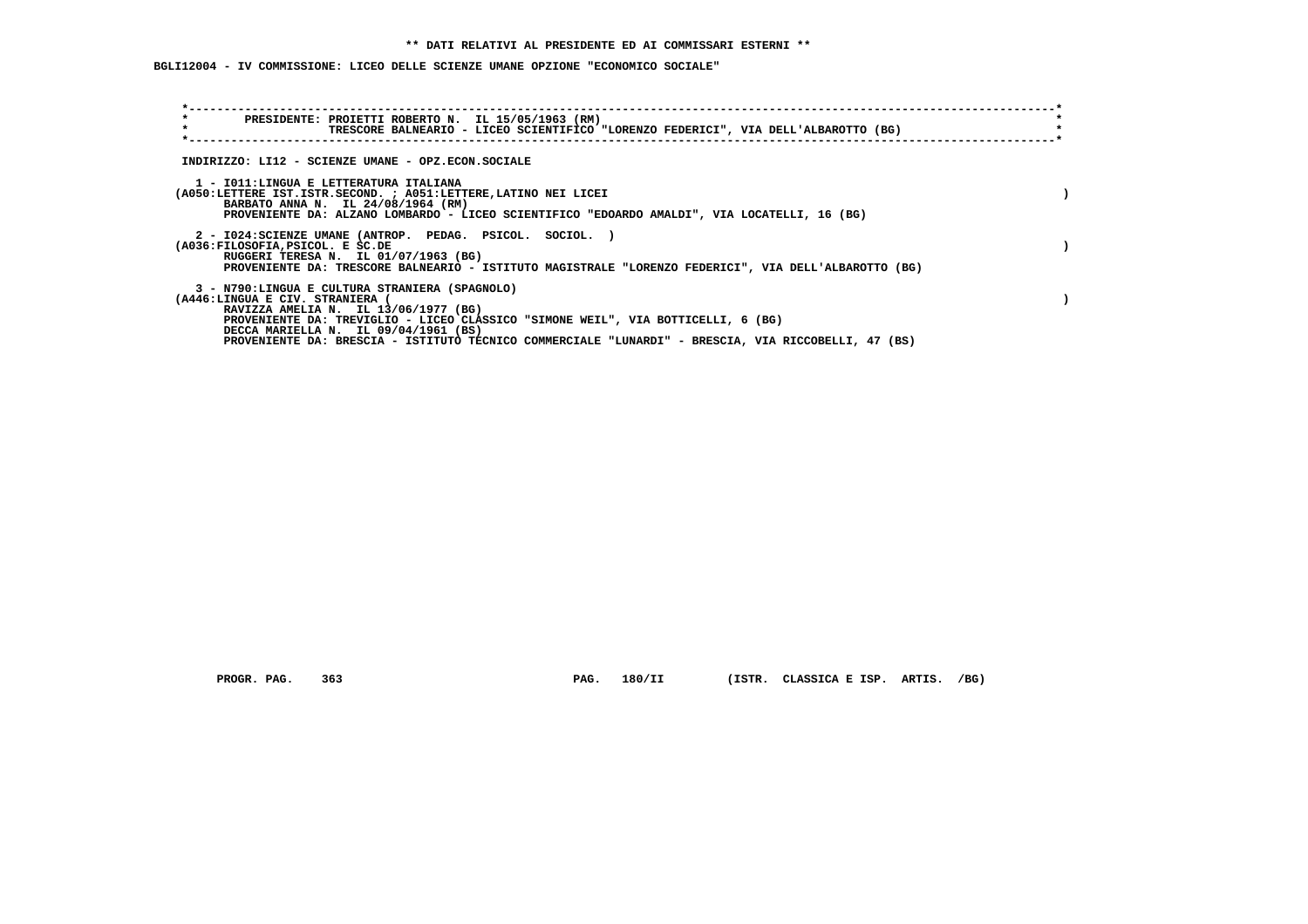** DATI RELATIVI AL PRESIDENTE ED AI COMMISSARI ESTERNI **

BGLI12004 - IV COMMISSIONE: LICEO DELLE SCIENZE UMANE OPZIONE "ECONOMICO SOCIALE"

PRESIDENTE: PROIETTI ROBERTO N. IL 15/05/1963 (RM)
TRESCORE BALNEARIO - LICEO SCIENTIFICO "LORENZO FEDERICI", VIA DELL'ALBAROTTO (BG)

INDIRIZZO: LI12 - SCIENZE UMANE - OPZ.ECON.SOCIALE

1 - I011:LINGUA E LETTERATURA ITALIANA
(A050:LETTERE IST.ISTR.SECOND. ; A051:LETTERE,LATINO NEI LICEI )
BARBATO ANNA N. IL 24/08/1964 (RM)
PROVENIENTE DA: ALZANO LOMBARDO - LICEO SCIENTIFICO "EDOARDO AMALDI", VIA LOCATELLI, 16 (BG)

2 - I024:SCIENZE UMANE (ANTROP. PEDAG. PSICOL. SOCIOL. )
(A036:FILOSOFIA,PSICOL. E SC.DE )
RUGGERI TERESA N. IL 01/07/1963 (BG)
PROVENIENTE DA: TRESCORE BALNEARIO - ISTITUTO MAGISTRALE "LORENZO FEDERICI", VIA DELL'ALBAROTTO (BG)

3 - N790:LINGUA E CULTURA STRANIERA (SPAGNOLO)
(A446:LINGUA E CIV. STRANIERA ( )
RAVIZZA AMELIA N. IL 13/06/1977 (BG)
PROVENIENTE DA: TREVIGLIO - LICEO CLASSICO "SIMONE WEIL", VIA BOTTICELLI, 6 (BG)
DECCA MARIELLA N. IL 09/04/1961 (BS)
PROVENIENTE DA: BRESCIA - ISTITUTO TECNICO COMMERCIALE "LUNARDI" - BRESCIA, VIA RICCOBELLI, 47 (BS)

PROGR. PAG. 363 PAG. 180/II (ISTR. CLASSICA E ISP. ARTIS. /BG)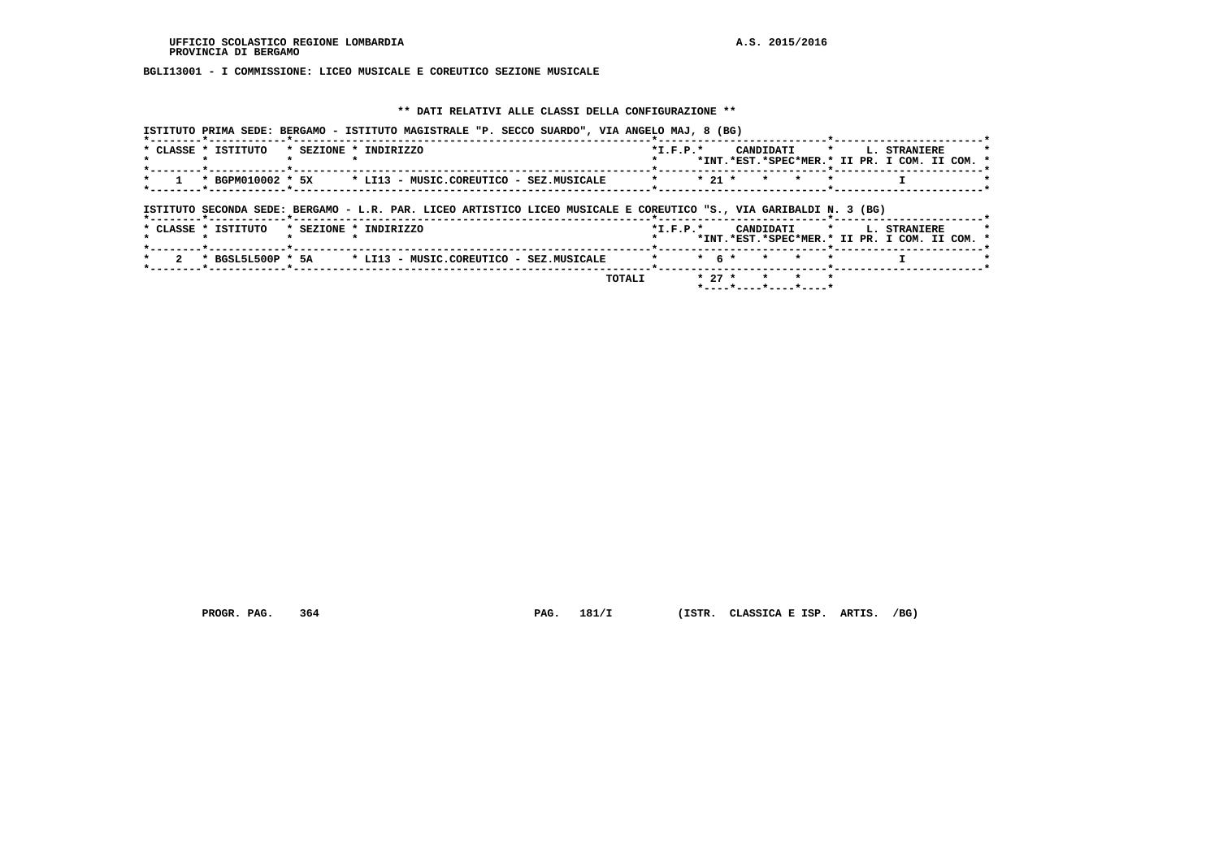BGLI13001 - I COMMISSIONE: LICEO MUSICALE E COREUTICO SEZIONE MUSICALE

** DATI RELATIVI ALLE CLASSI DELLA CONFIGURAZIONE **

ISTITUTO PRIMA SEDE: BERGAMO - ISTITUTO MAGISTRALE "P. SECCO SUARDO", VIA ANGELO MAJ, 8 (BG)

| CLASSE | ISTITUTO | SEZIONE | INDIRIZZO | I.F.P. | CANDIDATI INT. | CANDIDATI EST. | CANDIDATI SPEC | CANDIDATI MER. | L. STRANIERE II PR. | L. STRANIERE I COM. | L. STRANIERE II COM. |
|---|---|---|---|---|---|---|---|---|---|---|---|
| 1 | BGPM010002 | 5X | LI13 - MUSIC.COREUTICO - SEZ.MUSICALE | | 21 | | | | | I | |

ISTITUTO SECONDA SEDE: BERGAMO - L.R. PAR. LICEO ARTISTICO LICEO MUSICALE E COREUTICO "S., VIA GARIBALDI N. 3 (BG)

| CLASSE | ISTITUTO | SEZIONE | INDIRIZZO | I.F.P. | CANDIDATI INT. | CANDIDATI EST. | CANDIDATI SPEC | CANDIDATI MER. | L. STRANIERE II PR. | L. STRANIERE I COM. | L. STRANIERE II COM. |
|---|---|---|---|---|---|---|---|---|---|---|---|
| 2 | BGSL5L500P | 5A | LI13 - MUSIC.COREUTICO - SEZ.MUSICALE | | 6 | | | | | I | |
| | | | TOTALI | | 27 | | | | | | |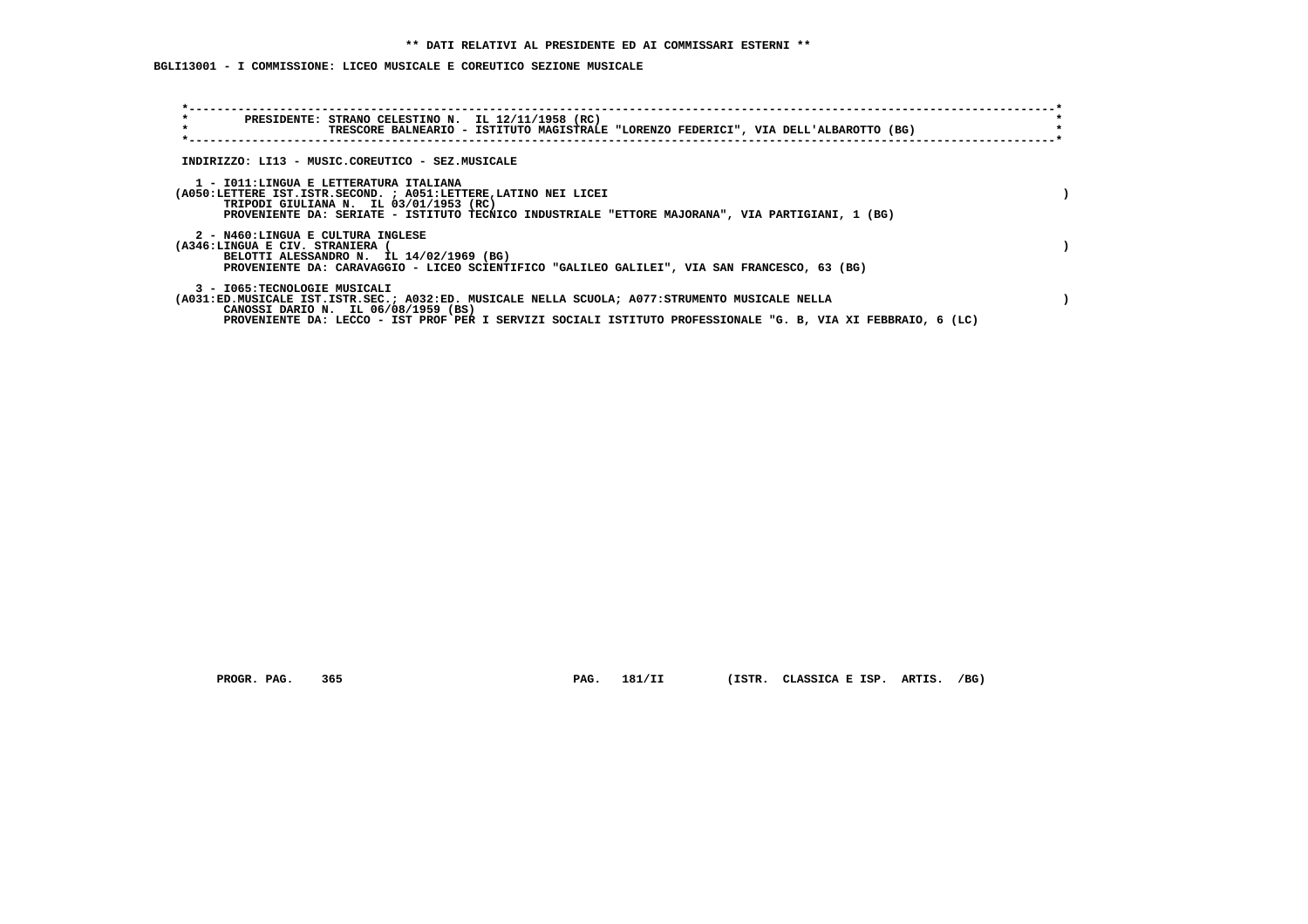** DATI RELATIVI AL PRESIDENTE ED AI COMMISSARI ESTERNI **

BGLI13001 - I COMMISSIONE: LICEO MUSICALE E COREUTICO SEZIONE MUSICALE

PRESIDENTE: STRANO CELESTINO N. IL 12/11/1958 (RC)
TRESCORE BALNEARIO - ISTITUTO MAGISTRALE "LORENZO FEDERICI", VIA DELL'ALBAROTTO (BG)

INDIRIZZO: LI13 - MUSIC.COREUTICO - SEZ.MUSICALE

1 - I011:LINGUA E LETTERATURA ITALIANA
(A050:LETTERE IST.ISTR.SECOND. ; A051:LETTERE,LATINO NEI LICEI )
TRIPODI GIULIANA N. IL 03/01/1953 (RC)
PROVENIENTE DA: SERIATE - ISTITUTO TECNICO INDUSTRIALE "ETTORE MAJORANA", VIA PARTIGIANI, 1 (BG)

2 - N460:LINGUA E CULTURA INGLESE
(A346:LINGUA E CIV. STRANIERA ( )
BELOTTI ALESSANDRO N. IL 14/02/1969 (BG)
PROVENIENTE DA: CARAVAGGIO - LICEO SCIENTIFICO "GALILEO GALILEI", VIA SAN FRANCESCO, 63 (BG)

3 - I065:TECNOLOGIE MUSICALI
(A031:ED.MUSICALE IST.ISTR.SEC.; A032:ED. MUSICALE NELLA SCUOLA; A077:STRUMENTO MUSICALE NELLA )
CANOSSI DARIO N. IL 06/08/1959 (BS)
PROVENIENTE DA: LECCO - IST PROF PER I SERVIZI SOCIALI ISTITUTO PROFESSIONALE "G. B, VIA XI FEBBRAIO, 6 (LC)

PROGR. PAG. 365 PAG. 181/II (ISTR. CLASSICA E ISP. ARTIS. /BG)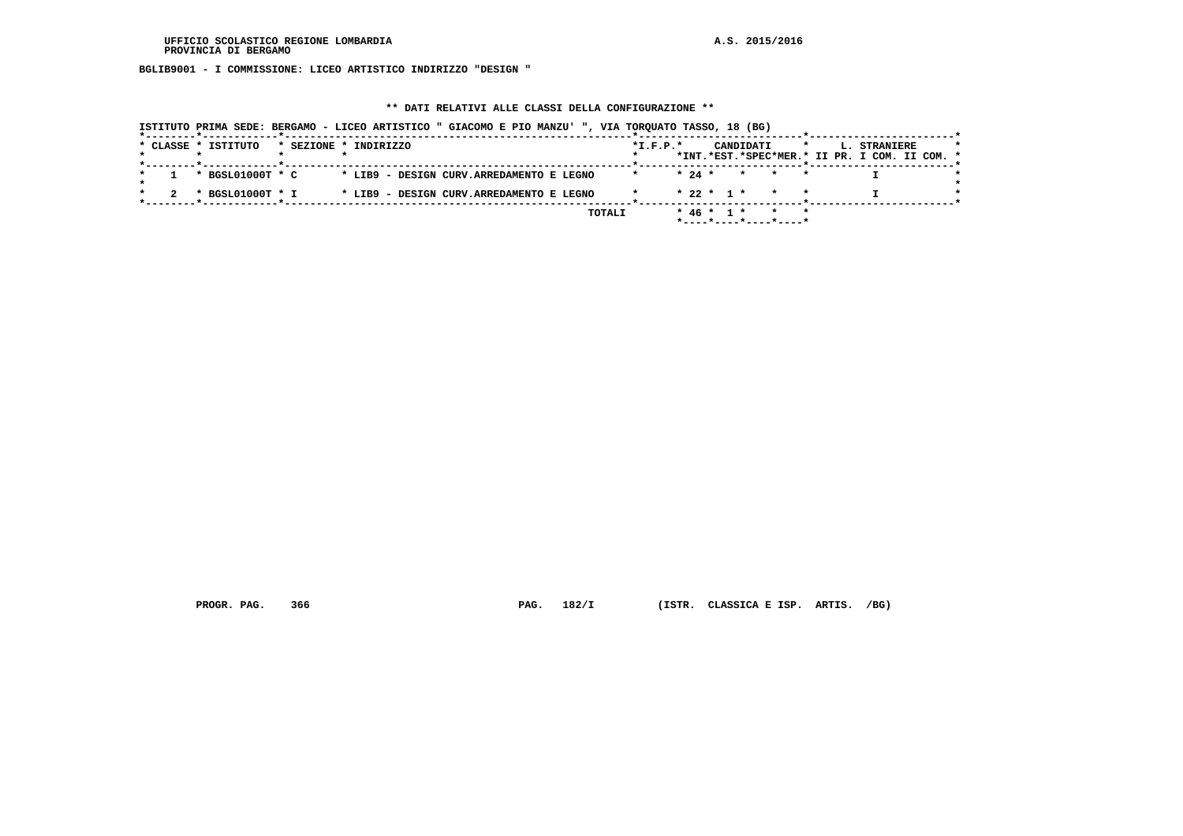UFFICIO SCOLASTICO REGIONE LOMBARDIA
PROVINCIA DI BERGAMO

A.S. 2015/2016

BGLIB9001 - I COMMISSIONE: LICEO ARTISTICO INDIRIZZO "DESIGN "

** DATI RELATIVI ALLE CLASSI DELLA CONFIGURAZIONE **

ISTITUTO PRIMA SEDE: BERGAMO - LICEO ARTISTICO " GIACOMO E PIO MANZU' ", VIA TORQUATO TASSO, 18 (BG)

| CLASSE | ISTITUTO | SEZIONE | INDIRIZZO | I.F.P. | CANDIDATI INT. | CANDIDATI EST. | CANDIDATI SPEC | CANDIDATI MER. | L. STRANIERE II PR. | L. STRANIERE I COM. | L. STRANIERE II COM. |
|---|---|---|---|---|---|---|---|---|---|---|---|
| 1 | BGSL01000T | C | LIB9 - DESIGN CURV.ARREDAMENTO E LEGNO | | 24 | | | | | I | |
| 2 | BGSL01000T | I | LIB9 - DESIGN CURV.ARREDAMENTO E LEGNO | | 22 | 1 | | | | I | |
| | | | TOTALI | | 46 | 1 | | | | | |

PROGR. PAG. 366 PAG. 182/I (ISTR. CLASSICA E ISP. ARTIS. /BG)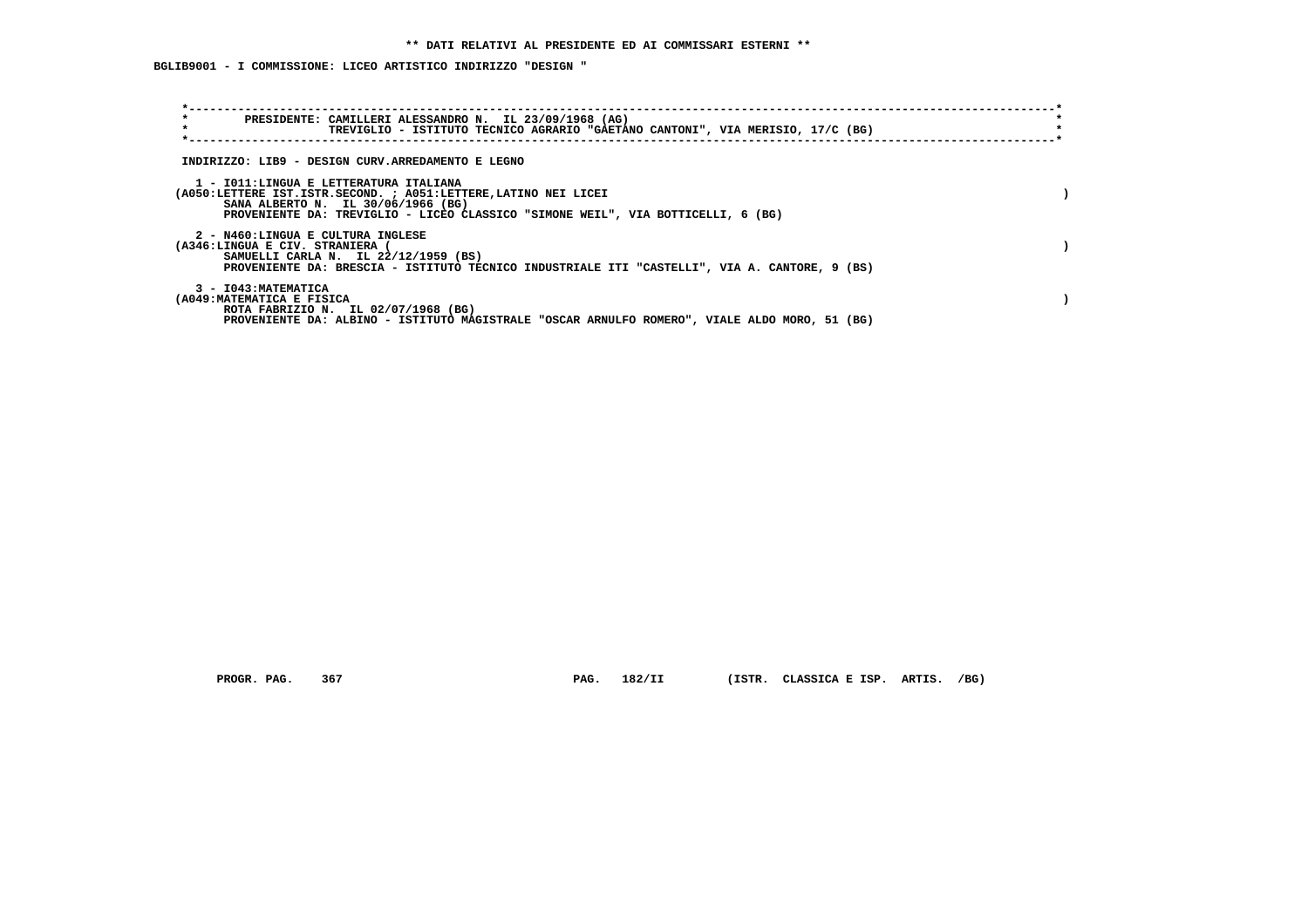**\*\* DATI RELATIVI AL PRESIDENTE ED AI COMMISSARI ESTERNI \*\***

**BGLIB9001 - I COMMISSIONE: LICEO ARTISTICO INDIRIZZO "DESIGN "**

```
*-----------------------------------------------------------------------------------------------------------------------*
*       PRESIDENTE: CAMILLERI ALESSANDRO N.  IL 23/09/1968 (AG)                                                         *
*                   TREVIGLIO - ISTITUTO TECNICO AGRARIO "GAETANO CANTONI", VIA MERISIO, 17/C (BG)                      *
*-----------------------------------------------------------------------------------------------------------------------*
```

INDIRIZZO: LIB9 - DESIGN CURV.ARREDAMENTO E LEGNO

1 - I011:LINGUA E LETTERATURA ITALIANA
(A050:LETTERE IST.ISTR.SECOND. ; A051:LETTERE,LATINO NEI LICEI )
SANA ALBERTO N.  IL 30/06/1966 (BG)
PROVENIENTE DA: TREVIGLIO - LICEO CLASSICO "SIMONE WEIL", VIA BOTTICELLI, 6 (BG)

2 - N460:LINGUA E CULTURA INGLESE
(A346:LINGUA E CIV. STRANIERA ( )
SAMUELLI CARLA N.  IL 22/12/1959 (BS)
PROVENIENTE DA: BRESCIA - ISTITUTO TECNICO INDUSTRIALE ITI "CASTELLI", VIA A. CANTORE, 9 (BS)

3 - I043:MATEMATICA
(A049:MATEMATICA E FISICA )
ROTA FABRIZIO N.  IL 02/07/1968 (BG)
PROVENIENTE DA: ALBINO - ISTITUTO MAGISTRALE "OSCAR ARNULFO ROMERO", VIALE ALDO MORO, 51 (BG)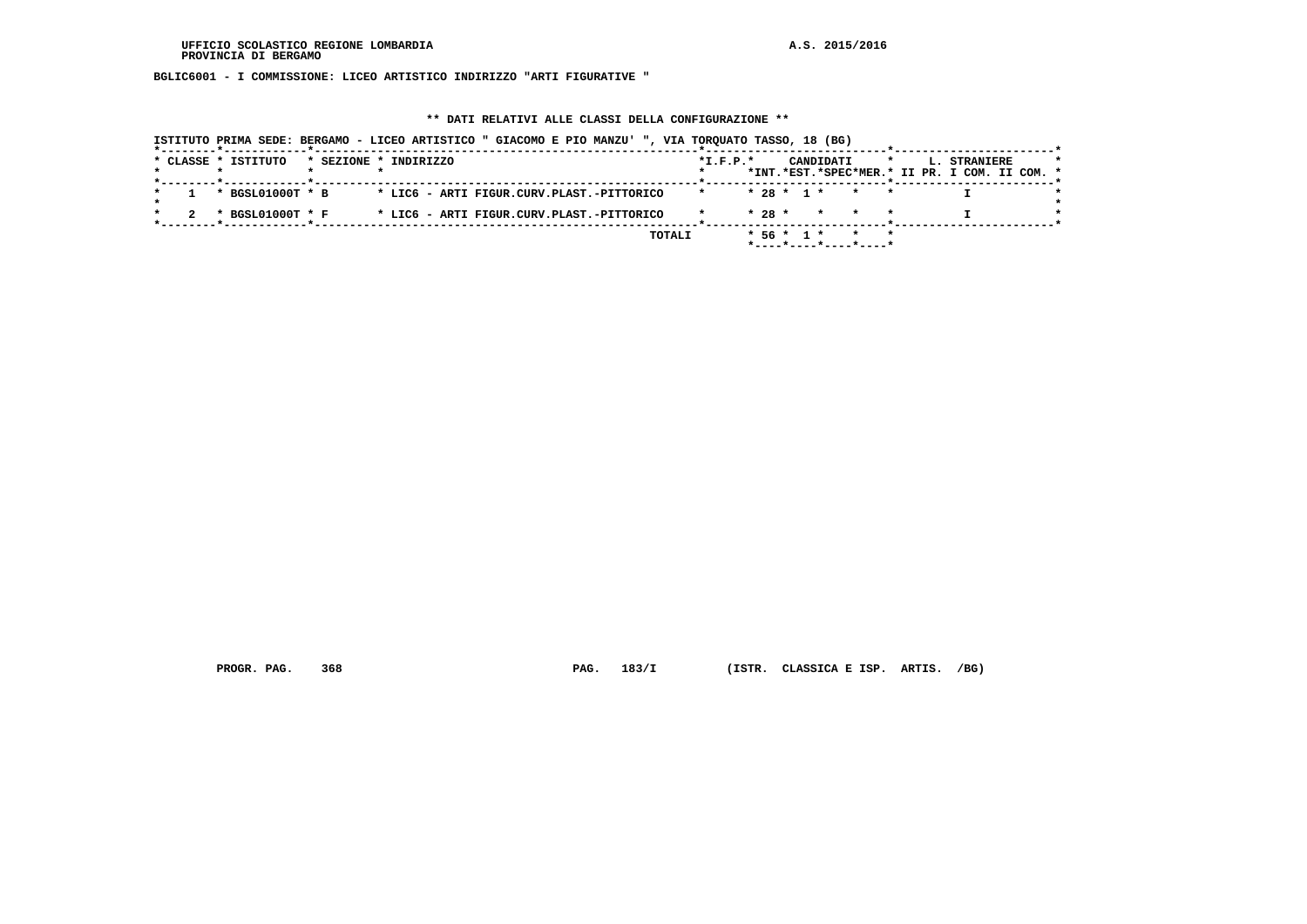UFFICIO SCOLASTICO REGIONE LOMBARDIA
PROVINCIA DI BERGAMO

A.S. 2015/2016

BGLIC6001 - I COMMISSIONE: LICEO ARTISTICO INDIRIZZO "ARTI FIGURATIVE "

** DATI RELATIVI ALLE CLASSI DELLA CONFIGURAZIONE **

ISTITUTO PRIMA SEDE: BERGAMO - LICEO ARTISTICO " GIACOMO E PIO MANZU' ", VIA TORQUATO TASSO, 18 (BG)

| CLASSE | ISTITUTO | SEZIONE | INDIRIZZO | I.F.P. | CANDIDATI INT. | CANDIDATI EST. | CANDIDATI SPEC | CANDIDATI MER. | L. STRANIERE II PR. | L. STRANIERE I COM. | L. STRANIERE II COM. |
|---|---|---|---|---|---|---|---|---|---|---|---|
| 1 | BGSL01000T | B | LIC6 - ARTI FIGUR.CURV.PLAST.-PITTORICO | | 28 | 1 | | | | I | |
| 2 | BGSL01000T | F | LIC6 - ARTI FIGUR.CURV.PLAST.-PITTORICO | | 28 | | | | | I | |
| | | | TOTALI | | 56 | 1 | | | | | |

PROGR. PAG. 368 PAG. 183/I (ISTR. CLASSICA E ISP. ARTIS. /BG)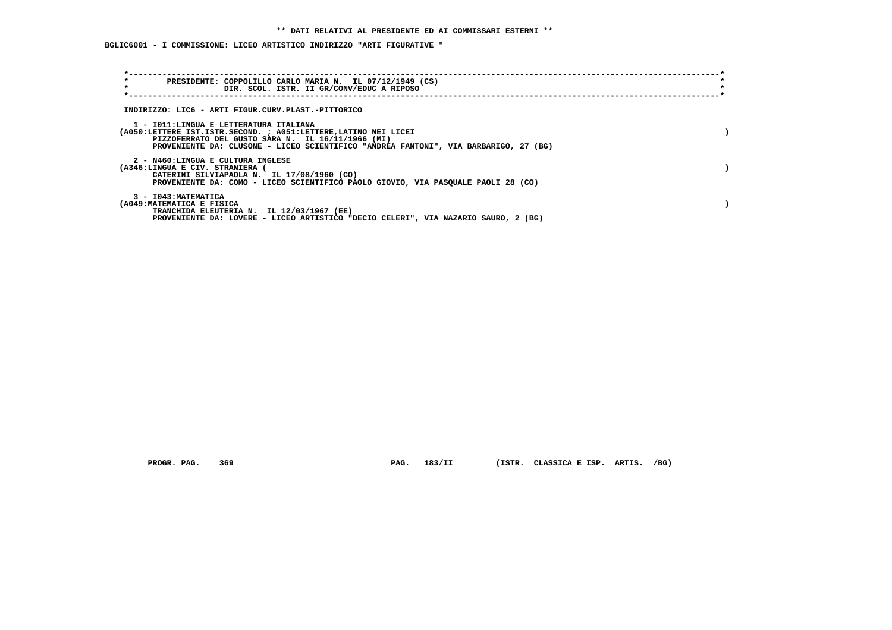** DATI RELATIVI AL PRESIDENTE ED AI COMMISSARI ESTERNI **

BGLIC6001 - I COMMISSIONE: LICEO ARTISTICO INDIRIZZO "ARTI FIGURATIVE "

PRESIDENTE: COPPOLILLO CARLO MARIA N. IL 07/12/1949 (CS)
DIR. SCOL. ISTR. II GR/CONV/EDUC A RIPOSO

INDIRIZZO: LIC6 - ARTI FIGUR.CURV.PLAST.-PITTORICO

1 - I011:LINGUA E LETTERATURA ITALIANA
(A050:LETTERE IST.ISTR.SECOND. ; A051:LETTERE,LATINO NEI LICEI )
PIZZOFERRATO DEL GUSTO SARA N. IL 16/11/1966 (MI)
PROVENIENTE DA: CLUSONE - LICEO SCIENTIFICO "ANDREA FANTONI", VIA BARBARIGO, 27 (BG)

2 - N460:LINGUA E CULTURA INGLESE
(A346:LINGUA E CIV. STRANIERA ( )
CATERINI SILVIAPAOLA N. IL 17/08/1960 (CO)
PROVENIENTE DA: COMO - LICEO SCIENTIFICO PAOLO GIOVIO, VIA PASQUALE PAOLI 28 (CO)

3 - I043:MATEMATICA
(A049:MATEMATICA E FISICA )
TRANCHIDA ELEUTERIA N. IL 12/03/1967 (EE)
PROVENIENTE DA: LOVERE - LICEO ARTISTICO "DECIO CELERI", VIA NAZARIO SAURO, 2 (BG)

PROGR. PAG. 369 PAG. 183/II (ISTR. CLASSICA E ISP. ARTIS. /BG)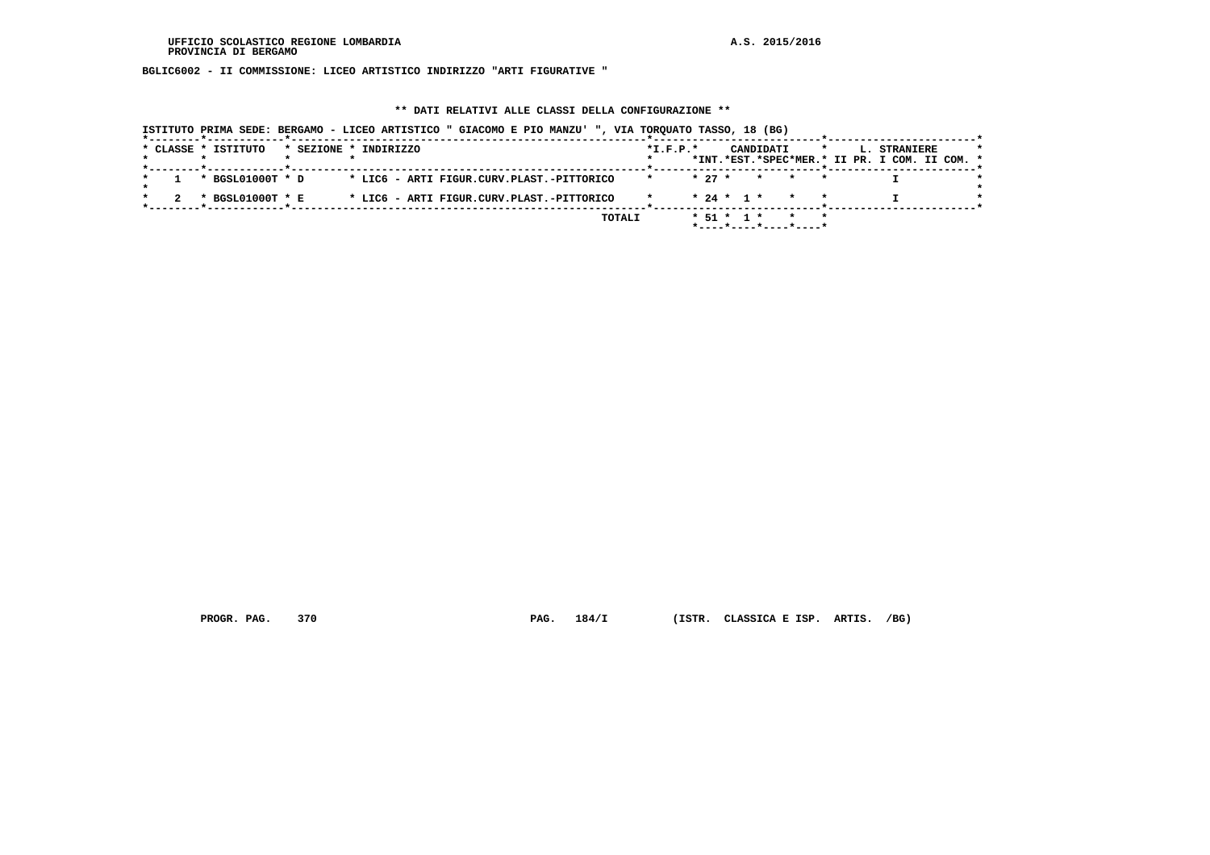UFFICIO SCOLASTICO REGIONE LOMBARDIA
PROVINCIA DI BERGAMO

A.S. 2015/2016

**BGLIC6002 - II COMMISSIONE: LICEO ARTISTICO INDIRIZZO "ARTI FIGURATIVE "**

**\*\* DATI RELATIVI ALLE CLASSI DELLA CONFIGURAZIONE \*\***

ISTITUTO PRIMA SEDE: BERGAMO - LICEO ARTISTICO " GIACOMO E PIO MANZU' ", VIA TORQUATO TASSO, 18 (BG)

| CLASSE | ISTITUTO | SEZIONE | INDIRIZZO | I.F.P. | CANDIDATI INT. | CANDIDATI EST. | CANDIDATI SPEC | CANDIDATI MER. | L. STRANIERE II PR. | L. STRANIERE I COM. | L. STRANIERE II COM. |
|---|---|---|---|---|---|---|---|---|---|---|---|
| 1 | BGSL01000T | D | LIC6 - ARTI FIGUR.CURV.PLAST.-PITTORICO | | 27 | | | | | I | |
| 2 | BGSL01000T | E | LIC6 - ARTI FIGUR.CURV.PLAST.-PITTORICO | | 24 | 1 | | | | I | |
| | | | TOTALI | | 51 | 1 | | | | | |

PROGR. PAG. 370 PAG. 184/I (ISTR. CLASSICA E ISP. ARTIS. /BG)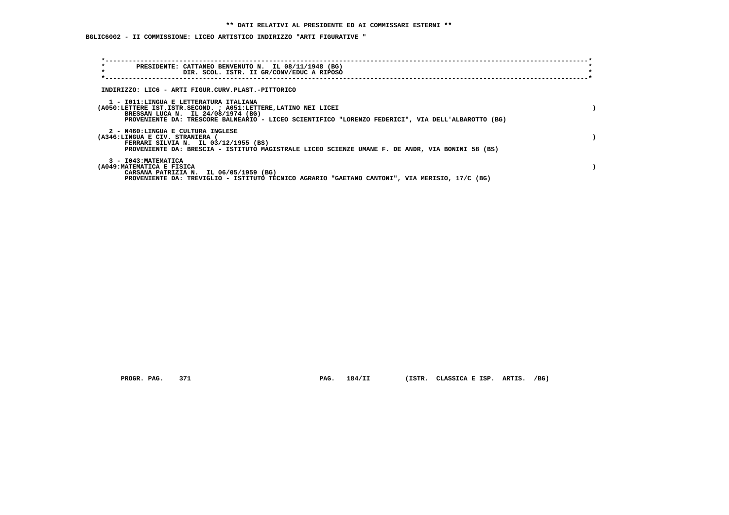**\*\* DATI RELATIVI AL PRESIDENTE ED AI COMMISSARI ESTERNI \*\***

**BGLIC6002 - II COMMISSIONE: LICEO ARTISTICO INDIRIZZO "ARTI FIGURATIVE "**

```
*----------------------------------------------------------------------------------------------------------------------*
*        PRESIDENTE: CATTANEO BENVENUTO N.  IL 08/11/1948 (BG)                                                         *
*                    DIR. SCOL. ISTR. II GR/CONV/EDUC A RIPOSO                                                         *
*----------------------------------------------------------------------------------------------------------------------*
```

INDIRIZZO: LIC6 - ARTI FIGUR.CURV.PLAST.-PITTORICO

1 - I011:LINGUA E LETTERATURA ITALIANA
(A050:LETTERE IST.ISTR.SECOND. ; A051:LETTERE,LATINO NEI LICEI )
BRESSAN LUCA N. IL 24/08/1974 (BG)
PROVENIENTE DA: TRESCORE BALNEARIO - LICEO SCIENTIFICO "LORENZO FEDERICI", VIA DELL'ALBAROTTO (BG)

2 - N460:LINGUA E CULTURA INGLESE
(A346:LINGUA E CIV. STRANIERA ( )
FERRARI SILVIA N. IL 03/12/1955 (BS)
PROVENIENTE DA: BRESCIA - ISTITUTO MAGISTRALE LICEO SCIENZE UMANE F. DE ANDR, VIA BONINI 58 (BS)

3 - I043:MATEMATICA
(A049:MATEMATICA E FISICA )
CARSANA PATRIZIA N. IL 06/05/1959 (BG)
PROVENIENTE DA: TREVIGLIO - ISTITUTO TECNICO AGRARIO "GAETANO CANTONI", VIA MERISIO, 17/C (BG)

PROGR. PAG. 371 PAG. 184/II (ISTR. CLASSICA E ISP. ARTIS. /BG)